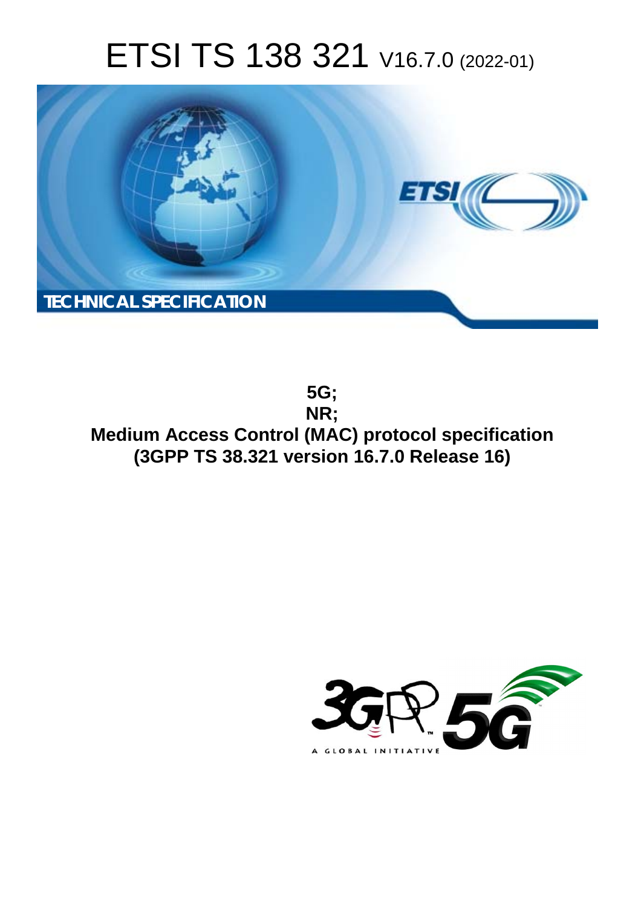# ETSI TS 138 321 V16.7.0 (2022-01)

TECHNICAL SPECIFICATION

**5G;**
**NR;**
**Medium Access Control (MAC) protocol specification**
**(3GPP TS 38.321 version 16.7.0 Release 16)**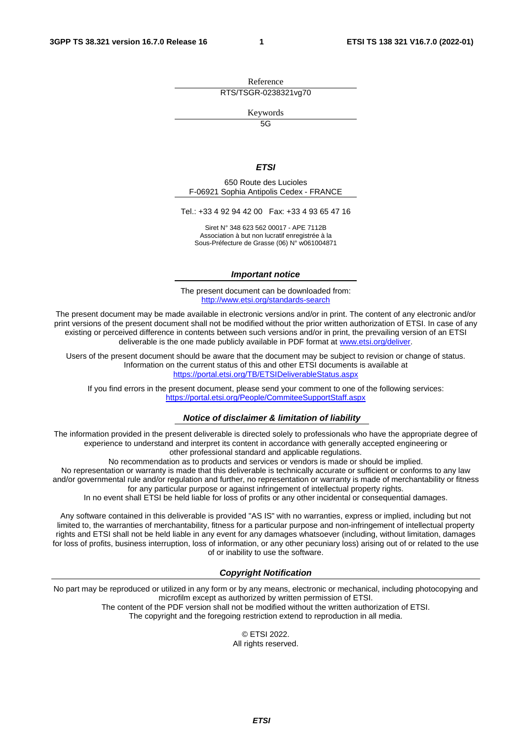Reference

RTS/TSGR-0238321vg70

Keywords

5G

***ETSI***

650 Route des Lucioles
F-06921 Sophia Antipolis Cedex - FRANCE

Tel.: +33 4 92 94 42 00   Fax: +33 4 93 65 47 16

Siret N° 348 623 562 00017 - APE 7112B
Association à but non lucratif enregistrée à la
Sous-Préfecture de Grasse (06) N° w061004871

***Important notice***

The present document can be downloaded from:
http://www.etsi.org/standards-search

The present document may be made available in electronic versions and/or in print. The content of any electronic and/or print versions of the present document shall not be modified without the prior written authorization of ETSI. In case of any existing or perceived difference in contents between such versions and/or in print, the prevailing version of an ETSI deliverable is the one made publicly available in PDF format at www.etsi.org/deliver.

Users of the present document should be aware that the document may be subject to revision or change of status. Information on the current status of this and other ETSI documents is available at
https://portal.etsi.org/TB/ETSIDeliverableStatus.aspx

If you find errors in the present document, please send your comment to one of the following services:
https://portal.etsi.org/People/CommiteeSupportStaff.aspx

***Notice of disclaimer & limitation of liability***

The information provided in the present deliverable is directed solely to professionals who have the appropriate degree of experience to understand and interpret its content in accordance with generally accepted engineering or other professional standard and applicable regulations.
No recommendation as to products and services or vendors is made or should be implied.
No representation or warranty is made that this deliverable is technically accurate or sufficient or conforms to any law and/or governmental rule and/or regulation and further, no representation or warranty is made of merchantability or fitness for any particular purpose or against infringement of intellectual property rights.
In no event shall ETSI be held liable for loss of profits or any other incidental or consequential damages.

Any software contained in this deliverable is provided "AS IS" with no warranties, express or implied, including but not limited to, the warranties of merchantability, fitness for a particular purpose and non-infringement of intellectual property rights and ETSI shall not be held liable in any event for any damages whatsoever (including, without limitation, damages for loss of profits, business interruption, loss of information, or any other pecuniary loss) arising out of or related to the use of or inability to use the software.

***Copyright Notification***

No part may be reproduced or utilized in any form or by any means, electronic or mechanical, including photocopying and microfilm except as authorized by written permission of ETSI.
The content of the PDF version shall not be modified without the written authorization of ETSI.
The copyright and the foregoing restriction extend to reproduction in all media.

© ETSI 2022.
All rights reserved.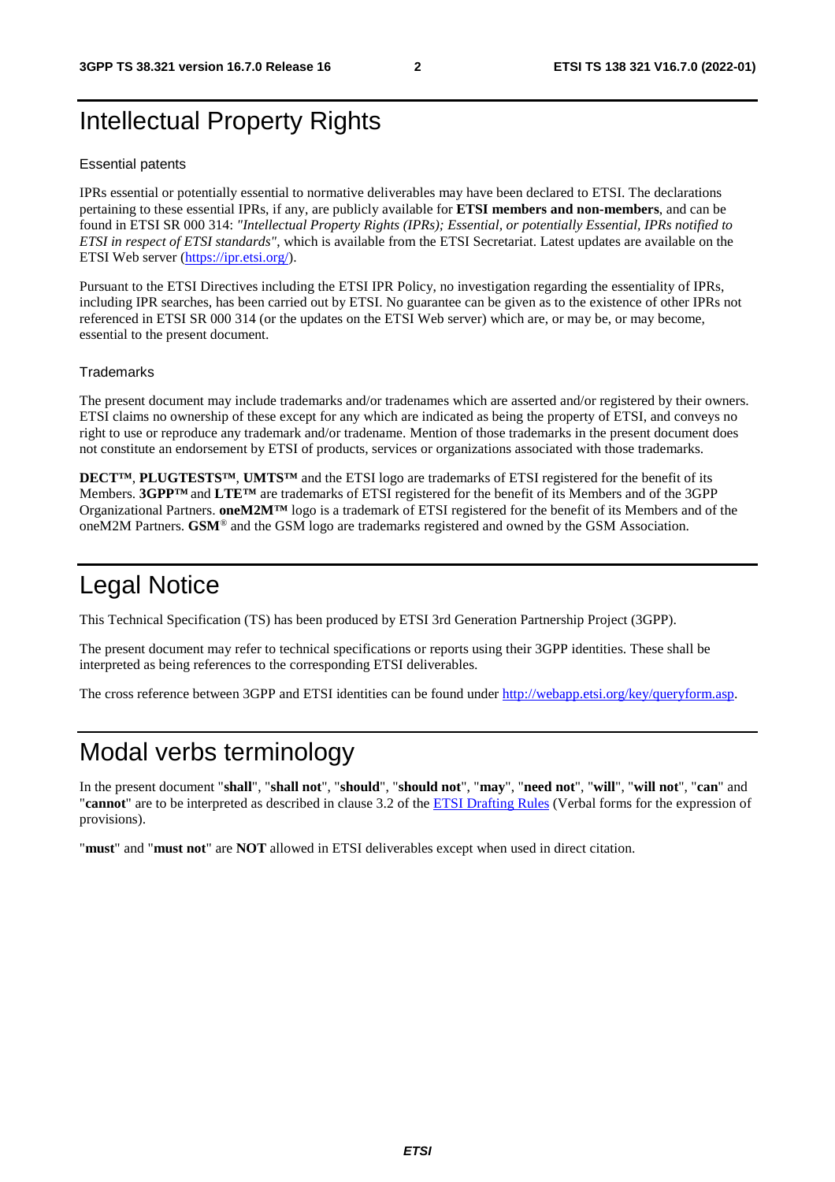# Intellectual Property Rights

## Essential patents

IPRs essential or potentially essential to normative deliverables may have been declared to ETSI. The declarations pertaining to these essential IPRs, if any, are publicly available for **ETSI members and non-members**, and can be found in ETSI SR 000 314: *"Intellectual Property Rights (IPRs); Essential, or potentially Essential, IPRs notified to ETSI in respect of ETSI standards"*, which is available from the ETSI Secretariat. Latest updates are available on the ETSI Web server (https://ipr.etsi.org/).

Pursuant to the ETSI Directives including the ETSI IPR Policy, no investigation regarding the essentiality of IPRs, including IPR searches, has been carried out by ETSI. No guarantee can be given as to the existence of other IPRs not referenced in ETSI SR 000 314 (or the updates on the ETSI Web server) which are, or may be, or may become, essential to the present document.

## Trademarks

The present document may include trademarks and/or tradenames which are asserted and/or registered by their owners. ETSI claims no ownership of these except for any which are indicated as being the property of ETSI, and conveys no right to use or reproduce any trademark and/or tradename. Mention of those trademarks in the present document does not constitute an endorsement by ETSI of products, services or organizations associated with those trademarks.

**DECT™**, **PLUGTESTS™**, **UMTS™** and the ETSI logo are trademarks of ETSI registered for the benefit of its Members. **3GPP™** and **LTE™** are trademarks of ETSI registered for the benefit of its Members and of the 3GPP Organizational Partners. **oneM2M™** logo is a trademark of ETSI registered for the benefit of its Members and of the oneM2M Partners. **GSM**® and the GSM logo are trademarks registered and owned by the GSM Association.

# Legal Notice

This Technical Specification (TS) has been produced by ETSI 3rd Generation Partnership Project (3GPP).

The present document may refer to technical specifications or reports using their 3GPP identities. These shall be interpreted as being references to the corresponding ETSI deliverables.

The cross reference between 3GPP and ETSI identities can be found under http://webapp.etsi.org/key/queryform.asp.

# Modal verbs terminology

In the present document "**shall**", "**shall not**", "**should**", "**should not**", "**may**", "**need not**", "**will**", "**will not**", "**can**" and "**cannot**" are to be interpreted as described in clause 3.2 of the ETSI Drafting Rules (Verbal forms for the expression of provisions).

"**must**" and "**must not**" are **NOT** allowed in ETSI deliverables except when used in direct citation.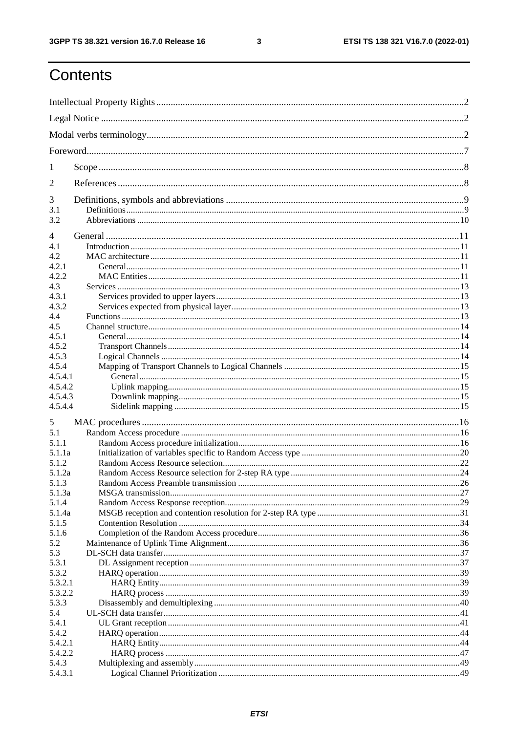# Contents

Intellectual Property Rights ..... 2

Legal Notice ..... 2

Modal verbs terminology ..... 2

Foreword ..... 7

1 Scope ..... 8

2 References ..... 8

3 Definitions, symbols and abbreviations ..... 9
3.1 Definitions ..... 9
3.2 Abbreviations ..... 10

4 General ..... 11
4.1 Introduction ..... 11
4.2 MAC architecture ..... 11
4.2.1 General ..... 11
4.2.2 MAC Entities ..... 11
4.3 Services ..... 13
4.3.1 Services provided to upper layers ..... 13
4.3.2 Services expected from physical layer ..... 13
4.4 Functions ..... 13
4.5 Channel structure ..... 14
4.5.1 General ..... 14
4.5.2 Transport Channels ..... 14
4.5.3 Logical Channels ..... 14
4.5.4 Mapping of Transport Channels to Logical Channels ..... 15
4.5.4.1 General ..... 15
4.5.4.2 Uplink mapping ..... 15
4.5.4.3 Downlink mapping ..... 15
4.5.4.4 Sidelink mapping ..... 15

5 MAC procedures ..... 16
5.1 Random Access procedure ..... 16
5.1.1 Random Access procedure initialization ..... 16
5.1.1a Initialization of variables specific to Random Access type ..... 20
5.1.2 Random Access Resource selection ..... 22
5.1.2a Random Access Resource selection for 2-step RA type ..... 24
5.1.3 Random Access Preamble transmission ..... 26
5.1.3a MSGA transmission ..... 27
5.1.4 Random Access Response reception ..... 29
5.1.4a MSGB reception and contention resolution for 2-step RA type ..... 31
5.1.5 Contention Resolution ..... 34
5.1.6 Completion of the Random Access procedure ..... 36
5.2 Maintenance of Uplink Time Alignment ..... 36
5.3 DL-SCH data transfer ..... 37
5.3.1 DL Assignment reception ..... 37
5.3.2 HARQ operation ..... 39
5.3.2.1 HARQ Entity ..... 39
5.3.2.2 HARQ process ..... 39
5.3.3 Disassembly and demultiplexing ..... 40
5.4 UL-SCH data transfer ..... 41
5.4.1 UL Grant reception ..... 41
5.4.2 HARQ operation ..... 44
5.4.2.1 HARQ Entity ..... 44
5.4.2.2 HARQ process ..... 47
5.4.3 Multiplexing and assembly ..... 49
5.4.3.1 Logical Channel Prioritization ..... 49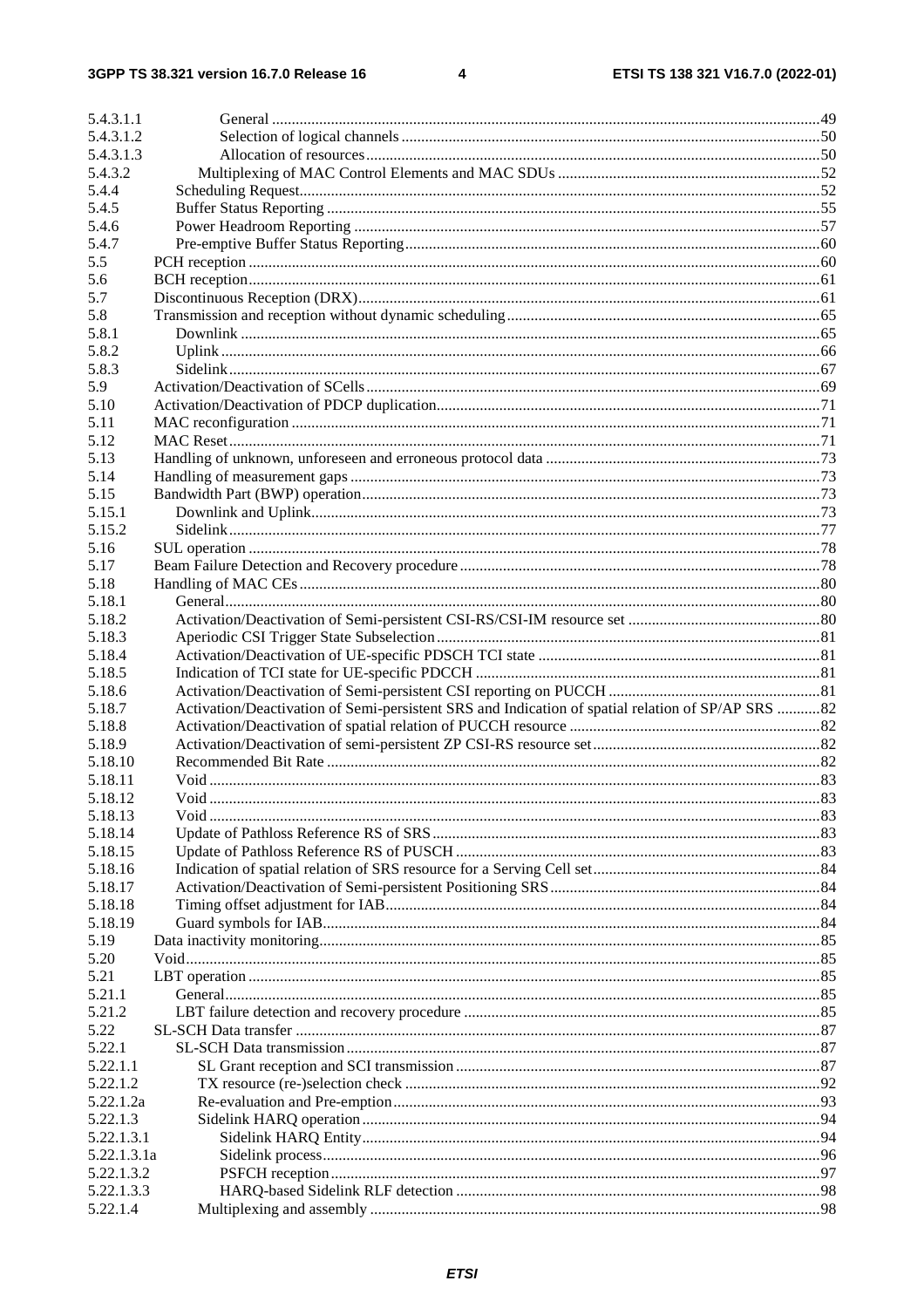5.4.3.1.1 General ....................................................................................................................................49
5.4.3.1.2 Selection of logical channels ..........................................................................................................50
5.4.3.1.3 Allocation of resources ....................................................................................................................50
5.4.3.2 Multiplexing of MAC Control Elements and MAC SDUs ..................................................................52
5.4.4 Scheduling Request.....................................................................................................................................52
5.4.5 Buffer Status Reporting ..............................................................................................................................55
5.4.6 Power Headroom Reporting .......................................................................................................................57
5.4.7 Pre-emptive Buffer Status Reporting..........................................................................................................60
5.5 PCH reception ..................................................................................................................................................60
5.6 BCH reception..................................................................................................................................................61
5.7 Discontinuous Reception (DRX)......................................................................................................................61
5.8 Transmission and reception without dynamic scheduling................................................................................65
5.8.1 Downlink ....................................................................................................................................................65
5.8.2 Uplink .........................................................................................................................................................66
5.8.3 Sidelink.......................................................................................................................................................67
5.9 Activation/Deactivation of SCells....................................................................................................................69
5.10 Activation/Deactivation of PDCP duplication..................................................................................................71
5.11 MAC reconfiguration .......................................................................................................................................71
5.12 MAC Reset.......................................................................................................................................................71
5.13 Handling of unknown, unforeseen and erroneous protocol data ......................................................................73
5.14 Handling of measurement gaps ........................................................................................................................73
5.15 Bandwidth Part (BWP) operation.....................................................................................................................73
5.15.1 Downlink and Uplink..................................................................................................................................73
5.15.2 Sidelink.......................................................................................................................................................77
5.16 SUL operation ..................................................................................................................................................78
5.17 Beam Failure Detection and Recovery procedure ............................................................................................78
5.18 Handling of MAC CEs .....................................................................................................................................80
5.18.1 General........................................................................................................................................................80
5.18.2 Activation/Deactivation of Semi-persistent CSI-RS/CSI-IM resource set .................................................80
5.18.3 Aperiodic CSI Trigger State Subselection ..................................................................................................81
5.18.4 Activation/Deactivation of UE-specific PDSCH TCI state ........................................................................81
5.18.5 Indication of TCI state for UE-specific PDCCH ........................................................................................81
5.18.6 Activation/Deactivation of Semi-persistent CSI reporting on PUCCH ......................................................81
5.18.7 Activation/Deactivation of Semi-persistent SRS and Indication of spatial relation of SP/AP SRS ...........82
5.18.8 Activation/Deactivation of spatial relation of PUCCH resource ................................................................82
5.18.9 Activation/Deactivation of semi-persistent ZP CSI-RS resource set ..........................................................82
5.18.10 Recommended Bit Rate ..............................................................................................................................82
5.18.11 Void ............................................................................................................................................................83
5.18.12 Void ............................................................................................................................................................83
5.18.13 Void ............................................................................................................................................................83
5.18.14 Update of Pathloss Reference RS of SRS ...................................................................................................83
5.18.15 Update of Pathloss Reference RS of PUSCH .............................................................................................83
5.18.16 Indication of spatial relation of SRS resource for a Serving Cell set..........................................................84
5.18.17 Activation/Deactivation of Semi-persistent Positioning SRS.....................................................................84
5.18.18 Timing offset adjustment for IAB...............................................................................................................84
5.18.19 Guard symbols for IAB...............................................................................................................................84
5.19 Data inactivity monitoring................................................................................................................................85
5.20 Void..................................................................................................................................................................85
5.21 LBT operation ..................................................................................................................................................85
5.21.1 General........................................................................................................................................................85
5.21.2 LBT failure detection and recovery procedure ...........................................................................................85
5.22 SL-SCH Data transfer ......................................................................................................................................87
5.22.1 SL-SCH Data transmission .........................................................................................................................87
5.22.1.1 SL Grant reception and SCI transmission .............................................................................................87
5.22.1.2 TX resource (re-)selection check ..........................................................................................................92
5.22.1.2a Re-evaluation and Pre-emption.............................................................................................................93
5.22.1.3 Sidelink HARQ operation .....................................................................................................................94
5.22.1.3.1 Sidelink HARQ Entity....................................................................................................................94
5.22.1.3.1a Sidelink process..............................................................................................................................96
5.22.1.3.2 PSFCH reception ............................................................................................................................97
5.22.1.3.3 HARQ-based Sidelink RLF detection .............................................................................................98
5.22.1.4 Multiplexing and assembly ...................................................................................................................98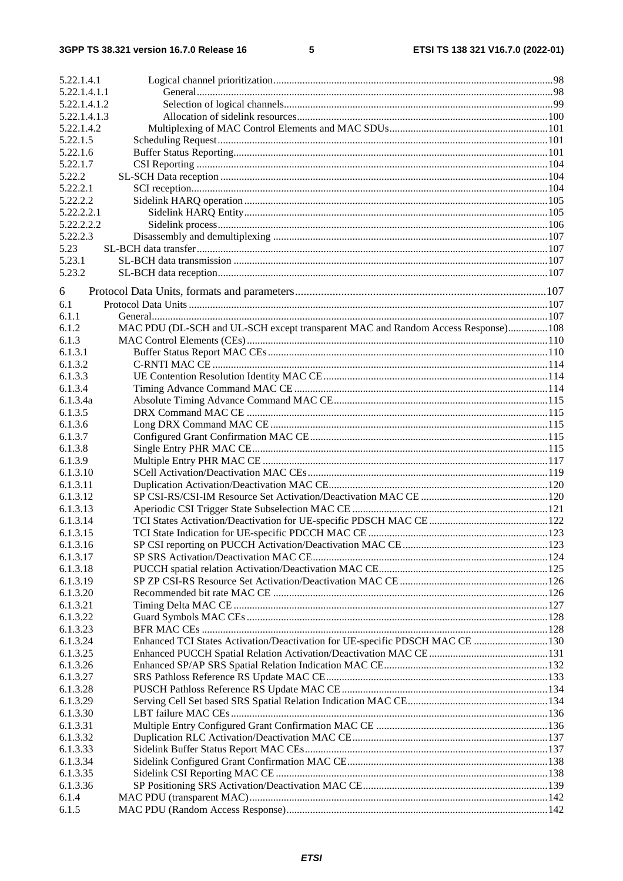5.22.1.4.1 Logical channel prioritization ..... 98
5.22.1.4.1.1 General ..... 98
5.22.1.4.1.2 Selection of logical channels ..... 99
5.22.1.4.1.3 Allocation of sidelink resources ..... 100
5.22.1.4.2 Multiplexing of MAC Control Elements and MAC SDUs ..... 101
5.22.1.5 Scheduling Request ..... 101
5.22.1.6 Buffer Status Reporting ..... 101
5.22.1.7 CSI Reporting ..... 104
5.22.2 SL-SCH Data reception ..... 104
5.22.2.1 SCI reception ..... 104
5.22.2.2 Sidelink HARQ operation ..... 105
5.22.2.2.1 Sidelink HARQ Entity ..... 105
5.22.2.2.2 Sidelink process ..... 106
5.22.2.3 Disassembly and demultiplexing ..... 107
5.23 SL-BCH data transfer ..... 107
5.23.1 SL-BCH data transmission ..... 107
5.23.2 SL-BCH data reception ..... 107

6 Protocol Data Units, formats and parameters ..... 107
6.1 Protocol Data Units ..... 107
6.1.1 General ..... 107
6.1.2 MAC PDU (DL-SCH and UL-SCH except transparent MAC and Random Access Response) ..... 108
6.1.3 MAC Control Elements (CEs) ..... 110
6.1.3.1 Buffer Status Report MAC CEs ..... 110
6.1.3.2 C-RNTI MAC CE ..... 114
6.1.3.3 UE Contention Resolution Identity MAC CE ..... 114
6.1.3.4 Timing Advance Command MAC CE ..... 114
6.1.3.4a Absolute Timing Advance Command MAC CE ..... 115
6.1.3.5 DRX Command MAC CE ..... 115
6.1.3.6 Long DRX Command MAC CE ..... 115
6.1.3.7 Configured Grant Confirmation MAC CE ..... 115
6.1.3.8 Single Entry PHR MAC CE ..... 115
6.1.3.9 Multiple Entry PHR MAC CE ..... 117
6.1.3.10 SCell Activation/Deactivation MAC CEs ..... 119
6.1.3.11 Duplication Activation/Deactivation MAC CE ..... 120
6.1.3.12 SP CSI-RS/CSI-IM Resource Set Activation/Deactivation MAC CE ..... 120
6.1.3.13 Aperiodic CSI Trigger State Subselection MAC CE ..... 121
6.1.3.14 TCI States Activation/Deactivation for UE-specific PDSCH MAC CE ..... 122
6.1.3.15 TCI State Indication for UE-specific PDCCH MAC CE ..... 123
6.1.3.16 SP CSI reporting on PUCCH Activation/Deactivation MAC CE ..... 123
6.1.3.17 SP SRS Activation/Deactivation MAC CE ..... 124
6.1.3.18 PUCCH spatial relation Activation/Deactivation MAC CE ..... 125
6.1.3.19 SP ZP CSI-RS Resource Set Activation/Deactivation MAC CE ..... 126
6.1.3.20 Recommended bit rate MAC CE ..... 126
6.1.3.21 Timing Delta MAC CE ..... 127
6.1.3.22 Guard Symbols MAC CEs ..... 128
6.1.3.23 BFR MAC CEs ..... 128
6.1.3.24 Enhanced TCI States Activation/Deactivation for UE-specific PDSCH MAC CE ..... 130
6.1.3.25 Enhanced PUCCH Spatial Relation Activation/Deactivation MAC CE ..... 131
6.1.3.26 Enhanced SP/AP SRS Spatial Relation Indication MAC CE ..... 132
6.1.3.27 SRS Pathloss Reference RS Update MAC CE ..... 133
6.1.3.28 PUSCH Pathloss Reference RS Update MAC CE ..... 134
6.1.3.29 Serving Cell Set based SRS Spatial Relation Indication MAC CE ..... 134
6.1.3.30 LBT failure MAC CEs ..... 136
6.1.3.31 Multiple Entry Configured Grant Confirmation MAC CE ..... 136
6.1.3.32 Duplication RLC Activation/Deactivation MAC CE ..... 137
6.1.3.33 Sidelink Buffer Status Report MAC CEs ..... 137
6.1.3.34 Sidelink Configured Grant Confirmation MAC CE ..... 138
6.1.3.35 Sidelink CSI Reporting MAC CE ..... 138
6.1.3.36 SP Positioning SRS Activation/Deactivation MAC CE ..... 139
6.1.4 MAC PDU (transparent MAC) ..... 142
6.1.5 MAC PDU (Random Access Response) ..... 142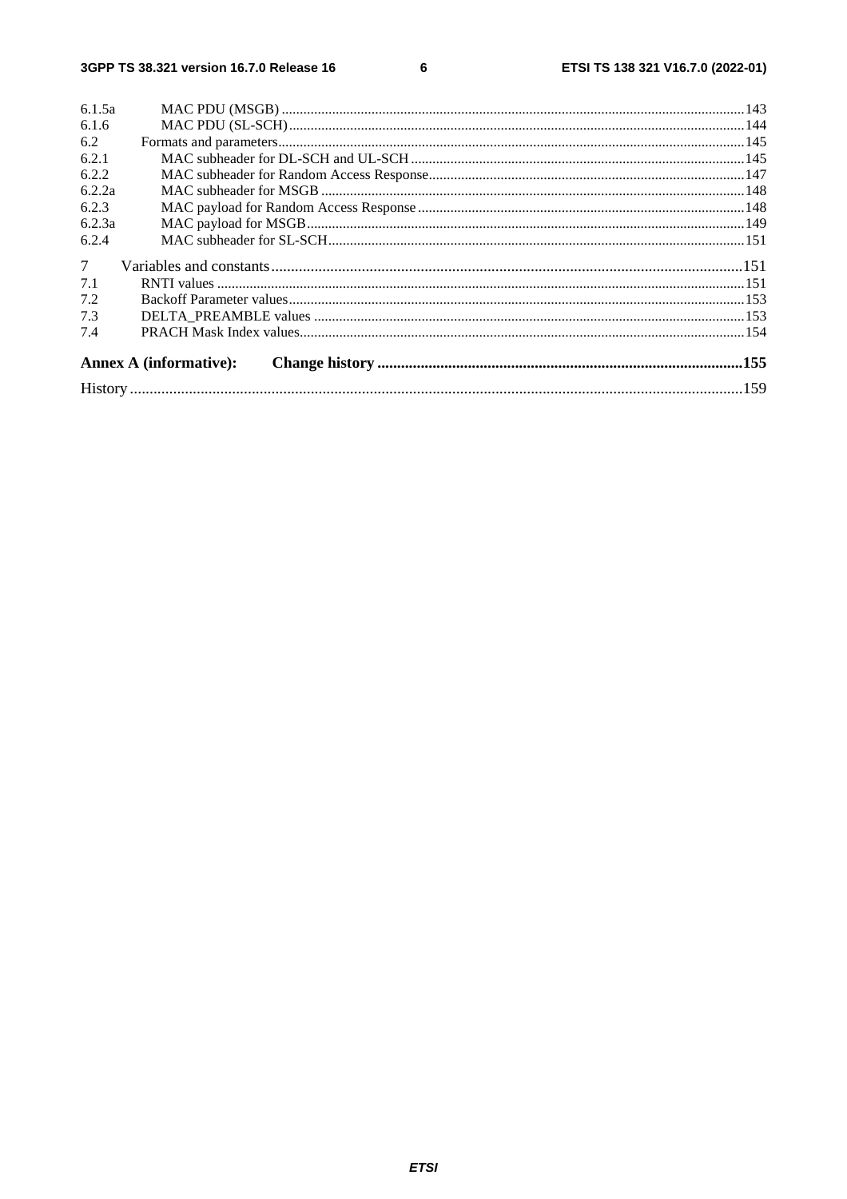6.1.5a MAC PDU (MSGB) ...143
6.1.6 MAC PDU (SL-SCH) ...144
6.2 Formats and parameters ...145
6.2.1 MAC subheader for DL-SCH and UL-SCH ...145
6.2.2 MAC subheader for Random Access Response ...147
6.2.2a MAC subheader for MSGB ...148
6.2.3 MAC payload for Random Access Response ...148
6.2.3a MAC payload for MSGB ...149
6.2.4 MAC subheader for SL-SCH ...151

7 Variables and constants ...151
7.1 RNTI values ...151
7.2 Backoff Parameter values ...153
7.3 DELTA_PREAMBLE values ...153
7.4 PRACH Mask Index values ...154

**Annex A (informative): Change history ...155**

History ...159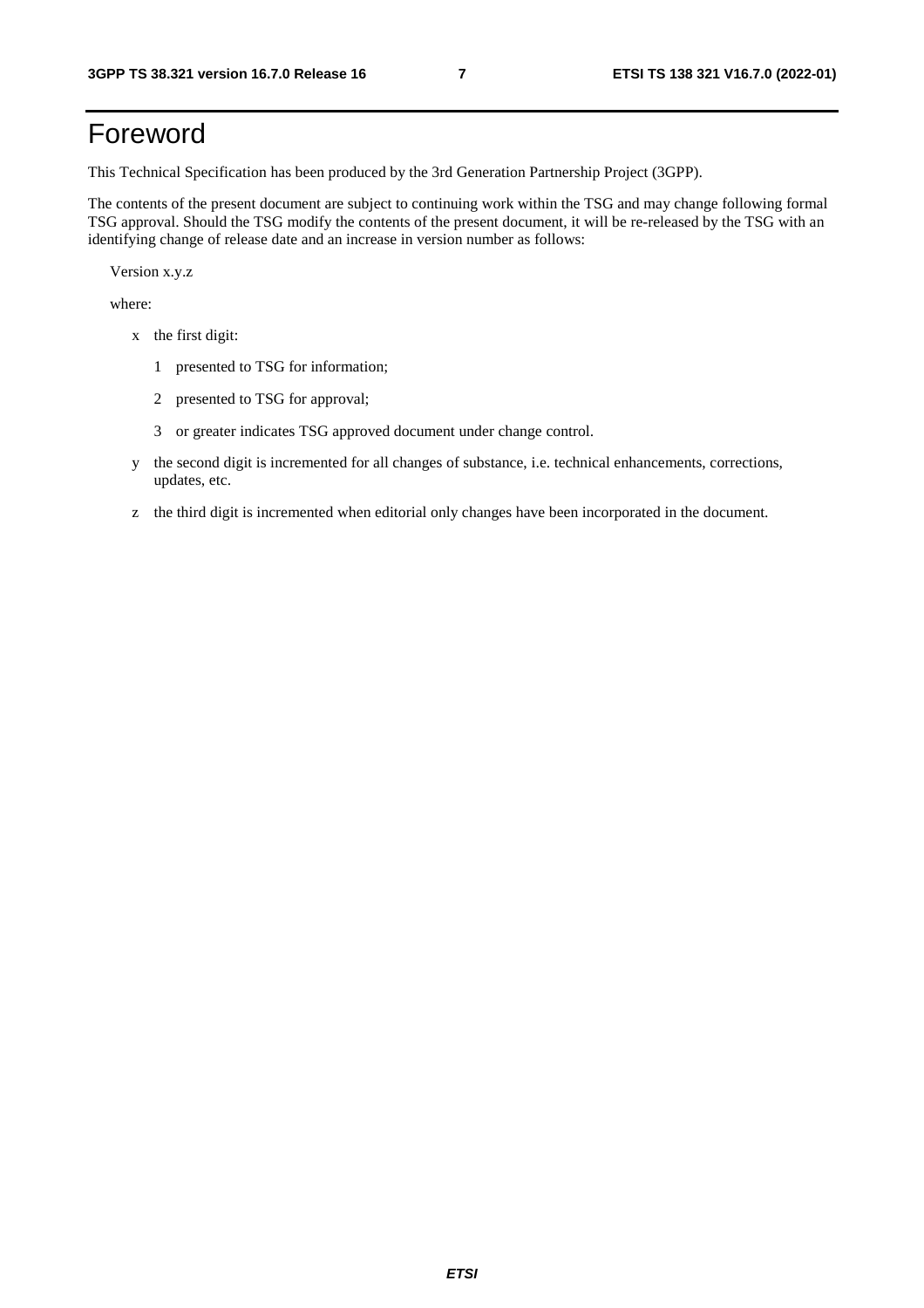# Foreword

This Technical Specification has been produced by the 3rd Generation Partnership Project (3GPP).

The contents of the present document are subject to continuing work within the TSG and may change following formal TSG approval. Should the TSG modify the contents of the present document, it will be re-released by the TSG with an identifying change of release date and an increase in version number as follows:

Version x.y.z

where:

- x the first digit:
  - 1 presented to TSG for information;
  - 2 presented to TSG for approval;
  - 3 or greater indicates TSG approved document under change control.
- y the second digit is incremented for all changes of substance, i.e. technical enhancements, corrections, updates, etc.
- z the third digit is incremented when editorial only changes have been incorporated in the document.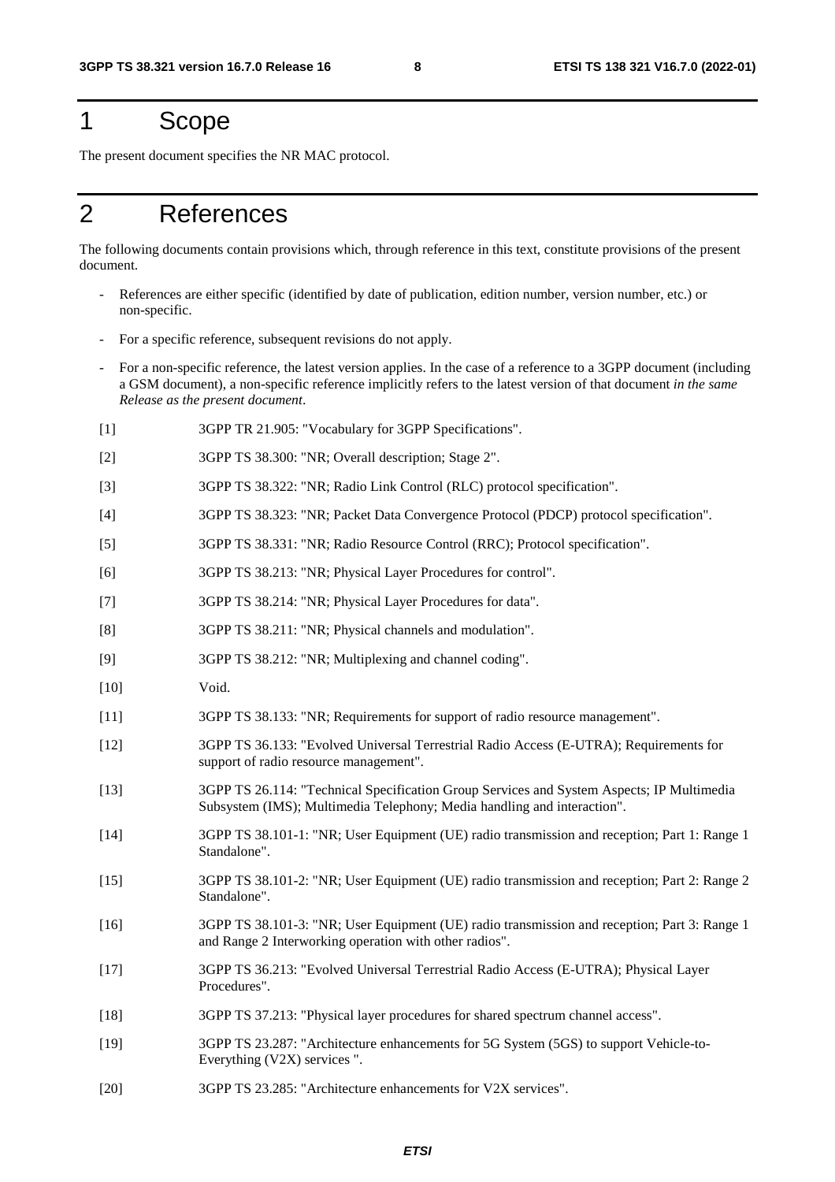# 1 Scope

The present document specifies the NR MAC protocol.

# 2 References

The following documents contain provisions which, through reference in this text, constitute provisions of the present document.

- References are either specific (identified by date of publication, edition number, version number, etc.) or non-specific.
- For a specific reference, subsequent revisions do not apply.
- For a non-specific reference, the latest version applies. In the case of a reference to a 3GPP document (including a GSM document), a non-specific reference implicitly refers to the latest version of that document *in the same Release as the present document*.

[1] 3GPP TR 21.905: "Vocabulary for 3GPP Specifications".

[2] 3GPP TS 38.300: "NR; Overall description; Stage 2".

[3] 3GPP TS 38.322: "NR; Radio Link Control (RLC) protocol specification".

[4] 3GPP TS 38.323: "NR; Packet Data Convergence Protocol (PDCP) protocol specification".

[5] 3GPP TS 38.331: "NR; Radio Resource Control (RRC); Protocol specification".

[6] 3GPP TS 38.213: "NR; Physical Layer Procedures for control".

[7] 3GPP TS 38.214: "NR; Physical Layer Procedures for data".

[8] 3GPP TS 38.211: "NR; Physical channels and modulation".

[9] 3GPP TS 38.212: "NR; Multiplexing and channel coding".

[10] Void.

[11] 3GPP TS 38.133: "NR; Requirements for support of radio resource management".

[12] 3GPP TS 36.133: "Evolved Universal Terrestrial Radio Access (E-UTRA); Requirements for support of radio resource management".

[13] 3GPP TS 26.114: "Technical Specification Group Services and System Aspects; IP Multimedia Subsystem (IMS); Multimedia Telephony; Media handling and interaction".

[14] 3GPP TS 38.101-1: "NR; User Equipment (UE) radio transmission and reception; Part 1: Range 1 Standalone".

[15] 3GPP TS 38.101-2: "NR; User Equipment (UE) radio transmission and reception; Part 2: Range 2 Standalone".

[16] 3GPP TS 38.101-3: "NR; User Equipment (UE) radio transmission and reception; Part 3: Range 1 and Range 2 Interworking operation with other radios".

[17] 3GPP TS 36.213: "Evolved Universal Terrestrial Radio Access (E-UTRA); Physical Layer Procedures".

[18] 3GPP TS 37.213: "Physical layer procedures for shared spectrum channel access".

[19] 3GPP TS 23.287: "Architecture enhancements for 5G System (5GS) to support Vehicle-to-Everything (V2X) services ".

[20] 3GPP TS 23.285: "Architecture enhancements for V2X services".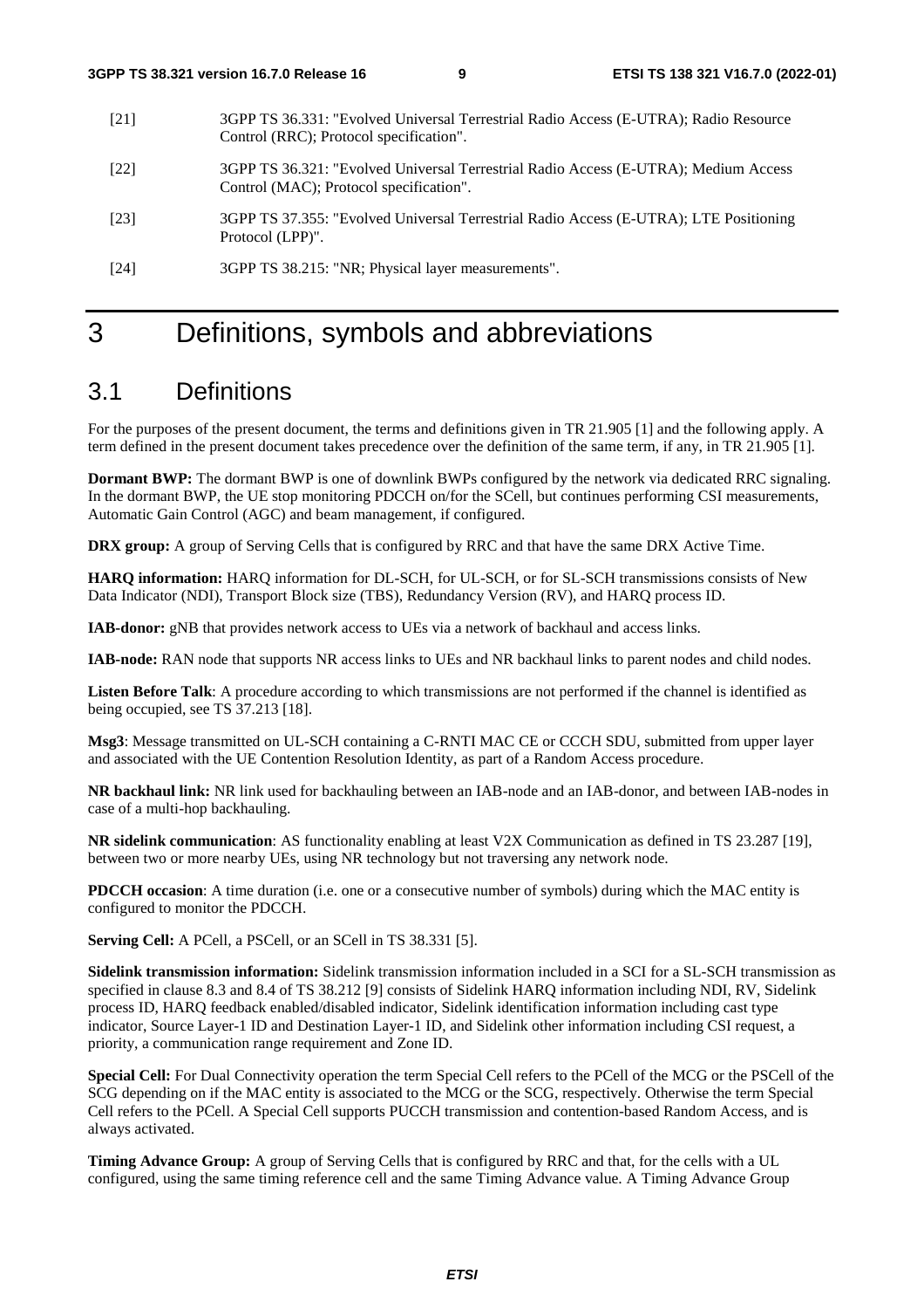[21] 3GPP TS 36.331: "Evolved Universal Terrestrial Radio Access (E-UTRA); Radio Resource Control (RRC); Protocol specification".

[22] 3GPP TS 36.321: "Evolved Universal Terrestrial Radio Access (E-UTRA); Medium Access Control (MAC); Protocol specification".

[23] 3GPP TS 37.355: "Evolved Universal Terrestrial Radio Access (E-UTRA); LTE Positioning Protocol (LPP)".

[24] 3GPP TS 38.215: "NR; Physical layer measurements".

# 3 Definitions, symbols and abbreviations

## 3.1 Definitions

For the purposes of the present document, the terms and definitions given in TR 21.905 [1] and the following apply. A term defined in the present document takes precedence over the definition of the same term, if any, in TR 21.905 [1].

**Dormant BWP:** The dormant BWP is one of downlink BWPs configured by the network via dedicated RRC signaling. In the dormant BWP, the UE stop monitoring PDCCH on/for the SCell, but continues performing CSI measurements, Automatic Gain Control (AGC) and beam management, if configured.

**DRX group:** A group of Serving Cells that is configured by RRC and that have the same DRX Active Time.

**HARQ information:** HARQ information for DL-SCH, for UL-SCH, or for SL-SCH transmissions consists of New Data Indicator (NDI), Transport Block size (TBS), Redundancy Version (RV), and HARQ process ID.

**IAB-donor:** gNB that provides network access to UEs via a network of backhaul and access links.

**IAB-node:** RAN node that supports NR access links to UEs and NR backhaul links to parent nodes and child nodes.

**Listen Before Talk**: A procedure according to which transmissions are not performed if the channel is identified as being occupied, see TS 37.213 [18].

**Msg3**: Message transmitted on UL-SCH containing a C-RNTI MAC CE or CCCH SDU, submitted from upper layer and associated with the UE Contention Resolution Identity, as part of a Random Access procedure.

**NR backhaul link:** NR link used for backhauling between an IAB-node and an IAB-donor, and between IAB-nodes in case of a multi-hop backhauling.

**NR sidelink communication**: AS functionality enabling at least V2X Communication as defined in TS 23.287 [19], between two or more nearby UEs, using NR technology but not traversing any network node.

**PDCCH occasion**: A time duration (i.e. one or a consecutive number of symbols) during which the MAC entity is configured to monitor the PDCCH.

**Serving Cell:** A PCell, a PSCell, or an SCell in TS 38.331 [5].

**Sidelink transmission information:** Sidelink transmission information included in a SCI for a SL-SCH transmission as specified in clause 8.3 and 8.4 of TS 38.212 [9] consists of Sidelink HARQ information including NDI, RV, Sidelink process ID, HARQ feedback enabled/disabled indicator, Sidelink identification information including cast type indicator, Source Layer-1 ID and Destination Layer-1 ID, and Sidelink other information including CSI request, a priority, a communication range requirement and Zone ID.

**Special Cell:** For Dual Connectivity operation the term Special Cell refers to the PCell of the MCG or the PSCell of the SCG depending on if the MAC entity is associated to the MCG or the SCG, respectively. Otherwise the term Special Cell refers to the PCell. A Special Cell supports PUCCH transmission and contention-based Random Access, and is always activated.

**Timing Advance Group:** A group of Serving Cells that is configured by RRC and that, for the cells with a UL configured, using the same timing reference cell and the same Timing Advance value. A Timing Advance Group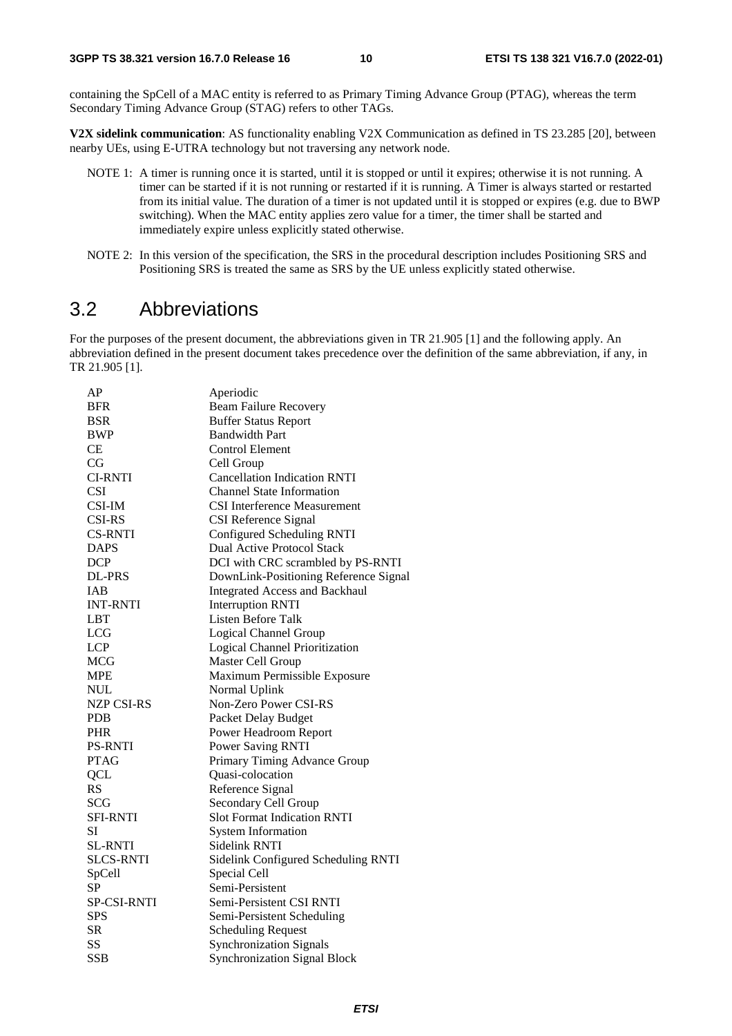containing the SpCell of a MAC entity is referred to as Primary Timing Advance Group (PTAG), whereas the term Secondary Timing Advance Group (STAG) refers to other TAGs.

**V2X sidelink communication**: AS functionality enabling V2X Communication as defined in TS 23.285 [20], between nearby UEs, using E-UTRA technology but not traversing any network node.

NOTE 1: A timer is running once it is started, until it is stopped or until it expires; otherwise it is not running. A timer can be started if it is not running or restarted if it is running. A Timer is always started or restarted from its initial value. The duration of a timer is not updated until it is stopped or expires (e.g. due to BWP switching). When the MAC entity applies zero value for a timer, the timer shall be started and immediately expire unless explicitly stated otherwise.

NOTE 2: In this version of the specification, the SRS in the procedural description includes Positioning SRS and Positioning SRS is treated the same as SRS by the UE unless explicitly stated otherwise.

## 3.2 Abbreviations

For the purposes of the present document, the abbreviations given in TR 21.905 [1] and the following apply. An abbreviation defined in the present document takes precedence over the definition of the same abbreviation, if any, in TR 21.905 [1].

| | |
|---|---|
| AP | Aperiodic |
| BFR | Beam Failure Recovery |
| BSR | Buffer Status Report |
| BWP | Bandwidth Part |
| CE | Control Element |
| CG | Cell Group |
| CI-RNTI | Cancellation Indication RNTI |
| CSI | Channel State Information |
| CSI-IM | CSI Interference Measurement |
| CSI-RS | CSI Reference Signal |
| CS-RNTI | Configured Scheduling RNTI |
| DAPS | Dual Active Protocol Stack |
| DCP | DCI with CRC scrambled by PS-RNTI |
| DL-PRS | DownLink-Positioning Reference Signal |
| IAB | Integrated Access and Backhaul |
| INT-RNTI | Interruption RNTI |
| LBT | Listen Before Talk |
| LCG | Logical Channel Group |
| LCP | Logical Channel Prioritization |
| MCG | Master Cell Group |
| MPE | Maximum Permissible Exposure |
| NUL | Normal Uplink |
| NZP CSI-RS | Non-Zero Power CSI-RS |
| PDB | Packet Delay Budget |
| PHR | Power Headroom Report |
| PS-RNTI | Power Saving RNTI |
| PTAG | Primary Timing Advance Group |
| QCL | Quasi-colocation |
| RS | Reference Signal |
| SCG | Secondary Cell Group |
| SFI-RNTI | Slot Format Indication RNTI |
| SI | System Information |
| SL-RNTI | Sidelink RNTI |
| SLCS-RNTI | Sidelink Configured Scheduling RNTI |
| SpCell | Special Cell |
| SP | Semi-Persistent |
| SP-CSI-RNTI | Semi-Persistent CSI RNTI |
| SPS | Semi-Persistent Scheduling |
| SR | Scheduling Request |
| SS | Synchronization Signals |
| SSB | Synchronization Signal Block |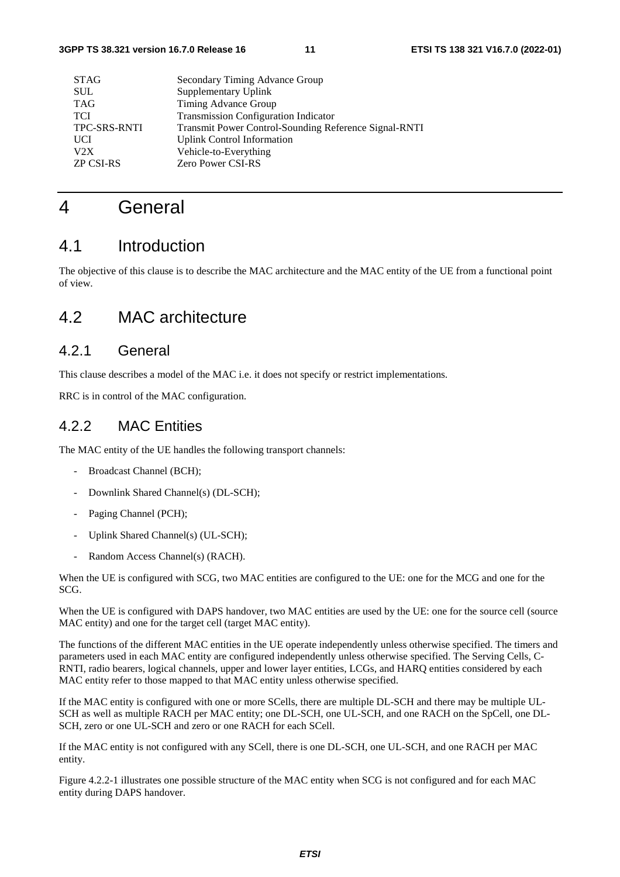| | |
|---|---|
| STAG | Secondary Timing Advance Group |
| SUL | Supplementary Uplink |
| TAG | Timing Advance Group |
| TCI | Transmission Configuration Indicator |
| TPC-SRS-RNTI | Transmit Power Control-Sounding Reference Signal-RNTI |
| UCI | Uplink Control Information |
| V2X | Vehicle-to-Everything |
| ZP CSI-RS | Zero Power CSI-RS |

# 4 General

## 4.1 Introduction

The objective of this clause is to describe the MAC architecture and the MAC entity of the UE from a functional point of view.

## 4.2 MAC architecture

### 4.2.1 General

This clause describes a model of the MAC i.e. it does not specify or restrict implementations.

RRC is in control of the MAC configuration.

### 4.2.2 MAC Entities

The MAC entity of the UE handles the following transport channels:

- Broadcast Channel (BCH);
- Downlink Shared Channel(s) (DL-SCH);
- Paging Channel (PCH);
- Uplink Shared Channel(s) (UL-SCH);
- Random Access Channel(s) (RACH).

When the UE is configured with SCG, two MAC entities are configured to the UE: one for the MCG and one for the SCG.

When the UE is configured with DAPS handover, two MAC entities are used by the UE: one for the source cell (source MAC entity) and one for the target cell (target MAC entity).

The functions of the different MAC entities in the UE operate independently unless otherwise specified. The timers and parameters used in each MAC entity are configured independently unless otherwise specified. The Serving Cells, C-RNTI, radio bearers, logical channels, upper and lower layer entities, LCGs, and HARQ entities considered by each MAC entity refer to those mapped to that MAC entity unless otherwise specified.

If the MAC entity is configured with one or more SCells, there are multiple DL-SCH and there may be multiple UL-SCH as well as multiple RACH per MAC entity; one DL-SCH, one UL-SCH, and one RACH on the SpCell, one DL-SCH, zero or one UL-SCH and zero or one RACH for each SCell.

If the MAC entity is not configured with any SCell, there is one DL-SCH, one UL-SCH, and one RACH per MAC entity.

Figure 4.2.2-1 illustrates one possible structure of the MAC entity when SCG is not configured and for each MAC entity during DAPS handover.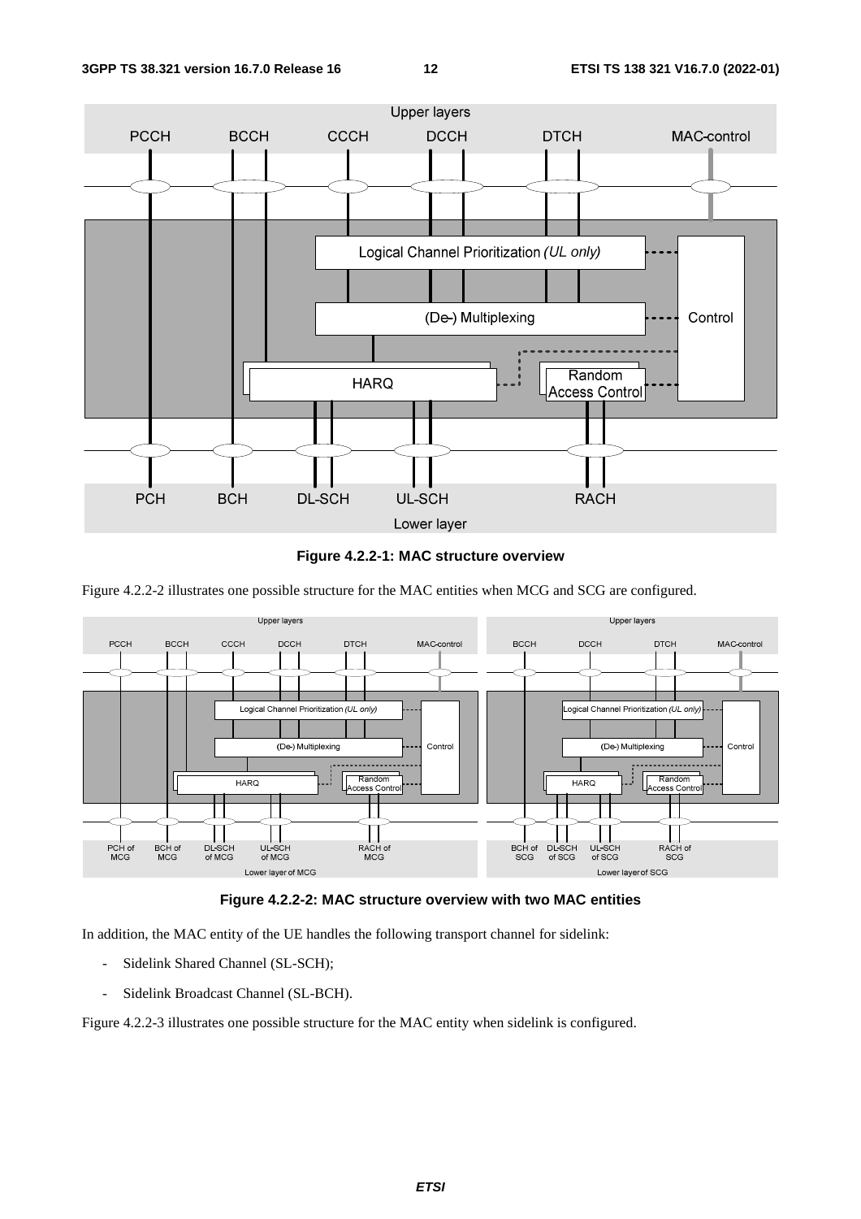**Figure 4.2.2-1: MAC structure overview**

Figure 4.2.2-2 illustrates one possible structure for the MAC entities when MCG and SCG are configured.

**Figure 4.2.2-2: MAC structure overview with two MAC entities**

In addition, the MAC entity of the UE handles the following transport channel for sidelink:

- Sidelink Shared Channel (SL-SCH);
- Sidelink Broadcast Channel (SL-BCH).

Figure 4.2.2-3 illustrates one possible structure for the MAC entity when sidelink is configured.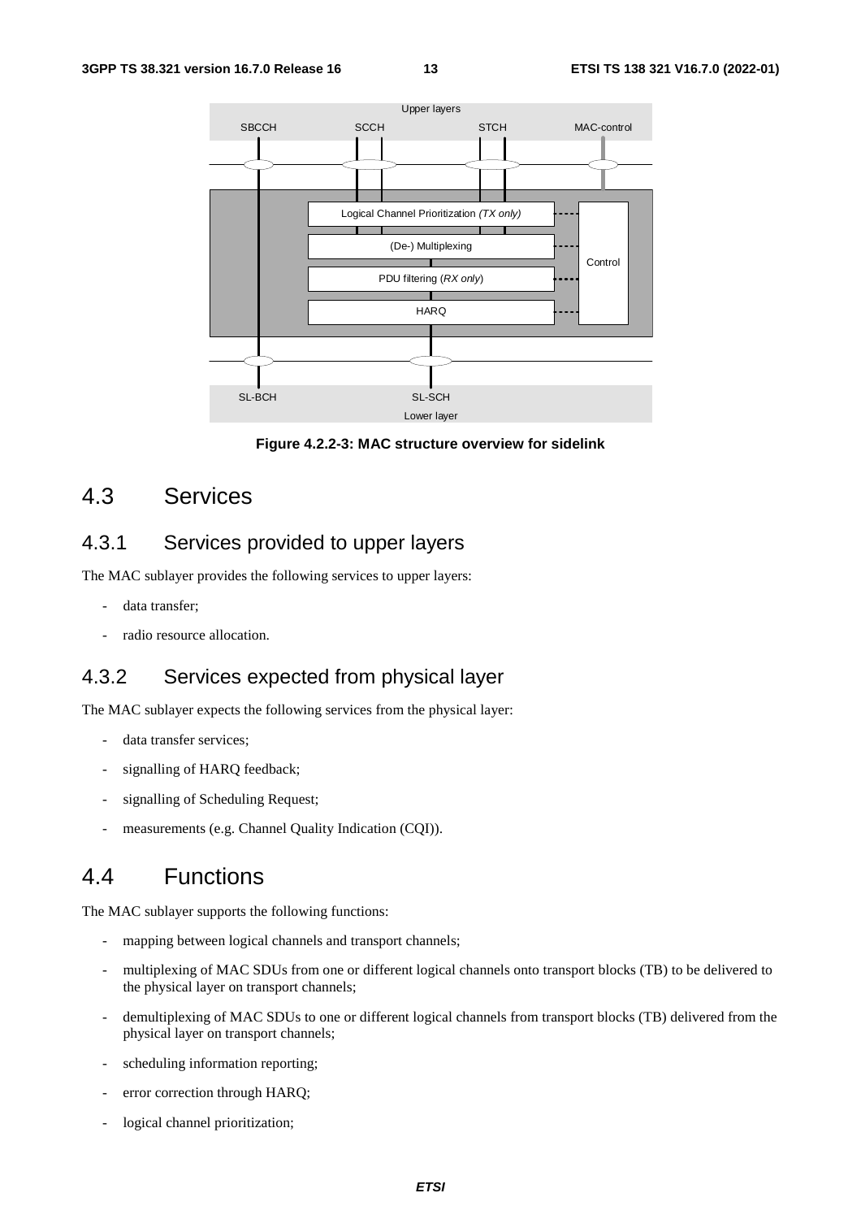Figure 4.2.2-3: MAC structure overview for sidelink

## 4.3 Services

### 4.3.1 Services provided to upper layers

The MAC sublayer provides the following services to upper layers:

- data transfer;
- radio resource allocation.

### 4.3.2 Services expected from physical layer

The MAC sublayer expects the following services from the physical layer:

- data transfer services;
- signalling of HARQ feedback;
- signalling of Scheduling Request;
- measurements (e.g. Channel Quality Indication (CQI)).

## 4.4 Functions

The MAC sublayer supports the following functions:

- mapping between logical channels and transport channels;
- multiplexing of MAC SDUs from one or different logical channels onto transport blocks (TB) to be delivered to the physical layer on transport channels;
- demultiplexing of MAC SDUs to one or different logical channels from transport blocks (TB) delivered from the physical layer on transport channels;
- scheduling information reporting;
- error correction through HARQ;
- logical channel prioritization;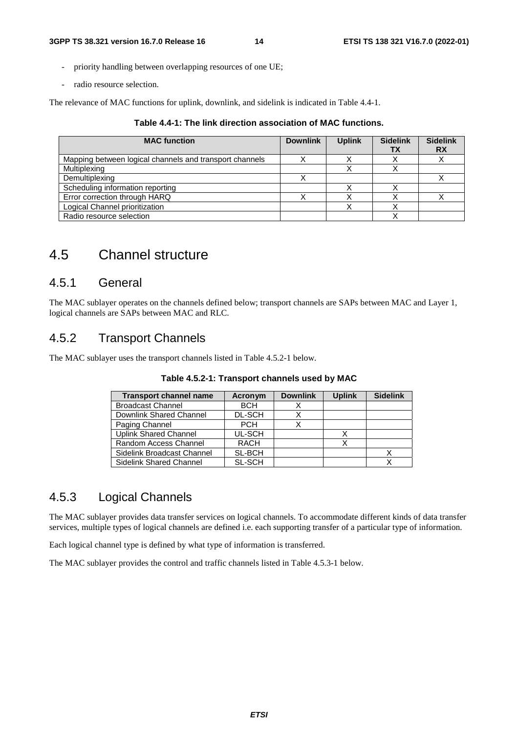- priority handling between overlapping resources of one UE;
- radio resource selection.

The relevance of MAC functions for uplink, downlink, and sidelink is indicated in Table 4.4-1.

**Table 4.4-1: The link direction association of MAC functions.**

| MAC function | Downlink | Uplink | Sidelink TX | Sidelink RX |
|---|---|---|---|---|
| Mapping between logical channels and transport channels | X | X | X | X |
| Multiplexing | | X | X | |
| Demultiplexing | X | | | X |
| Scheduling information reporting | | X | X | |
| Error correction through HARQ | X | X | X | X |
| Logical Channel prioritization | | X | X | |
| Radio resource selection | | | X | |

# 4.5 Channel structure

## 4.5.1 General

The MAC sublayer operates on the channels defined below; transport channels are SAPs between MAC and Layer 1, logical channels are SAPs between MAC and RLC.

## 4.5.2 Transport Channels

The MAC sublayer uses the transport channels listed in Table 4.5.2-1 below.

**Table 4.5.2-1: Transport channels used by MAC**

| Transport channel name | Acronym | Downlink | Uplink | Sidelink |
|---|---|---|---|---|
| Broadcast Channel | BCH | X | | |
| Downlink Shared Channel | DL-SCH | X | | |
| Paging Channel | PCH | X | | |
| Uplink Shared Channel | UL-SCH | | X | |
| Random Access Channel | RACH | | X | |
| Sidelink Broadcast Channel | SL-BCH | | | X |
| Sidelink Shared Channel | SL-SCH | | | X |

## 4.5.3 Logical Channels

The MAC sublayer provides data transfer services on logical channels. To accommodate different kinds of data transfer services, multiple types of logical channels are defined i.e. each supporting transfer of a particular type of information.

Each logical channel type is defined by what type of information is transferred.

The MAC sublayer provides the control and traffic channels listed in Table 4.5.3-1 below.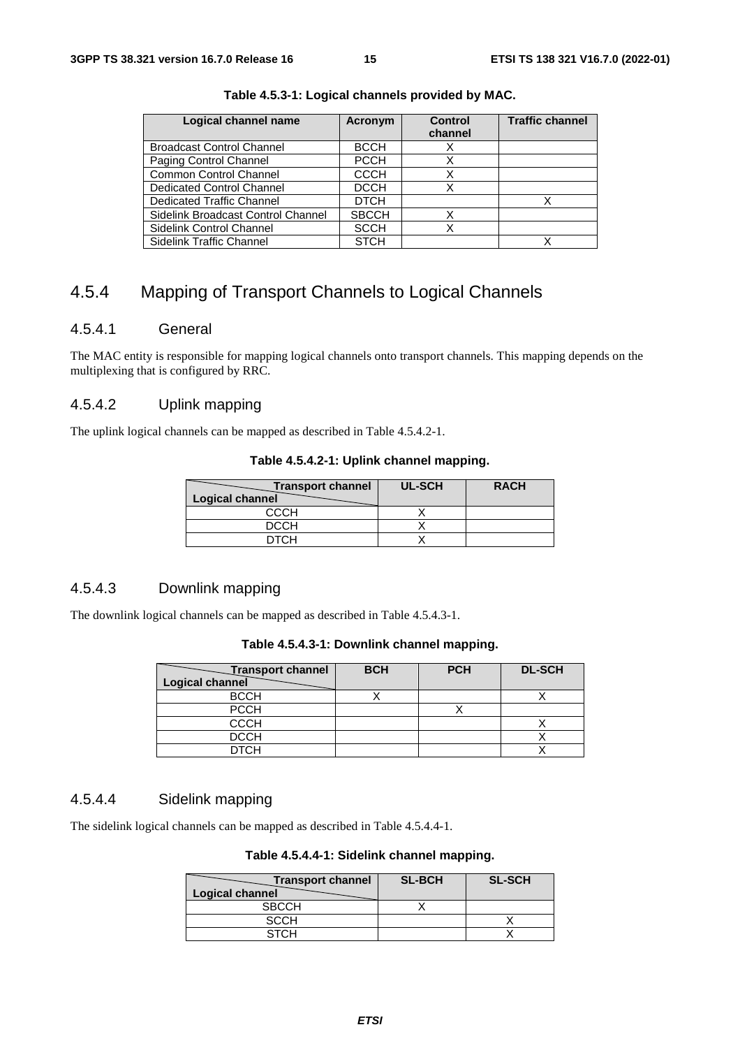**Table 4.5.3-1: Logical channels provided by MAC.**

| Logical channel name | Acronym | Control channel | Traffic channel |
|---|---|---|---|
| Broadcast Control Channel | BCCH | X | |
| Paging Control Channel | PCCH | X | |
| Common Control Channel | CCCH | X | |
| Dedicated Control Channel | DCCH | X | |
| Dedicated Traffic Channel | DTCH | | X |
| Sidelink Broadcast Control Channel | SBCCH | X | |
| Sidelink Control Channel | SCCH | X | |
| Sidelink Traffic Channel | STCH | | X |

## 4.5.4 Mapping of Transport Channels to Logical Channels

### 4.5.4.1 General

The MAC entity is responsible for mapping logical channels onto transport channels. This mapping depends on the multiplexing that is configured by RRC.

### 4.5.4.2 Uplink mapping

The uplink logical channels can be mapped as described in Table 4.5.4.2-1.

**Table 4.5.4.2-1: Uplink channel mapping.**

| Transport channel / Logical channel | UL-SCH | RACH |
|---|---|---|
| CCCH | X | |
| DCCH | X | |
| DTCH | X | |

### 4.5.4.3 Downlink mapping

The downlink logical channels can be mapped as described in Table 4.5.4.3-1.

**Table 4.5.4.3-1: Downlink channel mapping.**

| Transport channel / Logical channel | BCH | PCH | DL-SCH |
|---|---|---|---|
| BCCH | X | | X |
| PCCH | | X | |
| CCCH | | | X |
| DCCH | | | X |
| DTCH | | | X |

### 4.5.4.4 Sidelink mapping

The sidelink logical channels can be mapped as described in Table 4.5.4.4-1.

**Table 4.5.4.4-1: Sidelink channel mapping.**

| Transport channel / Logical channel | SL-BCH | SL-SCH |
|---|---|---|
| SBCCH | X | |
| SCCH | | X |
| STCH | | X |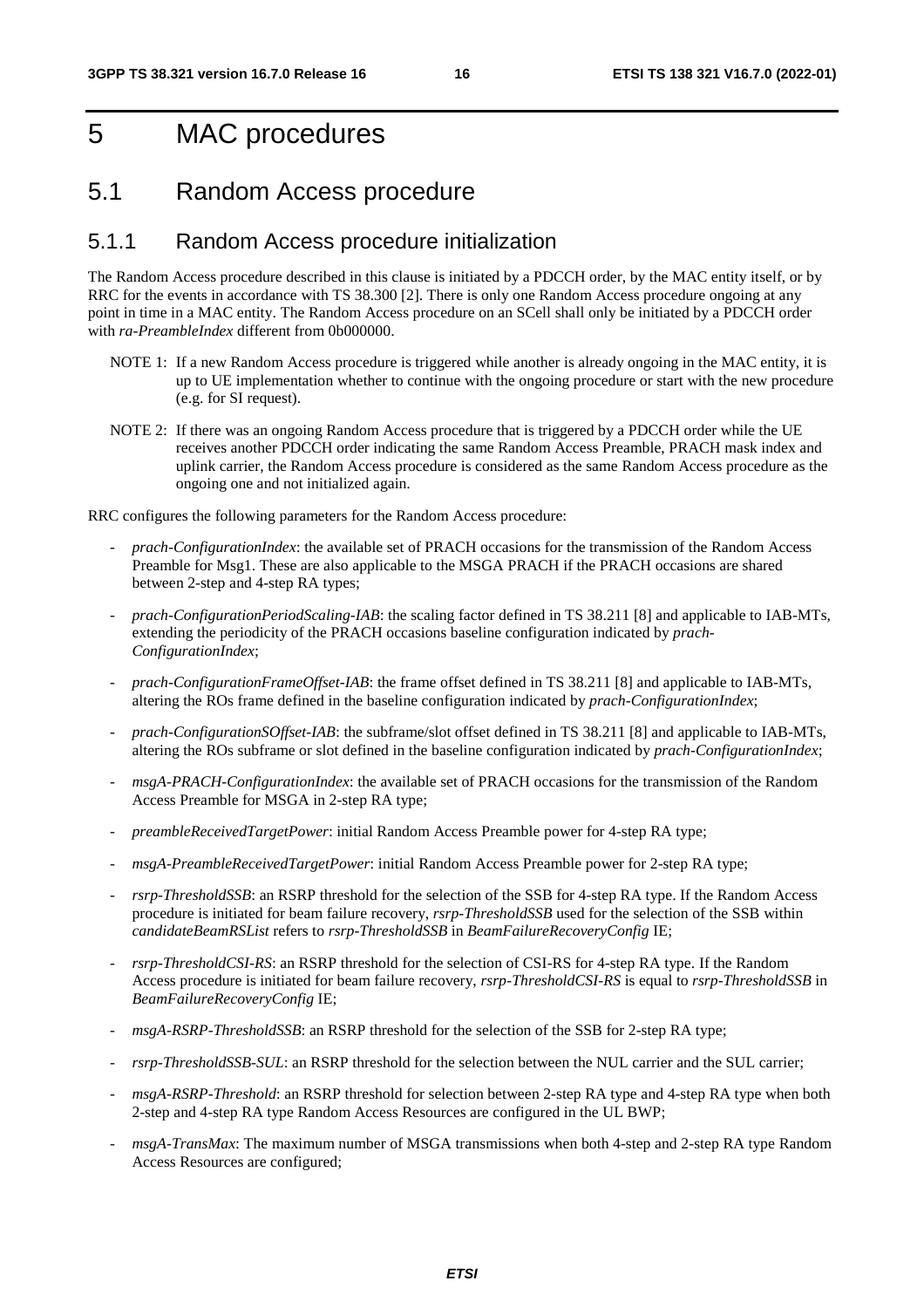# 5 MAC procedures

## 5.1 Random Access procedure

### 5.1.1 Random Access procedure initialization

The Random Access procedure described in this clause is initiated by a PDCCH order, by the MAC entity itself, or by RRC for the events in accordance with TS 38.300 [2]. There is only one Random Access procedure ongoing at any point in time in a MAC entity. The Random Access procedure on an SCell shall only be initiated by a PDCCH order with *ra-PreambleIndex* different from 0b000000.

NOTE 1: If a new Random Access procedure is triggered while another is already ongoing in the MAC entity, it is up to UE implementation whether to continue with the ongoing procedure or start with the new procedure (e.g. for SI request).

NOTE 2: If there was an ongoing Random Access procedure that is triggered by a PDCCH order while the UE receives another PDCCH order indicating the same Random Access Preamble, PRACH mask index and uplink carrier, the Random Access procedure is considered as the same Random Access procedure as the ongoing one and not initialized again.

RRC configures the following parameters for the Random Access procedure:

- *prach-ConfigurationIndex*: the available set of PRACH occasions for the transmission of the Random Access Preamble for Msg1. These are also applicable to the MSGA PRACH if the PRACH occasions are shared between 2-step and 4-step RA types;
- *prach-ConfigurationPeriodScaling-IAB*: the scaling factor defined in TS 38.211 [8] and applicable to IAB-MTs, extending the periodicity of the PRACH occasions baseline configuration indicated by *prach-ConfigurationIndex*;
- *prach-ConfigurationFrameOffset-IAB*: the frame offset defined in TS 38.211 [8] and applicable to IAB-MTs, altering the ROs frame defined in the baseline configuration indicated by *prach-ConfigurationIndex*;
- *prach-ConfigurationSOffset-IAB*: the subframe/slot offset defined in TS 38.211 [8] and applicable to IAB-MTs, altering the ROs subframe or slot defined in the baseline configuration indicated by *prach-ConfigurationIndex*;
- *msgA-PRACH-ConfigurationIndex*: the available set of PRACH occasions for the transmission of the Random Access Preamble for MSGA in 2-step RA type;
- *preambleReceivedTargetPower*: initial Random Access Preamble power for 4-step RA type;
- *msgA-PreambleReceivedTargetPower*: initial Random Access Preamble power for 2-step RA type;
- *rsrp-ThresholdSSB*: an RSRP threshold for the selection of the SSB for 4-step RA type. If the Random Access procedure is initiated for beam failure recovery, *rsrp-ThresholdSSB* used for the selection of the SSB within *candidateBeamRSList* refers to *rsrp-ThresholdSSB* in *BeamFailureRecoveryConfig* IE;
- *rsrp-ThresholdCSI-RS*: an RSRP threshold for the selection of CSI-RS for 4-step RA type. If the Random Access procedure is initiated for beam failure recovery, *rsrp-ThresholdCSI-RS* is equal to *rsrp-ThresholdSSB* in *BeamFailureRecoveryConfig* IE;
- *msgA-RSRP-ThresholdSSB*: an RSRP threshold for the selection of the SSB for 2-step RA type;
- *rsrp-ThresholdSSB-SUL*: an RSRP threshold for the selection between the NUL carrier and the SUL carrier;
- *msgA-RSRP-Threshold*: an RSRP threshold for selection between 2-step RA type and 4-step RA type when both 2-step and 4-step RA type Random Access Resources are configured in the UL BWP;
- *msgA-TransMax*: The maximum number of MSGA transmissions when both 4-step and 2-step RA type Random Access Resources are configured;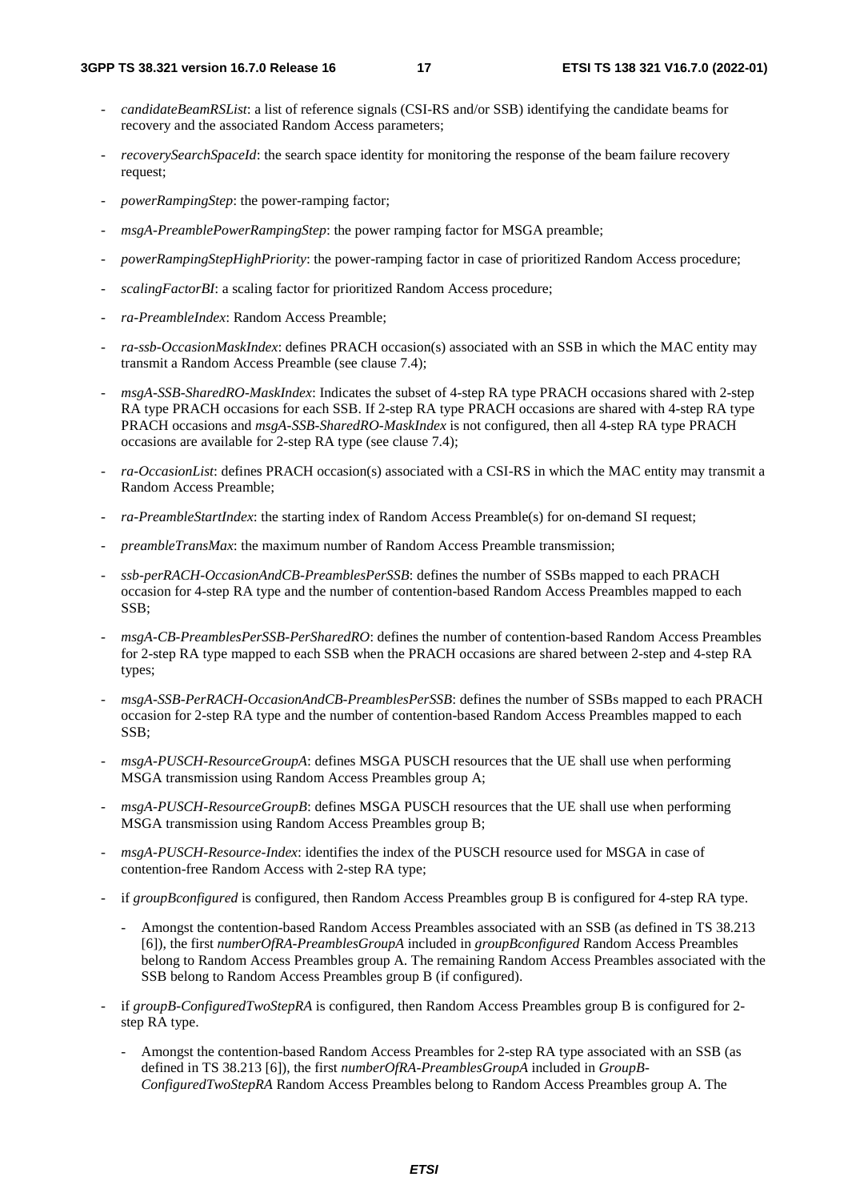- *candidateBeamRSList*: a list of reference signals (CSI-RS and/or SSB) identifying the candidate beams for recovery and the associated Random Access parameters;
- *recoverySearchSpaceId*: the search space identity for monitoring the response of the beam failure recovery request;
- *powerRampingStep*: the power-ramping factor;
- *msgA-PreamblePowerRampingStep*: the power ramping factor for MSGA preamble;
- *powerRampingStepHighPriority*: the power-ramping factor in case of prioritized Random Access procedure;
- *scalingFactorBI*: a scaling factor for prioritized Random Access procedure;
- *ra-PreambleIndex*: Random Access Preamble;
- *ra-ssb-OccasionMaskIndex*: defines PRACH occasion(s) associated with an SSB in which the MAC entity may transmit a Random Access Preamble (see clause 7.4);
- *msgA-SSB-SharedRO-MaskIndex*: Indicates the subset of 4-step RA type PRACH occasions shared with 2-step RA type PRACH occasions for each SSB. If 2-step RA type PRACH occasions are shared with 4-step RA type PRACH occasions and *msgA-SSB-SharedRO-MaskIndex* is not configured, then all 4-step RA type PRACH occasions are available for 2-step RA type (see clause 7.4);
- *ra-OccasionList*: defines PRACH occasion(s) associated with a CSI-RS in which the MAC entity may transmit a Random Access Preamble;
- *ra-PreambleStartIndex*: the starting index of Random Access Preamble(s) for on-demand SI request;
- *preambleTransMax*: the maximum number of Random Access Preamble transmission;
- *ssb-perRACH-OccasionAndCB-PreamblesPerSSB*: defines the number of SSBs mapped to each PRACH occasion for 4-step RA type and the number of contention-based Random Access Preambles mapped to each SSB;
- *msgA-CB-PreamblesPerSSB-PerSharedRO*: defines the number of contention-based Random Access Preambles for 2-step RA type mapped to each SSB when the PRACH occasions are shared between 2-step and 4-step RA types;
- *msgA-SSB-PerRACH-OccasionAndCB-PreamblesPerSSB*: defines the number of SSBs mapped to each PRACH occasion for 2-step RA type and the number of contention-based Random Access Preambles mapped to each SSB;
- *msgA-PUSCH-ResourceGroupA*: defines MSGA PUSCH resources that the UE shall use when performing MSGA transmission using Random Access Preambles group A;
- *msgA-PUSCH-ResourceGroupB*: defines MSGA PUSCH resources that the UE shall use when performing MSGA transmission using Random Access Preambles group B;
- *msgA-PUSCH-Resource-Index*: identifies the index of the PUSCH resource used for MSGA in case of contention-free Random Access with 2-step RA type;
- if *groupBconfigured* is configured, then Random Access Preambles group B is configured for 4-step RA type.
  - Amongst the contention-based Random Access Preambles associated with an SSB (as defined in TS 38.213 [6]), the first *numberOfRA-PreamblesGroupA* included in *groupBconfigured* Random Access Preambles belong to Random Access Preambles group A. The remaining Random Access Preambles associated with the SSB belong to Random Access Preambles group B (if configured).
- if *groupB-ConfiguredTwoStepRA* is configured, then Random Access Preambles group B is configured for 2-step RA type.
  - Amongst the contention-based Random Access Preambles for 2-step RA type associated with an SSB (as defined in TS 38.213 [6]), the first *numberOfRA-PreamblesGroupA* included in *GroupB-ConfiguredTwoStepRA* Random Access Preambles belong to Random Access Preambles group A. The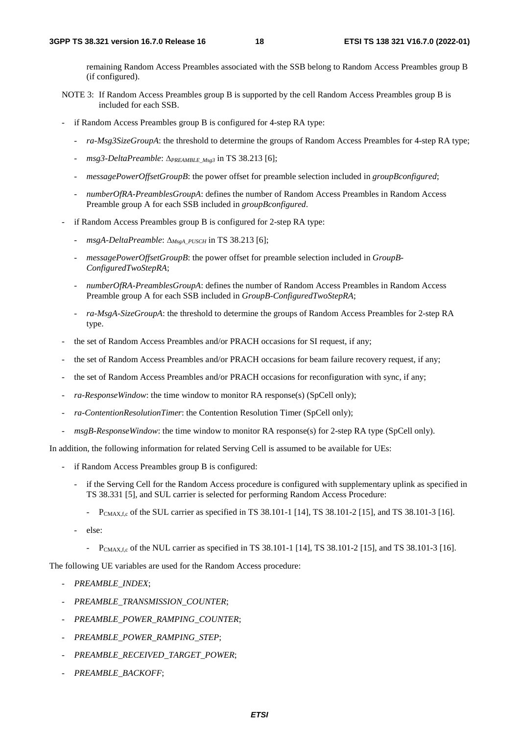remaining Random Access Preambles associated with the SSB belong to Random Access Preambles group B (if configured).

NOTE 3: If Random Access Preambles group B is supported by the cell Random Access Preambles group B is included for each SSB.

- if Random Access Preambles group B is configured for 4-step RA type:
  - *ra-Msg3SizeGroupA*: the threshold to determine the groups of Random Access Preambles for 4-step RA type;
  - *msg3-DeltaPreamble*: $\Delta_{PREAMBLE\_Msg3}$ in TS 38.213 [6];
  - *messagePowerOffsetGroupB*: the power offset for preamble selection included in *groupBconfigured*;
  - *numberOfRA-PreamblesGroupA*: defines the number of Random Access Preambles in Random Access Preamble group A for each SSB included in *groupBconfigured*.
- if Random Access Preambles group B is configured for 2-step RA type:
  - *msgA-DeltaPreamble*: $\Delta_{MsgA\_PUSCH}$ in TS 38.213 [6];
  - *messagePowerOffsetGroupB*: the power offset for preamble selection included in *GroupB-ConfiguredTwoStepRA*;
  - *numberOfRA-PreamblesGroupA*: defines the number of Random Access Preambles in Random Access Preamble group A for each SSB included in *GroupB-ConfiguredTwoStepRA*;
  - *ra-MsgA-SizeGroupA*: the threshold to determine the groups of Random Access Preambles for 2-step RA type.
- the set of Random Access Preambles and/or PRACH occasions for SI request, if any;
- the set of Random Access Preambles and/or PRACH occasions for beam failure recovery request, if any;
- the set of Random Access Preambles and/or PRACH occasions for reconfiguration with sync, if any;
- *ra-ResponseWindow*: the time window to monitor RA response(s) (SpCell only);
- *ra-ContentionResolutionTimer*: the Contention Resolution Timer (SpCell only);
- *msgB-ResponseWindow*: the time window to monitor RA response(s) for 2-step RA type (SpCell only).

In addition, the following information for related Serving Cell is assumed to be available for UEs:

- if Random Access Preambles group B is configured:
  - if the Serving Cell for the Random Access procedure is configured with supplementary uplink as specified in TS 38.331 [5], and SUL carrier is selected for performing Random Access Procedure:
    - $P_{CMAX,f,c}$ of the SUL carrier as specified in TS 38.101-1 [14], TS 38.101-2 [15], and TS 38.101-3 [16].
  - else:
    - $P_{CMAX,f,c}$ of the NUL carrier as specified in TS 38.101-1 [14], TS 38.101-2 [15], and TS 38.101-3 [16].

The following UE variables are used for the Random Access procedure:

- *PREAMBLE_INDEX*;
- *PREAMBLE_TRANSMISSION_COUNTER*;
- *PREAMBLE_POWER_RAMPING_COUNTER*;
- *PREAMBLE_POWER_RAMPING_STEP*;
- *PREAMBLE_RECEIVED_TARGET_POWER*;
- *PREAMBLE_BACKOFF*;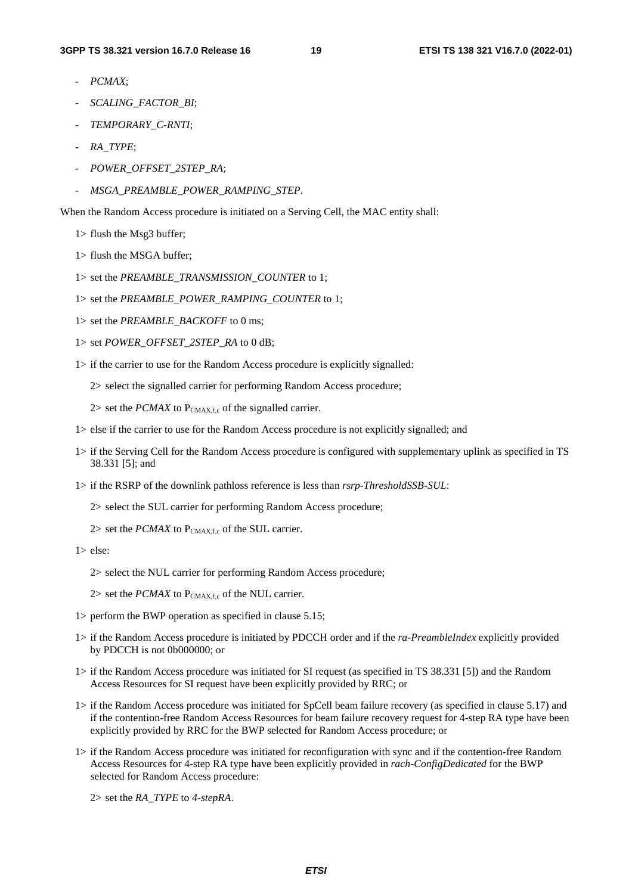- *PCMAX*;
- *SCALING_FACTOR_BI*;
- *TEMPORARY_C-RNTI*;
- *RA_TYPE*;
- *POWER_OFFSET_2STEP_RA*;
- *MSGA_PREAMBLE_POWER_RAMPING_STEP*.

When the Random Access procedure is initiated on a Serving Cell, the MAC entity shall:

1> flush the Msg3 buffer;

1> flush the MSGA buffer;

1> set the *PREAMBLE_TRANSMISSION_COUNTER* to 1;

1> set the *PREAMBLE_POWER_RAMPING_COUNTER* to 1;

1> set the *PREAMBLE_BACKOFF* to 0 ms;

1> set *POWER_OFFSET_2STEP_RA* to 0 dB;

1> if the carrier to use for the Random Access procedure is explicitly signalled:

  2> select the signalled carrier for performing Random Access procedure;

  2> set the *PCMAX* to $P_{CMAX,f,c}$ of the signalled carrier.

1> else if the carrier to use for the Random Access procedure is not explicitly signalled; and

1> if the Serving Cell for the Random Access procedure is configured with supplementary uplink as specified in TS 38.331 [5]; and

1> if the RSRP of the downlink pathloss reference is less than *rsrp-ThresholdSSB-SUL*:

  2> select the SUL carrier for performing Random Access procedure;

  2> set the *PCMAX* to $P_{CMAX,f,c}$ of the SUL carrier.

1> else:

  2> select the NUL carrier for performing Random Access procedure;

  2> set the *PCMAX* to $P_{CMAX,f,c}$ of the NUL carrier.

1> perform the BWP operation as specified in clause 5.15;

1> if the Random Access procedure is initiated by PDCCH order and if the *ra-PreambleIndex* explicitly provided by PDCCH is not 0b000000; or

1> if the Random Access procedure was initiated for SI request (as specified in TS 38.331 [5]) and the Random Access Resources for SI request have been explicitly provided by RRC; or

1> if the Random Access procedure was initiated for SpCell beam failure recovery (as specified in clause 5.17) and if the contention-free Random Access Resources for beam failure recovery request for 4-step RA type have been explicitly provided by RRC for the BWP selected for Random Access procedure; or

1> if the Random Access procedure was initiated for reconfiguration with sync and if the contention-free Random Access Resources for 4-step RA type have been explicitly provided in *rach-ConfigDedicated* for the BWP selected for Random Access procedure:

  2> set the *RA_TYPE* to *4-stepRA*.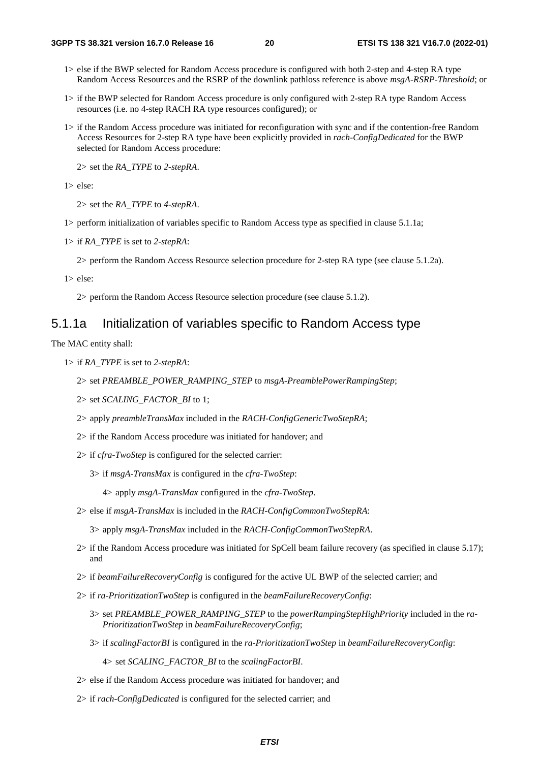1> else if the BWP selected for Random Access procedure is configured with both 2-step and 4-step RA type Random Access Resources and the RSRP of the downlink pathloss reference is above *msgA-RSRP-Threshold*; or

1> if the BWP selected for Random Access procedure is only configured with 2-step RA type Random Access resources (i.e. no 4-step RACH RA type resources configured); or

1> if the Random Access procedure was initiated for reconfiguration with sync and if the contention-free Random Access Resources for 2-step RA type have been explicitly provided in *rach-ConfigDedicated* for the BWP selected for Random Access procedure:

2> set the *RA_TYPE* to *2-stepRA*.

1> else:

2> set the *RA_TYPE* to *4-stepRA*.

1> perform initialization of variables specific to Random Access type as specified in clause 5.1.1a;

1> if *RA_TYPE* is set to *2-stepRA*:

2> perform the Random Access Resource selection procedure for 2-step RA type (see clause 5.1.2a).

1> else:

2> perform the Random Access Resource selection procedure (see clause 5.1.2).

## 5.1.1a Initialization of variables specific to Random Access type

The MAC entity shall:

1> if *RA_TYPE* is set to *2-stepRA*:

2> set *PREAMBLE_POWER_RAMPING_STEP* to *msgA-PreamblePowerRampingStep*;

2> set *SCALING_FACTOR_BI* to 1;

2> apply *preambleTransMax* included in the *RACH-ConfigGenericTwoStepRA*;

2> if the Random Access procedure was initiated for handover; and

2> if *cfra-TwoStep* is configured for the selected carrier:

3> if *msgA-TransMax* is configured in the *cfra-TwoStep*:

4> apply *msgA-TransMax* configured in the *cfra-TwoStep*.

2> else if *msgA-TransMax* is included in the *RACH-ConfigCommonTwoStepRA*:

3> apply *msgA-TransMax* included in the *RACH-ConfigCommonTwoStepRA*.

2> if the Random Access procedure was initiated for SpCell beam failure recovery (as specified in clause 5.17); and

2> if *beamFailureRecoveryConfig* is configured for the active UL BWP of the selected carrier; and

2> if *ra-PrioritizationTwoStep* is configured in the *beamFailureRecoveryConfig*:

3> set *PREAMBLE_POWER_RAMPING_STEP* to the *powerRampingStepHighPriority* included in the *ra-PrioritizationTwoStep* in *beamFailureRecoveryConfig*;

3> if *scalingFactorBI* is configured in the *ra-PrioritizationTwoStep* in *beamFailureRecoveryConfig*:

4> set *SCALING_FACTOR_BI* to the *scalingFactorBI*.

2> else if the Random Access procedure was initiated for handover; and

2> if *rach-ConfigDedicated* is configured for the selected carrier; and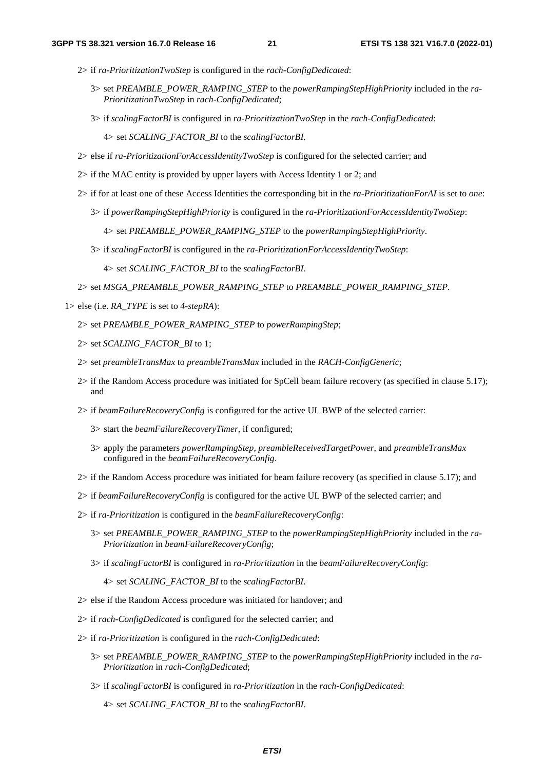2> if *ra-PrioritizationTwoStep* is configured in the *rach-ConfigDedicated*:

3> set *PREAMBLE_POWER_RAMPING_STEP* to the *powerRampingStepHighPriority* included in the *ra-PrioritizationTwoStep* in *rach-ConfigDedicated*;

3> if *scalingFactorBI* is configured in *ra-PrioritizationTwoStep* in the *rach-ConfigDedicated*:

4> set *SCALING_FACTOR_BI* to the *scalingFactorBI*.

2> else if *ra-PrioritizationForAccessIdentityTwoStep* is configured for the selected carrier; and

2> if the MAC entity is provided by upper layers with Access Identity 1 or 2; and

2> if for at least one of these Access Identities the corresponding bit in the *ra-PrioritizationForAI* is set to *one*:

3> if *powerRampingStepHighPriority* is configured in the *ra-PrioritizationForAccessIdentityTwoStep*:

4> set *PREAMBLE_POWER_RAMPING_STEP* to the *powerRampingStepHighPriority*.

3> if *scalingFactorBI* is configured in the *ra-PrioritizationForAccessIdentityTwoStep*:

4> set *SCALING_FACTOR_BI* to the *scalingFactorBI*.

2> set *MSGA_PREAMBLE_POWER_RAMPING_STEP* to *PREAMBLE_POWER_RAMPING_STEP*.

1> else (i.e. *RA_TYPE* is set to *4-stepRA*):

2> set *PREAMBLE_POWER_RAMPING_STEP* to *powerRampingStep*;

2> set *SCALING_FACTOR_BI* to 1;

2> set *preambleTransMax* to *preambleTransMax* included in the *RACH-ConfigGeneric*;

2> if the Random Access procedure was initiated for SpCell beam failure recovery (as specified in clause 5.17); and

2> if *beamFailureRecoveryConfig* is configured for the active UL BWP of the selected carrier:

3> start the *beamFailureRecoveryTimer*, if configured;

3> apply the parameters *powerRampingStep*, *preambleReceivedTargetPower*, and *preambleTransMax* configured in the *beamFailureRecoveryConfig*.

2> if the Random Access procedure was initiated for beam failure recovery (as specified in clause 5.17); and

2> if *beamFailureRecoveryConfig* is configured for the active UL BWP of the selected carrier; and

2> if *ra-Prioritization* is configured in the *beamFailureRecoveryConfig*:

3> set *PREAMBLE_POWER_RAMPING_STEP* to the *powerRampingStepHighPriority* included in the *ra-Prioritization* in *beamFailureRecoveryConfig*;

3> if *scalingFactorBI* is configured in *ra-Prioritization* in the *beamFailureRecoveryConfig*:

4> set *SCALING_FACTOR_BI* to the *scalingFactorBI*.

2> else if the Random Access procedure was initiated for handover; and

2> if *rach-ConfigDedicated* is configured for the selected carrier; and

2> if *ra-Prioritization* is configured in the *rach-ConfigDedicated*:

3> set *PREAMBLE_POWER_RAMPING_STEP* to the *powerRampingStepHighPriority* included in the *ra-Prioritization* in *rach-ConfigDedicated*;

3> if *scalingFactorBI* is configured in *ra-Prioritization* in the *rach-ConfigDedicated*:

4> set *SCALING_FACTOR_BI* to the *scalingFactorBI*.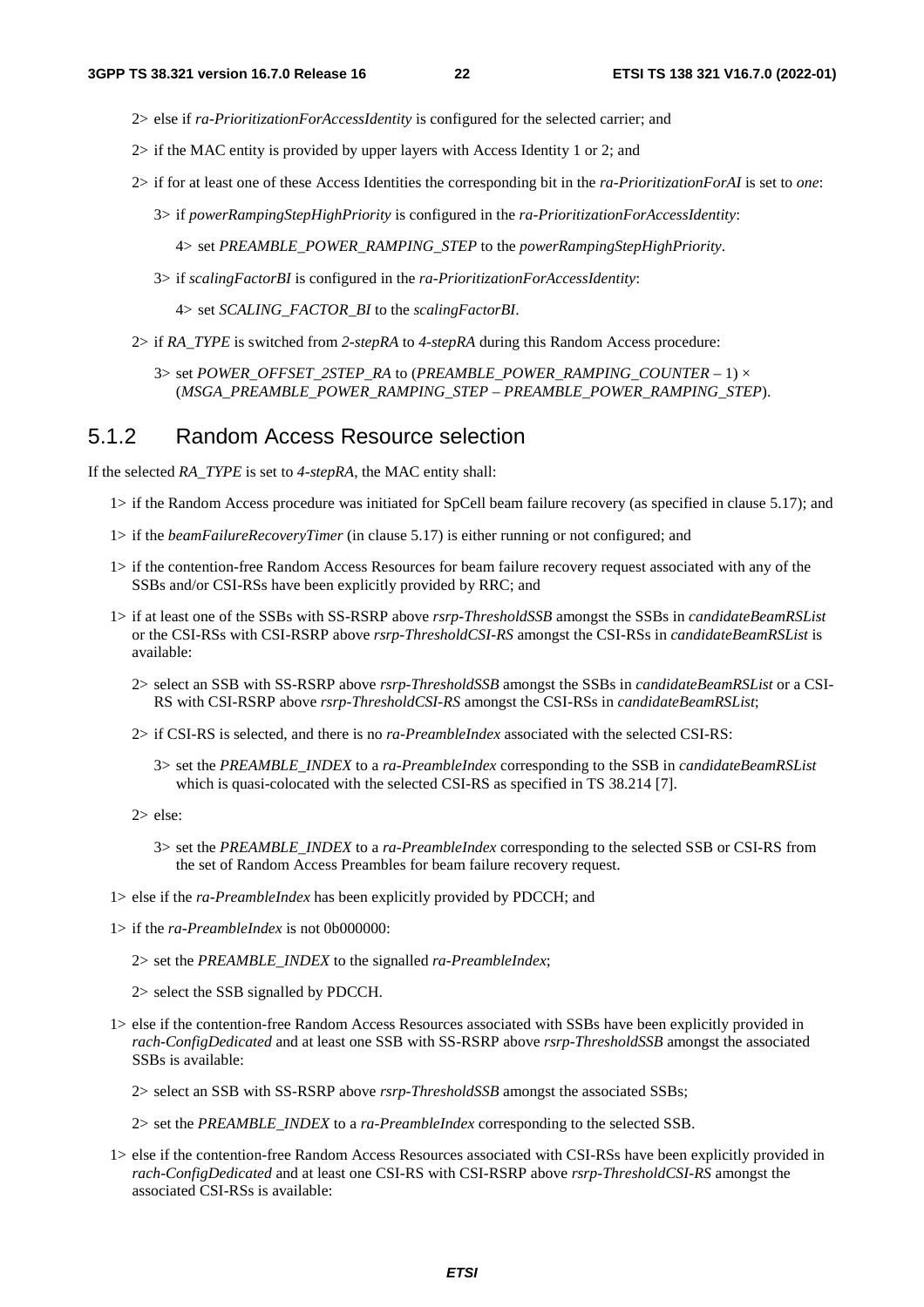2> else if *ra-PrioritizationForAccessIdentity* is configured for the selected carrier; and

2> if the MAC entity is provided by upper layers with Access Identity 1 or 2; and

2> if for at least one of these Access Identities the corresponding bit in the *ra-PrioritizationForAI* is set to *one*:

3> if *powerRampingStepHighPriority* is configured in the *ra-PrioritizationForAccessIdentity*:

4> set *PREAMBLE_POWER_RAMPING_STEP* to the *powerRampingStepHighPriority*.

3> if *scalingFactorBI* is configured in the *ra-PrioritizationForAccessIdentity*:

4> set *SCALING_FACTOR_BI* to the *scalingFactorBI*.

2> if *RA_TYPE* is switched from *2-stepRA* to *4-stepRA* during this Random Access procedure:

3> set *POWER_OFFSET_2STEP_RA* to (*PREAMBLE_POWER_RAMPING_COUNTER* – 1) × (*MSGA_PREAMBLE_POWER_RAMPING_STEP* – *PREAMBLE_POWER_RAMPING_STEP*).

## 5.1.2 Random Access Resource selection

If the selected *RA_TYPE* is set to *4-stepRA*, the MAC entity shall:

1> if the Random Access procedure was initiated for SpCell beam failure recovery (as specified in clause 5.17); and

1> if the *beamFailureRecoveryTimer* (in clause 5.17) is either running or not configured; and

1> if the contention-free Random Access Resources for beam failure recovery request associated with any of the SSBs and/or CSI-RSs have been explicitly provided by RRC; and

1> if at least one of the SSBs with SS-RSRP above *rsrp-ThresholdSSB* amongst the SSBs in *candidateBeamRSList* or the CSI-RSs with CSI-RSRP above *rsrp-ThresholdCSI-RS* amongst the CSI-RSs in *candidateBeamRSList* is available:

2> select an SSB with SS-RSRP above *rsrp-ThresholdSSB* amongst the SSBs in *candidateBeamRSList* or a CSI-RS with CSI-RSRP above *rsrp-ThresholdCSI-RS* amongst the CSI-RSs in *candidateBeamRSList*;

2> if CSI-RS is selected, and there is no *ra-PreambleIndex* associated with the selected CSI-RS:

3> set the *PREAMBLE_INDEX* to a *ra-PreambleIndex* corresponding to the SSB in *candidateBeamRSList* which is quasi-colocated with the selected CSI-RS as specified in TS 38.214 [7].

2> else:

3> set the *PREAMBLE_INDEX* to a *ra-PreambleIndex* corresponding to the selected SSB or CSI-RS from the set of Random Access Preambles for beam failure recovery request.

1> else if the *ra-PreambleIndex* has been explicitly provided by PDCCH; and

1> if the *ra-PreambleIndex* is not 0b000000:

2> set the *PREAMBLE_INDEX* to the signalled *ra-PreambleIndex*;

2> select the SSB signalled by PDCCH.

1> else if the contention-free Random Access Resources associated with SSBs have been explicitly provided in *rach-ConfigDedicated* and at least one SSB with SS-RSRP above *rsrp-ThresholdSSB* amongst the associated SSBs is available:

2> select an SSB with SS-RSRP above *rsrp-ThresholdSSB* amongst the associated SSBs;

2> set the *PREAMBLE_INDEX* to a *ra-PreambleIndex* corresponding to the selected SSB.

1> else if the contention-free Random Access Resources associated with CSI-RSs have been explicitly provided in *rach-ConfigDedicated* and at least one CSI-RS with CSI-RSRP above *rsrp-ThresholdCSI-RS* amongst the associated CSI-RSs is available: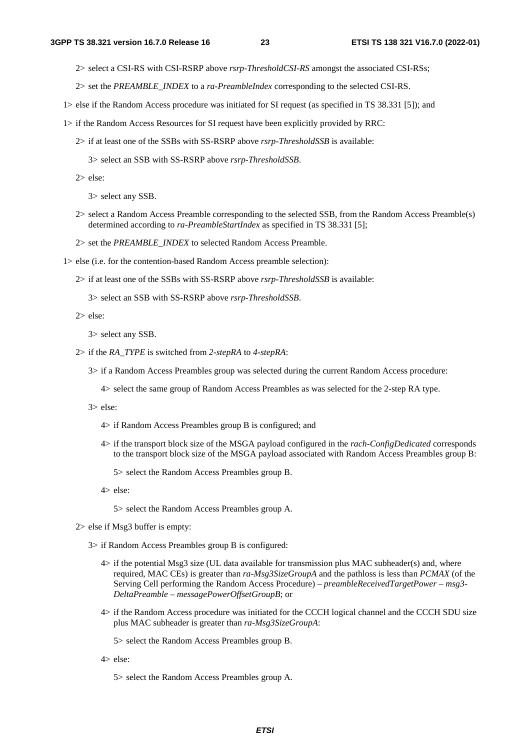2> select a CSI-RS with CSI-RSRP above *rsrp-ThresholdCSI-RS* amongst the associated CSI-RSs;

2> set the *PREAMBLE_INDEX* to a *ra-PreambleIndex* corresponding to the selected CSI-RS.

1> else if the Random Access procedure was initiated for SI request (as specified in TS 38.331 [5]); and

1> if the Random Access Resources for SI request have been explicitly provided by RRC:

2> if at least one of the SSBs with SS-RSRP above *rsrp-ThresholdSSB* is available:

3> select an SSB with SS-RSRP above *rsrp-ThresholdSSB*.

2> else:

3> select any SSB.

2> select a Random Access Preamble corresponding to the selected SSB, from the Random Access Preamble(s) determined according to *ra-PreambleStartIndex* as specified in TS 38.331 [5];

2> set the *PREAMBLE_INDEX* to selected Random Access Preamble.

1> else (i.e. for the contention-based Random Access preamble selection):

2> if at least one of the SSBs with SS-RSRP above *rsrp-ThresholdSSB* is available:

3> select an SSB with SS-RSRP above *rsrp-ThresholdSSB*.

2> else:

3> select any SSB.

2> if the *RA_TYPE* is switched from *2-stepRA* to *4-stepRA*:

3> if a Random Access Preambles group was selected during the current Random Access procedure:

4> select the same group of Random Access Preambles as was selected for the 2-step RA type.

3> else:

4> if Random Access Preambles group B is configured; and

4> if the transport block size of the MSGA payload configured in the *rach-ConfigDedicated* corresponds to the transport block size of the MSGA payload associated with Random Access Preambles group B:

5> select the Random Access Preambles group B.

4> else:

5> select the Random Access Preambles group A.

2> else if Msg3 buffer is empty:

3> if Random Access Preambles group B is configured:

4> if the potential Msg3 size (UL data available for transmission plus MAC subheader(s) and, where required, MAC CEs) is greater than *ra-Msg3SizeGroupA* and the pathloss is less than *PCMAX* (of the Serving Cell performing the Random Access Procedure) – *preambleReceivedTargetPower* – *msg3-DeltaPreamble* – *messagePowerOffsetGroupB*; or

4> if the Random Access procedure was initiated for the CCCH logical channel and the CCCH SDU size plus MAC subheader is greater than *ra-Msg3SizeGroupA*:

5> select the Random Access Preambles group B.

4> else:

5> select the Random Access Preambles group A.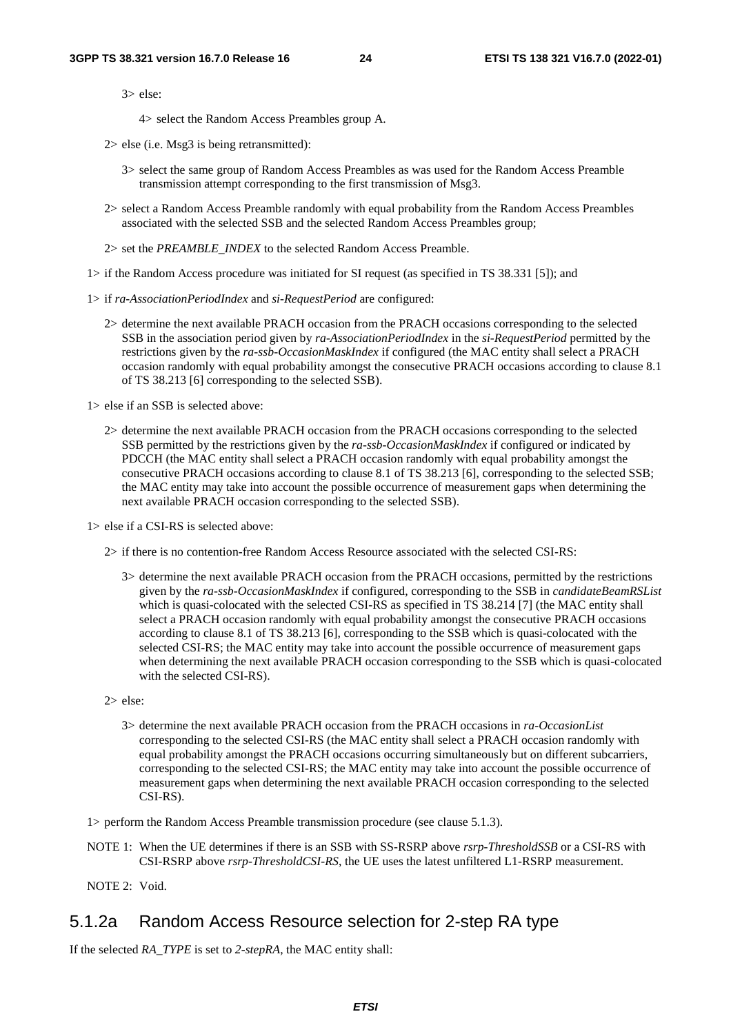3> else:

4> select the Random Access Preambles group A.

2> else (i.e. Msg3 is being retransmitted):

3> select the same group of Random Access Preambles as was used for the Random Access Preamble transmission attempt corresponding to the first transmission of Msg3.

2> select a Random Access Preamble randomly with equal probability from the Random Access Preambles associated with the selected SSB and the selected Random Access Preambles group;

2> set the *PREAMBLE_INDEX* to the selected Random Access Preamble.

1> if the Random Access procedure was initiated for SI request (as specified in TS 38.331 [5]); and

1> if *ra-AssociationPeriodIndex* and *si-RequestPeriod* are configured:

2> determine the next available PRACH occasion from the PRACH occasions corresponding to the selected SSB in the association period given by *ra-AssociationPeriodIndex* in the *si-RequestPeriod* permitted by the restrictions given by the *ra-ssb-OccasionMaskIndex* if configured (the MAC entity shall select a PRACH occasion randomly with equal probability amongst the consecutive PRACH occasions according to clause 8.1 of TS 38.213 [6] corresponding to the selected SSB).

1> else if an SSB is selected above:

2> determine the next available PRACH occasion from the PRACH occasions corresponding to the selected SSB permitted by the restrictions given by the *ra-ssb-OccasionMaskIndex* if configured or indicated by PDCCH (the MAC entity shall select a PRACH occasion randomly with equal probability amongst the consecutive PRACH occasions according to clause 8.1 of TS 38.213 [6], corresponding to the selected SSB; the MAC entity may take into account the possible occurrence of measurement gaps when determining the next available PRACH occasion corresponding to the selected SSB).

1> else if a CSI-RS is selected above:

2> if there is no contention-free Random Access Resource associated with the selected CSI-RS:

3> determine the next available PRACH occasion from the PRACH occasions, permitted by the restrictions given by the *ra-ssb-OccasionMaskIndex* if configured, corresponding to the SSB in *candidateBeamRSList* which is quasi-colocated with the selected CSI-RS as specified in TS 38.214 [7] (the MAC entity shall select a PRACH occasion randomly with equal probability amongst the consecutive PRACH occasions according to clause 8.1 of TS 38.213 [6], corresponding to the SSB which is quasi-colocated with the selected CSI-RS; the MAC entity may take into account the possible occurrence of measurement gaps when determining the next available PRACH occasion corresponding to the SSB which is quasi-colocated with the selected CSI-RS).

2> else:

3> determine the next available PRACH occasion from the PRACH occasions in *ra-OccasionList* corresponding to the selected CSI-RS (the MAC entity shall select a PRACH occasion randomly with equal probability amongst the PRACH occasions occurring simultaneously but on different subcarriers, corresponding to the selected CSI-RS; the MAC entity may take into account the possible occurrence of measurement gaps when determining the next available PRACH occasion corresponding to the selected CSI-RS).

1> perform the Random Access Preamble transmission procedure (see clause 5.1.3).

NOTE 1: When the UE determines if there is an SSB with SS-RSRP above *rsrp-ThresholdSSB* or a CSI-RS with CSI-RSRP above *rsrp-ThresholdCSI-RS*, the UE uses the latest unfiltered L1-RSRP measurement.

NOTE 2: Void.

### 5.1.2a Random Access Resource selection for 2-step RA type

If the selected *RA_TYPE* is set to *2-stepRA*, the MAC entity shall: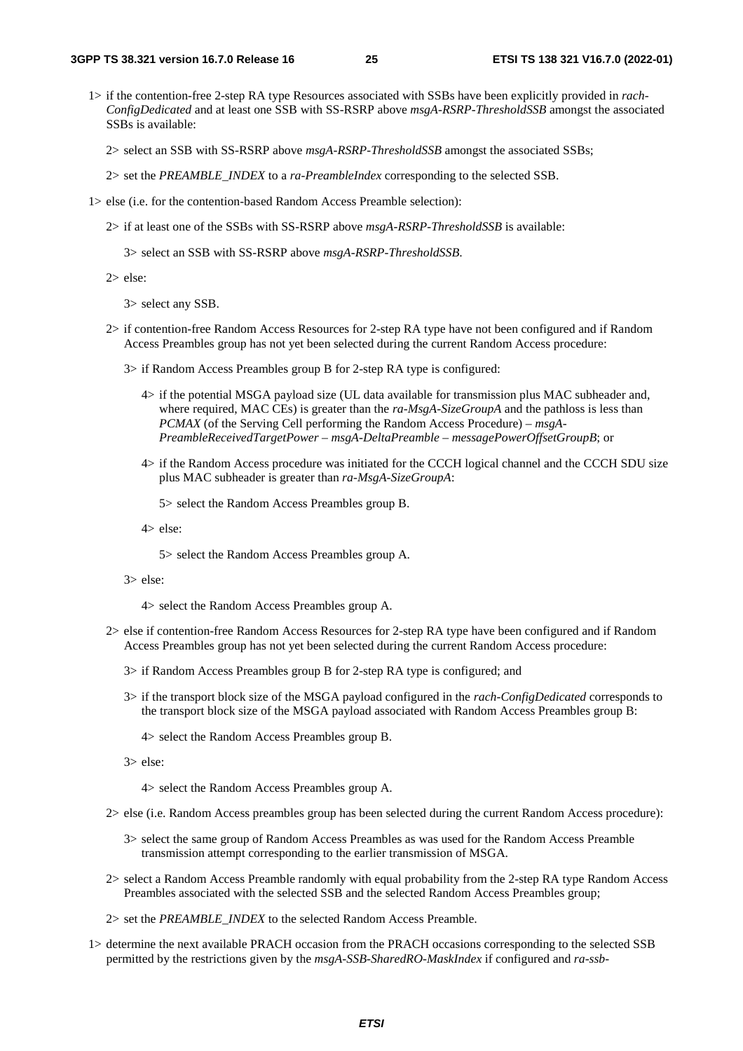1> if the contention-free 2-step RA type Resources associated with SSBs have been explicitly provided in *rach-ConfigDedicated* and at least one SSB with SS-RSRP above *msgA-RSRP-ThresholdSSB* amongst the associated SSBs is available:

2> select an SSB with SS-RSRP above *msgA-RSRP-ThresholdSSB* amongst the associated SSBs;

2> set the *PREAMBLE_INDEX* to a *ra-PreambleIndex* corresponding to the selected SSB.

1> else (i.e. for the contention-based Random Access Preamble selection):

2> if at least one of the SSBs with SS-RSRP above *msgA-RSRP-ThresholdSSB* is available:

3> select an SSB with SS-RSRP above *msgA-RSRP-ThresholdSSB.*

2> else:

3> select any SSB.

2> if contention-free Random Access Resources for 2-step RA type have not been configured and if Random Access Preambles group has not yet been selected during the current Random Access procedure:

3> if Random Access Preambles group B for 2-step RA type is configured:

4> if the potential MSGA payload size (UL data available for transmission plus MAC subheader and, where required, MAC CEs) is greater than the *ra-MsgA-SizeGroupA* and the pathloss is less than *PCMAX* (of the Serving Cell performing the Random Access Procedure) – *msgA-PreambleReceivedTargetPower* – *msgA-DeltaPreamble* – *messagePowerOffsetGroupB*; or

4> if the Random Access procedure was initiated for the CCCH logical channel and the CCCH SDU size plus MAC subheader is greater than *ra-MsgA-SizeGroupA*:

5> select the Random Access Preambles group B.

4> else:

5> select the Random Access Preambles group A.

3> else:

4> select the Random Access Preambles group A.

2> else if contention-free Random Access Resources for 2-step RA type have been configured and if Random Access Preambles group has not yet been selected during the current Random Access procedure:

3> if Random Access Preambles group B for 2-step RA type is configured; and

3> if the transport block size of the MSGA payload configured in the *rach-ConfigDedicated* corresponds to the transport block size of the MSGA payload associated with Random Access Preambles group B:

4> select the Random Access Preambles group B.

3> else:

4> select the Random Access Preambles group A.

2> else (i.e. Random Access preambles group has been selected during the current Random Access procedure):

3> select the same group of Random Access Preambles as was used for the Random Access Preamble transmission attempt corresponding to the earlier transmission of MSGA.

2> select a Random Access Preamble randomly with equal probability from the 2-step RA type Random Access Preambles associated with the selected SSB and the selected Random Access Preambles group;

2> set the *PREAMBLE_INDEX* to the selected Random Access Preamble.

1> determine the next available PRACH occasion from the PRACH occasions corresponding to the selected SSB permitted by the restrictions given by the *msgA-SSB-SharedRO-MaskIndex* if configured and *ra-ssb-*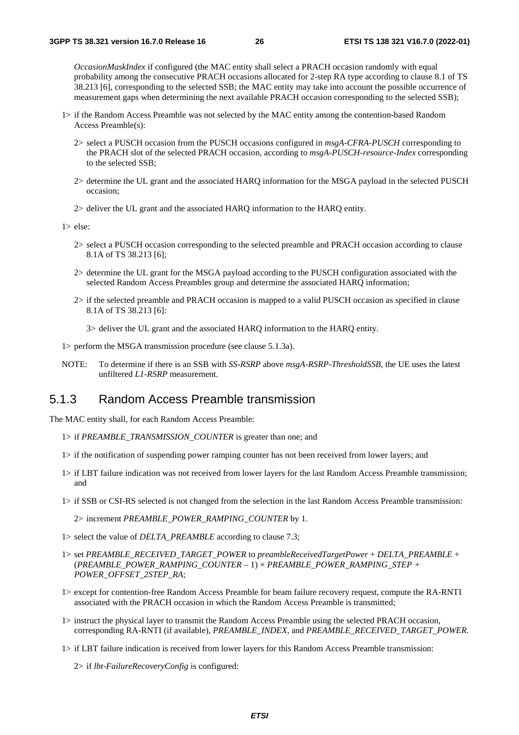*OccasionMaskIndex* if configured (the MAC entity shall select a PRACH occasion randomly with equal probability among the consecutive PRACH occasions allocated for 2-step RA type according to clause 8.1 of TS 38.213 [6], corresponding to the selected SSB; the MAC entity may take into account the possible occurrence of measurement gaps when determining the next available PRACH occasion corresponding to the selected SSB);

1> if the Random Access Preamble was not selected by the MAC entity among the contention-based Random Access Preamble(s):

2> select a PUSCH occasion from the PUSCH occasions configured in *msgA-CFRA-PUSCH* corresponding to the PRACH slot of the selected PRACH occasion, according to *msgA-PUSCH-resource-Index* corresponding to the selected SSB;

2> determine the UL grant and the associated HARQ information for the MSGA payload in the selected PUSCH occasion;

2> deliver the UL grant and the associated HARQ information to the HARQ entity.

1> else:

2> select a PUSCH occasion corresponding to the selected preamble and PRACH occasion according to clause 8.1A of TS 38.213 [6];

2> determine the UL grant for the MSGA payload according to the PUSCH configuration associated with the selected Random Access Preambles group and determine the associated HARQ information;

2> if the selected preamble and PRACH occasion is mapped to a valid PUSCH occasion as specified in clause 8.1A of TS 38.213 [6]:

3> deliver the UL grant and the associated HARQ information to the HARQ entity.

1> perform the MSGA transmission procedure (see clause 5.1.3a).

NOTE: To determine if there is an SSB with *SS-RSRP* above *msgA-RSRP-ThresholdSSB*, the UE uses the latest unfiltered *L1-RSRP* measurement.

## 5.1.3 Random Access Preamble transmission

The MAC entity shall, for each Random Access Preamble:

1> if *PREAMBLE_TRANSMISSION_COUNTER* is greater than one; and

1> if the notification of suspending power ramping counter has not been received from lower layers; and

1> if LBT failure indication was not received from lower layers for the last Random Access Preamble transmission; and

1> if SSB or CSI-RS selected is not changed from the selection in the last Random Access Preamble transmission:

2> increment *PREAMBLE_POWER_RAMPING_COUNTER* by 1.

1> select the value of *DELTA_PREAMBLE* according to clause 7.3;

1> set *PREAMBLE_RECEIVED_TARGET_POWER* to *preambleReceivedTargetPower* + *DELTA_PREAMBLE* + (*PREAMBLE_POWER_RAMPING_COUNTER* – 1) × *PREAMBLE_POWER_RAMPING_STEP* + *POWER_OFFSET_2STEP_RA*;

1> except for contention-free Random Access Preamble for beam failure recovery request, compute the RA-RNTI associated with the PRACH occasion in which the Random Access Preamble is transmitted;

1> instruct the physical layer to transmit the Random Access Preamble using the selected PRACH occasion, corresponding RA-RNTI (if available), *PREAMBLE_INDEX*, and *PREAMBLE_RECEIVED_TARGET_POWER*.

1> if LBT failure indication is received from lower layers for this Random Access Preamble transmission:

2> if *lbt-FailureRecoveryConfig* is configured: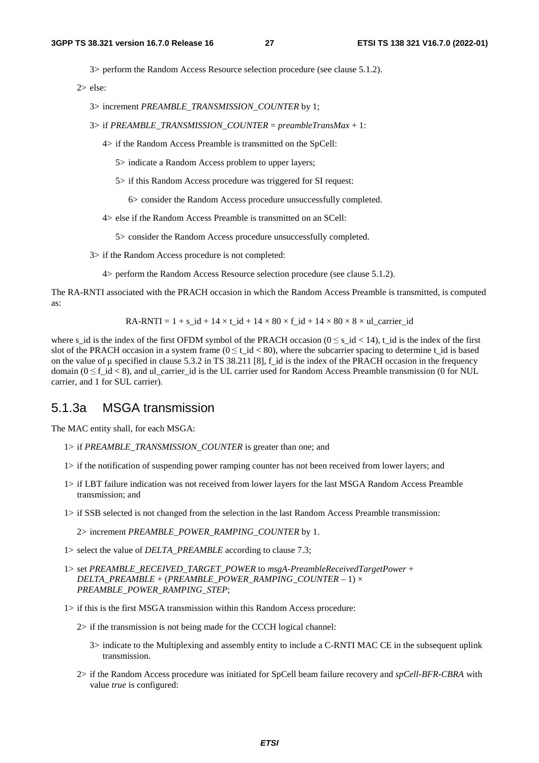3> perform the Random Access Resource selection procedure (see clause 5.1.2).

2> else:

3> increment *PREAMBLE_TRANSMISSION_COUNTER* by 1;

3> if *PREAMBLE_TRANSMISSION_COUNTER* = *preambleTransMax* + 1:

4> if the Random Access Preamble is transmitted on the SpCell:

5> indicate a Random Access problem to upper layers;

5> if this Random Access procedure was triggered for SI request:

6> consider the Random Access procedure unsuccessfully completed.

4> else if the Random Access Preamble is transmitted on an SCell:

5> consider the Random Access procedure unsuccessfully completed.

3> if the Random Access procedure is not completed:

4> perform the Random Access Resource selection procedure (see clause 5.1.2).

The RA-RNTI associated with the PRACH occasion in which the Random Access Preamble is transmitted, is computed as:

$$\text{RA-RNTI} = 1 + s\_id + 14 \times t\_id + 14 \times 80 \times f\_id + 14 \times 80 \times 8 \times ul\_carrier\_id$$

where s_id is the index of the first OFDM symbol of the PRACH occasion ($0 \leq s\_id < 14$), t_id is the index of the first slot of the PRACH occasion in a system frame ($0 \leq t\_id < 80$), where the subcarrier spacing to determine t_id is based on the value of $\mu$ specified in clause 5.3.2 in TS 38.211 [8], f_id is the index of the PRACH occasion in the frequency domain ($0 \leq f\_id < 8$), and ul_carrier_id is the UL carrier used for Random Access Preamble transmission (0 for NUL carrier, and 1 for SUL carrier).

## 5.1.3a MSGA transmission

The MAC entity shall, for each MSGA:

1> if *PREAMBLE_TRANSMISSION_COUNTER* is greater than one; and

1> if the notification of suspending power ramping counter has not been received from lower layers; and

1> if LBT failure indication was not received from lower layers for the last MSGA Random Access Preamble transmission; and

1> if SSB selected is not changed from the selection in the last Random Access Preamble transmission:

2> increment *PREAMBLE_POWER_RAMPING_COUNTER* by 1.

1> select the value of *DELTA_PREAMBLE* according to clause 7.3;

1> set *PREAMBLE_RECEIVED_TARGET_POWER* to *msgA-PreambleReceivedTargetPower* + *DELTA_PREAMBLE* + (*PREAMBLE_POWER_RAMPING_COUNTER* – 1) × *PREAMBLE_POWER_RAMPING_STEP*;

1> if this is the first MSGA transmission within this Random Access procedure:

2> if the transmission is not being made for the CCCH logical channel:

3> indicate to the Multiplexing and assembly entity to include a C-RNTI MAC CE in the subsequent uplink transmission.

2> if the Random Access procedure was initiated for SpCell beam failure recovery and *spCell-BFR-CBRA* with value *true* is configured: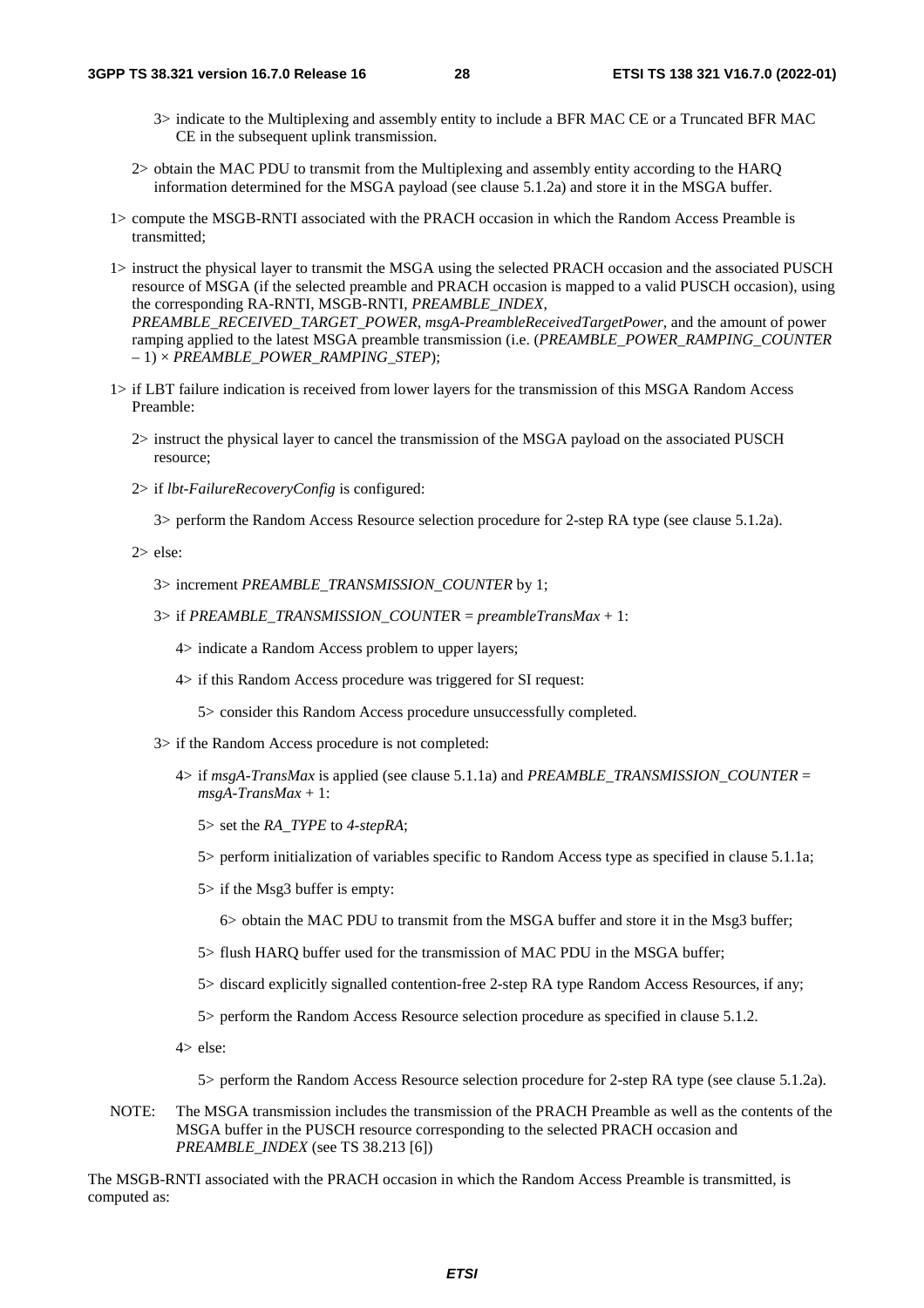3> indicate to the Multiplexing and assembly entity to include a BFR MAC CE or a Truncated BFR MAC CE in the subsequent uplink transmission.

2> obtain the MAC PDU to transmit from the Multiplexing and assembly entity according to the HARQ information determined for the MSGA payload (see clause 5.1.2a) and store it in the MSGA buffer.

1> compute the MSGB-RNTI associated with the PRACH occasion in which the Random Access Preamble is transmitted;

1> instruct the physical layer to transmit the MSGA using the selected PRACH occasion and the associated PUSCH resource of MSGA (if the selected preamble and PRACH occasion is mapped to a valid PUSCH occasion), using the corresponding RA-RNTI, MSGB-RNTI, *PREAMBLE_INDEX*, *PREAMBLE_RECEIVED_TARGET_POWER*, *msgA-PreambleReceivedTargetPower*, and the amount of power ramping applied to the latest MSGA preamble transmission (i.e. (*PREAMBLE_POWER_RAMPING_COUNTER* – 1) × *PREAMBLE_POWER_RAMPING_STEP*);

1> if LBT failure indication is received from lower layers for the transmission of this MSGA Random Access Preamble:

2> instruct the physical layer to cancel the transmission of the MSGA payload on the associated PUSCH resource;

2> if *lbt-FailureRecoveryConfig* is configured:

3> perform the Random Access Resource selection procedure for 2-step RA type (see clause 5.1.2a).

2> else:

3> increment *PREAMBLE_TRANSMISSION_COUNTER* by 1;

3> if *PREAMBLE_TRANSMISSION_COUNTER* = *preambleTransMax* + 1:

4> indicate a Random Access problem to upper layers;

4> if this Random Access procedure was triggered for SI request:

5> consider this Random Access procedure unsuccessfully completed.

3> if the Random Access procedure is not completed:

4> if *msgA-TransMax* is applied (see clause 5.1.1a) and *PREAMBLE_TRANSMISSION_COUNTER* = *msgA-TransMax* + 1:

5> set the *RA_TYPE* to *4-stepRA*;

5> perform initialization of variables specific to Random Access type as specified in clause 5.1.1a;

5> if the Msg3 buffer is empty:

6> obtain the MAC PDU to transmit from the MSGA buffer and store it in the Msg3 buffer;

5> flush HARQ buffer used for the transmission of MAC PDU in the MSGA buffer;

5> discard explicitly signalled contention-free 2-step RA type Random Access Resources, if any;

5> perform the Random Access Resource selection procedure as specified in clause 5.1.2.

4> else:

5> perform the Random Access Resource selection procedure for 2-step RA type (see clause 5.1.2a).

NOTE: The MSGA transmission includes the transmission of the PRACH Preamble as well as the contents of the MSGA buffer in the PUSCH resource corresponding to the selected PRACH occasion and *PREAMBLE_INDEX* (see TS 38.213 [6])

The MSGB-RNTI associated with the PRACH occasion in which the Random Access Preamble is transmitted, is computed as: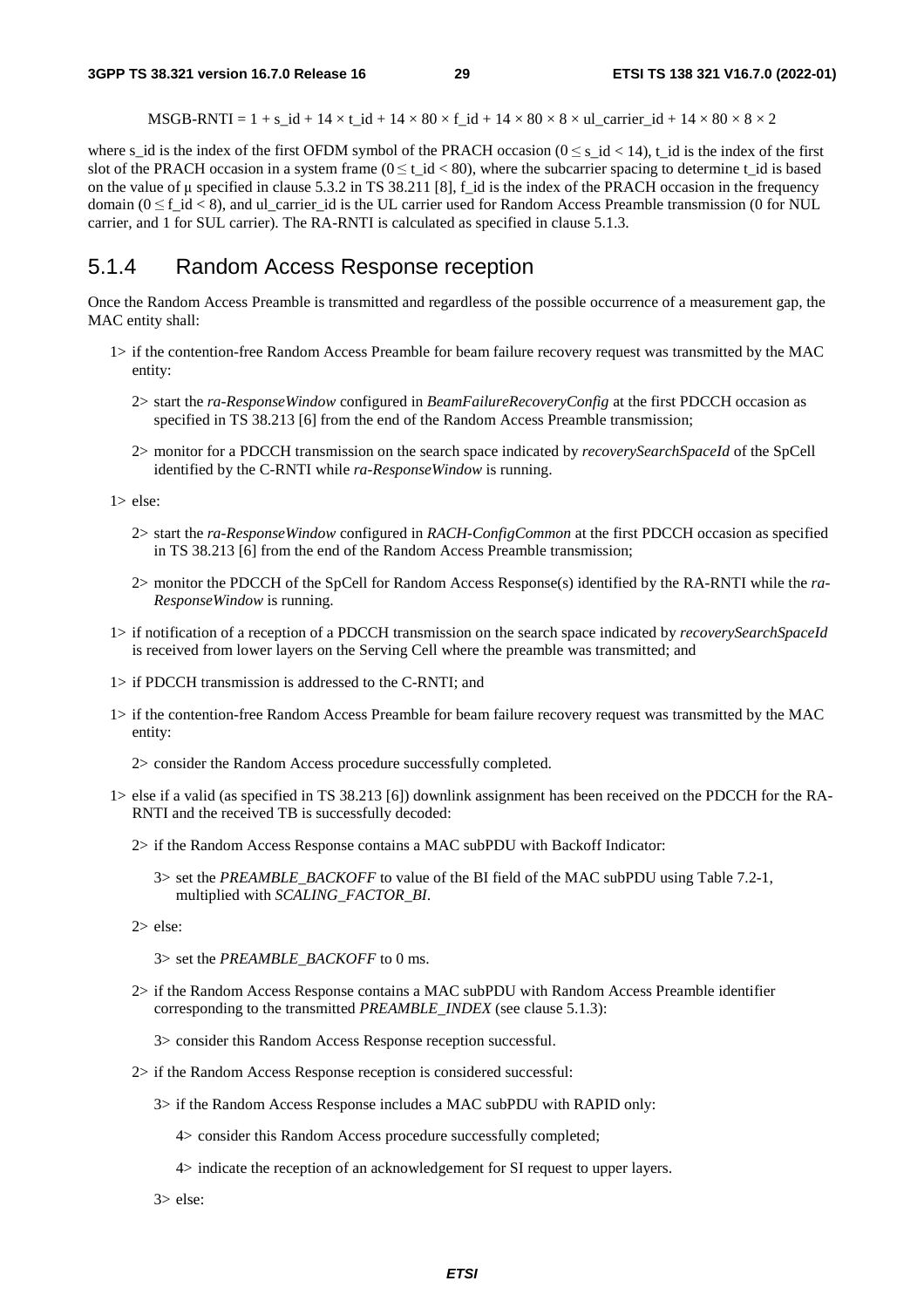$$\text{MSGB-RNTI} = 1 + \text{s\_id} + 14 \times \text{t\_id} + 14 \times 80 \times \text{f\_id} + 14 \times 80 \times 8 \times \text{ul\_carrier\_id} + 14 \times 80 \times 8 \times 2$$

where s_id is the index of the first OFDM symbol of the PRACH occasion ($0 \leq$ s_id $< 14$), t_id is the index of the first slot of the PRACH occasion in a system frame ($0 \leq$ t_id $< 80$), where the subcarrier spacing to determine t_id is based on the value of $\mu$ specified in clause 5.3.2 in TS 38.211 [8], f_id is the index of the PRACH occasion in the frequency domain ($0 \leq$ f_id $< 8$), and ul_carrier_id is the UL carrier used for Random Access Preamble transmission (0 for NUL carrier, and 1 for SUL carrier). The RA-RNTI is calculated as specified in clause 5.1.3.

### 5.1.4 Random Access Response reception

Once the Random Access Preamble is transmitted and regardless of the possible occurrence of a measurement gap, the MAC entity shall:

1> if the contention-free Random Access Preamble for beam failure recovery request was transmitted by the MAC entity:

  2> start the *ra-ResponseWindow* configured in *BeamFailureRecoveryConfig* at the first PDCCH occasion as specified in TS 38.213 [6] from the end of the Random Access Preamble transmission;

  2> monitor for a PDCCH transmission on the search space indicated by *recoverySearchSpaceId* of the SpCell identified by the C-RNTI while *ra-ResponseWindow* is running.

1> else:

  2> start the *ra-ResponseWindow* configured in *RACH-ConfigCommon* at the first PDCCH occasion as specified in TS 38.213 [6] from the end of the Random Access Preamble transmission;

  2> monitor the PDCCH of the SpCell for Random Access Response(s) identified by the RA-RNTI while the *ra-ResponseWindow* is running.

1> if notification of a reception of a PDCCH transmission on the search space indicated by *recoverySearchSpaceId* is received from lower layers on the Serving Cell where the preamble was transmitted; and

1> if PDCCH transmission is addressed to the C-RNTI; and

1> if the contention-free Random Access Preamble for beam failure recovery request was transmitted by the MAC entity:

  2> consider the Random Access procedure successfully completed.

1> else if a valid (as specified in TS 38.213 [6]) downlink assignment has been received on the PDCCH for the RA-RNTI and the received TB is successfully decoded:

  2> if the Random Access Response contains a MAC subPDU with Backoff Indicator:

    3> set the *PREAMBLE_BACKOFF* to value of the BI field of the MAC subPDU using Table 7.2-1, multiplied with *SCALING_FACTOR_BI*.

  2> else:

    3> set the *PREAMBLE_BACKOFF* to 0 ms.

  2> if the Random Access Response contains a MAC subPDU with Random Access Preamble identifier corresponding to the transmitted *PREAMBLE_INDEX* (see clause 5.1.3):

    3> consider this Random Access Response reception successful.

  2> if the Random Access Response reception is considered successful:

    3> if the Random Access Response includes a MAC subPDU with RAPID only:

      4> consider this Random Access procedure successfully completed;

      4> indicate the reception of an acknowledgement for SI request to upper layers.

    3> else: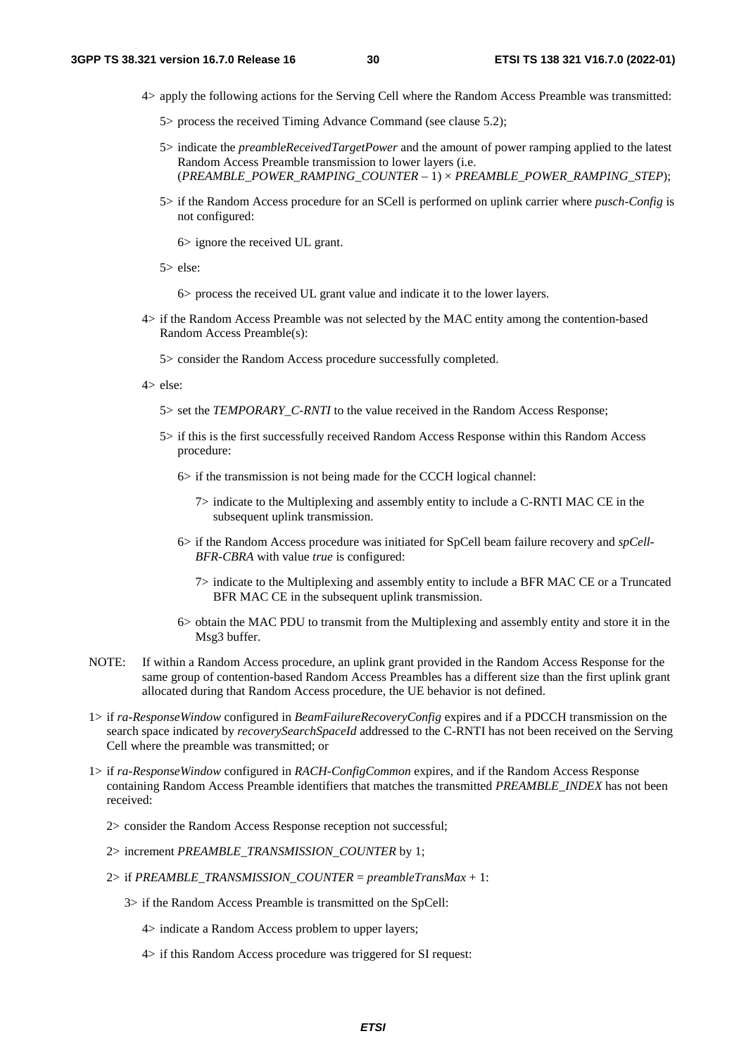4> apply the following actions for the Serving Cell where the Random Access Preamble was transmitted:

5> process the received Timing Advance Command (see clause 5.2);

5> indicate the *preambleReceivedTargetPower* and the amount of power ramping applied to the latest Random Access Preamble transmission to lower layers (i.e. (*PREAMBLE_POWER_RAMPING_COUNTER* – 1) × *PREAMBLE_POWER_RAMPING_STEP*);

5> if the Random Access procedure for an SCell is performed on uplink carrier where *pusch-Config* is not configured:

6> ignore the received UL grant.

5> else:

6> process the received UL grant value and indicate it to the lower layers.

4> if the Random Access Preamble was not selected by the MAC entity among the contention-based Random Access Preamble(s):

5> consider the Random Access procedure successfully completed.

4> else:

5> set the *TEMPORARY_C-RNTI* to the value received in the Random Access Response;

5> if this is the first successfully received Random Access Response within this Random Access procedure:

6> if the transmission is not being made for the CCCH logical channel:

7> indicate to the Multiplexing and assembly entity to include a C-RNTI MAC CE in the subsequent uplink transmission.

6> if the Random Access procedure was initiated for SpCell beam failure recovery and *spCell-BFR-CBRA* with value *true* is configured:

7> indicate to the Multiplexing and assembly entity to include a BFR MAC CE or a Truncated BFR MAC CE in the subsequent uplink transmission.

6> obtain the MAC PDU to transmit from the Multiplexing and assembly entity and store it in the Msg3 buffer.

NOTE: If within a Random Access procedure, an uplink grant provided in the Random Access Response for the same group of contention-based Random Access Preambles has a different size than the first uplink grant allocated during that Random Access procedure, the UE behavior is not defined.

1> if *ra-ResponseWindow* configured in *BeamFailureRecoveryConfig* expires and if a PDCCH transmission on the search space indicated by *recoverySearchSpaceId* addressed to the C-RNTI has not been received on the Serving Cell where the preamble was transmitted; or

1> if *ra-ResponseWindow* configured in *RACH-ConfigCommon* expires, and if the Random Access Response containing Random Access Preamble identifiers that matches the transmitted *PREAMBLE_INDEX* has not been received:

2> consider the Random Access Response reception not successful;

2> increment *PREAMBLE_TRANSMISSION_COUNTER* by 1;

2> if *PREAMBLE_TRANSMISSION_COUNTER* = *preambleTransMax* + 1:

3> if the Random Access Preamble is transmitted on the SpCell:

4> indicate a Random Access problem to upper layers;

4> if this Random Access procedure was triggered for SI request: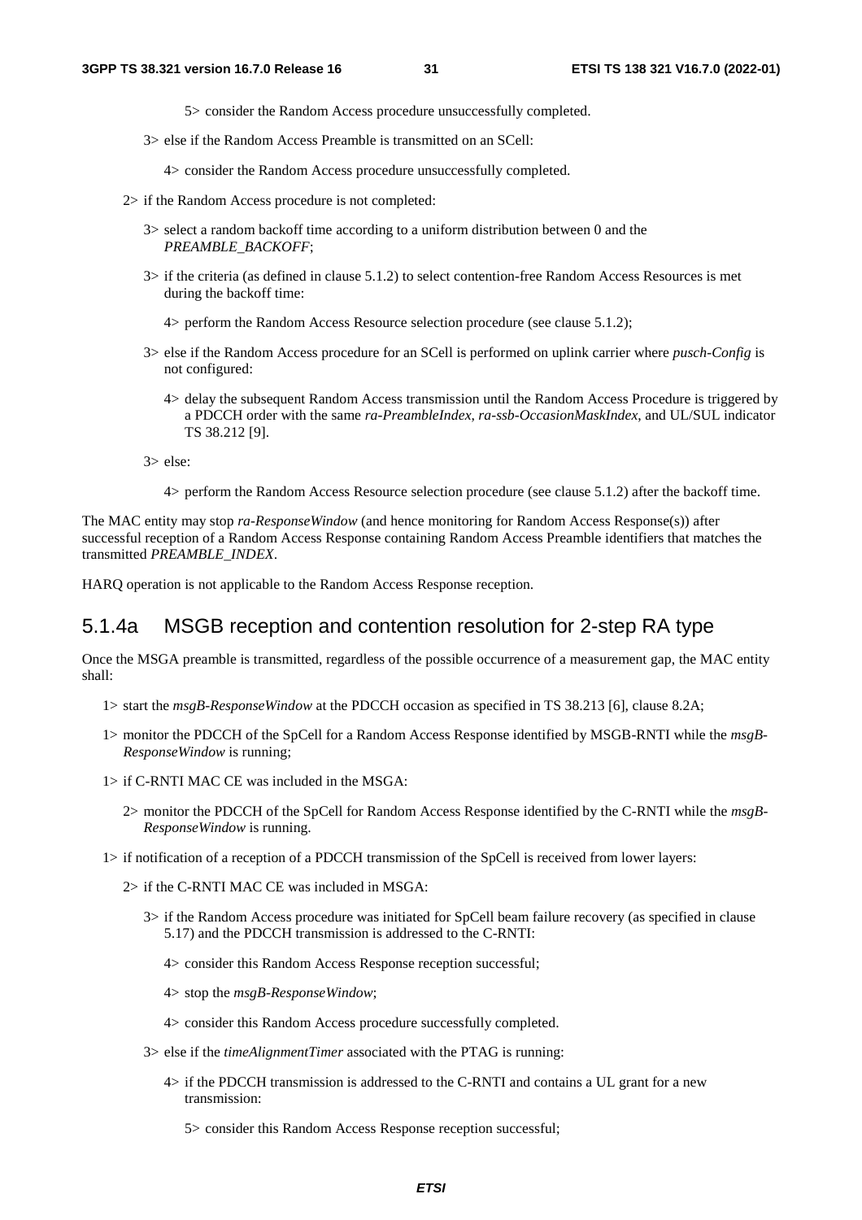5> consider the Random Access procedure unsuccessfully completed.

3> else if the Random Access Preamble is transmitted on an SCell:

4> consider the Random Access procedure unsuccessfully completed.

2> if the Random Access procedure is not completed:

3> select a random backoff time according to a uniform distribution between 0 and the *PREAMBLE_BACKOFF*;

3> if the criteria (as defined in clause 5.1.2) to select contention-free Random Access Resources is met during the backoff time:

4> perform the Random Access Resource selection procedure (see clause 5.1.2);

3> else if the Random Access procedure for an SCell is performed on uplink carrier where *pusch-Config* is not configured:

4> delay the subsequent Random Access transmission until the Random Access Procedure is triggered by a PDCCH order with the same *ra-PreambleIndex*, *ra-ssb-OccasionMaskIndex*, and UL/SUL indicator TS 38.212 [9].

3> else:

4> perform the Random Access Resource selection procedure (see clause 5.1.2) after the backoff time.

The MAC entity may stop *ra-ResponseWindow* (and hence monitoring for Random Access Response(s)) after successful reception of a Random Access Response containing Random Access Preamble identifiers that matches the transmitted *PREAMBLE_INDEX*.

HARQ operation is not applicable to the Random Access Response reception.

## 5.1.4a MSGB reception and contention resolution for 2-step RA type

Once the MSGA preamble is transmitted, regardless of the possible occurrence of a measurement gap, the MAC entity shall:

1> start the *msgB-ResponseWindow* at the PDCCH occasion as specified in TS 38.213 [6], clause 8.2A;

1> monitor the PDCCH of the SpCell for a Random Access Response identified by MSGB-RNTI while the *msgB-ResponseWindow* is running;

1> if C-RNTI MAC CE was included in the MSGA:

2> monitor the PDCCH of the SpCell for Random Access Response identified by the C-RNTI while the *msgB-ResponseWindow* is running.

1> if notification of a reception of a PDCCH transmission of the SpCell is received from lower layers:

2> if the C-RNTI MAC CE was included in MSGA:

3> if the Random Access procedure was initiated for SpCell beam failure recovery (as specified in clause 5.17) and the PDCCH transmission is addressed to the C-RNTI:

4> consider this Random Access Response reception successful;

4> stop the *msgB-ResponseWindow*;

4> consider this Random Access procedure successfully completed.

3> else if the *timeAlignmentTimer* associated with the PTAG is running:

4> if the PDCCH transmission is addressed to the C-RNTI and contains a UL grant for a new transmission:

5> consider this Random Access Response reception successful;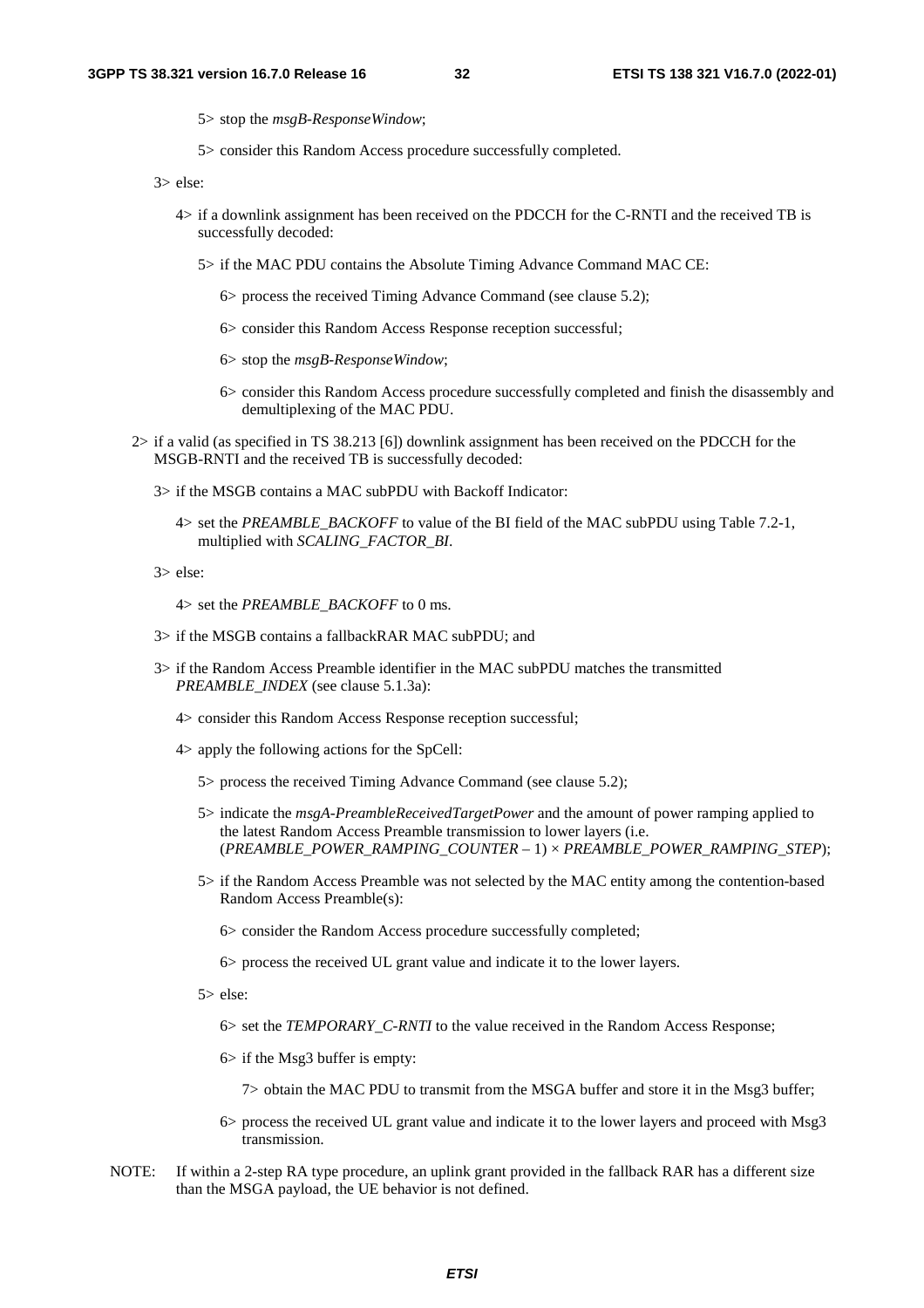5> stop the *msgB-ResponseWindow*;

5> consider this Random Access procedure successfully completed.

3> else:

4> if a downlink assignment has been received on the PDCCH for the C-RNTI and the received TB is successfully decoded:

5> if the MAC PDU contains the Absolute Timing Advance Command MAC CE:

6> process the received Timing Advance Command (see clause 5.2);

6> consider this Random Access Response reception successful;

6> stop the *msgB-ResponseWindow*;

6> consider this Random Access procedure successfully completed and finish the disassembly and demultiplexing of the MAC PDU.

2> if a valid (as specified in TS 38.213 [6]) downlink assignment has been received on the PDCCH for the MSGB-RNTI and the received TB is successfully decoded:

3> if the MSGB contains a MAC subPDU with Backoff Indicator:

4> set the *PREAMBLE_BACKOFF* to value of the BI field of the MAC subPDU using Table 7.2-1, multiplied with *SCALING_FACTOR_BI*.

3> else:

4> set the *PREAMBLE_BACKOFF* to 0 ms.

3> if the MSGB contains a fallbackRAR MAC subPDU; and

3> if the Random Access Preamble identifier in the MAC subPDU matches the transmitted *PREAMBLE_INDEX* (see clause 5.1.3a):

4> consider this Random Access Response reception successful;

4> apply the following actions for the SpCell:

5> process the received Timing Advance Command (see clause 5.2);

5> indicate the *msgA-PreambleReceivedTargetPower* and the amount of power ramping applied to the latest Random Access Preamble transmission to lower layers (i.e. (*PREAMBLE_POWER_RAMPING_COUNTER* – 1) × *PREAMBLE_POWER_RAMPING_STEP*);

5> if the Random Access Preamble was not selected by the MAC entity among the contention-based Random Access Preamble(s):

6> consider the Random Access procedure successfully completed;

6> process the received UL grant value and indicate it to the lower layers.

5> else:

6> set the *TEMPORARY_C-RNTI* to the value received in the Random Access Response;

6> if the Msg3 buffer is empty:

7> obtain the MAC PDU to transmit from the MSGA buffer and store it in the Msg3 buffer;

6> process the received UL grant value and indicate it to the lower layers and proceed with Msg3 transmission.

NOTE: If within a 2-step RA type procedure, an uplink grant provided in the fallback RAR has a different size than the MSGA payload, the UE behavior is not defined.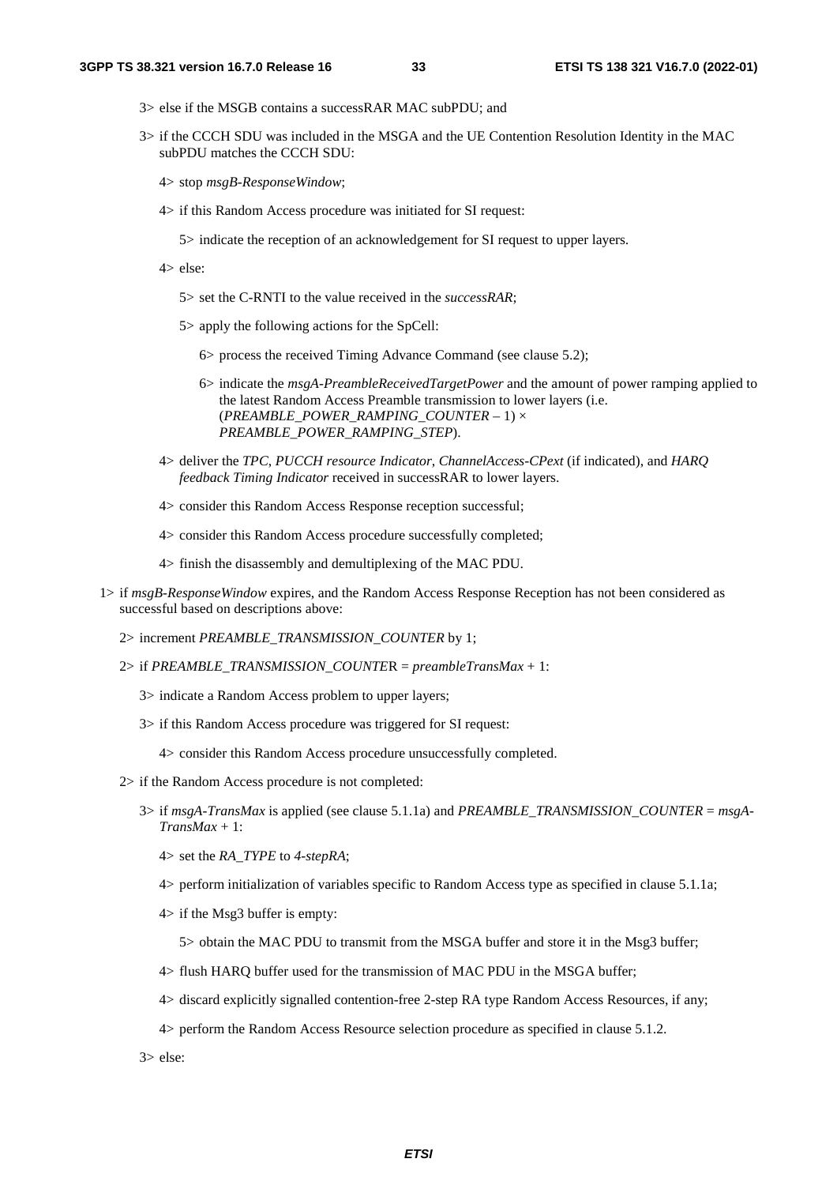3> else if the MSGB contains a successRAR MAC subPDU; and

3> if the CCCH SDU was included in the MSGA and the UE Contention Resolution Identity in the MAC subPDU matches the CCCH SDU:

4> stop *msgB-ResponseWindow*;

4> if this Random Access procedure was initiated for SI request:

5> indicate the reception of an acknowledgement for SI request to upper layers.

4> else:

5> set the C-RNTI to the value received in the *successRAR*;

5> apply the following actions for the SpCell:

6> process the received Timing Advance Command (see clause 5.2);

6> indicate the *msgA-PreambleReceivedTargetPower* and the amount of power ramping applied to the latest Random Access Preamble transmission to lower layers (i.e. (*PREAMBLE_POWER_RAMPING_COUNTER* – 1) × *PREAMBLE_POWER_RAMPING_STEP*).

4> deliver the *TPC*, *PUCCH resource Indicator*, *ChannelAccess-CPext* (if indicated), and *HARQ feedback Timing Indicator* received in successRAR to lower layers.

4> consider this Random Access Response reception successful;

4> consider this Random Access procedure successfully completed;

4> finish the disassembly and demultiplexing of the MAC PDU.

1> if *msgB-ResponseWindow* expires, and the Random Access Response Reception has not been considered as successful based on descriptions above:

2> increment *PREAMBLE_TRANSMISSION_COUNTER* by 1;

2> if *PREAMBLE_TRANSMISSION_COUNTE*R = *preambleTransMax* + 1:

3> indicate a Random Access problem to upper layers;

3> if this Random Access procedure was triggered for SI request:

4> consider this Random Access procedure unsuccessfully completed.

2> if the Random Access procedure is not completed:

3> if *msgA-TransMax* is applied (see clause 5.1.1a) and *PREAMBLE_TRANSMISSION_COUNTER* = *msgA-TransMax* + 1:

4> set the *RA_TYPE* to *4-stepRA*;

4> perform initialization of variables specific to Random Access type as specified in clause 5.1.1a;

4> if the Msg3 buffer is empty:

5> obtain the MAC PDU to transmit from the MSGA buffer and store it in the Msg3 buffer;

4> flush HARQ buffer used for the transmission of MAC PDU in the MSGA buffer;

4> discard explicitly signalled contention-free 2-step RA type Random Access Resources, if any;

4> perform the Random Access Resource selection procedure as specified in clause 5.1.2.

3> else: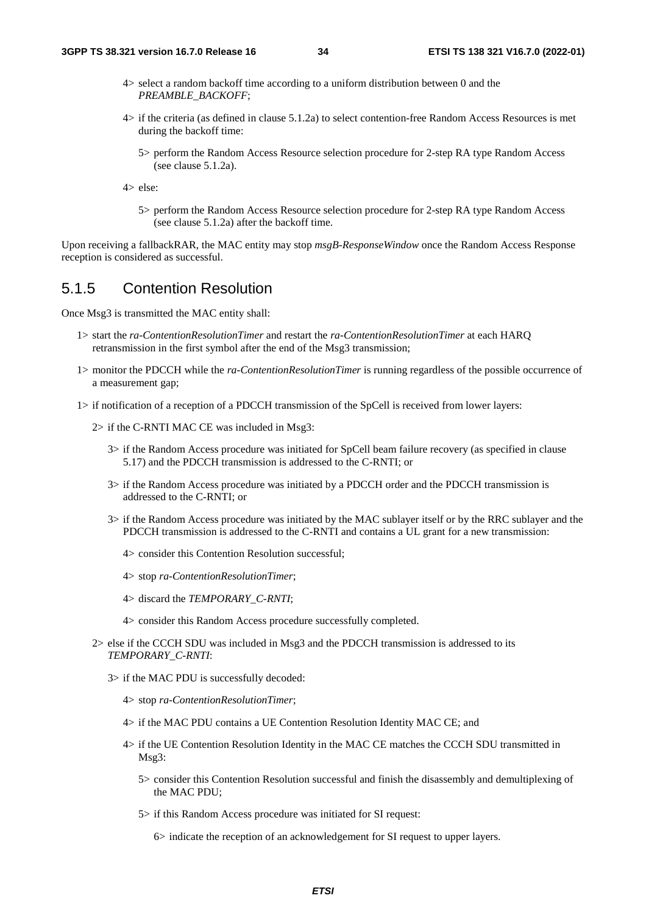4> select a random backoff time according to a uniform distribution between 0 and the *PREAMBLE_BACKOFF*;

4> if the criteria (as defined in clause 5.1.2a) to select contention-free Random Access Resources is met during the backoff time:

5> perform the Random Access Resource selection procedure for 2-step RA type Random Access (see clause 5.1.2a).

4> else:

5> perform the Random Access Resource selection procedure for 2-step RA type Random Access (see clause 5.1.2a) after the backoff time.

Upon receiving a fallbackRAR, the MAC entity may stop *msgB-ResponseWindow* once the Random Access Response reception is considered as successful.

### 5.1.5 Contention Resolution

Once Msg3 is transmitted the MAC entity shall:

1> start the *ra-ContentionResolutionTimer* and restart the *ra-ContentionResolutionTimer* at each HARQ retransmission in the first symbol after the end of the Msg3 transmission;

1> monitor the PDCCH while the *ra-ContentionResolutionTimer* is running regardless of the possible occurrence of a measurement gap;

1> if notification of a reception of a PDCCH transmission of the SpCell is received from lower layers:

2> if the C-RNTI MAC CE was included in Msg3:

3> if the Random Access procedure was initiated for SpCell beam failure recovery (as specified in clause 5.17) and the PDCCH transmission is addressed to the C-RNTI; or

3> if the Random Access procedure was initiated by a PDCCH order and the PDCCH transmission is addressed to the C-RNTI; or

3> if the Random Access procedure was initiated by the MAC sublayer itself or by the RRC sublayer and the PDCCH transmission is addressed to the C-RNTI and contains a UL grant for a new transmission:

4> consider this Contention Resolution successful;

4> stop *ra-ContentionResolutionTimer*;

4> discard the *TEMPORARY_C-RNTI*;

4> consider this Random Access procedure successfully completed.

2> else if the CCCH SDU was included in Msg3 and the PDCCH transmission is addressed to its *TEMPORARY_C-RNTI*:

3> if the MAC PDU is successfully decoded:

4> stop *ra-ContentionResolutionTimer*;

4> if the MAC PDU contains a UE Contention Resolution Identity MAC CE; and

4> if the UE Contention Resolution Identity in the MAC CE matches the CCCH SDU transmitted in Msg3:

5> consider this Contention Resolution successful and finish the disassembly and demultiplexing of the MAC PDU;

5> if this Random Access procedure was initiated for SI request:

6> indicate the reception of an acknowledgement for SI request to upper layers.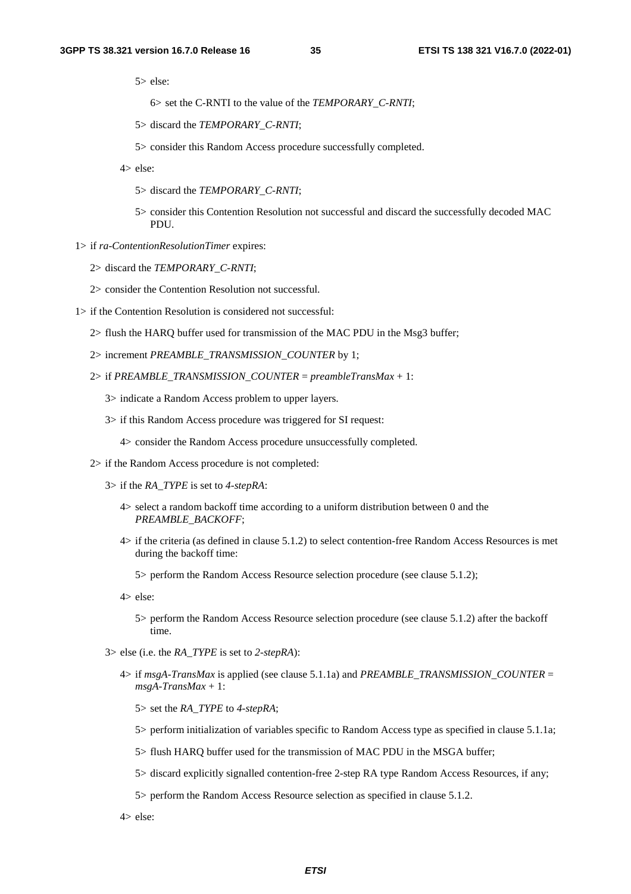5> else:

6> set the C-RNTI to the value of the *TEMPORARY_C-RNTI*;

5> discard the *TEMPORARY_C-RNTI*;

5> consider this Random Access procedure successfully completed.

4> else:

5> discard the *TEMPORARY_C-RNTI*;

5> consider this Contention Resolution not successful and discard the successfully decoded MAC PDU.

1> if *ra-ContentionResolutionTimer* expires:

2> discard the *TEMPORARY_C-RNTI*;

2> consider the Contention Resolution not successful.

1> if the Contention Resolution is considered not successful:

2> flush the HARQ buffer used for transmission of the MAC PDU in the Msg3 buffer;

2> increment *PREAMBLE_TRANSMISSION_COUNTER* by 1;

2> if *PREAMBLE_TRANSMISSION_COUNTER* = *preambleTransMax* + 1:

3> indicate a Random Access problem to upper layers.

3> if this Random Access procedure was triggered for SI request:

4> consider the Random Access procedure unsuccessfully completed.

2> if the Random Access procedure is not completed:

3> if the *RA_TYPE* is set to *4-stepRA*:

4> select a random backoff time according to a uniform distribution between 0 and the *PREAMBLE_BACKOFF*;

4> if the criteria (as defined in clause 5.1.2) to select contention-free Random Access Resources is met during the backoff time:

5> perform the Random Access Resource selection procedure (see clause 5.1.2);

4> else:

5> perform the Random Access Resource selection procedure (see clause 5.1.2) after the backoff time.

3> else (i.e. the *RA_TYPE* is set to *2-stepRA*):

4> if *msgA-TransMax* is applied (see clause 5.1.1a) and *PREAMBLE_TRANSMISSION_COUNTER* = *msgA-TransMax* + 1:

5> set the *RA_TYPE* to *4-stepRA*;

5> perform initialization of variables specific to Random Access type as specified in clause 5.1.1a;

5> flush HARQ buffer used for the transmission of MAC PDU in the MSGA buffer;

5> discard explicitly signalled contention-free 2-step RA type Random Access Resources, if any;

5> perform the Random Access Resource selection as specified in clause 5.1.2.

4> else: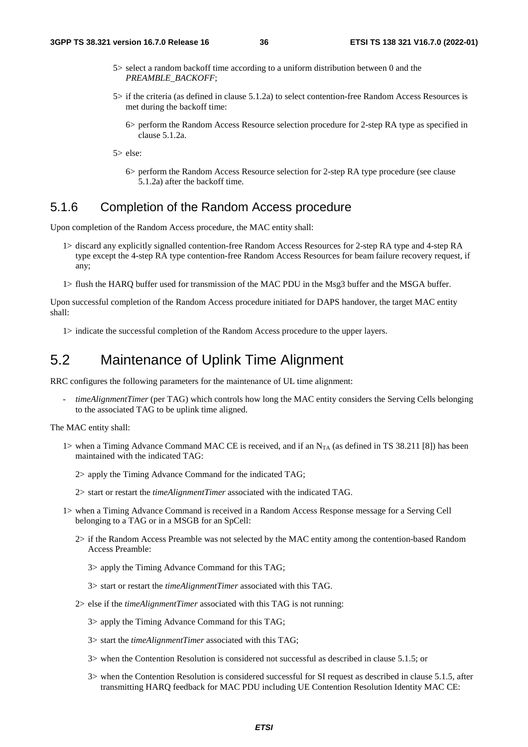5> select a random backoff time according to a uniform distribution between 0 and the *PREAMBLE_BACKOFF*;

5> if the criteria (as defined in clause 5.1.2a) to select contention-free Random Access Resources is met during the backoff time:

6> perform the Random Access Resource selection procedure for 2-step RA type as specified in clause 5.1.2a.

5> else:

6> perform the Random Access Resource selection for 2-step RA type procedure (see clause 5.1.2a) after the backoff time.

### 5.1.6 Completion of the Random Access procedure

Upon completion of the Random Access procedure, the MAC entity shall:

1> discard any explicitly signalled contention-free Random Access Resources for 2-step RA type and 4-step RA type except the 4-step RA type contention-free Random Access Resources for beam failure recovery request, if any;

1> flush the HARQ buffer used for transmission of the MAC PDU in the Msg3 buffer and the MSGA buffer.

Upon successful completion of the Random Access procedure initiated for DAPS handover, the target MAC entity shall:

1> indicate the successful completion of the Random Access procedure to the upper layers.

## 5.2 Maintenance of Uplink Time Alignment

RRC configures the following parameters for the maintenance of UL time alignment:

- *timeAlignmentTimer* (per TAG) which controls how long the MAC entity considers the Serving Cells belonging to the associated TAG to be uplink time aligned.

The MAC entity shall:

1> when a Timing Advance Command MAC CE is received, and if an $N_{TA}$ (as defined in TS 38.211 [8]) has been maintained with the indicated TAG:

2> apply the Timing Advance Command for the indicated TAG;

2> start or restart the *timeAlignmentTimer* associated with the indicated TAG.

1> when a Timing Advance Command is received in a Random Access Response message for a Serving Cell belonging to a TAG or in a MSGB for an SpCell:

2> if the Random Access Preamble was not selected by the MAC entity among the contention-based Random Access Preamble:

3> apply the Timing Advance Command for this TAG;

3> start or restart the *timeAlignmentTimer* associated with this TAG.

2> else if the *timeAlignmentTimer* associated with this TAG is not running:

3> apply the Timing Advance Command for this TAG;

3> start the *timeAlignmentTimer* associated with this TAG;

3> when the Contention Resolution is considered not successful as described in clause 5.1.5; or

3> when the Contention Resolution is considered successful for SI request as described in clause 5.1.5, after transmitting HARQ feedback for MAC PDU including UE Contention Resolution Identity MAC CE: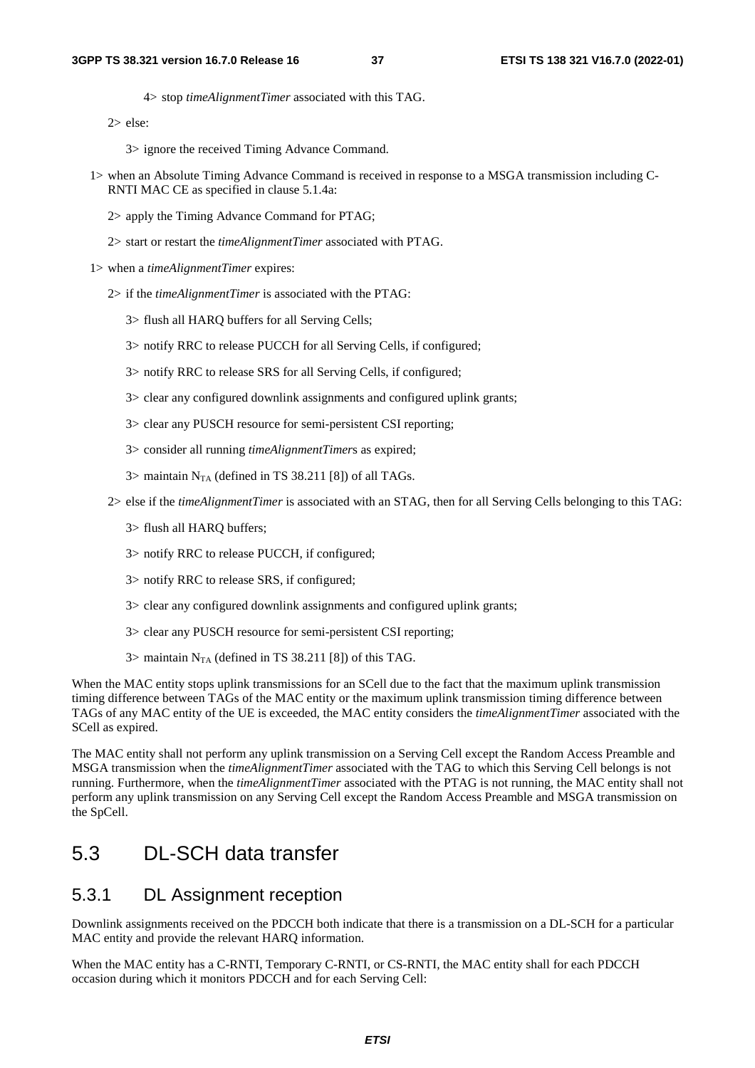4> stop *timeAlignmentTimer* associated with this TAG.

2> else:

3> ignore the received Timing Advance Command.

1> when an Absolute Timing Advance Command is received in response to a MSGA transmission including C-RNTI MAC CE as specified in clause 5.1.4a:

2> apply the Timing Advance Command for PTAG;

2> start or restart the *timeAlignmentTimer* associated with PTAG.

1> when a *timeAlignmentTimer* expires:

2> if the *timeAlignmentTimer* is associated with the PTAG:

3> flush all HARQ buffers for all Serving Cells;

3> notify RRC to release PUCCH for all Serving Cells, if configured;

3> notify RRC to release SRS for all Serving Cells, if configured;

3> clear any configured downlink assignments and configured uplink grants;

3> clear any PUSCH resource for semi-persistent CSI reporting;

3> consider all running *timeAlignmentTimer*s as expired;

3> maintain $N_{TA}$ (defined in TS 38.211 [8]) of all TAGs.

2> else if the *timeAlignmentTimer* is associated with an STAG, then for all Serving Cells belonging to this TAG:

3> flush all HARQ buffers;

3> notify RRC to release PUCCH, if configured;

3> notify RRC to release SRS, if configured;

3> clear any configured downlink assignments and configured uplink grants;

3> clear any PUSCH resource for semi-persistent CSI reporting;

3> maintain $N_{TA}$ (defined in TS 38.211 [8]) of this TAG.

When the MAC entity stops uplink transmissions for an SCell due to the fact that the maximum uplink transmission timing difference between TAGs of the MAC entity or the maximum uplink transmission timing difference between TAGs of any MAC entity of the UE is exceeded, the MAC entity considers the *timeAlignmentTimer* associated with the SCell as expired.

The MAC entity shall not perform any uplink transmission on a Serving Cell except the Random Access Preamble and MSGA transmission when the *timeAlignmentTimer* associated with the TAG to which this Serving Cell belongs is not running. Furthermore, when the *timeAlignmentTimer* associated with the PTAG is not running, the MAC entity shall not perform any uplink transmission on any Serving Cell except the Random Access Preamble and MSGA transmission on the SpCell.

## 5.3 DL-SCH data transfer

### 5.3.1 DL Assignment reception

Downlink assignments received on the PDCCH both indicate that there is a transmission on a DL-SCH for a particular MAC entity and provide the relevant HARQ information.

When the MAC entity has a C-RNTI, Temporary C-RNTI, or CS-RNTI, the MAC entity shall for each PDCCH occasion during which it monitors PDCCH and for each Serving Cell: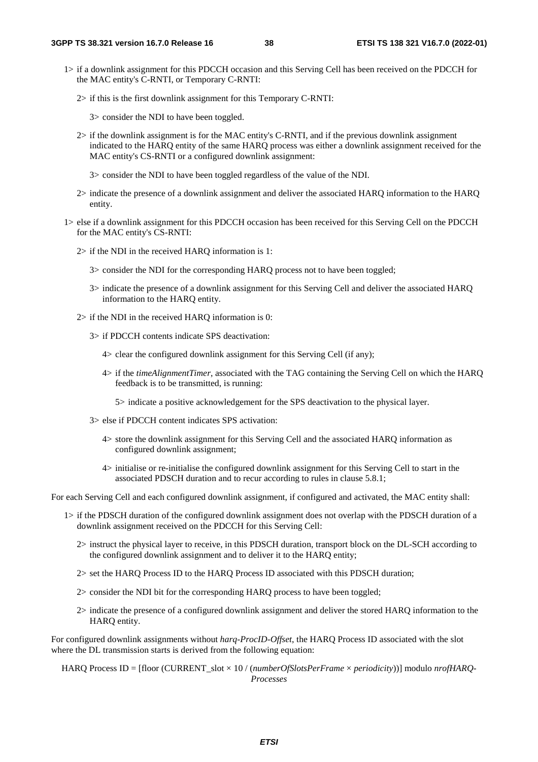1> if a downlink assignment for this PDCCH occasion and this Serving Cell has been received on the PDCCH for the MAC entity's C-RNTI, or Temporary C-RNTI:

  2> if this is the first downlink assignment for this Temporary C-RNTI:

    3> consider the NDI to have been toggled.

  2> if the downlink assignment is for the MAC entity's C-RNTI, and if the previous downlink assignment indicated to the HARQ entity of the same HARQ process was either a downlink assignment received for the MAC entity's CS-RNTI or a configured downlink assignment:

    3> consider the NDI to have been toggled regardless of the value of the NDI.

  2> indicate the presence of a downlink assignment and deliver the associated HARQ information to the HARQ entity.

1> else if a downlink assignment for this PDCCH occasion has been received for this Serving Cell on the PDCCH for the MAC entity's CS-RNTI:

  2> if the NDI in the received HARQ information is 1:

    3> consider the NDI for the corresponding HARQ process not to have been toggled;

    3> indicate the presence of a downlink assignment for this Serving Cell and deliver the associated HARQ information to the HARQ entity.

  2> if the NDI in the received HARQ information is 0:

    3> if PDCCH contents indicate SPS deactivation:

      4> clear the configured downlink assignment for this Serving Cell (if any);

      4> if the *timeAlignmentTimer*, associated with the TAG containing the Serving Cell on which the HARQ feedback is to be transmitted, is running:

        5> indicate a positive acknowledgement for the SPS deactivation to the physical layer.

    3> else if PDCCH content indicates SPS activation:

      4> store the downlink assignment for this Serving Cell and the associated HARQ information as configured downlink assignment;

      4> initialise or re-initialise the configured downlink assignment for this Serving Cell to start in the associated PDSCH duration and to recur according to rules in clause 5.8.1;

For each Serving Cell and each configured downlink assignment, if configured and activated, the MAC entity shall:

1> if the PDSCH duration of the configured downlink assignment does not overlap with the PDSCH duration of a downlink assignment received on the PDCCH for this Serving Cell:

  2> instruct the physical layer to receive, in this PDSCH duration, transport block on the DL-SCH according to the configured downlink assignment and to deliver it to the HARQ entity;

  2> set the HARQ Process ID to the HARQ Process ID associated with this PDSCH duration;

  2> consider the NDI bit for the corresponding HARQ process to have been toggled;

  2> indicate the presence of a configured downlink assignment and deliver the stored HARQ information to the HARQ entity.

For configured downlink assignments without *harq-ProcID-Offset*, the HARQ Process ID associated with the slot where the DL transmission starts is derived from the following equation:

$$\text{HARQ Process ID} = [\text{floor}(\text{CURRENT\_slot} \times 10 / (\textit{numberOfSlotsPerFrame} \times \textit{periodicity}))] \text{ modulo } \textit{nrofHARQ-Processes}$$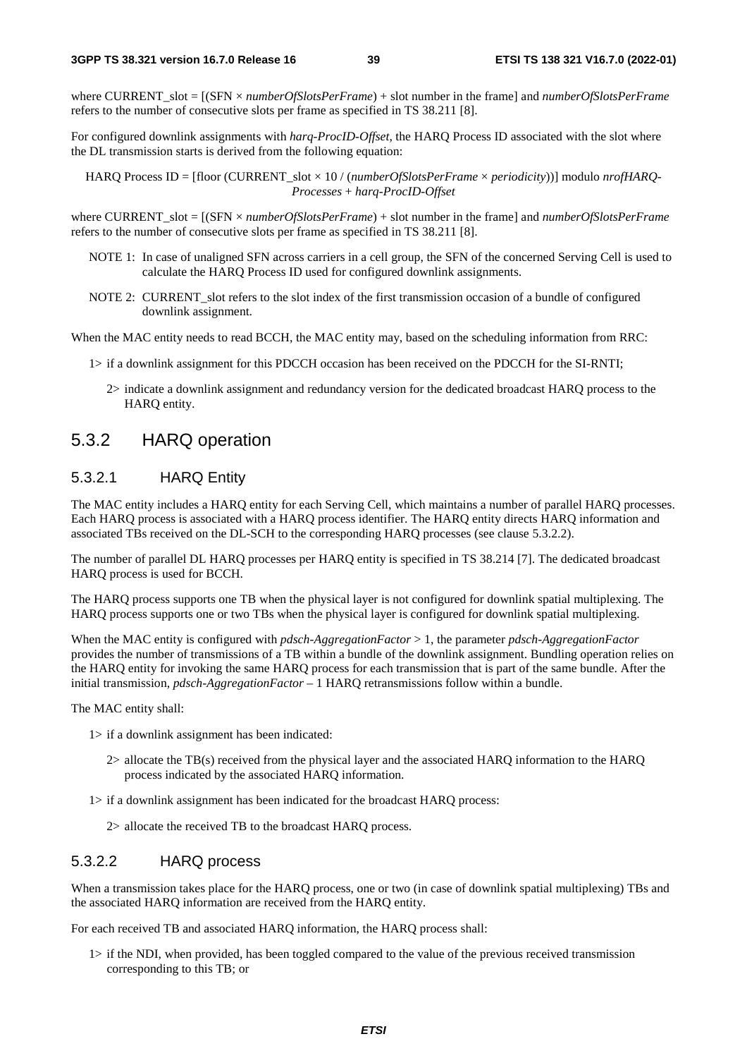where CURRENT_slot = [(SFN × *numberOfSlotsPerFrame*) + slot number in the frame] and *numberOfSlotsPerFrame* refers to the number of consecutive slots per frame as specified in TS 38.211 [8].

For configured downlink assignments with *harq-ProcID-Offset*, the HARQ Process ID associated with the slot where the DL transmission starts is derived from the following equation:

HARQ Process ID = [floor (CURRENT_slot × 10 / (*numberOfSlotsPerFrame* × *periodicity*))] modulo *nrofHARQ-Processes* + *harq-ProcID-Offset*

where CURRENT_slot = [(SFN × *numberOfSlotsPerFrame*) + slot number in the frame] and *numberOfSlotsPerFrame* refers to the number of consecutive slots per frame as specified in TS 38.211 [8].

NOTE 1: In case of unaligned SFN across carriers in a cell group, the SFN of the concerned Serving Cell is used to calculate the HARQ Process ID used for configured downlink assignments.

NOTE 2: CURRENT_slot refers to the slot index of the first transmission occasion of a bundle of configured downlink assignment.

When the MAC entity needs to read BCCH, the MAC entity may, based on the scheduling information from RRC:

- 1> if a downlink assignment for this PDCCH occasion has been received on the PDCCH for the SI-RNTI;
  - 2> indicate a downlink assignment and redundancy version for the dedicated broadcast HARQ process to the HARQ entity.

## 5.3.2 HARQ operation

### 5.3.2.1 HARQ Entity

The MAC entity includes a HARQ entity for each Serving Cell, which maintains a number of parallel HARQ processes. Each HARQ process is associated with a HARQ process identifier. The HARQ entity directs HARQ information and associated TBs received on the DL-SCH to the corresponding HARQ processes (see clause 5.3.2.2).

The number of parallel DL HARQ processes per HARQ entity is specified in TS 38.214 [7]. The dedicated broadcast HARQ process is used for BCCH.

The HARQ process supports one TB when the physical layer is not configured for downlink spatial multiplexing. The HARQ process supports one or two TBs when the physical layer is configured for downlink spatial multiplexing.

When the MAC entity is configured with *pdsch-AggregationFactor* > 1, the parameter *pdsch-AggregationFactor* provides the number of transmissions of a TB within a bundle of the downlink assignment. Bundling operation relies on the HARQ entity for invoking the same HARQ process for each transmission that is part of the same bundle. After the initial transmission, *pdsch-AggregationFactor* – 1 HARQ retransmissions follow within a bundle.

The MAC entity shall:

- 1> if a downlink assignment has been indicated:
  - 2> allocate the TB(s) received from the physical layer and the associated HARQ information to the HARQ process indicated by the associated HARQ information.
- 1> if a downlink assignment has been indicated for the broadcast HARQ process:
  - 2> allocate the received TB to the broadcast HARQ process.

### 5.3.2.2 HARQ process

When a transmission takes place for the HARQ process, one or two (in case of downlink spatial multiplexing) TBs and the associated HARQ information are received from the HARQ entity.

For each received TB and associated HARQ information, the HARQ process shall:

- 1> if the NDI, when provided, has been toggled compared to the value of the previous received transmission corresponding to this TB; or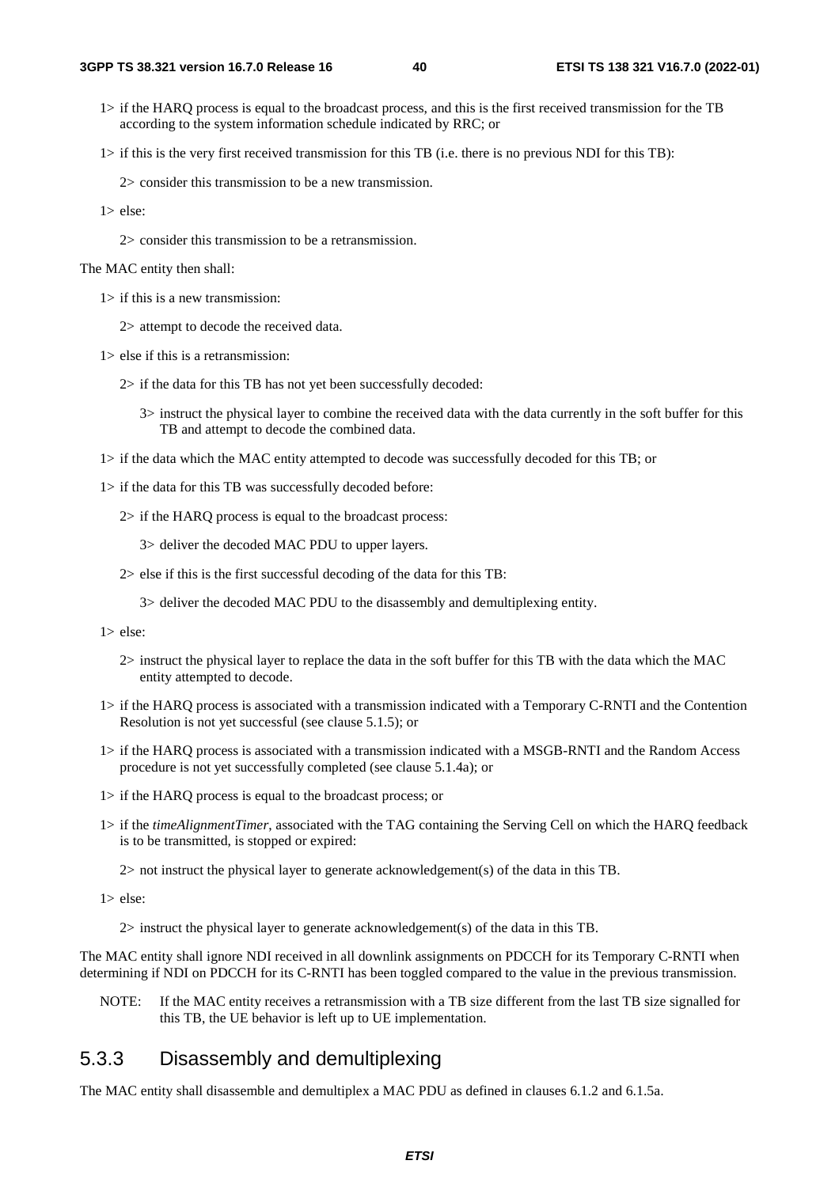1> if the HARQ process is equal to the broadcast process, and this is the first received transmission for the TB according to the system information schedule indicated by RRC; or

1> if this is the very first received transmission for this TB (i.e. there is no previous NDI for this TB):

2> consider this transmission to be a new transmission.

1> else:

2> consider this transmission to be a retransmission.

The MAC entity then shall:

1> if this is a new transmission:

2> attempt to decode the received data.

1> else if this is a retransmission:

2> if the data for this TB has not yet been successfully decoded:

3> instruct the physical layer to combine the received data with the data currently in the soft buffer for this TB and attempt to decode the combined data.

1> if the data which the MAC entity attempted to decode was successfully decoded for this TB; or

1> if the data for this TB was successfully decoded before:

2> if the HARQ process is equal to the broadcast process:

3> deliver the decoded MAC PDU to upper layers.

2> else if this is the first successful decoding of the data for this TB:

3> deliver the decoded MAC PDU to the disassembly and demultiplexing entity.

1> else:

2> instruct the physical layer to replace the data in the soft buffer for this TB with the data which the MAC entity attempted to decode.

1> if the HARQ process is associated with a transmission indicated with a Temporary C-RNTI and the Contention Resolution is not yet successful (see clause 5.1.5); or

1> if the HARQ process is associated with a transmission indicated with a MSGB-RNTI and the Random Access procedure is not yet successfully completed (see clause 5.1.4a); or

1> if the HARQ process is equal to the broadcast process; or

1> if the *timeAlignmentTimer*, associated with the TAG containing the Serving Cell on which the HARQ feedback is to be transmitted, is stopped or expired:

2> not instruct the physical layer to generate acknowledgement(s) of the data in this TB.

1> else:

2> instruct the physical layer to generate acknowledgement(s) of the data in this TB.

The MAC entity shall ignore NDI received in all downlink assignments on PDCCH for its Temporary C-RNTI when determining if NDI on PDCCH for its C-RNTI has been toggled compared to the value in the previous transmission.

NOTE: If the MAC entity receives a retransmission with a TB size different from the last TB size signalled for this TB, the UE behavior is left up to UE implementation.

### 5.3.3 Disassembly and demultiplexing

The MAC entity shall disassemble and demultiplex a MAC PDU as defined in clauses 6.1.2 and 6.1.5a.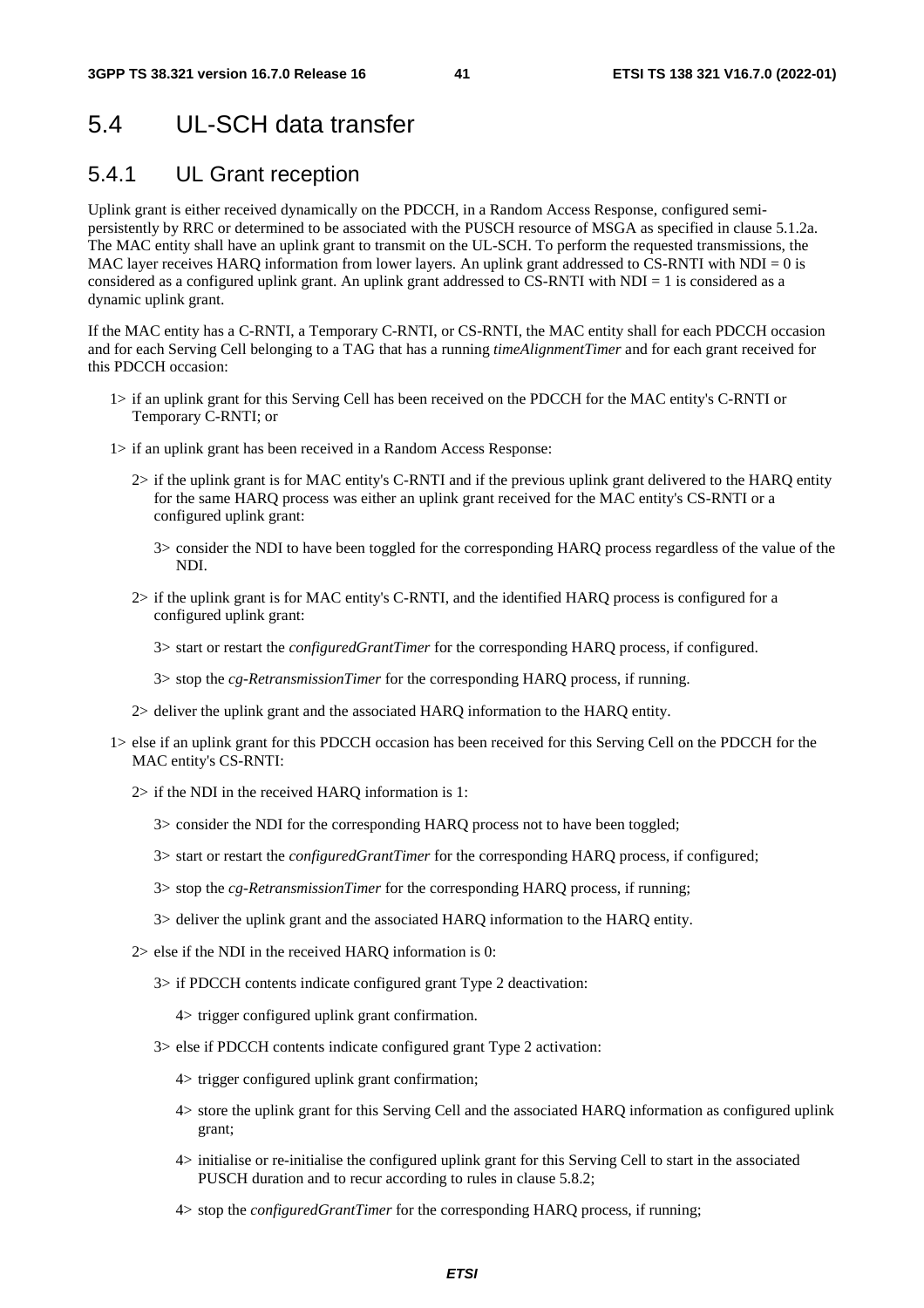## 5.4 UL-SCH data transfer

### 5.4.1 UL Grant reception

Uplink grant is either received dynamically on the PDCCH, in a Random Access Response, configured semi-persistently by RRC or determined to be associated with the PUSCH resource of MSGA as specified in clause 5.1.2a. The MAC entity shall have an uplink grant to transmit on the UL-SCH. To perform the requested transmissions, the MAC layer receives HARQ information from lower layers. An uplink grant addressed to CS-RNTI with NDI = 0 is considered as a configured uplink grant. An uplink grant addressed to CS-RNTI with NDI = 1 is considered as a dynamic uplink grant.

If the MAC entity has a C-RNTI, a Temporary C-RNTI, or CS-RNTI, the MAC entity shall for each PDCCH occasion and for each Serving Cell belonging to a TAG that has a running *timeAlignmentTimer* and for each grant received for this PDCCH occasion:

- 1> if an uplink grant for this Serving Cell has been received on the PDCCH for the MAC entity's C-RNTI or Temporary C-RNTI; or
- 1> if an uplink grant has been received in a Random Access Response:
  - 2> if the uplink grant is for MAC entity's C-RNTI and if the previous uplink grant delivered to the HARQ entity for the same HARQ process was either an uplink grant received for the MAC entity's CS-RNTI or a configured uplink grant:
    - 3> consider the NDI to have been toggled for the corresponding HARQ process regardless of the value of the NDI.
  - 2> if the uplink grant is for MAC entity's C-RNTI, and the identified HARQ process is configured for a configured uplink grant:
    - 3> start or restart the *configuredGrantTimer* for the corresponding HARQ process, if configured.
    - 3> stop the *cg-RetransmissionTimer* for the corresponding HARQ process, if running.
  - 2> deliver the uplink grant and the associated HARQ information to the HARQ entity.
- 1> else if an uplink grant for this PDCCH occasion has been received for this Serving Cell on the PDCCH for the MAC entity's CS-RNTI:
  - 2> if the NDI in the received HARQ information is 1:
    - 3> consider the NDI for the corresponding HARQ process not to have been toggled;
    - 3> start or restart the *configuredGrantTimer* for the corresponding HARQ process, if configured;
    - 3> stop the *cg-RetransmissionTimer* for the corresponding HARQ process, if running;
    - 3> deliver the uplink grant and the associated HARQ information to the HARQ entity.
  - 2> else if the NDI in the received HARQ information is 0:
    - 3> if PDCCH contents indicate configured grant Type 2 deactivation:
      - 4> trigger configured uplink grant confirmation.
    - 3> else if PDCCH contents indicate configured grant Type 2 activation:
      - 4> trigger configured uplink grant confirmation;
      - 4> store the uplink grant for this Serving Cell and the associated HARQ information as configured uplink grant;
      - 4> initialise or re-initialise the configured uplink grant for this Serving Cell to start in the associated PUSCH duration and to recur according to rules in clause 5.8.2;
      - 4> stop the *configuredGrantTimer* for the corresponding HARQ process, if running;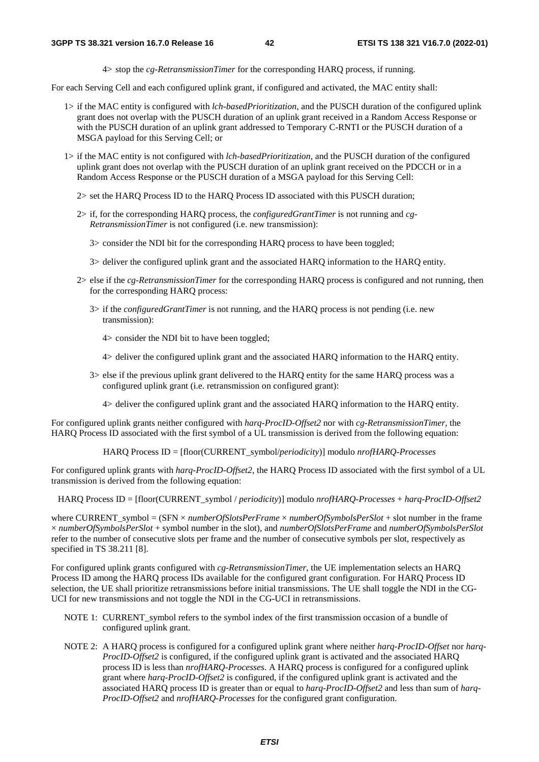4> stop the *cg-RetransmissionTimer* for the corresponding HARQ process, if running.

For each Serving Cell and each configured uplink grant, if configured and activated, the MAC entity shall:

1> if the MAC entity is configured with *lch-basedPrioritization*, and the PUSCH duration of the configured uplink grant does not overlap with the PUSCH duration of an uplink grant received in a Random Access Response or with the PUSCH duration of an uplink grant addressed to Temporary C-RNTI or the PUSCH duration of a MSGA payload for this Serving Cell; or

1> if the MAC entity is not configured with *lch-basedPrioritization*, and the PUSCH duration of the configured uplink grant does not overlap with the PUSCH duration of an uplink grant received on the PDCCH or in a Random Access Response or the PUSCH duration of a MSGA payload for this Serving Cell:

2> set the HARQ Process ID to the HARQ Process ID associated with this PUSCH duration;

2> if, for the corresponding HARQ process, the *configuredGrantTimer* is not running and *cg-RetransmissionTimer* is not configured (i.e. new transmission):

3> consider the NDI bit for the corresponding HARQ process to have been toggled;

3> deliver the configured uplink grant and the associated HARQ information to the HARQ entity.

2> else if the *cg-RetransmissionTimer* for the corresponding HARQ process is configured and not running, then for the corresponding HARQ process:

3> if the *configuredGrantTimer* is not running, and the HARQ process is not pending (i.e. new transmission):

4> consider the NDI bit to have been toggled;

4> deliver the configured uplink grant and the associated HARQ information to the HARQ entity.

3> else if the previous uplink grant delivered to the HARQ entity for the same HARQ process was a configured uplink grant (i.e. retransmission on configured grant):

4> deliver the configured uplink grant and the associated HARQ information to the HARQ entity.

For configured uplink grants neither configured with *harq-ProcID-Offset2* nor with *cg-RetransmissionTimer*, the HARQ Process ID associated with the first symbol of a UL transmission is derived from the following equation:

HARQ Process ID = [floor(CURRENT_symbol/*periodicity*)] modulo *nrofHARQ-Processes*

For configured uplink grants with *harq-ProcID-Offset2*, the HARQ Process ID associated with the first symbol of a UL transmission is derived from the following equation:

HARQ Process ID = [floor(CURRENT_symbol / *periodicity*)] modulo *nrofHARQ-Processes* + *harq-ProcID-Offset2*

where CURRENT_symbol = (SFN × *numberOfSlotsPerFrame* × *numberOfSymbolsPerSlot* + slot number in the frame × *numberOfSymbolsPerSlot* + symbol number in the slot), and *numberOfSlotsPerFrame* and *numberOfSymbolsPerSlot* refer to the number of consecutive slots per frame and the number of consecutive symbols per slot, respectively as specified in TS 38.211 [8].

For configured uplink grants configured with *cg-RetransmissionTimer*, the UE implementation selects an HARQ Process ID among the HARQ process IDs available for the configured grant configuration. For HARQ Process ID selection, the UE shall prioritize retransmissions before initial transmissions. The UE shall toggle the NDI in the CG-UCI for new transmissions and not toggle the NDI in the CG-UCI in retransmissions.

NOTE 1: CURRENT_symbol refers to the symbol index of the first transmission occasion of a bundle of configured uplink grant.

NOTE 2: A HARQ process is configured for a configured uplink grant where neither *harq-ProcID-Offset* nor *harq-ProcID-Offset2* is configured, if the configured uplink grant is activated and the associated HARQ process ID is less than *nrofHARQ-Processes*. A HARQ process is configured for a configured uplink grant where *harq-ProcID-Offset2* is configured, if the configured uplink grant is activated and the associated HARQ process ID is greater than or equal to *harq-ProcID-Offset2* and less than sum of *harq-ProcID-Offset2* and *nrofHARQ-Processes* for the configured grant configuration.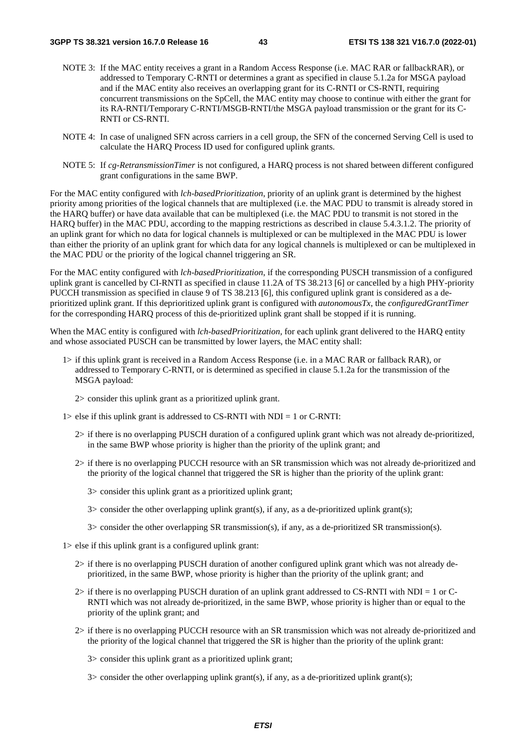NOTE 3: If the MAC entity receives a grant in a Random Access Response (i.e. MAC RAR or fallbackRAR), or addressed to Temporary C-RNTI or determines a grant as specified in clause 5.1.2a for MSGA payload and if the MAC entity also receives an overlapping grant for its C-RNTI or CS-RNTI, requiring concurrent transmissions on the SpCell, the MAC entity may choose to continue with either the grant for its RA-RNTI/Temporary C-RNTI/MSGB-RNTI/the MSGA payload transmission or the grant for its C-RNTI or CS-RNTI.

NOTE 4: In case of unaligned SFN across carriers in a cell group, the SFN of the concerned Serving Cell is used to calculate the HARQ Process ID used for configured uplink grants.

NOTE 5: If *cg-RetransmissionTimer* is not configured, a HARQ process is not shared between different configured grant configurations in the same BWP.

For the MAC entity configured with *lch-basedPrioritization*, priority of an uplink grant is determined by the highest priority among priorities of the logical channels that are multiplexed (i.e. the MAC PDU to transmit is already stored in the HARQ buffer) or have data available that can be multiplexed (i.e. the MAC PDU to transmit is not stored in the HARQ buffer) in the MAC PDU, according to the mapping restrictions as described in clause 5.4.3.1.2. The priority of an uplink grant for which no data for logical channels is multiplexed or can be multiplexed in the MAC PDU is lower than either the priority of an uplink grant for which data for any logical channels is multiplexed or can be multiplexed in the MAC PDU or the priority of the logical channel triggering an SR.

For the MAC entity configured with *lch-basedPrioritization*, if the corresponding PUSCH transmission of a configured uplink grant is cancelled by CI-RNTI as specified in clause 11.2A of TS 38.213 [6] or cancelled by a high PHY-priority PUCCH transmission as specified in clause 9 of TS 38.213 [6], this configured uplink grant is considered as a de-prioritized uplink grant. If this deprioritized uplink grant is configured with *autonomousTx*, the *configuredGrantTimer* for the corresponding HARQ process of this de-prioritized uplink grant shall be stopped if it is running.

When the MAC entity is configured with *lch-basedPrioritization*, for each uplink grant delivered to the HARQ entity and whose associated PUSCH can be transmitted by lower layers, the MAC entity shall:

- 1> if this uplink grant is received in a Random Access Response (i.e. in a MAC RAR or fallback RAR), or addressed to Temporary C-RNTI, or is determined as specified in clause 5.1.2a for the transmission of the MSGA payload:
  - 2> consider this uplink grant as a prioritized uplink grant.
- 1> else if this uplink grant is addressed to CS-RNTI with NDI = 1 or C-RNTI:
  - 2> if there is no overlapping PUSCH duration of a configured uplink grant which was not already de-prioritized, in the same BWP whose priority is higher than the priority of the uplink grant; and
  - 2> if there is no overlapping PUCCH resource with an SR transmission which was not already de-prioritized and the priority of the logical channel that triggered the SR is higher than the priority of the uplink grant:
    - 3> consider this uplink grant as a prioritized uplink grant;
    - 3> consider the other overlapping uplink grant(s), if any, as a de-prioritized uplink grant(s);
    - 3> consider the other overlapping SR transmission(s), if any, as a de-prioritized SR transmission(s).
- 1> else if this uplink grant is a configured uplink grant:
  - 2> if there is no overlapping PUSCH duration of another configured uplink grant which was not already de-prioritized, in the same BWP, whose priority is higher than the priority of the uplink grant; and
  - 2> if there is no overlapping PUSCH duration of an uplink grant addressed to CS-RNTI with NDI = 1 or C-RNTI which was not already de-prioritized, in the same BWP, whose priority is higher than or equal to the priority of the uplink grant; and
  - 2> if there is no overlapping PUCCH resource with an SR transmission which was not already de-prioritized and the priority of the logical channel that triggered the SR is higher than the priority of the uplink grant:
    - 3> consider this uplink grant as a prioritized uplink grant;
    - 3> consider the other overlapping uplink grant(s), if any, as a de-prioritized uplink grant(s);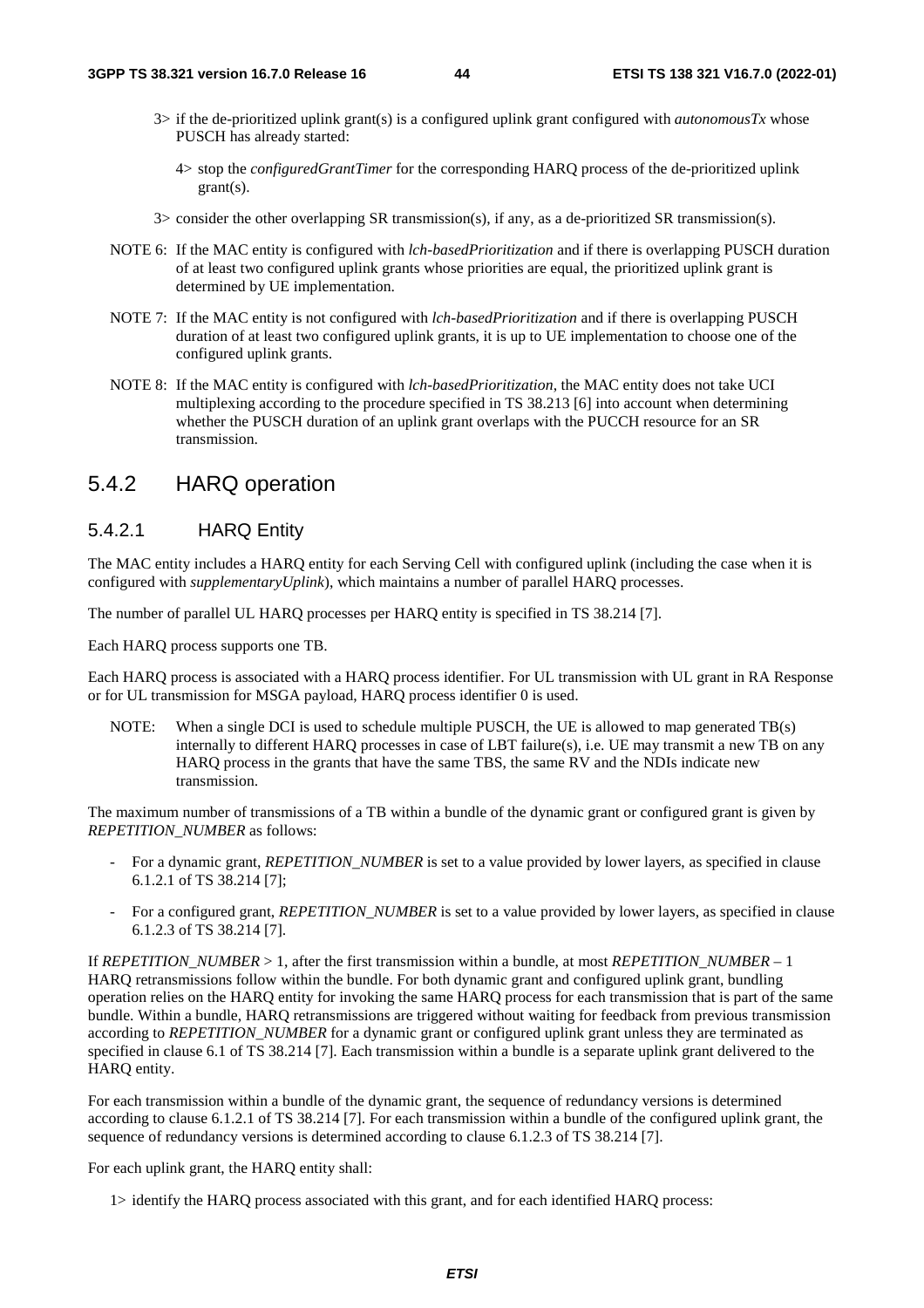3> if the de-prioritized uplink grant(s) is a configured uplink grant configured with *autonomousTx* whose PUSCH has already started:

4> stop the *configuredGrantTimer* for the corresponding HARQ process of the de-prioritized uplink grant(s).

3> consider the other overlapping SR transmission(s), if any, as a de-prioritized SR transmission(s).

NOTE 6: If the MAC entity is configured with *lch-basedPrioritization* and if there is overlapping PUSCH duration of at least two configured uplink grants whose priorities are equal, the prioritized uplink grant is determined by UE implementation.

NOTE 7: If the MAC entity is not configured with *lch-basedPrioritization* and if there is overlapping PUSCH duration of at least two configured uplink grants, it is up to UE implementation to choose one of the configured uplink grants.

NOTE 8: If the MAC entity is configured with *lch-basedPrioritization*, the MAC entity does not take UCI multiplexing according to the procedure specified in TS 38.213 [6] into account when determining whether the PUSCH duration of an uplink grant overlaps with the PUCCH resource for an SR transmission.

## 5.4.2 HARQ operation

### 5.4.2.1 HARQ Entity

The MAC entity includes a HARQ entity for each Serving Cell with configured uplink (including the case when it is configured with *supplementaryUplink*), which maintains a number of parallel HARQ processes.

The number of parallel UL HARQ processes per HARQ entity is specified in TS 38.214 [7].

Each HARQ process supports one TB.

Each HARQ process is associated with a HARQ process identifier. For UL transmission with UL grant in RA Response or for UL transmission for MSGA payload, HARQ process identifier 0 is used.

NOTE: When a single DCI is used to schedule multiple PUSCH, the UE is allowed to map generated TB(s) internally to different HARQ processes in case of LBT failure(s), i.e. UE may transmit a new TB on any HARQ process in the grants that have the same TBS, the same RV and the NDIs indicate new transmission.

The maximum number of transmissions of a TB within a bundle of the dynamic grant or configured grant is given by *REPETITION_NUMBER* as follows:

- For a dynamic grant, *REPETITION_NUMBER* is set to a value provided by lower layers, as specified in clause 6.1.2.1 of TS 38.214 [7];
- For a configured grant, *REPETITION_NUMBER* is set to a value provided by lower layers, as specified in clause 6.1.2.3 of TS 38.214 [7].

If *REPETITION_NUMBER* > 1, after the first transmission within a bundle, at most *REPETITION_NUMBER* – 1 HARQ retransmissions follow within the bundle. For both dynamic grant and configured uplink grant, bundling operation relies on the HARQ entity for invoking the same HARQ process for each transmission that is part of the same bundle. Within a bundle, HARQ retransmissions are triggered without waiting for feedback from previous transmission according to *REPETITION_NUMBER* for a dynamic grant or configured uplink grant unless they are terminated as specified in clause 6.1 of TS 38.214 [7]. Each transmission within a bundle is a separate uplink grant delivered to the HARQ entity.

For each transmission within a bundle of the dynamic grant, the sequence of redundancy versions is determined according to clause 6.1.2.1 of TS 38.214 [7]. For each transmission within a bundle of the configured uplink grant, the sequence of redundancy versions is determined according to clause 6.1.2.3 of TS 38.214 [7].

For each uplink grant, the HARQ entity shall:

1> identify the HARQ process associated with this grant, and for each identified HARQ process: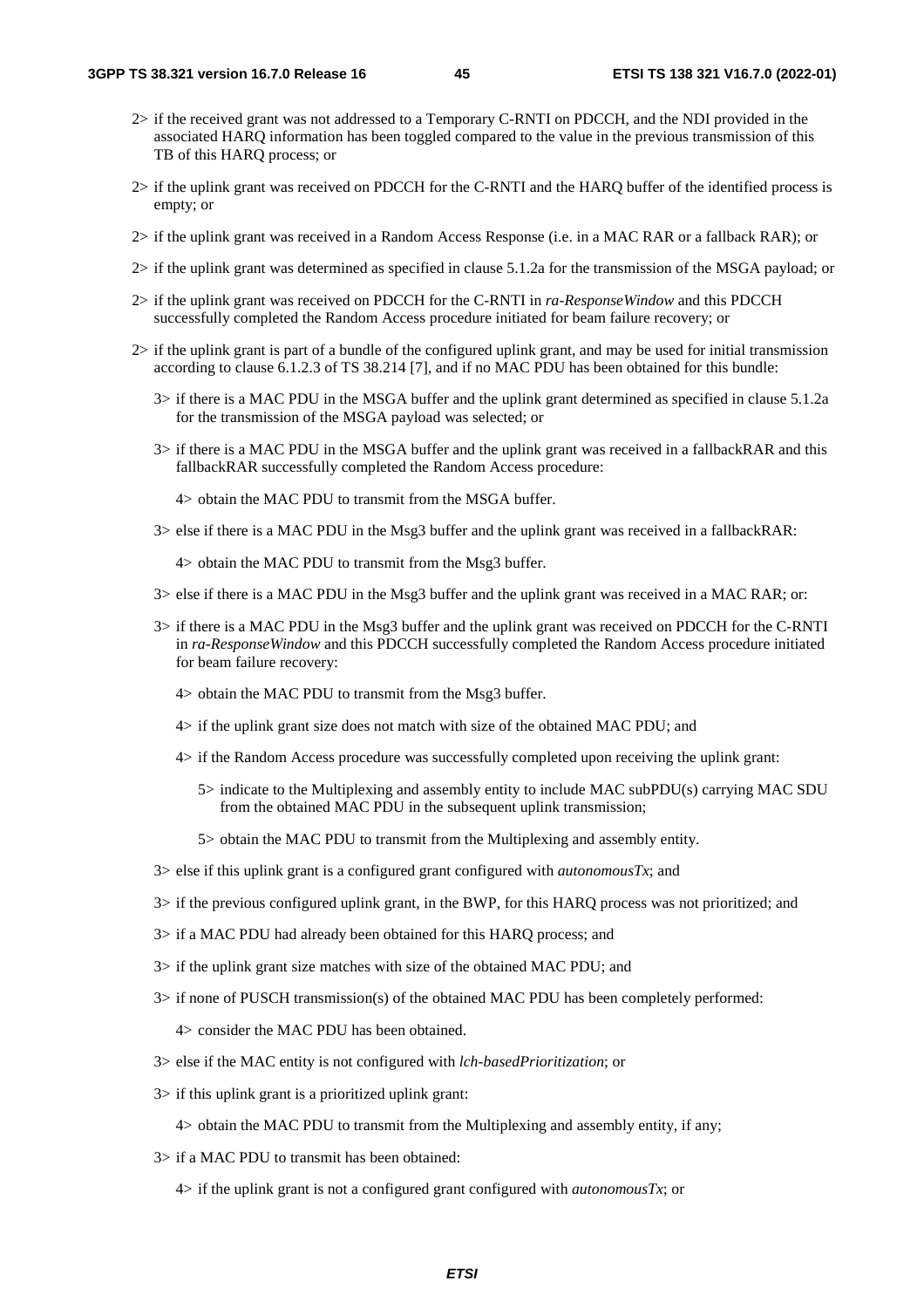2> if the received grant was not addressed to a Temporary C-RNTI on PDCCH, and the NDI provided in the associated HARQ information has been toggled compared to the value in the previous transmission of this TB of this HARQ process; or

2> if the uplink grant was received on PDCCH for the C-RNTI and the HARQ buffer of the identified process is empty; or

2> if the uplink grant was received in a Random Access Response (i.e. in a MAC RAR or a fallback RAR); or

2> if the uplink grant was determined as specified in clause 5.1.2a for the transmission of the MSGA payload; or

2> if the uplink grant was received on PDCCH for the C-RNTI in *ra-ResponseWindow* and this PDCCH successfully completed the Random Access procedure initiated for beam failure recovery; or

2> if the uplink grant is part of a bundle of the configured uplink grant, and may be used for initial transmission according to clause 6.1.2.3 of TS 38.214 [7], and if no MAC PDU has been obtained for this bundle:

3> if there is a MAC PDU in the MSGA buffer and the uplink grant determined as specified in clause 5.1.2a for the transmission of the MSGA payload was selected; or

3> if there is a MAC PDU in the MSGA buffer and the uplink grant was received in a fallbackRAR and this fallbackRAR successfully completed the Random Access procedure:

4> obtain the MAC PDU to transmit from the MSGA buffer.

3> else if there is a MAC PDU in the Msg3 buffer and the uplink grant was received in a fallbackRAR:

4> obtain the MAC PDU to transmit from the Msg3 buffer.

3> else if there is a MAC PDU in the Msg3 buffer and the uplink grant was received in a MAC RAR; or:

3> if there is a MAC PDU in the Msg3 buffer and the uplink grant was received on PDCCH for the C-RNTI in *ra-ResponseWindow* and this PDCCH successfully completed the Random Access procedure initiated for beam failure recovery:

4> obtain the MAC PDU to transmit from the Msg3 buffer.

4> if the uplink grant size does not match with size of the obtained MAC PDU; and

4> if the Random Access procedure was successfully completed upon receiving the uplink grant:

5> indicate to the Multiplexing and assembly entity to include MAC subPDU(s) carrying MAC SDU from the obtained MAC PDU in the subsequent uplink transmission;

5> obtain the MAC PDU to transmit from the Multiplexing and assembly entity.

3> else if this uplink grant is a configured grant configured with *autonomousTx*; and

3> if the previous configured uplink grant, in the BWP, for this HARQ process was not prioritized; and

3> if a MAC PDU had already been obtained for this HARQ process; and

3> if the uplink grant size matches with size of the obtained MAC PDU; and

3> if none of PUSCH transmission(s) of the obtained MAC PDU has been completely performed:

4> consider the MAC PDU has been obtained.

3> else if the MAC entity is not configured with *lch-basedPrioritization*; or

3> if this uplink grant is a prioritized uplink grant:

4> obtain the MAC PDU to transmit from the Multiplexing and assembly entity, if any;

3> if a MAC PDU to transmit has been obtained:

4> if the uplink grant is not a configured grant configured with *autonomousTx*; or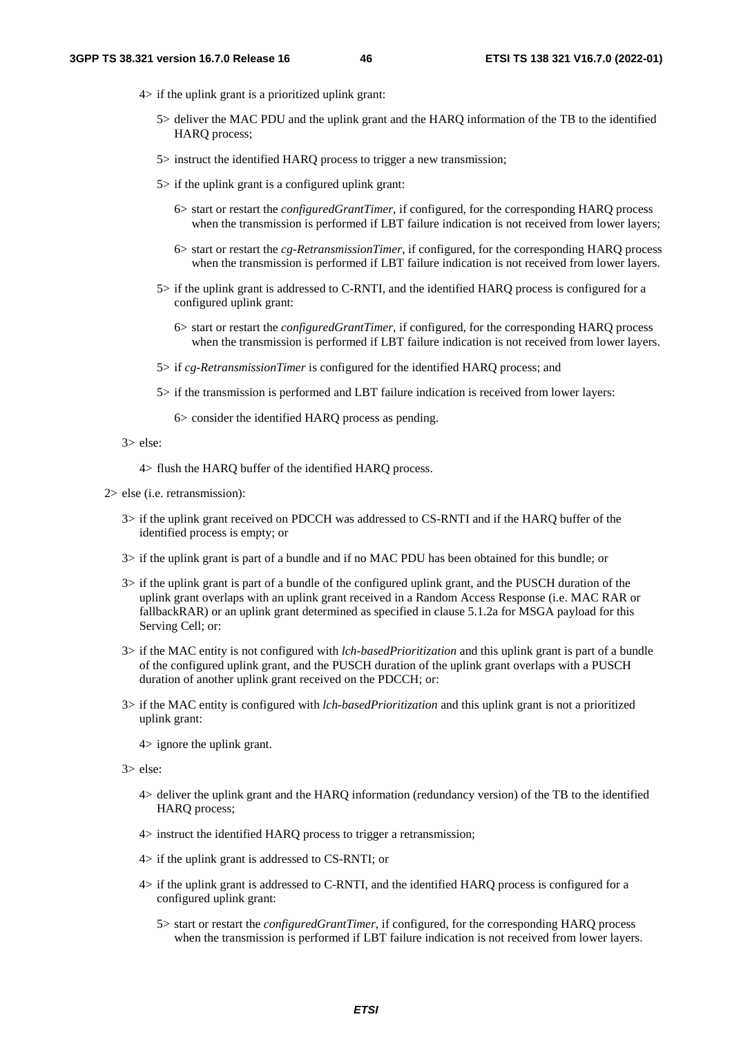4> if the uplink grant is a prioritized uplink grant:

5> deliver the MAC PDU and the uplink grant and the HARQ information of the TB to the identified HARQ process;

5> instruct the identified HARQ process to trigger a new transmission;

5> if the uplink grant is a configured uplink grant:

6> start or restart the *configuredGrantTimer*, if configured, for the corresponding HARQ process when the transmission is performed if LBT failure indication is not received from lower layers;

6> start or restart the *cg-RetransmissionTimer*, if configured, for the corresponding HARQ process when the transmission is performed if LBT failure indication is not received from lower layers.

5> if the uplink grant is addressed to C-RNTI, and the identified HARQ process is configured for a configured uplink grant:

6> start or restart the *configuredGrantTimer*, if configured, for the corresponding HARQ process when the transmission is performed if LBT failure indication is not received from lower layers.

5> if *cg-RetransmissionTimer* is configured for the identified HARQ process; and

5> if the transmission is performed and LBT failure indication is received from lower layers:

6> consider the identified HARQ process as pending.

3> else:

4> flush the HARQ buffer of the identified HARQ process.

2> else (i.e. retransmission):

3> if the uplink grant received on PDCCH was addressed to CS-RNTI and if the HARQ buffer of the identified process is empty; or

3> if the uplink grant is part of a bundle and if no MAC PDU has been obtained for this bundle; or

3> if the uplink grant is part of a bundle of the configured uplink grant, and the PUSCH duration of the uplink grant overlaps with an uplink grant received in a Random Access Response (i.e. MAC RAR or fallbackRAR) or an uplink grant determined as specified in clause 5.1.2a for MSGA payload for this Serving Cell; or:

3> if the MAC entity is not configured with *lch-basedPrioritization* and this uplink grant is part of a bundle of the configured uplink grant, and the PUSCH duration of the uplink grant overlaps with a PUSCH duration of another uplink grant received on the PDCCH; or:

3> if the MAC entity is configured with *lch-basedPrioritization* and this uplink grant is not a prioritized uplink grant:

4> ignore the uplink grant.

3> else:

4> deliver the uplink grant and the HARQ information (redundancy version) of the TB to the identified HARQ process;

4> instruct the identified HARQ process to trigger a retransmission;

4> if the uplink grant is addressed to CS-RNTI; or

4> if the uplink grant is addressed to C-RNTI, and the identified HARQ process is configured for a configured uplink grant:

5> start or restart the *configuredGrantTimer*, if configured, for the corresponding HARQ process when the transmission is performed if LBT failure indication is not received from lower layers.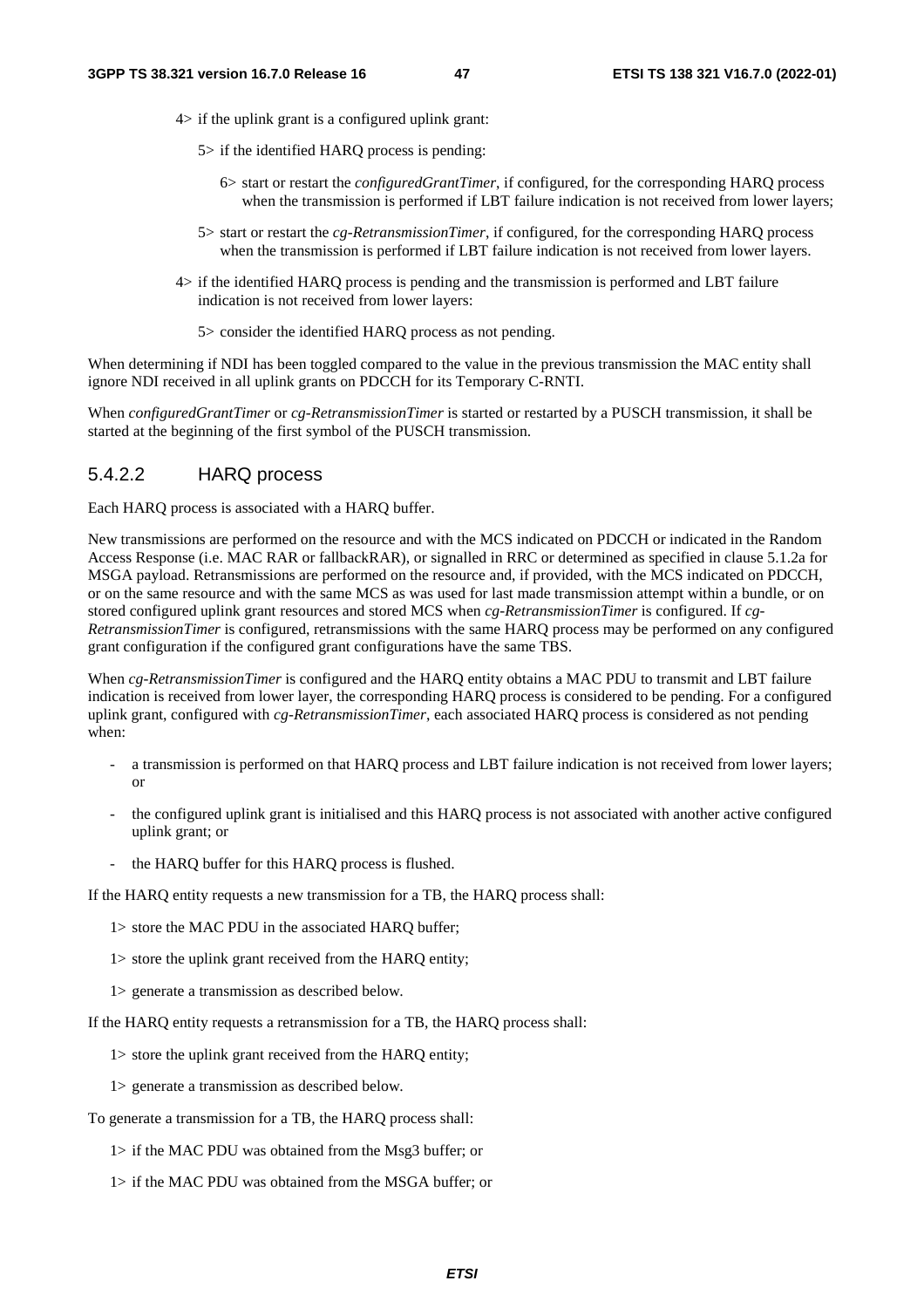- 4> if the uplink grant is a configured uplink grant:
  - 5> if the identified HARQ process is pending:
    - 6> start or restart the *configuredGrantTimer*, if configured, for the corresponding HARQ process when the transmission is performed if LBT failure indication is not received from lower layers;
  - 5> start or restart the *cg-RetransmissionTimer*, if configured, for the corresponding HARQ process when the transmission is performed if LBT failure indication is not received from lower layers.
- 4> if the identified HARQ process is pending and the transmission is performed and LBT failure indication is not received from lower layers:
  - 5> consider the identified HARQ process as not pending.

When determining if NDI has been toggled compared to the value in the previous transmission the MAC entity shall ignore NDI received in all uplink grants on PDCCH for its Temporary C-RNTI.

When *configuredGrantTimer* or *cg-RetransmissionTimer* is started or restarted by a PUSCH transmission, it shall be started at the beginning of the first symbol of the PUSCH transmission.

#### 5.4.2.2 HARQ process

Each HARQ process is associated with a HARQ buffer.

New transmissions are performed on the resource and with the MCS indicated on PDCCH or indicated in the Random Access Response (i.e. MAC RAR or fallbackRAR), or signalled in RRC or determined as specified in clause 5.1.2a for MSGA payload. Retransmissions are performed on the resource and, if provided, with the MCS indicated on PDCCH, or on the same resource and with the same MCS as was used for last made transmission attempt within a bundle, or on stored configured uplink grant resources and stored MCS when *cg-RetransmissionTimer* is configured. If *cg-RetransmissionTimer* is configured, retransmissions with the same HARQ process may be performed on any configured grant configuration if the configured grant configurations have the same TBS.

When *cg-RetransmissionTimer* is configured and the HARQ entity obtains a MAC PDU to transmit and LBT failure indication is received from lower layer, the corresponding HARQ process is considered to be pending. For a configured uplink grant, configured with *cg-RetransmissionTimer*, each associated HARQ process is considered as not pending when:

- a transmission is performed on that HARQ process and LBT failure indication is not received from lower layers; or
- the configured uplink grant is initialised and this HARQ process is not associated with another active configured uplink grant; or
- the HARQ buffer for this HARQ process is flushed.

If the HARQ entity requests a new transmission for a TB, the HARQ process shall:

- 1> store the MAC PDU in the associated HARQ buffer;
- 1> store the uplink grant received from the HARQ entity;
- 1> generate a transmission as described below.

If the HARQ entity requests a retransmission for a TB, the HARQ process shall:

- 1> store the uplink grant received from the HARQ entity;
- 1> generate a transmission as described below.

To generate a transmission for a TB, the HARQ process shall:

- 1> if the MAC PDU was obtained from the Msg3 buffer; or
- 1> if the MAC PDU was obtained from the MSGA buffer; or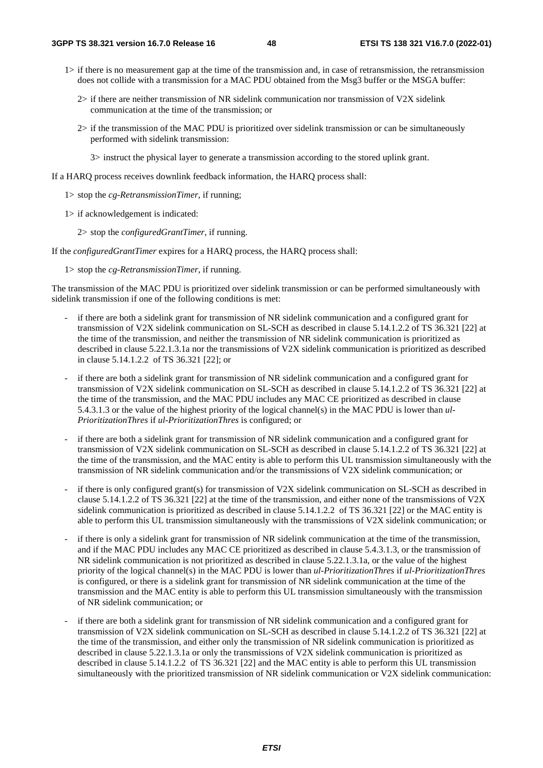1> if there is no measurement gap at the time of the transmission and, in case of retransmission, the retransmission does not collide with a transmission for a MAC PDU obtained from the Msg3 buffer or the MSGA buffer:

2> if there are neither transmission of NR sidelink communication nor transmission of V2X sidelink communication at the time of the transmission; or

2> if the transmission of the MAC PDU is prioritized over sidelink transmission or can be simultaneously performed with sidelink transmission:

3> instruct the physical layer to generate a transmission according to the stored uplink grant.

If a HARQ process receives downlink feedback information, the HARQ process shall:

1> stop the *cg-RetransmissionTimer*, if running;

1> if acknowledgement is indicated:

2> stop the *configuredGrantTimer*, if running.

If the *configuredGrantTimer* expires for a HARQ process, the HARQ process shall:

1> stop the *cg-RetransmissionTimer*, if running.

The transmission of the MAC PDU is prioritized over sidelink transmission or can be performed simultaneously with sidelink transmission if one of the following conditions is met:

- if there are both a sidelink grant for transmission of NR sidelink communication and a configured grant for transmission of V2X sidelink communication on SL-SCH as described in clause 5.14.1.2.2 of TS 36.321 [22] at the time of the transmission, and neither the transmission of NR sidelink communication is prioritized as described in clause 5.22.1.3.1a nor the transmissions of V2X sidelink communication is prioritized as described in clause 5.14.1.2.2 of TS 36.321 [22]; or
- if there are both a sidelink grant for transmission of NR sidelink communication and a configured grant for transmission of V2X sidelink communication on SL-SCH as described in clause 5.14.1.2.2 of TS 36.321 [22] at the time of the transmission, and the MAC PDU includes any MAC CE prioritized as described in clause 5.4.3.1.3 or the value of the highest priority of the logical channel(s) in the MAC PDU is lower than *ul-PrioritizationThres* if *ul-PrioritizationThres* is configured; or
- if there are both a sidelink grant for transmission of NR sidelink communication and a configured grant for transmission of V2X sidelink communication on SL-SCH as described in clause 5.14.1.2.2 of TS 36.321 [22] at the time of the transmission, and the MAC entity is able to perform this UL transmission simultaneously with the transmission of NR sidelink communication and/or the transmissions of V2X sidelink communication; or
- if there is only configured grant(s) for transmission of V2X sidelink communication on SL-SCH as described in clause 5.14.1.2.2 of TS 36.321 [22] at the time of the transmission, and either none of the transmissions of V2X sidelink communication is prioritized as described in clause 5.14.1.2.2 of TS 36.321 [22] or the MAC entity is able to perform this UL transmission simultaneously with the transmissions of V2X sidelink communication; or
- if there is only a sidelink grant for transmission of NR sidelink communication at the time of the transmission, and if the MAC PDU includes any MAC CE prioritized as described in clause 5.4.3.1.3, or the transmission of NR sidelink communication is not prioritized as described in clause 5.22.1.3.1a, or the value of the highest priority of the logical channel(s) in the MAC PDU is lower than *ul-PrioritizationThres* if *ul-PrioritizationThres* is configured, or there is a sidelink grant for transmission of NR sidelink communication at the time of the transmission and the MAC entity is able to perform this UL transmission simultaneously with the transmission of NR sidelink communication; or
- if there are both a sidelink grant for transmission of NR sidelink communication and a configured grant for transmission of V2X sidelink communication on SL-SCH as described in clause 5.14.1.2.2 of TS 36.321 [22] at the time of the transmission, and either only the transmission of NR sidelink communication is prioritized as described in clause 5.22.1.3.1a or only the transmissions of V2X sidelink communication is prioritized as described in clause 5.14.1.2.2 of TS 36.321 [22] and the MAC entity is able to perform this UL transmission simultaneously with the prioritized transmission of NR sidelink communication or V2X sidelink communication: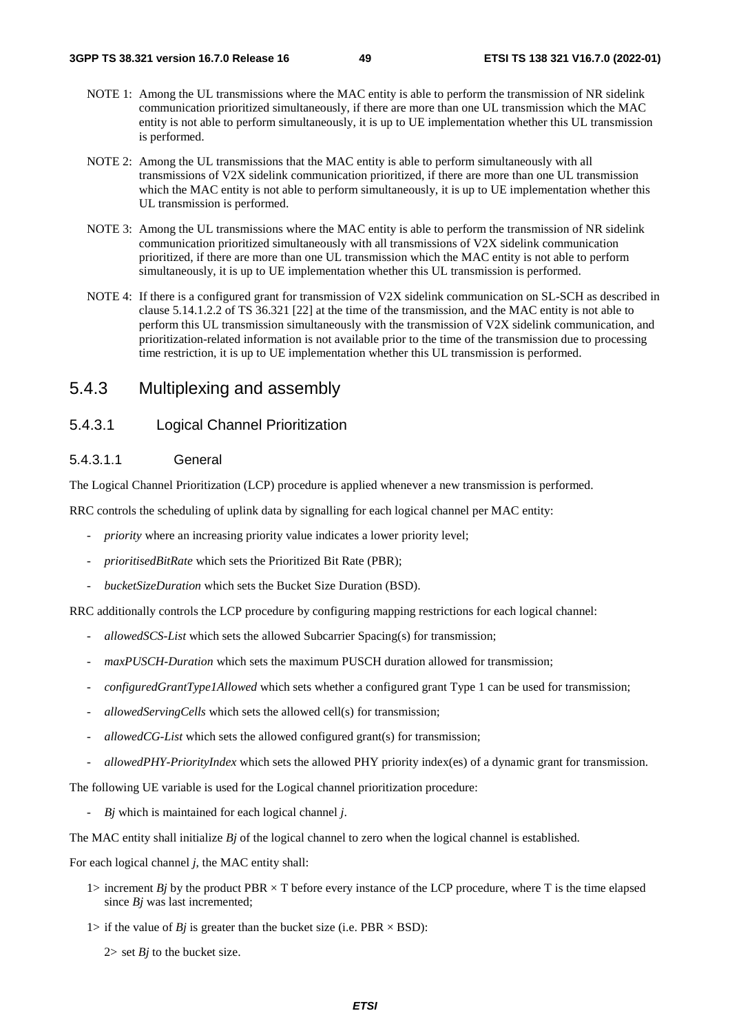NOTE 1: Among the UL transmissions where the MAC entity is able to perform the transmission of NR sidelink communication prioritized simultaneously, if there are more than one UL transmission which the MAC entity is not able to perform simultaneously, it is up to UE implementation whether this UL transmission is performed.

NOTE 2: Among the UL transmissions that the MAC entity is able to perform simultaneously with all transmissions of V2X sidelink communication prioritized, if there are more than one UL transmission which the MAC entity is not able to perform simultaneously, it is up to UE implementation whether this UL transmission is performed.

NOTE 3: Among the UL transmissions where the MAC entity is able to perform the transmission of NR sidelink communication prioritized simultaneously with all transmissions of V2X sidelink communication prioritized, if there are more than one UL transmission which the MAC entity is not able to perform simultaneously, it is up to UE implementation whether this UL transmission is performed.

NOTE 4: If there is a configured grant for transmission of V2X sidelink communication on SL-SCH as described in clause 5.14.1.2.2 of TS 36.321 [22] at the time of the transmission, and the MAC entity is not able to perform this UL transmission simultaneously with the transmission of V2X sidelink communication, and prioritization-related information is not available prior to the time of the transmission due to processing time restriction, it is up to UE implementation whether this UL transmission is performed.

## 5.4.3 Multiplexing and assembly

### 5.4.3.1 Logical Channel Prioritization

#### 5.4.3.1.1 General

The Logical Channel Prioritization (LCP) procedure is applied whenever a new transmission is performed.

RRC controls the scheduling of uplink data by signalling for each logical channel per MAC entity:

- *priority* where an increasing priority value indicates a lower priority level;
- *prioritisedBitRate* which sets the Prioritized Bit Rate (PBR);
- *bucketSizeDuration* which sets the Bucket Size Duration (BSD).

RRC additionally controls the LCP procedure by configuring mapping restrictions for each logical channel:

- *allowedSCS-List* which sets the allowed Subcarrier Spacing(s) for transmission;
- *maxPUSCH-Duration* which sets the maximum PUSCH duration allowed for transmission;
- *configuredGrantType1Allowed* which sets whether a configured grant Type 1 can be used for transmission;
- *allowedServingCells* which sets the allowed cell(s) for transmission;
- *allowedCG-List* which sets the allowed configured grant(s) for transmission;
- *allowedPHY-PriorityIndex* which sets the allowed PHY priority index(es) of a dynamic grant for transmission.

The following UE variable is used for the Logical channel prioritization procedure:

- *Bj* which is maintained for each logical channel *j*.

The MAC entity shall initialize *Bj* of the logical channel to zero when the logical channel is established.

For each logical channel *j*, the MAC entity shall:

1> increment *Bj* by the product PBR × T before every instance of the LCP procedure, where T is the time elapsed since *Bj* was last incremented;

1> if the value of *Bj* is greater than the bucket size (i.e. PBR × BSD):

  2> set *Bj* to the bucket size.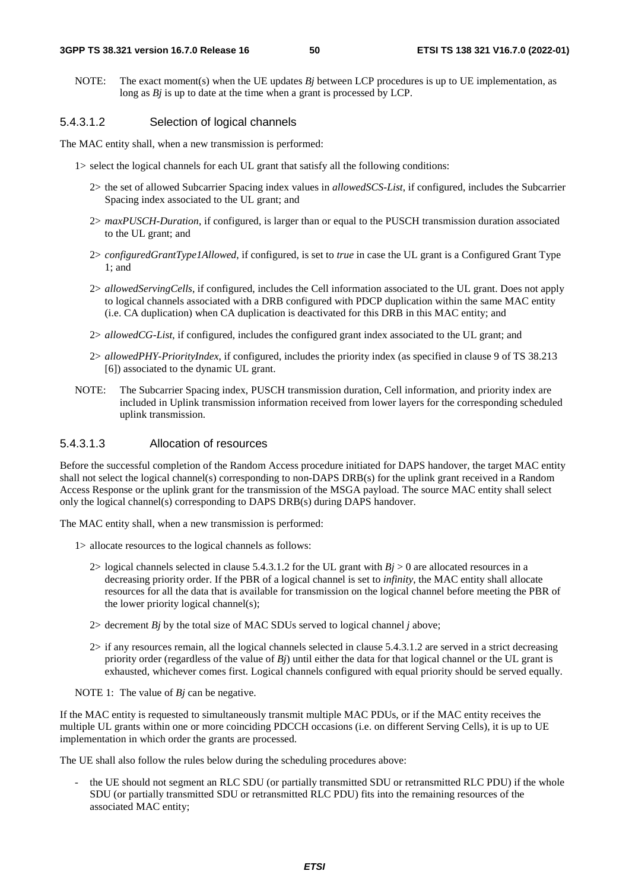NOTE: The exact moment(s) when the UE updates $B_j$ between LCP procedures is up to UE implementation, as long as $B_j$ is up to date at the time when a grant is processed by LCP.

#### 5.4.3.1.2 Selection of logical channels

The MAC entity shall, when a new transmission is performed:

1> select the logical channels for each UL grant that satisfy all the following conditions:

2> the set of allowed Subcarrier Spacing index values in *allowedSCS-List*, if configured, includes the Subcarrier Spacing index associated to the UL grant; and

2> *maxPUSCH-Duration*, if configured, is larger than or equal to the PUSCH transmission duration associated to the UL grant; and

2> *configuredGrantType1Allowed*, if configured, is set to *true* in case the UL grant is a Configured Grant Type 1; and

2> *allowedServingCells*, if configured, includes the Cell information associated to the UL grant. Does not apply to logical channels associated with a DRB configured with PDCP duplication within the same MAC entity (i.e. CA duplication) when CA duplication is deactivated for this DRB in this MAC entity; and

2> *allowedCG-List*, if configured, includes the configured grant index associated to the UL grant; and

2> *allowedPHY-PriorityIndex*, if configured, includes the priority index (as specified in clause 9 of TS 38.213 [6]) associated to the dynamic UL grant.

NOTE: The Subcarrier Spacing index, PUSCH transmission duration, Cell information, and priority index are included in Uplink transmission information received from lower layers for the corresponding scheduled uplink transmission.

#### 5.4.3.1.3 Allocation of resources

Before the successful completion of the Random Access procedure initiated for DAPS handover, the target MAC entity shall not select the logical channel(s) corresponding to non-DAPS DRB(s) for the uplink grant received in a Random Access Response or the uplink grant for the transmission of the MSGA payload. The source MAC entity shall select only the logical channel(s) corresponding to DAPS DRB(s) during DAPS handover.

The MAC entity shall, when a new transmission is performed:

1> allocate resources to the logical channels as follows:

2> logical channels selected in clause 5.4.3.1.2 for the UL grant with $B_j > 0$ are allocated resources in a decreasing priority order. If the PBR of a logical channel is set to *infinity*, the MAC entity shall allocate resources for all the data that is available for transmission on the logical channel before meeting the PBR of the lower priority logical channel(s);

2> decrement $B_j$ by the total size of MAC SDUs served to logical channel $j$ above;

2> if any resources remain, all the logical channels selected in clause 5.4.3.1.2 are served in a strict decreasing priority order (regardless of the value of $B_j$) until either the data for that logical channel or the UL grant is exhausted, whichever comes first. Logical channels configured with equal priority should be served equally.

NOTE 1: The value of $B_j$ can be negative.

If the MAC entity is requested to simultaneously transmit multiple MAC PDUs, or if the MAC entity receives the multiple UL grants within one or more coinciding PDCCH occasions (i.e. on different Serving Cells), it is up to UE implementation in which order the grants are processed.

The UE shall also follow the rules below during the scheduling procedures above:

- the UE should not segment an RLC SDU (or partially transmitted SDU or retransmitted RLC PDU) if the whole SDU (or partially transmitted SDU or retransmitted RLC PDU) fits into the remaining resources of the associated MAC entity;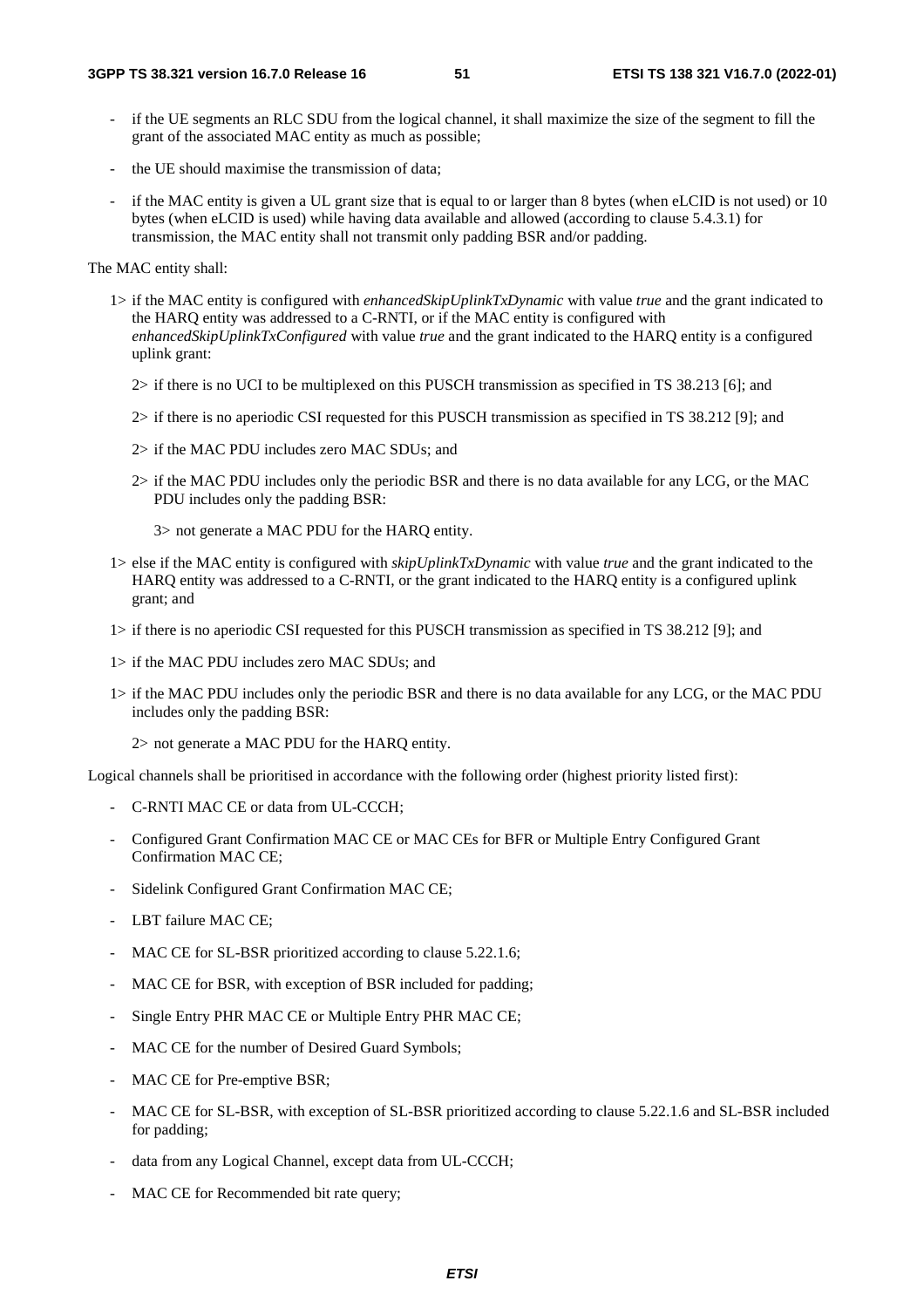- if the UE segments an RLC SDU from the logical channel, it shall maximize the size of the segment to fill the grant of the associated MAC entity as much as possible;
- the UE should maximise the transmission of data;
- if the MAC entity is given a UL grant size that is equal to or larger than 8 bytes (when eLCID is not used) or 10 bytes (when eLCID is used) while having data available and allowed (according to clause 5.4.3.1) for transmission, the MAC entity shall not transmit only padding BSR and/or padding.

The MAC entity shall:

- 1> if the MAC entity is configured with *enhancedSkipUplinkTxDynamic* with value *true* and the grant indicated to the HARQ entity was addressed to a C-RNTI, or if the MAC entity is configured with *enhancedSkipUplinkTxConfigured* with value *true* and the grant indicated to the HARQ entity is a configured uplink grant:
  - 2> if there is no UCI to be multiplexed on this PUSCH transmission as specified in TS 38.213 [6]; and
  - 2> if there is no aperiodic CSI requested for this PUSCH transmission as specified in TS 38.212 [9]; and
  - 2> if the MAC PDU includes zero MAC SDUs; and
  - 2> if the MAC PDU includes only the periodic BSR and there is no data available for any LCG, or the MAC PDU includes only the padding BSR:
    - 3> not generate a MAC PDU for the HARQ entity.
- 1> else if the MAC entity is configured with *skipUplinkTxDynamic* with value *true* and the grant indicated to the HARQ entity was addressed to a C-RNTI, or the grant indicated to the HARQ entity is a configured uplink grant; and
- 1> if there is no aperiodic CSI requested for this PUSCH transmission as specified in TS 38.212 [9]; and
- 1> if the MAC PDU includes zero MAC SDUs; and
- 1> if the MAC PDU includes only the periodic BSR and there is no data available for any LCG, or the MAC PDU includes only the padding BSR:
  - 2> not generate a MAC PDU for the HARQ entity.

Logical channels shall be prioritised in accordance with the following order (highest priority listed first):

- C-RNTI MAC CE or data from UL-CCCH;
- Configured Grant Confirmation MAC CE or MAC CEs for BFR or Multiple Entry Configured Grant Confirmation MAC CE;
- Sidelink Configured Grant Confirmation MAC CE;
- LBT failure MAC CE;
- MAC CE for SL-BSR prioritized according to clause 5.22.1.6;
- MAC CE for BSR, with exception of BSR included for padding;
- Single Entry PHR MAC CE or Multiple Entry PHR MAC CE;
- MAC CE for the number of Desired Guard Symbols;
- MAC CE for Pre-emptive BSR;
- MAC CE for SL-BSR, with exception of SL-BSR prioritized according to clause 5.22.1.6 and SL-BSR included for padding;
- data from any Logical Channel, except data from UL-CCCH;
- MAC CE for Recommended bit rate query;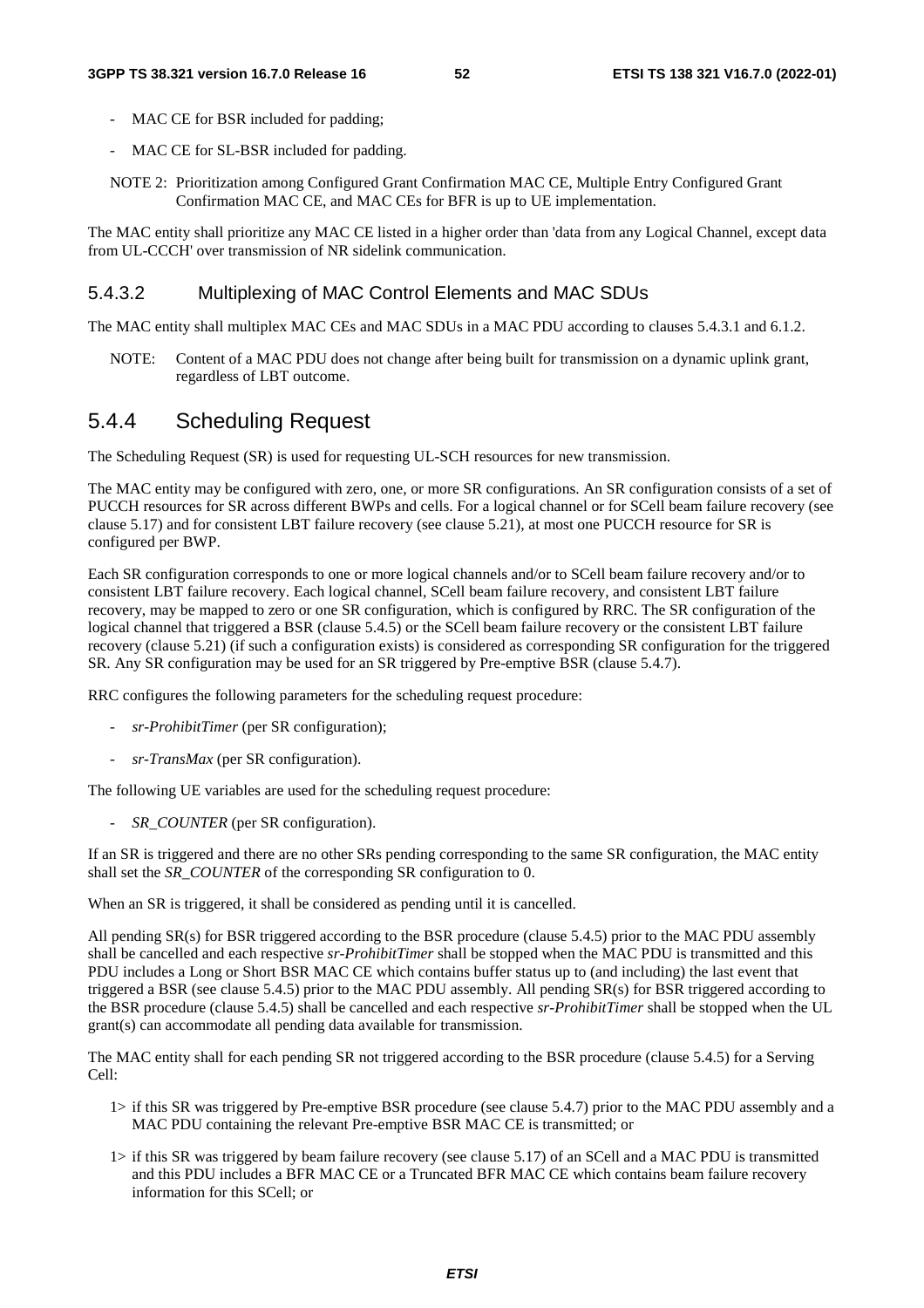- MAC CE for BSR included for padding;
- MAC CE for SL-BSR included for padding.

NOTE 2: Prioritization among Configured Grant Confirmation MAC CE, Multiple Entry Configured Grant Confirmation MAC CE, and MAC CEs for BFR is up to UE implementation.

The MAC entity shall prioritize any MAC CE listed in a higher order than 'data from any Logical Channel, except data from UL-CCCH' over transmission of NR sidelink communication.

#### 5.4.3.2 Multiplexing of MAC Control Elements and MAC SDUs

The MAC entity shall multiplex MAC CEs and MAC SDUs in a MAC PDU according to clauses 5.4.3.1 and 6.1.2.

NOTE: Content of a MAC PDU does not change after being built for transmission on a dynamic uplink grant, regardless of LBT outcome.

### 5.4.4 Scheduling Request

The Scheduling Request (SR) is used for requesting UL-SCH resources for new transmission.

The MAC entity may be configured with zero, one, or more SR configurations. An SR configuration consists of a set of PUCCH resources for SR across different BWPs and cells. For a logical channel or for SCell beam failure recovery (see clause 5.17) and for consistent LBT failure recovery (see clause 5.21), at most one PUCCH resource for SR is configured per BWP.

Each SR configuration corresponds to one or more logical channels and/or to SCell beam failure recovery and/or to consistent LBT failure recovery. Each logical channel, SCell beam failure recovery, and consistent LBT failure recovery, may be mapped to zero or one SR configuration, which is configured by RRC. The SR configuration of the logical channel that triggered a BSR (clause 5.4.5) or the SCell beam failure recovery or the consistent LBT failure recovery (clause 5.21) (if such a configuration exists) is considered as corresponding SR configuration for the triggered SR. Any SR configuration may be used for an SR triggered by Pre-emptive BSR (clause 5.4.7).

RRC configures the following parameters for the scheduling request procedure:

- *sr-ProhibitTimer* (per SR configuration);
- *sr-TransMax* (per SR configuration).

The following UE variables are used for the scheduling request procedure:

- *SR_COUNTER* (per SR configuration).

If an SR is triggered and there are no other SRs pending corresponding to the same SR configuration, the MAC entity shall set the *SR_COUNTER* of the corresponding SR configuration to 0.

When an SR is triggered, it shall be considered as pending until it is cancelled.

All pending SR(s) for BSR triggered according to the BSR procedure (clause 5.4.5) prior to the MAC PDU assembly shall be cancelled and each respective *sr-ProhibitTimer* shall be stopped when the MAC PDU is transmitted and this PDU includes a Long or Short BSR MAC CE which contains buffer status up to (and including) the last event that triggered a BSR (see clause 5.4.5) prior to the MAC PDU assembly. All pending SR(s) for BSR triggered according to the BSR procedure (clause 5.4.5) shall be cancelled and each respective *sr-ProhibitTimer* shall be stopped when the UL grant(s) can accommodate all pending data available for transmission.

The MAC entity shall for each pending SR not triggered according to the BSR procedure (clause 5.4.5) for a Serving Cell:

1> if this SR was triggered by Pre-emptive BSR procedure (see clause 5.4.7) prior to the MAC PDU assembly and a MAC PDU containing the relevant Pre-emptive BSR MAC CE is transmitted; or

1> if this SR was triggered by beam failure recovery (see clause 5.17) of an SCell and a MAC PDU is transmitted and this PDU includes a BFR MAC CE or a Truncated BFR MAC CE which contains beam failure recovery information for this SCell; or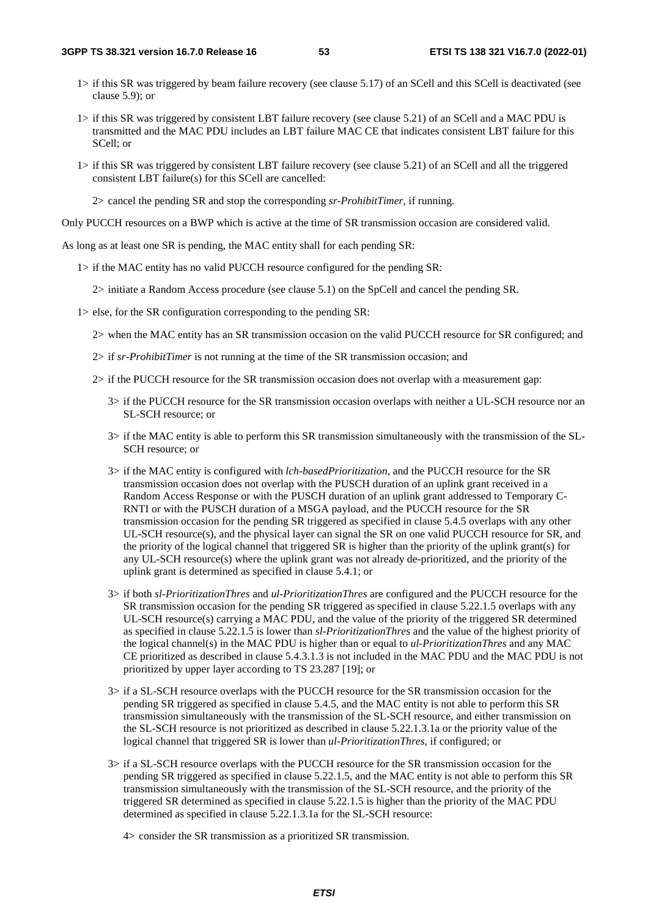1> if this SR was triggered by beam failure recovery (see clause 5.17) of an SCell and this SCell is deactivated (see clause 5.9); or

1> if this SR was triggered by consistent LBT failure recovery (see clause 5.21) of an SCell and a MAC PDU is transmitted and the MAC PDU includes an LBT failure MAC CE that indicates consistent LBT failure for this SCell; or

1> if this SR was triggered by consistent LBT failure recovery (see clause 5.21) of an SCell and all the triggered consistent LBT failure(s) for this SCell are cancelled:

2> cancel the pending SR and stop the corresponding *sr-ProhibitTimer*, if running.

Only PUCCH resources on a BWP which is active at the time of SR transmission occasion are considered valid.

As long as at least one SR is pending, the MAC entity shall for each pending SR:

1> if the MAC entity has no valid PUCCH resource configured for the pending SR:

2> initiate a Random Access procedure (see clause 5.1) on the SpCell and cancel the pending SR.

1> else, for the SR configuration corresponding to the pending SR:

2> when the MAC entity has an SR transmission occasion on the valid PUCCH resource for SR configured; and

2> if *sr-ProhibitTimer* is not running at the time of the SR transmission occasion; and

2> if the PUCCH resource for the SR transmission occasion does not overlap with a measurement gap:

3> if the PUCCH resource for the SR transmission occasion overlaps with neither a UL-SCH resource nor an SL-SCH resource; or

3> if the MAC entity is able to perform this SR transmission simultaneously with the transmission of the SL-SCH resource; or

3> if the MAC entity is configured with *lch-basedPrioritization*, and the PUCCH resource for the SR transmission occasion does not overlap with the PUSCH duration of an uplink grant received in a Random Access Response or with the PUSCH duration of an uplink grant addressed to Temporary C-RNTI or with the PUSCH duration of a MSGA payload, and the PUCCH resource for the SR transmission occasion for the pending SR triggered as specified in clause 5.4.5 overlaps with any other UL-SCH resource(s), and the physical layer can signal the SR on one valid PUCCH resource for SR, and the priority of the logical channel that triggered SR is higher than the priority of the uplink grant(s) for any UL-SCH resource(s) where the uplink grant was not already de-prioritized, and the priority of the uplink grant is determined as specified in clause 5.4.1; or

3> if both *sl-PrioritizationThres* and *ul-PrioritizationThres* are configured and the PUCCH resource for the SR transmission occasion for the pending SR triggered as specified in clause 5.22.1.5 overlaps with any UL-SCH resource(s) carrying a MAC PDU, and the value of the priority of the triggered SR determined as specified in clause 5.22.1.5 is lower than *sl-PrioritizationThres* and the value of the highest priority of the logical channel(s) in the MAC PDU is higher than or equal to *ul-PrioritizationThres* and any MAC CE prioritized as described in clause 5.4.3.1.3 is not included in the MAC PDU and the MAC PDU is not prioritized by upper layer according to TS 23.287 [19]; or

3> if a SL-SCH resource overlaps with the PUCCH resource for the SR transmission occasion for the pending SR triggered as specified in clause 5.4.5, and the MAC entity is not able to perform this SR transmission simultaneously with the transmission of the SL-SCH resource, and either transmission on the SL-SCH resource is not prioritized as described in clause 5.22.1.3.1a or the priority value of the logical channel that triggered SR is lower than *ul-PrioritizationThres*, if configured; or

3> if a SL-SCH resource overlaps with the PUCCH resource for the SR transmission occasion for the pending SR triggered as specified in clause 5.22.1.5, and the MAC entity is not able to perform this SR transmission simultaneously with the transmission of the SL-SCH resource, and the priority of the triggered SR determined as specified in clause 5.22.1.5 is higher than the priority of the MAC PDU determined as specified in clause 5.22.1.3.1a for the SL-SCH resource:

4> consider the SR transmission as a prioritized SR transmission.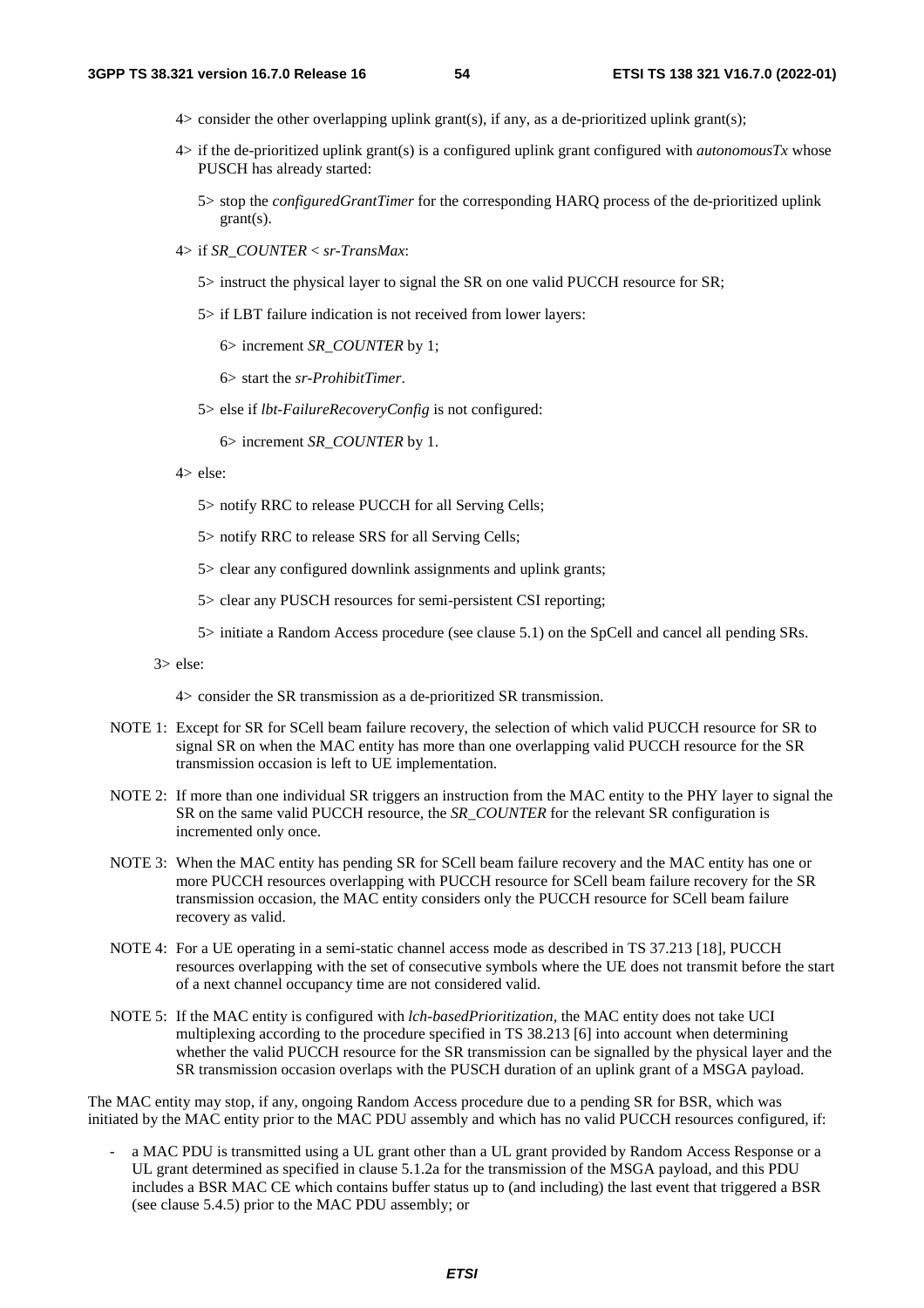4> consider the other overlapping uplink grant(s), if any, as a de-prioritized uplink grant(s);

4> if the de-prioritized uplink grant(s) is a configured uplink grant configured with *autonomousTx* whose PUSCH has already started:

5> stop the *configuredGrantTimer* for the corresponding HARQ process of the de-prioritized uplink grant(s).

4> if *SR_COUNTER* < *sr-TransMax*:

5> instruct the physical layer to signal the SR on one valid PUCCH resource for SR;

5> if LBT failure indication is not received from lower layers:

6> increment *SR_COUNTER* by 1;

6> start the *sr-ProhibitTimer*.

5> else if *lbt-FailureRecoveryConfig* is not configured:

6> increment *SR_COUNTER* by 1.

4> else:

5> notify RRC to release PUCCH for all Serving Cells;

5> notify RRC to release SRS for all Serving Cells;

5> clear any configured downlink assignments and uplink grants;

5> clear any PUSCH resources for semi-persistent CSI reporting;

5> initiate a Random Access procedure (see clause 5.1) on the SpCell and cancel all pending SRs.

3> else:

4> consider the SR transmission as a de-prioritized SR transmission.

NOTE 1: Except for SR for SCell beam failure recovery, the selection of which valid PUCCH resource for SR to signal SR on when the MAC entity has more than one overlapping valid PUCCH resource for the SR transmission occasion is left to UE implementation.

NOTE 2: If more than one individual SR triggers an instruction from the MAC entity to the PHY layer to signal the SR on the same valid PUCCH resource, the *SR_COUNTER* for the relevant SR configuration is incremented only once.

NOTE 3: When the MAC entity has pending SR for SCell beam failure recovery and the MAC entity has one or more PUCCH resources overlapping with PUCCH resource for SCell beam failure recovery for the SR transmission occasion, the MAC entity considers only the PUCCH resource for SCell beam failure recovery as valid.

NOTE 4: For a UE operating in a semi-static channel access mode as described in TS 37.213 [18], PUCCH resources overlapping with the set of consecutive symbols where the UE does not transmit before the start of a next channel occupancy time are not considered valid.

NOTE 5: If the MAC entity is configured with *lch-basedPrioritization*, the MAC entity does not take UCI multiplexing according to the procedure specified in TS 38.213 [6] into account when determining whether the valid PUCCH resource for the SR transmission can be signalled by the physical layer and the SR transmission occasion overlaps with the PUSCH duration of an uplink grant of a MSGA payload.

The MAC entity may stop, if any, ongoing Random Access procedure due to a pending SR for BSR, which was initiated by the MAC entity prior to the MAC PDU assembly and which has no valid PUCCH resources configured, if:

- a MAC PDU is transmitted using a UL grant other than a UL grant provided by Random Access Response or a UL grant determined as specified in clause 5.1.2a for the transmission of the MSGA payload, and this PDU includes a BSR MAC CE which contains buffer status up to (and including) the last event that triggered a BSR (see clause 5.4.5) prior to the MAC PDU assembly; or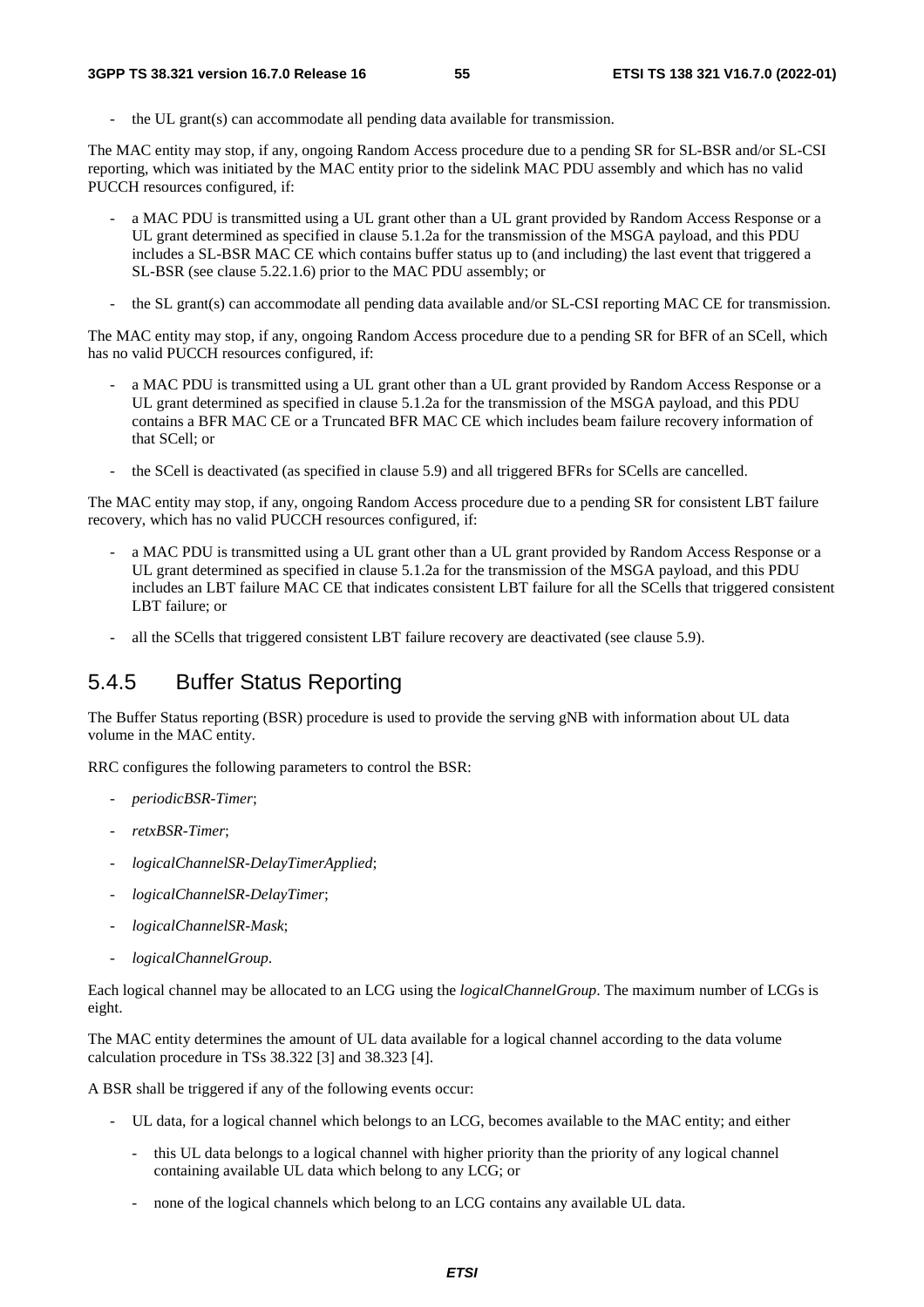- the UL grant(s) can accommodate all pending data available for transmission.

The MAC entity may stop, if any, ongoing Random Access procedure due to a pending SR for SL-BSR and/or SL-CSI reporting, which was initiated by the MAC entity prior to the sidelink MAC PDU assembly and which has no valid PUCCH resources configured, if:

- a MAC PDU is transmitted using a UL grant other than a UL grant provided by Random Access Response or a UL grant determined as specified in clause 5.1.2a for the transmission of the MSGA payload, and this PDU includes a SL-BSR MAC CE which contains buffer status up to (and including) the last event that triggered a SL-BSR (see clause 5.22.1.6) prior to the MAC PDU assembly; or
- the SL grant(s) can accommodate all pending data available and/or SL-CSI reporting MAC CE for transmission.

The MAC entity may stop, if any, ongoing Random Access procedure due to a pending SR for BFR of an SCell, which has no valid PUCCH resources configured, if:

- a MAC PDU is transmitted using a UL grant other than a UL grant provided by Random Access Response or a UL grant determined as specified in clause 5.1.2a for the transmission of the MSGA payload, and this PDU contains a BFR MAC CE or a Truncated BFR MAC CE which includes beam failure recovery information of that SCell; or
- the SCell is deactivated (as specified in clause 5.9) and all triggered BFRs for SCells are cancelled.

The MAC entity may stop, if any, ongoing Random Access procedure due to a pending SR for consistent LBT failure recovery, which has no valid PUCCH resources configured, if:

- a MAC PDU is transmitted using a UL grant other than a UL grant provided by Random Access Response or a UL grant determined as specified in clause 5.1.2a for the transmission of the MSGA payload, and this PDU includes an LBT failure MAC CE that indicates consistent LBT failure for all the SCells that triggered consistent LBT failure; or
- all the SCells that triggered consistent LBT failure recovery are deactivated (see clause 5.9).

## 5.4.5 Buffer Status Reporting

The Buffer Status reporting (BSR) procedure is used to provide the serving gNB with information about UL data volume in the MAC entity.

RRC configures the following parameters to control the BSR:

- *periodicBSR-Timer*;
- *retxBSR-Timer*;
- *logicalChannelSR-DelayTimerApplied*;
- *logicalChannelSR-DelayTimer*;
- *logicalChannelSR-Mask*;
- *logicalChannelGroup*.

Each logical channel may be allocated to an LCG using the *logicalChannelGroup*. The maximum number of LCGs is eight.

The MAC entity determines the amount of UL data available for a logical channel according to the data volume calculation procedure in TSs 38.322 [3] and 38.323 [4].

A BSR shall be triggered if any of the following events occur:

- UL data, for a logical channel which belongs to an LCG, becomes available to the MAC entity; and either
  - this UL data belongs to a logical channel with higher priority than the priority of any logical channel containing available UL data which belong to any LCG; or
  - none of the logical channels which belong to an LCG contains any available UL data.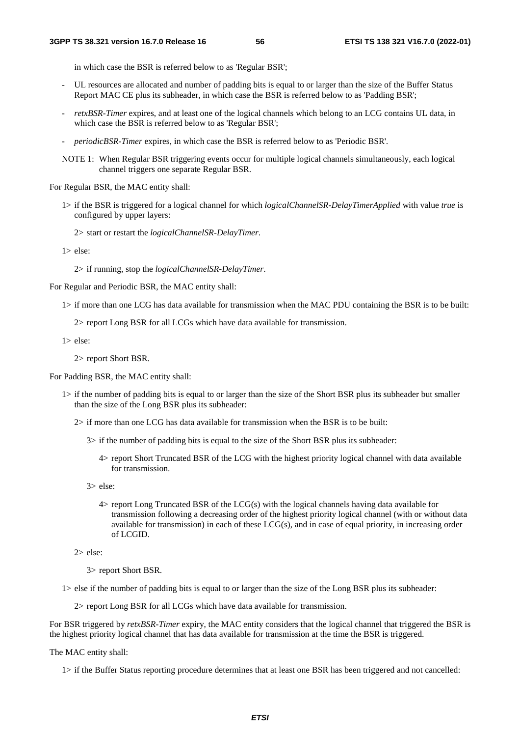in which case the BSR is referred below to as 'Regular BSR';

- UL resources are allocated and number of padding bits is equal to or larger than the size of the Buffer Status Report MAC CE plus its subheader, in which case the BSR is referred below to as 'Padding BSR';
- *retxBSR-Timer* expires, and at least one of the logical channels which belong to an LCG contains UL data, in which case the BSR is referred below to as 'Regular BSR';
- *periodicBSR-Timer* expires, in which case the BSR is referred below to as 'Periodic BSR'.

NOTE 1: When Regular BSR triggering events occur for multiple logical channels simultaneously, each logical channel triggers one separate Regular BSR.

For Regular BSR, the MAC entity shall:

1> if the BSR is triggered for a logical channel for which *logicalChannelSR-DelayTimerApplied* with value *true* is configured by upper layers:

2> start or restart the *logicalChannelSR-DelayTimer*.

1> else:

2> if running, stop the *logicalChannelSR-DelayTimer*.

For Regular and Periodic BSR, the MAC entity shall:

1> if more than one LCG has data available for transmission when the MAC PDU containing the BSR is to be built:

2> report Long BSR for all LCGs which have data available for transmission.

1> else:

2> report Short BSR.

For Padding BSR, the MAC entity shall:

1> if the number of padding bits is equal to or larger than the size of the Short BSR plus its subheader but smaller than the size of the Long BSR plus its subheader:

2> if more than one LCG has data available for transmission when the BSR is to be built:

3> if the number of padding bits is equal to the size of the Short BSR plus its subheader:

4> report Short Truncated BSR of the LCG with the highest priority logical channel with data available for transmission.

3> else:

4> report Long Truncated BSR of the LCG(s) with the logical channels having data available for transmission following a decreasing order of the highest priority logical channel (with or without data available for transmission) in each of these LCG(s), and in case of equal priority, in increasing order of LCGID.

2> else:

3> report Short BSR.

1> else if the number of padding bits is equal to or larger than the size of the Long BSR plus its subheader:

2> report Long BSR for all LCGs which have data available for transmission.

For BSR triggered by *retxBSR-Timer* expiry, the MAC entity considers that the logical channel that triggered the BSR is the highest priority logical channel that has data available for transmission at the time the BSR is triggered.

The MAC entity shall:

1> if the Buffer Status reporting procedure determines that at least one BSR has been triggered and not cancelled: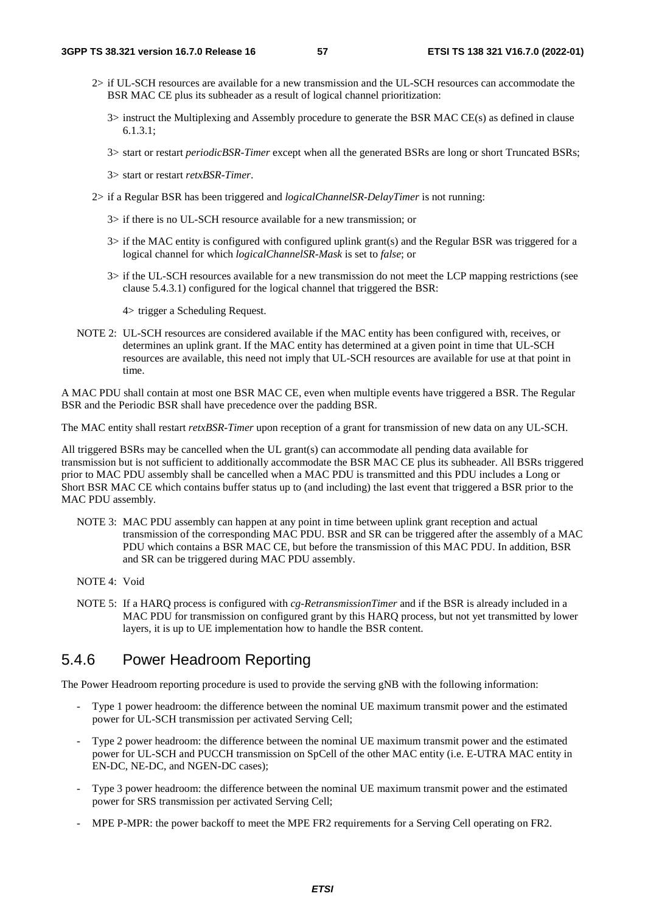2> if UL-SCH resources are available for a new transmission and the UL-SCH resources can accommodate the BSR MAC CE plus its subheader as a result of logical channel prioritization:

3> instruct the Multiplexing and Assembly procedure to generate the BSR MAC CE(s) as defined in clause 6.1.3.1;

3> start or restart *periodicBSR-Timer* except when all the generated BSRs are long or short Truncated BSRs;

3> start or restart *retxBSR-Timer*.

2> if a Regular BSR has been triggered and *logicalChannelSR-DelayTimer* is not running:

3> if there is no UL-SCH resource available for a new transmission; or

3> if the MAC entity is configured with configured uplink grant(s) and the Regular BSR was triggered for a logical channel for which *logicalChannelSR-Mask* is set to *false*; or

3> if the UL-SCH resources available for a new transmission do not meet the LCP mapping restrictions (see clause 5.4.3.1) configured for the logical channel that triggered the BSR:

4> trigger a Scheduling Request.

NOTE 2: UL-SCH resources are considered available if the MAC entity has been configured with, receives, or determines an uplink grant. If the MAC entity has determined at a given point in time that UL-SCH resources are available, this need not imply that UL-SCH resources are available for use at that point in time.

A MAC PDU shall contain at most one BSR MAC CE, even when multiple events have triggered a BSR. The Regular BSR and the Periodic BSR shall have precedence over the padding BSR.

The MAC entity shall restart *retxBSR-Timer* upon reception of a grant for transmission of new data on any UL-SCH.

All triggered BSRs may be cancelled when the UL grant(s) can accommodate all pending data available for transmission but is not sufficient to additionally accommodate the BSR MAC CE plus its subheader. All BSRs triggered prior to MAC PDU assembly shall be cancelled when a MAC PDU is transmitted and this PDU includes a Long or Short BSR MAC CE which contains buffer status up to (and including) the last event that triggered a BSR prior to the MAC PDU assembly.

NOTE 3: MAC PDU assembly can happen at any point in time between uplink grant reception and actual transmission of the corresponding MAC PDU. BSR and SR can be triggered after the assembly of a MAC PDU which contains a BSR MAC CE, but before the transmission of this MAC PDU. In addition, BSR and SR can be triggered during MAC PDU assembly.

NOTE 4: Void

NOTE 5: If a HARQ process is configured with *cg-RetransmissionTimer* and if the BSR is already included in a MAC PDU for transmission on configured grant by this HARQ process, but not yet transmitted by lower layers, it is up to UE implementation how to handle the BSR content.

## 5.4.6 Power Headroom Reporting

The Power Headroom reporting procedure is used to provide the serving gNB with the following information:

- Type 1 power headroom: the difference between the nominal UE maximum transmit power and the estimated power for UL-SCH transmission per activated Serving Cell;
- Type 2 power headroom: the difference between the nominal UE maximum transmit power and the estimated power for UL-SCH and PUCCH transmission on SpCell of the other MAC entity (i.e. E-UTRA MAC entity in EN-DC, NE-DC, and NGEN-DC cases);
- Type 3 power headroom: the difference between the nominal UE maximum transmit power and the estimated power for SRS transmission per activated Serving Cell;
- MPE P-MPR: the power backoff to meet the MPE FR2 requirements for a Serving Cell operating on FR2.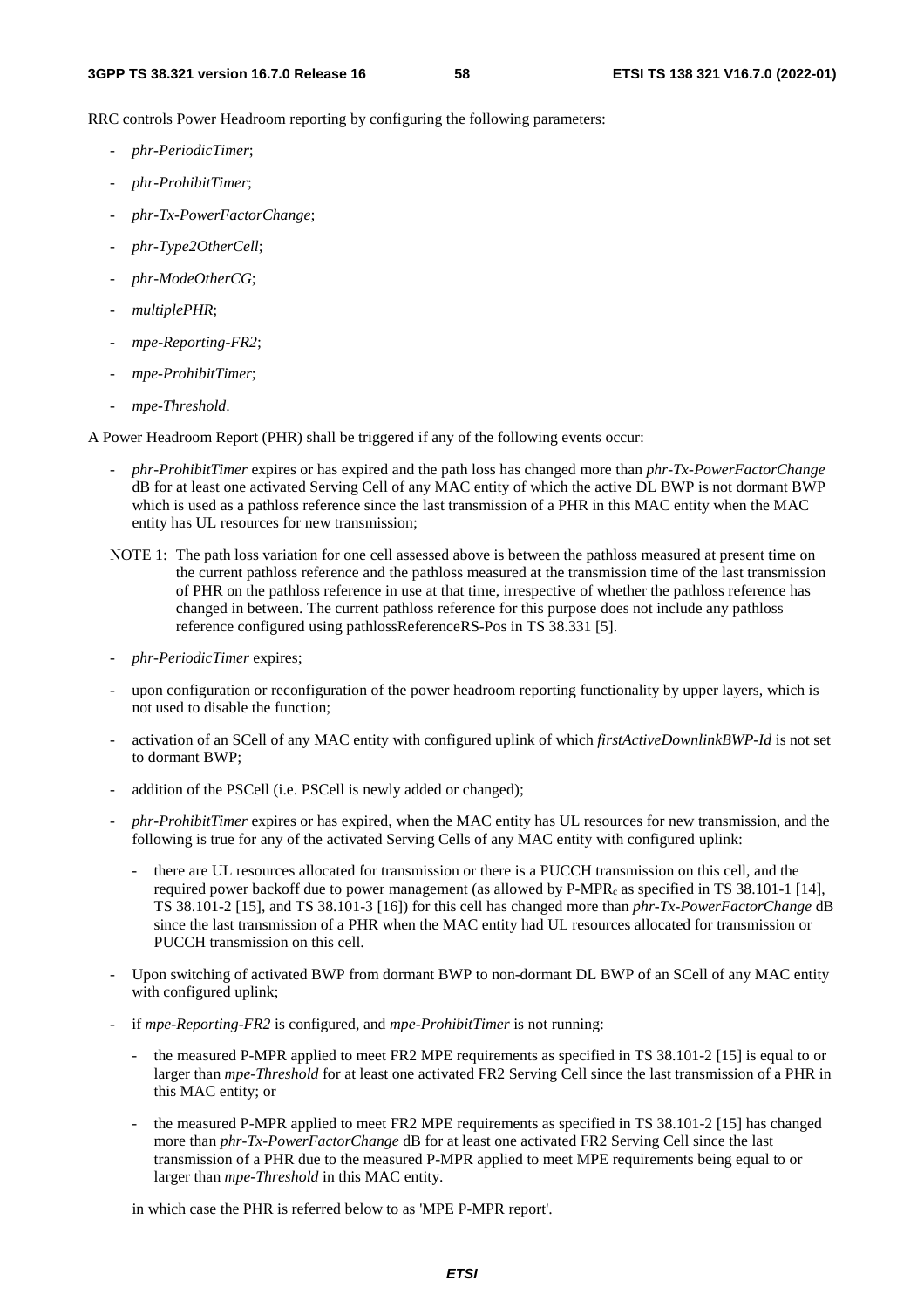RRC controls Power Headroom reporting by configuring the following parameters:

- *phr-PeriodicTimer*;
- *phr-ProhibitTimer*;
- *phr-Tx-PowerFactorChange*;
- *phr-Type2OtherCell*;
- *phr-ModeOtherCG*;
- *multiplePHR*;
- *mpe-Reporting-FR2*;
- *mpe-ProhibitTimer*;
- *mpe-Threshold*.

A Power Headroom Report (PHR) shall be triggered if any of the following events occur:

- *phr-ProhibitTimer* expires or has expired and the path loss has changed more than *phr-Tx-PowerFactorChange* dB for at least one activated Serving Cell of any MAC entity of which the active DL BWP is not dormant BWP which is used as a pathloss reference since the last transmission of a PHR in this MAC entity when the MAC entity has UL resources for new transmission;

NOTE 1: The path loss variation for one cell assessed above is between the pathloss measured at present time on the current pathloss reference and the pathloss measured at the transmission time of the last transmission of PHR on the pathloss reference in use at that time, irrespective of whether the pathloss reference has changed in between. The current pathloss reference for this purpose does not include any pathloss reference configured using pathlossReferenceRS-Pos in TS 38.331 [5].

- *phr-PeriodicTimer* expires;
- upon configuration or reconfiguration of the power headroom reporting functionality by upper layers, which is not used to disable the function;
- activation of an SCell of any MAC entity with configured uplink of which *firstActiveDownlinkBWP-Id* is not set to dormant BWP;
- addition of the PSCell (i.e. PSCell is newly added or changed);
- *phr-ProhibitTimer* expires or has expired, when the MAC entity has UL resources for new transmission, and the following is true for any of the activated Serving Cells of any MAC entity with configured uplink:
  - there are UL resources allocated for transmission or there is a PUCCH transmission on this cell, and the required power backoff due to power management (as allowed by P-MPR$_c$ as specified in TS 38.101-1 [14], TS 38.101-2 [15], and TS 38.101-3 [16]) for this cell has changed more than *phr-Tx-PowerFactorChange* dB since the last transmission of a PHR when the MAC entity had UL resources allocated for transmission or PUCCH transmission on this cell.
- Upon switching of activated BWP from dormant BWP to non-dormant DL BWP of an SCell of any MAC entity with configured uplink;
- if *mpe-Reporting-FR2* is configured, and *mpe-ProhibitTimer* is not running:
  - the measured P-MPR applied to meet FR2 MPE requirements as specified in TS 38.101-2 [15] is equal to or larger than *mpe-Threshold* for at least one activated FR2 Serving Cell since the last transmission of a PHR in this MAC entity; or
  - the measured P-MPR applied to meet FR2 MPE requirements as specified in TS 38.101-2 [15] has changed more than *phr-Tx-PowerFactorChange* dB for at least one activated FR2 Serving Cell since the last transmission of a PHR due to the measured P-MPR applied to meet MPE requirements being equal to or larger than *mpe-Threshold* in this MAC entity.

  in which case the PHR is referred below to as 'MPE P-MPR report'.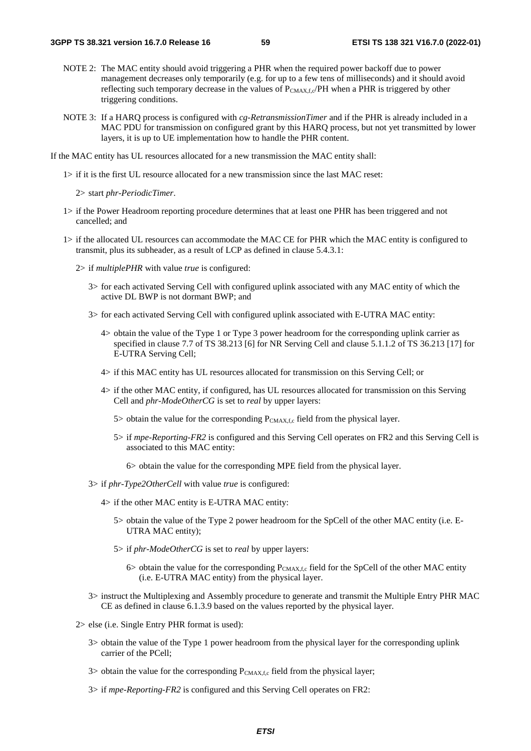NOTE 2: The MAC entity should avoid triggering a PHR when the required power backoff due to power management decreases only temporarily (e.g. for up to a few tens of milliseconds) and it should avoid reflecting such temporary decrease in the values of $P_{CMAX,f,c}$/PH when a PHR is triggered by other triggering conditions.

NOTE 3: If a HARQ process is configured with *cg-RetransmissionTimer* and if the PHR is already included in a MAC PDU for transmission on configured grant by this HARQ process, but not yet transmitted by lower layers, it is up to UE implementation how to handle the PHR content.

If the MAC entity has UL resources allocated for a new transmission the MAC entity shall:

- 1> if it is the first UL resource allocated for a new transmission since the last MAC reset:
  - 2> start *phr-PeriodicTimer*.
- 1> if the Power Headroom reporting procedure determines that at least one PHR has been triggered and not cancelled; and
- 1> if the allocated UL resources can accommodate the MAC CE for PHR which the MAC entity is configured to transmit, plus its subheader, as a result of LCP as defined in clause 5.4.3.1:
  - 2> if *multiplePHR* with value *true* is configured:
    - 3> for each activated Serving Cell with configured uplink associated with any MAC entity of which the active DL BWP is not dormant BWP; and
    - 3> for each activated Serving Cell with configured uplink associated with E-UTRA MAC entity:
      - 4> obtain the value of the Type 1 or Type 3 power headroom for the corresponding uplink carrier as specified in clause 7.7 of TS 38.213 [6] for NR Serving Cell and clause 5.1.1.2 of TS 36.213 [17] for E-UTRA Serving Cell;
      - 4> if this MAC entity has UL resources allocated for transmission on this Serving Cell; or
      - 4> if the other MAC entity, if configured, has UL resources allocated for transmission on this Serving Cell and *phr-ModeOtherCG* is set to *real* by upper layers:
        - 5> obtain the value for the corresponding $P_{CMAX,f,c}$ field from the physical layer.
        - 5> if *mpe-Reporting-FR2* is configured and this Serving Cell operates on FR2 and this Serving Cell is associated to this MAC entity:
          - 6> obtain the value for the corresponding MPE field from the physical layer.
    - 3> if *phr-Type2OtherCell* with value *true* is configured:
      - 4> if the other MAC entity is E-UTRA MAC entity:
        - 5> obtain the value of the Type 2 power headroom for the SpCell of the other MAC entity (i.e. E-UTRA MAC entity);
        - 5> if *phr-ModeOtherCG* is set to *real* by upper layers:
          - 6> obtain the value for the corresponding $P_{CMAX,f,c}$ field for the SpCell of the other MAC entity (i.e. E-UTRA MAC entity) from the physical layer.
    - 3> instruct the Multiplexing and Assembly procedure to generate and transmit the Multiple Entry PHR MAC CE as defined in clause 6.1.3.9 based on the values reported by the physical layer.
  - 2> else (i.e. Single Entry PHR format is used):
    - 3> obtain the value of the Type 1 power headroom from the physical layer for the corresponding uplink carrier of the PCell;
    - 3> obtain the value for the corresponding $P_{CMAX,f,c}$ field from the physical layer;
    - 3> if *mpe-Reporting-FR2* is configured and this Serving Cell operates on FR2: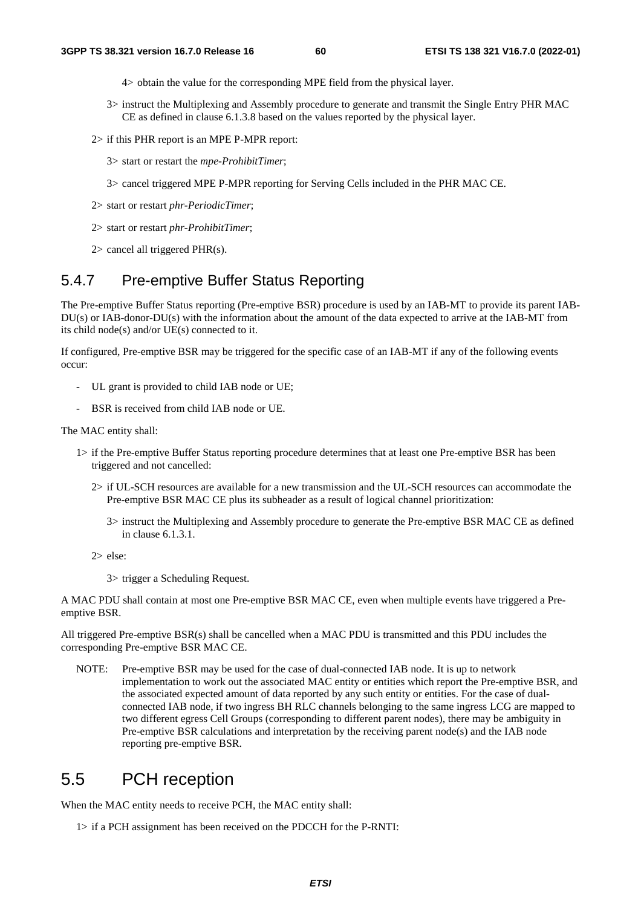4> obtain the value for the corresponding MPE field from the physical layer.

3> instruct the Multiplexing and Assembly procedure to generate and transmit the Single Entry PHR MAC CE as defined in clause 6.1.3.8 based on the values reported by the physical layer.

2> if this PHR report is an MPE P-MPR report:

3> start or restart the *mpe-ProhibitTimer*;

3> cancel triggered MPE P-MPR reporting for Serving Cells included in the PHR MAC CE.

2> start or restart *phr-PeriodicTimer*;

2> start or restart *phr-ProhibitTimer*;

2> cancel all triggered PHR(s).

## 5.4.7 Pre-emptive Buffer Status Reporting

The Pre-emptive Buffer Status reporting (Pre-emptive BSR) procedure is used by an IAB-MT to provide its parent IAB-DU(s) or IAB-donor-DU(s) with the information about the amount of the data expected to arrive at the IAB-MT from its child node(s) and/or UE(s) connected to it.

If configured, Pre-emptive BSR may be triggered for the specific case of an IAB-MT if any of the following events occur:

- UL grant is provided to child IAB node or UE;
- BSR is received from child IAB node or UE.

The MAC entity shall:

1> if the Pre-emptive Buffer Status reporting procedure determines that at least one Pre-emptive BSR has been triggered and not cancelled:

2> if UL-SCH resources are available for a new transmission and the UL-SCH resources can accommodate the Pre-emptive BSR MAC CE plus its subheader as a result of logical channel prioritization:

3> instruct the Multiplexing and Assembly procedure to generate the Pre-emptive BSR MAC CE as defined in clause 6.1.3.1.

2> else:

3> trigger a Scheduling Request.

A MAC PDU shall contain at most one Pre-emptive BSR MAC CE, even when multiple events have triggered a Pre-emptive BSR.

All triggered Pre-emptive BSR(s) shall be cancelled when a MAC PDU is transmitted and this PDU includes the corresponding Pre-emptive BSR MAC CE.

NOTE: Pre-emptive BSR may be used for the case of dual-connected IAB node. It is up to network implementation to work out the associated MAC entity or entities which report the Pre-emptive BSR, and the associated expected amount of data reported by any such entity or entities. For the case of dual-connected IAB node, if two ingress BH RLC channels belonging to the same ingress LCG are mapped to two different egress Cell Groups (corresponding to different parent nodes), there may be ambiguity in Pre-emptive BSR calculations and interpretation by the receiving parent node(s) and the IAB node reporting pre-emptive BSR.

# 5.5 PCH reception

When the MAC entity needs to receive PCH, the MAC entity shall:

1> if a PCH assignment has been received on the PDCCH for the P-RNTI: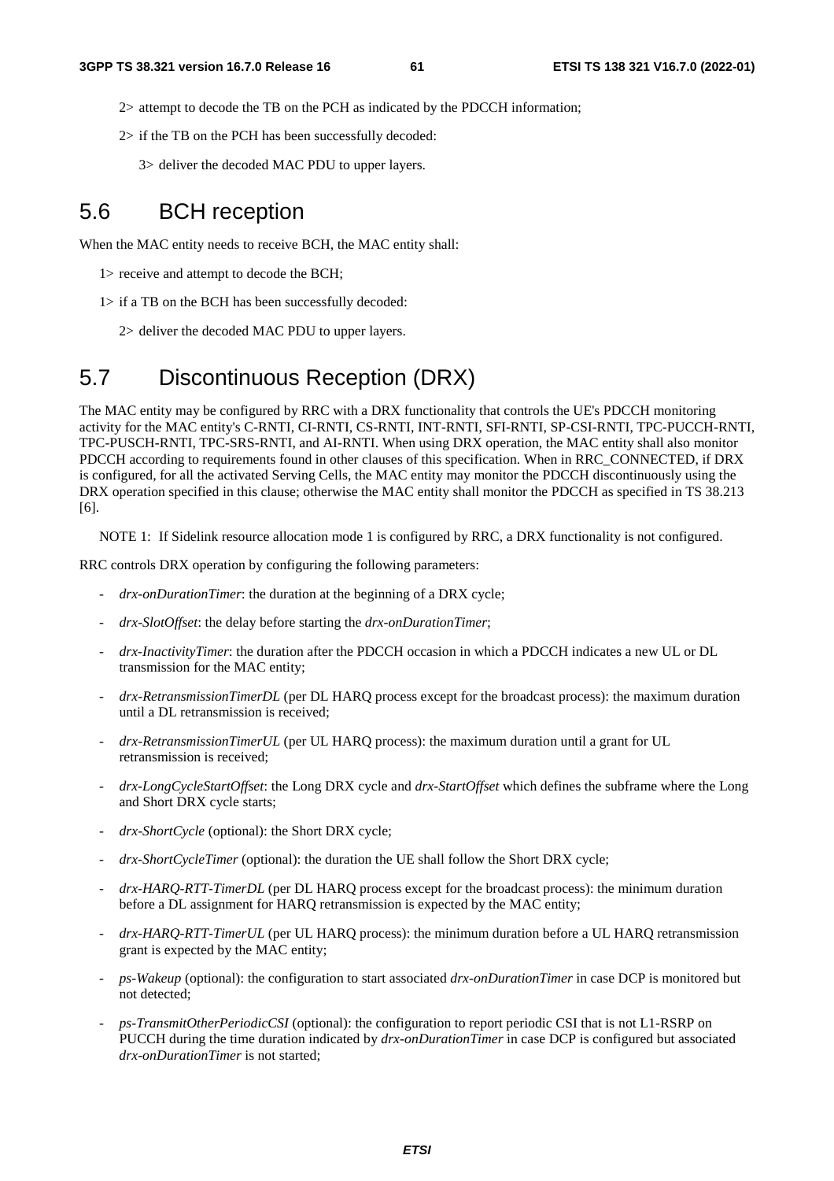2> attempt to decode the TB on the PCH as indicated by the PDCCH information;

2> if the TB on the PCH has been successfully decoded:

3> deliver the decoded MAC PDU to upper layers.

## 5.6 BCH reception

When the MAC entity needs to receive BCH, the MAC entity shall:

1> receive and attempt to decode the BCH;

1> if a TB on the BCH has been successfully decoded:

2> deliver the decoded MAC PDU to upper layers.

## 5.7 Discontinuous Reception (DRX)

The MAC entity may be configured by RRC with a DRX functionality that controls the UE's PDCCH monitoring activity for the MAC entity's C-RNTI, CI-RNTI, CS-RNTI, INT-RNTI, SFI-RNTI, SP-CSI-RNTI, TPC-PUCCH-RNTI, TPC-PUSCH-RNTI, TPC-SRS-RNTI, and AI-RNTI. When using DRX operation, the MAC entity shall also monitor PDCCH according to requirements found in other clauses of this specification. When in RRC_CONNECTED, if DRX is configured, for all the activated Serving Cells, the MAC entity may monitor the PDCCH discontinuously using the DRX operation specified in this clause; otherwise the MAC entity shall monitor the PDCCH as specified in TS 38.213 [6].

NOTE 1: If Sidelink resource allocation mode 1 is configured by RRC, a DRX functionality is not configured.

RRC controls DRX operation by configuring the following parameters:

- *drx-onDurationTimer*: the duration at the beginning of a DRX cycle;
- *drx-SlotOffset*: the delay before starting the *drx-onDurationTimer*;
- *drx-InactivityTimer*: the duration after the PDCCH occasion in which a PDCCH indicates a new UL or DL transmission for the MAC entity;
- *drx-RetransmissionTimerDL* (per DL HARQ process except for the broadcast process): the maximum duration until a DL retransmission is received;
- *drx-RetransmissionTimerUL* (per UL HARQ process): the maximum duration until a grant for UL retransmission is received;
- *drx-LongCycleStartOffset*: the Long DRX cycle and *drx-StartOffset* which defines the subframe where the Long and Short DRX cycle starts;
- *drx-ShortCycle* (optional): the Short DRX cycle;
- *drx-ShortCycleTimer* (optional): the duration the UE shall follow the Short DRX cycle;
- *drx-HARQ-RTT-TimerDL* (per DL HARQ process except for the broadcast process): the minimum duration before a DL assignment for HARQ retransmission is expected by the MAC entity;
- *drx-HARQ-RTT-TimerUL* (per UL HARQ process): the minimum duration before a UL HARQ retransmission grant is expected by the MAC entity;
- *ps-Wakeup* (optional): the configuration to start associated *drx-onDurationTimer* in case DCP is monitored but not detected;
- *ps-TransmitOtherPeriodicCSI* (optional): the configuration to report periodic CSI that is not L1-RSRP on PUCCH during the time duration indicated by *drx-onDurationTimer* in case DCP is configured but associated *drx-onDurationTimer* is not started;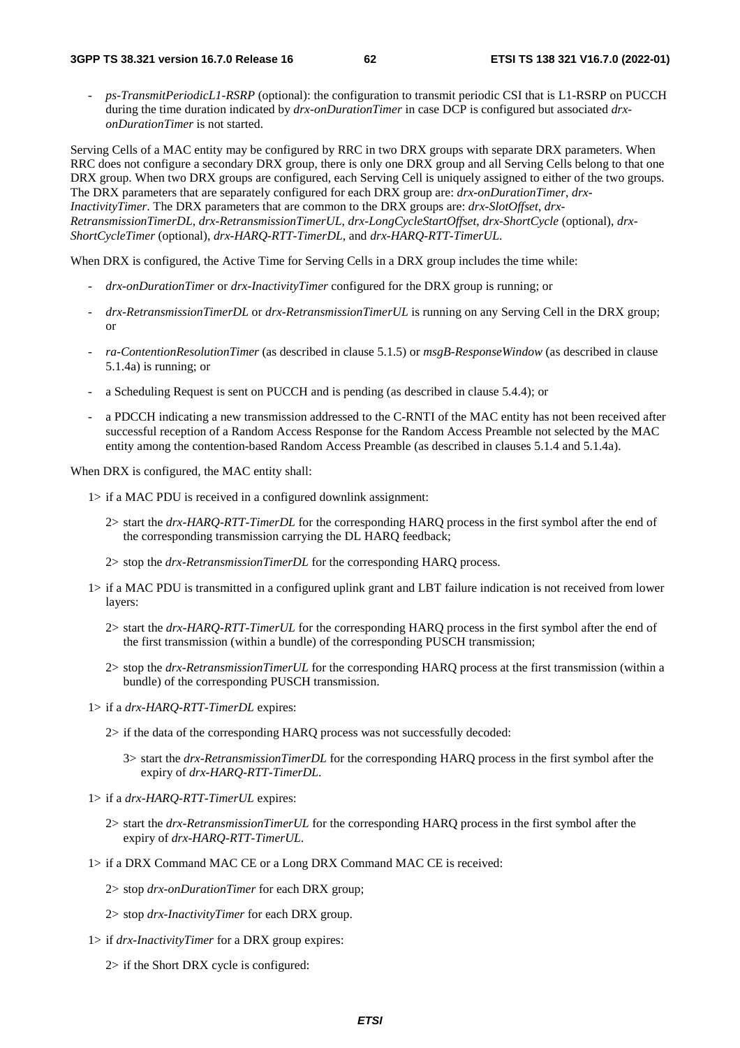- *ps-TransmitPeriodicL1-RSRP* (optional): the configuration to transmit periodic CSI that is L1-RSRP on PUCCH during the time duration indicated by *drx-onDurationTimer* in case DCP is configured but associated *drx-onDurationTimer* is not started.

Serving Cells of a MAC entity may be configured by RRC in two DRX groups with separate DRX parameters. When RRC does not configure a secondary DRX group, there is only one DRX group and all Serving Cells belong to that one DRX group. When two DRX groups are configured, each Serving Cell is uniquely assigned to either of the two groups. The DRX parameters that are separately configured for each DRX group are: *drx-onDurationTimer*, *drx-InactivityTimer*. The DRX parameters that are common to the DRX groups are: *drx-SlotOffset*, *drx-RetransmissionTimerDL*, *drx-RetransmissionTimerUL*, *drx-LongCycleStartOffset*, *drx-ShortCycle* (optional), *drx-ShortCycleTimer* (optional), *drx-HARQ-RTT-TimerDL*, and *drx-HARQ-RTT-TimerUL*.

When DRX is configured, the Active Time for Serving Cells in a DRX group includes the time while:

- *drx-onDurationTimer* or *drx-InactivityTimer* configured for the DRX group is running; or
- *drx-RetransmissionTimerDL* or *drx-RetransmissionTimerUL* is running on any Serving Cell in the DRX group; or
- *ra-ContentionResolutionTimer* (as described in clause 5.1.5) or *msgB-ResponseWindow* (as described in clause 5.1.4a) is running; or
- a Scheduling Request is sent on PUCCH and is pending (as described in clause 5.4.4); or
- a PDCCH indicating a new transmission addressed to the C-RNTI of the MAC entity has not been received after successful reception of a Random Access Response for the Random Access Preamble not selected by the MAC entity among the contention-based Random Access Preamble (as described in clauses 5.1.4 and 5.1.4a).

When DRX is configured, the MAC entity shall:

1> if a MAC PDU is received in a configured downlink assignment:

  2> start the *drx-HARQ-RTT-TimerDL* for the corresponding HARQ process in the first symbol after the end of the corresponding transmission carrying the DL HARQ feedback;

  2> stop the *drx-RetransmissionTimerDL* for the corresponding HARQ process.

1> if a MAC PDU is transmitted in a configured uplink grant and LBT failure indication is not received from lower layers:

  2> start the *drx-HARQ-RTT-TimerUL* for the corresponding HARQ process in the first symbol after the end of the first transmission (within a bundle) of the corresponding PUSCH transmission;

  2> stop the *drx-RetransmissionTimerUL* for the corresponding HARQ process at the first transmission (within a bundle) of the corresponding PUSCH transmission.

1> if a *drx-HARQ-RTT-TimerDL* expires:

  2> if the data of the corresponding HARQ process was not successfully decoded:

    3> start the *drx-RetransmissionTimerDL* for the corresponding HARQ process in the first symbol after the expiry of *drx-HARQ-RTT-TimerDL*.

1> if a *drx-HARQ-RTT-TimerUL* expires:

  2> start the *drx-RetransmissionTimerUL* for the corresponding HARQ process in the first symbol after the expiry of *drx-HARQ-RTT-TimerUL*.

1> if a DRX Command MAC CE or a Long DRX Command MAC CE is received:

  2> stop *drx-onDurationTimer* for each DRX group;

  2> stop *drx-InactivityTimer* for each DRX group.

1> if *drx-InactivityTimer* for a DRX group expires:

  2> if the Short DRX cycle is configured: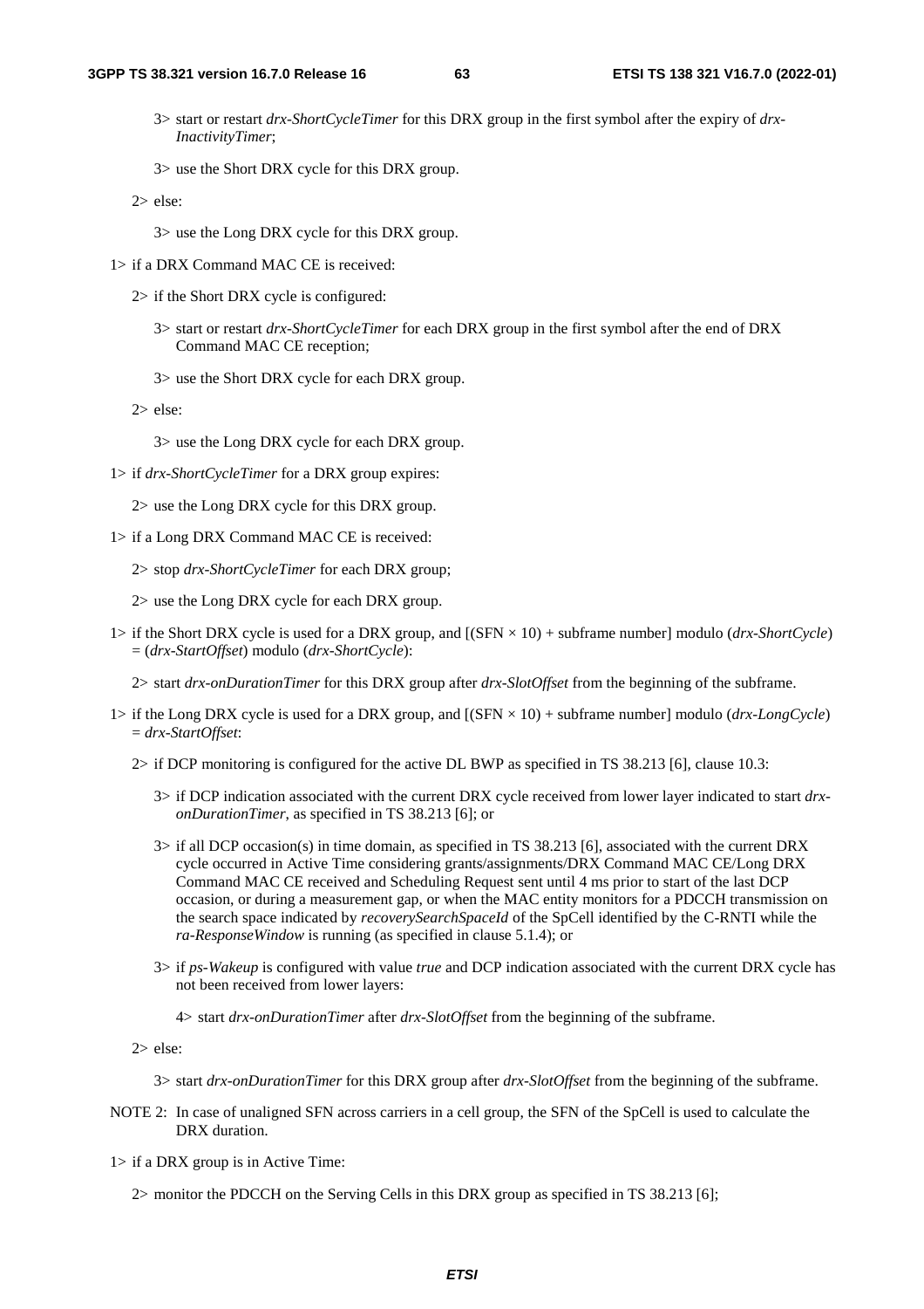3> start or restart *drx-ShortCycleTimer* for this DRX group in the first symbol after the expiry of *drx-InactivityTimer*;

3> use the Short DRX cycle for this DRX group.

2> else:

3> use the Long DRX cycle for this DRX group.

1> if a DRX Command MAC CE is received:

2> if the Short DRX cycle is configured:

3> start or restart *drx-ShortCycleTimer* for each DRX group in the first symbol after the end of DRX Command MAC CE reception;

3> use the Short DRX cycle for each DRX group.

2> else:

3> use the Long DRX cycle for each DRX group.

1> if *drx-ShortCycleTimer* for a DRX group expires:

2> use the Long DRX cycle for this DRX group.

1> if a Long DRX Command MAC CE is received:

2> stop *drx-ShortCycleTimer* for each DRX group;

2> use the Long DRX cycle for each DRX group.

1> if the Short DRX cycle is used for a DRX group, and [(SFN × 10) + subframe number] modulo (*drx-ShortCycle*) = (*drx-StartOffset*) modulo (*drx-ShortCycle*):

2> start *drx-onDurationTimer* for this DRX group after *drx-SlotOffset* from the beginning of the subframe.

1> if the Long DRX cycle is used for a DRX group, and [(SFN × 10) + subframe number] modulo (*drx-LongCycle*) = *drx-StartOffset*:

2> if DCP monitoring is configured for the active DL BWP as specified in TS 38.213 [6], clause 10.3:

3> if DCP indication associated with the current DRX cycle received from lower layer indicated to start *drx-onDurationTimer*, as specified in TS 38.213 [6]; or

3> if all DCP occasion(s) in time domain, as specified in TS 38.213 [6], associated with the current DRX cycle occurred in Active Time considering grants/assignments/DRX Command MAC CE/Long DRX Command MAC CE received and Scheduling Request sent until 4 ms prior to start of the last DCP occasion, or during a measurement gap, or when the MAC entity monitors for a PDCCH transmission on the search space indicated by *recoverySearchSpaceId* of the SpCell identified by the C-RNTI while the *ra-ResponseWindow* is running (as specified in clause 5.1.4); or

3> if *ps-Wakeup* is configured with value *true* and DCP indication associated with the current DRX cycle has not been received from lower layers:

4> start *drx-onDurationTimer* after *drx-SlotOffset* from the beginning of the subframe.

2> else:

3> start *drx-onDurationTimer* for this DRX group after *drx-SlotOffset* from the beginning of the subframe.

NOTE 2: In case of unaligned SFN across carriers in a cell group, the SFN of the SpCell is used to calculate the DRX duration.

1> if a DRX group is in Active Time:

2> monitor the PDCCH on the Serving Cells in this DRX group as specified in TS 38.213 [6];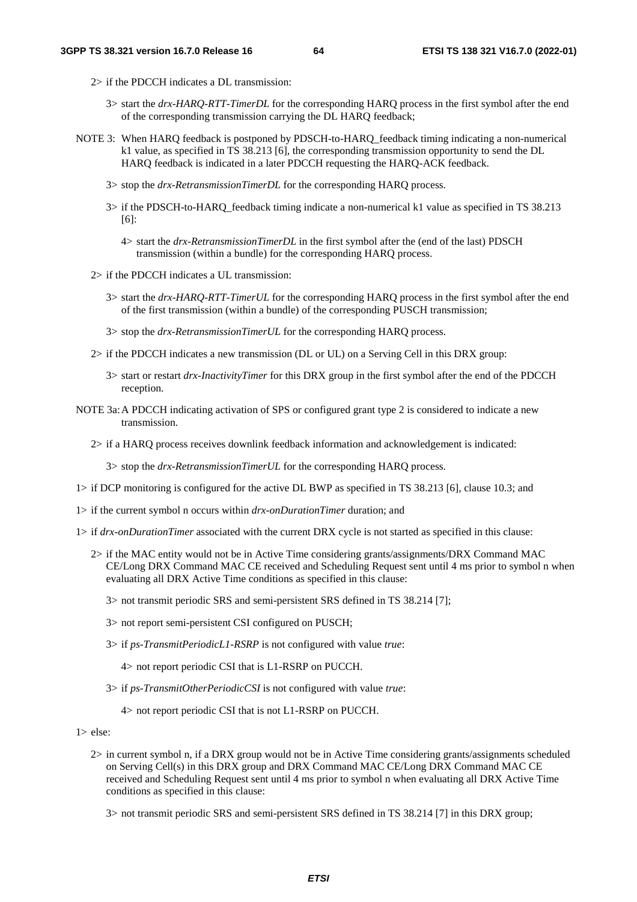2> if the PDCCH indicates a DL transmission:

3> start the *drx-HARQ-RTT-TimerDL* for the corresponding HARQ process in the first symbol after the end of the corresponding transmission carrying the DL HARQ feedback;

NOTE 3: When HARQ feedback is postponed by PDSCH-to-HARQ_feedback timing indicating a non-numerical k1 value, as specified in TS 38.213 [6], the corresponding transmission opportunity to send the DL HARQ feedback is indicated in a later PDCCH requesting the HARQ-ACK feedback.

3> stop the *drx-RetransmissionTimerDL* for the corresponding HARQ process.

3> if the PDSCH-to-HARQ_feedback timing indicate a non-numerical k1 value as specified in TS 38.213 [6]:

4> start the *drx-RetransmissionTimerDL* in the first symbol after the (end of the last) PDSCH transmission (within a bundle) for the corresponding HARQ process.

2> if the PDCCH indicates a UL transmission:

3> start the *drx-HARQ-RTT-TimerUL* for the corresponding HARQ process in the first symbol after the end of the first transmission (within a bundle) of the corresponding PUSCH transmission;

3> stop the *drx-RetransmissionTimerUL* for the corresponding HARQ process.

2> if the PDCCH indicates a new transmission (DL or UL) on a Serving Cell in this DRX group:

3> start or restart *drx-InactivityTimer* for this DRX group in the first symbol after the end of the PDCCH reception.

NOTE 3a: A PDCCH indicating activation of SPS or configured grant type 2 is considered to indicate a new transmission.

2> if a HARQ process receives downlink feedback information and acknowledgement is indicated:

3> stop the *drx-RetransmissionTimerUL* for the corresponding HARQ process.

1> if DCP monitoring is configured for the active DL BWP as specified in TS 38.213 [6], clause 10.3; and

1> if the current symbol n occurs within *drx-onDurationTimer* duration; and

1> if *drx-onDurationTimer* associated with the current DRX cycle is not started as specified in this clause:

2> if the MAC entity would not be in Active Time considering grants/assignments/DRX Command MAC CE/Long DRX Command MAC CE received and Scheduling Request sent until 4 ms prior to symbol n when evaluating all DRX Active Time conditions as specified in this clause:

3> not transmit periodic SRS and semi-persistent SRS defined in TS 38.214 [7];

3> not report semi-persistent CSI configured on PUSCH;

3> if *ps-TransmitPeriodicL1-RSRP* is not configured with value *true*:

4> not report periodic CSI that is L1-RSRP on PUCCH.

3> if *ps-TransmitOtherPeriodicCSI* is not configured with value *true*:

4> not report periodic CSI that is not L1-RSRP on PUCCH.

1> else:

2> in current symbol n, if a DRX group would not be in Active Time considering grants/assignments scheduled on Serving Cell(s) in this DRX group and DRX Command MAC CE/Long DRX Command MAC CE received and Scheduling Request sent until 4 ms prior to symbol n when evaluating all DRX Active Time conditions as specified in this clause:

3> not transmit periodic SRS and semi-persistent SRS defined in TS 38.214 [7] in this DRX group;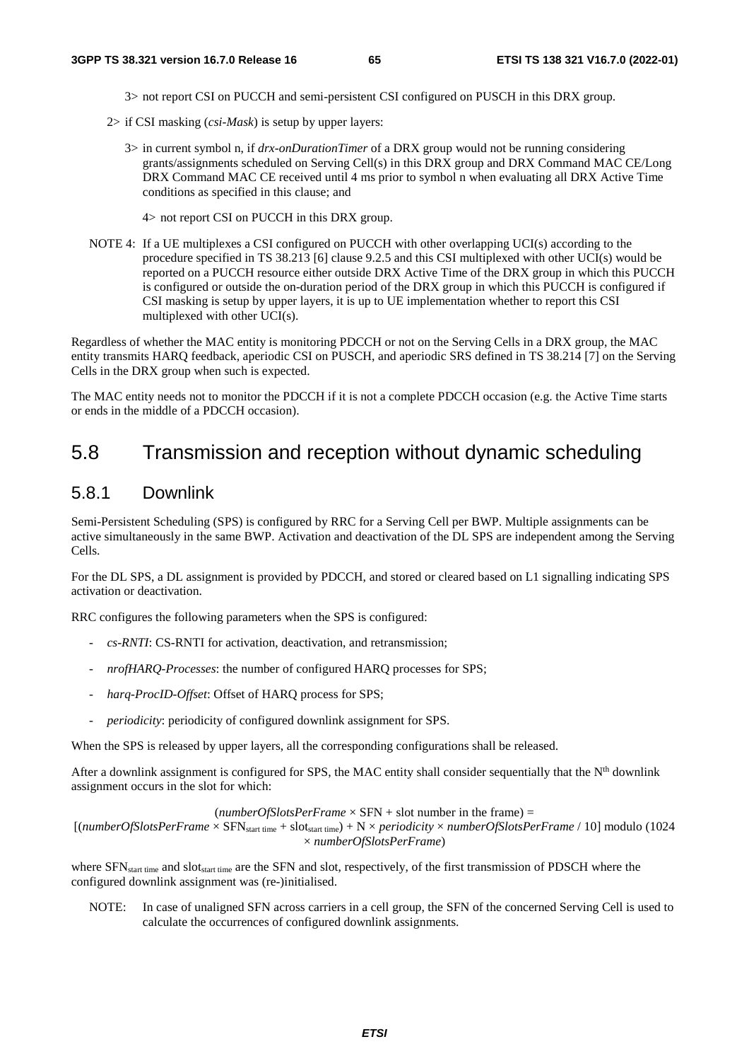3> not report CSI on PUCCH and semi-persistent CSI configured on PUSCH in this DRX group.

2> if CSI masking (*csi-Mask*) is setup by upper layers:

3> in current symbol n, if *drx-onDurationTimer* of a DRX group would not be running considering grants/assignments scheduled on Serving Cell(s) in this DRX group and DRX Command MAC CE/Long DRX Command MAC CE received until 4 ms prior to symbol n when evaluating all DRX Active Time conditions as specified in this clause; and

4> not report CSI on PUCCH in this DRX group.

NOTE 4: If a UE multiplexes a CSI configured on PUCCH with other overlapping UCI(s) according to the procedure specified in TS 38.213 [6] clause 9.2.5 and this CSI multiplexed with other UCI(s) would be reported on a PUCCH resource either outside DRX Active Time of the DRX group in which this PUCCH is configured or outside the on-duration period of the DRX group in which this PUCCH is configured if CSI masking is setup by upper layers, it is up to UE implementation whether to report this CSI multiplexed with other UCI(s).

Regardless of whether the MAC entity is monitoring PDCCH or not on the Serving Cells in a DRX group, the MAC entity transmits HARQ feedback, aperiodic CSI on PUSCH, and aperiodic SRS defined in TS 38.214 [7] on the Serving Cells in the DRX group when such is expected.

The MAC entity needs not to monitor the PDCCH if it is not a complete PDCCH occasion (e.g. the Active Time starts or ends in the middle of a PDCCH occasion).

# 5.8 Transmission and reception without dynamic scheduling

## 5.8.1 Downlink

Semi-Persistent Scheduling (SPS) is configured by RRC for a Serving Cell per BWP. Multiple assignments can be active simultaneously in the same BWP. Activation and deactivation of the DL SPS are independent among the Serving Cells.

For the DL SPS, a DL assignment is provided by PDCCH, and stored or cleared based on L1 signalling indicating SPS activation or deactivation.

RRC configures the following parameters when the SPS is configured:

- *cs-RNTI*: CS-RNTI for activation, deactivation, and retransmission;
- *nrofHARQ-Processes*: the number of configured HARQ processes for SPS;
- *harq-ProcID-Offset*: Offset of HARQ process for SPS;
- *periodicity*: periodicity of configured downlink assignment for SPS.

When the SPS is released by upper layers, all the corresponding configurations shall be released.

After a downlink assignment is configured for SPS, the MAC entity shall consider sequentially that the N[th] downlink assignment occurs in the slot for which:

$$(numberOfSlotsPerFrame \times \text{SFN} + \text{slot number in the frame}) = [(numberOfSlotsPerFrame \times \text{SFN}_{\text{start time}} + \text{slot}_{\text{start time}}) + \text{N} \times periodicity \times numberOfSlotsPerFrame / 10] \text{ modulo } (1024 \times numberOfSlotsPerFrame)$$

where $\text{SFN}_{\text{start time}}$ and $\text{slot}_{\text{start time}}$ are the SFN and slot, respectively, of the first transmission of PDSCH where the configured downlink assignment was (re-)initialised.

NOTE: In case of unaligned SFN across carriers in a cell group, the SFN of the concerned Serving Cell is used to calculate the occurrences of configured downlink assignments.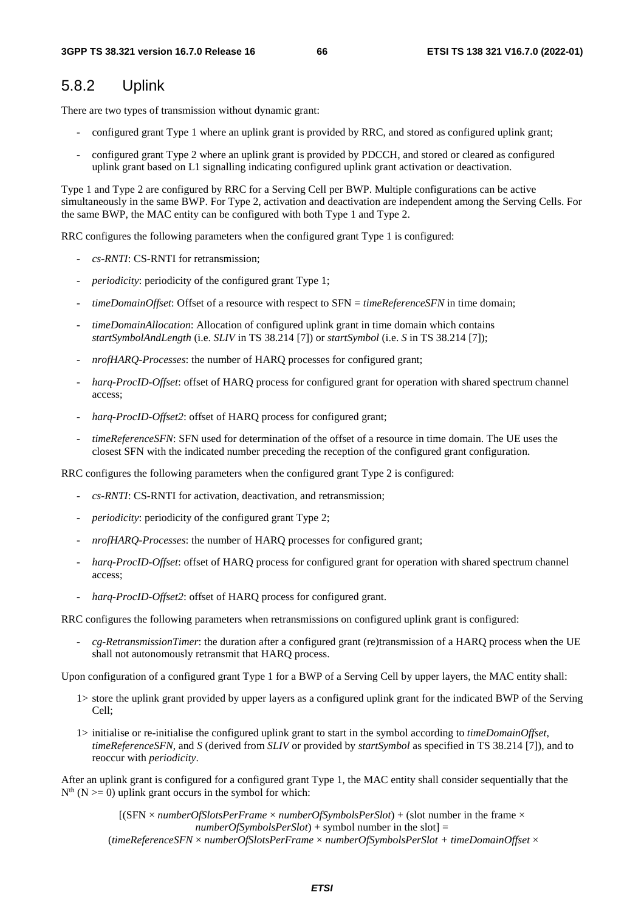## 5.8.2 Uplink

There are two types of transmission without dynamic grant:

- configured grant Type 1 where an uplink grant is provided by RRC, and stored as configured uplink grant;
- configured grant Type 2 where an uplink grant is provided by PDCCH, and stored or cleared as configured uplink grant based on L1 signalling indicating configured uplink grant activation or deactivation.

Type 1 and Type 2 are configured by RRC for a Serving Cell per BWP. Multiple configurations can be active simultaneously in the same BWP. For Type 2, activation and deactivation are independent among the Serving Cells. For the same BWP, the MAC entity can be configured with both Type 1 and Type 2.

RRC configures the following parameters when the configured grant Type 1 is configured:

- *cs-RNTI*: CS-RNTI for retransmission;
- *periodicity*: periodicity of the configured grant Type 1;
- *timeDomainOffset*: Offset of a resource with respect to SFN = *timeReferenceSFN* in time domain;
- *timeDomainAllocation*: Allocation of configured uplink grant in time domain which contains *startSymbolAndLength* (i.e. *SLIV* in TS 38.214 [7]) or *startSymbol* (i.e. *S* in TS 38.214 [7]);
- *nrofHARQ-Processes*: the number of HARQ processes for configured grant;
- *harq-ProcID-Offset*: offset of HARQ process for configured grant for operation with shared spectrum channel access;
- *harq-ProcID-Offset2*: offset of HARQ process for configured grant;
- *timeReferenceSFN*: SFN used for determination of the offset of a resource in time domain. The UE uses the closest SFN with the indicated number preceding the reception of the configured grant configuration.

RRC configures the following parameters when the configured grant Type 2 is configured:

- *cs-RNTI*: CS-RNTI for activation, deactivation, and retransmission;
- *periodicity*: periodicity of the configured grant Type 2;
- *nrofHARQ-Processes*: the number of HARQ processes for configured grant;
- *harq-ProcID-Offset*: offset of HARQ process for configured grant for operation with shared spectrum channel access;
- *harq-ProcID-Offset2*: offset of HARQ process for configured grant.

RRC configures the following parameters when retransmissions on configured uplink grant is configured:

- *cg-RetransmissionTimer*: the duration after a configured grant (re)transmission of a HARQ process when the UE shall not autonomously retransmit that HARQ process.

Upon configuration of a configured grant Type 1 for a BWP of a Serving Cell by upper layers, the MAC entity shall:

1> store the uplink grant provided by upper layers as a configured uplink grant for the indicated BWP of the Serving Cell;

1> initialise or re-initialise the configured uplink grant to start in the symbol according to *timeDomainOffset*, *timeReferenceSFN*, and *S* (derived from *SLIV* or provided by *startSymbol* as specified in TS 38.214 [7]), and to reoccur with *periodicity*.

After an uplink grant is configured for a configured grant Type 1, the MAC entity shall consider sequentially that the $N^{th}$ ($N >= 0$) uplink grant occurs in the symbol for which:

[(SFN × *numberOfSlotsPerFrame* × *numberOfSymbolsPerSlot*) + (slot number in the frame × *numberOfSymbolsPerSlot*) + symbol number in the slot] = (*timeReferenceSFN* × *numberOfSlotsPerFrame* × *numberOfSymbolsPerSlot + timeDomainOffset* ×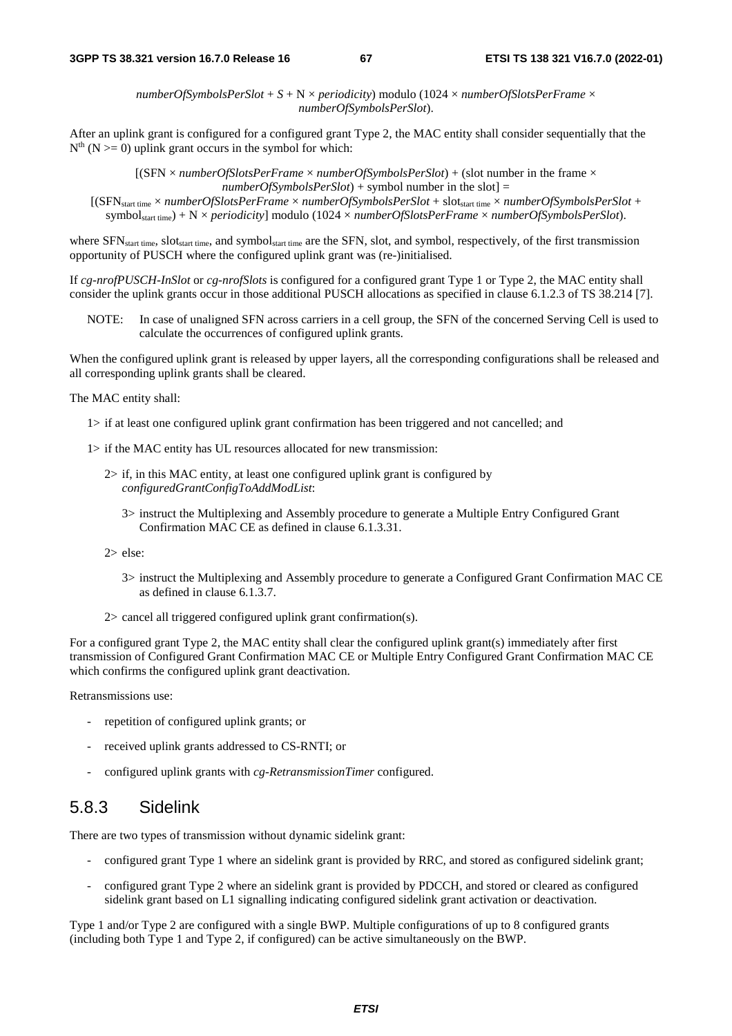*numberOfSymbolsPerSlot* + *S* + N × *periodicity*) modulo (1024 × *numberOfSlotsPerFrame* × *numberOfSymbolsPerSlot*).

After an uplink grant is configured for a configured grant Type 2, the MAC entity shall consider sequentially that the $N^{th}$ ($N >= 0$) uplink grant occurs in the symbol for which:

$$[(\text{SFN} \times numberOfSlotsPerFrame \times numberOfSymbolsPerSlot) + (\text{slot number in the frame} \times numberOfSymbolsPerSlot) + \text{symbol number in the slot}] = [(\text{SFN}_{\text{start time}} \times numberOfSlotsPerFrame \times numberOfSymbolsPerSlot + \text{slot}_{\text{start time}} \times numberOfSymbolsPerSlot + \text{symbol}_{\text{start time}}) + \text{N} \times periodicity] \text{ modulo } (1024 \times numberOfSlotsPerFrame \times numberOfSymbolsPerSlot).$$

where $\text{SFN}_{\text{start time}}$, $\text{slot}_{\text{start time}}$, and $\text{symbol}_{\text{start time}}$ are the SFN, slot, and symbol, respectively, of the first transmission opportunity of PUSCH where the configured uplink grant was (re-)initialised.

If *cg-nrofPUSCH-InSlot* or *cg-nrofSlots* is configured for a configured grant Type 1 or Type 2, the MAC entity shall consider the uplink grants occur in those additional PUSCH allocations as specified in clause 6.1.2.3 of TS 38.214 [7].

NOTE: In case of unaligned SFN across carriers in a cell group, the SFN of the concerned Serving Cell is used to calculate the occurrences of configured uplink grants.

When the configured uplink grant is released by upper layers, all the corresponding configurations shall be released and all corresponding uplink grants shall be cleared.

The MAC entity shall:

1> if at least one configured uplink grant confirmation has been triggered and not cancelled; and

1> if the MAC entity has UL resources allocated for new transmission:

 2> if, in this MAC entity, at least one configured uplink grant is configured by *configuredGrantConfigToAddModList*:

  3> instruct the Multiplexing and Assembly procedure to generate a Multiple Entry Configured Grant Confirmation MAC CE as defined in clause 6.1.3.31.

 2> else:

  3> instruct the Multiplexing and Assembly procedure to generate a Configured Grant Confirmation MAC CE as defined in clause 6.1.3.7.

 2> cancel all triggered configured uplink grant confirmation(s).

For a configured grant Type 2, the MAC entity shall clear the configured uplink grant(s) immediately after first transmission of Configured Grant Confirmation MAC CE or Multiple Entry Configured Grant Confirmation MAC CE which confirms the configured uplink grant deactivation.

Retransmissions use:

- repetition of configured uplink grants; or
- received uplink grants addressed to CS-RNTI; or
- configured uplink grants with *cg-RetransmissionTimer* configured.

### 5.8.3 Sidelink

There are two types of transmission without dynamic sidelink grant:

- configured grant Type 1 where an sidelink grant is provided by RRC, and stored as configured sidelink grant;
- configured grant Type 2 where an sidelink grant is provided by PDCCH, and stored or cleared as configured sidelink grant based on L1 signalling indicating configured sidelink grant activation or deactivation.

Type 1 and/or Type 2 are configured with a single BWP. Multiple configurations of up to 8 configured grants (including both Type 1 and Type 2, if configured) can be active simultaneously on the BWP.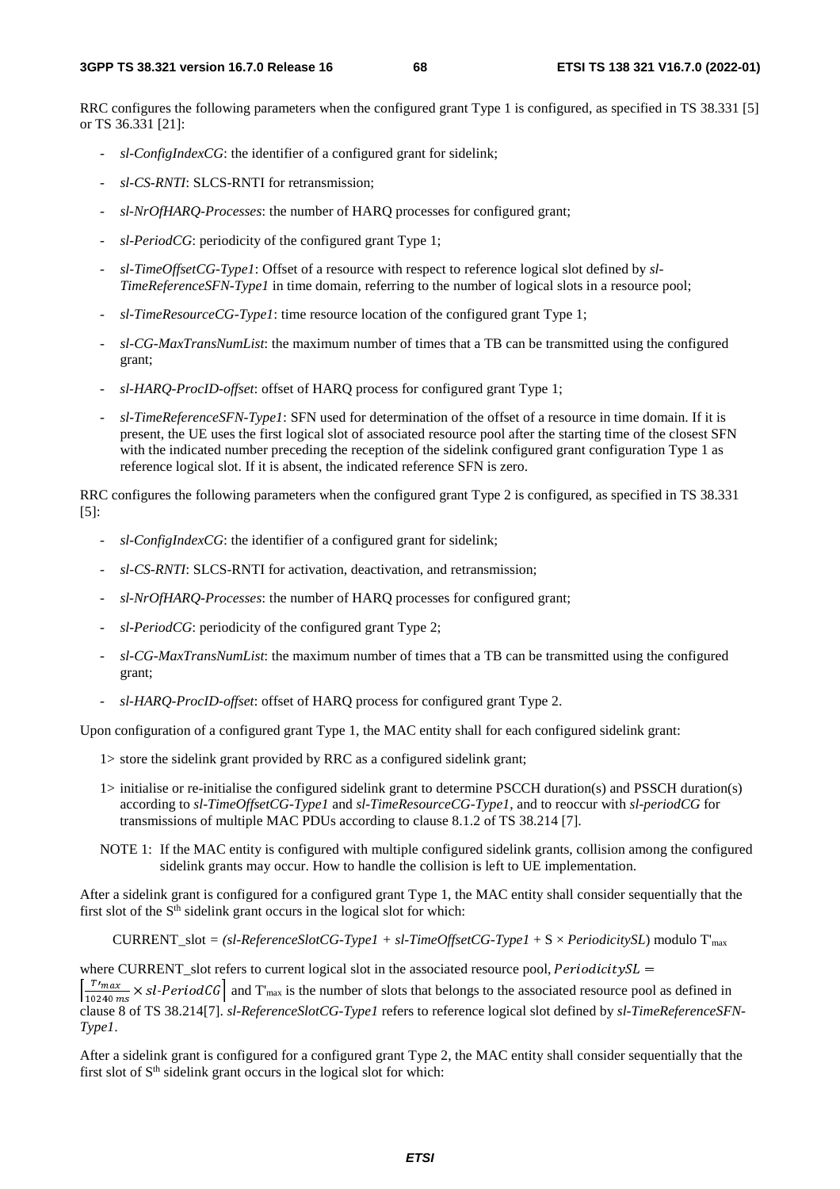RRC configures the following parameters when the configured grant Type 1 is configured, as specified in TS 38.331 [5] or TS 36.331 [21]:

- *sl-ConfigIndexCG*: the identifier of a configured grant for sidelink;
- *sl-CS-RNTI*: SLCS-RNTI for retransmission;
- *sl-NrOfHARQ-Processes*: the number of HARQ processes for configured grant;
- *sl-PeriodCG*: periodicity of the configured grant Type 1;
- *sl-TimeOffsetCG-Type1*: Offset of a resource with respect to reference logical slot defined by *sl-TimeReferenceSFN-Type1* in time domain, referring to the number of logical slots in a resource pool;
- *sl-TimeResourceCG-Type1*: time resource location of the configured grant Type 1;
- *sl-CG-MaxTransNumList*: the maximum number of times that a TB can be transmitted using the configured grant;
- *sl-HARQ-ProcID-offset*: offset of HARQ process for configured grant Type 1;
- *sl-TimeReferenceSFN-Type1*: SFN used for determination of the offset of a resource in time domain. If it is present, the UE uses the first logical slot of associated resource pool after the starting time of the closest SFN with the indicated number preceding the reception of the sidelink configured grant configuration Type 1 as reference logical slot. If it is absent, the indicated reference SFN is zero.

RRC configures the following parameters when the configured grant Type 2 is configured, as specified in TS 38.331 [5]:

- *sl-ConfigIndexCG*: the identifier of a configured grant for sidelink;
- *sl-CS-RNTI*: SLCS-RNTI for activation, deactivation, and retransmission;
- *sl-NrOfHARQ-Processes*: the number of HARQ processes for configured grant;
- *sl-PeriodCG*: periodicity of the configured grant Type 2;
- *sl-CG-MaxTransNumList*: the maximum number of times that a TB can be transmitted using the configured grant;
- *sl-HARQ-ProcID-offset*: offset of HARQ process for configured grant Type 2.

Upon configuration of a configured grant Type 1, the MAC entity shall for each configured sidelink grant:

1> store the sidelink grant provided by RRC as a configured sidelink grant;

1> initialise or re-initialise the configured sidelink grant to determine PSCCH duration(s) and PSSCH duration(s) according to *sl-TimeOffsetCG-Type1* and *sl-TimeResourceCG-Type1*, and to reoccur with *sl-periodCG* for transmissions of multiple MAC PDUs according to clause 8.1.2 of TS 38.214 [7].

NOTE 1: If the MAC entity is configured with multiple configured sidelink grants, collision among the configured sidelink grants may occur. How to handle the collision is left to UE implementation.

After a sidelink grant is configured for a configured grant Type 1, the MAC entity shall consider sequentially that the first slot of the S[th] sidelink grant occurs in the logical slot for which:

CURRENT_slot = (*sl-ReferenceSlotCG-Type1* + *sl-TimeOffsetCG-Type1* + S × *PeriodicitySL*) modulo $T'_{max}$

where CURRENT_slot refers to current logical slot in the associated resource pool, $PeriodicitySL = \left\lceil \frac{T'_{max}}{10240\ ms} \times sl\text{-}PeriodCG \right\rceil$ and $T'_{max}$ is the number of slots that belongs to the associated resource pool as defined in clause 8 of TS 38.214[7]. *sl-ReferenceSlotCG-Type1* refers to reference logical slot defined by *sl-TimeReferenceSFN-Type1*.

After a sidelink grant is configured for a configured grant Type 2, the MAC entity shall consider sequentially that the first slot of S[th] sidelink grant occurs in the logical slot for which: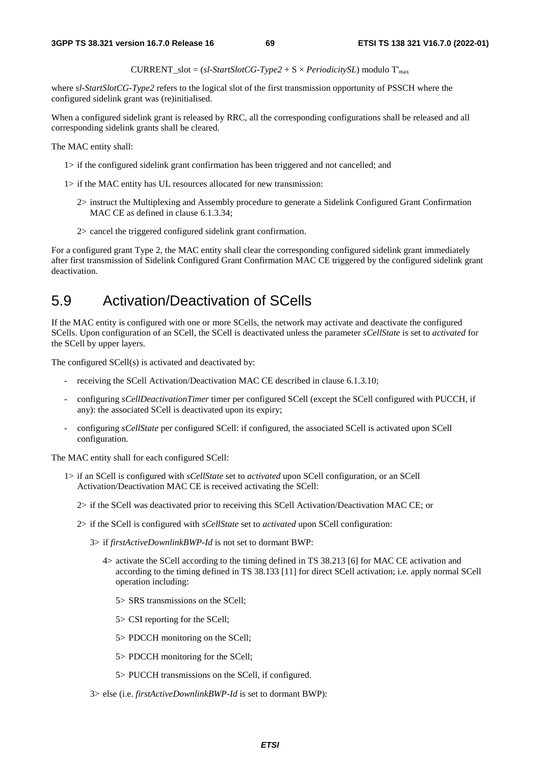$$\text{CURRENT\_slot} = (\textit{sl-StartSlotCG-Type2} + S \times \textit{PeriodicitySL}) \text{ modulo } T'_{max}$$

where *sl-StartSlotCG-Type2* refers to the logical slot of the first transmission opportunity of PSSCH where the configured sidelink grant was (re)initialised.

When a configured sidelink grant is released by RRC, all the corresponding configurations shall be released and all corresponding sidelink grants shall be cleared.

The MAC entity shall:

- 1> if the configured sidelink grant confirmation has been triggered and not cancelled; and
- 1> if the MAC entity has UL resources allocated for new transmission:
  - 2> instruct the Multiplexing and Assembly procedure to generate a Sidelink Configured Grant Confirmation MAC CE as defined in clause 6.1.3.34;
  - 2> cancel the triggered configured sidelink grant confirmation.

For a configured grant Type 2, the MAC entity shall clear the corresponding configured sidelink grant immediately after first transmission of Sidelink Configured Grant Confirmation MAC CE triggered by the configured sidelink grant deactivation.

## 5.9 Activation/Deactivation of SCells

If the MAC entity is configured with one or more SCells, the network may activate and deactivate the configured SCells. Upon configuration of an SCell, the SCell is deactivated unless the parameter *sCellState* is set to *activated* for the SCell by upper layers.

The configured SCell(s) is activated and deactivated by:

- receiving the SCell Activation/Deactivation MAC CE described in clause 6.1.3.10;
- configuring *sCellDeactivationTimer* timer per configured SCell (except the SCell configured with PUCCH, if any): the associated SCell is deactivated upon its expiry;
- configuring *sCellState* per configured SCell: if configured, the associated SCell is activated upon SCell configuration.

The MAC entity shall for each configured SCell:

- 1> if an SCell is configured with *sCellState* set to *activated* upon SCell configuration, or an SCell Activation/Deactivation MAC CE is received activating the SCell:
  - 2> if the SCell was deactivated prior to receiving this SCell Activation/Deactivation MAC CE; or
  - 2> if the SCell is configured with *sCellState* set to *activated* upon SCell configuration:
    - 3> if *firstActiveDownlinkBWP-Id* is not set to dormant BWP:
      - 4> activate the SCell according to the timing defined in TS 38.213 [6] for MAC CE activation and according to the timing defined in TS 38.133 [11] for direct SCell activation; i.e. apply normal SCell operation including:
        - 5> SRS transmissions on the SCell;
        - 5> CSI reporting for the SCell;
        - 5> PDCCH monitoring on the SCell;
        - 5> PDCCH monitoring for the SCell;
        - 5> PUCCH transmissions on the SCell, if configured.
    - 3> else (i.e. *firstActiveDownlinkBWP-Id* is set to dormant BWP):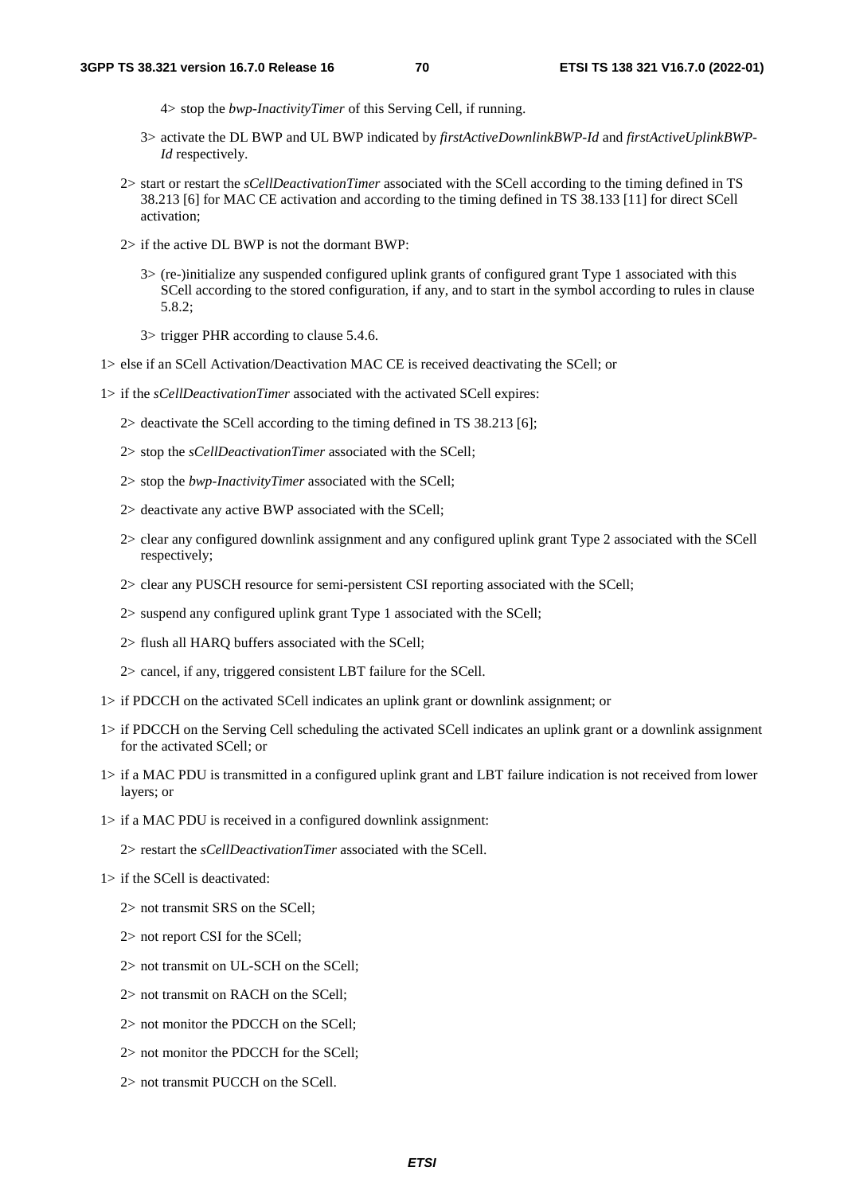4> stop the *bwp-InactivityTimer* of this Serving Cell, if running.

3> activate the DL BWP and UL BWP indicated by *firstActiveDownlinkBWP-Id* and *firstActiveUplinkBWP-Id* respectively.

2> start or restart the *sCellDeactivationTimer* associated with the SCell according to the timing defined in TS 38.213 [6] for MAC CE activation and according to the timing defined in TS 38.133 [11] for direct SCell activation;

2> if the active DL BWP is not the dormant BWP:

3> (re-)initialize any suspended configured uplink grants of configured grant Type 1 associated with this SCell according to the stored configuration, if any, and to start in the symbol according to rules in clause 5.8.2;

3> trigger PHR according to clause 5.4.6.

1> else if an SCell Activation/Deactivation MAC CE is received deactivating the SCell; or

1> if the *sCellDeactivationTimer* associated with the activated SCell expires:

2> deactivate the SCell according to the timing defined in TS 38.213 [6];

2> stop the *sCellDeactivationTimer* associated with the SCell;

2> stop the *bwp-InactivityTimer* associated with the SCell;

2> deactivate any active BWP associated with the SCell;

2> clear any configured downlink assignment and any configured uplink grant Type 2 associated with the SCell respectively;

2> clear any PUSCH resource for semi-persistent CSI reporting associated with the SCell;

2> suspend any configured uplink grant Type 1 associated with the SCell;

2> flush all HARQ buffers associated with the SCell;

2> cancel, if any, triggered consistent LBT failure for the SCell.

1> if PDCCH on the activated SCell indicates an uplink grant or downlink assignment; or

1> if PDCCH on the Serving Cell scheduling the activated SCell indicates an uplink grant or a downlink assignment for the activated SCell; or

1> if a MAC PDU is transmitted in a configured uplink grant and LBT failure indication is not received from lower layers; or

1> if a MAC PDU is received in a configured downlink assignment:

2> restart the *sCellDeactivationTimer* associated with the SCell.

1> if the SCell is deactivated:

2> not transmit SRS on the SCell;

2> not report CSI for the SCell;

2> not transmit on UL-SCH on the SCell;

2> not transmit on RACH on the SCell;

2> not monitor the PDCCH on the SCell;

2> not monitor the PDCCH for the SCell;

2> not transmit PUCCH on the SCell.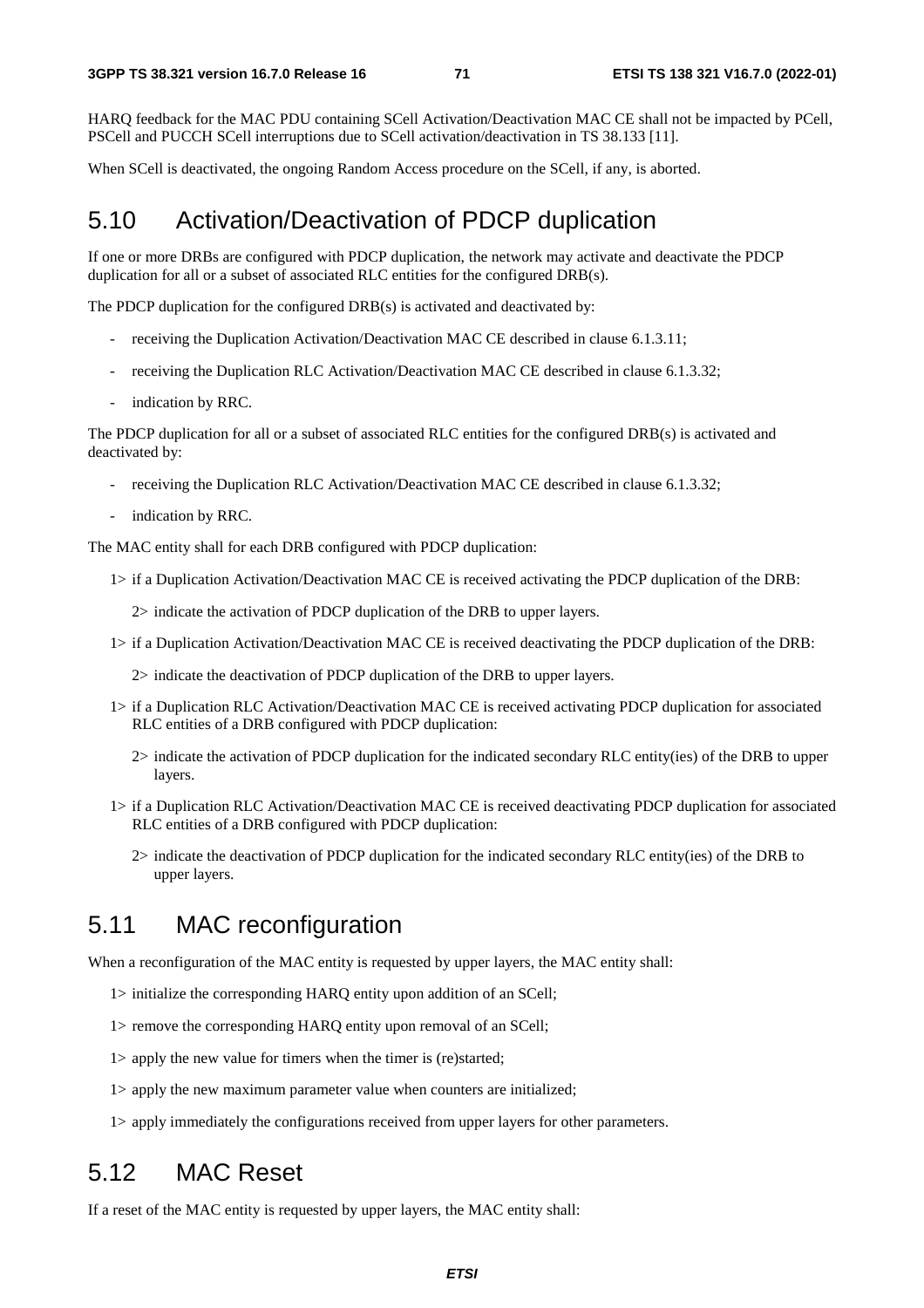HARQ feedback for the MAC PDU containing SCell Activation/Deactivation MAC CE shall not be impacted by PCell, PSCell and PUCCH SCell interruptions due to SCell activation/deactivation in TS 38.133 [11].

When SCell is deactivated, the ongoing Random Access procedure on the SCell, if any, is aborted.

## 5.10 Activation/Deactivation of PDCP duplication

If one or more DRBs are configured with PDCP duplication, the network may activate and deactivate the PDCP duplication for all or a subset of associated RLC entities for the configured DRB(s).

The PDCP duplication for the configured DRB(s) is activated and deactivated by:

- receiving the Duplication Activation/Deactivation MAC CE described in clause 6.1.3.11;
- receiving the Duplication RLC Activation/Deactivation MAC CE described in clause 6.1.3.32;
- indication by RRC.

The PDCP duplication for all or a subset of associated RLC entities for the configured DRB(s) is activated and deactivated by:

- receiving the Duplication RLC Activation/Deactivation MAC CE described in clause 6.1.3.32;
- indication by RRC.

The MAC entity shall for each DRB configured with PDCP duplication:

1> if a Duplication Activation/Deactivation MAC CE is received activating the PDCP duplication of the DRB:

  2> indicate the activation of PDCP duplication of the DRB to upper layers.

1> if a Duplication Activation/Deactivation MAC CE is received deactivating the PDCP duplication of the DRB:

  2> indicate the deactivation of PDCP duplication of the DRB to upper layers.

1> if a Duplication RLC Activation/Deactivation MAC CE is received activating PDCP duplication for associated RLC entities of a DRB configured with PDCP duplication:

  2> indicate the activation of PDCP duplication for the indicated secondary RLC entity(ies) of the DRB to upper layers.

1> if a Duplication RLC Activation/Deactivation MAC CE is received deactivating PDCP duplication for associated RLC entities of a DRB configured with PDCP duplication:

  2> indicate the deactivation of PDCP duplication for the indicated secondary RLC entity(ies) of the DRB to upper layers.

## 5.11 MAC reconfiguration

When a reconfiguration of the MAC entity is requested by upper layers, the MAC entity shall:

1> initialize the corresponding HARQ entity upon addition of an SCell;

1> remove the corresponding HARQ entity upon removal of an SCell;

1> apply the new value for timers when the timer is (re)started;

1> apply the new maximum parameter value when counters are initialized;

1> apply immediately the configurations received from upper layers for other parameters.

## 5.12 MAC Reset

If a reset of the MAC entity is requested by upper layers, the MAC entity shall: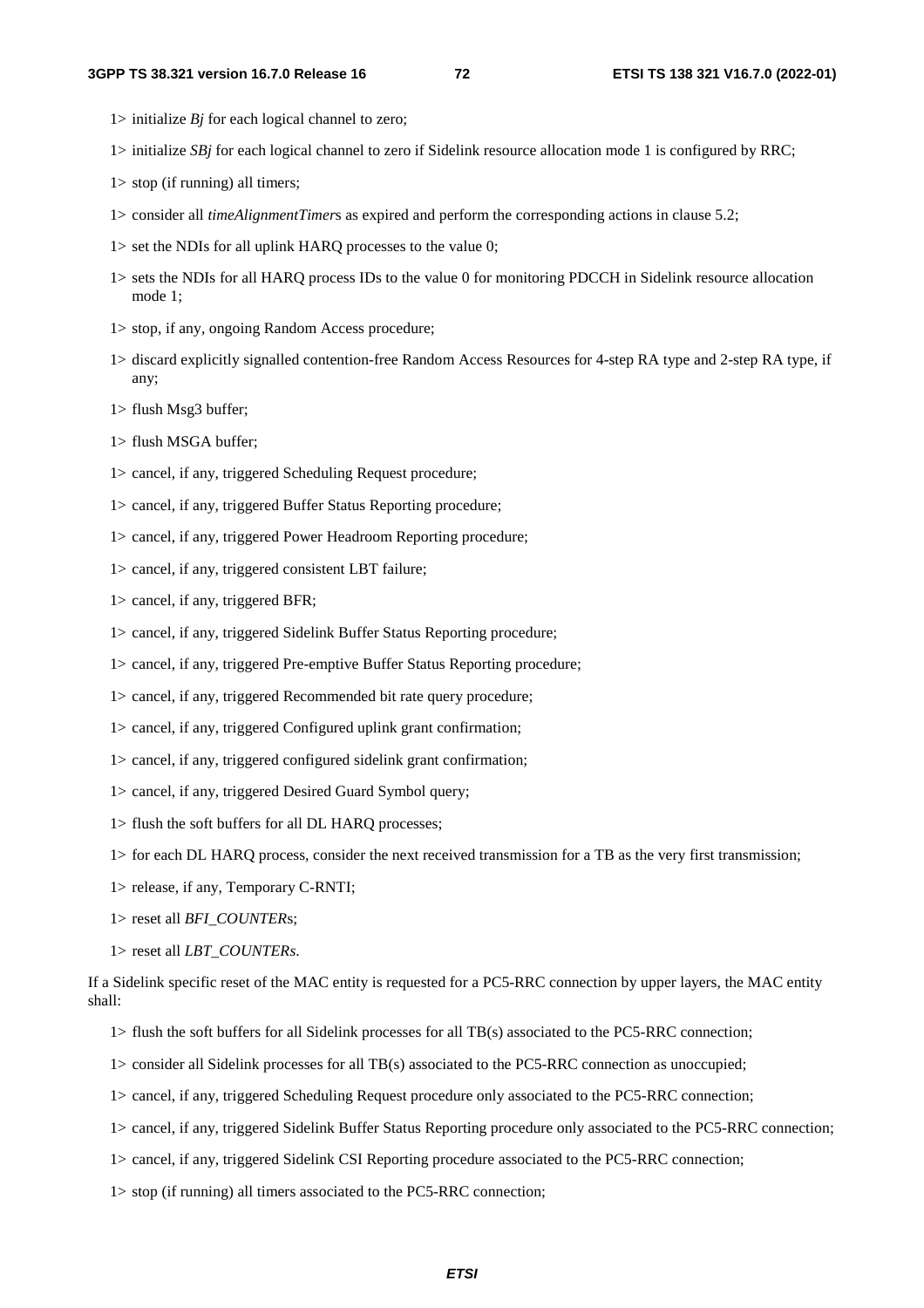1> initialize *Bj* for each logical channel to zero;

1> initialize *SBj* for each logical channel to zero if Sidelink resource allocation mode 1 is configured by RRC;

1> stop (if running) all timers;

1> consider all *timeAlignmentTimer*s as expired and perform the corresponding actions in clause 5.2;

1> set the NDIs for all uplink HARQ processes to the value 0;

1> sets the NDIs for all HARQ process IDs to the value 0 for monitoring PDCCH in Sidelink resource allocation mode 1;

1> stop, if any, ongoing Random Access procedure;

1> discard explicitly signalled contention-free Random Access Resources for 4-step RA type and 2-step RA type, if any;

1> flush Msg3 buffer;

1> flush MSGA buffer;

1> cancel, if any, triggered Scheduling Request procedure;

1> cancel, if any, triggered Buffer Status Reporting procedure;

1> cancel, if any, triggered Power Headroom Reporting procedure;

1> cancel, if any, triggered consistent LBT failure;

1> cancel, if any, triggered BFR;

1> cancel, if any, triggered Sidelink Buffer Status Reporting procedure;

1> cancel, if any, triggered Pre-emptive Buffer Status Reporting procedure;

1> cancel, if any, triggered Recommended bit rate query procedure;

1> cancel, if any, triggered Configured uplink grant confirmation;

1> cancel, if any, triggered configured sidelink grant confirmation;

1> cancel, if any, triggered Desired Guard Symbol query;

1> flush the soft buffers for all DL HARQ processes;

1> for each DL HARQ process, consider the next received transmission for a TB as the very first transmission;

1> release, if any, Temporary C-RNTI;

1> reset all *BFI_COUNTER*s;

1> reset all *LBT_COUNTERs*.

If a Sidelink specific reset of the MAC entity is requested for a PC5-RRC connection by upper layers, the MAC entity shall:

1> flush the soft buffers for all Sidelink processes for all TB(s) associated to the PC5-RRC connection;

1> consider all Sidelink processes for all TB(s) associated to the PC5-RRC connection as unoccupied;

1> cancel, if any, triggered Scheduling Request procedure only associated to the PC5-RRC connection;

1> cancel, if any, triggered Sidelink Buffer Status Reporting procedure only associated to the PC5-RRC connection;

1> cancel, if any, triggered Sidelink CSI Reporting procedure associated to the PC5-RRC connection;

1> stop (if running) all timers associated to the PC5-RRC connection;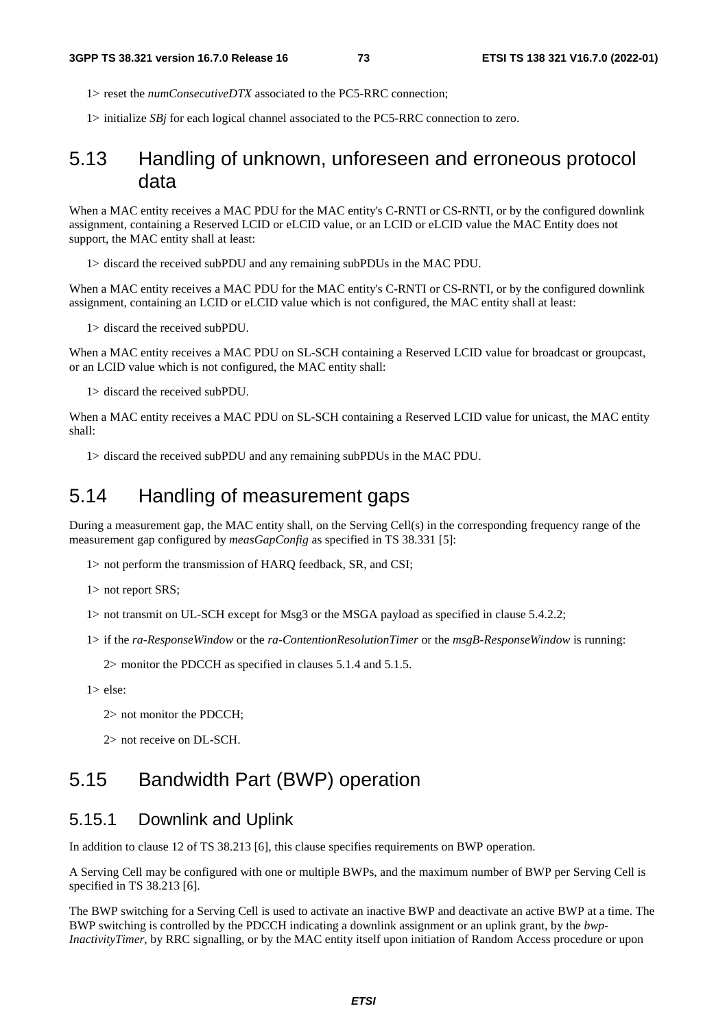1> reset the *numConsecutiveDTX* associated to the PC5-RRC connection;

1> initialize *SBj* for each logical channel associated to the PC5-RRC connection to zero.

## 5.13 Handling of unknown, unforeseen and erroneous protocol data

When a MAC entity receives a MAC PDU for the MAC entity's C-RNTI or CS-RNTI, or by the configured downlink assignment, containing a Reserved LCID or eLCID value, or an LCID or eLCID value the MAC Entity does not support, the MAC entity shall at least:

1> discard the received subPDU and any remaining subPDUs in the MAC PDU.

When a MAC entity receives a MAC PDU for the MAC entity's C-RNTI or CS-RNTI, or by the configured downlink assignment, containing an LCID or eLCID value which is not configured, the MAC entity shall at least:

1> discard the received subPDU.

When a MAC entity receives a MAC PDU on SL-SCH containing a Reserved LCID value for broadcast or groupcast, or an LCID value which is not configured, the MAC entity shall:

1> discard the received subPDU.

When a MAC entity receives a MAC PDU on SL-SCH containing a Reserved LCID value for unicast, the MAC entity shall:

1> discard the received subPDU and any remaining subPDUs in the MAC PDU.

## 5.14 Handling of measurement gaps

During a measurement gap, the MAC entity shall, on the Serving Cell(s) in the corresponding frequency range of the measurement gap configured by *measGapConfig* as specified in TS 38.331 [5]:

1> not perform the transmission of HARQ feedback, SR, and CSI;

1> not report SRS;

1> not transmit on UL-SCH except for Msg3 or the MSGA payload as specified in clause 5.4.2.2;

1> if the *ra-ResponseWindow* or the *ra-ContentionResolutionTimer* or the *msgB-ResponseWindow* is running:

2> monitor the PDCCH as specified in clauses 5.1.4 and 5.1.5.

1> else:

2> not monitor the PDCCH;

2> not receive on DL-SCH.

## 5.15 Bandwidth Part (BWP) operation

### 5.15.1 Downlink and Uplink

In addition to clause 12 of TS 38.213 [6], this clause specifies requirements on BWP operation.

A Serving Cell may be configured with one or multiple BWPs, and the maximum number of BWP per Serving Cell is specified in TS 38.213 [6].

The BWP switching for a Serving Cell is used to activate an inactive BWP and deactivate an active BWP at a time. The BWP switching is controlled by the PDCCH indicating a downlink assignment or an uplink grant, by the *bwp-InactivityTimer*, by RRC signalling, or by the MAC entity itself upon initiation of Random Access procedure or upon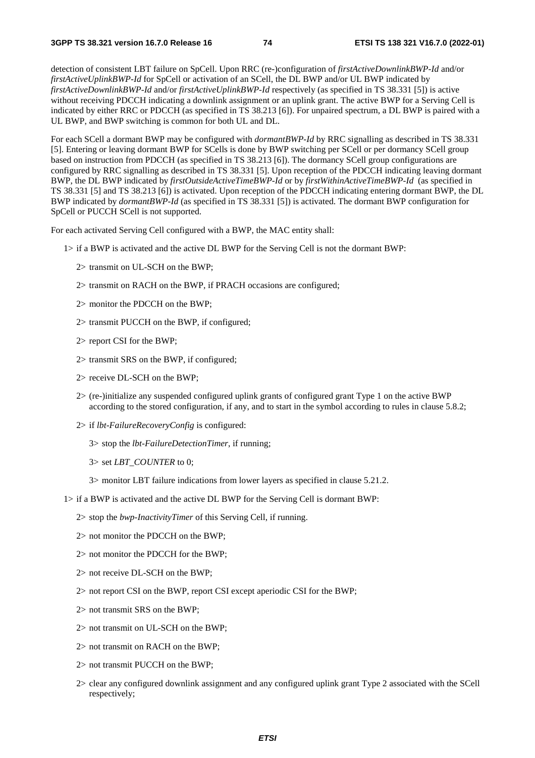detection of consistent LBT failure on SpCell. Upon RRC (re-)configuration of *firstActiveDownlinkBWP-Id* and/or *firstActiveUplinkBWP-Id* for SpCell or activation of an SCell, the DL BWP and/or UL BWP indicated by *firstActiveDownlinkBWP-Id* and/or *firstActiveUplinkBWP-Id* respectively (as specified in TS 38.331 [5]) is active without receiving PDCCH indicating a downlink assignment or an uplink grant. The active BWP for a Serving Cell is indicated by either RRC or PDCCH (as specified in TS 38.213 [6]). For unpaired spectrum, a DL BWP is paired with a UL BWP, and BWP switching is common for both UL and DL.

For each SCell a dormant BWP may be configured with *dormantBWP-Id* by RRC signalling as described in TS 38.331 [5]. Entering or leaving dormant BWP for SCells is done by BWP switching per SCell or per dormancy SCell group based on instruction from PDCCH (as specified in TS 38.213 [6]). The dormancy SCell group configurations are configured by RRC signalling as described in TS 38.331 [5]. Upon reception of the PDCCH indicating leaving dormant BWP, the DL BWP indicated by *firstOutsideActiveTimeBWP-Id* or by *firstWithinActiveTimeBWP-Id* (as specified in TS 38.331 [5] and TS 38.213 [6]) is activated. Upon reception of the PDCCH indicating entering dormant BWP, the DL BWP indicated by *dormantBWP-Id* (as specified in TS 38.331 [5]) is activated. The dormant BWP configuration for SpCell or PUCCH SCell is not supported.

For each activated Serving Cell configured with a BWP, the MAC entity shall:

1> if a BWP is activated and the active DL BWP for the Serving Cell is not the dormant BWP:

  2> transmit on UL-SCH on the BWP;

  2> transmit on RACH on the BWP, if PRACH occasions are configured;

  2> monitor the PDCCH on the BWP;

  2> transmit PUCCH on the BWP, if configured;

  2> report CSI for the BWP;

  2> transmit SRS on the BWP, if configured;

  2> receive DL-SCH on the BWP;

  2> (re-)initialize any suspended configured uplink grants of configured grant Type 1 on the active BWP according to the stored configuration, if any, and to start in the symbol according to rules in clause 5.8.2;

  2> if *lbt-FailureRecoveryConfig* is configured:

    3> stop the *lbt-FailureDetectionTimer*, if running;

    3> set *LBT_COUNTER* to 0;

    3> monitor LBT failure indications from lower layers as specified in clause 5.21.2.

1> if a BWP is activated and the active DL BWP for the Serving Cell is dormant BWP:

  2> stop the *bwp-InactivityTimer* of this Serving Cell, if running.

  2> not monitor the PDCCH on the BWP;

  2> not monitor the PDCCH for the BWP;

  2> not receive DL-SCH on the BWP;

  2> not report CSI on the BWP, report CSI except aperiodic CSI for the BWP;

  2> not transmit SRS on the BWP;

  2> not transmit on UL-SCH on the BWP;

  2> not transmit on RACH on the BWP;

  2> not transmit PUCCH on the BWP;

  2> clear any configured downlink assignment and any configured uplink grant Type 2 associated with the SCell respectively;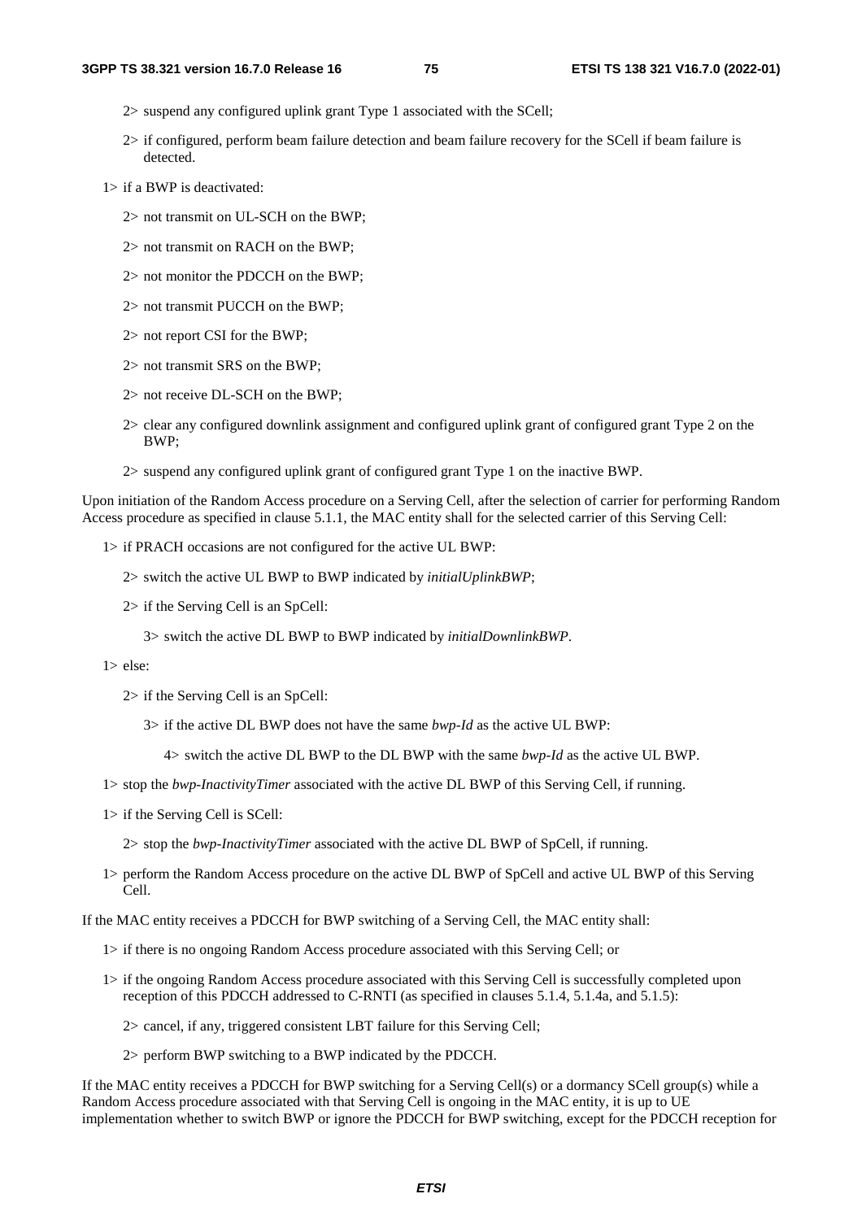2> suspend any configured uplink grant Type 1 associated with the SCell;

2> if configured, perform beam failure detection and beam failure recovery for the SCell if beam failure is detected.

1> if a BWP is deactivated:

2> not transmit on UL-SCH on the BWP;

2> not transmit on RACH on the BWP;

2> not monitor the PDCCH on the BWP;

2> not transmit PUCCH on the BWP;

2> not report CSI for the BWP;

2> not transmit SRS on the BWP;

2> not receive DL-SCH on the BWP;

2> clear any configured downlink assignment and configured uplink grant of configured grant Type 2 on the BWP;

2> suspend any configured uplink grant of configured grant Type 1 on the inactive BWP.

Upon initiation of the Random Access procedure on a Serving Cell, after the selection of carrier for performing Random Access procedure as specified in clause 5.1.1, the MAC entity shall for the selected carrier of this Serving Cell:

1> if PRACH occasions are not configured for the active UL BWP:

2> switch the active UL BWP to BWP indicated by *initialUplinkBWP*;

2> if the Serving Cell is an SpCell:

3> switch the active DL BWP to BWP indicated by *initialDownlinkBWP*.

1> else:

2> if the Serving Cell is an SpCell:

3> if the active DL BWP does not have the same *bwp-Id* as the active UL BWP:

4> switch the active DL BWP to the DL BWP with the same *bwp-Id* as the active UL BWP.

1> stop the *bwp-InactivityTimer* associated with the active DL BWP of this Serving Cell, if running.

1> if the Serving Cell is SCell:

2> stop the *bwp-InactivityTimer* associated with the active DL BWP of SpCell, if running.

1> perform the Random Access procedure on the active DL BWP of SpCell and active UL BWP of this Serving Cell.

If the MAC entity receives a PDCCH for BWP switching of a Serving Cell, the MAC entity shall:

1> if there is no ongoing Random Access procedure associated with this Serving Cell; or

1> if the ongoing Random Access procedure associated with this Serving Cell is successfully completed upon reception of this PDCCH addressed to C-RNTI (as specified in clauses 5.1.4, 5.1.4a, and 5.1.5):

2> cancel, if any, triggered consistent LBT failure for this Serving Cell;

2> perform BWP switching to a BWP indicated by the PDCCH.

If the MAC entity receives a PDCCH for BWP switching for a Serving Cell(s) or a dormancy SCell group(s) while a Random Access procedure associated with that Serving Cell is ongoing in the MAC entity, it is up to UE implementation whether to switch BWP or ignore the PDCCH for BWP switching, except for the PDCCH reception for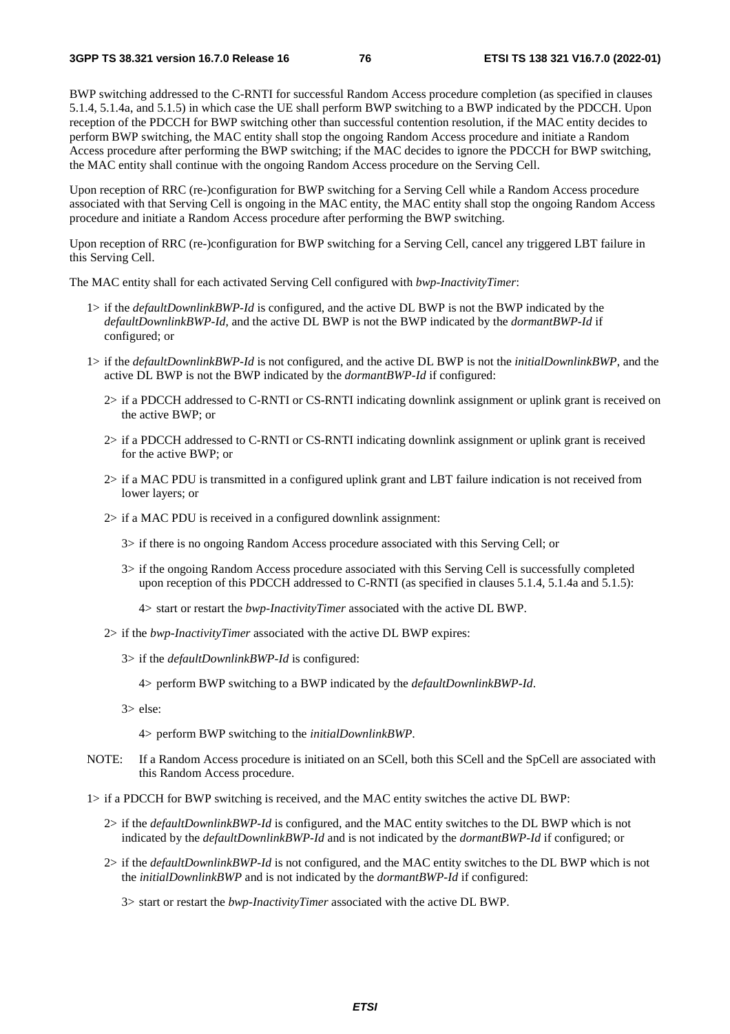BWP switching addressed to the C-RNTI for successful Random Access procedure completion (as specified in clauses 5.1.4, 5.1.4a, and 5.1.5) in which case the UE shall perform BWP switching to a BWP indicated by the PDCCH. Upon reception of the PDCCH for BWP switching other than successful contention resolution, if the MAC entity decides to perform BWP switching, the MAC entity shall stop the ongoing Random Access procedure and initiate a Random Access procedure after performing the BWP switching; if the MAC decides to ignore the PDCCH for BWP switching, the MAC entity shall continue with the ongoing Random Access procedure on the Serving Cell.

Upon reception of RRC (re-)configuration for BWP switching for a Serving Cell while a Random Access procedure associated with that Serving Cell is ongoing in the MAC entity, the MAC entity shall stop the ongoing Random Access procedure and initiate a Random Access procedure after performing the BWP switching.

Upon reception of RRC (re-)configuration for BWP switching for a Serving Cell, cancel any triggered LBT failure in this Serving Cell.

The MAC entity shall for each activated Serving Cell configured with *bwp-InactivityTimer*:

- 1> if the *defaultDownlinkBWP-Id* is configured, and the active DL BWP is not the BWP indicated by the *defaultDownlinkBWP-Id*, and the active DL BWP is not the BWP indicated by the *dormantBWP-Id* if configured; or
- 1> if the *defaultDownlinkBWP-Id* is not configured, and the active DL BWP is not the *initialDownlinkBWP*, and the active DL BWP is not the BWP indicated by the *dormantBWP-Id* if configured:
  - 2> if a PDCCH addressed to C-RNTI or CS-RNTI indicating downlink assignment or uplink grant is received on the active BWP; or
  - 2> if a PDCCH addressed to C-RNTI or CS-RNTI indicating downlink assignment or uplink grant is received for the active BWP; or
  - 2> if a MAC PDU is transmitted in a configured uplink grant and LBT failure indication is not received from lower layers; or
  - 2> if a MAC PDU is received in a configured downlink assignment:
    - 3> if there is no ongoing Random Access procedure associated with this Serving Cell; or
    - 3> if the ongoing Random Access procedure associated with this Serving Cell is successfully completed upon reception of this PDCCH addressed to C-RNTI (as specified in clauses 5.1.4, 5.1.4a and 5.1.5):
      - 4> start or restart the *bwp-InactivityTimer* associated with the active DL BWP.
  - 2> if the *bwp-InactivityTimer* associated with the active DL BWP expires:
    - 3> if the *defaultDownlinkBWP-Id* is configured:
      - 4> perform BWP switching to a BWP indicated by the *defaultDownlinkBWP-Id*.
    - 3> else:
      - 4> perform BWP switching to the *initialDownlinkBWP*.

NOTE: If a Random Access procedure is initiated on an SCell, both this SCell and the SpCell are associated with this Random Access procedure.

- 1> if a PDCCH for BWP switching is received, and the MAC entity switches the active DL BWP:
  - 2> if the *defaultDownlinkBWP-Id* is configured, and the MAC entity switches to the DL BWP which is not indicated by the *defaultDownlinkBWP-Id* and is not indicated by the *dormantBWP-Id* if configured; or
  - 2> if the *defaultDownlinkBWP-Id* is not configured, and the MAC entity switches to the DL BWP which is not the *initialDownlinkBWP* and is not indicated by the *dormantBWP-Id* if configured:
    - 3> start or restart the *bwp-InactivityTimer* associated with the active DL BWP.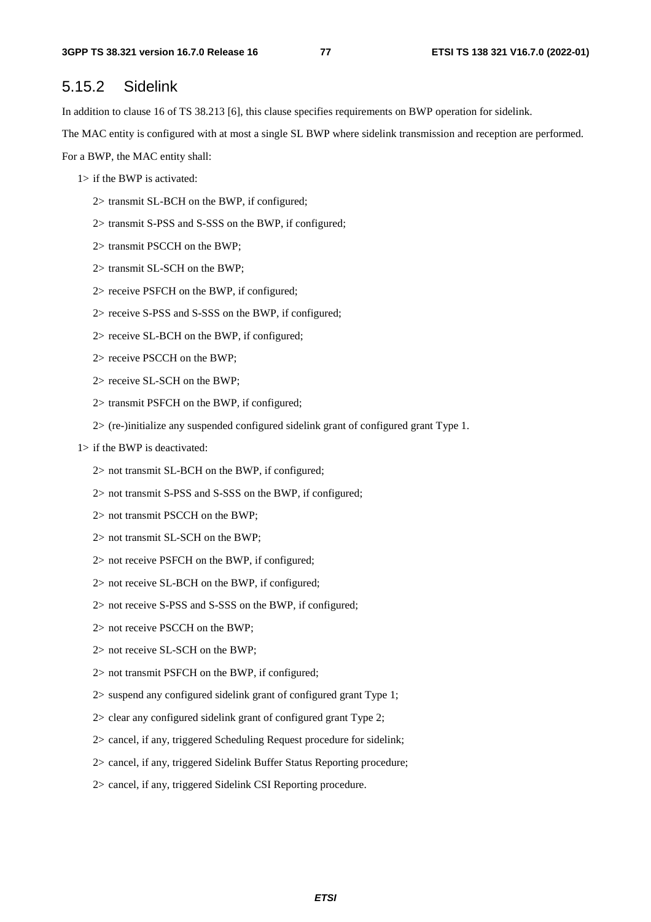### 5.15.2 Sidelink

In addition to clause 16 of TS 38.213 [6], this clause specifies requirements on BWP operation for sidelink.

The MAC entity is configured with at most a single SL BWP where sidelink transmission and reception are performed.

For a BWP, the MAC entity shall:

1> if the BWP is activated:

2> transmit SL-BCH on the BWP, if configured;

2> transmit S-PSS and S-SSS on the BWP, if configured;

2> transmit PSCCH on the BWP;

2> transmit SL-SCH on the BWP;

2> receive PSFCH on the BWP, if configured;

2> receive S-PSS and S-SSS on the BWP, if configured;

2> receive SL-BCH on the BWP, if configured;

2> receive PSCCH on the BWP;

2> receive SL-SCH on the BWP;

2> transmit PSFCH on the BWP, if configured;

2> (re-)initialize any suspended configured sidelink grant of configured grant Type 1.

1> if the BWP is deactivated:

2> not transmit SL-BCH on the BWP, if configured;

2> not transmit S-PSS and S-SSS on the BWP, if configured;

2> not transmit PSCCH on the BWP;

2> not transmit SL-SCH on the BWP;

2> not receive PSFCH on the BWP, if configured;

2> not receive SL-BCH on the BWP, if configured;

2> not receive S-PSS and S-SSS on the BWP, if configured;

2> not receive PSCCH on the BWP;

2> not receive SL-SCH on the BWP;

2> not transmit PSFCH on the BWP, if configured;

2> suspend any configured sidelink grant of configured grant Type 1;

2> clear any configured sidelink grant of configured grant Type 2;

2> cancel, if any, triggered Scheduling Request procedure for sidelink;

2> cancel, if any, triggered Sidelink Buffer Status Reporting procedure;

2> cancel, if any, triggered Sidelink CSI Reporting procedure.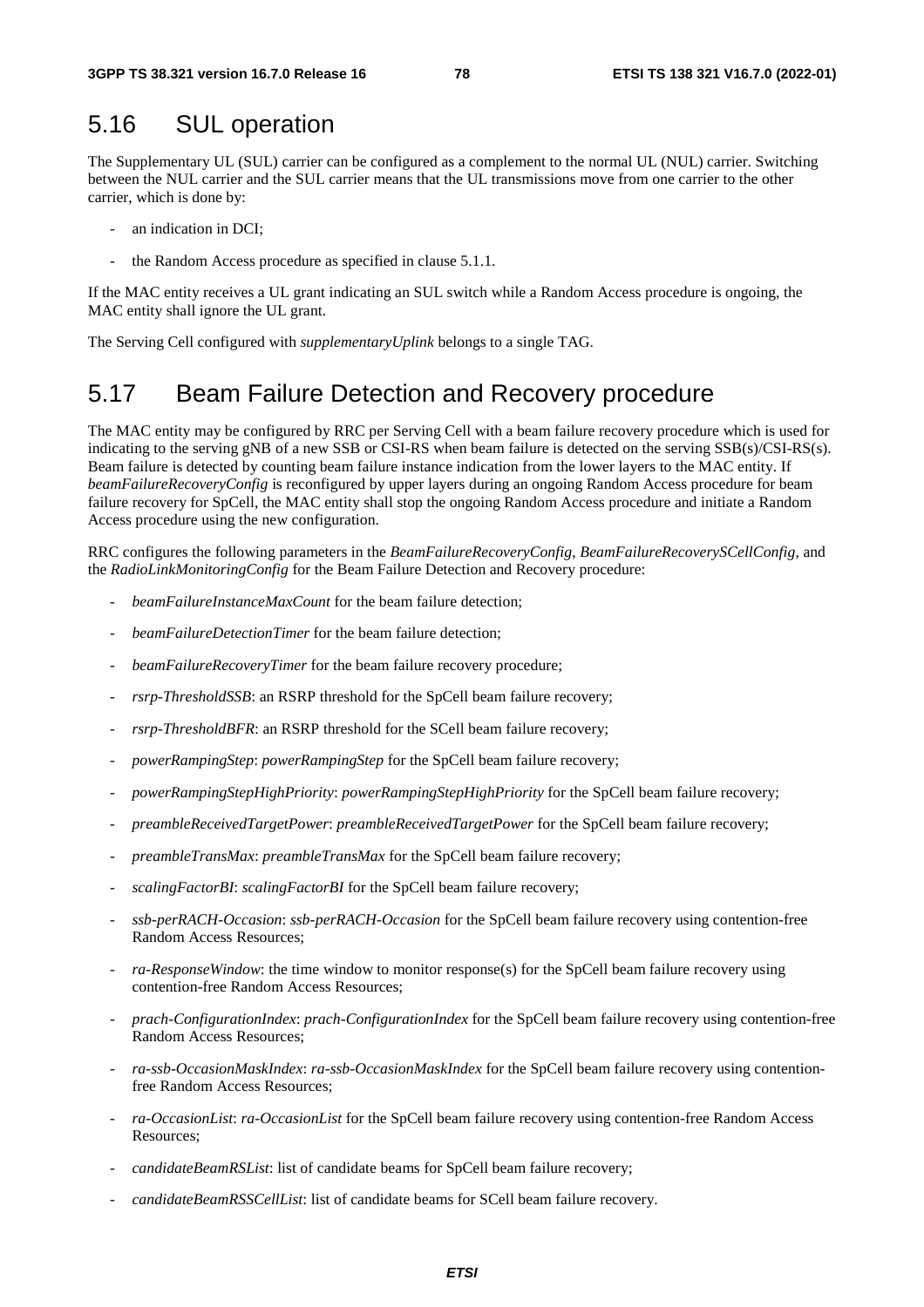## 5.16 SUL operation

The Supplementary UL (SUL) carrier can be configured as a complement to the normal UL (NUL) carrier. Switching between the NUL carrier and the SUL carrier means that the UL transmissions move from one carrier to the other carrier, which is done by:

- an indication in DCI;
- the Random Access procedure as specified in clause 5.1.1.

If the MAC entity receives a UL grant indicating an SUL switch while a Random Access procedure is ongoing, the MAC entity shall ignore the UL grant.

The Serving Cell configured with *supplementaryUplink* belongs to a single TAG.

## 5.17 Beam Failure Detection and Recovery procedure

The MAC entity may be configured by RRC per Serving Cell with a beam failure recovery procedure which is used for indicating to the serving gNB of a new SSB or CSI-RS when beam failure is detected on the serving SSB(s)/CSI-RS(s). Beam failure is detected by counting beam failure instance indication from the lower layers to the MAC entity. If *beamFailureRecoveryConfig* is reconfigured by upper layers during an ongoing Random Access procedure for beam failure recovery for SpCell, the MAC entity shall stop the ongoing Random Access procedure and initiate a Random Access procedure using the new configuration.

RRC configures the following parameters in the *BeamFailureRecoveryConfig*, *BeamFailureRecoverySCellConfig*, and the *RadioLinkMonitoringConfig* for the Beam Failure Detection and Recovery procedure:

- *beamFailureInstanceMaxCount* for the beam failure detection;
- *beamFailureDetectionTimer* for the beam failure detection;
- *beamFailureRecoveryTimer* for the beam failure recovery procedure;
- *rsrp-ThresholdSSB*: an RSRP threshold for the SpCell beam failure recovery;
- *rsrp-ThresholdBFR*: an RSRP threshold for the SCell beam failure recovery;
- *powerRampingStep*: *powerRampingStep* for the SpCell beam failure recovery;
- *powerRampingStepHighPriority*: *powerRampingStepHighPriority* for the SpCell beam failure recovery;
- *preambleReceivedTargetPower*: *preambleReceivedTargetPower* for the SpCell beam failure recovery;
- *preambleTransMax*: *preambleTransMax* for the SpCell beam failure recovery;
- *scalingFactorBI*: *scalingFactorBI* for the SpCell beam failure recovery;
- *ssb-perRACH-Occasion*: *ssb-perRACH-Occasion* for the SpCell beam failure recovery using contention-free Random Access Resources;
- *ra-ResponseWindow*: the time window to monitor response(s) for the SpCell beam failure recovery using contention-free Random Access Resources;
- *prach-ConfigurationIndex*: *prach-ConfigurationIndex* for the SpCell beam failure recovery using contention-free Random Access Resources;
- *ra-ssb-OccasionMaskIndex*: *ra-ssb-OccasionMaskIndex* for the SpCell beam failure recovery using contention-free Random Access Resources;
- *ra-OccasionList*: *ra-OccasionList* for the SpCell beam failure recovery using contention-free Random Access Resources;
- *candidateBeamRSList*: list of candidate beams for SpCell beam failure recovery;
- *candidateBeamRSSCellList*: list of candidate beams for SCell beam failure recovery.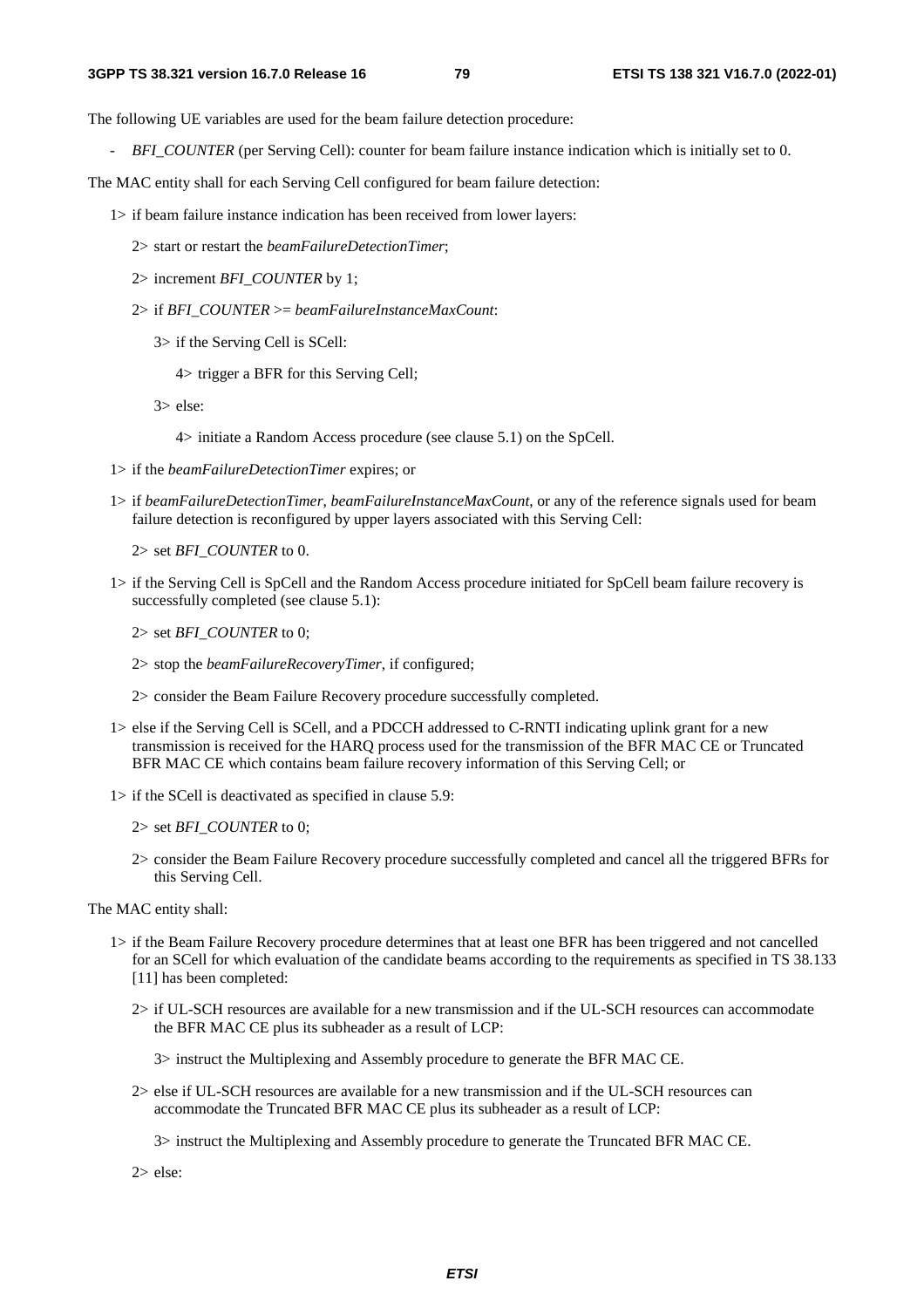The following UE variables are used for the beam failure detection procedure:

- *BFI_COUNTER* (per Serving Cell): counter for beam failure instance indication which is initially set to 0.

The MAC entity shall for each Serving Cell configured for beam failure detection:

1> if beam failure instance indication has been received from lower layers:

  2> start or restart the *beamFailureDetectionTimer*;

  2> increment *BFI_COUNTER* by 1;

  2> if *BFI_COUNTER* >= *beamFailureInstanceMaxCount*:

    3> if the Serving Cell is SCell:

      4> trigger a BFR for this Serving Cell;

    3> else:

      4> initiate a Random Access procedure (see clause 5.1) on the SpCell.

1> if the *beamFailureDetectionTimer* expires; or

1> if *beamFailureDetectionTimer*, *beamFailureInstanceMaxCount*, or any of the reference signals used for beam failure detection is reconfigured by upper layers associated with this Serving Cell:

  2> set *BFI_COUNTER* to 0.

1> if the Serving Cell is SpCell and the Random Access procedure initiated for SpCell beam failure recovery is successfully completed (see clause 5.1):

  2> set *BFI_COUNTER* to 0;

  2> stop the *beamFailureRecoveryTimer*, if configured;

  2> consider the Beam Failure Recovery procedure successfully completed.

1> else if the Serving Cell is SCell, and a PDCCH addressed to C-RNTI indicating uplink grant for a new transmission is received for the HARQ process used for the transmission of the BFR MAC CE or Truncated BFR MAC CE which contains beam failure recovery information of this Serving Cell; or

1> if the SCell is deactivated as specified in clause 5.9:

  2> set *BFI_COUNTER* to 0;

  2> consider the Beam Failure Recovery procedure successfully completed and cancel all the triggered BFRs for this Serving Cell.

The MAC entity shall:

1> if the Beam Failure Recovery procedure determines that at least one BFR has been triggered and not cancelled for an SCell for which evaluation of the candidate beams according to the requirements as specified in TS 38.133 [11] has been completed:

  2> if UL-SCH resources are available for a new transmission and if the UL-SCH resources can accommodate the BFR MAC CE plus its subheader as a result of LCP:

    3> instruct the Multiplexing and Assembly procedure to generate the BFR MAC CE.

  2> else if UL-SCH resources are available for a new transmission and if the UL-SCH resources can accommodate the Truncated BFR MAC CE plus its subheader as a result of LCP:

    3> instruct the Multiplexing and Assembly procedure to generate the Truncated BFR MAC CE.

  2> else: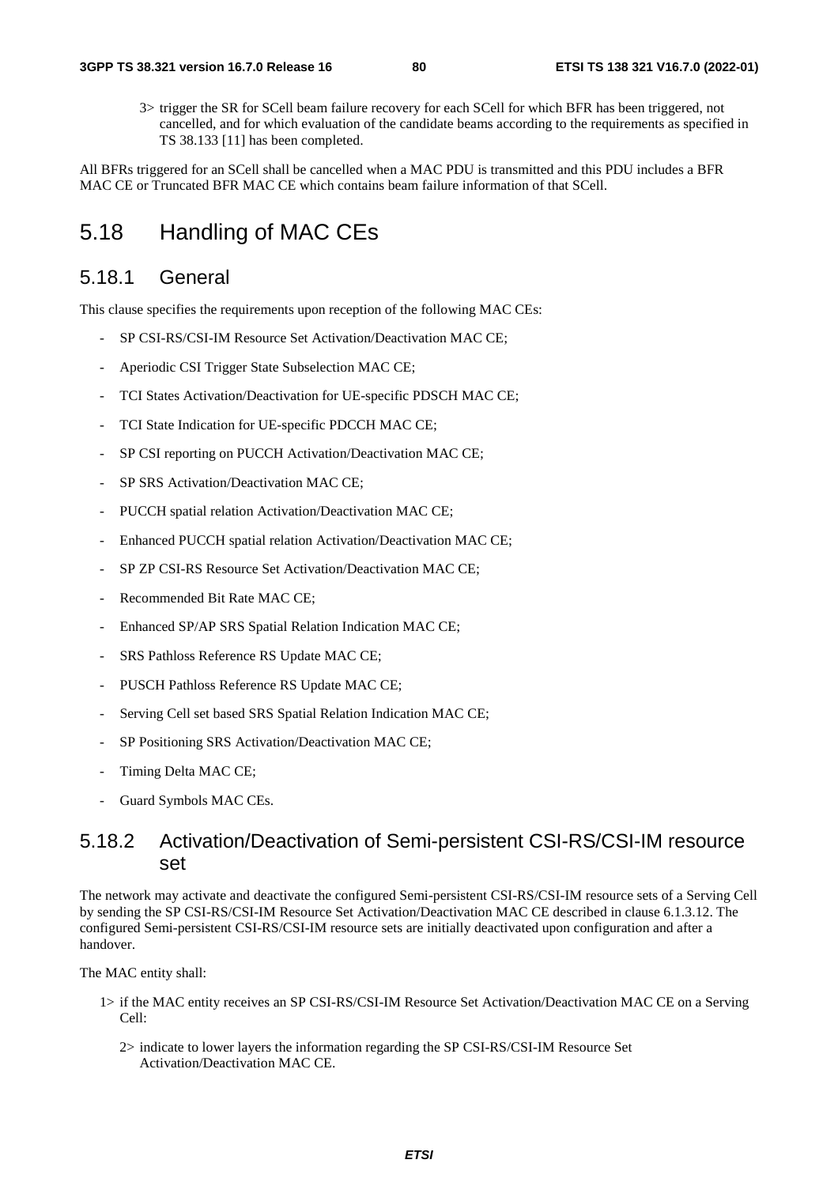3> trigger the SR for SCell beam failure recovery for each SCell for which BFR has been triggered, not cancelled, and for which evaluation of the candidate beams according to the requirements as specified in TS 38.133 [11] has been completed.

All BFRs triggered for an SCell shall be cancelled when a MAC PDU is transmitted and this PDU includes a BFR MAC CE or Truncated BFR MAC CE which contains beam failure information of that SCell.

# 5.18 Handling of MAC CEs

## 5.18.1 General

This clause specifies the requirements upon reception of the following MAC CEs:

- SP CSI-RS/CSI-IM Resource Set Activation/Deactivation MAC CE;
- Aperiodic CSI Trigger State Subselection MAC CE;
- TCI States Activation/Deactivation for UE-specific PDSCH MAC CE;
- TCI State Indication for UE-specific PDCCH MAC CE;
- SP CSI reporting on PUCCH Activation/Deactivation MAC CE;
- SP SRS Activation/Deactivation MAC CE;
- PUCCH spatial relation Activation/Deactivation MAC CE;
- Enhanced PUCCH spatial relation Activation/Deactivation MAC CE;
- SP ZP CSI-RS Resource Set Activation/Deactivation MAC CE;
- Recommended Bit Rate MAC CE;
- Enhanced SP/AP SRS Spatial Relation Indication MAC CE;
- SRS Pathloss Reference RS Update MAC CE;
- PUSCH Pathloss Reference RS Update MAC CE;
- Serving Cell set based SRS Spatial Relation Indication MAC CE;
- SP Positioning SRS Activation/Deactivation MAC CE;
- Timing Delta MAC CE;
- Guard Symbols MAC CEs.

## 5.18.2 Activation/Deactivation of Semi-persistent CSI-RS/CSI-IM resource set

The network may activate and deactivate the configured Semi-persistent CSI-RS/CSI-IM resource sets of a Serving Cell by sending the SP CSI-RS/CSI-IM Resource Set Activation/Deactivation MAC CE described in clause 6.1.3.12. The configured Semi-persistent CSI-RS/CSI-IM resource sets are initially deactivated upon configuration and after a handover.

The MAC entity shall:

1> if the MAC entity receives an SP CSI-RS/CSI-IM Resource Set Activation/Deactivation MAC CE on a Serving Cell:

2> indicate to lower layers the information regarding the SP CSI-RS/CSI-IM Resource Set Activation/Deactivation MAC CE.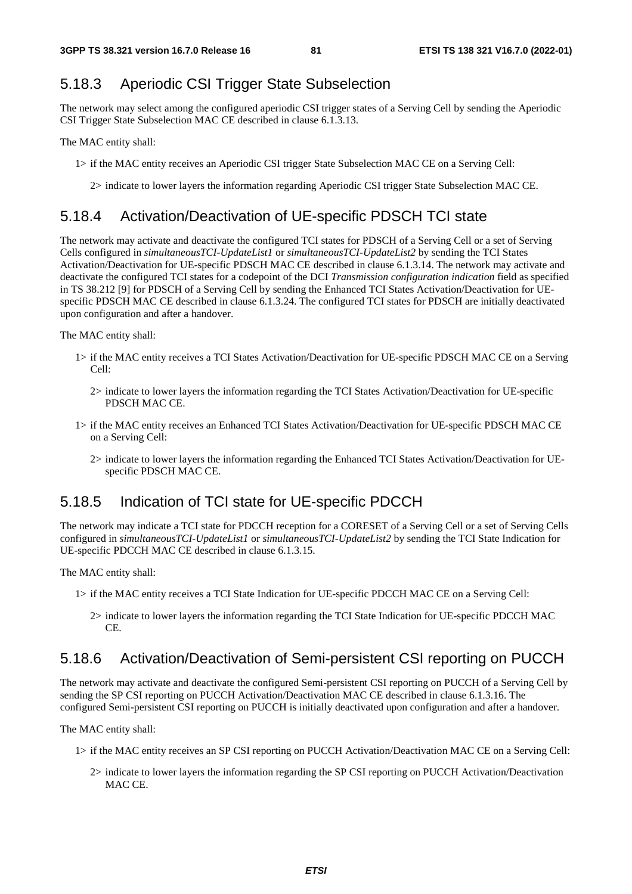### 5.18.3 Aperiodic CSI Trigger State Subselection

The network may select among the configured aperiodic CSI trigger states of a Serving Cell by sending the Aperiodic CSI Trigger State Subselection MAC CE described in clause 6.1.3.13.

The MAC entity shall:

1> if the MAC entity receives an Aperiodic CSI trigger State Subselection MAC CE on a Serving Cell:

2> indicate to lower layers the information regarding Aperiodic CSI trigger State Subselection MAC CE.

### 5.18.4 Activation/Deactivation of UE-specific PDSCH TCI state

The network may activate and deactivate the configured TCI states for PDSCH of a Serving Cell or a set of Serving Cells configured in *simultaneousTCI-UpdateList1* or *simultaneousTCI-UpdateList2* by sending the TCI States Activation/Deactivation for UE-specific PDSCH MAC CE described in clause 6.1.3.14. The network may activate and deactivate the configured TCI states for a codepoint of the DCI *Transmission configuration indication* field as specified in TS 38.212 [9] for PDSCH of a Serving Cell by sending the Enhanced TCI States Activation/Deactivation for UE-specific PDSCH MAC CE described in clause 6.1.3.24. The configured TCI states for PDSCH are initially deactivated upon configuration and after a handover.

The MAC entity shall:

1> if the MAC entity receives a TCI States Activation/Deactivation for UE-specific PDSCH MAC CE on a Serving Cell:

2> indicate to lower layers the information regarding the TCI States Activation/Deactivation for UE-specific PDSCH MAC CE.

1> if the MAC entity receives an Enhanced TCI States Activation/Deactivation for UE-specific PDSCH MAC CE on a Serving Cell:

2> indicate to lower layers the information regarding the Enhanced TCI States Activation/Deactivation for UE-specific PDSCH MAC CE.

### 5.18.5 Indication of TCI state for UE-specific PDCCH

The network may indicate a TCI state for PDCCH reception for a CORESET of a Serving Cell or a set of Serving Cells configured in *simultaneousTCI-UpdateList1* or *simultaneousTCI-UpdateList2* by sending the TCI State Indication for UE-specific PDCCH MAC CE described in clause 6.1.3.15.

The MAC entity shall:

1> if the MAC entity receives a TCI State Indication for UE-specific PDCCH MAC CE on a Serving Cell:

2> indicate to lower layers the information regarding the TCI State Indication for UE-specific PDCCH MAC CE.

### 5.18.6 Activation/Deactivation of Semi-persistent CSI reporting on PUCCH

The network may activate and deactivate the configured Semi-persistent CSI reporting on PUCCH of a Serving Cell by sending the SP CSI reporting on PUCCH Activation/Deactivation MAC CE described in clause 6.1.3.16. The configured Semi-persistent CSI reporting on PUCCH is initially deactivated upon configuration and after a handover.

The MAC entity shall:

1> if the MAC entity receives an SP CSI reporting on PUCCH Activation/Deactivation MAC CE on a Serving Cell:

2> indicate to lower layers the information regarding the SP CSI reporting on PUCCH Activation/Deactivation MAC CE.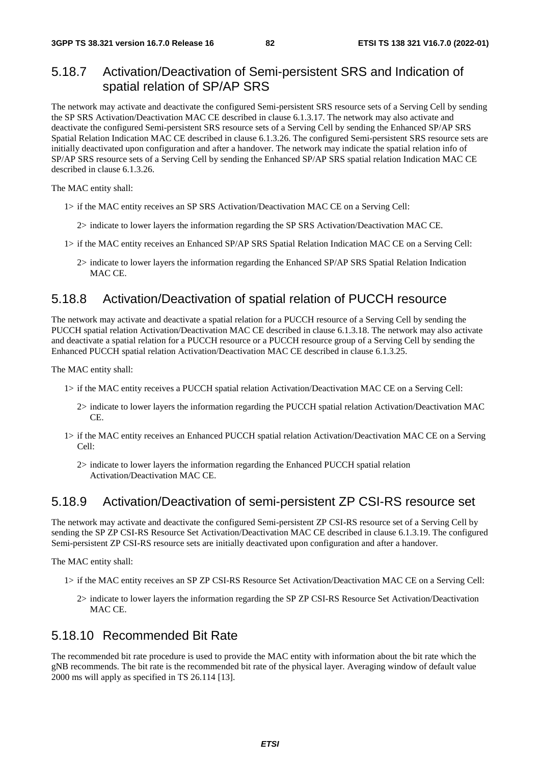### 5.18.7 Activation/Deactivation of Semi-persistent SRS and Indication of spatial relation of SP/AP SRS

The network may activate and deactivate the configured Semi-persistent SRS resource sets of a Serving Cell by sending the SP SRS Activation/Deactivation MAC CE described in clause 6.1.3.17. The network may also activate and deactivate the configured Semi-persistent SRS resource sets of a Serving Cell by sending the Enhanced SP/AP SRS Spatial Relation Indication MAC CE described in clause 6.1.3.26. The configured Semi-persistent SRS resource sets are initially deactivated upon configuration and after a handover. The network may indicate the spatial relation info of SP/AP SRS resource sets of a Serving Cell by sending the Enhanced SP/AP SRS spatial relation Indication MAC CE described in clause 6.1.3.26.

The MAC entity shall:

1> if the MAC entity receives an SP SRS Activation/Deactivation MAC CE on a Serving Cell:

2> indicate to lower layers the information regarding the SP SRS Activation/Deactivation MAC CE.

1> if the MAC entity receives an Enhanced SP/AP SRS Spatial Relation Indication MAC CE on a Serving Cell:

2> indicate to lower layers the information regarding the Enhanced SP/AP SRS Spatial Relation Indication MAC CE.

### 5.18.8 Activation/Deactivation of spatial relation of PUCCH resource

The network may activate and deactivate a spatial relation for a PUCCH resource of a Serving Cell by sending the PUCCH spatial relation Activation/Deactivation MAC CE described in clause 6.1.3.18. The network may also activate and deactivate a spatial relation for a PUCCH resource or a PUCCH resource group of a Serving Cell by sending the Enhanced PUCCH spatial relation Activation/Deactivation MAC CE described in clause 6.1.3.25.

The MAC entity shall:

1> if the MAC entity receives a PUCCH spatial relation Activation/Deactivation MAC CE on a Serving Cell:

2> indicate to lower layers the information regarding the PUCCH spatial relation Activation/Deactivation MAC CE.

1> if the MAC entity receives an Enhanced PUCCH spatial relation Activation/Deactivation MAC CE on a Serving Cell:

2> indicate to lower layers the information regarding the Enhanced PUCCH spatial relation Activation/Deactivation MAC CE.

### 5.18.9 Activation/Deactivation of semi-persistent ZP CSI-RS resource set

The network may activate and deactivate the configured Semi-persistent ZP CSI-RS resource set of a Serving Cell by sending the SP ZP CSI-RS Resource Set Activation/Deactivation MAC CE described in clause 6.1.3.19. The configured Semi-persistent ZP CSI-RS resource sets are initially deactivated upon configuration and after a handover.

The MAC entity shall:

1> if the MAC entity receives an SP ZP CSI-RS Resource Set Activation/Deactivation MAC CE on a Serving Cell:

2> indicate to lower layers the information regarding the SP ZP CSI-RS Resource Set Activation/Deactivation MAC CE.

### 5.18.10 Recommended Bit Rate

The recommended bit rate procedure is used to provide the MAC entity with information about the bit rate which the gNB recommends. The bit rate is the recommended bit rate of the physical layer. Averaging window of default value 2000 ms will apply as specified in TS 26.114 [13].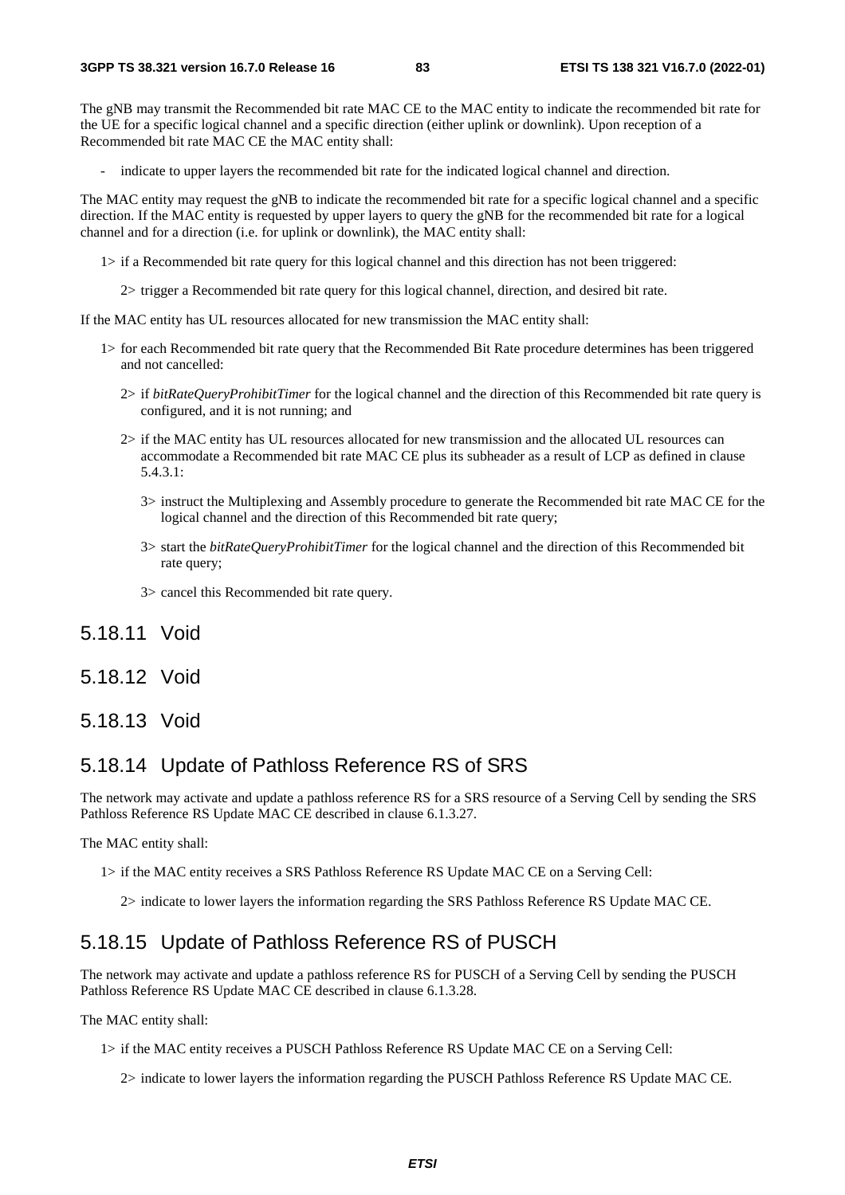The gNB may transmit the Recommended bit rate MAC CE to the MAC entity to indicate the recommended bit rate for the UE for a specific logical channel and a specific direction (either uplink or downlink). Upon reception of a Recommended bit rate MAC CE the MAC entity shall:

- indicate to upper layers the recommended bit rate for the indicated logical channel and direction.

The MAC entity may request the gNB to indicate the recommended bit rate for a specific logical channel and a specific direction. If the MAC entity is requested by upper layers to query the gNB for the recommended bit rate for a logical channel and for a direction (i.e. for uplink or downlink), the MAC entity shall:

1> if a Recommended bit rate query for this logical channel and this direction has not been triggered:

2> trigger a Recommended bit rate query for this logical channel, direction, and desired bit rate.

If the MAC entity has UL resources allocated for new transmission the MAC entity shall:

1> for each Recommended bit rate query that the Recommended Bit Rate procedure determines has been triggered and not cancelled:

2> if *bitRateQueryProhibitTimer* for the logical channel and the direction of this Recommended bit rate query is configured, and it is not running; and

2> if the MAC entity has UL resources allocated for new transmission and the allocated UL resources can accommodate a Recommended bit rate MAC CE plus its subheader as a result of LCP as defined in clause 5.4.3.1:

3> instruct the Multiplexing and Assembly procedure to generate the Recommended bit rate MAC CE for the logical channel and the direction of this Recommended bit rate query;

3> start the *bitRateQueryProhibitTimer* for the logical channel and the direction of this Recommended bit rate query;

3> cancel this Recommended bit rate query.

### 5.18.11 Void

### 5.18.12 Void

### 5.18.13 Void

### 5.18.14 Update of Pathloss Reference RS of SRS

The network may activate and update a pathloss reference RS for a SRS resource of a Serving Cell by sending the SRS Pathloss Reference RS Update MAC CE described in clause 6.1.3.27.

The MAC entity shall:

1> if the MAC entity receives a SRS Pathloss Reference RS Update MAC CE on a Serving Cell:

2> indicate to lower layers the information regarding the SRS Pathloss Reference RS Update MAC CE.

### 5.18.15 Update of Pathloss Reference RS of PUSCH

The network may activate and update a pathloss reference RS for PUSCH of a Serving Cell by sending the PUSCH Pathloss Reference RS Update MAC CE described in clause 6.1.3.28.

The MAC entity shall:

1> if the MAC entity receives a PUSCH Pathloss Reference RS Update MAC CE on a Serving Cell:

2> indicate to lower layers the information regarding the PUSCH Pathloss Reference RS Update MAC CE.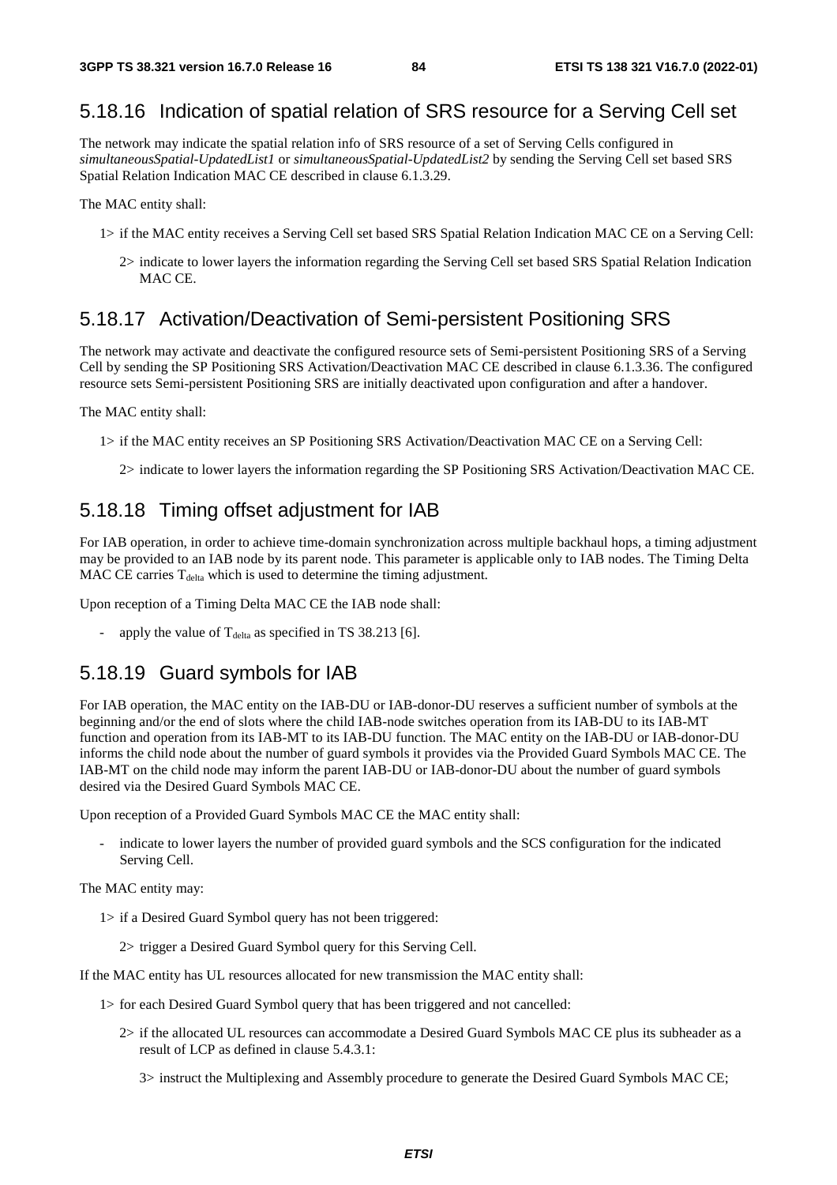### 5.18.16 Indication of spatial relation of SRS resource for a Serving Cell set

The network may indicate the spatial relation info of SRS resource of a set of Serving Cells configured in *simultaneousSpatial-UpdatedList1* or *simultaneousSpatial-UpdatedList2* by sending the Serving Cell set based SRS Spatial Relation Indication MAC CE described in clause 6.1.3.29.

The MAC entity shall:

1> if the MAC entity receives a Serving Cell set based SRS Spatial Relation Indication MAC CE on a Serving Cell:

2> indicate to lower layers the information regarding the Serving Cell set based SRS Spatial Relation Indication MAC CE.

### 5.18.17 Activation/Deactivation of Semi-persistent Positioning SRS

The network may activate and deactivate the configured resource sets of Semi-persistent Positioning SRS of a Serving Cell by sending the SP Positioning SRS Activation/Deactivation MAC CE described in clause 6.1.3.36. The configured resource sets Semi-persistent Positioning SRS are initially deactivated upon configuration and after a handover.

The MAC entity shall:

1> if the MAC entity receives an SP Positioning SRS Activation/Deactivation MAC CE on a Serving Cell:

2> indicate to lower layers the information regarding the SP Positioning SRS Activation/Deactivation MAC CE.

### 5.18.18 Timing offset adjustment for IAB

For IAB operation, in order to achieve time-domain synchronization across multiple backhaul hops, a timing adjustment may be provided to an IAB node by its parent node. This parameter is applicable only to IAB nodes. The Timing Delta MAC CE carries $T_{delta}$ which is used to determine the timing adjustment.

Upon reception of a Timing Delta MAC CE the IAB node shall:

- apply the value of $T_{delta}$ as specified in TS 38.213 [6].

### 5.18.19 Guard symbols for IAB

For IAB operation, the MAC entity on the IAB-DU or IAB-donor-DU reserves a sufficient number of symbols at the beginning and/or the end of slots where the child IAB-node switches operation from its IAB-DU to its IAB-MT function and operation from its IAB-MT to its IAB-DU function. The MAC entity on the IAB-DU or IAB-donor-DU informs the child node about the number of guard symbols it provides via the Provided Guard Symbols MAC CE. The IAB-MT on the child node may inform the parent IAB-DU or IAB-donor-DU about the number of guard symbols desired via the Desired Guard Symbols MAC CE.

Upon reception of a Provided Guard Symbols MAC CE the MAC entity shall:

- indicate to lower layers the number of provided guard symbols and the SCS configuration for the indicated Serving Cell.

The MAC entity may:

1> if a Desired Guard Symbol query has not been triggered:

2> trigger a Desired Guard Symbol query for this Serving Cell.

If the MAC entity has UL resources allocated for new transmission the MAC entity shall:

1> for each Desired Guard Symbol query that has been triggered and not cancelled:

2> if the allocated UL resources can accommodate a Desired Guard Symbols MAC CE plus its subheader as a result of LCP as defined in clause 5.4.3.1:

3> instruct the Multiplexing and Assembly procedure to generate the Desired Guard Symbols MAC CE;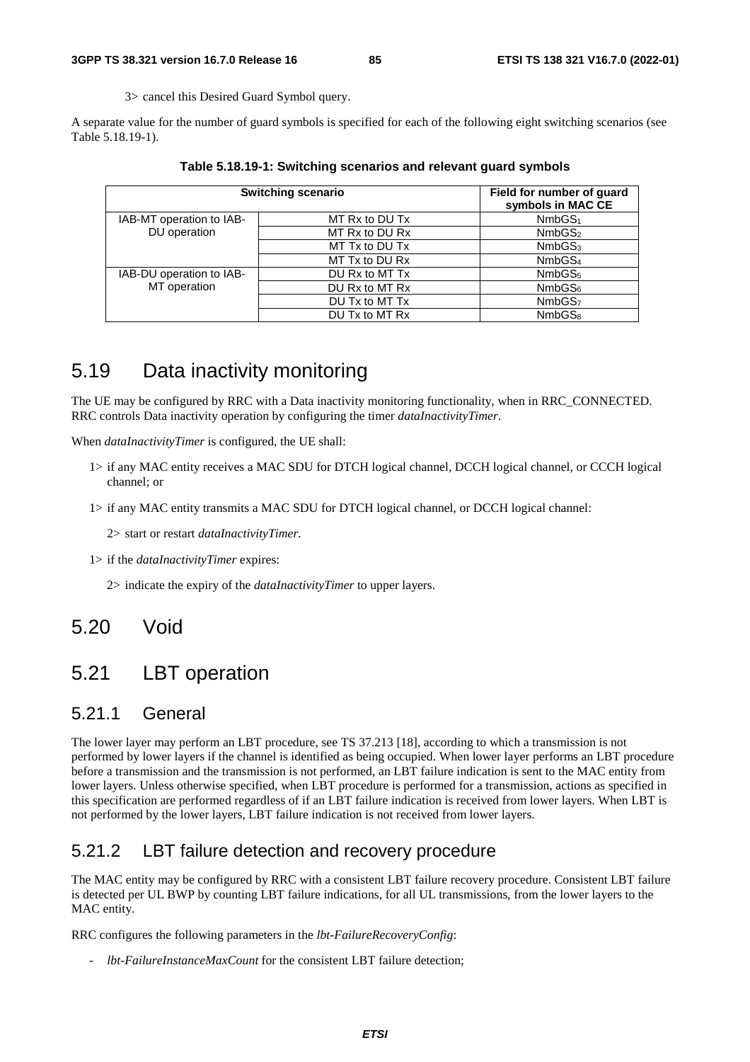3> cancel this Desired Guard Symbol query.

A separate value for the number of guard symbols is specified for each of the following eight switching scenarios (see Table 5.18.19-1).

**Table 5.18.19-1: Switching scenarios and relevant guard symbols**

| Switching scenario | | Field for number of guard symbols in MAC CE |
|---|---|---|
| IAB-MT operation to IAB-DU operation | MT Rx to DU Tx | $NmbGS_1$ |
| | MT Rx to DU Rx | $NmbGS_2$ |
| | MT Tx to DU Tx | $NmbGS_3$ |
| | MT Tx to DU Rx | $NmbGS_4$ |
| IAB-DU operation to IAB-MT operation | DU Rx to MT Tx | $NmbGS_5$ |
| | DU Rx to MT Rx | $NmbGS_6$ |
| | DU Tx to MT Tx | $NmbGS_7$ |
| | DU Tx to MT Rx | $NmbGS_8$ |

## 5.19 Data inactivity monitoring

The UE may be configured by RRC with a Data inactivity monitoring functionality, when in RRC_CONNECTED. RRC controls Data inactivity operation by configuring the timer *dataInactivityTimer*.

When *dataInactivityTimer* is configured, the UE shall:

1> if any MAC entity receives a MAC SDU for DTCH logical channel, DCCH logical channel, or CCCH logical channel; or

1> if any MAC entity transmits a MAC SDU for DTCH logical channel, or DCCH logical channel:

2> start or restart *dataInactivityTimer*.

1> if the *dataInactivityTimer* expires:

2> indicate the expiry of the *dataInactivityTimer* to upper layers.

## 5.20 Void

## 5.21 LBT operation

### 5.21.1 General

The lower layer may perform an LBT procedure, see TS 37.213 [18], according to which a transmission is not performed by lower layers if the channel is identified as being occupied. When lower layer performs an LBT procedure before a transmission and the transmission is not performed, an LBT failure indication is sent to the MAC entity from lower layers. Unless otherwise specified, when LBT procedure is performed for a transmission, actions as specified in this specification are performed regardless of if an LBT failure indication is received from lower layers. When LBT is not performed by the lower layers, LBT failure indication is not received from lower layers.

### 5.21.2 LBT failure detection and recovery procedure

The MAC entity may be configured by RRC with a consistent LBT failure recovery procedure. Consistent LBT failure is detected per UL BWP by counting LBT failure indications, for all UL transmissions, from the lower layers to the MAC entity.

RRC configures the following parameters in the *lbt-FailureRecoveryConfig*:

- *lbt-FailureInstanceMaxCount* for the consistent LBT failure detection;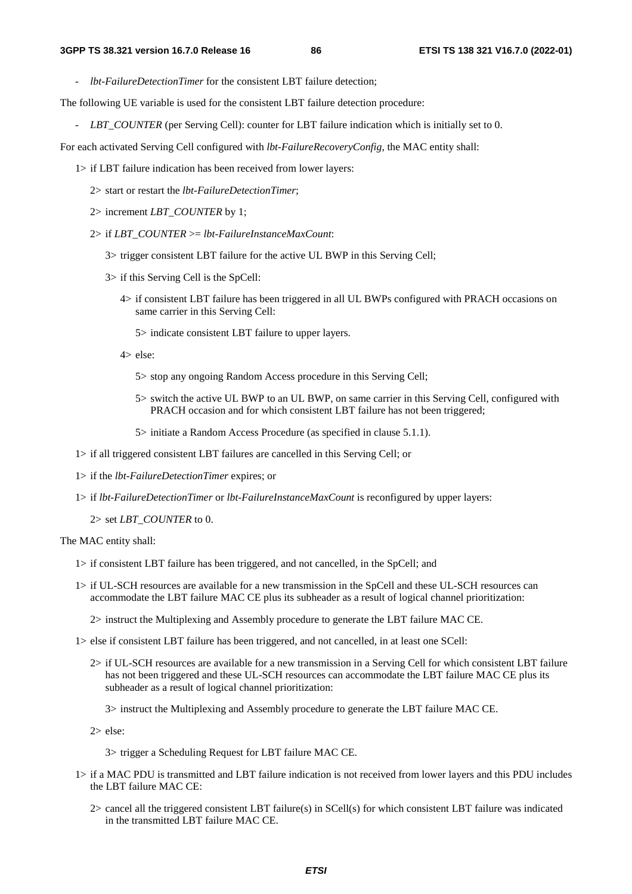- *lbt-FailureDetectionTimer* for the consistent LBT failure detection;

The following UE variable is used for the consistent LBT failure detection procedure:

- *LBT_COUNTER* (per Serving Cell): counter for LBT failure indication which is initially set to 0.

For each activated Serving Cell configured with *lbt-FailureRecoveryConfig*, the MAC entity shall:

1> if LBT failure indication has been received from lower layers:

2> start or restart the *lbt-FailureDetectionTimer*;

2> increment *LBT_COUNTER* by 1;

2> if *LBT_COUNTER* >= *lbt-FailureInstanceMaxCount*:

3> trigger consistent LBT failure for the active UL BWP in this Serving Cell;

3> if this Serving Cell is the SpCell:

4> if consistent LBT failure has been triggered in all UL BWPs configured with PRACH occasions on same carrier in this Serving Cell:

5> indicate consistent LBT failure to upper layers.

4> else:

5> stop any ongoing Random Access procedure in this Serving Cell;

5> switch the active UL BWP to an UL BWP, on same carrier in this Serving Cell, configured with PRACH occasion and for which consistent LBT failure has not been triggered;

5> initiate a Random Access Procedure (as specified in clause 5.1.1).

1> if all triggered consistent LBT failures are cancelled in this Serving Cell; or

1> if the *lbt-FailureDetectionTimer* expires; or

1> if *lbt-FailureDetectionTimer* or *lbt-FailureInstanceMaxCount* is reconfigured by upper layers:

2> set *LBT_COUNTER* to 0.

The MAC entity shall:

1> if consistent LBT failure has been triggered, and not cancelled, in the SpCell; and

1> if UL-SCH resources are available for a new transmission in the SpCell and these UL-SCH resources can accommodate the LBT failure MAC CE plus its subheader as a result of logical channel prioritization:

2> instruct the Multiplexing and Assembly procedure to generate the LBT failure MAC CE.

1> else if consistent LBT failure has been triggered, and not cancelled, in at least one SCell:

2> if UL-SCH resources are available for a new transmission in a Serving Cell for which consistent LBT failure has not been triggered and these UL-SCH resources can accommodate the LBT failure MAC CE plus its subheader as a result of logical channel prioritization:

3> instruct the Multiplexing and Assembly procedure to generate the LBT failure MAC CE.

2> else:

3> trigger a Scheduling Request for LBT failure MAC CE.

1> if a MAC PDU is transmitted and LBT failure indication is not received from lower layers and this PDU includes the LBT failure MAC CE:

2> cancel all the triggered consistent LBT failure(s) in SCell(s) for which consistent LBT failure was indicated in the transmitted LBT failure MAC CE.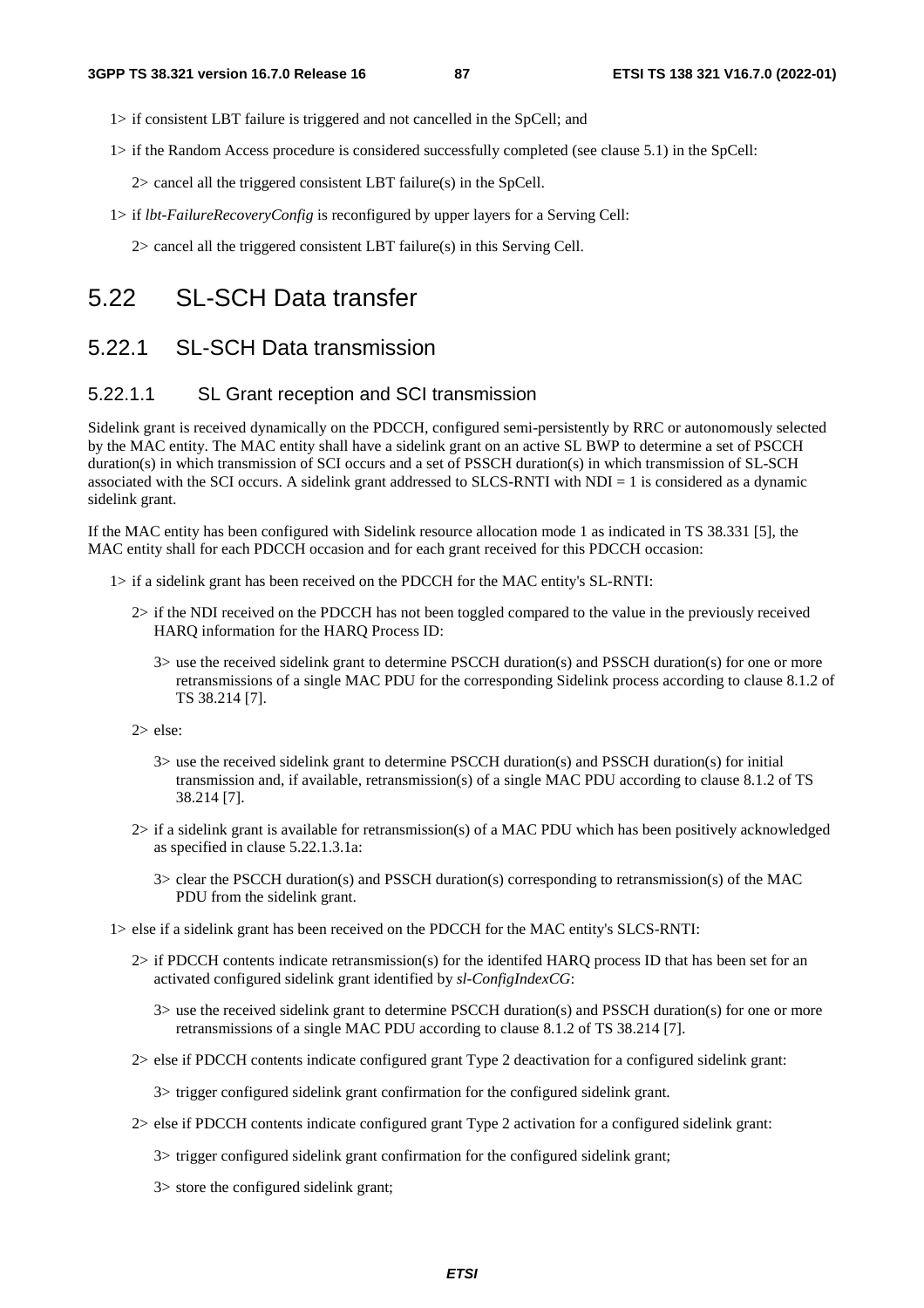1> if consistent LBT failure is triggered and not cancelled in the SpCell; and

1> if the Random Access procedure is considered successfully completed (see clause 5.1) in the SpCell:

2> cancel all the triggered consistent LBT failure(s) in the SpCell.

1> if *lbt-FailureRecoveryConfig* is reconfigured by upper layers for a Serving Cell:

2> cancel all the triggered consistent LBT failure(s) in this Serving Cell.

# 5.22 SL-SCH Data transfer

## 5.22.1 SL-SCH Data transmission

### 5.22.1.1 SL Grant reception and SCI transmission

Sidelink grant is received dynamically on the PDCCH, configured semi-persistently by RRC or autonomously selected by the MAC entity. The MAC entity shall have a sidelink grant on an active SL BWP to determine a set of PSCCH duration(s) in which transmission of SCI occurs and a set of PSSCH duration(s) in which transmission of SL-SCH associated with the SCI occurs. A sidelink grant addressed to SLCS-RNTI with NDI = 1 is considered as a dynamic sidelink grant.

If the MAC entity has been configured with Sidelink resource allocation mode 1 as indicated in TS 38.331 [5], the MAC entity shall for each PDCCH occasion and for each grant received for this PDCCH occasion:

1> if a sidelink grant has been received on the PDCCH for the MAC entity's SL-RNTI:

2> if the NDI received on the PDCCH has not been toggled compared to the value in the previously received HARQ information for the HARQ Process ID:

3> use the received sidelink grant to determine PSCCH duration(s) and PSSCH duration(s) for one or more retransmissions of a single MAC PDU for the corresponding Sidelink process according to clause 8.1.2 of TS 38.214 [7].

2> else:

3> use the received sidelink grant to determine PSCCH duration(s) and PSSCH duration(s) for initial transmission and, if available, retransmission(s) of a single MAC PDU according to clause 8.1.2 of TS 38.214 [7].

2> if a sidelink grant is available for retransmission(s) of a MAC PDU which has been positively acknowledged as specified in clause 5.22.1.3.1a:

3> clear the PSCCH duration(s) and PSSCH duration(s) corresponding to retransmission(s) of the MAC PDU from the sidelink grant.

1> else if a sidelink grant has been received on the PDCCH for the MAC entity's SLCS-RNTI:

2> if PDCCH contents indicate retransmission(s) for the identifed HARQ process ID that has been set for an activated configured sidelink grant identified by *sl-ConfigIndexCG*:

3> use the received sidelink grant to determine PSCCH duration(s) and PSSCH duration(s) for one or more retransmissions of a single MAC PDU according to clause 8.1.2 of TS 38.214 [7].

2> else if PDCCH contents indicate configured grant Type 2 deactivation for a configured sidelink grant:

3> trigger configured sidelink grant confirmation for the configured sidelink grant.

2> else if PDCCH contents indicate configured grant Type 2 activation for a configured sidelink grant:

3> trigger configured sidelink grant confirmation for the configured sidelink grant;

3> store the configured sidelink grant;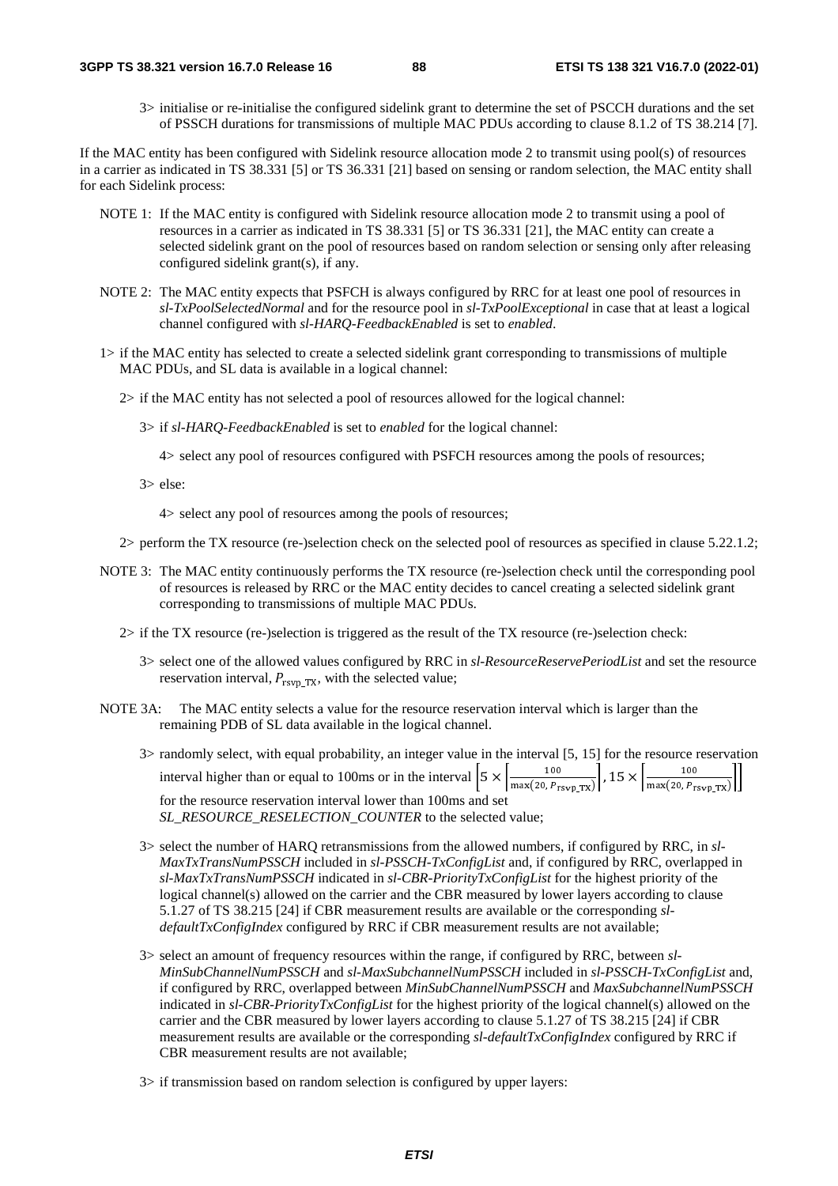3> initialise or re-initialise the configured sidelink grant to determine the set of PSCCH durations and the set of PSSCH durations for transmissions of multiple MAC PDUs according to clause 8.1.2 of TS 38.214 [7].

If the MAC entity has been configured with Sidelink resource allocation mode 2 to transmit using pool(s) of resources in a carrier as indicated in TS 38.331 [5] or TS 36.331 [21] based on sensing or random selection, the MAC entity shall for each Sidelink process:

NOTE 1: If the MAC entity is configured with Sidelink resource allocation mode 2 to transmit using a pool of resources in a carrier as indicated in TS 38.331 [5] or TS 36.331 [21], the MAC entity can create a selected sidelink grant on the pool of resources based on random selection or sensing only after releasing configured sidelink grant(s), if any.

NOTE 2: The MAC entity expects that PSFCH is always configured by RRC for at least one pool of resources in *sl-TxPoolSelectedNormal* and for the resource pool in *sl-TxPoolExceptional* in case that at least a logical channel configured with *sl-HARQ-FeedbackEnabled* is set to *enabled*.

1> if the MAC entity has selected to create a selected sidelink grant corresponding to transmissions of multiple MAC PDUs, and SL data is available in a logical channel:

2> if the MAC entity has not selected a pool of resources allowed for the logical channel:

3> if *sl-HARQ-FeedbackEnabled* is set to *enabled* for the logical channel:

4> select any pool of resources configured with PSFCH resources among the pools of resources;

3> else:

4> select any pool of resources among the pools of resources;

2> perform the TX resource (re-)selection check on the selected pool of resources as specified in clause 5.22.1.2;

NOTE 3: The MAC entity continuously performs the TX resource (re-)selection check until the corresponding pool of resources is released by RRC or the MAC entity decides to cancel creating a selected sidelink grant corresponding to transmissions of multiple MAC PDUs.

2> if the TX resource (re-)selection is triggered as the result of the TX resource (re-)selection check:

3> select one of the allowed values configured by RRC in *sl-ResourceReservePeriodList* and set the resource reservation interval, $P_{\text{rsvp\_TX}}$, with the selected value;

NOTE 3A: The MAC entity selects a value for the resource reservation interval which is larger than the remaining PDB of SL data available in the logical channel.

3> randomly select, with equal probability, an integer value in the interval [5, 15] for the resource reservation interval higher than or equal to 100ms or in the interval $\left[5 \times \left\lceil \frac{100}{\max(20, P_{\text{rsvp\_TX}})} \right\rceil, 15 \times \left\lceil \frac{100}{\max(20, P_{\text{rsvp\_TX}})} \right\rceil\right]$ for the resource reservation interval lower than 100ms and set *SL_RESOURCE_RESELECTION_COUNTER* to the selected value;

3> select the number of HARQ retransmissions from the allowed numbers, if configured by RRC, in *sl-MaxTxTransNumPSSCH* included in *sl-PSSCH-TxConfigList* and, if configured by RRC, overlapped in *sl-MaxTxTransNumPSSCH* indicated in *sl-CBR-PriorityTxConfigList* for the highest priority of the logical channel(s) allowed on the carrier and the CBR measured by lower layers according to clause 5.1.27 of TS 38.215 [24] if CBR measurement results are available or the corresponding *sl-defaultTxConfigIndex* configured by RRC if CBR measurement results are not available;

3> select an amount of frequency resources within the range, if configured by RRC, between *sl-MinSubChannelNumPSSCH* and *sl-MaxSubchannelNumPSSCH* included in *sl-PSSCH-TxConfigList* and, if configured by RRC, overlapped between *MinSubChannelNumPSSCH* and *MaxSubchannelNumPSSCH* indicated in *sl-CBR-PriorityTxConfigList* for the highest priority of the logical channel(s) allowed on the carrier and the CBR measured by lower layers according to clause 5.1.27 of TS 38.215 [24] if CBR measurement results are available or the corresponding *sl-defaultTxConfigIndex* configured by RRC if CBR measurement results are not available;

3> if transmission based on random selection is configured by upper layers: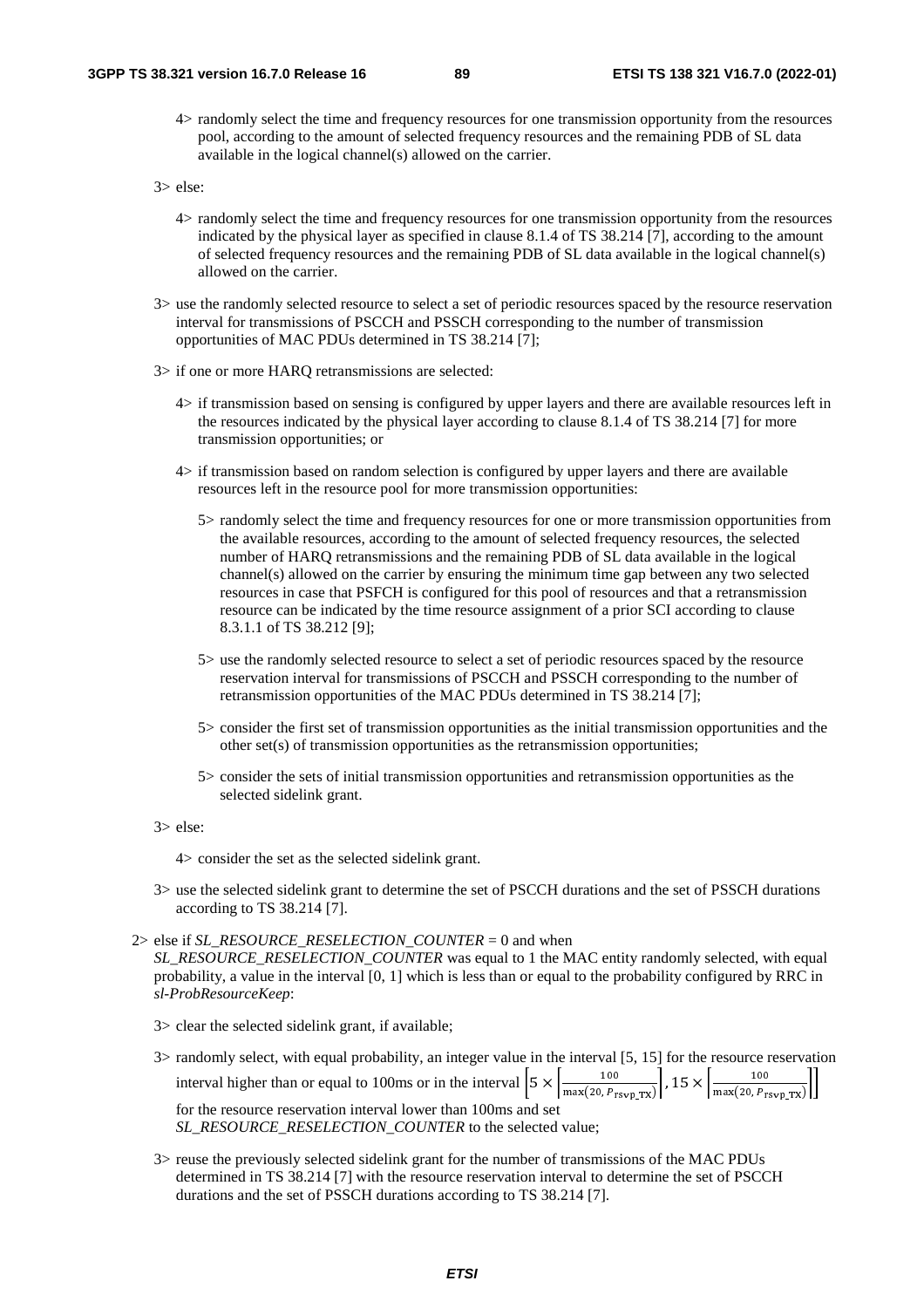4> randomly select the time and frequency resources for one transmission opportunity from the resources pool, according to the amount of selected frequency resources and the remaining PDB of SL data available in the logical channel(s) allowed on the carrier.

3> else:

4> randomly select the time and frequency resources for one transmission opportunity from the resources indicated by the physical layer as specified in clause 8.1.4 of TS 38.214 [7], according to the amount of selected frequency resources and the remaining PDB of SL data available in the logical channel(s) allowed on the carrier.

3> use the randomly selected resource to select a set of periodic resources spaced by the resource reservation interval for transmissions of PSCCH and PSSCH corresponding to the number of transmission opportunities of MAC PDUs determined in TS 38.214 [7];

3> if one or more HARQ retransmissions are selected:

4> if transmission based on sensing is configured by upper layers and there are available resources left in the resources indicated by the physical layer according to clause 8.1.4 of TS 38.214 [7] for more transmission opportunities; or

4> if transmission based on random selection is configured by upper layers and there are available resources left in the resource pool for more transmission opportunities:

5> randomly select the time and frequency resources for one or more transmission opportunities from the available resources, according to the amount of selected frequency resources, the selected number of HARQ retransmissions and the remaining PDB of SL data available in the logical channel(s) allowed on the carrier by ensuring the minimum time gap between any two selected resources in case that PSFCH is configured for this pool of resources and that a retransmission resource can be indicated by the time resource assignment of a prior SCI according to clause 8.3.1.1 of TS 38.212 [9];

5> use the randomly selected resource to select a set of periodic resources spaced by the resource reservation interval for transmissions of PSCCH and PSSCH corresponding to the number of retransmission opportunities of the MAC PDUs determined in TS 38.214 [7];

5> consider the first set of transmission opportunities as the initial transmission opportunities and the other set(s) of transmission opportunities as the retransmission opportunities;

5> consider the sets of initial transmission opportunities and retransmission opportunities as the selected sidelink grant.

3> else:

4> consider the set as the selected sidelink grant.

3> use the selected sidelink grant to determine the set of PSCCH durations and the set of PSSCH durations according to TS 38.214 [7].

2> else if *SL_RESOURCE_RESELECTION_COUNTER* = 0 and when *SL_RESOURCE_RESELECTION_COUNTER* was equal to 1 the MAC entity randomly selected, with equal probability, a value in the interval [0, 1] which is less than or equal to the probability configured by RRC in *sl-ProbResourceKeep*:

3> clear the selected sidelink grant, if available;

3> randomly select, with equal probability, an integer value in the interval [5, 15] for the resource reservation interval higher than or equal to 100ms or in the interval $\left[5 \times \left\lceil \frac{100}{\max(20, P_{\mathrm{rsvp\_TX}})} \right\rceil, 15 \times \left\lceil \frac{100}{\max(20, P_{\mathrm{rsvp\_TX}})} \right\rceil\right]$ for the resource reservation interval lower than 100ms and set *SL_RESOURCE_RESELECTION_COUNTER* to the selected value;

3> reuse the previously selected sidelink grant for the number of transmissions of the MAC PDUs determined in TS 38.214 [7] with the resource reservation interval to determine the set of PSCCH durations and the set of PSSCH durations according to TS 38.214 [7].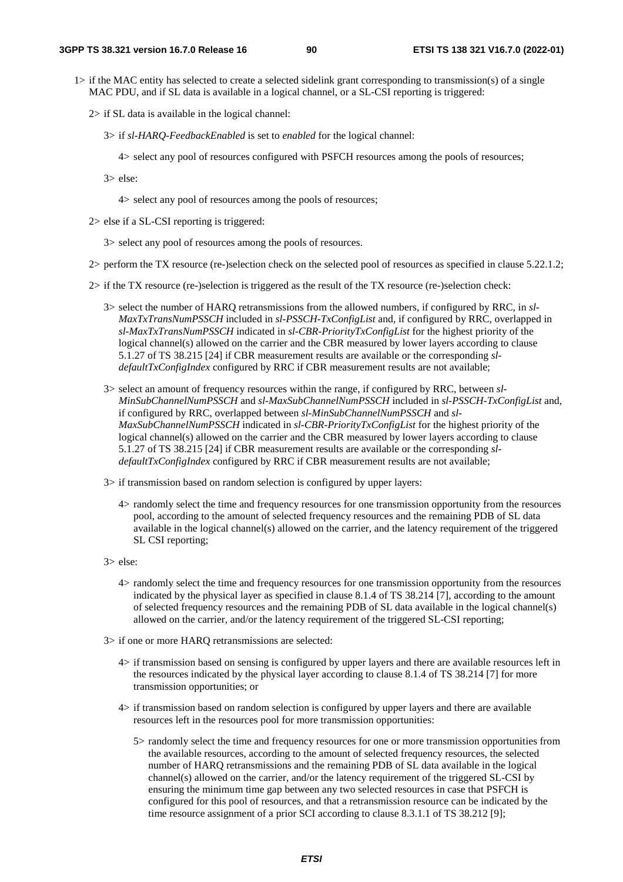1> if the MAC entity has selected to create a selected sidelink grant corresponding to transmission(s) of a single MAC PDU, and if SL data is available in a logical channel, or a SL-CSI reporting is triggered:

2> if SL data is available in the logical channel:

3> if *sl-HARQ-FeedbackEnabled* is set to *enabled* for the logical channel:

4> select any pool of resources configured with PSFCH resources among the pools of resources;

3> else:

4> select any pool of resources among the pools of resources;

2> else if a SL-CSI reporting is triggered:

3> select any pool of resources among the pools of resources.

2> perform the TX resource (re-)selection check on the selected pool of resources as specified in clause 5.22.1.2;

2> if the TX resource (re-)selection is triggered as the result of the TX resource (re-)selection check:

3> select the number of HARQ retransmissions from the allowed numbers, if configured by RRC, in *sl-MaxTxTransNumPSSCH* included in *sl-PSSCH-TxConfigList* and, if configured by RRC, overlapped in *sl-MaxTxTransNumPSSCH* indicated in *sl-CBR-PriorityTxConfigList* for the highest priority of the logical channel(s) allowed on the carrier and the CBR measured by lower layers according to clause 5.1.27 of TS 38.215 [24] if CBR measurement results are available or the corresponding *sl-defaultTxConfigIndex* configured by RRC if CBR measurement results are not available;

3> select an amount of frequency resources within the range, if configured by RRC, between *sl-MinSubChannelNumPSSCH* and *sl-MaxSubChannelNumPSSCH* included in *sl-PSSCH-TxConfigList* and, if configured by RRC, overlapped between *sl-MinSubChannelNumPSSCH* and *sl-MaxSubChannelNumPSSCH* indicated in *sl-CBR-PriorityTxConfigList* for the highest priority of the logical channel(s) allowed on the carrier and the CBR measured by lower layers according to clause 5.1.27 of TS 38.215 [24] if CBR measurement results are available or the corresponding *sl-defaultTxConfigIndex* configured by RRC if CBR measurement results are not available;

3> if transmission based on random selection is configured by upper layers:

4> randomly select the time and frequency resources for one transmission opportunity from the resources pool, according to the amount of selected frequency resources and the remaining PDB of SL data available in the logical channel(s) allowed on the carrier, and the latency requirement of the triggered SL CSI reporting;

3> else:

4> randomly select the time and frequency resources for one transmission opportunity from the resources indicated by the physical layer as specified in clause 8.1.4 of TS 38.214 [7], according to the amount of selected frequency resources and the remaining PDB of SL data available in the logical channel(s) allowed on the carrier, and/or the latency requirement of the triggered SL-CSI reporting;

3> if one or more HARQ retransmissions are selected:

4> if transmission based on sensing is configured by upper layers and there are available resources left in the resources indicated by the physical layer according to clause 8.1.4 of TS 38.214 [7] for more transmission opportunities; or

4> if transmission based on random selection is configured by upper layers and there are available resources left in the resources pool for more transmission opportunities:

5> randomly select the time and frequency resources for one or more transmission opportunities from the available resources, according to the amount of selected frequency resources, the selected number of HARQ retransmissions and the remaining PDB of SL data available in the logical channel(s) allowed on the carrier, and/or the latency requirement of the triggered SL-CSI by ensuring the minimum time gap between any two selected resources in case that PSFCH is configured for this pool of resources, and that a retransmission resource can be indicated by the time resource assignment of a prior SCI according to clause 8.3.1.1 of TS 38.212 [9];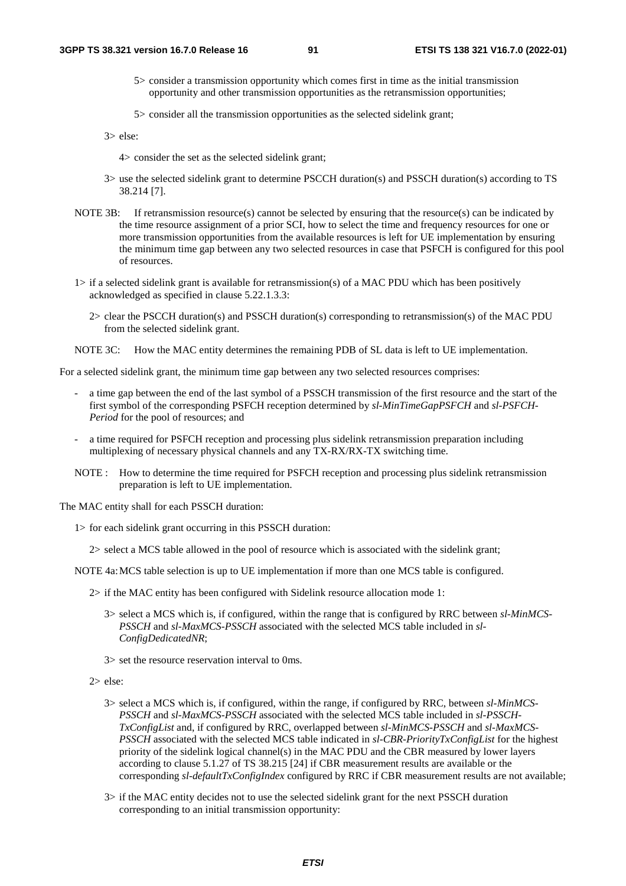5> consider a transmission opportunity which comes first in time as the initial transmission opportunity and other transmission opportunities as the retransmission opportunities;

5> consider all the transmission opportunities as the selected sidelink grant;

3> else:

4> consider the set as the selected sidelink grant;

3> use the selected sidelink grant to determine PSCCH duration(s) and PSSCH duration(s) according to TS 38.214 [7].

NOTE 3B: If retransmission resource(s) cannot be selected by ensuring that the resource(s) can be indicated by the time resource assignment of a prior SCI, how to select the time and frequency resources for one or more transmission opportunities from the available resources is left for UE implementation by ensuring the minimum time gap between any two selected resources in case that PSFCH is configured for this pool of resources.

1> if a selected sidelink grant is available for retransmission(s) of a MAC PDU which has been positively acknowledged as specified in clause 5.22.1.3.3:

2> clear the PSCCH duration(s) and PSSCH duration(s) corresponding to retransmission(s) of the MAC PDU from the selected sidelink grant.

NOTE 3C: How the MAC entity determines the remaining PDB of SL data is left to UE implementation.

For a selected sidelink grant, the minimum time gap between any two selected resources comprises:

- a time gap between the end of the last symbol of a PSSCH transmission of the first resource and the start of the first symbol of the corresponding PSFCH reception determined by *sl-MinTimeGapPSFCH* and *sl-PSFCH-Period* for the pool of resources; and

- a time required for PSFCH reception and processing plus sidelink retransmission preparation including multiplexing of necessary physical channels and any TX-RX/RX-TX switching time.

NOTE : How to determine the time required for PSFCH reception and processing plus sidelink retransmission preparation is left to UE implementation.

The MAC entity shall for each PSSCH duration:

1> for each sidelink grant occurring in this PSSCH duration:

2> select a MCS table allowed in the pool of resource which is associated with the sidelink grant;

NOTE 4a: MCS table selection is up to UE implementation if more than one MCS table is configured.

2> if the MAC entity has been configured with Sidelink resource allocation mode 1:

3> select a MCS which is, if configured, within the range that is configured by RRC between *sl-MinMCS-PSSCH* and *sl-MaxMCS-PSSCH* associated with the selected MCS table included in *sl-ConfigDedicatedNR*;

3> set the resource reservation interval to 0ms.

2> else:

3> select a MCS which is, if configured, within the range, if configured by RRC, between *sl-MinMCS-PSSCH* and *sl-MaxMCS-PSSCH* associated with the selected MCS table included in *sl-PSSCH-TxConfigList* and, if configured by RRC, overlapped between *sl-MinMCS-PSSCH* and *sl-MaxMCS-PSSCH* associated with the selected MCS table indicated in *sl-CBR-PriorityTxConfigList* for the highest priority of the sidelink logical channel(s) in the MAC PDU and the CBR measured by lower layers according to clause 5.1.27 of TS 38.215 [24] if CBR measurement results are available or the corresponding *sl-defaultTxConfigIndex* configured by RRC if CBR measurement results are not available;

3> if the MAC entity decides not to use the selected sidelink grant for the next PSSCH duration corresponding to an initial transmission opportunity: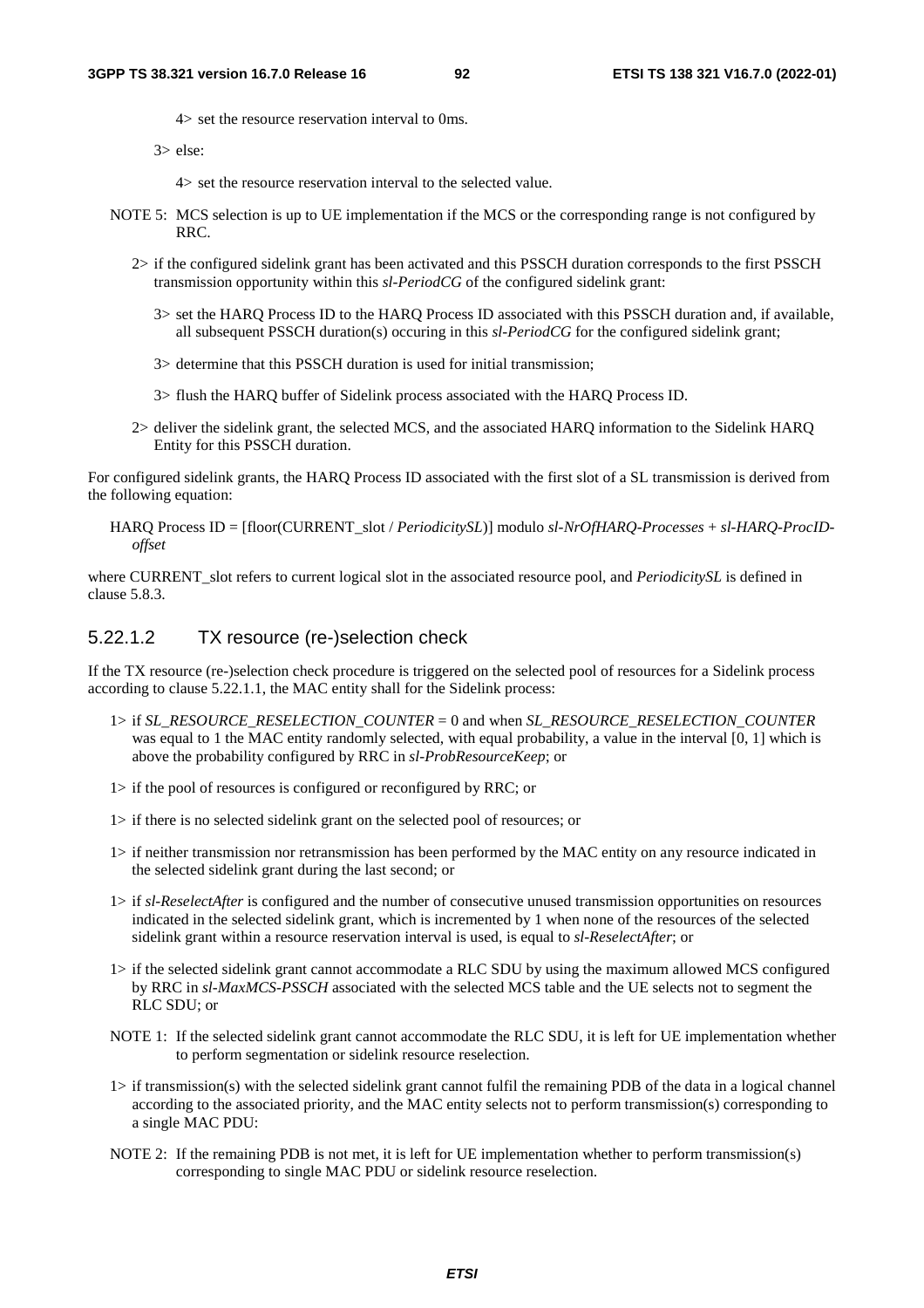4> set the resource reservation interval to 0ms.

3> else:

4> set the resource reservation interval to the selected value.

NOTE 5: MCS selection is up to UE implementation if the MCS or the corresponding range is not configured by RRC.

2> if the configured sidelink grant has been activated and this PSSCH duration corresponds to the first PSSCH transmission opportunity within this *sl-PeriodCG* of the configured sidelink grant:

3> set the HARQ Process ID to the HARQ Process ID associated with this PSSCH duration and, if available, all subsequent PSSCH duration(s) occuring in this *sl-PeriodCG* for the configured sidelink grant;

3> determine that this PSSCH duration is used for initial transmission;

3> flush the HARQ buffer of Sidelink process associated with the HARQ Process ID.

2> deliver the sidelink grant, the selected MCS, and the associated HARQ information to the Sidelink HARQ Entity for this PSSCH duration.

For configured sidelink grants, the HARQ Process ID associated with the first slot of a SL transmission is derived from the following equation:

HARQ Process ID = [floor(CURRENT_slot / *PeriodicitySL*)] modulo *sl-NrOfHARQ-Processes* + *sl-HARQ-ProcID-offset*

where CURRENT_slot refers to current logical slot in the associated resource pool, and *PeriodicitySL* is defined in clause 5.8.3.

### 5.22.1.2 TX resource (re-)selection check

If the TX resource (re-)selection check procedure is triggered on the selected pool of resources for a Sidelink process according to clause 5.22.1.1, the MAC entity shall for the Sidelink process:

1> if *SL_RESOURCE_RESELECTION_COUNTER* = 0 and when *SL_RESOURCE_RESELECTION_COUNTER* was equal to 1 the MAC entity randomly selected, with equal probability, a value in the interval [0, 1] which is above the probability configured by RRC in *sl-ProbResourceKeep*; or

1> if the pool of resources is configured or reconfigured by RRC; or

1> if there is no selected sidelink grant on the selected pool of resources; or

1> if neither transmission nor retransmission has been performed by the MAC entity on any resource indicated in the selected sidelink grant during the last second; or

1> if *sl-ReselectAfter* is configured and the number of consecutive unused transmission opportunities on resources indicated in the selected sidelink grant, which is incremented by 1 when none of the resources of the selected sidelink grant within a resource reservation interval is used, is equal to *sl-ReselectAfter*; or

1> if the selected sidelink grant cannot accommodate a RLC SDU by using the maximum allowed MCS configured by RRC in *sl-MaxMCS-PSSCH* associated with the selected MCS table and the UE selects not to segment the RLC SDU; or

NOTE 1: If the selected sidelink grant cannot accommodate the RLC SDU, it is left for UE implementation whether to perform segmentation or sidelink resource reselection.

1> if transmission(s) with the selected sidelink grant cannot fulfil the remaining PDB of the data in a logical channel according to the associated priority, and the MAC entity selects not to perform transmission(s) corresponding to a single MAC PDU:

NOTE 2: If the remaining PDB is not met, it is left for UE implementation whether to perform transmission(s) corresponding to single MAC PDU or sidelink resource reselection.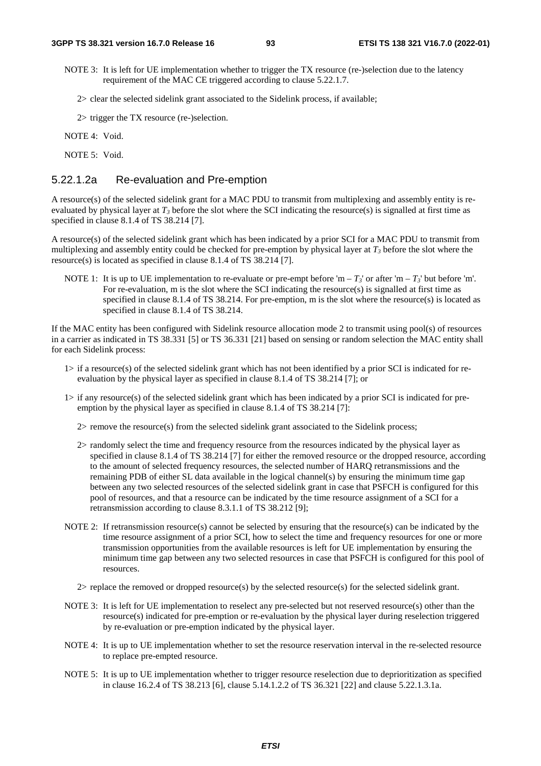NOTE 3: It is left for UE implementation whether to trigger the TX resource (re-)selection due to the latency requirement of the MAC CE triggered according to clause 5.22.1.7.

2> clear the selected sidelink grant associated to the Sidelink process, if available;

2> trigger the TX resource (re-)selection.

NOTE 4: Void.

NOTE 5: Void.

### 5.22.1.2a Re-evaluation and Pre-emption

A resource(s) of the selected sidelink grant for a MAC PDU to transmit from multiplexing and assembly entity is re-evaluated by physical layer at $T_3$ before the slot where the SCI indicating the resource(s) is signalled at first time as specified in clause 8.1.4 of TS 38.214 [7].

A resource(s) of the selected sidelink grant which has been indicated by a prior SCI for a MAC PDU to transmit from multiplexing and assembly entity could be checked for pre-emption by physical layer at $T_3$ before the slot where the resource(s) is located as specified in clause 8.1.4 of TS 38.214 [7].

NOTE 1: It is up to UE implementation to re-evaluate or pre-empt before 'm – $T_3$' or after 'm – $T_3$' but before 'm'. For re-evaluation, m is the slot where the SCI indicating the resource(s) is signalled at first time as specified in clause 8.1.4 of TS 38.214. For pre-emption, m is the slot where the resource(s) is located as specified in clause 8.1.4 of TS 38.214.

If the MAC entity has been configured with Sidelink resource allocation mode 2 to transmit using pool(s) of resources in a carrier as indicated in TS 38.331 [5] or TS 36.331 [21] based on sensing or random selection the MAC entity shall for each Sidelink process:

1> if a resource(s) of the selected sidelink grant which has not been identified by a prior SCI is indicated for re-evaluation by the physical layer as specified in clause 8.1.4 of TS 38.214 [7]; or

1> if any resource(s) of the selected sidelink grant which has been indicated by a prior SCI is indicated for pre-emption by the physical layer as specified in clause 8.1.4 of TS 38.214 [7]:

2> remove the resource(s) from the selected sidelink grant associated to the Sidelink process;

2> randomly select the time and frequency resource from the resources indicated by the physical layer as specified in clause 8.1.4 of TS 38.214 [7] for either the removed resource or the dropped resource, according to the amount of selected frequency resources, the selected number of HARQ retransmissions and the remaining PDB of either SL data available in the logical channel(s) by ensuring the minimum time gap between any two selected resources of the selected sidelink grant in case that PSFCH is configured for this pool of resources, and that a resource can be indicated by the time resource assignment of a SCI for a retransmission according to clause 8.3.1.1 of TS 38.212 [9];

NOTE 2: If retransmission resource(s) cannot be selected by ensuring that the resource(s) can be indicated by the time resource assignment of a prior SCI, how to select the time and frequency resources for one or more transmission opportunities from the available resources is left for UE implementation by ensuring the minimum time gap between any two selected resources in case that PSFCH is configured for this pool of resources.

2> replace the removed or dropped resource(s) by the selected resource(s) for the selected sidelink grant.

NOTE 3: It is left for UE implementation to reselect any pre-selected but not reserved resource(s) other than the resource(s) indicated for pre-emption or re-evaluation by the physical layer during reselection triggered by re-evaluation or pre-emption indicated by the physical layer.

NOTE 4: It is up to UE implementation whether to set the resource reservation interval in the re-selected resource to replace pre-empted resource.

NOTE 5: It is up to UE implementation whether to trigger resource reselection due to deprioritization as specified in clause 16.2.4 of TS 38.213 [6], clause 5.14.1.2.2 of TS 36.321 [22] and clause 5.22.1.3.1a.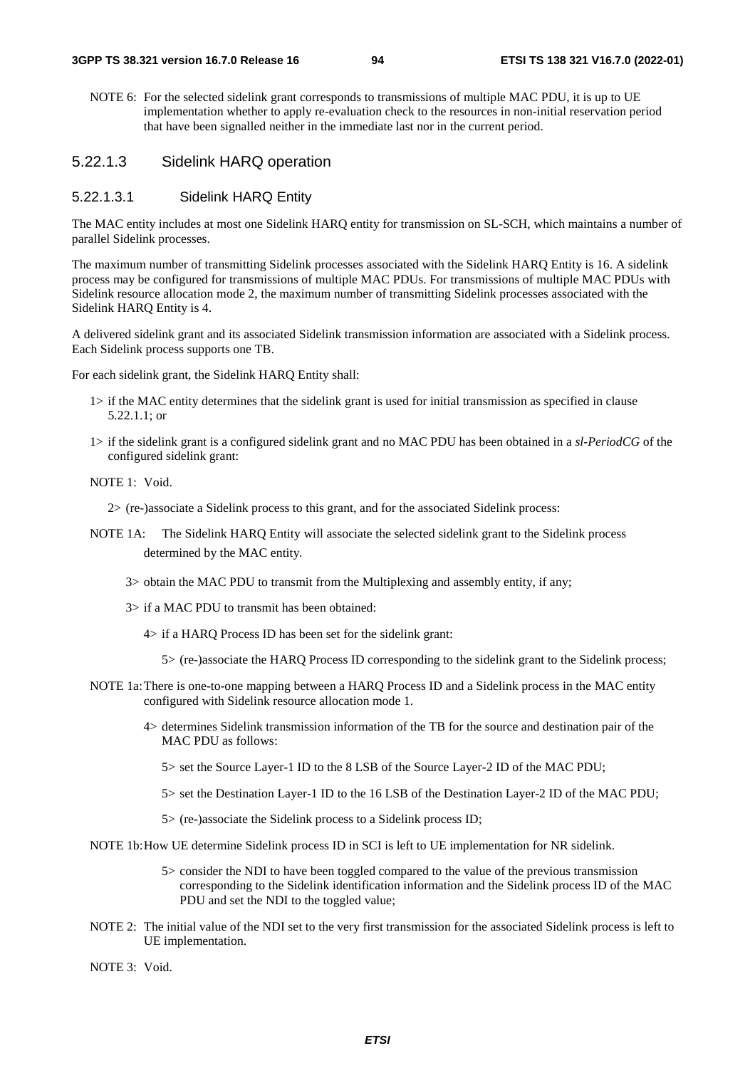NOTE 6: For the selected sidelink grant corresponds to transmissions of multiple MAC PDU, it is up to UE implementation whether to apply re-evaluation check to the resources in non-initial reservation period that have been signalled neither in the immediate last nor in the current period.

### 5.22.1.3 Sidelink HARQ operation

#### 5.22.1.3.1 Sidelink HARQ Entity

The MAC entity includes at most one Sidelink HARQ entity for transmission on SL-SCH, which maintains a number of parallel Sidelink processes.

The maximum number of transmitting Sidelink processes associated with the Sidelink HARQ Entity is 16. A sidelink process may be configured for transmissions of multiple MAC PDUs. For transmissions of multiple MAC PDUs with Sidelink resource allocation mode 2, the maximum number of transmitting Sidelink processes associated with the Sidelink HARQ Entity is 4.

A delivered sidelink grant and its associated Sidelink transmission information are associated with a Sidelink process. Each Sidelink process supports one TB.

For each sidelink grant, the Sidelink HARQ Entity shall:

- 1> if the MAC entity determines that the sidelink grant is used for initial transmission as specified in clause 5.22.1.1; or
- 1> if the sidelink grant is a configured sidelink grant and no MAC PDU has been obtained in a *sl-PeriodCG* of the configured sidelink grant:

NOTE 1: Void.

- 2> (re-)associate a Sidelink process to this grant, and for the associated Sidelink process:

NOTE 1A: The Sidelink HARQ Entity will associate the selected sidelink grant to the Sidelink process determined by the MAC entity.

- 3> obtain the MAC PDU to transmit from the Multiplexing and assembly entity, if any;
- 3> if a MAC PDU to transmit has been obtained:
  - 4> if a HARQ Process ID has been set for the sidelink grant:
    - 5> (re-)associate the HARQ Process ID corresponding to the sidelink grant to the Sidelink process;

NOTE 1a: There is one-to-one mapping between a HARQ Process ID and a Sidelink process in the MAC entity configured with Sidelink resource allocation mode 1.

- 4> determines Sidelink transmission information of the TB for the source and destination pair of the MAC PDU as follows:
  - 5> set the Source Layer-1 ID to the 8 LSB of the Source Layer-2 ID of the MAC PDU;
  - 5> set the Destination Layer-1 ID to the 16 LSB of the Destination Layer-2 ID of the MAC PDU;
  - 5> (re-)associate the Sidelink process to a Sidelink process ID;

NOTE 1b: How UE determine Sidelink process ID in SCI is left to UE implementation for NR sidelink.

- 5> consider the NDI to have been toggled compared to the value of the previous transmission corresponding to the Sidelink identification information and the Sidelink process ID of the MAC PDU and set the NDI to the toggled value;

NOTE 2: The initial value of the NDI set to the very first transmission for the associated Sidelink process is left to UE implementation.

NOTE 3: Void.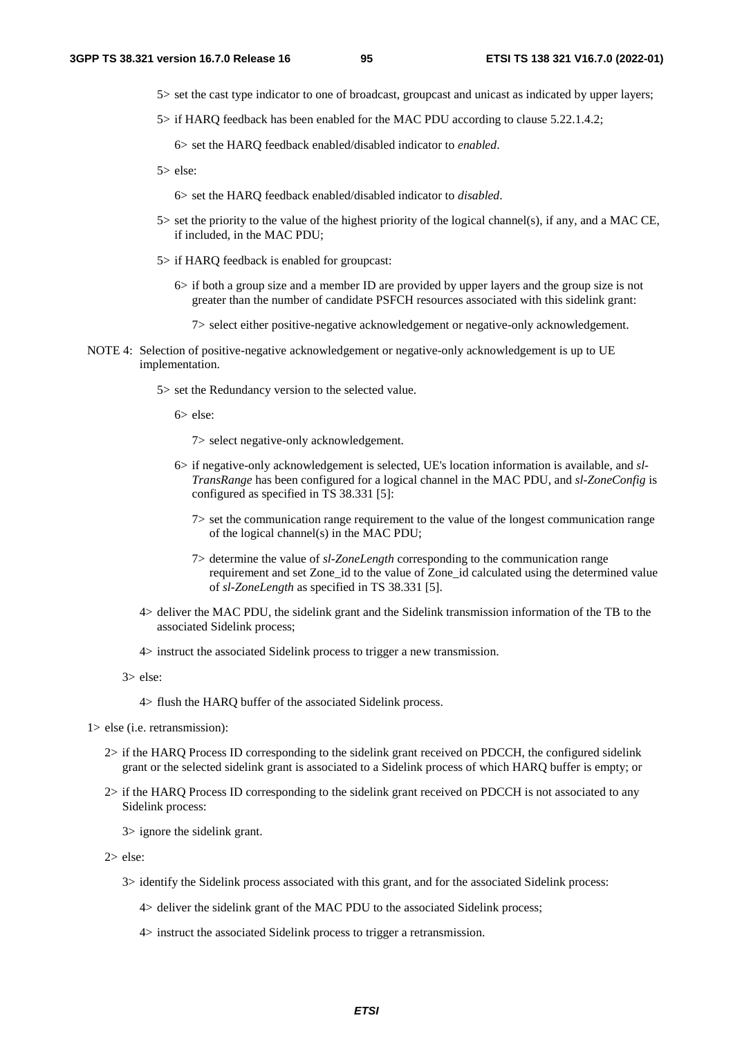5> set the cast type indicator to one of broadcast, groupcast and unicast as indicated by upper layers;

5> if HARQ feedback has been enabled for the MAC PDU according to clause 5.22.1.4.2;

6> set the HARQ feedback enabled/disabled indicator to *enabled*.

5> else:

6> set the HARQ feedback enabled/disabled indicator to *disabled*.

5> set the priority to the value of the highest priority of the logical channel(s), if any, and a MAC CE, if included, in the MAC PDU;

5> if HARQ feedback is enabled for groupcast:

6> if both a group size and a member ID are provided by upper layers and the group size is not greater than the number of candidate PSFCH resources associated with this sidelink grant:

7> select either positive-negative acknowledgement or negative-only acknowledgement.

NOTE 4: Selection of positive-negative acknowledgement or negative-only acknowledgement is up to UE implementation.

5> set the Redundancy version to the selected value.

6> else:

7> select negative-only acknowledgement.

6> if negative-only acknowledgement is selected, UE's location information is available, and *sl-TransRange* has been configured for a logical channel in the MAC PDU, and *sl-ZoneConfig* is configured as specified in TS 38.331 [5]:

7> set the communication range requirement to the value of the longest communication range of the logical channel(s) in the MAC PDU;

7> determine the value of *sl-ZoneLength* corresponding to the communication range requirement and set Zone_id to the value of Zone_id calculated using the determined value of *sl-ZoneLength* as specified in TS 38.331 [5].

4> deliver the MAC PDU, the sidelink grant and the Sidelink transmission information of the TB to the associated Sidelink process;

4> instruct the associated Sidelink process to trigger a new transmission.

3> else:

4> flush the HARQ buffer of the associated Sidelink process.

1> else (i.e. retransmission):

2> if the HARQ Process ID corresponding to the sidelink grant received on PDCCH, the configured sidelink grant or the selected sidelink grant is associated to a Sidelink process of which HARQ buffer is empty; or

2> if the HARQ Process ID corresponding to the sidelink grant received on PDCCH is not associated to any Sidelink process:

3> ignore the sidelink grant.

2> else:

3> identify the Sidelink process associated with this grant, and for the associated Sidelink process:

4> deliver the sidelink grant of the MAC PDU to the associated Sidelink process;

4> instruct the associated Sidelink process to trigger a retransmission.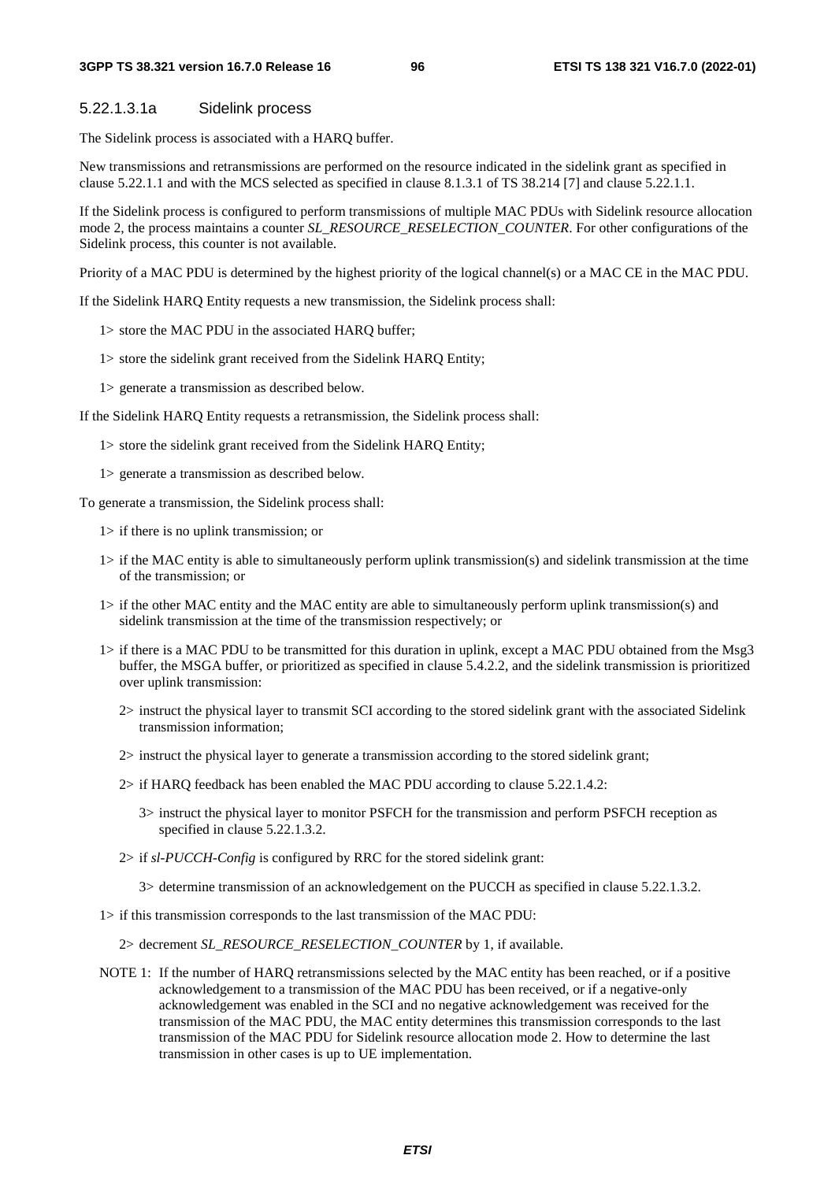#### 5.22.1.3.1a Sidelink process

The Sidelink process is associated with a HARQ buffer.

New transmissions and retransmissions are performed on the resource indicated in the sidelink grant as specified in clause 5.22.1.1 and with the MCS selected as specified in clause 8.1.3.1 of TS 38.214 [7] and clause 5.22.1.1.

If the Sidelink process is configured to perform transmissions of multiple MAC PDUs with Sidelink resource allocation mode 2, the process maintains a counter *SL_RESOURCE_RESELECTION_COUNTER*. For other configurations of the Sidelink process, this counter is not available.

Priority of a MAC PDU is determined by the highest priority of the logical channel(s) or a MAC CE in the MAC PDU.

If the Sidelink HARQ Entity requests a new transmission, the Sidelink process shall:

- 1> store the MAC PDU in the associated HARQ buffer;
- 1> store the sidelink grant received from the Sidelink HARQ Entity;
- 1> generate a transmission as described below.

If the Sidelink HARQ Entity requests a retransmission, the Sidelink process shall:

- 1> store the sidelink grant received from the Sidelink HARQ Entity;
- 1> generate a transmission as described below.

To generate a transmission, the Sidelink process shall:

- 1> if there is no uplink transmission; or
- 1> if the MAC entity is able to simultaneously perform uplink transmission(s) and sidelink transmission at the time of the transmission; or
- 1> if the other MAC entity and the MAC entity are able to simultaneously perform uplink transmission(s) and sidelink transmission at the time of the transmission respectively; or
- 1> if there is a MAC PDU to be transmitted for this duration in uplink, except a MAC PDU obtained from the Msg3 buffer, the MSGA buffer, or prioritized as specified in clause 5.4.2.2, and the sidelink transmission is prioritized over uplink transmission:
  - 2> instruct the physical layer to transmit SCI according to the stored sidelink grant with the associated Sidelink transmission information;
  - 2> instruct the physical layer to generate a transmission according to the stored sidelink grant;
  - 2> if HARQ feedback has been enabled the MAC PDU according to clause 5.22.1.4.2:
    - 3> instruct the physical layer to monitor PSFCH for the transmission and perform PSFCH reception as specified in clause 5.22.1.3.2.
  - 2> if *sl-PUCCH-Config* is configured by RRC for the stored sidelink grant:
    - 3> determine transmission of an acknowledgement on the PUCCH as specified in clause 5.22.1.3.2.
- 1> if this transmission corresponds to the last transmission of the MAC PDU:
  - 2> decrement *SL_RESOURCE_RESELECTION_COUNTER* by 1, if available.

NOTE 1: If the number of HARQ retransmissions selected by the MAC entity has been reached, or if a positive acknowledgement to a transmission of the MAC PDU has been received, or if a negative-only acknowledgement was enabled in the SCI and no negative acknowledgement was received for the transmission of the MAC PDU, the MAC entity determines this transmission corresponds to the last transmission of the MAC PDU for Sidelink resource allocation mode 2. How to determine the last transmission in other cases is up to UE implementation.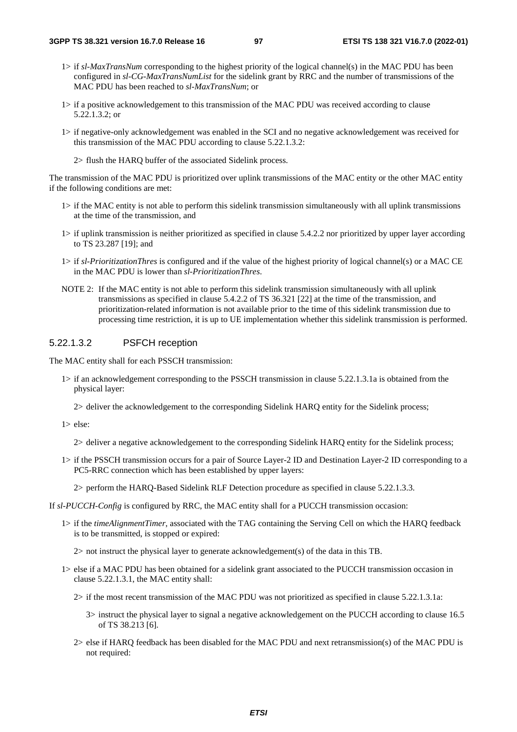1> if *sl-MaxTransNum* corresponding to the highest priority of the logical channel(s) in the MAC PDU has been configured in *sl-CG-MaxTransNumList* for the sidelink grant by RRC and the number of transmissions of the MAC PDU has been reached to *sl-MaxTransNum*; or

1> if a positive acknowledgement to this transmission of the MAC PDU was received according to clause 5.22.1.3.2; or

1> if negative-only acknowledgement was enabled in the SCI and no negative acknowledgement was received for this transmission of the MAC PDU according to clause 5.22.1.3.2:

2> flush the HARQ buffer of the associated Sidelink process.

The transmission of the MAC PDU is prioritized over uplink transmissions of the MAC entity or the other MAC entity if the following conditions are met:

1> if the MAC entity is not able to perform this sidelink transmission simultaneously with all uplink transmissions at the time of the transmission, and

1> if uplink transmission is neither prioritized as specified in clause 5.4.2.2 nor prioritized by upper layer according to TS 23.287 [19]; and

1> if *sl-PrioritizationThres* is configured and if the value of the highest priority of logical channel(s) or a MAC CE in the MAC PDU is lower than *sl-PrioritizationThres*.

NOTE 2: If the MAC entity is not able to perform this sidelink transmission simultaneously with all uplink transmissions as specified in clause 5.4.2.2 of TS 36.321 [22] at the time of the transmission, and prioritization-related information is not available prior to the time of this sidelink transmission due to processing time restriction, it is up to UE implementation whether this sidelink transmission is performed.

#### 5.22.1.3.2 PSFCH reception

The MAC entity shall for each PSSCH transmission:

1> if an acknowledgement corresponding to the PSSCH transmission in clause 5.22.1.3.1a is obtained from the physical layer:

2> deliver the acknowledgement to the corresponding Sidelink HARQ entity for the Sidelink process;

1> else:

2> deliver a negative acknowledgement to the corresponding Sidelink HARQ entity for the Sidelink process;

1> if the PSSCH transmission occurs for a pair of Source Layer-2 ID and Destination Layer-2 ID corresponding to a PC5-RRC connection which has been established by upper layers:

2> perform the HARQ-Based Sidelink RLF Detection procedure as specified in clause 5.22.1.3.3.

If *sl-PUCCH-Config* is configured by RRC, the MAC entity shall for a PUCCH transmission occasion:

1> if the *timeAlignmentTimer*, associated with the TAG containing the Serving Cell on which the HARQ feedback is to be transmitted, is stopped or expired:

2> not instruct the physical layer to generate acknowledgement(s) of the data in this TB.

1> else if a MAC PDU has been obtained for a sidelink grant associated to the PUCCH transmission occasion in clause 5.22.1.3.1, the MAC entity shall:

2> if the most recent transmission of the MAC PDU was not prioritized as specified in clause 5.22.1.3.1a:

3> instruct the physical layer to signal a negative acknowledgement on the PUCCH according to clause 16.5 of TS 38.213 [6].

2> else if HARQ feedback has been disabled for the MAC PDU and next retransmission(s) of the MAC PDU is not required: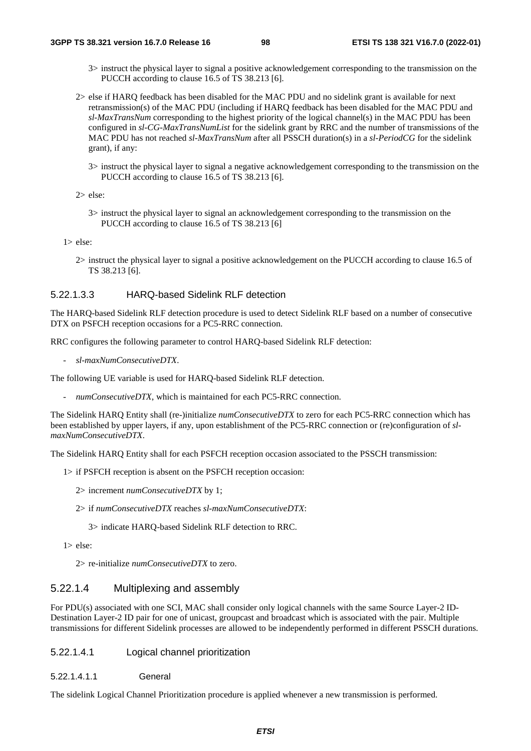3> instruct the physical layer to signal a positive acknowledgement corresponding to the transmission on the PUCCH according to clause 16.5 of TS 38.213 [6].

2> else if HARQ feedback has been disabled for the MAC PDU and no sidelink grant is available for next retransmission(s) of the MAC PDU (including if HARQ feedback has been disabled for the MAC PDU and *sl-MaxTransNum* corresponding to the highest priority of the logical channel(s) in the MAC PDU has been configured in *sl-CG-MaxTransNumList* for the sidelink grant by RRC and the number of transmissions of the MAC PDU has not reached *sl-MaxTransNum* after all PSSCH duration(s) in a *sl-PeriodCG* for the sidelink grant), if any:

3> instruct the physical layer to signal a negative acknowledgement corresponding to the transmission on the PUCCH according to clause 16.5 of TS 38.213 [6].

2> else:

3> instruct the physical layer to signal an acknowledgement corresponding to the transmission on the PUCCH according to clause 16.5 of TS 38.213 [6]

1> else:

2> instruct the physical layer to signal a positive acknowledgement on the PUCCH according to clause 16.5 of TS 38.213 [6].

#### 5.22.1.3.3 HARQ-based Sidelink RLF detection

The HARQ-based Sidelink RLF detection procedure is used to detect Sidelink RLF based on a number of consecutive DTX on PSFCH reception occasions for a PC5-RRC connection.

RRC configures the following parameter to control HARQ-based Sidelink RLF detection:

- *sl-maxNumConsecutiveDTX*.

The following UE variable is used for HARQ-based Sidelink RLF detection.

- *numConsecutiveDTX*, which is maintained for each PC5-RRC connection.

The Sidelink HARQ Entity shall (re-)initialize *numConsecutiveDTX* to zero for each PC5-RRC connection which has been established by upper layers, if any, upon establishment of the PC5-RRC connection or (re)configuration of *sl-maxNumConsecutiveDTX*.

The Sidelink HARQ Entity shall for each PSFCH reception occasion associated to the PSSCH transmission:

1> if PSFCH reception is absent on the PSFCH reception occasion:

2> increment *numConsecutiveDTX* by 1;

2> if *numConsecutiveDTX* reaches *sl-maxNumConsecutiveDTX*:

3> indicate HARQ-based Sidelink RLF detection to RRC.

1> else:

2> re-initialize *numConsecutiveDTX* to zero.

### 5.22.1.4 Multiplexing and assembly

For PDU(s) associated with one SCI, MAC shall consider only logical channels with the same Source Layer-2 ID-Destination Layer-2 ID pair for one of unicast, groupcast and broadcast which is associated with the pair. Multiple transmissions for different Sidelink processes are allowed to be independently performed in different PSSCH durations.

#### 5.22.1.4.1 Logical channel prioritization

##### 5.22.1.4.1.1 General

The sidelink Logical Channel Prioritization procedure is applied whenever a new transmission is performed.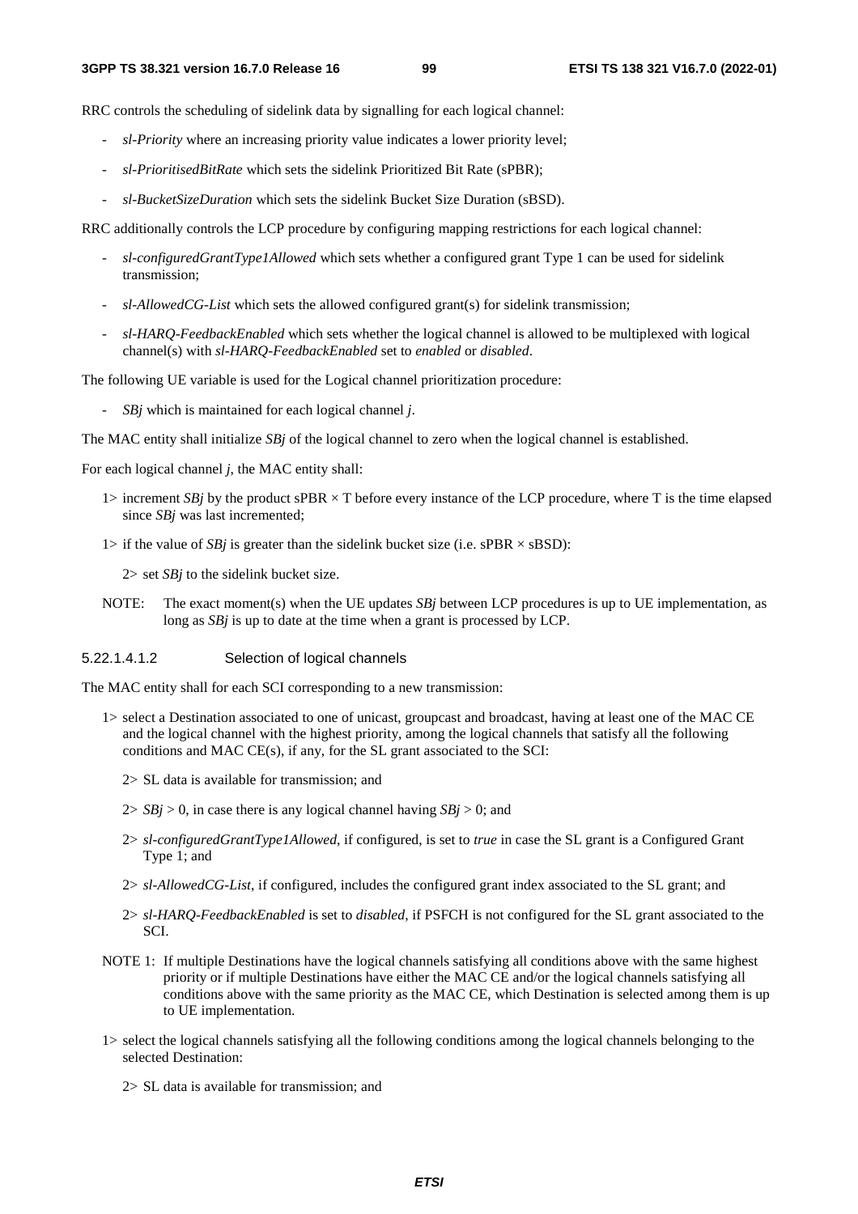RRC controls the scheduling of sidelink data by signalling for each logical channel:

- *sl-Priority* where an increasing priority value indicates a lower priority level;
- *sl-PrioritisedBitRate* which sets the sidelink Prioritized Bit Rate (sPBR);
- *sl-BucketSizeDuration* which sets the sidelink Bucket Size Duration (sBSD).

RRC additionally controls the LCP procedure by configuring mapping restrictions for each logical channel:

- *sl-configuredGrantType1Allowed* which sets whether a configured grant Type 1 can be used for sidelink transmission;
- *sl-AllowedCG-List* which sets the allowed configured grant(s) for sidelink transmission;
- *sl-HARQ-FeedbackEnabled* which sets whether the logical channel is allowed to be multiplexed with logical channel(s) with *sl-HARQ-FeedbackEnabled* set to *enabled* or *disabled*.

The following UE variable is used for the Logical channel prioritization procedure:

- *SBj* which is maintained for each logical channel *j*.

The MAC entity shall initialize *SBj* of the logical channel to zero when the logical channel is established.

For each logical channel *j*, the MAC entity shall:

1> increment *SBj* by the product sPBR × T before every instance of the LCP procedure, where T is the time elapsed since *SBj* was last incremented;

1> if the value of *SBj* is greater than the sidelink bucket size (i.e. sPBR × sBSD):

2> set *SBj* to the sidelink bucket size.

NOTE: The exact moment(s) when the UE updates *SBj* between LCP procedures is up to UE implementation, as long as *SBj* is up to date at the time when a grant is processed by LCP.

#### 5.22.1.4.1.2 Selection of logical channels

The MAC entity shall for each SCI corresponding to a new transmission:

1> select a Destination associated to one of unicast, groupcast and broadcast, having at least one of the MAC CE and the logical channel with the highest priority, among the logical channels that satisfy all the following conditions and MAC CE(s), if any, for the SL grant associated to the SCI:

2> SL data is available for transmission; and

2> *SBj* > 0, in case there is any logical channel having *SBj* > 0; and

2> *sl-configuredGrantType1Allowed*, if configured, is set to *true* in case the SL grant is a Configured Grant Type 1; and

2> *sl-AllowedCG-List*, if configured, includes the configured grant index associated to the SL grant; and

2> *sl-HARQ-FeedbackEnabled* is set to *disabled*, if PSFCH is not configured for the SL grant associated to the SCI.

NOTE 1: If multiple Destinations have the logical channels satisfying all conditions above with the same highest priority or if multiple Destinations have either the MAC CE and/or the logical channels satisfying all conditions above with the same priority as the MAC CE, which Destination is selected among them is up to UE implementation.

1> select the logical channels satisfying all the following conditions among the logical channels belonging to the selected Destination:

2> SL data is available for transmission; and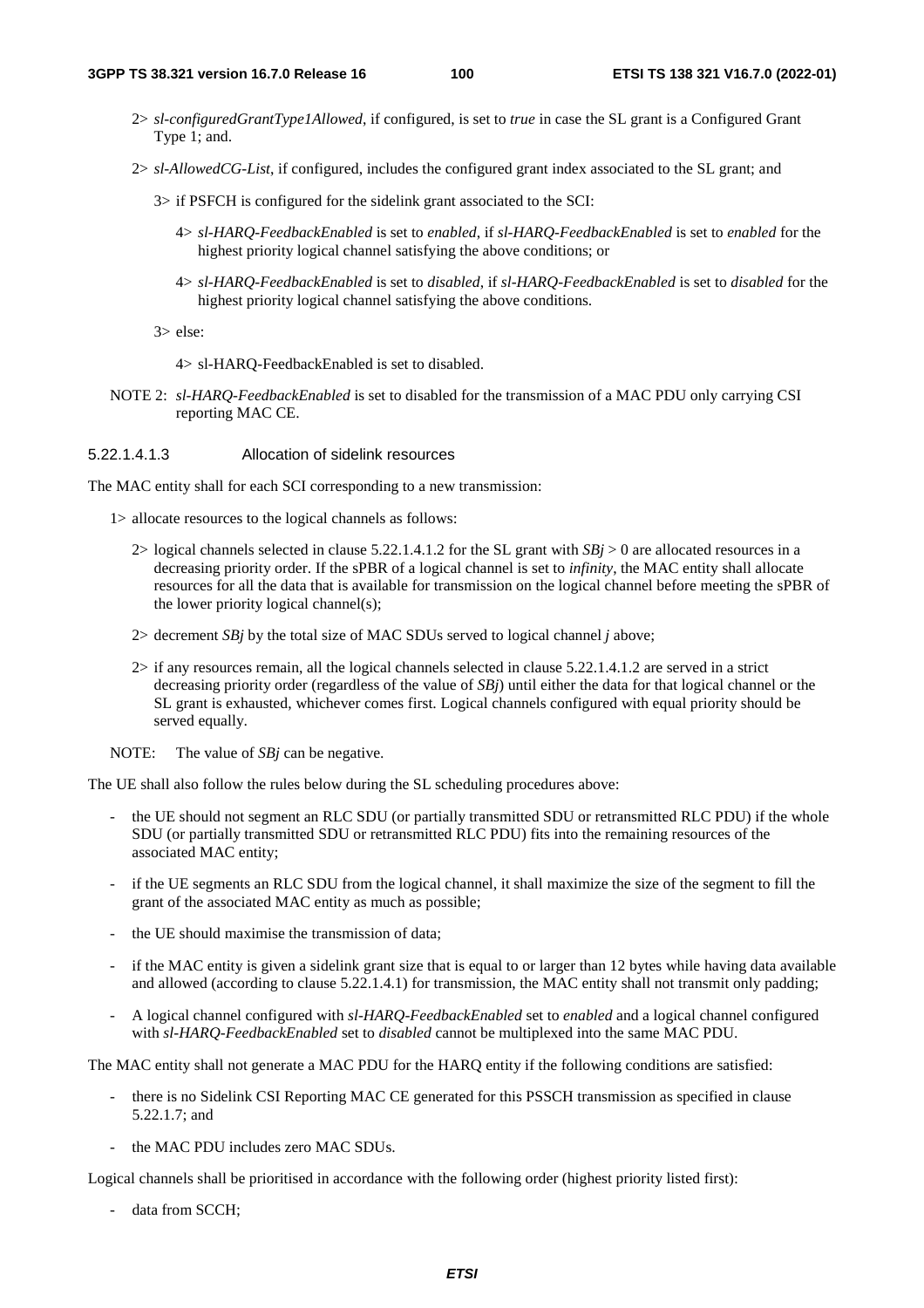2> *sl-configuredGrantType1Allowed*, if configured, is set to *true* in case the SL grant is a Configured Grant Type 1; and.

2> *sl-AllowedCG-List*, if configured, includes the configured grant index associated to the SL grant; and

3> if PSFCH is configured for the sidelink grant associated to the SCI:

4> *sl-HARQ-FeedbackEnabled* is set to *enabled*, if *sl-HARQ-FeedbackEnabled* is set to *enabled* for the highest priority logical channel satisfying the above conditions; or

4> *sl-HARQ-FeedbackEnabled* is set to *disabled*, if *sl-HARQ-FeedbackEnabled* is set to *disabled* for the highest priority logical channel satisfying the above conditions.

3> else:

4> sl-HARQ-FeedbackEnabled is set to disabled.

NOTE 2: *sl-HARQ-FeedbackEnabled* is set to disabled for the transmission of a MAC PDU only carrying CSI reporting MAC CE.

#### 5.22.1.4.1.3 Allocation of sidelink resources

The MAC entity shall for each SCI corresponding to a new transmission:

1> allocate resources to the logical channels as follows:

2> logical channels selected in clause 5.22.1.4.1.2 for the SL grant with $SBj > 0$ are allocated resources in a decreasing priority order. If the sPBR of a logical channel is set to *infinity*, the MAC entity shall allocate resources for all the data that is available for transmission on the logical channel before meeting the sPBR of the lower priority logical channel(s);

2> decrement *SBj* by the total size of MAC SDUs served to logical channel *j* above;

2> if any resources remain, all the logical channels selected in clause 5.22.1.4.1.2 are served in a strict decreasing priority order (regardless of the value of *SBj*) until either the data for that logical channel or the SL grant is exhausted, whichever comes first. Logical channels configured with equal priority should be served equally.

NOTE: The value of *SBj* can be negative.

The UE shall also follow the rules below during the SL scheduling procedures above:

- the UE should not segment an RLC SDU (or partially transmitted SDU or retransmitted RLC PDU) if the whole SDU (or partially transmitted SDU or retransmitted RLC PDU) fits into the remaining resources of the associated MAC entity;
- if the UE segments an RLC SDU from the logical channel, it shall maximize the size of the segment to fill the grant of the associated MAC entity as much as possible;
- the UE should maximise the transmission of data;
- if the MAC entity is given a sidelink grant size that is equal to or larger than 12 bytes while having data available and allowed (according to clause 5.22.1.4.1) for transmission, the MAC entity shall not transmit only padding;
- A logical channel configured with *sl-HARQ-FeedbackEnabled* set to *enabled* and a logical channel configured with *sl-HARQ-FeedbackEnabled* set to *disabled* cannot be multiplexed into the same MAC PDU.

The MAC entity shall not generate a MAC PDU for the HARQ entity if the following conditions are satisfied:

- there is no Sidelink CSI Reporting MAC CE generated for this PSSCH transmission as specified in clause 5.22.1.7; and
- the MAC PDU includes zero MAC SDUs.

Logical channels shall be prioritised in accordance with the following order (highest priority listed first):

- data from SCCH;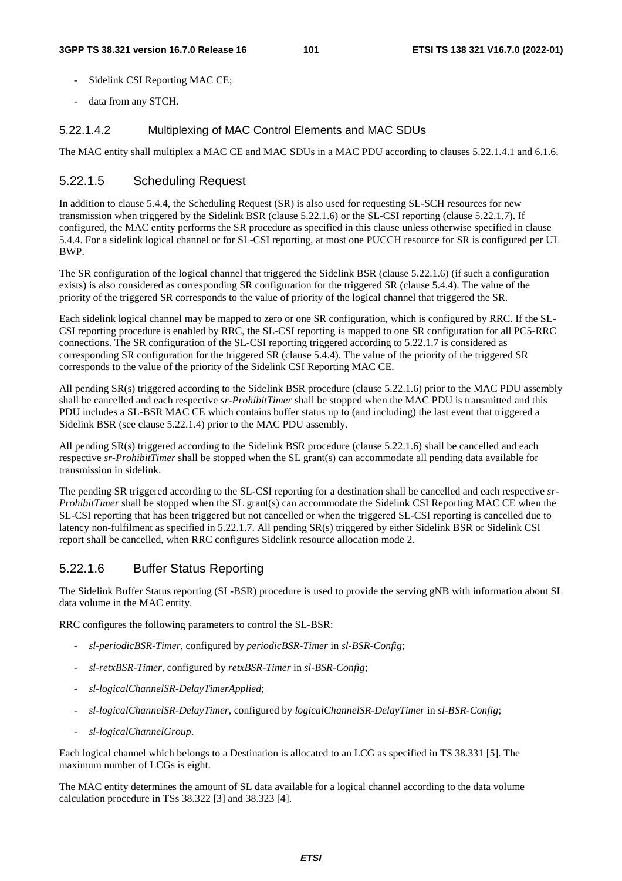- Sidelink CSI Reporting MAC CE;
- data from any STCH.

#### 5.22.1.4.2 Multiplexing of MAC Control Elements and MAC SDUs

The MAC entity shall multiplex a MAC CE and MAC SDUs in a MAC PDU according to clauses 5.22.1.4.1 and 6.1.6.

### 5.22.1.5 Scheduling Request

In addition to clause 5.4.4, the Scheduling Request (SR) is also used for requesting SL-SCH resources for new transmission when triggered by the Sidelink BSR (clause 5.22.1.6) or the SL-CSI reporting (clause 5.22.1.7). If configured, the MAC entity performs the SR procedure as specified in this clause unless otherwise specified in clause 5.4.4. For a sidelink logical channel or for SL-CSI reporting, at most one PUCCH resource for SR is configured per UL BWP.

The SR configuration of the logical channel that triggered the Sidelink BSR (clause 5.22.1.6) (if such a configuration exists) is also considered as corresponding SR configuration for the triggered SR (clause 5.4.4). The value of the priority of the triggered SR corresponds to the value of priority of the logical channel that triggered the SR.

Each sidelink logical channel may be mapped to zero or one SR configuration, which is configured by RRC. If the SL-CSI reporting procedure is enabled by RRC, the SL-CSI reporting is mapped to one SR configuration for all PC5-RRC connections. The SR configuration of the SL-CSI reporting triggered according to 5.22.1.7 is considered as corresponding SR configuration for the triggered SR (clause 5.4.4). The value of the priority of the triggered SR corresponds to the value of the priority of the Sidelink CSI Reporting MAC CE.

All pending SR(s) triggered according to the Sidelink BSR procedure (clause 5.22.1.6) prior to the MAC PDU assembly shall be cancelled and each respective *sr-ProhibitTimer* shall be stopped when the MAC PDU is transmitted and this PDU includes a SL-BSR MAC CE which contains buffer status up to (and including) the last event that triggered a Sidelink BSR (see clause 5.22.1.4) prior to the MAC PDU assembly.

All pending SR(s) triggered according to the Sidelink BSR procedure (clause 5.22.1.6) shall be cancelled and each respective *sr-ProhibitTimer* shall be stopped when the SL grant(s) can accommodate all pending data available for transmission in sidelink.

The pending SR triggered according to the SL-CSI reporting for a destination shall be cancelled and each respective *sr-ProhibitTimer* shall be stopped when the SL grant(s) can accommodate the Sidelink CSI Reporting MAC CE when the SL-CSI reporting that has been triggered but not cancelled or when the triggered SL-CSI reporting is cancelled due to latency non-fulfilment as specified in 5.22.1.7. All pending SR(s) triggered by either Sidelink BSR or Sidelink CSI report shall be cancelled, when RRC configures Sidelink resource allocation mode 2.

### 5.22.1.6 Buffer Status Reporting

The Sidelink Buffer Status reporting (SL-BSR) procedure is used to provide the serving gNB with information about SL data volume in the MAC entity.

RRC configures the following parameters to control the SL-BSR:

- *sl-periodicBSR-Timer*, configured by *periodicBSR-Timer* in *sl-BSR-Config*;
- *sl-retxBSR-Timer*, configured by *retxBSR-Timer* in *sl-BSR-Config*;
- *sl-logicalChannelSR-DelayTimerApplied*;
- *sl-logicalChannelSR-DelayTimer*, configured by *logicalChannelSR-DelayTimer* in *sl-BSR-Config*;
- *sl-logicalChannelGroup*.

Each logical channel which belongs to a Destination is allocated to an LCG as specified in TS 38.331 [5]. The maximum number of LCGs is eight.

The MAC entity determines the amount of SL data available for a logical channel according to the data volume calculation procedure in TSs 38.322 [3] and 38.323 [4].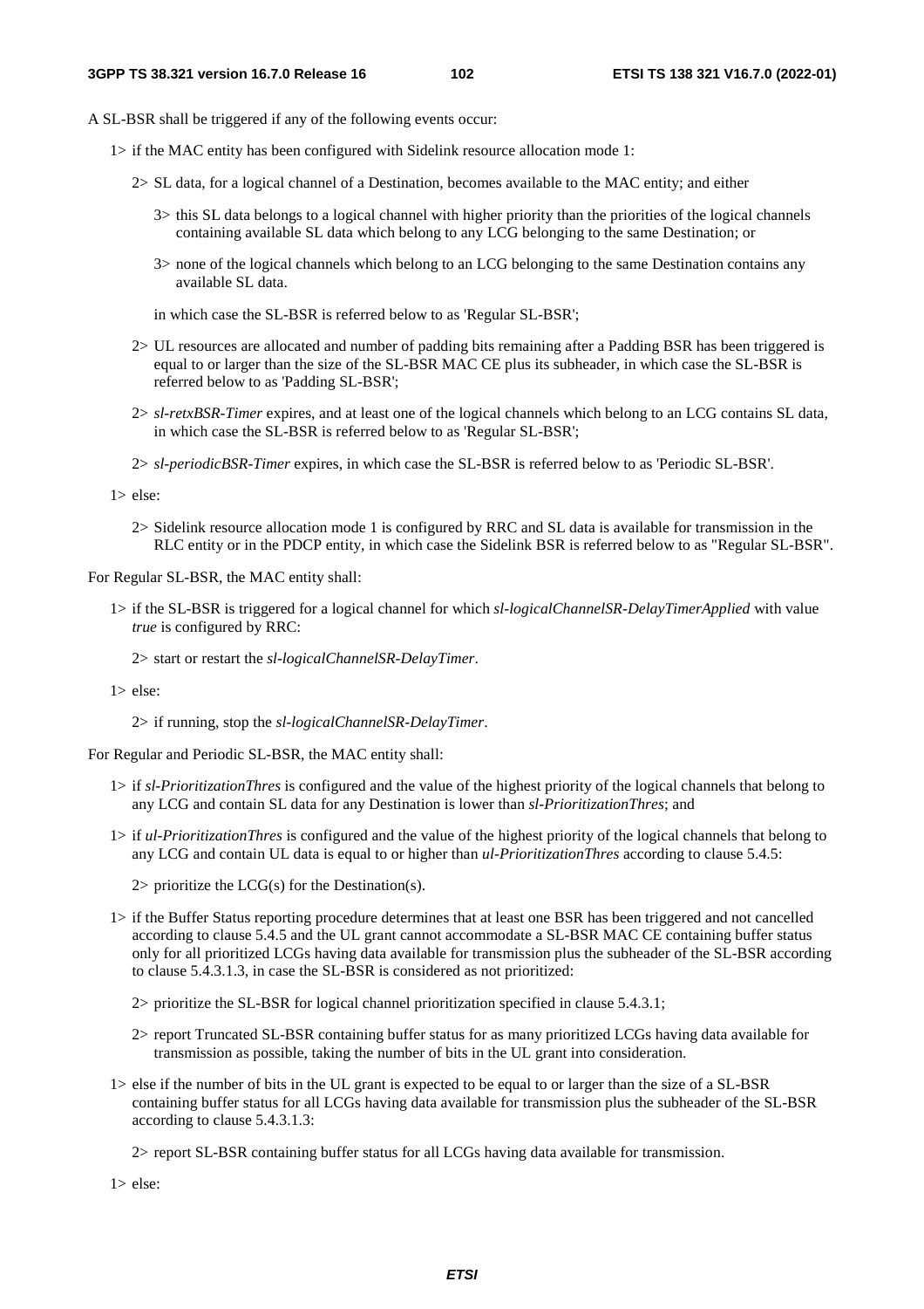A SL-BSR shall be triggered if any of the following events occur:

- 1> if the MAC entity has been configured with Sidelink resource allocation mode 1:
  - 2> SL data, for a logical channel of a Destination, becomes available to the MAC entity; and either
    - 3> this SL data belongs to a logical channel with higher priority than the priorities of the logical channels containing available SL data which belong to any LCG belonging to the same Destination; or
    - 3> none of the logical channels which belong to an LCG belonging to the same Destination contains any available SL data.

    in which case the SL-BSR is referred below to as 'Regular SL-BSR';
  - 2> UL resources are allocated and number of padding bits remaining after a Padding BSR has been triggered is equal to or larger than the size of the SL-BSR MAC CE plus its subheader, in which case the SL-BSR is referred below to as 'Padding SL-BSR';
  - 2> *sl-retxBSR-Timer* expires, and at least one of the logical channels which belong to an LCG contains SL data, in which case the SL-BSR is referred below to as 'Regular SL-BSR';
  - 2> *sl-periodicBSR-Timer* expires, in which case the SL-BSR is referred below to as 'Periodic SL-BSR'.
- 1> else:
  - 2> Sidelink resource allocation mode 1 is configured by RRC and SL data is available for transmission in the RLC entity or in the PDCP entity, in which case the Sidelink BSR is referred below to as "Regular SL-BSR".

For Regular SL-BSR, the MAC entity shall:

- 1> if the SL-BSR is triggered for a logical channel for which *sl-logicalChannelSR-DelayTimerApplied* with value *true* is configured by RRC:
  - 2> start or restart the *sl-logicalChannelSR-DelayTimer*.
- 1> else:
  - 2> if running, stop the *sl-logicalChannelSR-DelayTimer*.

For Regular and Periodic SL-BSR, the MAC entity shall:

- 1> if *sl-PrioritizationThres* is configured and the value of the highest priority of the logical channels that belong to any LCG and contain SL data for any Destination is lower than *sl-PrioritizationThres*; and
- 1> if *ul-PrioritizationThres* is configured and the value of the highest priority of the logical channels that belong to any LCG and contain UL data is equal to or higher than *ul-PrioritizationThres* according to clause 5.4.5:
  - 2> prioritize the LCG(s) for the Destination(s).
- 1> if the Buffer Status reporting procedure determines that at least one BSR has been triggered and not cancelled according to clause 5.4.5 and the UL grant cannot accommodate a SL-BSR MAC CE containing buffer status only for all prioritized LCGs having data available for transmission plus the subheader of the SL-BSR according to clause 5.4.3.1.3, in case the SL-BSR is considered as not prioritized:
  - 2> prioritize the SL-BSR for logical channel prioritization specified in clause 5.4.3.1;
  - 2> report Truncated SL-BSR containing buffer status for as many prioritized LCGs having data available for transmission as possible, taking the number of bits in the UL grant into consideration.
- 1> else if the number of bits in the UL grant is expected to be equal to or larger than the size of a SL-BSR containing buffer status for all LCGs having data available for transmission plus the subheader of the SL-BSR according to clause 5.4.3.1.3:
  - 2> report SL-BSR containing buffer status for all LCGs having data available for transmission.
- 1> else: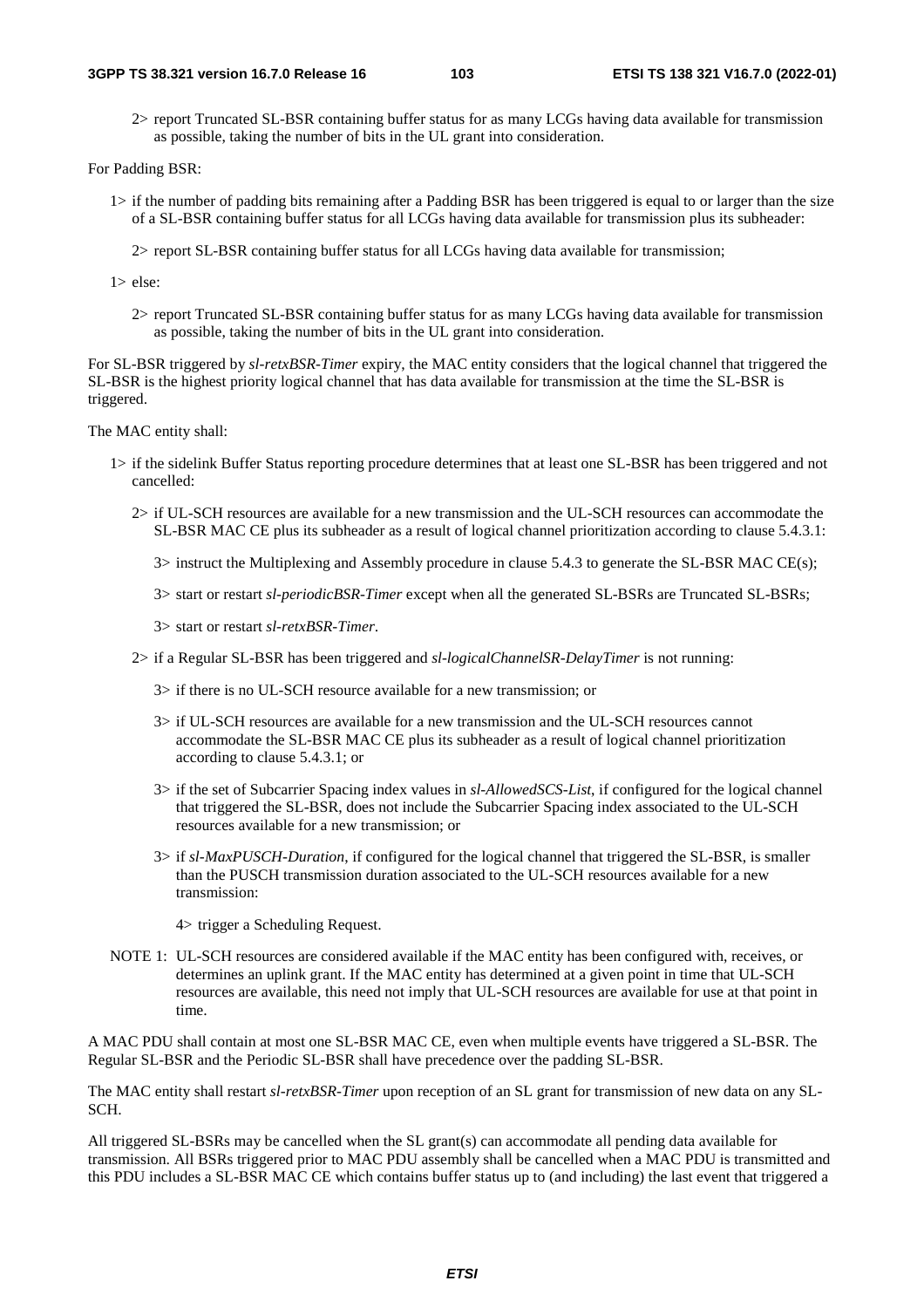2> report Truncated SL-BSR containing buffer status for as many LCGs having data available for transmission as possible, taking the number of bits in the UL grant into consideration.

For Padding BSR:

1> if the number of padding bits remaining after a Padding BSR has been triggered is equal to or larger than the size of a SL-BSR containing buffer status for all LCGs having data available for transmission plus its subheader:

2> report SL-BSR containing buffer status for all LCGs having data available for transmission;

1> else:

2> report Truncated SL-BSR containing buffer status for as many LCGs having data available for transmission as possible, taking the number of bits in the UL grant into consideration.

For SL-BSR triggered by *sl-retxBSR-Timer* expiry, the MAC entity considers that the logical channel that triggered the SL-BSR is the highest priority logical channel that has data available for transmission at the time the SL-BSR is triggered.

The MAC entity shall:

1> if the sidelink Buffer Status reporting procedure determines that at least one SL-BSR has been triggered and not cancelled:

2> if UL-SCH resources are available for a new transmission and the UL-SCH resources can accommodate the SL-BSR MAC CE plus its subheader as a result of logical channel prioritization according to clause 5.4.3.1:

3> instruct the Multiplexing and Assembly procedure in clause 5.4.3 to generate the SL-BSR MAC CE(s);

3> start or restart *sl-periodicBSR-Timer* except when all the generated SL-BSRs are Truncated SL-BSRs;

3> start or restart *sl-retxBSR-Timer*.

2> if a Regular SL-BSR has been triggered and *sl-logicalChannelSR-DelayTimer* is not running:

3> if there is no UL-SCH resource available for a new transmission; or

3> if UL-SCH resources are available for a new transmission and the UL-SCH resources cannot accommodate the SL-BSR MAC CE plus its subheader as a result of logical channel prioritization according to clause 5.4.3.1; or

3> if the set of Subcarrier Spacing index values in *sl-AllowedSCS-List*, if configured for the logical channel that triggered the SL-BSR, does not include the Subcarrier Spacing index associated to the UL-SCH resources available for a new transmission; or

3> if *sl-MaxPUSCH-Duration*, if configured for the logical channel that triggered the SL-BSR, is smaller than the PUSCH transmission duration associated to the UL-SCH resources available for a new transmission:

4> trigger a Scheduling Request.

NOTE 1: UL-SCH resources are considered available if the MAC entity has been configured with, receives, or determines an uplink grant. If the MAC entity has determined at a given point in time that UL-SCH resources are available, this need not imply that UL-SCH resources are available for use at that point in time.

A MAC PDU shall contain at most one SL-BSR MAC CE, even when multiple events have triggered a SL-BSR. The Regular SL-BSR and the Periodic SL-BSR shall have precedence over the padding SL-BSR.

The MAC entity shall restart *sl-retxBSR-Timer* upon reception of an SL grant for transmission of new data on any SL-SCH.

All triggered SL-BSRs may be cancelled when the SL grant(s) can accommodate all pending data available for transmission. All BSRs triggered prior to MAC PDU assembly shall be cancelled when a MAC PDU is transmitted and this PDU includes a SL-BSR MAC CE which contains buffer status up to (and including) the last event that triggered a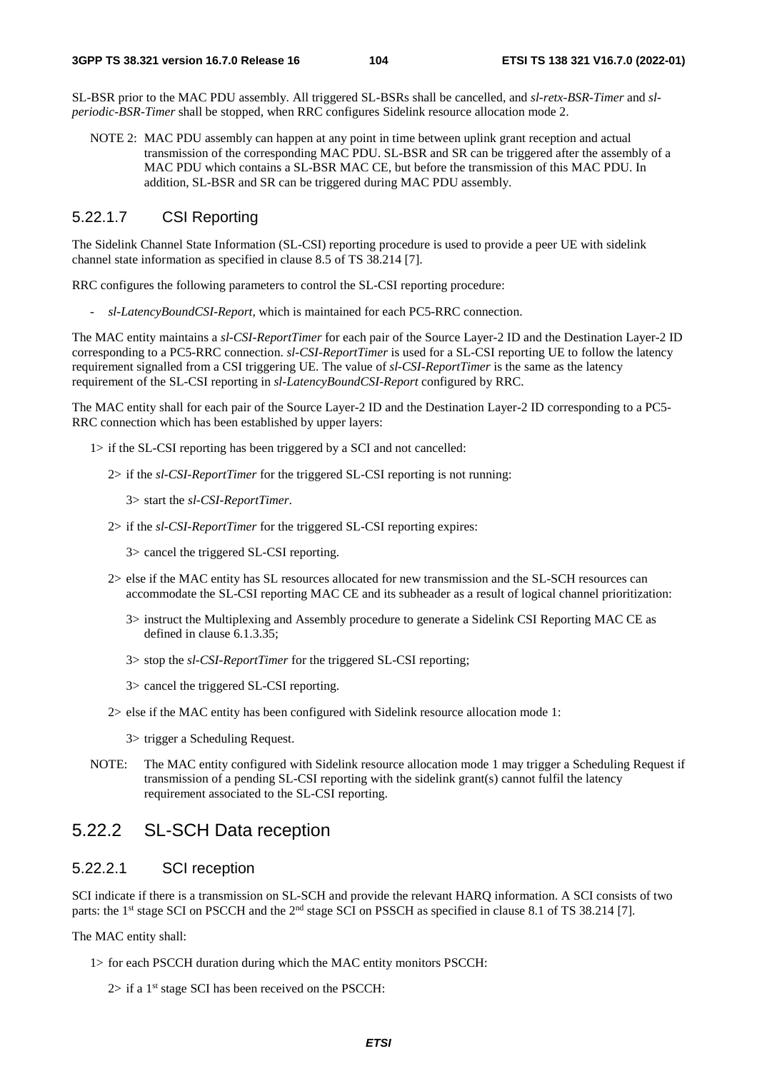SL-BSR prior to the MAC PDU assembly. All triggered SL-BSRs shall be cancelled, and *sl-retx-BSR-Timer* and *sl-periodic-BSR-Timer* shall be stopped, when RRC configures Sidelink resource allocation mode 2.

NOTE 2: MAC PDU assembly can happen at any point in time between uplink grant reception and actual transmission of the corresponding MAC PDU. SL-BSR and SR can be triggered after the assembly of a MAC PDU which contains a SL-BSR MAC CE, but before the transmission of this MAC PDU. In addition, SL-BSR and SR can be triggered during MAC PDU assembly.

#### 5.22.1.7 CSI Reporting

The Sidelink Channel State Information (SL-CSI) reporting procedure is used to provide a peer UE with sidelink channel state information as specified in clause 8.5 of TS 38.214 [7].

RRC configures the following parameters to control the SL-CSI reporting procedure:

- *sl-LatencyBoundCSI-Report*, which is maintained for each PC5-RRC connection.

The MAC entity maintains a *sl-CSI-ReportTimer* for each pair of the Source Layer-2 ID and the Destination Layer-2 ID corresponding to a PC5-RRC connection. *sl-CSI-ReportTimer* is used for a SL-CSI reporting UE to follow the latency requirement signalled from a CSI triggering UE. The value of *sl-CSI-ReportTimer* is the same as the latency requirement of the SL-CSI reporting in *sl-LatencyBoundCSI-Report* configured by RRC.

The MAC entity shall for each pair of the Source Layer-2 ID and the Destination Layer-2 ID corresponding to a PC5-RRC connection which has been established by upper layers:

1> if the SL-CSI reporting has been triggered by a SCI and not cancelled:

2> if the *sl-CSI-ReportTimer* for the triggered SL-CSI reporting is not running:

3> start the *sl-CSI-ReportTimer*.

2> if the *sl-CSI-ReportTimer* for the triggered SL-CSI reporting expires:

3> cancel the triggered SL-CSI reporting.

2> else if the MAC entity has SL resources allocated for new transmission and the SL-SCH resources can accommodate the SL-CSI reporting MAC CE and its subheader as a result of logical channel prioritization:

3> instruct the Multiplexing and Assembly procedure to generate a Sidelink CSI Reporting MAC CE as defined in clause 6.1.3.35;

3> stop the *sl-CSI-ReportTimer* for the triggered SL-CSI reporting;

3> cancel the triggered SL-CSI reporting.

2> else if the MAC entity has been configured with Sidelink resource allocation mode 1:

3> trigger a Scheduling Request.

NOTE: The MAC entity configured with Sidelink resource allocation mode 1 may trigger a Scheduling Request if transmission of a pending SL-CSI reporting with the sidelink grant(s) cannot fulfil the latency requirement associated to the SL-CSI reporting.

### 5.22.2 SL-SCH Data reception

#### 5.22.2.1 SCI reception

SCI indicate if there is a transmission on SL-SCH and provide the relevant HARQ information. A SCI consists of two parts: the 1st stage SCI on PSCCH and the 2nd stage SCI on PSSCH as specified in clause 8.1 of TS 38.214 [7].

The MAC entity shall:

1> for each PSCCH duration during which the MAC entity monitors PSCCH:

2> if a 1st stage SCI has been received on the PSCCH: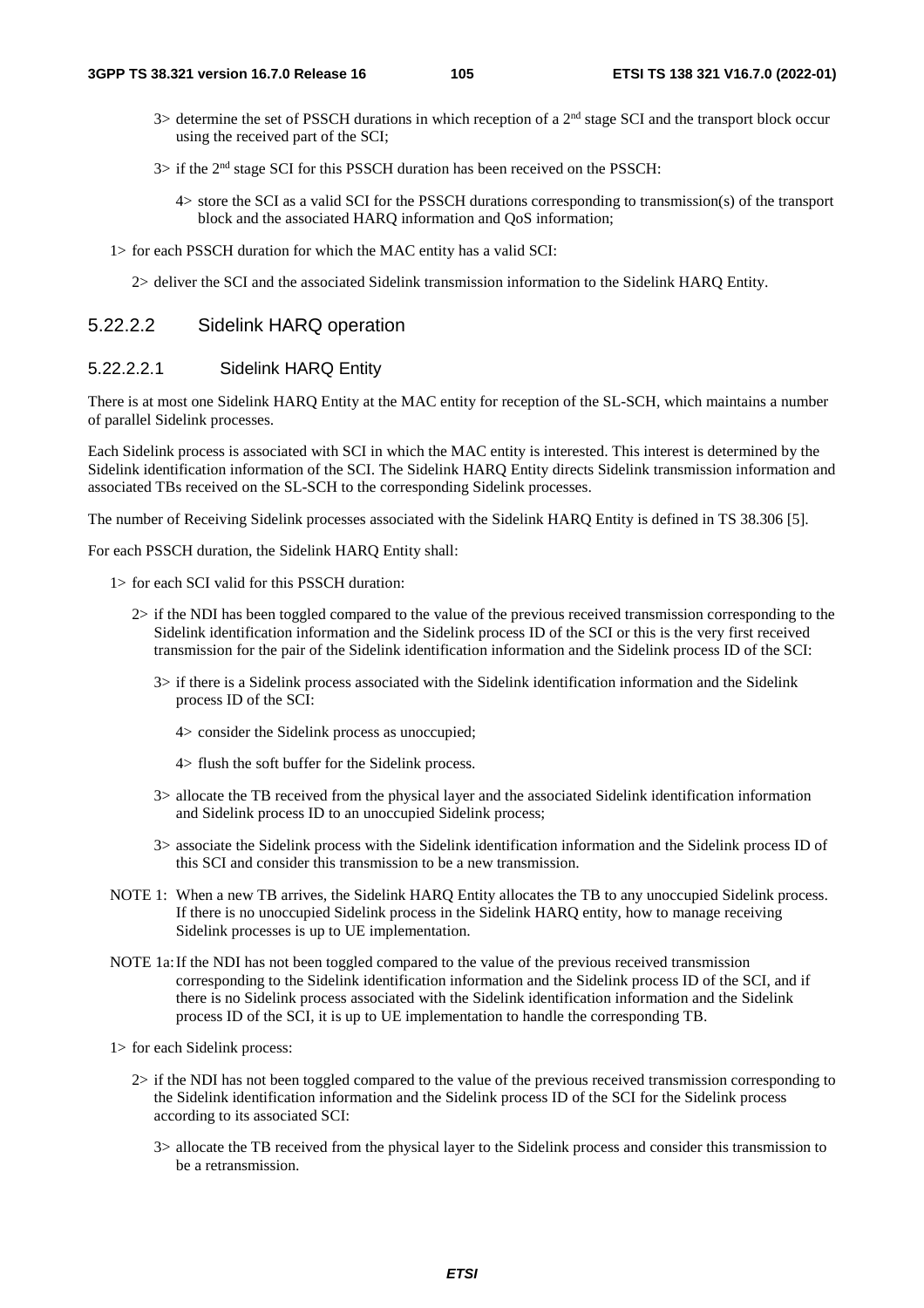3> determine the set of PSSCH durations in which reception of a 2nd stage SCI and the transport block occur using the received part of the SCI;

3> if the 2nd stage SCI for this PSSCH duration has been received on the PSSCH:

4> store the SCI as a valid SCI for the PSSCH durations corresponding to transmission(s) of the transport block and the associated HARQ information and QoS information;

1> for each PSSCH duration for which the MAC entity has a valid SCI:

2> deliver the SCI and the associated Sidelink transmission information to the Sidelink HARQ Entity.

### 5.22.2.2 Sidelink HARQ operation

#### 5.22.2.2.1 Sidelink HARQ Entity

There is at most one Sidelink HARQ Entity at the MAC entity for reception of the SL-SCH, which maintains a number of parallel Sidelink processes.

Each Sidelink process is associated with SCI in which the MAC entity is interested. This interest is determined by the Sidelink identification information of the SCI. The Sidelink HARQ Entity directs Sidelink transmission information and associated TBs received on the SL-SCH to the corresponding Sidelink processes.

The number of Receiving Sidelink processes associated with the Sidelink HARQ Entity is defined in TS 38.306 [5].

For each PSSCH duration, the Sidelink HARQ Entity shall:

1> for each SCI valid for this PSSCH duration:

2> if the NDI has been toggled compared to the value of the previous received transmission corresponding to the Sidelink identification information and the Sidelink process ID of the SCI or this is the very first received transmission for the pair of the Sidelink identification information and the Sidelink process ID of the SCI:

3> if there is a Sidelink process associated with the Sidelink identification information and the Sidelink process ID of the SCI:

4> consider the Sidelink process as unoccupied;

4> flush the soft buffer for the Sidelink process.

3> allocate the TB received from the physical layer and the associated Sidelink identification information and Sidelink process ID to an unoccupied Sidelink process;

3> associate the Sidelink process with the Sidelink identification information and the Sidelink process ID of this SCI and consider this transmission to be a new transmission.

NOTE 1: When a new TB arrives, the Sidelink HARQ Entity allocates the TB to any unoccupied Sidelink process. If there is no unoccupied Sidelink process in the Sidelink HARQ entity, how to manage receiving Sidelink processes is up to UE implementation.

NOTE 1a: If the NDI has not been toggled compared to the value of the previous received transmission corresponding to the Sidelink identification information and the Sidelink process ID of the SCI, and if there is no Sidelink process associated with the Sidelink identification information and the Sidelink process ID of the SCI, it is up to UE implementation to handle the corresponding TB.

1> for each Sidelink process:

2> if the NDI has not been toggled compared to the value of the previous received transmission corresponding to the Sidelink identification information and the Sidelink process ID of the SCI for the Sidelink process according to its associated SCI:

3> allocate the TB received from the physical layer to the Sidelink process and consider this transmission to be a retransmission.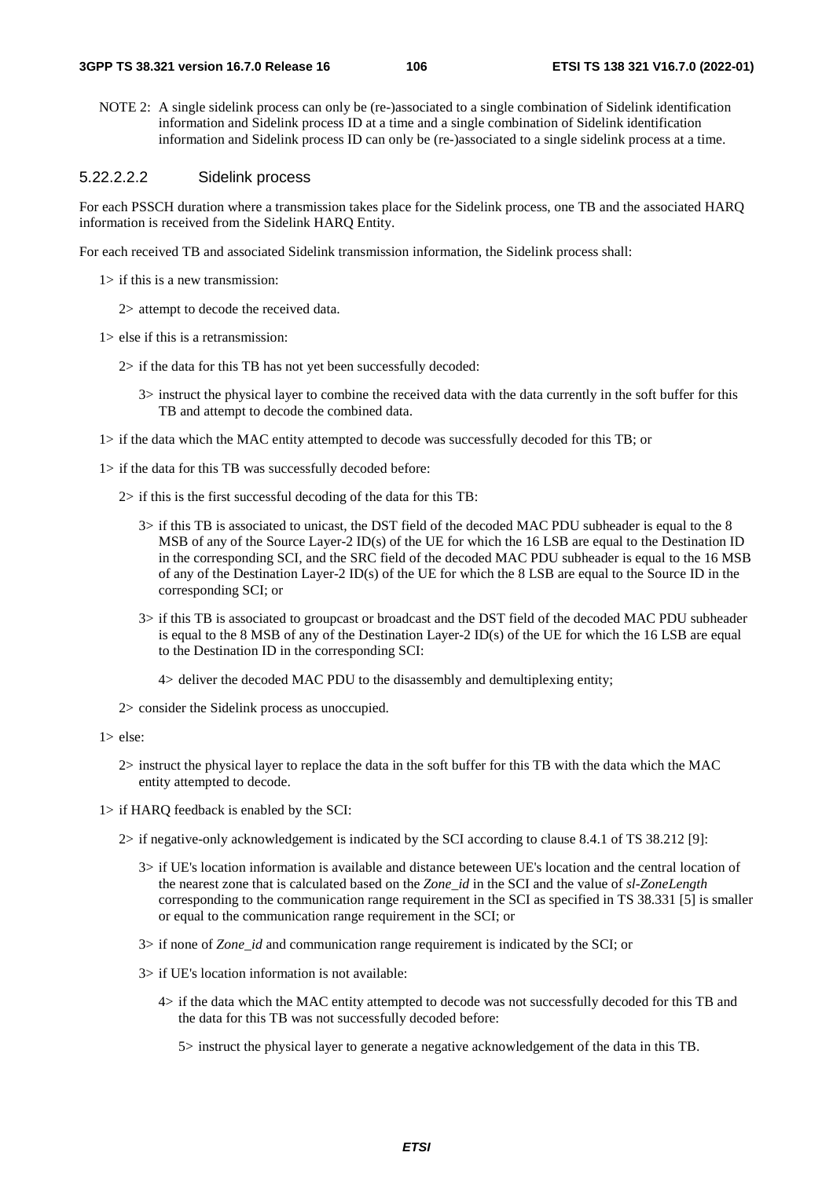NOTE 2: A single sidelink process can only be (re-)associated to a single combination of Sidelink identification information and Sidelink process ID at a time and a single combination of Sidelink identification information and Sidelink process ID can only be (re-)associated to a single sidelink process at a time.

##### 5.22.2.2.2 Sidelink process

For each PSSCH duration where a transmission takes place for the Sidelink process, one TB and the associated HARQ information is received from the Sidelink HARQ Entity.

For each received TB and associated Sidelink transmission information, the Sidelink process shall:

- 1> if this is a new transmission:
  - 2> attempt to decode the received data.
- 1> else if this is a retransmission:
  - 2> if the data for this TB has not yet been successfully decoded:
    - 3> instruct the physical layer to combine the received data with the data currently in the soft buffer for this TB and attempt to decode the combined data.
- 1> if the data which the MAC entity attempted to decode was successfully decoded for this TB; or
- 1> if the data for this TB was successfully decoded before:
  - 2> if this is the first successful decoding of the data for this TB:
    - 3> if this TB is associated to unicast, the DST field of the decoded MAC PDU subheader is equal to the 8 MSB of any of the Source Layer-2 ID(s) of the UE for which the 16 LSB are equal to the Destination ID in the corresponding SCI, and the SRC field of the decoded MAC PDU subheader is equal to the 16 MSB of any of the Destination Layer-2 ID(s) of the UE for which the 8 LSB are equal to the Source ID in the corresponding SCI; or
    - 3> if this TB is associated to groupcast or broadcast and the DST field of the decoded MAC PDU subheader is equal to the 8 MSB of any of the Destination Layer-2 ID(s) of the UE for which the 16 LSB are equal to the Destination ID in the corresponding SCI:
      - 4> deliver the decoded MAC PDU to the disassembly and demultiplexing entity;
  - 2> consider the Sidelink process as unoccupied.
- 1> else:
  - 2> instruct the physical layer to replace the data in the soft buffer for this TB with the data which the MAC entity attempted to decode.
- 1> if HARQ feedback is enabled by the SCI:
  - 2> if negative-only acknowledgement is indicated by the SCI according to clause 8.4.1 of TS 38.212 [9]:
    - 3> if UE's location information is available and distance beteween UE's location and the central location of the nearest zone that is calculated based on the *Zone_id* in the SCI and the value of *sl-ZoneLength* corresponding to the communication range requirement in the SCI as specified in TS 38.331 [5] is smaller or equal to the communication range requirement in the SCI; or
    - 3> if none of *Zone_id* and communication range requirement is indicated by the SCI; or
    - 3> if UE's location information is not available:
      - 4> if the data which the MAC entity attempted to decode was not successfully decoded for this TB and the data for this TB was not successfully decoded before:
        - 5> instruct the physical layer to generate a negative acknowledgement of the data in this TB.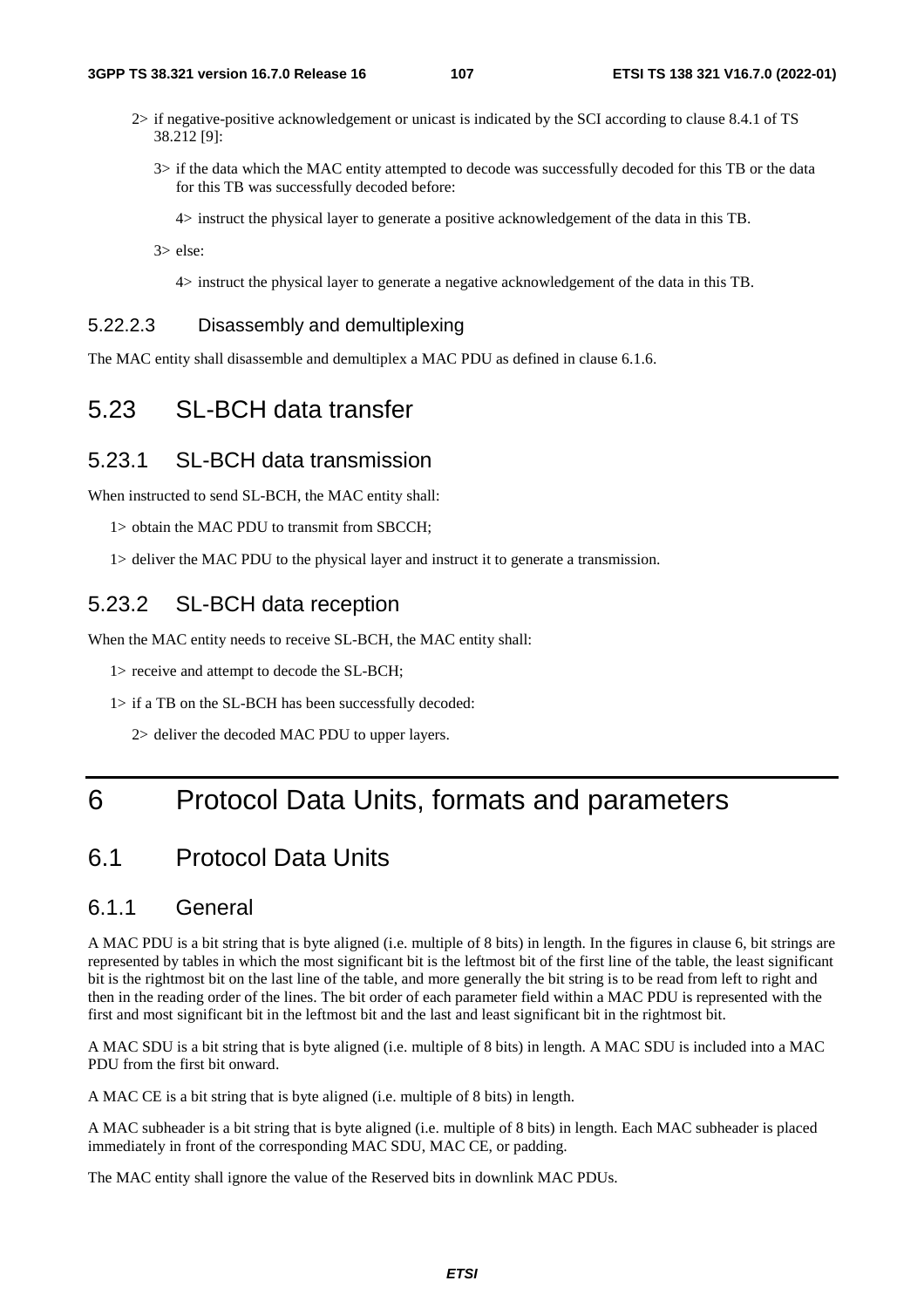- 2> if negative-positive acknowledgement or unicast is indicated by the SCI according to clause 8.4.1 of TS 38.212 [9]:
  - 3> if the data which the MAC entity attempted to decode was successfully decoded for this TB or the data for this TB was successfully decoded before:
    - 4> instruct the physical layer to generate a positive acknowledgement of the data in this TB.
  - 3> else:
    - 4> instruct the physical layer to generate a negative acknowledgement of the data in this TB.

#### 5.22.2.3 Disassembly and demultiplexing

The MAC entity shall disassemble and demultiplex a MAC PDU as defined in clause 6.1.6.

## 5.23 SL-BCH data transfer

### 5.23.1 SL-BCH data transmission

When instructed to send SL-BCH, the MAC entity shall:

- 1> obtain the MAC PDU to transmit from SBCCH;
- 1> deliver the MAC PDU to the physical layer and instruct it to generate a transmission.

### 5.23.2 SL-BCH data reception

When the MAC entity needs to receive SL-BCH, the MAC entity shall:

- 1> receive and attempt to decode the SL-BCH;
- 1> if a TB on the SL-BCH has been successfully decoded:
  - 2> deliver the decoded MAC PDU to upper layers.

# 6 Protocol Data Units, formats and parameters

## 6.1 Protocol Data Units

### 6.1.1 General

A MAC PDU is a bit string that is byte aligned (i.e. multiple of 8 bits) in length. In the figures in clause 6, bit strings are represented by tables in which the most significant bit is the leftmost bit of the first line of the table, the least significant bit is the rightmost bit on the last line of the table, and more generally the bit string is to be read from left to right and then in the reading order of the lines. The bit order of each parameter field within a MAC PDU is represented with the first and most significant bit in the leftmost bit and the last and least significant bit in the rightmost bit.

A MAC SDU is a bit string that is byte aligned (i.e. multiple of 8 bits) in length. A MAC SDU is included into a MAC PDU from the first bit onward.

A MAC CE is a bit string that is byte aligned (i.e. multiple of 8 bits) in length.

A MAC subheader is a bit string that is byte aligned (i.e. multiple of 8 bits) in length. Each MAC subheader is placed immediately in front of the corresponding MAC SDU, MAC CE, or padding.

The MAC entity shall ignore the value of the Reserved bits in downlink MAC PDUs.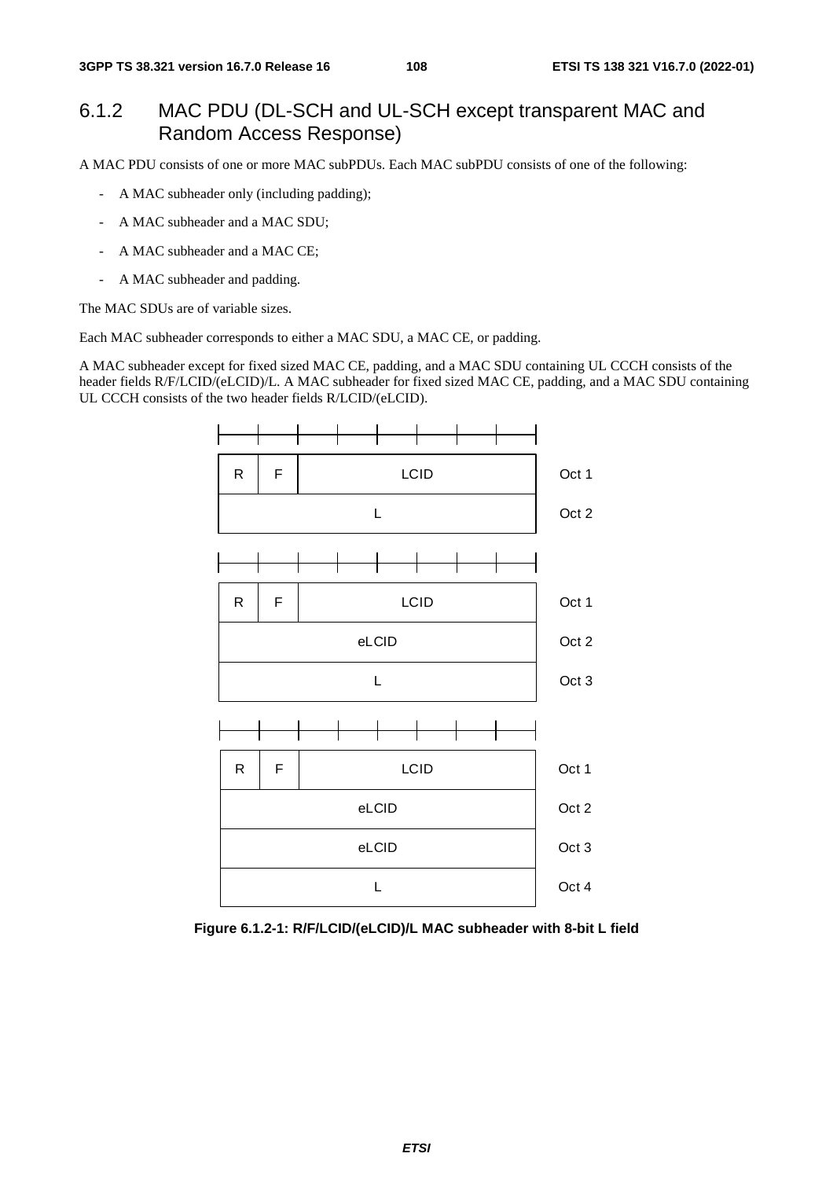## 6.1.2 MAC PDU (DL-SCH and UL-SCH except transparent MAC and Random Access Response)

A MAC PDU consists of one or more MAC subPDUs. Each MAC subPDU consists of one of the following:

- A MAC subheader only (including padding);
- A MAC subheader and a MAC SDU;
- A MAC subheader and a MAC CE;
- A MAC subheader and padding.

The MAC SDUs are of variable sizes.

Each MAC subheader corresponds to either a MAC SDU, a MAC CE, or padding.

A MAC subheader except for fixed sized MAC CE, padding, and a MAC SDU containing UL CCCH consists of the header fields R/F/LCID/(eLCID)/L. A MAC subheader for fixed sized MAC CE, padding, and a MAC SDU containing UL CCCH consists of the two header fields R/LCID/(eLCID).

| R | F | LCID | Oct 1 |
|---|---|---|---|
| L | | | Oct 2 |

| R | F | LCID | Oct 1 |
|---|---|---|---|
| eLCID | | | Oct 2 |
| L | | | Oct 3 |

| R | F | LCID | Oct 1 |
|---|---|---|---|
| eLCID | | | Oct 2 |
| eLCID | | | Oct 3 |
| L | | | Oct 4 |

**Figure 6.1.2-1: R/F/LCID/(eLCID)/L MAC subheader with 8-bit L field**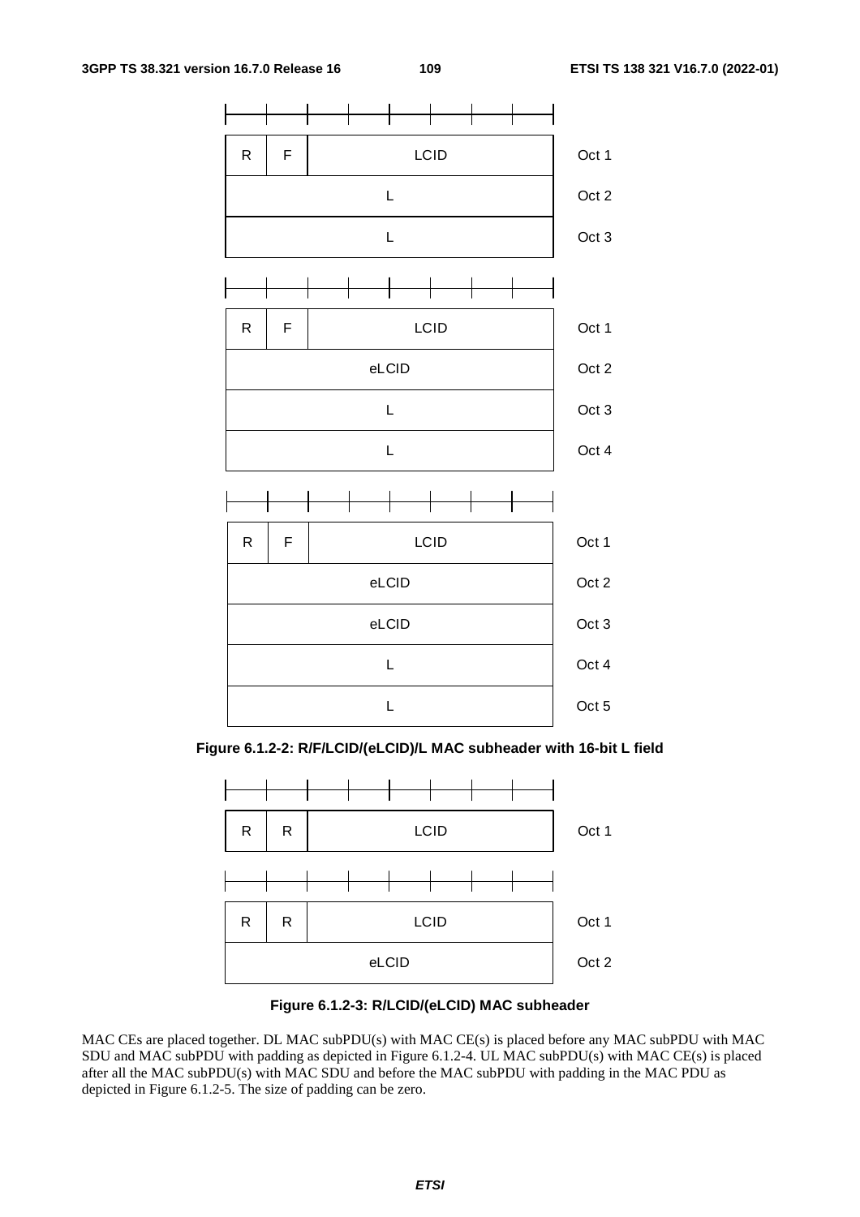| R | F | LCID | Oct 1 |
|---|---|---|---|
| L | | | Oct 2 |
| L | | | Oct 3 |

| R | F | LCID | Oct 1 |
|---|---|---|---|
| eLCID | | | Oct 2 |
| L | | | Oct 3 |
| L | | | Oct 4 |

| R | F | LCID | Oct 1 |
|---|---|---|---|
| eLCID | | | Oct 2 |
| eLCID | | | Oct 3 |
| L | | | Oct 4 |
| L | | | Oct 5 |

**Figure 6.1.2-2: R/F/LCID/(eLCID)/L MAC subheader with 16-bit L field**

| R | R | LCID | Oct 1 |
|---|---|---|---|

| R | R | LCID | Oct 1 |
|---|---|---|---|
| eLCID | | | Oct 2 |

**Figure 6.1.2-3: R/LCID/(eLCID) MAC subheader**

MAC CEs are placed together. DL MAC subPDU(s) with MAC CE(s) is placed before any MAC subPDU with MAC SDU and MAC subPDU with padding as depicted in Figure 6.1.2-4. UL MAC subPDU(s) with MAC CE(s) is placed after all the MAC subPDU(s) with MAC SDU and before the MAC subPDU with padding in the MAC PDU as depicted in Figure 6.1.2-5. The size of padding can be zero.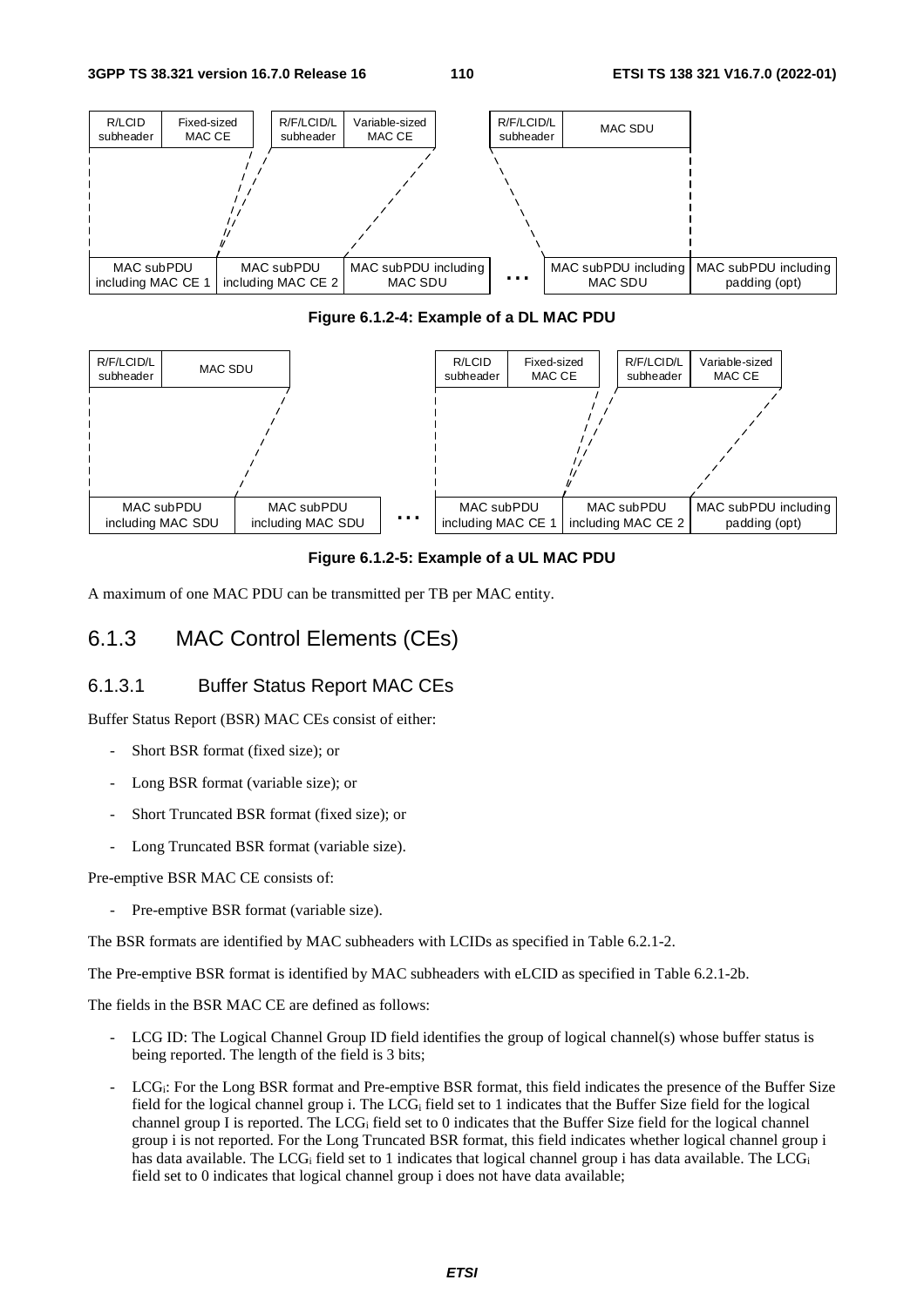Figure 6.1.2-4: Example of a DL MAC PDU

Figure 6.1.2-5: Example of a UL MAC PDU

A maximum of one MAC PDU can be transmitted per TB per MAC entity.

## 6.1.3 MAC Control Elements (CEs)

### 6.1.3.1 Buffer Status Report MAC CEs

Buffer Status Report (BSR) MAC CEs consist of either:

- Short BSR format (fixed size); or
- Long BSR format (variable size); or
- Short Truncated BSR format (fixed size); or
- Long Truncated BSR format (variable size).

Pre-emptive BSR MAC CE consists of:

- Pre-emptive BSR format (variable size).

The BSR formats are identified by MAC subheaders with LCIDs as specified in Table 6.2.1-2.

The Pre-emptive BSR format is identified by MAC subheaders with eLCID as specified in Table 6.2.1-2b.

The fields in the BSR MAC CE are defined as follows:

- LCG ID: The Logical Channel Group ID field identifies the group of logical channel(s) whose buffer status is being reported. The length of the field is 3 bits;
- $LCG_i$: For the Long BSR format and Pre-emptive BSR format, this field indicates the presence of the Buffer Size field for the logical channel group i. The $LCG_i$ field set to 1 indicates that the Buffer Size field for the logical channel group I is reported. The $LCG_i$ field set to 0 indicates that the Buffer Size field for the logical channel group i is not reported. For the Long Truncated BSR format, this field indicates whether logical channel group i has data available. The $LCG_i$ field set to 1 indicates that logical channel group i has data available. The $LCG_i$ field set to 0 indicates that logical channel group i does not have data available;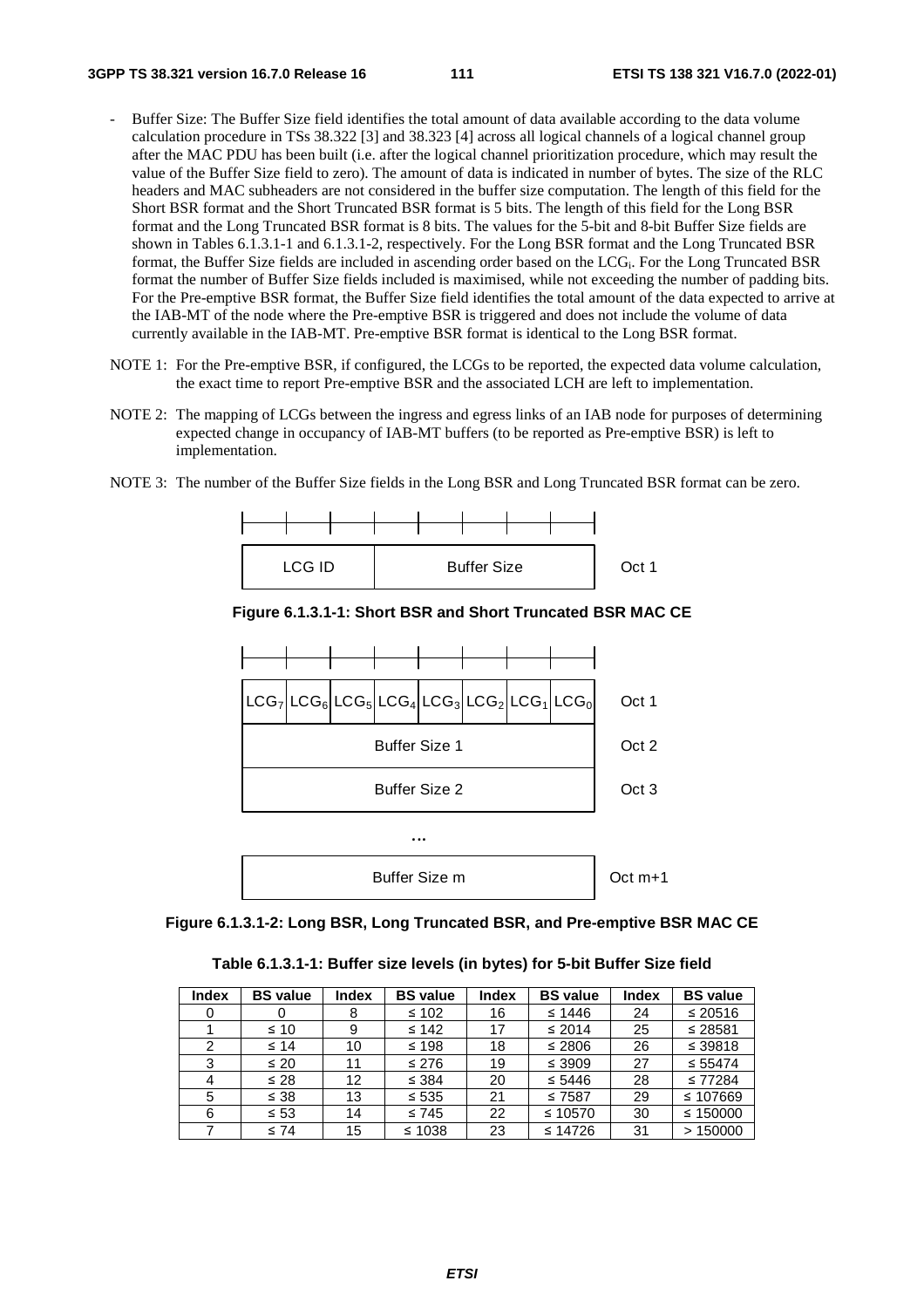- Buffer Size: The Buffer Size field identifies the total amount of data available according to the data volume calculation procedure in TSs 38.322 [3] and 38.323 [4] across all logical channels of a logical channel group after the MAC PDU has been built (i.e. after the logical channel prioritization procedure, which may result the value of the Buffer Size field to zero). The amount of data is indicated in number of bytes. The size of the RLC headers and MAC subheaders are not considered in the buffer size computation. The length of this field for the Short BSR format and the Short Truncated BSR format is 5 bits. The length of this field for the Long BSR format and the Long Truncated BSR format is 8 bits. The values for the 5-bit and 8-bit Buffer Size fields are shown in Tables 6.1.3.1-1 and 6.1.3.1-2, respectively. For the Long BSR format and the Long Truncated BSR format, the Buffer Size fields are included in ascending order based on the $LCG_i$. For the Long Truncated BSR format the number of Buffer Size fields included is maximised, while not exceeding the number of padding bits. For the Pre-emptive BSR format, the Buffer Size field identifies the total amount of the data expected to arrive at the IAB-MT of the node where the Pre-emptive BSR is triggered and does not include the volume of data currently available in the IAB-MT. Pre-emptive BSR format is identical to the Long BSR format.

NOTE 1: For the Pre-emptive BSR, if configured, the LCGs to be reported, the expected data volume calculation, the exact time to report Pre-emptive BSR and the associated LCH are left to implementation.

NOTE 2: The mapping of LCGs between the ingress and egress links of an IAB node for purposes of determining expected change in occupancy of IAB-MT buffers (to be reported as Pre-emptive BSR) is left to implementation.

NOTE 3: The number of the Buffer Size fields in the Long BSR and Long Truncated BSR format can be zero.

| LCG ID | Buffer Size | Oct 1 |
|---|---|---|

**Figure 6.1.3.1-1: Short BSR and Short Truncated BSR MAC CE**

| $LCG_7$ | $LCG_6$ | $LCG_5$ | $LCG_4$ | $LCG_3$ | $LCG_2$ | $LCG_1$ | $LCG_0$ | Oct 1 |
|---|---|---|---|---|---|---|---|---|
| Buffer Size 1 | | | | | | | | Oct 2 |
| Buffer Size 2 | | | | | | | | Oct 3 |
| … | | | | | | | | |
| Buffer Size m | | | | | | | | Oct m+1 |

**Figure 6.1.3.1-2: Long BSR, Long Truncated BSR, and Pre-emptive BSR MAC CE**

**Table 6.1.3.1-1: Buffer size levels (in bytes) for 5-bit Buffer Size field**

| Index | BS value | Index | BS value | Index | BS value | Index | BS value |
|---|---|---|---|---|---|---|---|
| 0 | 0 | 8 | ≤ 102 | 16 | ≤ 1446 | 24 | ≤ 20516 |
| 1 | ≤ 10 | 9 | ≤ 142 | 17 | ≤ 2014 | 25 | ≤ 28581 |
| 2 | ≤ 14 | 10 | ≤ 198 | 18 | ≤ 2806 | 26 | ≤ 39818 |
| 3 | ≤ 20 | 11 | ≤ 276 | 19 | ≤ 3909 | 27 | ≤ 55474 |
| 4 | ≤ 28 | 12 | ≤ 384 | 20 | ≤ 5446 | 28 | ≤ 77284 |
| 5 | ≤ 38 | 13 | ≤ 535 | 21 | ≤ 7587 | 29 | ≤ 107669 |
| 6 | ≤ 53 | 14 | ≤ 745 | 22 | ≤ 10570 | 30 | ≤ 150000 |
| 7 | ≤ 74 | 15 | ≤ 1038 | 23 | ≤ 14726 | 31 | > 150000 |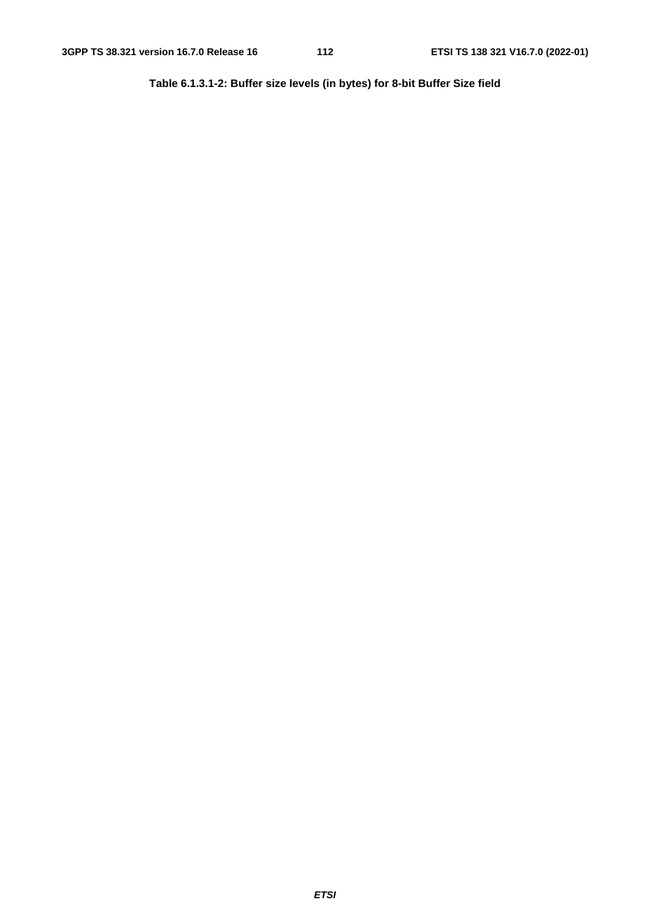**Table 6.1.3.1-2: Buffer size levels (in bytes) for 8-bit Buffer Size field**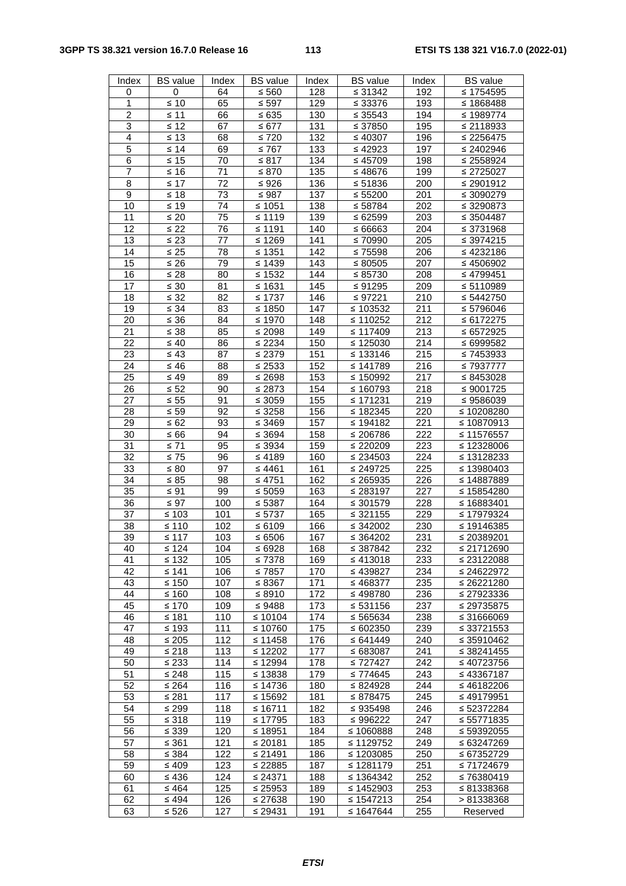| Index | BS value | Index | BS value | Index | BS value | Index | BS value |
|---|---|---|---|---|---|---|---|
| 0 | 0 | 64 | ≤ 560 | 128 | ≤ 31342 | 192 | ≤ 1754595 |
| 1 | ≤ 10 | 65 | ≤ 597 | 129 | ≤ 33376 | 193 | ≤ 1868488 |
| 2 | ≤ 11 | 66 | ≤ 635 | 130 | ≤ 35543 | 194 | ≤ 1989774 |
| 3 | ≤ 12 | 67 | ≤ 677 | 131 | ≤ 37850 | 195 | ≤ 2118933 |
| 4 | ≤ 13 | 68 | ≤ 720 | 132 | ≤ 40307 | 196 | ≤ 2256475 |
| 5 | ≤ 14 | 69 | ≤ 767 | 133 | ≤ 42923 | 197 | ≤ 2402946 |
| 6 | ≤ 15 | 70 | ≤ 817 | 134 | ≤ 45709 | 198 | ≤ 2558924 |
| 7 | ≤ 16 | 71 | ≤ 870 | 135 | ≤ 48676 | 199 | ≤ 2725027 |
| 8 | ≤ 17 | 72 | ≤ 926 | 136 | ≤ 51836 | 200 | ≤ 2901912 |
| 9 | ≤ 18 | 73 | ≤ 987 | 137 | ≤ 55200 | 201 | ≤ 3090279 |
| 10 | ≤ 19 | 74 | ≤ 1051 | 138 | ≤ 58784 | 202 | ≤ 3290873 |
| 11 | ≤ 20 | 75 | ≤ 1119 | 139 | ≤ 62599 | 203 | ≤ 3504487 |
| 12 | ≤ 22 | 76 | ≤ 1191 | 140 | ≤ 66663 | 204 | ≤ 3731968 |
| 13 | ≤ 23 | 77 | ≤ 1269 | 141 | ≤ 70990 | 205 | ≤ 3974215 |
| 14 | ≤ 25 | 78 | ≤ 1351 | 142 | ≤ 75598 | 206 | ≤ 4232186 |
| 15 | ≤ 26 | 79 | ≤ 1439 | 143 | ≤ 80505 | 207 | ≤ 4506902 |
| 16 | ≤ 28 | 80 | ≤ 1532 | 144 | ≤ 85730 | 208 | ≤ 4799451 |
| 17 | ≤ 30 | 81 | ≤ 1631 | 145 | ≤ 91295 | 209 | ≤ 5110989 |
| 18 | ≤ 32 | 82 | ≤ 1737 | 146 | ≤ 97221 | 210 | ≤ 5442750 |
| 19 | ≤ 34 | 83 | ≤ 1850 | 147 | ≤ 103532 | 211 | ≤ 5796046 |
| 20 | ≤ 36 | 84 | ≤ 1970 | 148 | ≤ 110252 | 212 | ≤ 6172275 |
| 21 | ≤ 38 | 85 | ≤ 2098 | 149 | ≤ 117409 | 213 | ≤ 6572925 |
| 22 | ≤ 40 | 86 | ≤ 2234 | 150 | ≤ 125030 | 214 | ≤ 6999582 |
| 23 | ≤ 43 | 87 | ≤ 2379 | 151 | ≤ 133146 | 215 | ≤ 7453933 |
| 24 | ≤ 46 | 88 | ≤ 2533 | 152 | ≤ 141789 | 216 | ≤ 7937777 |
| 25 | ≤ 49 | 89 | ≤ 2698 | 153 | ≤ 150992 | 217 | ≤ 8453028 |
| 26 | ≤ 52 | 90 | ≤ 2873 | 154 | ≤ 160793 | 218 | ≤ 9001725 |
| 27 | ≤ 55 | 91 | ≤ 3059 | 155 | ≤ 171231 | 219 | ≤ 9586039 |
| 28 | ≤ 59 | 92 | ≤ 3258 | 156 | ≤ 182345 | 220 | ≤ 10208280 |
| 29 | ≤ 62 | 93 | ≤ 3469 | 157 | ≤ 194182 | 221 | ≤ 10870913 |
| 30 | ≤ 66 | 94 | ≤ 3694 | 158 | ≤ 206786 | 222 | ≤ 11576557 |
| 31 | ≤ 71 | 95 | ≤ 3934 | 159 | ≤ 220209 | 223 | ≤ 12328006 |
| 32 | ≤ 75 | 96 | ≤ 4189 | 160 | ≤ 234503 | 224 | ≤ 13128233 |
| 33 | ≤ 80 | 97 | ≤ 4461 | 161 | ≤ 249725 | 225 | ≤ 13980403 |
| 34 | ≤ 85 | 98 | ≤ 4751 | 162 | ≤ 265935 | 226 | ≤ 14887889 |
| 35 | ≤ 91 | 99 | ≤ 5059 | 163 | ≤ 283197 | 227 | ≤ 15854280 |
| 36 | ≤ 97 | 100 | ≤ 5387 | 164 | ≤ 301579 | 228 | ≤ 16883401 |
| 37 | ≤ 103 | 101 | ≤ 5737 | 165 | ≤ 321155 | 229 | ≤ 17979324 |
| 38 | ≤ 110 | 102 | ≤ 6109 | 166 | ≤ 342002 | 230 | ≤ 19146385 |
| 39 | ≤ 117 | 103 | ≤ 6506 | 167 | ≤ 364202 | 231 | ≤ 20389201 |
| 40 | ≤ 124 | 104 | ≤ 6928 | 168 | ≤ 387842 | 232 | ≤ 21712690 |
| 41 | ≤ 132 | 105 | ≤ 7378 | 169 | ≤ 413018 | 233 | ≤ 23122088 |
| 42 | ≤ 141 | 106 | ≤ 7857 | 170 | ≤ 439827 | 234 | ≤ 24622972 |
| 43 | ≤ 150 | 107 | ≤ 8367 | 171 | ≤ 468377 | 235 | ≤ 26221280 |
| 44 | ≤ 160 | 108 | ≤ 8910 | 172 | ≤ 498780 | 236 | ≤ 27923336 |
| 45 | ≤ 170 | 109 | ≤ 9488 | 173 | ≤ 531156 | 237 | ≤ 29735875 |
| 46 | ≤ 181 | 110 | ≤ 10104 | 174 | ≤ 565634 | 238 | ≤ 31666069 |
| 47 | ≤ 193 | 111 | ≤ 10760 | 175 | ≤ 602350 | 239 | ≤ 33721553 |
| 48 | ≤ 205 | 112 | ≤ 11458 | 176 | ≤ 641449 | 240 | ≤ 35910462 |
| 49 | ≤ 218 | 113 | ≤ 12202 | 177 | ≤ 683087 | 241 | ≤ 38241455 |
| 50 | ≤ 233 | 114 | ≤ 12994 | 178 | ≤ 727427 | 242 | ≤ 40723756 |
| 51 | ≤ 248 | 115 | ≤ 13838 | 179 | ≤ 774645 | 243 | ≤ 43367187 |
| 52 | ≤ 264 | 116 | ≤ 14736 | 180 | ≤ 824928 | 244 | ≤ 46182206 |
| 53 | ≤ 281 | 117 | ≤ 15692 | 181 | ≤ 878475 | 245 | ≤ 49179951 |
| 54 | ≤ 299 | 118 | ≤ 16711 | 182 | ≤ 935498 | 246 | ≤ 52372284 |
| 55 | ≤ 318 | 119 | ≤ 17795 | 183 | ≤ 996222 | 247 | ≤ 55771835 |
| 56 | ≤ 339 | 120 | ≤ 18951 | 184 | ≤ 1060888 | 248 | ≤ 59392055 |
| 57 | ≤ 361 | 121 | ≤ 20181 | 185 | ≤ 1129752 | 249 | ≤ 63247269 |
| 58 | ≤ 384 | 122 | ≤ 21491 | 186 | ≤ 1203085 | 250 | ≤ 67352729 |
| 59 | ≤ 409 | 123 | ≤ 22885 | 187 | ≤ 1281179 | 251 | ≤ 71724679 |
| 60 | ≤ 436 | 124 | ≤ 24371 | 188 | ≤ 1364342 | 252 | ≤ 76380419 |
| 61 | ≤ 464 | 125 | ≤ 25953 | 189 | ≤ 1452903 | 253 | ≤ 81338368 |
| 62 | ≤ 494 | 126 | ≤ 27638 | 190 | ≤ 1547213 | 254 | > 81338368 |
| 63 | ≤ 526 | 127 | ≤ 29431 | 191 | ≤ 1647644 | 255 | Reserved |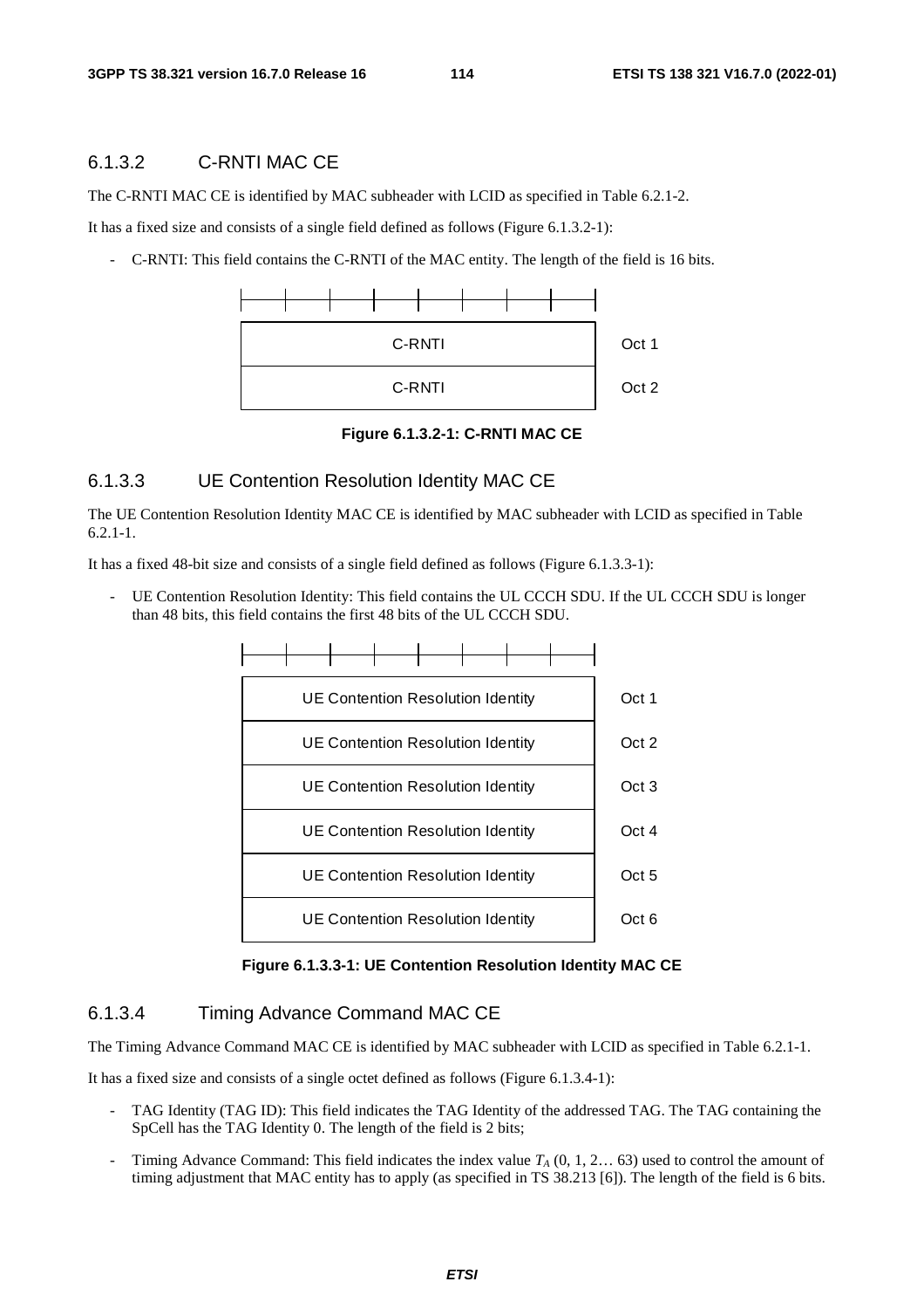### 6.1.3.2 C-RNTI MAC CE

The C-RNTI MAC CE is identified by MAC subheader with LCID as specified in Table 6.2.1-2.

It has a fixed size and consists of a single field defined as follows (Figure 6.1.3.2-1):

- C-RNTI: This field contains the C-RNTI of the MAC entity. The length of the field is 16 bits.

| | |
|---|---|
| C-RNTI | Oct 1 |
| C-RNTI | Oct 2 |

**Figure 6.1.3.2-1: C-RNTI MAC CE**

### 6.1.3.3 UE Contention Resolution Identity MAC CE

The UE Contention Resolution Identity MAC CE is identified by MAC subheader with LCID as specified in Table 6.2.1-1.

It has a fixed 48-bit size and consists of a single field defined as follows (Figure 6.1.3.3-1):

- UE Contention Resolution Identity: This field contains the UL CCCH SDU. If the UL CCCH SDU is longer than 48 bits, this field contains the first 48 bits of the UL CCCH SDU.

| | |
|---|---|
| UE Contention Resolution Identity | Oct 1 |
| UE Contention Resolution Identity | Oct 2 |
| UE Contention Resolution Identity | Oct 3 |
| UE Contention Resolution Identity | Oct 4 |
| UE Contention Resolution Identity | Oct 5 |
| UE Contention Resolution Identity | Oct 6 |

**Figure 6.1.3.3-1: UE Contention Resolution Identity MAC CE**

### 6.1.3.4 Timing Advance Command MAC CE

The Timing Advance Command MAC CE is identified by MAC subheader with LCID as specified in Table 6.2.1-1.

It has a fixed size and consists of a single octet defined as follows (Figure 6.1.3.4-1):

- TAG Identity (TAG ID): This field indicates the TAG Identity of the addressed TAG. The TAG containing the SpCell has the TAG Identity 0. The length of the field is 2 bits;
- Timing Advance Command: This field indicates the index value $T_A$ (0, 1, 2… 63) used to control the amount of timing adjustment that MAC entity has to apply (as specified in TS 38.213 [6]). The length of the field is 6 bits.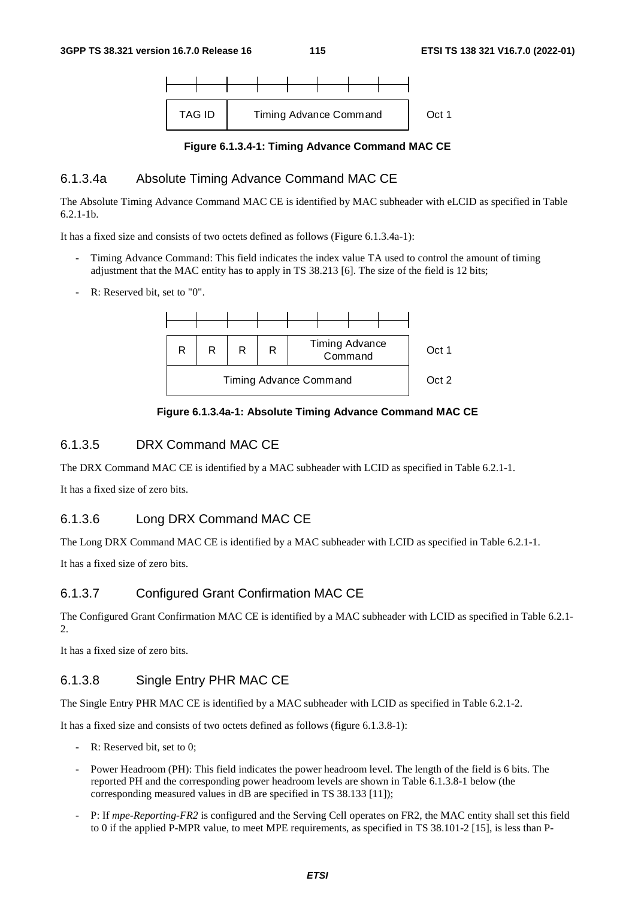| TAG ID | Timing Advance Command | Oct 1 |
|---|---|---|

**Figure 6.1.3.4-1: Timing Advance Command MAC CE**

### 6.1.3.4a Absolute Timing Advance Command MAC CE

The Absolute Timing Advance Command MAC CE is identified by MAC subheader with eLCID as specified in Table 6.2.1-1b.

It has a fixed size and consists of two octets defined as follows (Figure 6.1.3.4a-1):

- Timing Advance Command: This field indicates the index value TA used to control the amount of timing adjustment that the MAC entity has to apply in TS 38.213 [6]. The size of the field is 12 bits;
- R: Reserved bit, set to "0".

| R | R | R | R | Timing Advance Command | Oct 1 |
|---|---|---|---|---|---|
| Timing Advance Command | | | | | Oct 2 |

**Figure 6.1.3.4a-1: Absolute Timing Advance Command MAC CE**

### 6.1.3.5 DRX Command MAC CE

The DRX Command MAC CE is identified by a MAC subheader with LCID as specified in Table 6.2.1-1.

It has a fixed size of zero bits.

### 6.1.3.6 Long DRX Command MAC CE

The Long DRX Command MAC CE is identified by a MAC subheader with LCID as specified in Table 6.2.1-1.

It has a fixed size of zero bits.

### 6.1.3.7 Configured Grant Confirmation MAC CE

The Configured Grant Confirmation MAC CE is identified by a MAC subheader with LCID as specified in Table 6.2.1-2.

It has a fixed size of zero bits.

### 6.1.3.8 Single Entry PHR MAC CE

The Single Entry PHR MAC CE is identified by a MAC subheader with LCID as specified in Table 6.2.1-2.

It has a fixed size and consists of two octets defined as follows (figure 6.1.3.8-1):

- R: Reserved bit, set to 0;
- Power Headroom (PH): This field indicates the power headroom level. The length of the field is 6 bits. The reported PH and the corresponding power headroom levels are shown in Table 6.1.3.8-1 below (the corresponding measured values in dB are specified in TS 38.133 [11]);
- P: If *mpe-Reporting-FR2* is configured and the Serving Cell operates on FR2, the MAC entity shall set this field to 0 if the applied P-MPR value, to meet MPE requirements, as specified in TS 38.101-2 [15], is less than P-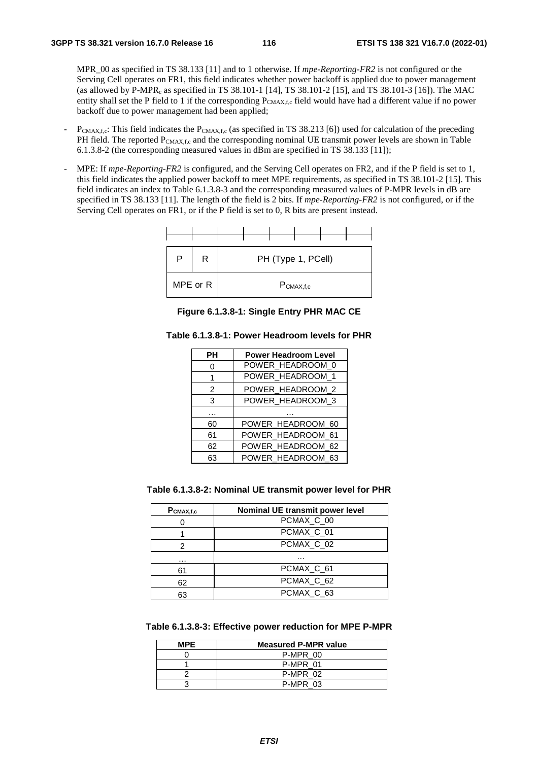MPR_00 as specified in TS 38.133 [11] and to 1 otherwise. If *mpe-Reporting-FR2* is not configured or the Serving Cell operates on FR1, this field indicates whether power backoff is applied due to power management (as allowed by P-$MPR_c$ as specified in TS 38.101-1 [14], TS 38.101-2 [15], and TS 38.101-3 [16]). The MAC entity shall set the P field to 1 if the corresponding $P_{CMAX,f,c}$ field would have had a different value if no power backoff due to power management had been applied;

- $P_{CMAX,f,c}$: This field indicates the $P_{CMAX,f,c}$ (as specified in TS 38.213 [6]) used for calculation of the preceding PH field. The reported $P_{CMAX,f,c}$ and the corresponding nominal UE transmit power levels are shown in Table 6.1.3.8-2 (the corresponding measured values in dBm are specified in TS 38.133 [11]);
- MPE: If *mpe-Reporting-FR2* is configured, and the Serving Cell operates on FR2, and if the P field is set to 1, this field indicates the applied power backoff to meet MPE requirements, as specified in TS 38.101-2 [15]. This field indicates an index to Table 6.1.3.8-3 and the corresponding measured values of P-MPR levels in dB are specified in TS 38.133 [11]. The length of the field is 2 bits. If *mpe-Reporting-FR2* is not configured, or if the Serving Cell operates on FR1, or if the P field is set to 0, R bits are present instead.

| P | R | PH (Type 1, PCell) |
|---|---|---|
| MPE or R | | $P_{CMAX,f,c}$ |

**Figure 6.1.3.8-1: Single Entry PHR MAC CE**

**Table 6.1.3.8-1: Power Headroom levels for PHR**

| PH | Power Headroom Level |
|---|---|
| 0 | POWER_HEADROOM_0 |
| 1 | POWER_HEADROOM_1 |
| 2 | POWER_HEADROOM_2 |
| 3 | POWER_HEADROOM_3 |
| … | … |
| 60 | POWER_HEADROOM_60 |
| 61 | POWER_HEADROOM_61 |
| 62 | POWER_HEADROOM_62 |
| 63 | POWER_HEADROOM_63 |

**Table 6.1.3.8-2: Nominal UE transmit power level for PHR**

| $P_{CMAX,f,c}$ | Nominal UE transmit power level |
|---|---|
| 0 | PCMAX_C_00 |
| 1 | PCMAX_C_01 |
| 2 | PCMAX_C_02 |
| … | … |
| 61 | PCMAX_C_61 |
| 62 | PCMAX_C_62 |
| 63 | PCMAX_C_63 |

**Table 6.1.3.8-3: Effective power reduction for MPE P-MPR**

| MPE | Measured P-MPR value |
|---|---|
| 0 | P-MPR_00 |
| 1 | P-MPR_01 |
| 2 | P-MPR_02 |
| 3 | P-MPR_03 |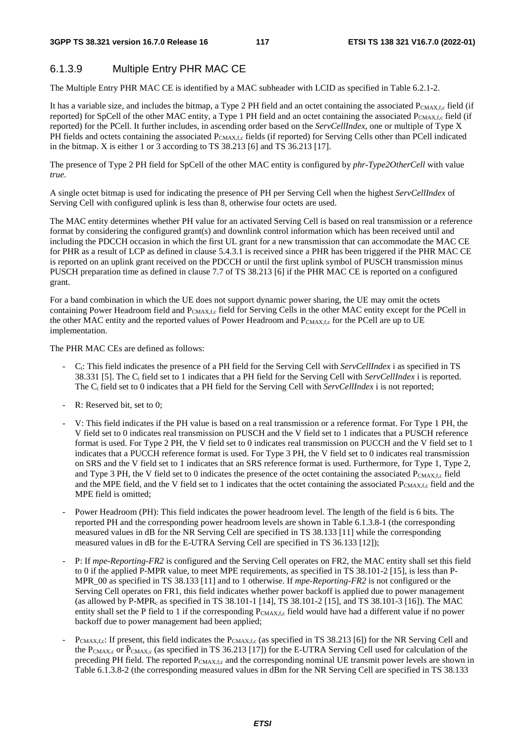### 6.1.3.9 Multiple Entry PHR MAC CE

The Multiple Entry PHR MAC CE is identified by a MAC subheader with LCID as specified in Table 6.2.1-2.

It has a variable size, and includes the bitmap, a Type 2 PH field and an octet containing the associated $P_{CMAX,f,c}$ field (if reported) for SpCell of the other MAC entity, a Type 1 PH field and an octet containing the associated $P_{CMAX,f,c}$ field (if reported) for the PCell. It further includes, in ascending order based on the *ServCellIndex*, one or multiple of Type X PH fields and octets containing the associated $P_{CMAX,f,c}$ fields (if reported) for Serving Cells other than PCell indicated in the bitmap. X is either 1 or 3 according to TS 38.213 [6] and TS 36.213 [17].

The presence of Type 2 PH field for SpCell of the other MAC entity is configured by *phr-Type2OtherCell* with value *true*.

A single octet bitmap is used for indicating the presence of PH per Serving Cell when the highest *ServCellIndex* of Serving Cell with configured uplink is less than 8, otherwise four octets are used.

The MAC entity determines whether PH value for an activated Serving Cell is based on real transmission or a reference format by considering the configured grant(s) and downlink control information which has been received until and including the PDCCH occasion in which the first UL grant for a new transmission that can accommodate the MAC CE for PHR as a result of LCP as defined in clause 5.4.3.1 is received since a PHR has been triggered if the PHR MAC CE is reported on an uplink grant received on the PDCCH or until the first uplink symbol of PUSCH transmission minus PUSCH preparation time as defined in clause 7.7 of TS 38.213 [6] if the PHR MAC CE is reported on a configured grant.

For a band combination in which the UE does not support dynamic power sharing, the UE may omit the octets containing Power Headroom field and $P_{CMAX,f,c}$ field for Serving Cells in the other MAC entity except for the PCell in the other MAC entity and the reported values of Power Headroom and $P_{CMAX,f,c}$ for the PCell are up to UE implementation.

The PHR MAC CEs are defined as follows:

- $C_i$: This field indicates the presence of a PH field for the Serving Cell with *ServCellIndex* i as specified in TS 38.331 [5]. The $C_i$ field set to 1 indicates that a PH field for the Serving Cell with *ServCellIndex* i is reported. The $C_i$ field set to 0 indicates that a PH field for the Serving Cell with *ServCellIndex* i is not reported;
- R: Reserved bit, set to 0;
- V: This field indicates if the PH value is based on a real transmission or a reference format. For Type 1 PH, the V field set to 0 indicates real transmission on PUSCH and the V field set to 1 indicates that a PUSCH reference format is used. For Type 2 PH, the V field set to 0 indicates real transmission on PUCCH and the V field set to 1 indicates that a PUCCH reference format is used. For Type 3 PH, the V field set to 0 indicates real transmission on SRS and the V field set to 1 indicates that an SRS reference format is used. Furthermore, for Type 1, Type 2, and Type 3 PH, the V field set to 0 indicates the presence of the octet containing the associated $P_{CMAX,f,c}$ field and the MPE field, and the V field set to 1 indicates that the octet containing the associated $P_{CMAX,f,c}$ field and the MPE field is omitted;
- Power Headroom (PH): This field indicates the power headroom level. The length of the field is 6 bits. The reported PH and the corresponding power headroom levels are shown in Table 6.1.3.8-1 (the corresponding measured values in dB for the NR Serving Cell are specified in TS 38.133 [11] while the corresponding measured values in dB for the E-UTRA Serving Cell are specified in TS 36.133 [12]);
- P: If *mpe-Reporting-FR2* is configured and the Serving Cell operates on FR2, the MAC entity shall set this field to 0 if the applied P-MPR value, to meet MPE requirements, as specified in TS 38.101-2 [15], is less than P-MPR_00 as specified in TS 38.133 [11] and to 1 otherwise. If *mpe-Reporting-FR2* is not configured or the Serving Cell operates on FR1, this field indicates whether power backoff is applied due to power management (as allowed by P-$MPR_c$ as specified in TS 38.101-1 [14], TS 38.101-2 [15], and TS 38.101-3 [16]). The MAC entity shall set the P field to 1 if the corresponding $P_{CMAX,f,c}$ field would have had a different value if no power backoff due to power management had been applied;
- $P_{CMAX,f,c}$: If present, this field indicates the $P_{CMAX,f,c}$ (as specified in TS 38.213 [6]) for the NR Serving Cell and the $P_{CMAX,c}$ or $\tilde{P}_{CMAX,c}$ (as specified in TS 36.213 [17]) for the E-UTRA Serving Cell used for calculation of the preceding PH field. The reported $P_{CMAX,f,c}$ and the corresponding nominal UE transmit power levels are shown in Table 6.1.3.8-2 (the corresponding measured values in dBm for the NR Serving Cell are specified in TS 38.133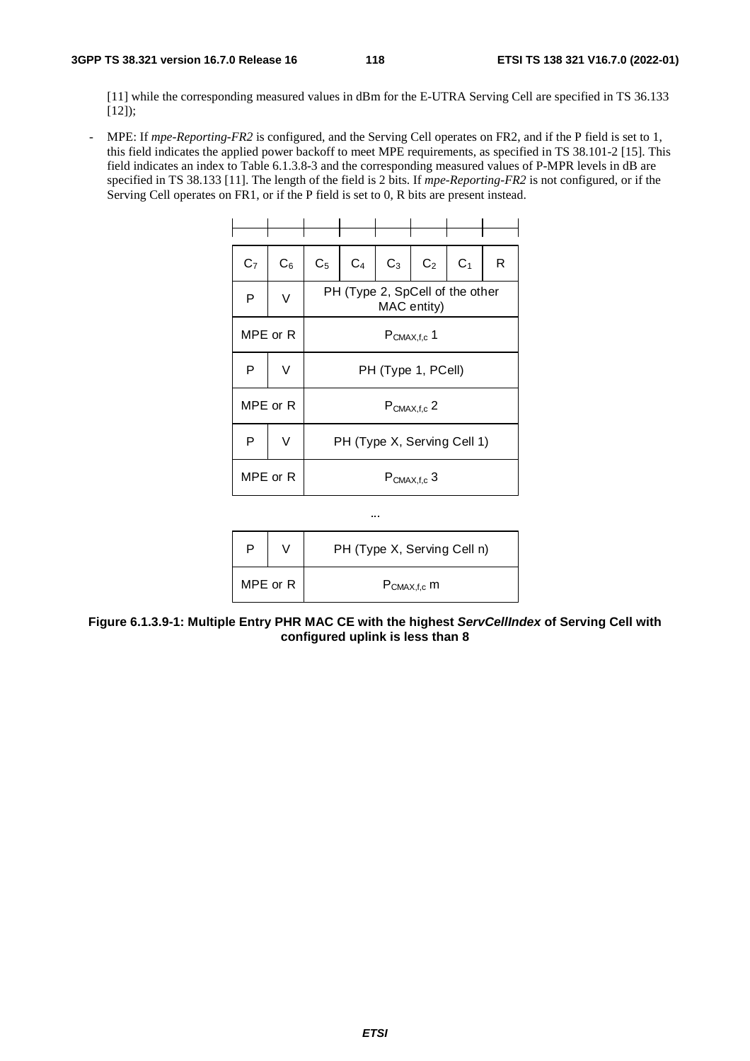[11] while the corresponding measured values in dBm for the E-UTRA Serving Cell are specified in TS 36.133 [12]);

- MPE: If *mpe-Reporting-FR2* is configured, and the Serving Cell operates on FR2, and if the P field is set to 1, this field indicates the applied power backoff to meet MPE requirements, as specified in TS 38.101-2 [15]. This field indicates an index to Table 6.1.3.8-3 and the corresponding measured values of P-MPR levels in dB are specified in TS 38.133 [11]. The length of the field is 2 bits. If *mpe-Reporting-FR2* is not configured, or if the Serving Cell operates on FR1, or if the P field is set to 0, R bits are present instead.

| $C_7$ | $C_6$ | $C_5$ | $C_4$ | $C_3$ | $C_2$ | $C_1$ | R |
|---|---|---|---|---|---|---|---|
| P | V | PH (Type 2, SpCell of the other MAC entity) | | | | | |
| MPE or R | | $P_{CMAX,f,c}$ 1 | | | | | |
| P | V | PH (Type 1, PCell) | | | | | |
| MPE or R | | $P_{CMAX,f,c}$ 2 | | | | | |
| P | V | PH (Type X, Serving Cell 1) | | | | | |
| MPE or R | | $P_{CMAX,f,c}$ 3 | | | | | |
| ... | | | | | | | |
| P | V | PH (Type X, Serving Cell n) | | | | | |
| MPE or R | | $P_{CMAX,f,c}$ m | | | | | |

**Figure 6.1.3.9-1: Multiple Entry PHR MAC CE with the highest *ServCellIndex* of Serving Cell with configured uplink is less than 8**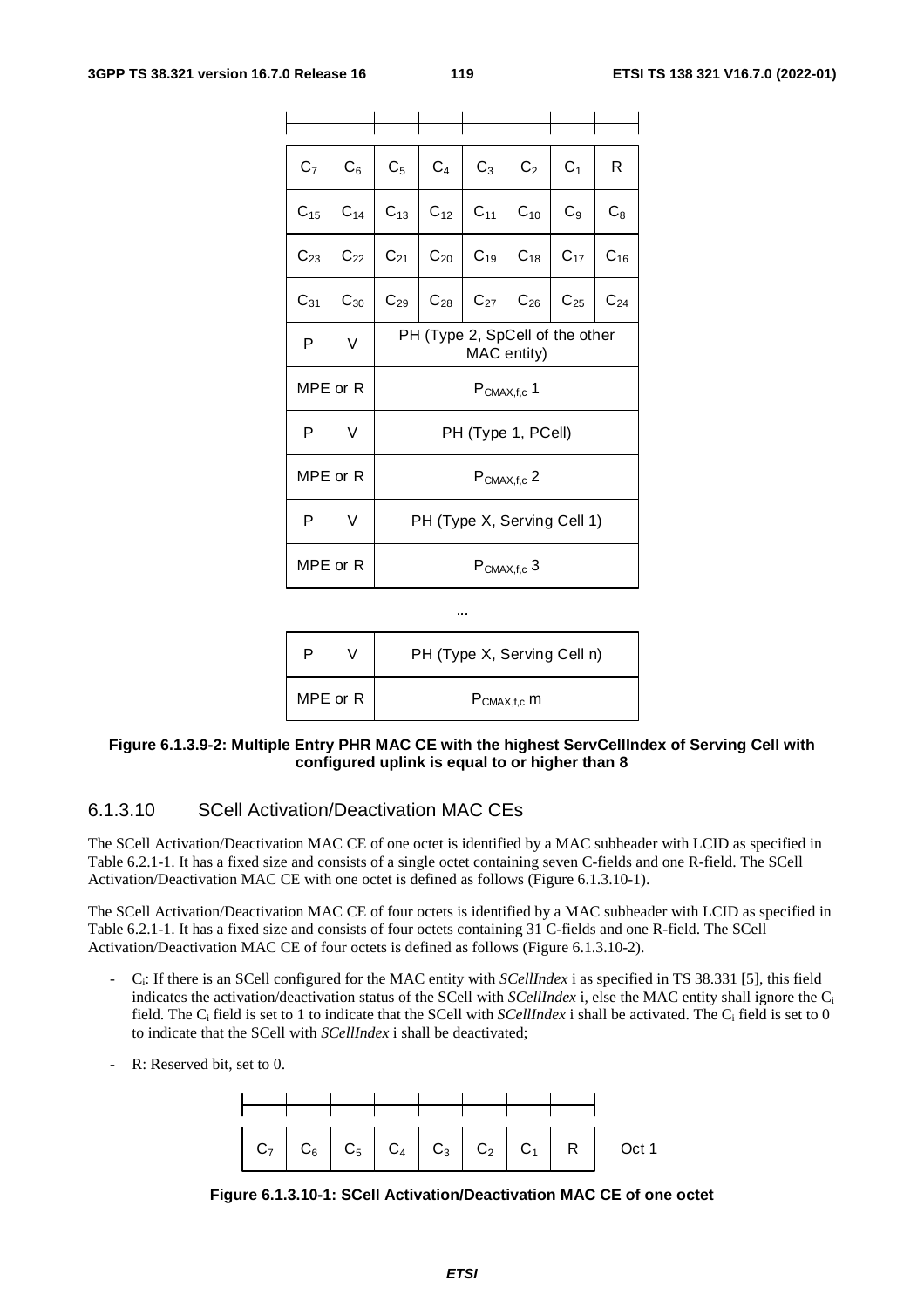| | | | | | | | |
|---|---|---|---|---|---|---|---|
| $C_7$ | $C_6$ | $C_5$ | $C_4$ | $C_3$ | $C_2$ | $C_1$ | R |
| $C_{15}$ | $C_{14}$ | $C_{13}$ | $C_{12}$ | $C_{11}$ | $C_{10}$ | $C_9$ | $C_8$ |
| $C_{23}$ | $C_{22}$ | $C_{21}$ | $C_{20}$ | $C_{19}$ | $C_{18}$ | $C_{17}$ | $C_{16}$ |
| $C_{31}$ | $C_{30}$ | $C_{29}$ | $C_{28}$ | $C_{27}$ | $C_{26}$ | $C_{25}$ | $C_{24}$ |
| P | V | PH (Type 2, SpCell of the other MAC entity) | | | | | |
| MPE or R | | $P_{CMAX,f,c}$ 1 | | | | | |
| P | V | PH (Type 1, PCell) | | | | | |
| MPE or R | | $P_{CMAX,f,c}$ 2 | | | | | |
| P | V | PH (Type X, Serving Cell 1) | | | | | |
| MPE or R | | $P_{CMAX,f,c}$ 3 | | | | | |
| ... | | | | | | | |
| P | V | PH (Type X, Serving Cell n) | | | | | |
| MPE or R | | $P_{CMAX,f,c}$ m | | | | | |

**Figure 6.1.3.9-2: Multiple Entry PHR MAC CE with the highest ServCellIndex of Serving Cell with configured uplink is equal to or higher than 8**

### 6.1.3.10 SCell Activation/Deactivation MAC CEs

The SCell Activation/Deactivation MAC CE of one octet is identified by a MAC subheader with LCID as specified in Table 6.2.1-1. It has a fixed size and consists of a single octet containing seven C-fields and one R-field. The SCell Activation/Deactivation MAC CE with one octet is defined as follows (Figure 6.1.3.10-1).

The SCell Activation/Deactivation MAC CE of four octets is identified by a MAC subheader with LCID as specified in Table 6.2.1-1. It has a fixed size and consists of four octets containing 31 C-fields and one R-field. The SCell Activation/Deactivation MAC CE of four octets is defined as follows (Figure 6.1.3.10-2).

- $C_i$: If there is an SCell configured for the MAC entity with *SCellIndex* i as specified in TS 38.331 [5], this field indicates the activation/deactivation status of the SCell with *SCellIndex* i, else the MAC entity shall ignore the $C_i$ field. The $C_i$ field is set to 1 to indicate that the SCell with *SCellIndex* i shall be activated. The $C_i$ field is set to 0 to indicate that the SCell with *SCellIndex* i shall be deactivated;
- R: Reserved bit, set to 0.

| | | | | | | | | |
|---|---|---|---|---|---|---|---|---|
| $C_7$ | $C_6$ | $C_5$ | $C_4$ | $C_3$ | $C_2$ | $C_1$ | R | Oct 1 |

**Figure 6.1.3.10-1: SCell Activation/Deactivation MAC CE of one octet**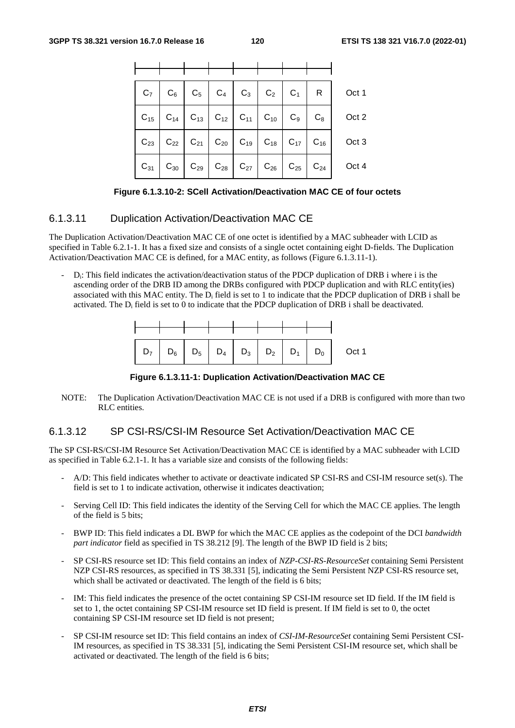| $C_7$ | $C_6$ | $C_5$ | $C_4$ | $C_3$ | $C_2$ | $C_1$ | R | Oct 1 |
|---|---|---|---|---|---|---|---|---|
| $C_{15}$ | $C_{14}$ | $C_{13}$ | $C_{12}$ | $C_{11}$ | $C_{10}$ | $C_9$ | $C_8$ | Oct 2 |
| $C_{23}$ | $C_{22}$ | $C_{21}$ | $C_{20}$ | $C_{19}$ | $C_{18}$ | $C_{17}$ | $C_{16}$ | Oct 3 |
| $C_{31}$ | $C_{30}$ | $C_{29}$ | $C_{28}$ | $C_{27}$ | $C_{26}$ | $C_{25}$ | $C_{24}$ | Oct 4 |

**Figure 6.1.3.10-2: SCell Activation/Deactivation MAC CE of four octets**

### 6.1.3.11 Duplication Activation/Deactivation MAC CE

The Duplication Activation/Deactivation MAC CE of one octet is identified by a MAC subheader with LCID as specified in Table 6.2.1-1. It has a fixed size and consists of a single octet containing eight D-fields. The Duplication Activation/Deactivation MAC CE is defined, for a MAC entity, as follows (Figure 6.1.3.11-1).

- $D_i$: This field indicates the activation/deactivation status of the PDCP duplication of DRB i where i is the ascending order of the DRB ID among the DRBs configured with PDCP duplication and with RLC entity(ies) associated with this MAC entity. The $D_i$ field is set to 1 to indicate that the PDCP duplication of DRB i shall be activated. The $D_i$ field is set to 0 to indicate that the PDCP duplication of DRB i shall be deactivated.

| $D_7$ | $D_6$ | $D_5$ | $D_4$ | $D_3$ | $D_2$ | $D_1$ | $D_0$ | Oct 1 |
|---|---|---|---|---|---|---|---|---|

**Figure 6.1.3.11-1: Duplication Activation/Deactivation MAC CE**

NOTE: The Duplication Activation/Deactivation MAC CE is not used if a DRB is configured with more than two RLC entities.

### 6.1.3.12 SP CSI-RS/CSI-IM Resource Set Activation/Deactivation MAC CE

The SP CSI-RS/CSI-IM Resource Set Activation/Deactivation MAC CE is identified by a MAC subheader with LCID as specified in Table 6.2.1-1. It has a variable size and consists of the following fields:

- A/D: This field indicates whether to activate or deactivate indicated SP CSI-RS and CSI-IM resource set(s). The field is set to 1 to indicate activation, otherwise it indicates deactivation;
- Serving Cell ID: This field indicates the identity of the Serving Cell for which the MAC CE applies. The length of the field is 5 bits;
- BWP ID: This field indicates a DL BWP for which the MAC CE applies as the codepoint of the DCI *bandwidth part indicator* field as specified in TS 38.212 [9]. The length of the BWP ID field is 2 bits;
- SP CSI-RS resource set ID: This field contains an index of *NZP-CSI-RS-ResourceSet* containing Semi Persistent NZP CSI-RS resources, as specified in TS 38.331 [5], indicating the Semi Persistent NZP CSI-RS resource set, which shall be activated or deactivated. The length of the field is 6 bits;
- IM: This field indicates the presence of the octet containing SP CSI-IM resource set ID field. If the IM field is set to 1, the octet containing SP CSI-IM resource set ID field is present. If IM field is set to 0, the octet containing SP CSI-IM resource set ID field is not present;
- SP CSI-IM resource set ID: This field contains an index of *CSI-IM-ResourceSet* containing Semi Persistent CSI-IM resources, as specified in TS 38.331 [5], indicating the Semi Persistent CSI-IM resource set, which shall be activated or deactivated. The length of the field is 6 bits;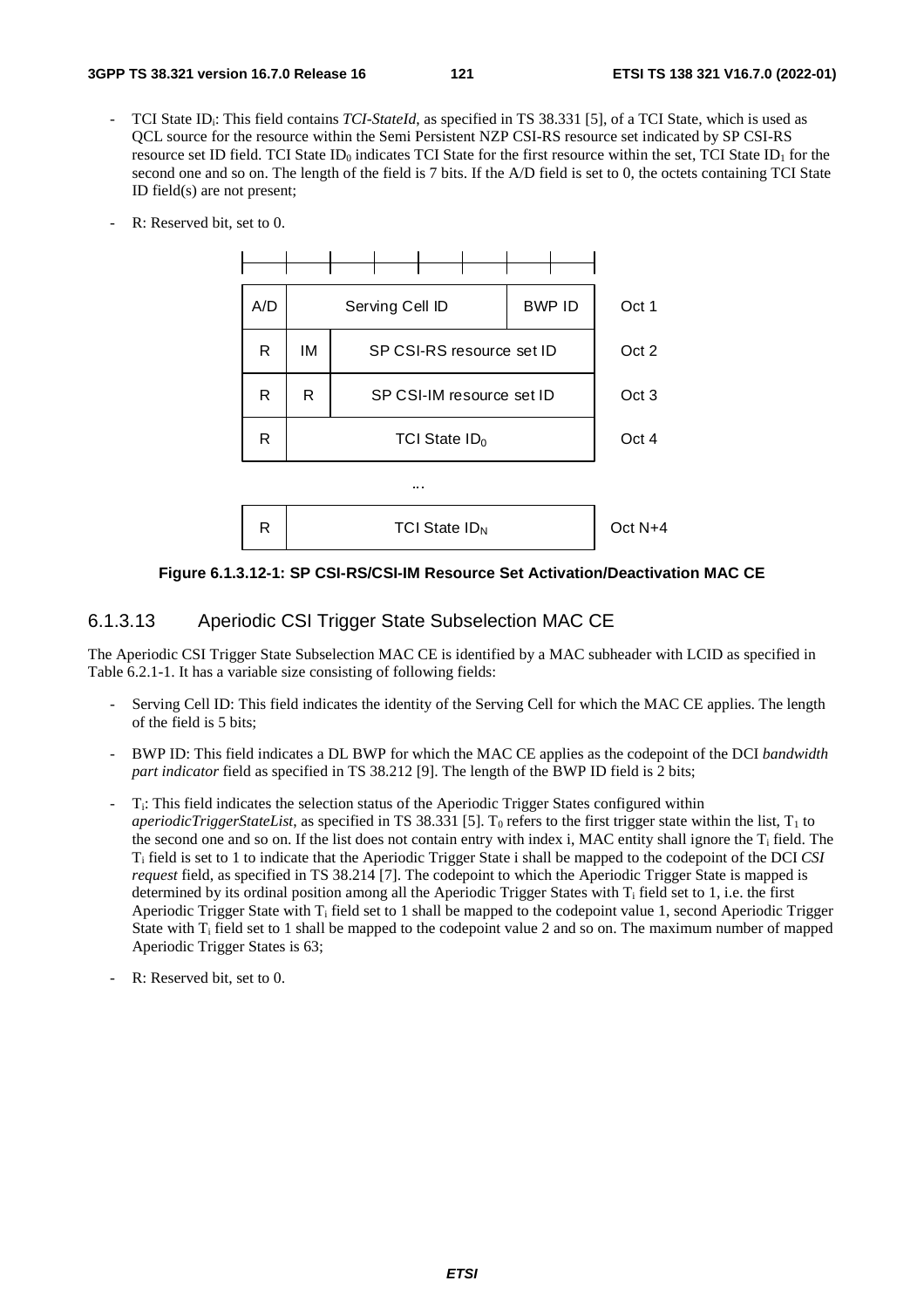- TCI State $ID_i$: This field contains *TCI-StateId*, as specified in TS 38.331 [5], of a TCI State, which is used as QCL source for the resource within the Semi Persistent NZP CSI-RS resource set indicated by SP CSI-RS resource set ID field. TCI State $ID_0$ indicates TCI State for the first resource within the set, TCI State $ID_1$ for the second one and so on. The length of the field is 7 bits. If the A/D field is set to 0, the octets containing TCI State ID field(s) are not present;

- R: Reserved bit, set to 0.

| | | | | | | | | |
|---|---|---|---|---|---|---|---|---|
| A/D | Serving Cell ID | | | | | BWP ID | | Oct 1 |
| R | IM | SP CSI-RS resource set ID | | | | | | Oct 2 |
| R | R | SP CSI-IM resource set ID | | | | | | Oct 3 |
| R | TCI State $ID_0$ | | | | | | | Oct 4 |
| ... | | | | | | | | |
| R | TCI State $ID_N$ | | | | | | | Oct N+4 |

**Figure 6.1.3.12-1: SP CSI-RS/CSI-IM Resource Set Activation/Deactivation MAC CE**

### 6.1.3.13 Aperiodic CSI Trigger State Subselection MAC CE

The Aperiodic CSI Trigger State Subselection MAC CE is identified by a MAC subheader with LCID as specified in Table 6.2.1-1. It has a variable size consisting of following fields:

- Serving Cell ID: This field indicates the identity of the Serving Cell for which the MAC CE applies. The length of the field is 5 bits;

- BWP ID: This field indicates a DL BWP for which the MAC CE applies as the codepoint of the DCI *bandwidth part indicator* field as specified in TS 38.212 [9]. The length of the BWP ID field is 2 bits;

- $T_i$: This field indicates the selection status of the Aperiodic Trigger States configured within *aperiodicTriggerStateList*, as specified in TS 38.331 [5]. $T_0$ refers to the first trigger state within the list, $T_1$ to the second one and so on. If the list does not contain entry with index i, MAC entity shall ignore the $T_i$ field. The $T_i$ field is set to 1 to indicate that the Aperiodic Trigger State i shall be mapped to the codepoint of the DCI *CSI request* field, as specified in TS 38.214 [7]. The codepoint to which the Aperiodic Trigger State is mapped is determined by its ordinal position among all the Aperiodic Trigger States with $T_i$ field set to 1, i.e. the first Aperiodic Trigger State with $T_i$ field set to 1 shall be mapped to the codepoint value 1, second Aperiodic Trigger State with $T_i$ field set to 1 shall be mapped to the codepoint value 2 and so on. The maximum number of mapped Aperiodic Trigger States is 63;

- R: Reserved bit, set to 0.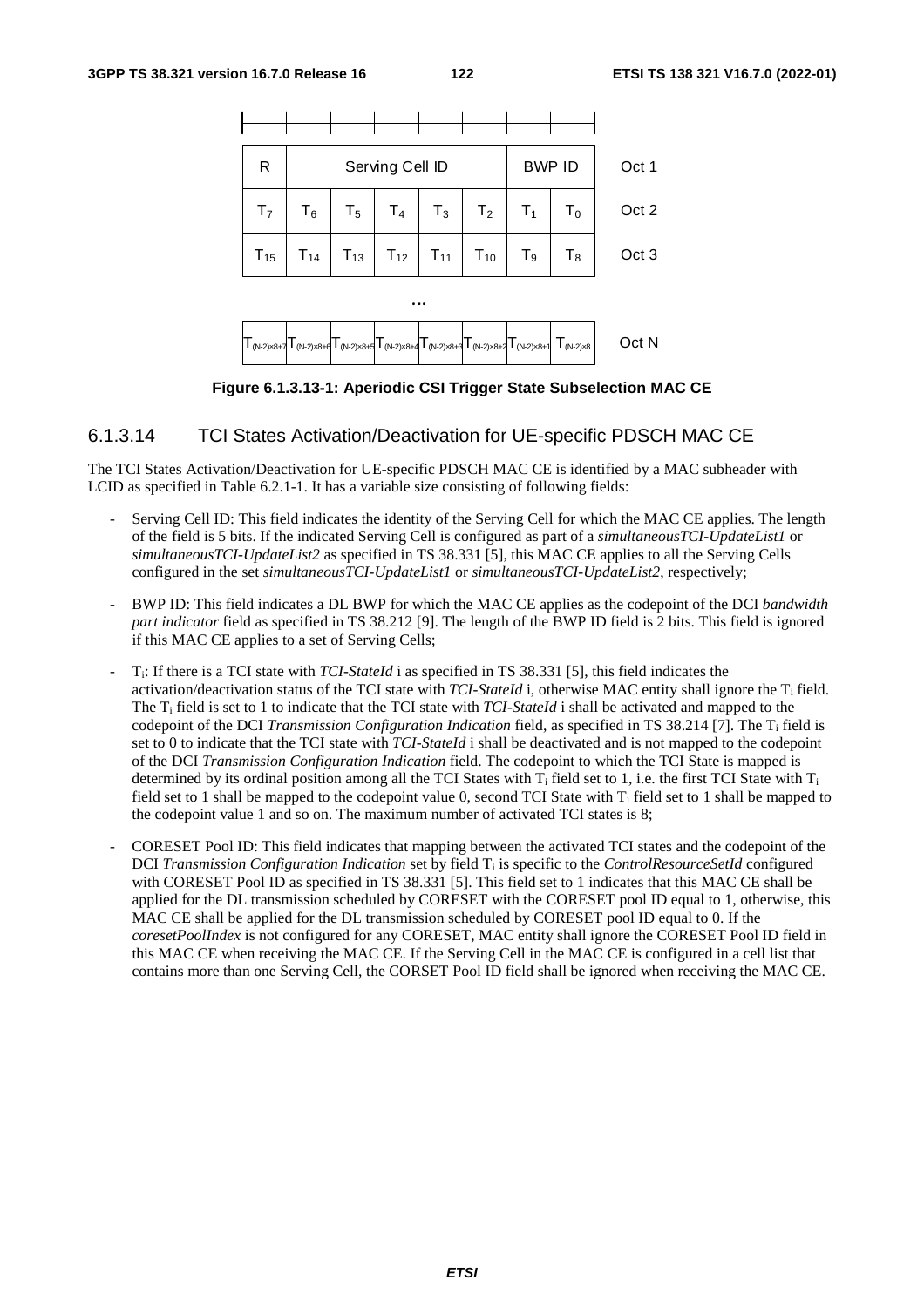| R | Serving Cell ID | | | | | BWP ID | | Oct 1 |
|---|---|---|---|---|---|---|---|---|
| $T_7$ | $T_6$ | $T_5$ | $T_4$ | $T_3$ | $T_2$ | $T_1$ | $T_0$ | Oct 2 |
| $T_{15}$ | $T_{14}$ | $T_{13}$ | $T_{12}$ | $T_{11}$ | $T_{10}$ | $T_9$ | $T_8$ | Oct 3 |
| … | | | | | | | | |
| $T_{(N-2)\times8+7}$ | $T_{(N-2)\times8+6}$ | $T_{(N-2)\times8+5}$ | $T_{(N-2)\times8+4}$ | $T_{(N-2)\times8+3}$ | $T_{(N-2)\times8+2}$ | $T_{(N-2)\times8+1}$ | $T_{(N-2)\times8}$ | Oct N |

**Figure 6.1.3.13-1: Aperiodic CSI Trigger State Subselection MAC CE**

#### 6.1.3.14 TCI States Activation/Deactivation for UE-specific PDSCH MAC CE

The TCI States Activation/Deactivation for UE-specific PDSCH MAC CE is identified by a MAC subheader with LCID as specified in Table 6.2.1-1. It has a variable size consisting of following fields:

- Serving Cell ID: This field indicates the identity of the Serving Cell for which the MAC CE applies. The length of the field is 5 bits. If the indicated Serving Cell is configured as part of a *simultaneousTCI-UpdateList1* or *simultaneousTCI-UpdateList2* as specified in TS 38.331 [5], this MAC CE applies to all the Serving Cells configured in the set *simultaneousTCI-UpdateList1* or *simultaneousTCI-UpdateList2*, respectively;
- BWP ID: This field indicates a DL BWP for which the MAC CE applies as the codepoint of the DCI *bandwidth part indicator* field as specified in TS 38.212 [9]. The length of the BWP ID field is 2 bits. This field is ignored if this MAC CE applies to a set of Serving Cells;
- $T_i$: If there is a TCI state with *TCI-StateId* i as specified in TS 38.331 [5], this field indicates the activation/deactivation status of the TCI state with *TCI-StateId* i, otherwise MAC entity shall ignore the $T_i$ field. The $T_i$ field is set to 1 to indicate that the TCI state with *TCI-StateId* i shall be activated and mapped to the codepoint of the DCI *Transmission Configuration Indication* field, as specified in TS 38.214 [7]. The $T_i$ field is set to 0 to indicate that the TCI state with *TCI-StateId* i shall be deactivated and is not mapped to the codepoint of the DCI *Transmission Configuration Indication* field. The codepoint to which the TCI State is mapped is determined by its ordinal position among all the TCI States with $T_i$ field set to 1, i.e. the first TCI State with $T_i$ field set to 1 shall be mapped to the codepoint value 0, second TCI State with $T_i$ field set to 1 shall be mapped to the codepoint value 1 and so on. The maximum number of activated TCI states is 8;
- CORESET Pool ID: This field indicates that mapping between the activated TCI states and the codepoint of the DCI *Transmission Configuration Indication* set by field $T_i$ is specific to the *ControlResourceSetId* configured with CORESET Pool ID as specified in TS 38.331 [5]. This field set to 1 indicates that this MAC CE shall be applied for the DL transmission scheduled by CORESET with the CORESET pool ID equal to 1, otherwise, this MAC CE shall be applied for the DL transmission scheduled by CORESET pool ID equal to 0. If the *coresetPoolIndex* is not configured for any CORESET, MAC entity shall ignore the CORESET Pool ID field in this MAC CE when receiving the MAC CE. If the Serving Cell in the MAC CE is configured in a cell list that contains more than one Serving Cell, the CORSET Pool ID field shall be ignored when receiving the MAC CE.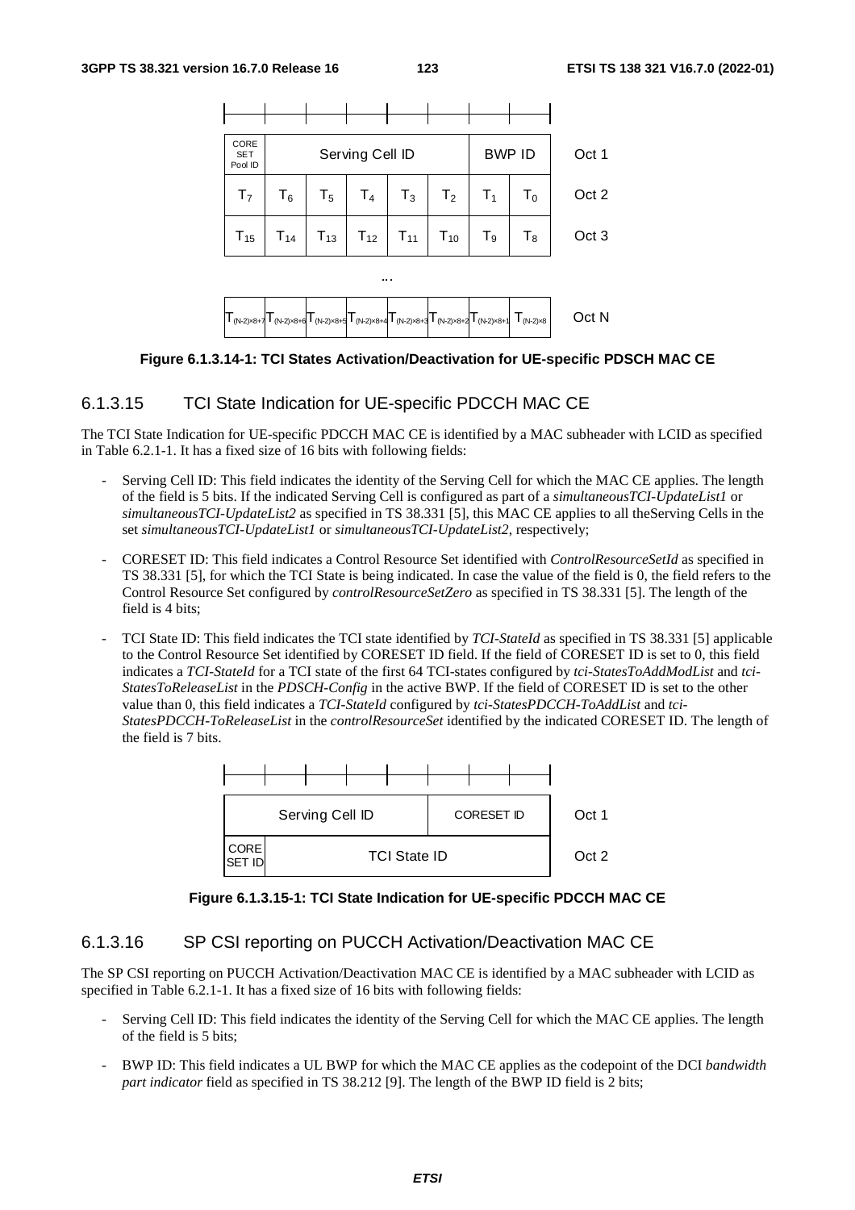| | | | | | | | | |
|---|---|---|---|---|---|---|---|---|
| CORESET Pool ID | Serving Cell ID | | | | | BWP ID | | Oct 1 |
| $T_7$ | $T_6$ | $T_5$ | $T_4$ | $T_3$ | $T_2$ | $T_1$ | $T_0$ | Oct 2 |
| $T_{15}$ | $T_{14}$ | $T_{13}$ | $T_{12}$ | $T_{11}$ | $T_{10}$ | $T_9$ | $T_8$ | Oct 3 |
| ... | | | | | | | | |
| $T_{(N-2)\times 8+7}$ | $T_{(N-2)\times 8+6}$ | $T_{(N-2)\times 8+5}$ | $T_{(N-2)\times 8+4}$ | $T_{(N-2)\times 8+3}$ | $T_{(N-2)\times 8+2}$ | $T_{(N-2)\times 8+1}$ | $T_{(N-2)\times 8}$ | Oct N |

**Figure 6.1.3.14-1: TCI States Activation/Deactivation for UE-specific PDSCH MAC CE**

### 6.1.3.15 TCI State Indication for UE-specific PDCCH MAC CE

The TCI State Indication for UE-specific PDCCH MAC CE is identified by a MAC subheader with LCID as specified in Table 6.2.1-1. It has a fixed size of 16 bits with following fields:

- Serving Cell ID: This field indicates the identity of the Serving Cell for which the MAC CE applies. The length of the field is 5 bits. If the indicated Serving Cell is configured as part of a *simultaneousTCI-UpdateList1* or *simultaneousTCI-UpdateList2* as specified in TS 38.331 [5], this MAC CE applies to all theServing Cells in the set *simultaneousTCI-UpdateList1* or *simultaneousTCI-UpdateList2*, respectively;
- CORESET ID: This field indicates a Control Resource Set identified with *ControlResourceSetId* as specified in TS 38.331 [5], for which the TCI State is being indicated. In case the value of the field is 0, the field refers to the Control Resource Set configured by *controlResourceSetZero* as specified in TS 38.331 [5]. The length of the field is 4 bits;
- TCI State ID: This field indicates the TCI state identified by *TCI-StateId* as specified in TS 38.331 [5] applicable to the Control Resource Set identified by CORESET ID field. If the field of CORESET ID is set to 0, this field indicates a *TCI-StateId* for a TCI state of the first 64 TCI-states configured by *tci-StatesToAddModList* and *tci-StatesToReleaseList* in the *PDSCH-Config* in the active BWP. If the field of CORESET ID is set to the other value than 0, this field indicates a *TCI-StateId* configured by *tci-StatesPDCCH-ToAddList* and *tci-StatesPDCCH-ToReleaseList* in the *controlResourceSet* identified by the indicated CORESET ID. The length of the field is 7 bits.

| | | | | | | | | |
|---|---|---|---|---|---|---|---|---|
| Serving Cell ID | | | | | CORESET ID | | | Oct 1 |
| CORESET ID | TCI State ID | | | | | | | Oct 2 |

**Figure 6.1.3.15-1: TCI State Indication for UE-specific PDCCH MAC CE**

### 6.1.3.16 SP CSI reporting on PUCCH Activation/Deactivation MAC CE

The SP CSI reporting on PUCCH Activation/Deactivation MAC CE is identified by a MAC subheader with LCID as specified in Table 6.2.1-1. It has a fixed size of 16 bits with following fields:

- Serving Cell ID: This field indicates the identity of the Serving Cell for which the MAC CE applies. The length of the field is 5 bits;
- BWP ID: This field indicates a UL BWP for which the MAC CE applies as the codepoint of the DCI *bandwidth part indicator* field as specified in TS 38.212 [9]. The length of the BWP ID field is 2 bits;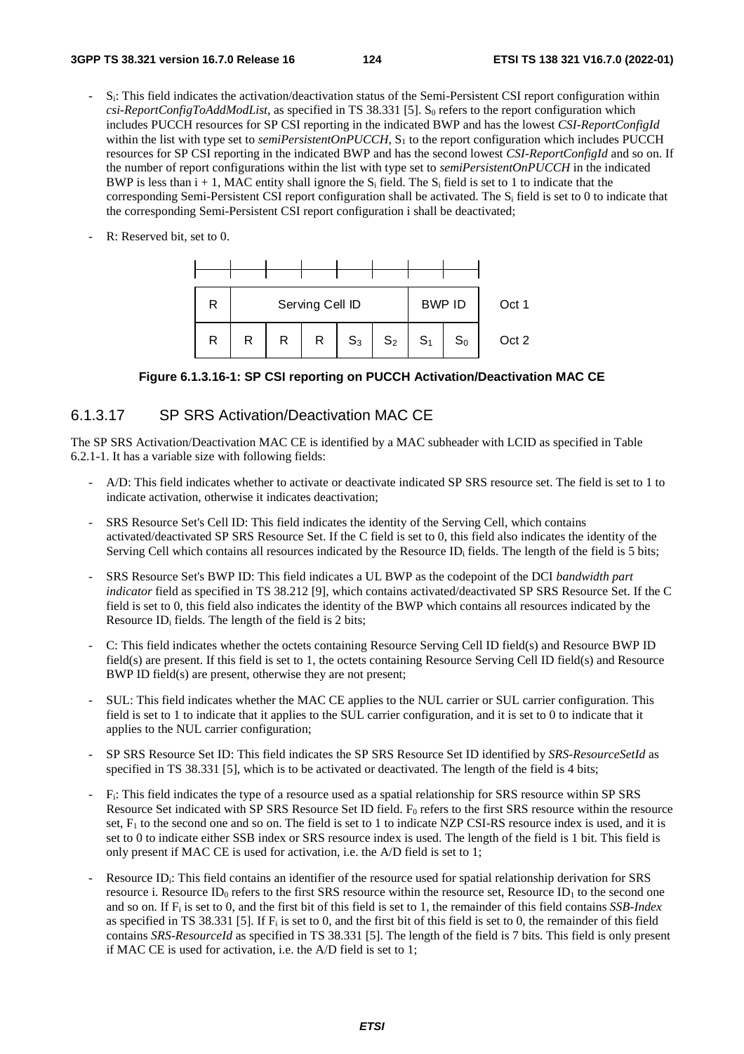- $S_i$: This field indicates the activation/deactivation status of the Semi-Persistent CSI report configuration within *csi-ReportConfigToAddModList*, as specified in TS 38.331 [5]. $S_0$ refers to the report configuration which includes PUCCH resources for SP CSI reporting in the indicated BWP and has the lowest *CSI-ReportConfigId* within the list with type set to *semiPersistentOnPUCCH*, $S_1$ to the report configuration which includes PUCCH resources for SP CSI reporting in the indicated BWP and has the second lowest *CSI-ReportConfigId* and so on. If the number of report configurations within the list with type set to *semiPersistentOnPUCCH* in the indicated BWP is less than i + 1, MAC entity shall ignore the $S_i$ field. The $S_i$ field is set to 1 to indicate that the corresponding Semi-Persistent CSI report configuration shall be activated. The $S_i$ field is set to 0 to indicate that the corresponding Semi-Persistent CSI report configuration i shall be deactivated;
- R: Reserved bit, set to 0.

| | | | | | | | | |
|---|---|---|---|---|---|---|---|---|
| R | Serving Cell ID | | | | | BWP ID | | Oct 1 |
| R | R | R | R | $S_3$ | $S_2$ | $S_1$ | $S_0$ | Oct 2 |

**Figure 6.1.3.16-1: SP CSI reporting on PUCCH Activation/Deactivation MAC CE**

#### 6.1.3.17 SP SRS Activation/Deactivation MAC CE

The SP SRS Activation/Deactivation MAC CE is identified by a MAC subheader with LCID as specified in Table 6.2.1-1. It has a variable size with following fields:

- A/D: This field indicates whether to activate or deactivate indicated SP SRS resource set. The field is set to 1 to indicate activation, otherwise it indicates deactivation;
- SRS Resource Set's Cell ID: This field indicates the identity of the Serving Cell, which contains activated/deactivated SP SRS Resource Set. If the C field is set to 0, this field also indicates the identity of the Serving Cell which contains all resources indicated by the Resource $ID_i$ fields. The length of the field is 5 bits;
- SRS Resource Set's BWP ID: This field indicates a UL BWP as the codepoint of the DCI *bandwidth part indicator* field as specified in TS 38.212 [9], which contains activated/deactivated SP SRS Resource Set. If the C field is set to 0, this field also indicates the identity of the BWP which contains all resources indicated by the Resource $ID_i$ fields. The length of the field is 2 bits;
- C: This field indicates whether the octets containing Resource Serving Cell ID field(s) and Resource BWP ID field(s) are present. If this field is set to 1, the octets containing Resource Serving Cell ID field(s) and Resource BWP ID field(s) are present, otherwise they are not present;
- SUL: This field indicates whether the MAC CE applies to the NUL carrier or SUL carrier configuration. This field is set to 1 to indicate that it applies to the SUL carrier configuration, and it is set to 0 to indicate that it applies to the NUL carrier configuration;
- SP SRS Resource Set ID: This field indicates the SP SRS Resource Set ID identified by *SRS-ResourceSetId* as specified in TS 38.331 [5], which is to be activated or deactivated. The length of the field is 4 bits;
- $F_i$: This field indicates the type of a resource used as a spatial relationship for SRS resource within SP SRS Resource Set indicated with SP SRS Resource Set ID field. $F_0$ refers to the first SRS resource within the resource set, $F_1$ to the second one and so on. The field is set to 1 to indicate NZP CSI-RS resource index is used, and it is set to 0 to indicate either SSB index or SRS resource index is used. The length of the field is 1 bit. This field is only present if MAC CE is used for activation, i.e. the A/D field is set to 1;
- Resource $ID_i$: This field contains an identifier of the resource used for spatial relationship derivation for SRS resource i. Resource $ID_0$ refers to the first SRS resource within the resource set, Resource $ID_1$ to the second one and so on. If $F_i$ is set to 0, and the first bit of this field is set to 1, the remainder of this field contains *SSB-Index* as specified in TS 38.331 [5]. If $F_i$ is set to 0, and the first bit of this field is set to 0, the remainder of this field contains *SRS-ResourceId* as specified in TS 38.331 [5]. The length of the field is 7 bits. This field is only present if MAC CE is used for activation, i.e. the A/D field is set to 1;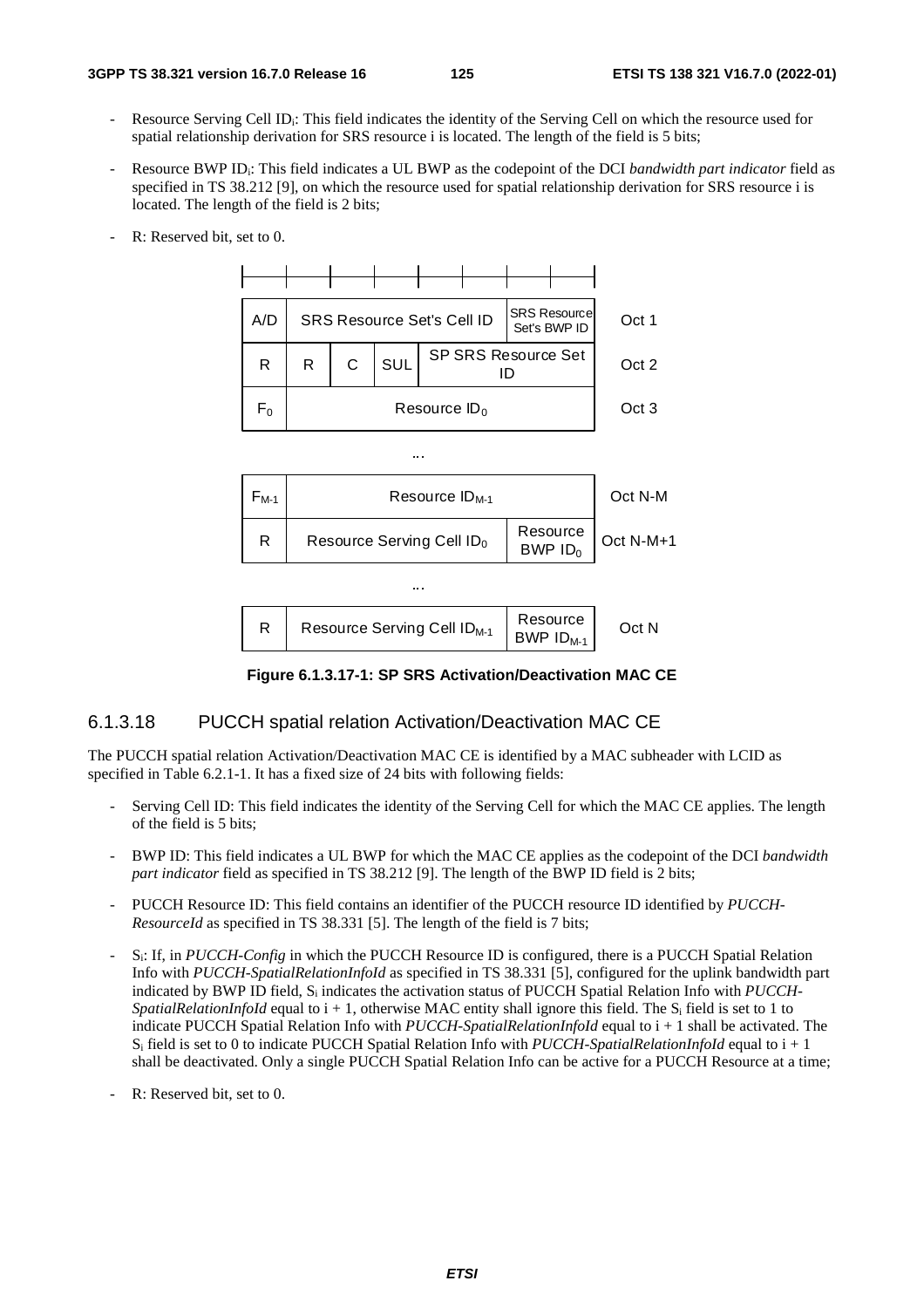- Resource Serving Cell $ID_i$: This field indicates the identity of the Serving Cell on which the resource used for spatial relationship derivation for SRS resource i is located. The length of the field is 5 bits;

- Resource BWP $ID_i$: This field indicates a UL BWP as the codepoint of the DCI *bandwidth part indicator* field as specified in TS 38.212 [9], on which the resource used for spatial relationship derivation for SRS resource i is located. The length of the field is 2 bits;

- R: Reserved bit, set to 0.

| | | | | | | | | |
|---|---|---|---|---|---|---|---|---|
| A/D | SRS Resource Set's Cell ID | | | | | SRS Resource Set's BWP ID | | Oct 1 |
| R | R | C | SUL | SP SRS Resource Set ID | | | | Oct 2 |
| $F_0$ | Resource $ID_0$ | | | | | | | Oct 3 |
| ... | | | | | | | | |
| $F_{M-1}$ | Resource $ID_{M-1}$ | | | | | | | Oct N-M |
| R | Resource Serving Cell $ID_0$ | | | | | Resource BWP $ID_0$ | | Oct N-M+1 |
| ... | | | | | | | | |
| R | Resource Serving Cell $ID_{M-1}$ | | | | | Resource BWP $ID_{M-1}$ | | Oct N |

**Figure 6.1.3.17-1: SP SRS Activation/Deactivation MAC CE**

### 6.1.3.18 PUCCH spatial relation Activation/Deactivation MAC CE

The PUCCH spatial relation Activation/Deactivation MAC CE is identified by a MAC subheader with LCID as specified in Table 6.2.1-1. It has a fixed size of 24 bits with following fields:

- Serving Cell ID: This field indicates the identity of the Serving Cell for which the MAC CE applies. The length of the field is 5 bits;

- BWP ID: This field indicates a UL BWP for which the MAC CE applies as the codepoint of the DCI *bandwidth part indicator* field as specified in TS 38.212 [9]. The length of the BWP ID field is 2 bits;

- PUCCH Resource ID: This field contains an identifier of the PUCCH resource ID identified by *PUCCH-ResourceId* as specified in TS 38.331 [5]. The length of the field is 7 bits;

- $S_i$: If, in *PUCCH-Config* in which the PUCCH Resource ID is configured, there is a PUCCH Spatial Relation Info with *PUCCH-SpatialRelationInfoId* as specified in TS 38.331 [5], configured for the uplink bandwidth part indicated by BWP ID field, $S_i$ indicates the activation status of PUCCH Spatial Relation Info with *PUCCH-SpatialRelationInfoId* equal to i + 1, otherwise MAC entity shall ignore this field. The $S_i$ field is set to 1 to indicate PUCCH Spatial Relation Info with *PUCCH-SpatialRelationInfoId* equal to i + 1 shall be activated. The $S_i$ field is set to 0 to indicate PUCCH Spatial Relation Info with *PUCCH-SpatialRelationInfoId* equal to i + 1 shall be deactivated. Only a single PUCCH Spatial Relation Info can be active for a PUCCH Resource at a time;

- R: Reserved bit, set to 0.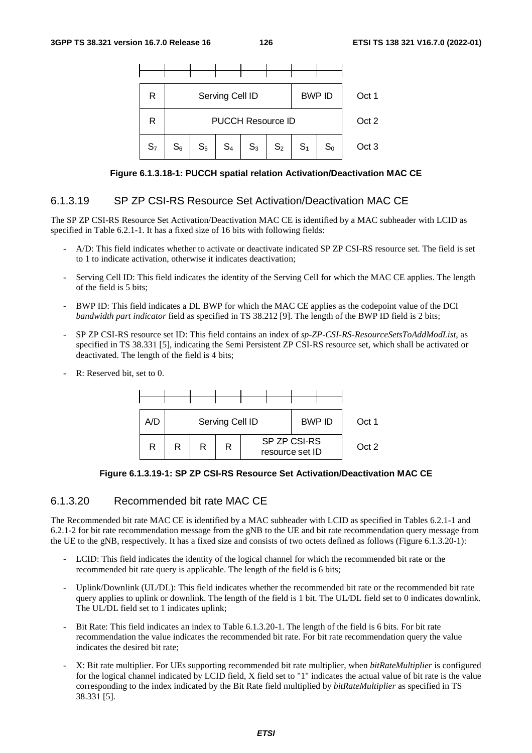| R | Serving Cell ID | | | | | BWP ID | | Oct 1 |
|---|---|---|---|---|---|---|---|---|
| R | PUCCH Resource ID | | | | | | | Oct 2 |
| $S_7$ | $S_6$ | $S_5$ | $S_4$ | $S_3$ | $S_2$ | $S_1$ | $S_0$ | Oct 3 |

**Figure 6.1.3.18-1: PUCCH spatial relation Activation/Deactivation MAC CE**

### 6.1.3.19 SP ZP CSI-RS Resource Set Activation/Deactivation MAC CE

The SP ZP CSI-RS Resource Set Activation/Deactivation MAC CE is identified by a MAC subheader with LCID as specified in Table 6.2.1-1. It has a fixed size of 16 bits with following fields:

- A/D: This field indicates whether to activate or deactivate indicated SP ZP CSI-RS resource set. The field is set to 1 to indicate activation, otherwise it indicates deactivation;
- Serving Cell ID: This field indicates the identity of the Serving Cell for which the MAC CE applies. The length of the field is 5 bits;
- BWP ID: This field indicates a DL BWP for which the MAC CE applies as the codepoint value of the DCI *bandwidth part indicator* field as specified in TS 38.212 [9]. The length of the BWP ID field is 2 bits;
- SP ZP CSI-RS resource set ID: This field contains an index of *sp-ZP-CSI-RS-ResourceSetsToAddModList*, as specified in TS 38.331 [5], indicating the Semi Persistent ZP CSI-RS resource set, which shall be activated or deactivated. The length of the field is 4 bits;
- R: Reserved bit, set to 0.

| A/D | Serving Cell ID | | | | | BWP ID | | Oct 1 |
|---|---|---|---|---|---|---|---|---|
| R | R | R | R | SP ZP CSI-RS resource set ID | | | | Oct 2 |

**Figure 6.1.3.19-1: SP ZP CSI-RS Resource Set Activation/Deactivation MAC CE**

### 6.1.3.20 Recommended bit rate MAC CE

The Recommended bit rate MAC CE is identified by a MAC subheader with LCID as specified in Tables 6.2.1-1 and 6.2.1-2 for bit rate recommendation message from the gNB to the UE and bit rate recommendation query message from the UE to the gNB, respectively. It has a fixed size and consists of two octets defined as follows (Figure 6.1.3.20-1):

- LCID: This field indicates the identity of the logical channel for which the recommended bit rate or the recommended bit rate query is applicable. The length of the field is 6 bits;
- Uplink/Downlink (UL/DL): This field indicates whether the recommended bit rate or the recommended bit rate query applies to uplink or downlink. The length of the field is 1 bit. The UL/DL field set to 0 indicates downlink. The UL/DL field set to 1 indicates uplink;
- Bit Rate: This field indicates an index to Table 6.1.3.20-1. The length of the field is 6 bits. For bit rate recommendation the value indicates the recommended bit rate. For bit rate recommendation query the value indicates the desired bit rate;
- X: Bit rate multiplier. For UEs supporting recommended bit rate multiplier, when *bitRateMultiplier* is configured for the logical channel indicated by LCID field, X field set to "1" indicates the actual value of bit rate is the value corresponding to the index indicated by the Bit Rate field multiplied by *bitRateMultiplier* as specified in TS 38.331 [5].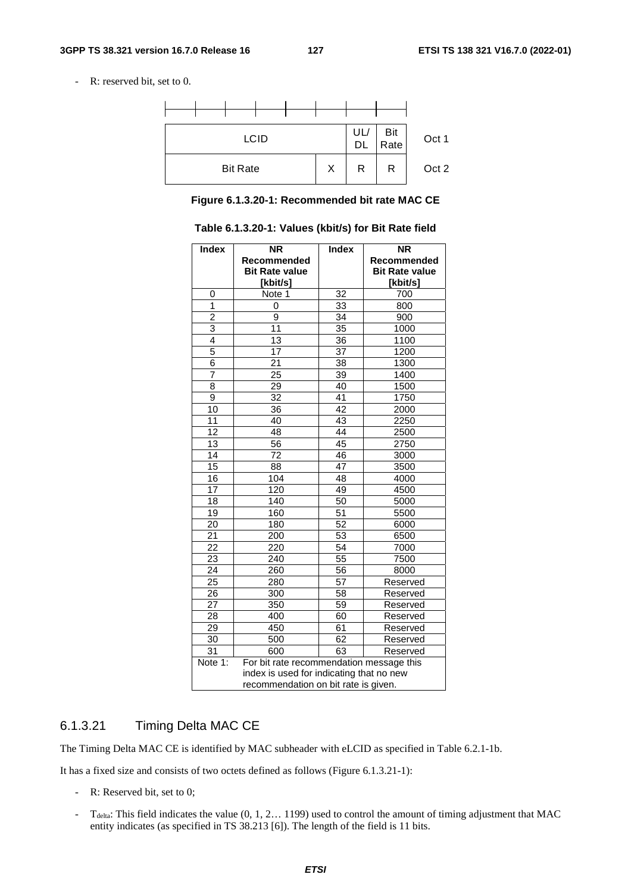- R: reserved bit, set to 0.

| LCID | | | | | UL/DL | Bit Rate | Oct 1 |
|---|---|---|---|---|---|---|---|
| Bit Rate | | | | X | R | R | Oct 2 |

**Figure 6.1.3.20-1: Recommended bit rate MAC CE**

**Table 6.1.3.20-1: Values (kbit/s) for Bit Rate field**

| Index | NR Recommended Bit Rate value [kbit/s] | Index | NR Recommended Bit Rate value [kbit/s] |
|---|---|---|---|
| 0 | Note 1 | 32 | 700 |
| 1 | 0 | 33 | 800 |
| 2 | 9 | 34 | 900 |
| 3 | 11 | 35 | 1000 |
| 4 | 13 | 36 | 1100 |
| 5 | 17 | 37 | 1200 |
| 6 | 21 | 38 | 1300 |
| 7 | 25 | 39 | 1400 |
| 8 | 29 | 40 | 1500 |
| 9 | 32 | 41 | 1750 |
| 10 | 36 | 42 | 2000 |
| 11 | 40 | 43 | 2250 |
| 12 | 48 | 44 | 2500 |
| 13 | 56 | 45 | 2750 |
| 14 | 72 | 46 | 3000 |
| 15 | 88 | 47 | 3500 |
| 16 | 104 | 48 | 4000 |
| 17 | 120 | 49 | 4500 |
| 18 | 140 | 50 | 5000 |
| 19 | 160 | 51 | 5500 |
| 20 | 180 | 52 | 6000 |
| 21 | 200 | 53 | 6500 |
| 22 | 220 | 54 | 7000 |
| 23 | 240 | 55 | 7500 |
| 24 | 260 | 56 | 8000 |
| 25 | 280 | 57 | Reserved |
| 26 | 300 | 58 | Reserved |
| 27 | 350 | 59 | Reserved |
| 28 | 400 | 60 | Reserved |
| 29 | 450 | 61 | Reserved |
| 30 | 500 | 62 | Reserved |
| 31 | 600 | 63 | Reserved |
| Note 1: | For bit rate recommendation message this index is used for indicating that no new recommendation on bit rate is given. | | |

### 6.1.3.21 Timing Delta MAC CE

The Timing Delta MAC CE is identified by MAC subheader with eLCID as specified in Table 6.2.1-1b.

It has a fixed size and consists of two octets defined as follows (Figure 6.1.3.21-1):

- R: Reserved bit, set to 0;
- $T_{delta}$: This field indicates the value (0, 1, 2… 1199) used to control the amount of timing adjustment that MAC entity indicates (as specified in TS 38.213 [6]). The length of the field is 11 bits.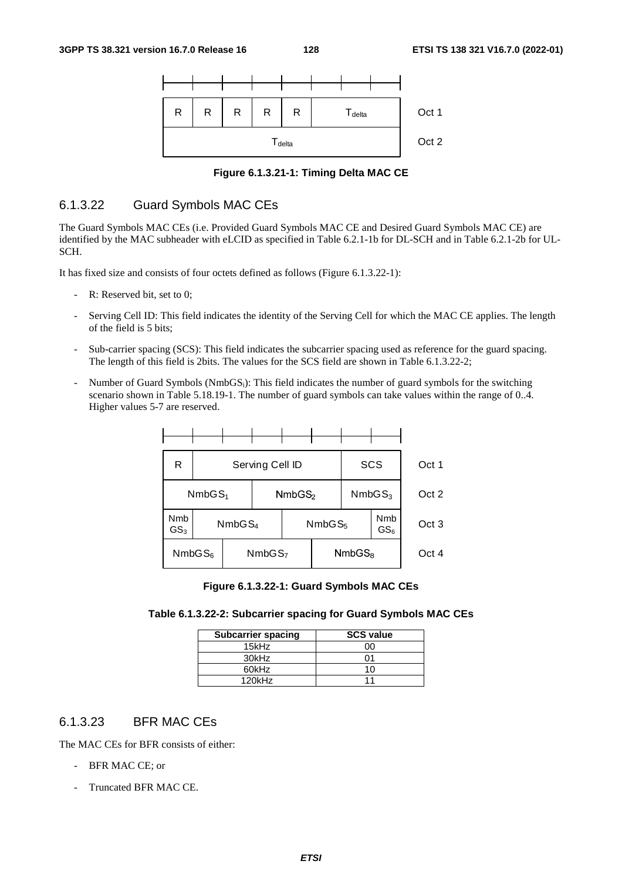| R | R | R | R | R | $T_{delta}$ | | | Oct 1 |
|---|---|---|---|---|---|---|---|---|
| $T_{delta}$ | | | | | | | | Oct 2 |

**Figure 6.1.3.21-1: Timing Delta MAC CE**

### 6.1.3.22 Guard Symbols MAC CEs

The Guard Symbols MAC CEs (i.e. Provided Guard Symbols MAC CE and Desired Guard Symbols MAC CE) are identified by the MAC subheader with eLCID as specified in Table 6.2.1-1b for DL-SCH and in Table 6.2.1-2b for UL-SCH.

It has fixed size and consists of four octets defined as follows (Figure 6.1.3.22-1):

- R: Reserved bit, set to 0;
- Serving Cell ID: This field indicates the identity of the Serving Cell for which the MAC CE applies. The length of the field is 5 bits;
- Sub-carrier spacing (SCS): This field indicates the subcarrier spacing used as reference for the guard spacing. The length of this field is 2bits. The values for the SCS field are shown in Table 6.1.3.22-2;
- Number of Guard Symbols ($NmbGS_i$): This field indicates the number of guard symbols for the switching scenario shown in Table 5.18.19-1. The number of guard symbols can take values within the range of 0..4. Higher values 5-7 are reserved.

| R | Serving Cell ID | | | | | SCS | | Oct 1 |
|---|---|---|---|---|---|---|---|---|
| $NmbGS_1$ | | | $NmbGS_2$ | | | $NmbGS_3$ | | Oct 2 |
| $NmbGS_3$ | $NmbGS_4$ | | | $NmbGS_5$ | | | $NmbGS_6$ | Oct 3 |
| $NmbGS_6$ | | $NmbGS_7$ | | | $NmbGS_8$ | | | Oct 4 |

**Figure 6.1.3.22-1: Guard Symbols MAC CEs**

**Table 6.1.3.22-2: Subcarrier spacing for Guard Symbols MAC CEs**

| Subcarrier spacing | SCS value |
|---|---|
| 15kHz | 00 |
| 30kHz | 01 |
| 60kHz | 10 |
| 120kHz | 11 |

### 6.1.3.23 BFR MAC CEs

The MAC CEs for BFR consists of either:

- BFR MAC CE; or
- Truncated BFR MAC CE.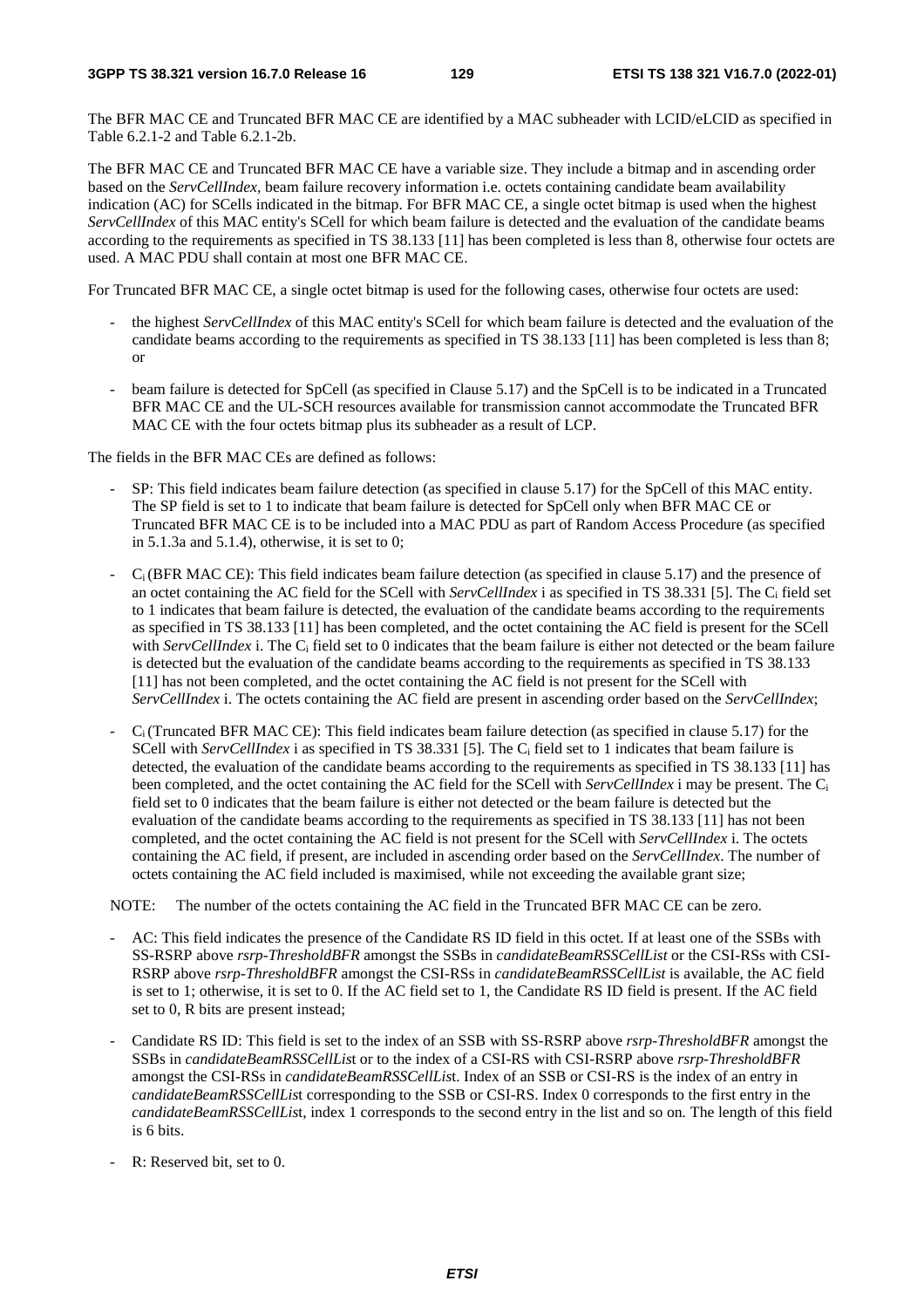The BFR MAC CE and Truncated BFR MAC CE are identified by a MAC subheader with LCID/eLCID as specified in Table 6.2.1-2 and Table 6.2.1-2b.

The BFR MAC CE and Truncated BFR MAC CE have a variable size. They include a bitmap and in ascending order based on the *ServCellIndex*, beam failure recovery information i.e. octets containing candidate beam availability indication (AC) for SCells indicated in the bitmap. For BFR MAC CE, a single octet bitmap is used when the highest *ServCellIndex* of this MAC entity's SCell for which beam failure is detected and the evaluation of the candidate beams according to the requirements as specified in TS 38.133 [11] has been completed is less than 8, otherwise four octets are used. A MAC PDU shall contain at most one BFR MAC CE.

For Truncated BFR MAC CE, a single octet bitmap is used for the following cases, otherwise four octets are used:

- the highest *ServCellIndex* of this MAC entity's SCell for which beam failure is detected and the evaluation of the candidate beams according to the requirements as specified in TS 38.133 [11] has been completed is less than 8; or
- beam failure is detected for SpCell (as specified in Clause 5.17) and the SpCell is to be indicated in a Truncated BFR MAC CE and the UL-SCH resources available for transmission cannot accommodate the Truncated BFR MAC CE with the four octets bitmap plus its subheader as a result of LCP.

The fields in the BFR MAC CEs are defined as follows:

- SP: This field indicates beam failure detection (as specified in clause 5.17) for the SpCell of this MAC entity. The SP field is set to 1 to indicate that beam failure is detected for SpCell only when BFR MAC CE or Truncated BFR MAC CE is to be included into a MAC PDU as part of Random Access Procedure (as specified in 5.1.3a and 5.1.4), otherwise, it is set to 0;
- $C_i$ (BFR MAC CE): This field indicates beam failure detection (as specified in clause 5.17) and the presence of an octet containing the AC field for the SCell with *ServCellIndex* i as specified in TS 38.331 [5]. The $C_i$ field set to 1 indicates that beam failure is detected, the evaluation of the candidate beams according to the requirements as specified in TS 38.133 [11] has been completed, and the octet containing the AC field is present for the SCell with *ServCellIndex* i. The $C_i$ field set to 0 indicates that the beam failure is either not detected or the beam failure is detected but the evaluation of the candidate beams according to the requirements as specified in TS 38.133 [11] has not been completed, and the octet containing the AC field is not present for the SCell with *ServCellIndex* i. The octets containing the AC field are present in ascending order based on the *ServCellIndex*;
- $C_i$ (Truncated BFR MAC CE): This field indicates beam failure detection (as specified in clause 5.17) for the SCell with *ServCellIndex* i as specified in TS 38.331 [5]. The $C_i$ field set to 1 indicates that beam failure is detected, the evaluation of the candidate beams according to the requirements as specified in TS 38.133 [11] has been completed, and the octet containing the AC field for the SCell with *ServCellIndex* i may be present. The $C_i$ field set to 0 indicates that the beam failure is either not detected or the beam failure is detected but the evaluation of the candidate beams according to the requirements as specified in TS 38.133 [11] has not been completed, and the octet containing the AC field is not present for the SCell with *ServCellIndex* i. The octets containing the AC field, if present, are included in ascending order based on the *ServCellIndex*. The number of octets containing the AC field included is maximised, while not exceeding the available grant size;

NOTE: The number of the octets containing the AC field in the Truncated BFR MAC CE can be zero.

- AC: This field indicates the presence of the Candidate RS ID field in this octet. If at least one of the SSBs with SS-RSRP above *rsrp-ThresholdBFR* amongst the SSBs in *candidateBeamRSSCellList* or the CSI-RSs with CSI-RSRP above *rsrp-ThresholdBFR* amongst the CSI-RSs in *candidateBeamRSSCellList* is available, the AC field is set to 1; otherwise, it is set to 0. If the AC field set to 1, the Candidate RS ID field is present. If the AC field set to 0, R bits are present instead;
- Candidate RS ID: This field is set to the index of an SSB with SS-RSRP above *rsrp-ThresholdBFR* amongst the SSBs in *candidateBeamRSSCellList* or to the index of a CSI-RS with CSI-RSRP above *rsrp-ThresholdBFR* amongst the CSI-RSs in *candidateBeamRSSCellList*. Index of an SSB or CSI-RS is the index of an entry in *candidateBeamRSSCellList* corresponding to the SSB or CSI-RS. Index 0 corresponds to the first entry in the *candidateBeamRSSCellList*, index 1 corresponds to the second entry in the list and so on. The length of this field is 6 bits.
- R: Reserved bit, set to 0.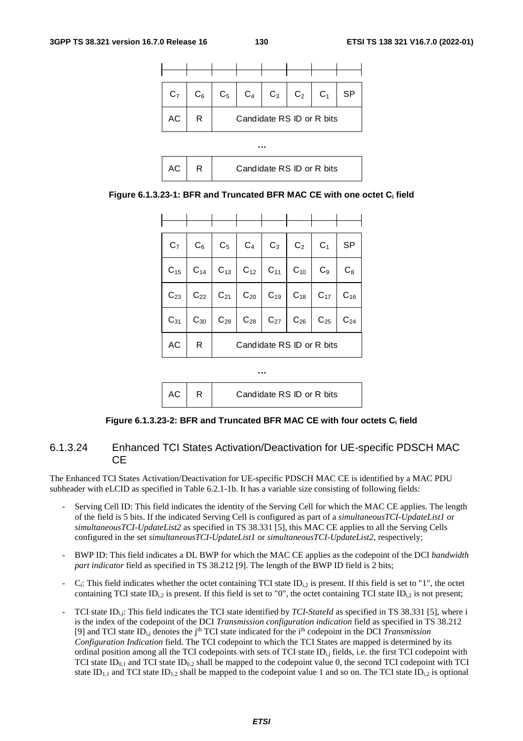| $C_7$ | $C_6$ | $C_5$ | $C_4$ | $C_3$ | $C_2$ | $C_1$ | SP |
|---|---|---|---|---|---|---|---|
| AC | R | Candidate RS ID or R bits | | | | | |

…

| AC | R | Candidate RS ID or R bits | | | | | |
|---|---|---|---|---|---|---|---|

**Figure 6.1.3.23-1: BFR and Truncated BFR MAC CE with one octet $C_i$ field**

| $C_7$ | $C_6$ | $C_5$ | $C_4$ | $C_3$ | $C_2$ | $C_1$ | SP |
|---|---|---|---|---|---|---|---|
| $C_{15}$ | $C_{14}$ | $C_{13}$ | $C_{12}$ | $C_{11}$ | $C_{10}$ | $C_9$ | $C_8$ |
| $C_{23}$ | $C_{22}$ | $C_{21}$ | $C_{20}$ | $C_{19}$ | $C_{18}$ | $C_{17}$ | $C_{16}$ |
| $C_{31}$ | $C_{30}$ | $C_{29}$ | $C_{28}$ | $C_{27}$ | $C_{26}$ | $C_{25}$ | $C_{24}$ |
| AC | R | Candidate RS ID or R bits | | | | | |

…

| AC | R | Candidate RS ID or R bits | | | | | |
|---|---|---|---|---|---|---|---|

**Figure 6.1.3.23-2: BFR and Truncated BFR MAC CE with four octets $C_i$ field**

### 6.1.3.24 Enhanced TCI States Activation/Deactivation for UE-specific PDSCH MAC CE

The Enhanced TCI States Activation/Deactivation for UE-specific PDSCH MAC CE is identified by a MAC PDU subheader with eLCID as specified in Table 6.2.1-1b. It has a variable size consisting of following fields:

- Serving Cell ID: This field indicates the identity of the Serving Cell for which the MAC CE applies. The length of the field is 5 bits. If the indicated Serving Cell is configured as part of a *simultaneousTCI-UpdateList1* or *simultaneousTCI-UpdateList2* as specified in TS 38.331 [5], this MAC CE applies to all the Serving Cells configured in the set *simultaneousTCI-UpdateList1* or *simultaneousTCI-UpdateList2*, respectively;
- BWP ID: This field indicates a DL BWP for which the MAC CE applies as the codepoint of the DCI *bandwidth part indicator* field as specified in TS 38.212 [9]. The length of the BWP ID field is 2 bits;
- $C_i$: This field indicates whether the octet containing TCI state $ID_{i,2}$ is present. If this field is set to "1", the octet containing TCI state $ID_{i,2}$ is present. If this field is set to "0", the octet containing TCI state $ID_{i,2}$ is not present;
- TCI state $ID_{i,j}$: This field indicates the TCI state identified by *TCI-StateId* as specified in TS 38.331 [5], where i is the index of the codepoint of the DCI *Transmission configuration indication* field as specified in TS 38.212 [9] and TCI state $ID_{i,j}$ denotes the $j^{th}$ TCI state indicated for the $i^{th}$ codepoint in the DCI *Transmission Configuration Indication* field. The TCI codepoint to which the TCI States are mapped is determined by its ordinal position among all the TCI codepoints with sets of TCI state $ID_{i,j}$ fields, i.e. the first TCI codepoint with TCI state $ID_{0,1}$ and TCI state $ID_{0,2}$ shall be mapped to the codepoint value 0, the second TCI codepoint with TCI state $ID_{1,1}$ and TCI state $ID_{1,2}$ shall be mapped to the codepoint value 1 and so on. The TCI state $ID_{i,2}$ is optional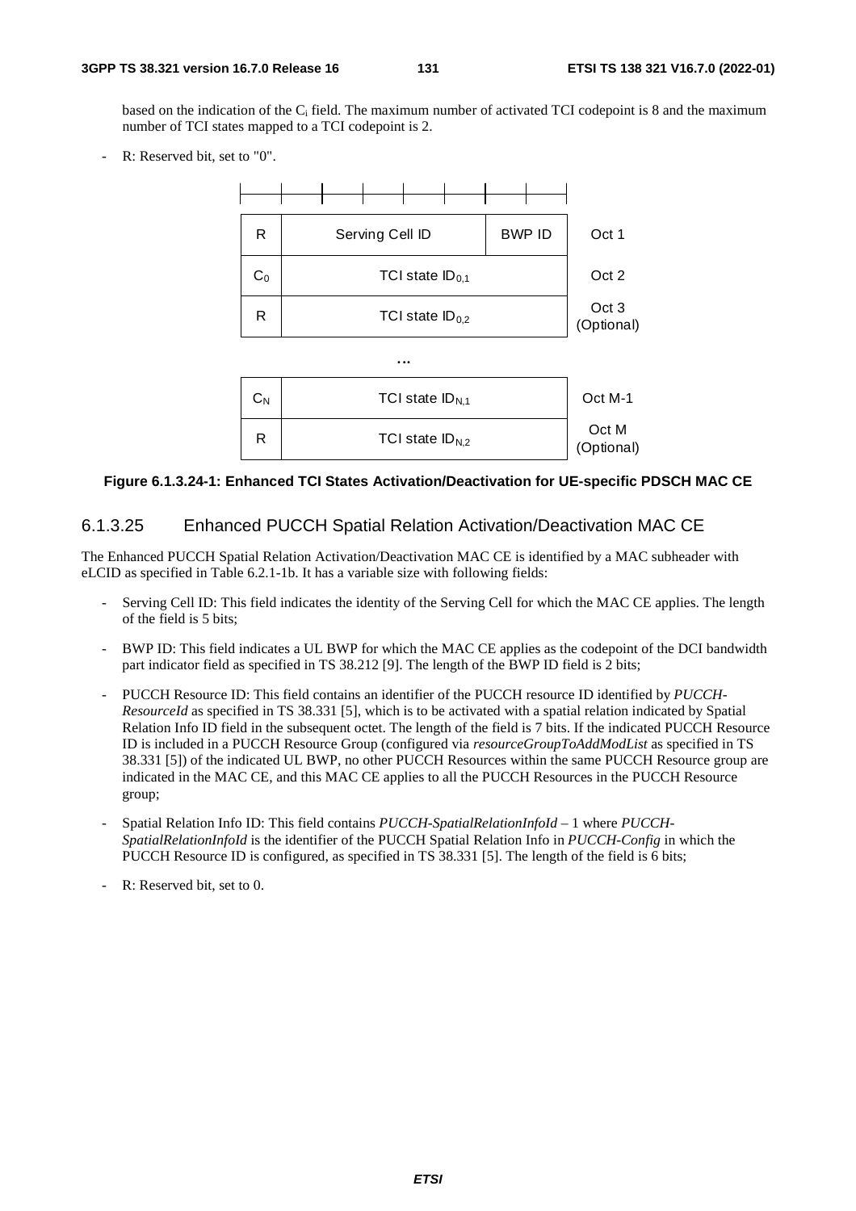based on the indication of the $C_i$ field. The maximum number of activated TCI codepoint is 8 and the maximum number of TCI states mapped to a TCI codepoint is 2.

- R: Reserved bit, set to "0".

| | | |
|---|---|---|
| R | Serving Cell ID / BWP ID | Oct 1 |
| $C_0$ | TCI state $ID_{0,1}$ | Oct 2 |
| R | TCI state $ID_{0,2}$ | Oct 3 (Optional) |
| … | | |
| $C_N$ | TCI state $ID_{N,1}$ | Oct M-1 |
| R | TCI state $ID_{N,2}$ | Oct M (Optional) |

**Figure 6.1.3.24-1: Enhanced TCI States Activation/Deactivation for UE-specific PDSCH MAC CE**

### 6.1.3.25 Enhanced PUCCH Spatial Relation Activation/Deactivation MAC CE

The Enhanced PUCCH Spatial Relation Activation/Deactivation MAC CE is identified by a MAC subheader with eLCID as specified in Table 6.2.1-1b. It has a variable size with following fields:

- Serving Cell ID: This field indicates the identity of the Serving Cell for which the MAC CE applies. The length of the field is 5 bits;
- BWP ID: This field indicates a UL BWP for which the MAC CE applies as the codepoint of the DCI bandwidth part indicator field as specified in TS 38.212 [9]. The length of the BWP ID field is 2 bits;
- PUCCH Resource ID: This field contains an identifier of the PUCCH resource ID identified by *PUCCH-ResourceId* as specified in TS 38.331 [5], which is to be activated with a spatial relation indicated by Spatial Relation Info ID field in the subsequent octet. The length of the field is 7 bits. If the indicated PUCCH Resource ID is included in a PUCCH Resource Group (configured via *resourceGroupToAddModList* as specified in TS 38.331 [5]) of the indicated UL BWP, no other PUCCH Resources within the same PUCCH Resource group are indicated in the MAC CE, and this MAC CE applies to all the PUCCH Resources in the PUCCH Resource group;
- Spatial Relation Info ID: This field contains *PUCCH-SpatialRelationInfoId* – 1 where *PUCCH-SpatialRelationInfoId* is the identifier of the PUCCH Spatial Relation Info in *PUCCH-Config* in which the PUCCH Resource ID is configured, as specified in TS 38.331 [5]. The length of the field is 6 bits;
- R: Reserved bit, set to 0.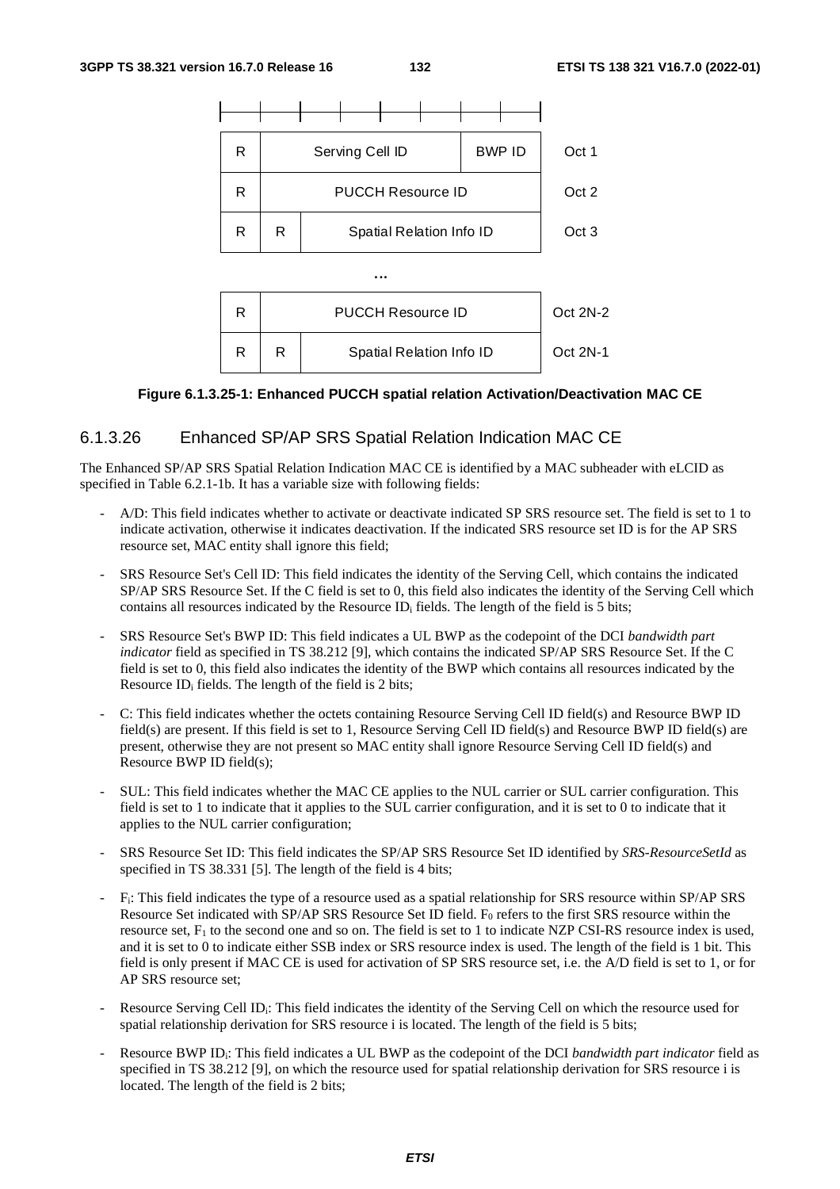| R | Serving Cell ID | | | BWP ID | Oct 1 |
|---|---|---|---|---|---|
| R | PUCCH Resource ID | | | | Oct 2 |
| R | R | Spatial Relation Info ID | | | Oct 3 |
| | | … | | | |
| R | PUCCH Resource ID | | | | Oct 2N-2 |
| R | R | Spatial Relation Info ID | | | Oct 2N-1 |

**Figure 6.1.3.25-1: Enhanced PUCCH spatial relation Activation/Deactivation MAC CE**

### 6.1.3.26 Enhanced SP/AP SRS Spatial Relation Indication MAC CE

The Enhanced SP/AP SRS Spatial Relation Indication MAC CE is identified by a MAC subheader with eLCID as specified in Table 6.2.1-1b. It has a variable size with following fields:

- A/D: This field indicates whether to activate or deactivate indicated SP SRS resource set. The field is set to 1 to indicate activation, otherwise it indicates deactivation. If the indicated SRS resource set ID is for the AP SRS resource set, MAC entity shall ignore this field;
- SRS Resource Set's Cell ID: This field indicates the identity of the Serving Cell, which contains the indicated SP/AP SRS Resource Set. If the C field is set to 0, this field also indicates the identity of the Serving Cell which contains all resources indicated by the Resource $ID_i$ fields. The length of the field is 5 bits;
- SRS Resource Set's BWP ID: This field indicates a UL BWP as the codepoint of the DCI *bandwidth part indicator* field as specified in TS 38.212 [9], which contains the indicated SP/AP SRS Resource Set. If the C field is set to 0, this field also indicates the identity of the BWP which contains all resources indicated by the Resource $ID_i$ fields. The length of the field is 2 bits;
- C: This field indicates whether the octets containing Resource Serving Cell ID field(s) and Resource BWP ID field(s) are present. If this field is set to 1, Resource Serving Cell ID field(s) and Resource BWP ID field(s) are present, otherwise they are not present so MAC entity shall ignore Resource Serving Cell ID field(s) and Resource BWP ID field(s);
- SUL: This field indicates whether the MAC CE applies to the NUL carrier or SUL carrier configuration. This field is set to 1 to indicate that it applies to the SUL carrier configuration, and it is set to 0 to indicate that it applies to the NUL carrier configuration;
- SRS Resource Set ID: This field indicates the SP/AP SRS Resource Set ID identified by *SRS-ResourceSetId* as specified in TS 38.331 [5]. The length of the field is 4 bits;
- $F_i$: This field indicates the type of a resource used as a spatial relationship for SRS resource within SP/AP SRS Resource Set indicated with SP/AP SRS Resource Set ID field. $F_0$ refers to the first SRS resource within the resource set, $F_1$ to the second one and so on. The field is set to 1 to indicate NZP CSI-RS resource index is used, and it is set to 0 to indicate either SSB index or SRS resource index is used. The length of the field is 1 bit. This field is only present if MAC CE is used for activation of SP SRS resource set, i.e. the A/D field is set to 1, or for AP SRS resource set;
- Resource Serving Cell $ID_i$: This field indicates the identity of the Serving Cell on which the resource used for spatial relationship derivation for SRS resource i is located. The length of the field is 5 bits;
- Resource BWP $ID_i$: This field indicates a UL BWP as the codepoint of the DCI *bandwidth part indicator* field as specified in TS 38.212 [9], on which the resource used for spatial relationship derivation for SRS resource i is located. The length of the field is 2 bits;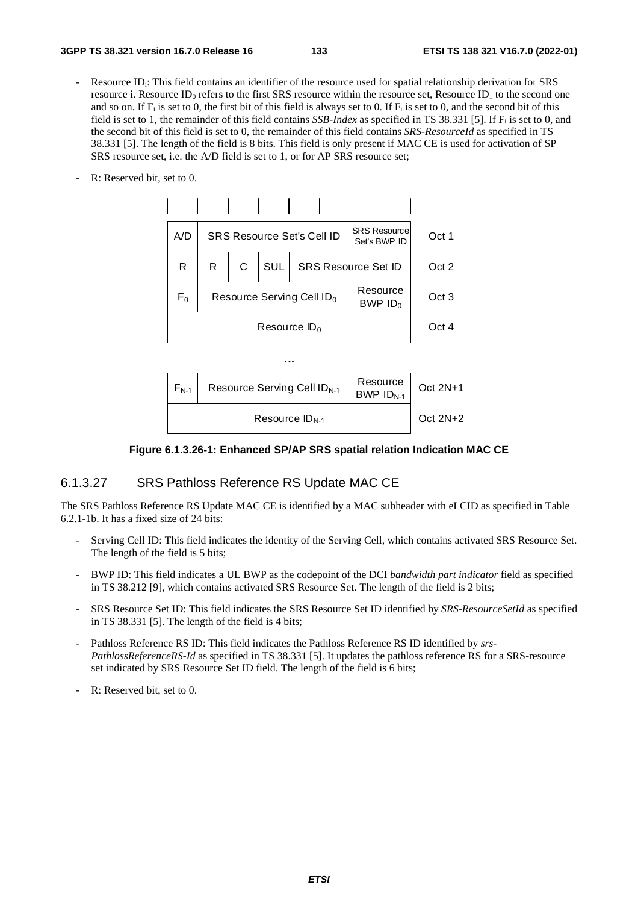- Resource $ID_i$: This field contains an identifier of the resource used for spatial relationship derivation for SRS resource i. Resource $ID_0$ refers to the first SRS resource within the resource set, Resource $ID_1$ to the second one and so on. If $F_i$ is set to 0, the first bit of this field is always set to 0. If $F_i$ is set to 0, and the second bit of this field is set to 1, the remainder of this field contains *SSB-Index* as specified in TS 38.331 [5]. If $F_i$ is set to 0, and the second bit of this field is set to 0, the remainder of this field contains *SRS-ResourceId* as specified in TS 38.331 [5]. The length of the field is 8 bits. This field is only present if MAC CE is used for activation of SP SRS resource set, i.e. the A/D field is set to 1, or for AP SRS resource set;

- R: Reserved bit, set to 0.

| | | | | | | | | |
|---|---|---|---|---|---|---|---|---|
| A/D | SRS Resource Set's Cell ID | | | | | SRS Resource Set's BWP ID | | Oct 1 |
| R | R | C | SUL | SRS Resource Set ID | | | | Oct 2 |
| $F_0$ | Resource Serving Cell $ID_0$ | | | | | Resource BWP $ID_0$ | | Oct 3 |
| Resource $ID_0$ | | | | | | | | Oct 4 |
| … | | | | | | | | |
| $F_{N-1}$ | Resource Serving Cell $ID_{N-1}$ | | | | | Resource BWP $ID_{N-1}$ | | Oct 2N+1 |
| Resource $ID_{N-1}$ | | | | | | | | Oct 2N+2 |

**Figure 6.1.3.26-1: Enhanced SP/AP SRS spatial relation Indication MAC CE**

### 6.1.3.27 SRS Pathloss Reference RS Update MAC CE

The SRS Pathloss Reference RS Update MAC CE is identified by a MAC subheader with eLCID as specified in Table 6.2.1-1b. It has a fixed size of 24 bits:

- Serving Cell ID: This field indicates the identity of the Serving Cell, which contains activated SRS Resource Set. The length of the field is 5 bits;

- BWP ID: This field indicates a UL BWP as the codepoint of the DCI *bandwidth part indicator* field as specified in TS 38.212 [9], which contains activated SRS Resource Set. The length of the field is 2 bits;

- SRS Resource Set ID: This field indicates the SRS Resource Set ID identified by *SRS-ResourceSetId* as specified in TS 38.331 [5]. The length of the field is 4 bits;

- Pathloss Reference RS ID: This field indicates the Pathloss Reference RS ID identified by *srs-PathlossReferenceRS-Id* as specified in TS 38.331 [5]. It updates the pathloss reference RS for a SRS-resource set indicated by SRS Resource Set ID field. The length of the field is 6 bits;

- R: Reserved bit, set to 0.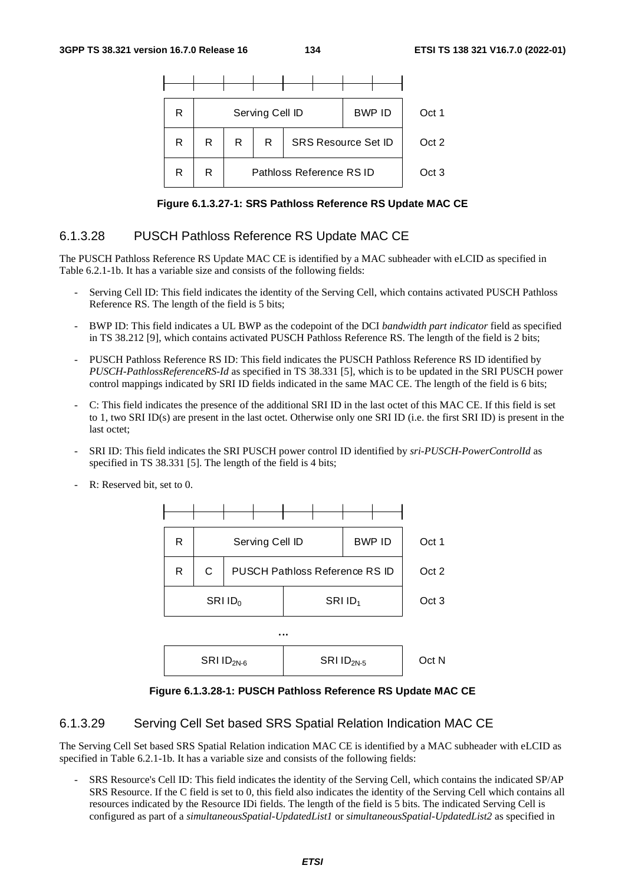| R | Serving Cell ID | | | | | BWP ID | | Oct 1 |
|---|---|---|---|---|---|---|---|---|
| R | R | R | R | SRS Resource Set ID | | | | Oct 2 |
| R | R | Pathloss Reference RS ID | | | | | | Oct 3 |

**Figure 6.1.3.27-1: SRS Pathloss Reference RS Update MAC CE**

### 6.1.3.28 PUSCH Pathloss Reference RS Update MAC CE

The PUSCH Pathloss Reference RS Update MAC CE is identified by a MAC subheader with eLCID as specified in Table 6.2.1-1b. It has a variable size and consists of the following fields:

- Serving Cell ID: This field indicates the identity of the Serving Cell, which contains activated PUSCH Pathloss Reference RS. The length of the field is 5 bits;
- BWP ID: This field indicates a UL BWP as the codepoint of the DCI *bandwidth part indicator* field as specified in TS 38.212 [9], which contains activated PUSCH Pathloss Reference RS. The length of the field is 2 bits;
- PUSCH Pathloss Reference RS ID: This field indicates the PUSCH Pathloss Reference RS ID identified by *PUSCH-PathlossReferenceRS-Id* as specified in TS 38.331 [5], which is to be updated in the SRI PUSCH power control mappings indicated by SRI ID fields indicated in the same MAC CE. The length of the field is 6 bits;
- C: This field indicates the presence of the additional SRI ID in the last octet of this MAC CE. If this field is set to 1, two SRI ID(s) are present in the last octet. Otherwise only one SRI ID (i.e. the first SRI ID) is present in the last octet;
- SRI ID: This field indicates the SRI PUSCH power control ID identified by *sri-PUSCH-PowerControlId* as specified in TS 38.331 [5]. The length of the field is 4 bits;
- R: Reserved bit, set to 0.

| R | Serving Cell ID | | | | | BWP ID | | Oct 1 |
|---|---|---|---|---|---|---|---|---|
| R | C | PUSCH Pathloss Reference RS ID | | | | | | Oct 2 |
| $SRI\ ID_0$ | | | | $SRI\ ID_1$ | | | | Oct 3 |
| … | | | | | | | | |
| $SRI\ ID_{2N-6}$ | | | | $SRI\ ID_{2N-5}$ | | | | Oct N |

**Figure 6.1.3.28-1: PUSCH Pathloss Reference RS Update MAC CE**

### 6.1.3.29 Serving Cell Set based SRS Spatial Relation Indication MAC CE

The Serving Cell Set based SRS Spatial Relation indication MAC CE is identified by a MAC subheader with eLCID as specified in Table 6.2.1-1b. It has a variable size and consists of the following fields:

- SRS Resource's Cell ID: This field indicates the identity of the Serving Cell, which contains the indicated SP/AP SRS Resource. If the C field is set to 0, this field also indicates the identity of the Serving Cell which contains all resources indicated by the Resource IDi fields. The length of the field is 5 bits. The indicated Serving Cell is configured as part of a *simultaneousSpatial-UpdatedList1* or *simultaneousSpatial-UpdatedList2* as specified in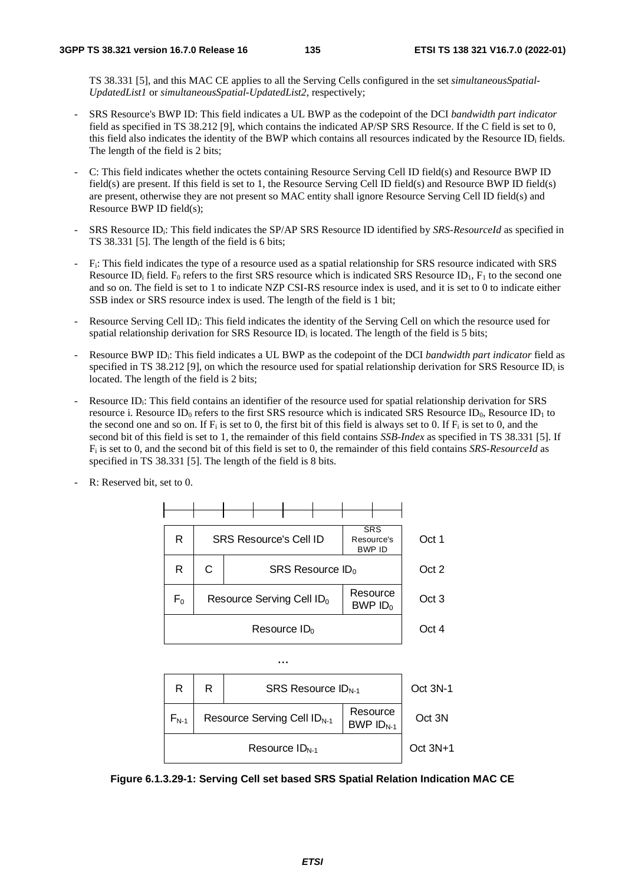TS 38.331 [5], and this MAC CE applies to all the Serving Cells configured in the set *simultaneousSpatial-UpdatedList1* or *simultaneousSpatial-UpdatedList2*, respectively;

- SRS Resource's BWP ID: This field indicates a UL BWP as the codepoint of the DCI *bandwidth part indicator* field as specified in TS 38.212 [9], which contains the indicated AP/SP SRS Resource. If the C field is set to 0, this field also indicates the identity of the BWP which contains all resources indicated by the Resource $ID_i$ fields. The length of the field is 2 bits;
- C: This field indicates whether the octets containing Resource Serving Cell ID field(s) and Resource BWP ID field(s) are present. If this field is set to 1, the Resource Serving Cell ID field(s) and Resource BWP ID field(s) are present, otherwise they are not present so MAC entity shall ignore Resource Serving Cell ID field(s) and Resource BWP ID field(s);
- SRS Resource $ID_i$: This field indicates the SP/AP SRS Resource ID identified by *SRS-ResourceId* as specified in TS 38.331 [5]. The length of the field is 6 bits;
- $F_i$: This field indicates the type of a resource used as a spatial relationship for SRS resource indicated with SRS Resource $ID_i$ field. $F_0$ refers to the first SRS resource which is indicated SRS Resource $ID_1$, $F_1$ to the second one and so on. The field is set to 1 to indicate NZP CSI-RS resource index is used, and it is set to 0 to indicate either SSB index or SRS resource index is used. The length of the field is 1 bit;
- Resource Serving Cell $ID_i$: This field indicates the identity of the Serving Cell on which the resource used for spatial relationship derivation for SRS Resource $ID_i$ is located. The length of the field is 5 bits;
- Resource BWP $ID_i$: This field indicates a UL BWP as the codepoint of the DCI *bandwidth part indicator* field as specified in TS 38.212 [9], on which the resource used for spatial relationship derivation for SRS Resource $ID_i$ is located. The length of the field is 2 bits;
- Resource $ID_i$: This field contains an identifier of the resource used for spatial relationship derivation for SRS resource i. Resource $ID_0$ refers to the first SRS resource which is indicated SRS Resource $ID_0$, Resource $ID_1$ to the second one and so on. If $F_i$ is set to 0, the first bit of this field is always set to 0. If $F_i$ is set to 0, and the second bit of this field is set to 1, the remainder of this field contains *SSB-Index* as specified in TS 38.331 [5]. If $F_i$ is set to 0, and the second bit of this field is set to 0, the remainder of this field contains *SRS-ResourceId* as specified in TS 38.331 [5]. The length of the field is 8 bits.
- R: Reserved bit, set to 0.

| | | | |
|---|---|---|---|
| R | SRS Resource's Cell ID | | SRS Resource's BWP ID | Oct 1 |
| R | C | SRS Resource $ID_0$ | | Oct 2 |
| $F_0$ | Resource Serving Cell $ID_0$ | | Resource BWP $ID_0$ | Oct 3 |
| Resource $ID_0$ | | | | Oct 4 |
| ... | | | | |
| R | R | SRS Resource $ID_{N-1}$ | | Oct 3N-1 |
| $F_{N-1}$ | Resource Serving Cell $ID_{N-1}$ | | Resource BWP $ID_{N-1}$ | Oct 3N |
| Resource $ID_{N-1}$ | | | | Oct 3N+1 |

**Figure 6.1.3.29-1: Serving Cell set based SRS Spatial Relation Indication MAC CE**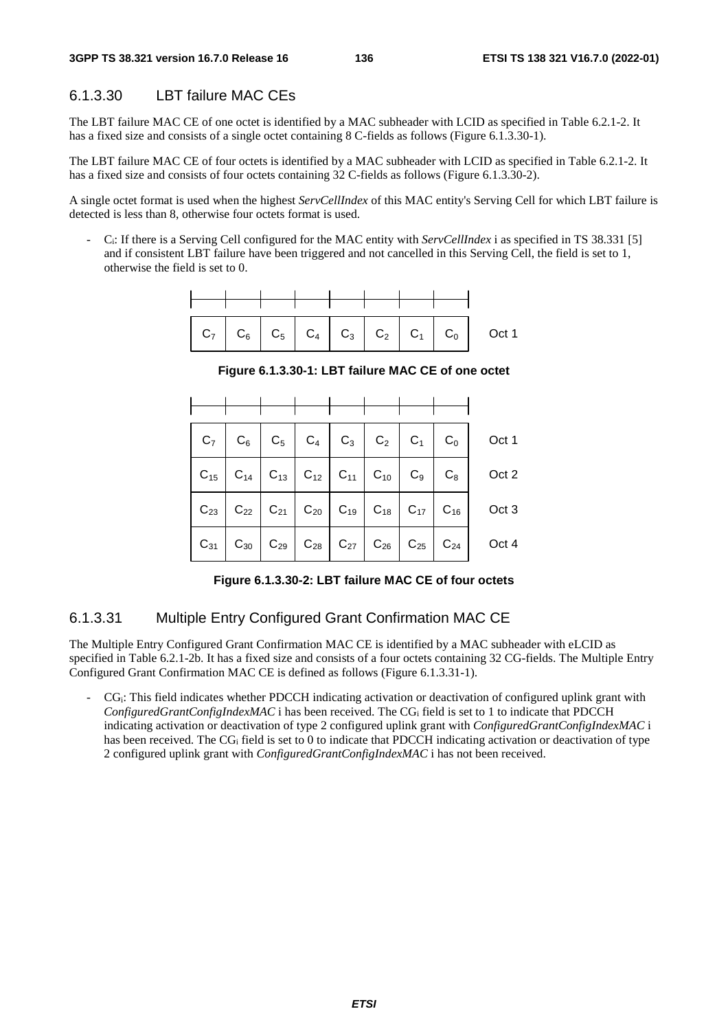### 6.1.3.30 LBT failure MAC CEs

The LBT failure MAC CE of one octet is identified by a MAC subheader with LCID as specified in Table 6.2.1-2. It has a fixed size and consists of a single octet containing 8 C-fields as follows (Figure 6.1.3.30-1).

The LBT failure MAC CE of four octets is identified by a MAC subheader with LCID as specified in Table 6.2.1-2. It has a fixed size and consists of four octets containing 32 C-fields as follows (Figure 6.1.3.30-2).

A single octet format is used when the highest *ServCellIndex* of this MAC entity's Serving Cell for which LBT failure is detected is less than 8, otherwise four octets format is used.

- $C_i$: If there is a Serving Cell configured for the MAC entity with *ServCellIndex* i as specified in TS 38.331 [5] and if consistent LBT failure have been triggered and not cancelled in this Serving Cell, the field is set to 1, otherwise the field is set to 0.

| | | | | | | | | |
|---|---|---|---|---|---|---|---|---|
| $C_7$ | $C_6$ | $C_5$ | $C_4$ | $C_3$ | $C_2$ | $C_1$ | $C_0$ | Oct 1 |

**Figure 6.1.3.30-1: LBT failure MAC CE of one octet**

| | | | | | | | | |
|---|---|---|---|---|---|---|---|---|
| $C_7$ | $C_6$ | $C_5$ | $C_4$ | $C_3$ | $C_2$ | $C_1$ | $C_0$ | Oct 1 |
| $C_{15}$ | $C_{14}$ | $C_{13}$ | $C_{12}$ | $C_{11}$ | $C_{10}$ | $C_9$ | $C_8$ | Oct 2 |
| $C_{23}$ | $C_{22}$ | $C_{21}$ | $C_{20}$ | $C_{19}$ | $C_{18}$ | $C_{17}$ | $C_{16}$ | Oct 3 |
| $C_{31}$ | $C_{30}$ | $C_{29}$ | $C_{28}$ | $C_{27}$ | $C_{26}$ | $C_{25}$ | $C_{24}$ | Oct 4 |

**Figure 6.1.3.30-2: LBT failure MAC CE of four octets**

### 6.1.3.31 Multiple Entry Configured Grant Confirmation MAC CE

The Multiple Entry Configured Grant Confirmation MAC CE is identified by a MAC subheader with eLCID as specified in Table 6.2.1-2b. It has a fixed size and consists of a four octets containing 32 CG-fields. The Multiple Entry Configured Grant Confirmation MAC CE is defined as follows (Figure 6.1.3.31-1).

- $CG_i$: This field indicates whether PDCCH indicating activation or deactivation of configured uplink grant with *ConfiguredGrantConfigIndexMAC* i has been received. The $CG_i$ field is set to 1 to indicate that PDCCH indicating activation or deactivation of type 2 configured uplink grant with *ConfiguredGrantConfigIndexMAC* i has been received. The $CG_i$ field is set to 0 to indicate that PDCCH indicating activation or deactivation of type 2 configured uplink grant with *ConfiguredGrantConfigIndexMAC* i has not been received.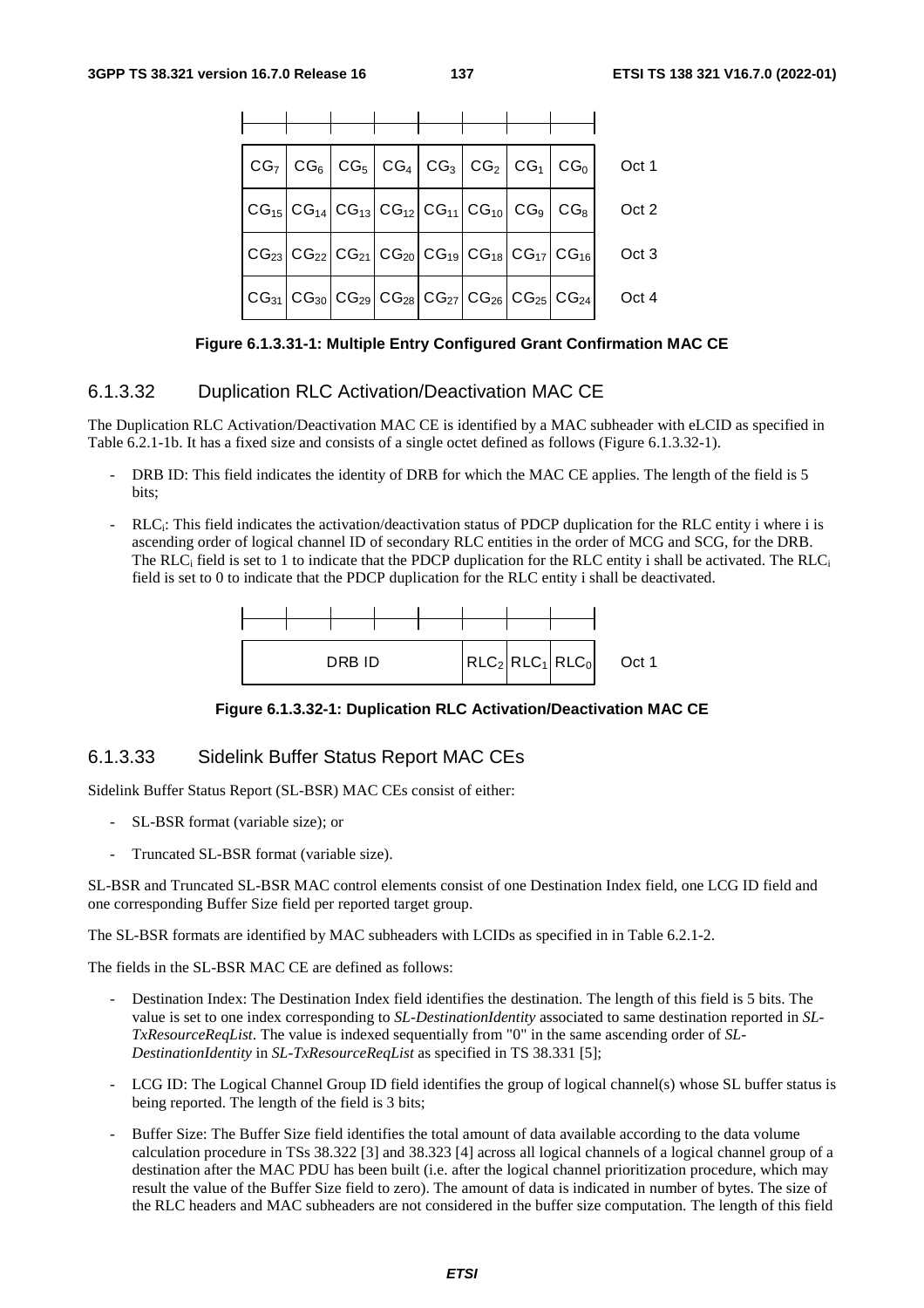| | | | | | | | | |
|---|---|---|---|---|---|---|---|---|
| $CG_7$ | $CG_6$ | $CG_5$ | $CG_4$ | $CG_3$ | $CG_2$ | $CG_1$ | $CG_0$ | Oct 1 |
| $CG_{15}$ | $CG_{14}$ | $CG_{13}$ | $CG_{12}$ | $CG_{11}$ | $CG_{10}$ | $CG_9$ | $CG_8$ | Oct 2 |
| $CG_{23}$ | $CG_{22}$ | $CG_{21}$ | $CG_{20}$ | $CG_{19}$ | $CG_{18}$ | $CG_{17}$ | $CG_{16}$ | Oct 3 |
| $CG_{31}$ | $CG_{30}$ | $CG_{29}$ | $CG_{28}$ | $CG_{27}$ | $CG_{26}$ | $CG_{25}$ | $CG_{24}$ | Oct 4 |

**Figure 6.1.3.31-1: Multiple Entry Configured Grant Confirmation MAC CE**

#### 6.1.3.32 Duplication RLC Activation/Deactivation MAC CE

The Duplication RLC Activation/Deactivation MAC CE is identified by a MAC subheader with eLCID as specified in Table 6.2.1-1b. It has a fixed size and consists of a single octet defined as follows (Figure 6.1.3.32-1).

- DRB ID: This field indicates the identity of DRB for which the MAC CE applies. The length of the field is 5 bits;
- $RLC_i$: This field indicates the activation/deactivation status of PDCP duplication for the RLC entity i where i is ascending order of logical channel ID of secondary RLC entities in the order of MCG and SCG, for the DRB. The $RLC_i$ field is set to 1 to indicate that the PDCP duplication for the RLC entity i shall be activated. The $RLC_i$ field is set to 0 to indicate that the PDCP duplication for the RLC entity i shall be deactivated.

| | | | | |
|---|---|---|---|---|
| DRB ID | $RLC_2$ | $RLC_1$ | $RLC_0$ | Oct 1 |

**Figure 6.1.3.32-1: Duplication RLC Activation/Deactivation MAC CE**

#### 6.1.3.33 Sidelink Buffer Status Report MAC CEs

Sidelink Buffer Status Report (SL-BSR) MAC CEs consist of either:

- SL-BSR format (variable size); or
- Truncated SL-BSR format (variable size).

SL-BSR and Truncated SL-BSR MAC control elements consist of one Destination Index field, one LCG ID field and one corresponding Buffer Size field per reported target group.

The SL-BSR formats are identified by MAC subheaders with LCIDs as specified in in Table 6.2.1-2.

The fields in the SL-BSR MAC CE are defined as follows:

- Destination Index: The Destination Index field identifies the destination. The length of this field is 5 bits. The value is set to one index corresponding to *SL-DestinationIdentity* associated to same destination reported in *SL-TxResourceReqList*. The value is indexed sequentially from "0" in the same ascending order of *SL-DestinationIdentity* in *SL-TxResourceReqList* as specified in TS 38.331 [5];
- LCG ID: The Logical Channel Group ID field identifies the group of logical channel(s) whose SL buffer status is being reported. The length of the field is 3 bits;
- Buffer Size: The Buffer Size field identifies the total amount of data available according to the data volume calculation procedure in TSs 38.322 [3] and 38.323 [4] across all logical channels of a logical channel group of a destination after the MAC PDU has been built (i.e. after the logical channel prioritization procedure, which may result the value of the Buffer Size field to zero). The amount of data is indicated in number of bytes. The size of the RLC headers and MAC subheaders are not considered in the buffer size computation. The length of this field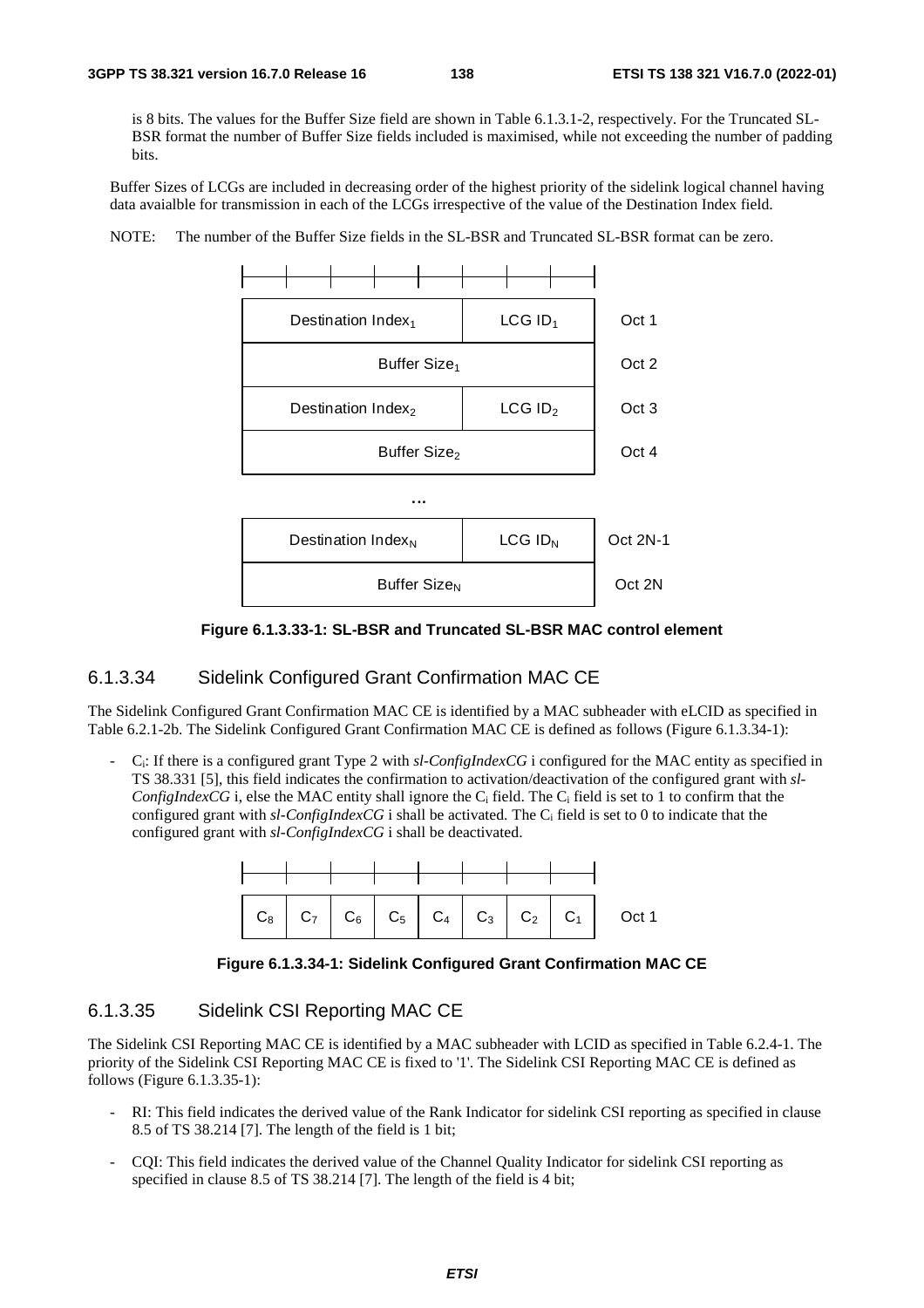is 8 bits. The values for the Buffer Size field are shown in Table 6.1.3.1-2, respectively. For the Truncated SL-BSR format the number of Buffer Size fields included is maximised, while not exceeding the number of padding bits.

Buffer Sizes of LCGs are included in decreasing order of the highest priority of the sidelink logical channel having data avaialble for transmission in each of the LCGs irrespective of the value of the Destination Index field.

NOTE: The number of the Buffer Size fields in the SL-BSR and Truncated SL-BSR format can be zero.

| | | |
|---|---|---|
| Destination Index$_1$ | LCG ID$_1$ | Oct 1 |
| Buffer Size$_1$ | | Oct 2 |
| Destination Index$_2$ | LCG ID$_2$ | Oct 3 |
| Buffer Size$_2$ | | Oct 4 |
| … | | |
| Destination Index$_N$ | LCG ID$_N$ | Oct 2N-1 |
| Buffer Size$_N$ | | Oct 2N |

**Figure 6.1.3.33-1: SL-BSR and Truncated SL-BSR MAC control element**

### 6.1.3.34 Sidelink Configured Grant Confirmation MAC CE

The Sidelink Configured Grant Confirmation MAC CE is identified by a MAC subheader with eLCID as specified in Table 6.2.1-2b. The Sidelink Configured Grant Confirmation MAC CE is defined as follows (Figure 6.1.3.34-1):

- $C_i$: If there is a configured grant Type 2 with *sl-ConfigIndexCG* i configured for the MAC entity as specified in TS 38.331 [5], this field indicates the confirmation to activation/deactivation of the configured grant with *sl-ConfigIndexCG* i, else the MAC entity shall ignore the $C_i$ field. The $C_i$ field is set to 1 to confirm that the configured grant with *sl-ConfigIndexCG* i shall be activated. The $C_i$ field is set to 0 to indicate that the configured grant with *sl-ConfigIndexCG* i shall be deactivated.

| | | | | | | | | |
|---|---|---|---|---|---|---|---|---|
| $C_8$ | $C_7$ | $C_6$ | $C_5$ | $C_4$ | $C_3$ | $C_2$ | $C_1$ | Oct 1 |

**Figure 6.1.3.34-1: Sidelink Configured Grant Confirmation MAC CE**

### 6.1.3.35 Sidelink CSI Reporting MAC CE

The Sidelink CSI Reporting MAC CE is identified by a MAC subheader with LCID as specified in Table 6.2.4-1. The priority of the Sidelink CSI Reporting MAC CE is fixed to '1'. The Sidelink CSI Reporting MAC CE is defined as follows (Figure 6.1.3.35-1):

- RI: This field indicates the derived value of the Rank Indicator for sidelink CSI reporting as specified in clause 8.5 of TS 38.214 [7]. The length of the field is 1 bit;

- CQI: This field indicates the derived value of the Channel Quality Indicator for sidelink CSI reporting as specified in clause 8.5 of TS 38.214 [7]. The length of the field is 4 bit;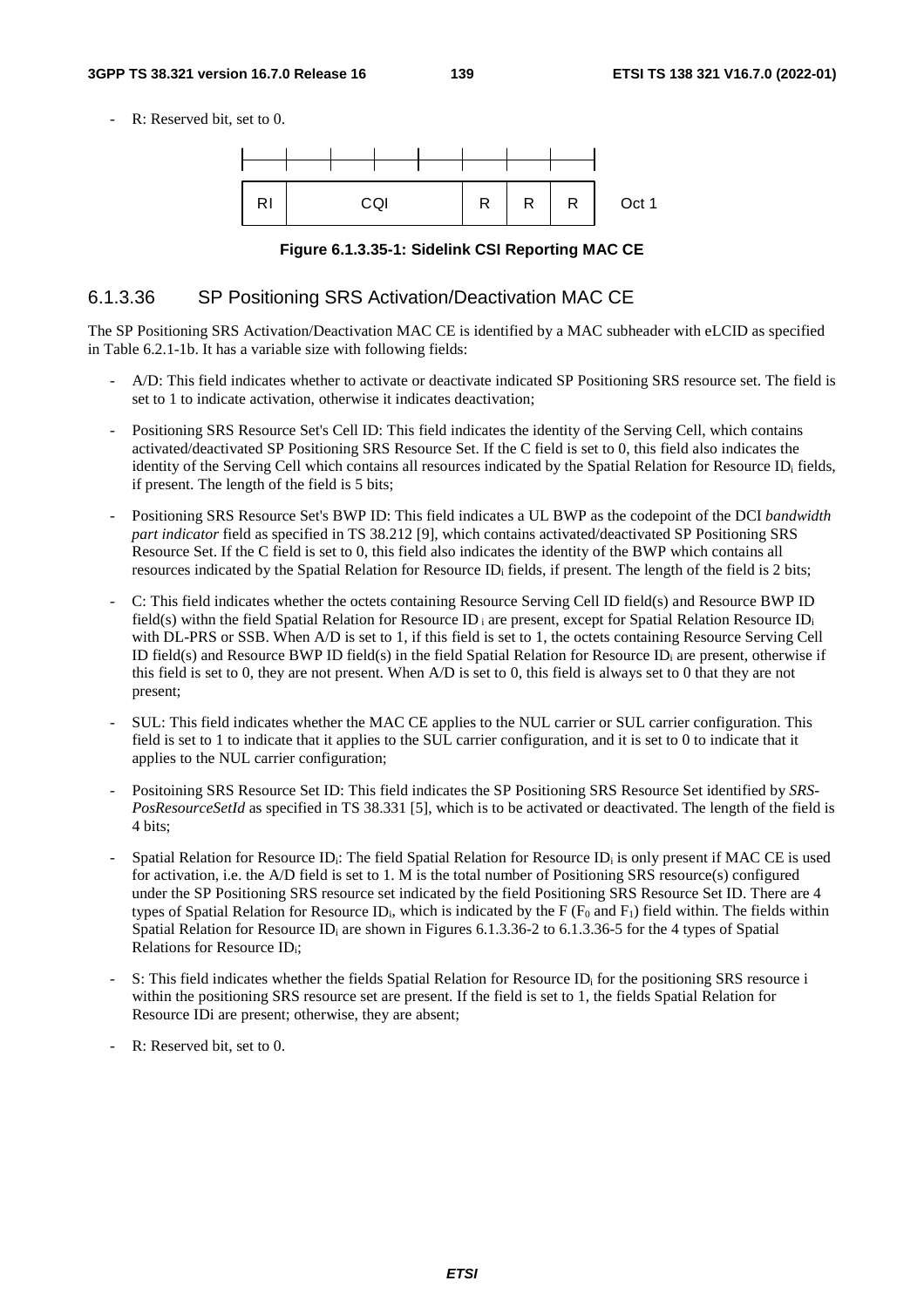- R: Reserved bit, set to 0.

| RI | CQI | R | R | R | Oct 1 |
|---|---|---|---|---|---|

**Figure 6.1.3.35-1: Sidelink CSI Reporting MAC CE**

### 6.1.3.36 SP Positioning SRS Activation/Deactivation MAC CE

The SP Positioning SRS Activation/Deactivation MAC CE is identified by a MAC subheader with eLCID as specified in Table 6.2.1-1b. It has a variable size with following fields:

- A/D: This field indicates whether to activate or deactivate indicated SP Positioning SRS resource set. The field is set to 1 to indicate activation, otherwise it indicates deactivation;
- Positioning SRS Resource Set's Cell ID: This field indicates the identity of the Serving Cell, which contains activated/deactivated SP Positioning SRS Resource Set. If the C field is set to 0, this field also indicates the identity of the Serving Cell which contains all resources indicated by the Spatial Relation for Resource $ID_i$ fields, if present. The length of the field is 5 bits;
- Positioning SRS Resource Set's BWP ID: This field indicates a UL BWP as the codepoint of the DCI *bandwidth part indicator* field as specified in TS 38.212 [9], which contains activated/deactivated SP Positioning SRS Resource Set. If the C field is set to 0, this field also indicates the identity of the BWP which contains all resources indicated by the Spatial Relation for Resource $ID_i$ fields, if present. The length of the field is 2 bits;
- C: This field indicates whether the octets containing Resource Serving Cell ID field(s) and Resource BWP ID field(s) withn the field Spatial Relation for Resource $ID_i$ are present, except for Spatial Relation Resource $ID_i$ with DL-PRS or SSB. When A/D is set to 1, if this field is set to 1, the octets containing Resource Serving Cell ID field(s) and Resource BWP ID field(s) in the field Spatial Relation for Resource $ID_i$ are present, otherwise if this field is set to 0, they are not present. When A/D is set to 0, this field is always set to 0 that they are not present;
- SUL: This field indicates whether the MAC CE applies to the NUL carrier or SUL carrier configuration. This field is set to 1 to indicate that it applies to the SUL carrier configuration, and it is set to 0 to indicate that it applies to the NUL carrier configuration;
- Positoining SRS Resource Set ID: This field indicates the SP Positioning SRS Resource Set identified by *SRS-PosResourceSetId* as specified in TS 38.331 [5], which is to be activated or deactivated. The length of the field is 4 bits;
- Spatial Relation for Resource $ID_i$: The field Spatial Relation for Resource $ID_i$ is only present if MAC CE is used for activation, i.e. the A/D field is set to 1. M is the total number of Positioning SRS resource(s) configured under the SP Positioning SRS resource set indicated by the field Positioning SRS Resource Set ID. There are 4 types of Spatial Relation for Resource $ID_i$, which is indicated by the F ($F_0$ and $F_1$) field within. The fields within Spatial Relation for Resource $ID_i$ are shown in Figures 6.1.3.36-2 to 6.1.3.36-5 for the 4 types of Spatial Relations for Resource $ID_i$;
- S: This field indicates whether the fields Spatial Relation for Resource $ID_i$ for the positioning SRS resource i within the positioning SRS resource set are present. If the field is set to 1, the fields Spatial Relation for Resource IDi are present; otherwise, they are absent;
- R: Reserved bit, set to 0.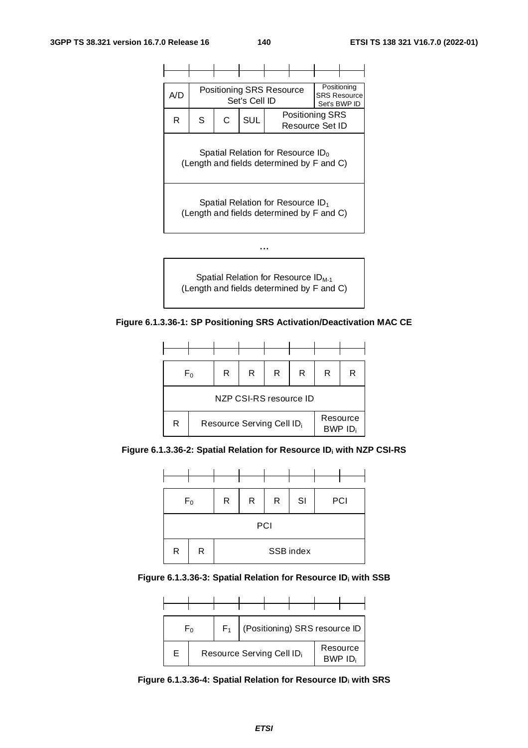| A/D | Positioning SRS Resource Set's Cell ID | | | | | Positioning SRS Resource Set's BWP ID | |
|---|---|---|---|---|---|---|---|
| R | S | C | SUL | Positioning SRS Resource Set ID | | | |
| Spatial Relation for Resource $ID_0$ (Length and fields determined by F and C) | | | | | | | |
| Spatial Relation for Resource $ID_1$ (Length and fields determined by F and C) | | | | | | | |

…

| Spatial Relation for Resource $ID_{M-1}$ (Length and fields determined by F and C) |
|---|

**Figure 6.1.3.36-1: SP Positioning SRS Activation/Deactivation MAC CE**

| $F_0$ | | R | R | R | R | R | R |
|---|---|---|---|---|---|---|---|
| NZP CSI-RS resource ID | | | | | | | |
| R | Resource Serving Cell $ID_i$ | | | | | Resource BWP $ID_i$ | |

**Figure 6.1.3.36-2: Spatial Relation for Resource $ID_i$ with NZP CSI-RS**

| $F_0$ | | R | R | R | SI | PCI | |
|---|---|---|---|---|---|---|---|
| PCI | | | | | | | |
| R | R | SSB index | | | | | |

**Figure 6.1.3.36-3: Spatial Relation for Resource $ID_i$ with SSB**

| $F_0$ | | $F_1$ | (Positioning) SRS resource ID | | | | |
|---|---|---|---|---|---|---|---|
| E | Resource Serving Cell $ID_i$ | | | | | Resource BWP $ID_i$ | |

**Figure 6.1.3.36-4: Spatial Relation for Resource $ID_i$ with SRS**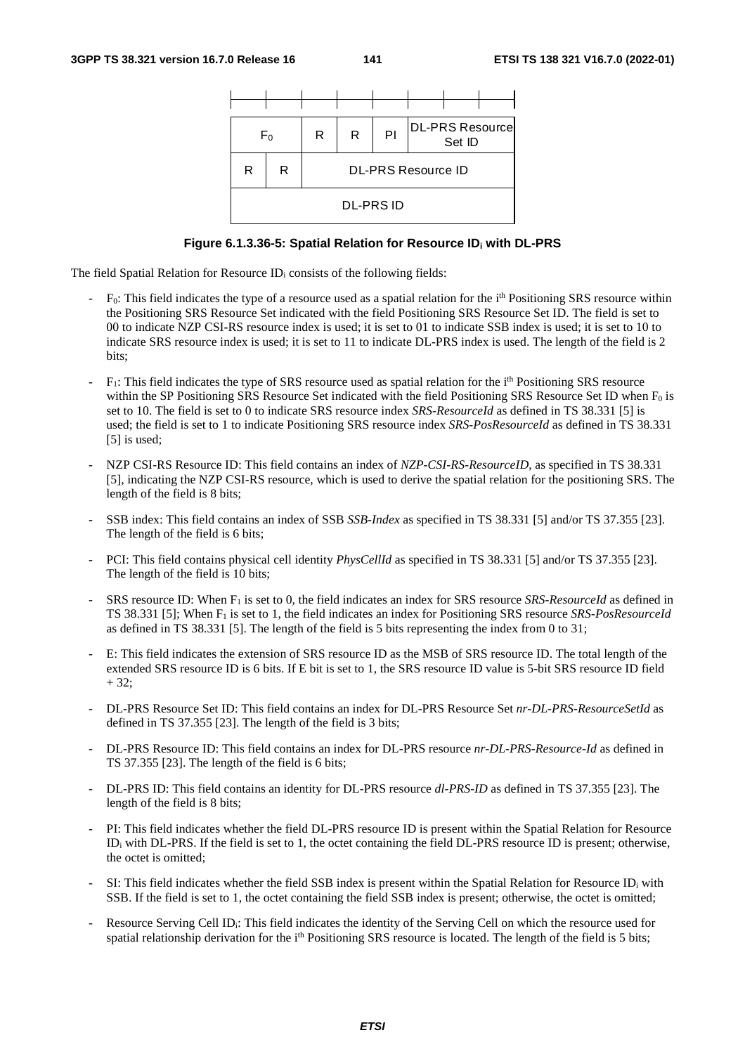| F$_0$ | | R | R | PI | DL-PRS Resource Set ID | | |
|---|---|---|---|---|---|---|---|
| R | R | DL-PRS Resource ID | | | | | |
| DL-PRS ID | | | | | | | |

**Figure 6.1.3.36-5: Spatial Relation for Resource ID$_i$ with DL-PRS**

The field Spatial Relation for Resource ID$_i$ consists of the following fields:

- F$_0$: This field indicates the type of a resource used as a spatial relation for the i$^{th}$ Positioning SRS resource within the Positioning SRS Resource Set indicated with the field Positioning SRS Resource Set ID. The field is set to 00 to indicate NZP CSI-RS resource index is used; it is set to 01 to indicate SSB index is used; it is set to 10 to indicate SRS resource index is used; it is set to 11 to indicate DL-PRS index is used. The length of the field is 2 bits;
- F$_1$: This field indicates the type of SRS resource used as spatial relation for the i$^{th}$ Positioning SRS resource within the SP Positioning SRS Resource Set indicated with the field Positioning SRS Resource Set ID when F$_0$ is set to 10. The field is set to 0 to indicate SRS resource index *SRS-ResourceId* as defined in TS 38.331 [5] is used; the field is set to 1 to indicate Positioning SRS resource index *SRS-PosResourceId* as defined in TS 38.331 [5] is used;
- NZP CSI-RS Resource ID: This field contains an index of *NZP-CSI-RS-ResourceID*, as specified in TS 38.331 [5], indicating the NZP CSI-RS resource, which is used to derive the spatial relation for the positioning SRS. The length of the field is 8 bits;
- SSB index: This field contains an index of SSB *SSB-Index* as specified in TS 38.331 [5] and/or TS 37.355 [23]. The length of the field is 6 bits;
- PCI: This field contains physical cell identity *PhysCellId* as specified in TS 38.331 [5] and/or TS 37.355 [23]. The length of the field is 10 bits;
- SRS resource ID: When F$_1$ is set to 0, the field indicates an index for SRS resource *SRS-ResourceId* as defined in TS 38.331 [5]; When F$_1$ is set to 1, the field indicates an index for Positioning SRS resource *SRS-PosResourceId* as defined in TS 38.331 [5]. The length of the field is 5 bits representing the index from 0 to 31;
- E: This field indicates the extension of SRS resource ID as the MSB of SRS resource ID. The total length of the extended SRS resource ID is 6 bits. If E bit is set to 1, the SRS resource ID value is 5-bit SRS resource ID field + 32;
- DL-PRS Resource Set ID: This field contains an index for DL-PRS Resource Set *nr-DL-PRS-ResourceSetId* as defined in TS 37.355 [23]. The length of the field is 3 bits;
- DL-PRS Resource ID: This field contains an index for DL-PRS resource *nr-DL-PRS-Resource-Id* as defined in TS 37.355 [23]. The length of the field is 6 bits;
- DL-PRS ID: This field contains an identity for DL-PRS resource *dl-PRS-ID* as defined in TS 37.355 [23]. The length of the field is 8 bits;
- PI: This field indicates whether the field DL-PRS resource ID is present within the Spatial Relation for Resource ID$_i$ with DL-PRS. If the field is set to 1, the octet containing the field DL-PRS resource ID is present; otherwise, the octet is omitted;
- SI: This field indicates whether the field SSB index is present within the Spatial Relation for Resource ID$_i$ with SSB. If the field is set to 1, the octet containing the field SSB index is present; otherwise, the octet is omitted;
- Resource Serving Cell ID$_i$: This field indicates the identity of the Serving Cell on which the resource used for spatial relationship derivation for the i$^{th}$ Positioning SRS resource is located. The length of the field is 5 bits;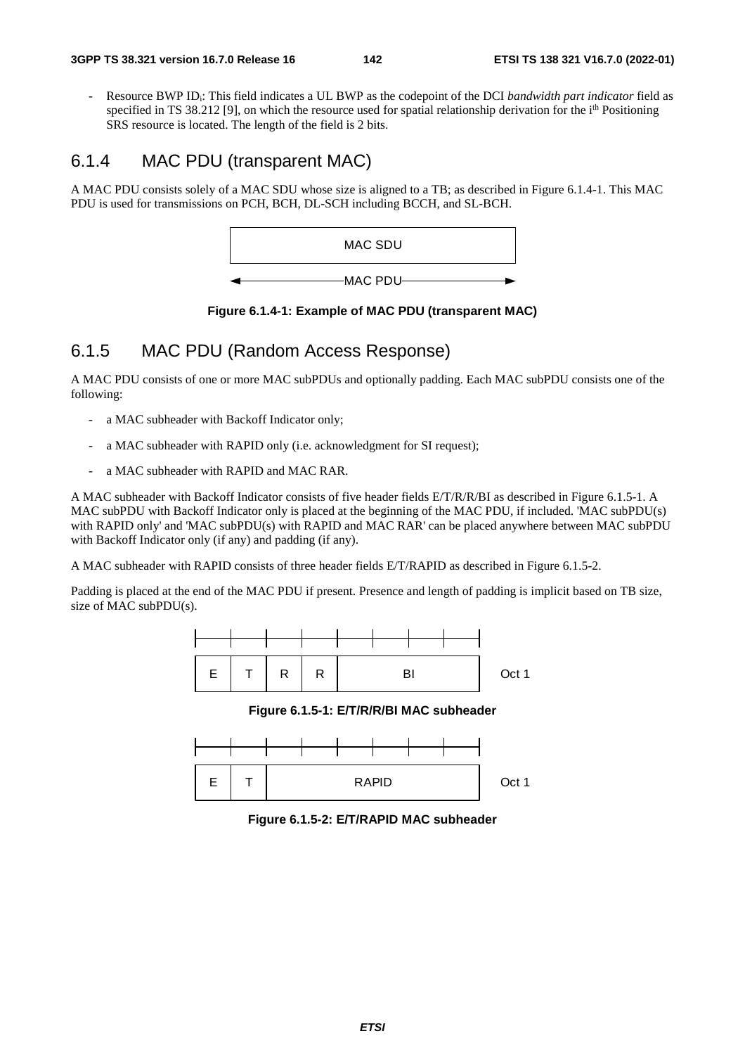- Resource BWP $ID_i$: This field indicates a UL BWP as the codepoint of the DCI *bandwidth part indicator* field as specified in TS 38.212 [9], on which the resource used for spatial relationship derivation for the $i^{th}$ Positioning SRS resource is located. The length of the field is 2 bits.

### 6.1.4 MAC PDU (transparent MAC)

A MAC PDU consists solely of a MAC SDU whose size is aligned to a TB; as described in Figure 6.1.4-1. This MAC PDU is used for transmissions on PCH, BCH, DL-SCH including BCCH, and SL-BCH.

| MAC SDU |
|---|

◄——— MAC PDU ———►

**Figure 6.1.4-1: Example of MAC PDU (transparent MAC)**

### 6.1.5 MAC PDU (Random Access Response)

A MAC PDU consists of one or more MAC subPDUs and optionally padding. Each MAC subPDU consists one of the following:

- a MAC subheader with Backoff Indicator only;
- a MAC subheader with RAPID only (i.e. acknowledgment for SI request);
- a MAC subheader with RAPID and MAC RAR.

A MAC subheader with Backoff Indicator consists of five header fields E/T/R/R/BI as described in Figure 6.1.5-1. A MAC subPDU with Backoff Indicator only is placed at the beginning of the MAC PDU, if included. 'MAC subPDU(s) with RAPID only' and 'MAC subPDU(s) with RAPID and MAC RAR' can be placed anywhere between MAC subPDU with Backoff Indicator only (if any) and padding (if any).

A MAC subheader with RAPID consists of three header fields E/T/RAPID as described in Figure 6.1.5-2.

Padding is placed at the end of the MAC PDU if present. Presence and length of padding is implicit based on TB size, size of MAC subPDU(s).

| E | T | R | R | BI | | | | |
|---|---|---|---|---|---|---|---|---|
| | | | | | | | | Oct 1 |

**Figure 6.1.5-1: E/T/R/R/BI MAC subheader**

| E | T | RAPID | | | | | | |
|---|---|---|---|---|---|---|---|---|
| | | | | | | | | Oct 1 |

**Figure 6.1.5-2: E/T/RAPID MAC subheader**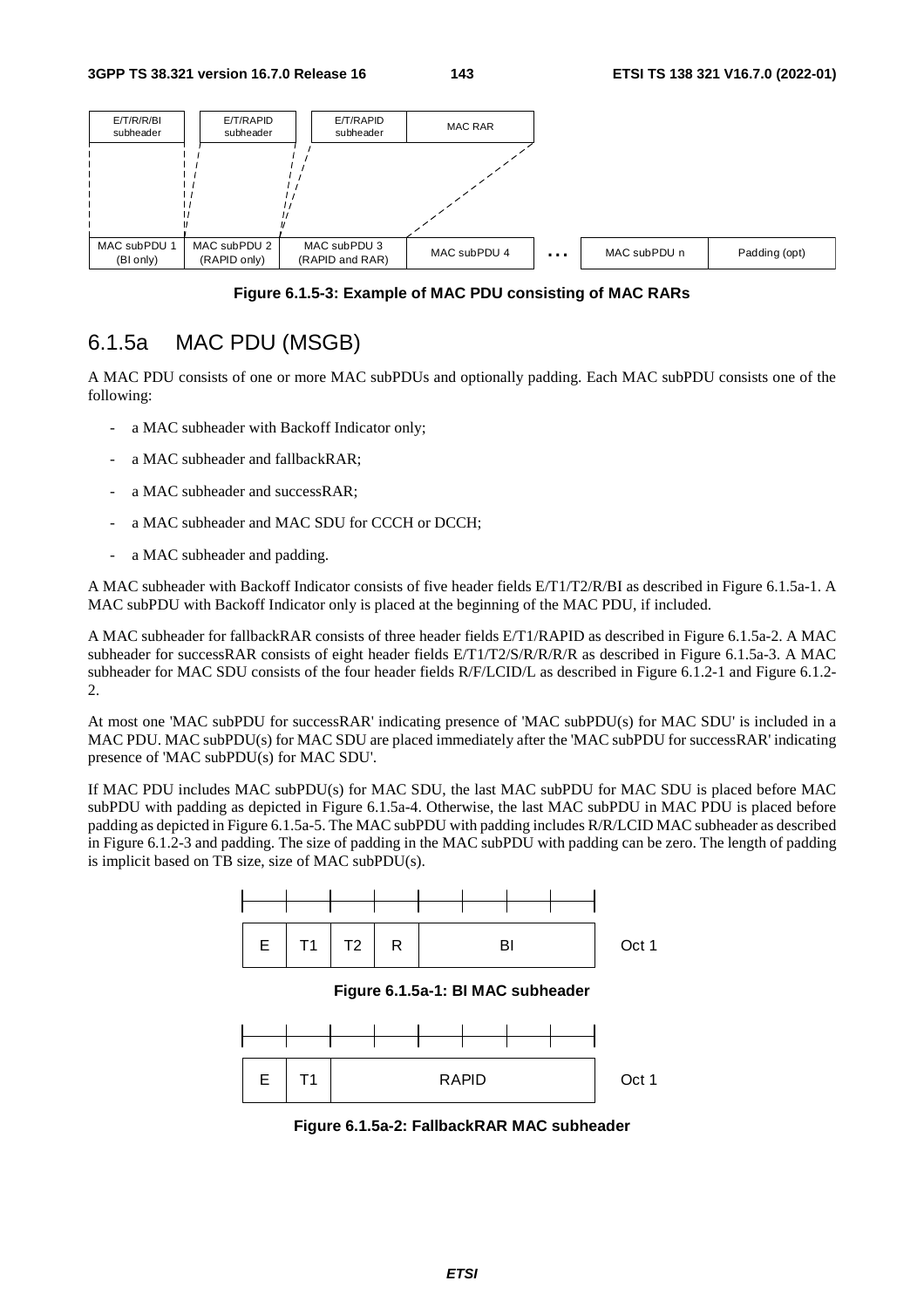| E/T/R/R/BI subheader | E/T/RAPID subheader | E/T/RAPID subheader | MAC RAR | | | |
|---|---|---|---|---|---|---|
| MAC subPDU 1 (BI only) | MAC subPDU 2 (RAPID only) | MAC subPDU 3 (RAPID and RAR) | | MAC subPDU 4 | ... | MAC subPDU n | Padding (opt) |

**Figure 6.1.5-3: Example of MAC PDU consisting of MAC RARs**

## 6.1.5a MAC PDU (MSGB)

A MAC PDU consists of one or more MAC subPDUs and optionally padding. Each MAC subPDU consists one of the following:

- a MAC subheader with Backoff Indicator only;
- a MAC subheader and fallbackRAR;
- a MAC subheader and successRAR;
- a MAC subheader and MAC SDU for CCCH or DCCH;
- a MAC subheader and padding.

A MAC subheader with Backoff Indicator consists of five header fields E/T1/T2/R/BI as described in Figure 6.1.5a-1. A MAC subPDU with Backoff Indicator only is placed at the beginning of the MAC PDU, if included.

A MAC subheader for fallbackRAR consists of three header fields E/T1/RAPID as described in Figure 6.1.5a-2. A MAC subheader for successRAR consists of eight header fields E/T1/T2/S/R/R/R/R as described in Figure 6.1.5a-3. A MAC subheader for MAC SDU consists of the four header fields R/F/LCID/L as described in Figure 6.1.2-1 and Figure 6.1.2-2.

At most one 'MAC subPDU for successRAR' indicating presence of 'MAC subPDU(s) for MAC SDU' is included in a MAC PDU. MAC subPDU(s) for MAC SDU are placed immediately after the 'MAC subPDU for successRAR' indicating presence of 'MAC subPDU(s) for MAC SDU'.

If MAC PDU includes MAC subPDU(s) for MAC SDU, the last MAC subPDU for MAC SDU is placed before MAC subPDU with padding as depicted in Figure 6.1.5a-4. Otherwise, the last MAC subPDU in MAC PDU is placed before padding as depicted in Figure 6.1.5a-5. The MAC subPDU with padding includes R/R/LCID MAC subheader as described in Figure 6.1.2-3 and padding. The size of padding in the MAC subPDU with padding can be zero. The length of padding is implicit based on TB size, size of MAC subPDU(s).

| E | T1 | T2 | R | BI | Oct 1 |
|---|---|---|---|---|---|

**Figure 6.1.5a-1: BI MAC subheader**

| E | T1 | RAPID | Oct 1 |
|---|---|---|---|

**Figure 6.1.5a-2: FallbackRAR MAC subheader**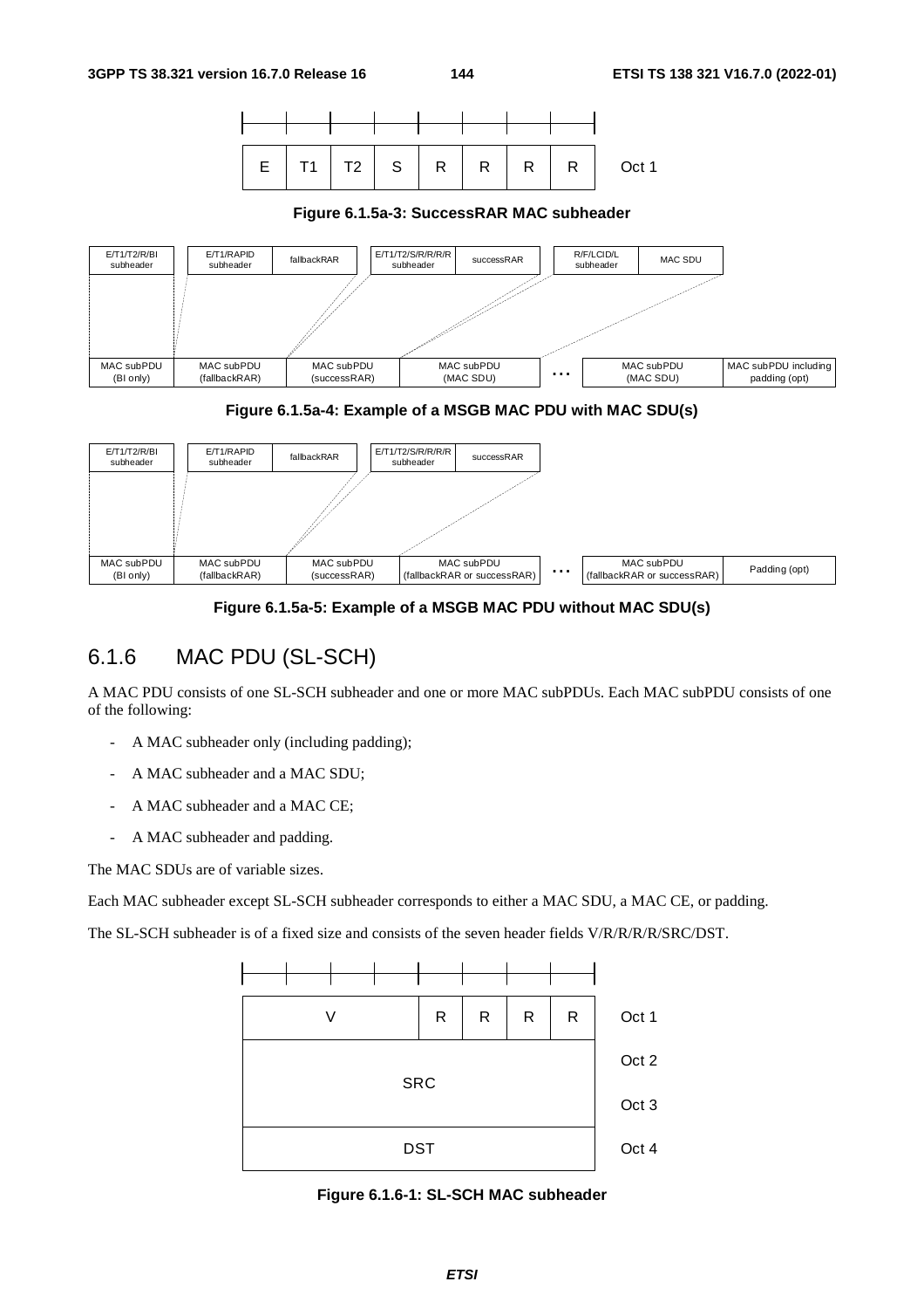| E | T1 | T2 | S | R | R | R | R | Oct 1 |
|---|---|---|---|---|---|---|---|---|

**Figure 6.1.5a-3: SuccessRAR MAC subheader**

**Figure 6.1.5a-4: Example of a MSGB MAC PDU with MAC SDU(s)**

**Figure 6.1.5a-5: Example of a MSGB MAC PDU without MAC SDU(s)**

## 6.1.6 MAC PDU (SL-SCH)

A MAC PDU consists of one SL-SCH subheader and one or more MAC subPDUs. Each MAC subPDU consists of one of the following:

- A MAC subheader only (including padding);
- A MAC subheader and a MAC SDU;
- A MAC subheader and a MAC CE;
- A MAC subheader and padding.

The MAC SDUs are of variable sizes.

Each MAC subheader except SL-SCH subheader corresponds to either a MAC SDU, a MAC CE, or padding.

The SL-SCH subheader is of a fixed size and consists of the seven header fields V/R/R/R/R/SRC/DST.

| V | | | | R | R | R | R | Oct 1 |
|---|---|---|---|---|---|---|---|---|
| SRC | | | | | | | | Oct 2 |
| | | | | | | | | Oct 3 |
| DST | | | | | | | | Oct 4 |

**Figure 6.1.6-1: SL-SCH MAC subheader**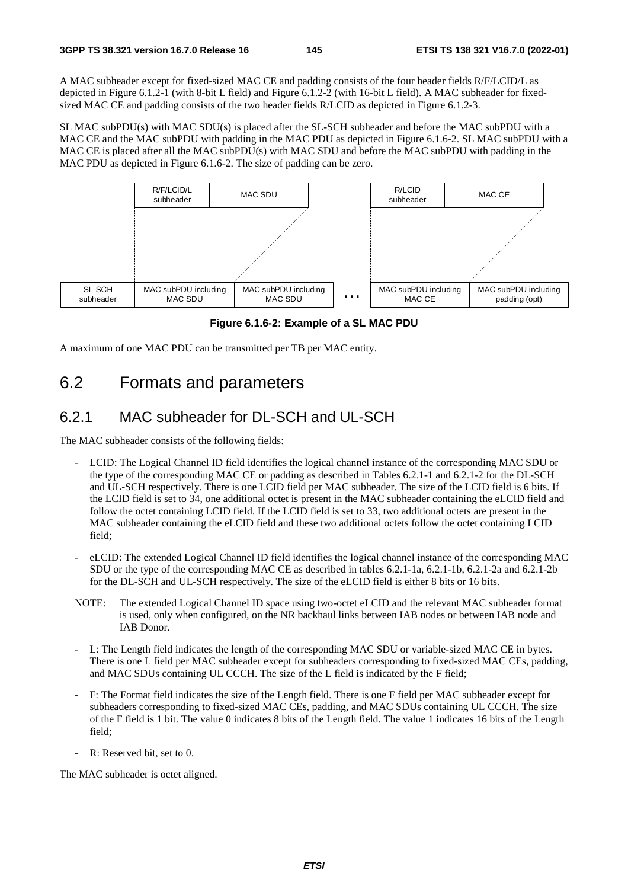A MAC subheader except for fixed-sized MAC CE and padding consists of the four header fields R/F/LCID/L as depicted in Figure 6.1.2-1 (with 8-bit L field) and Figure 6.1.2-2 (with 16-bit L field). A MAC subheader for fixed-sized MAC CE and padding consists of the two header fields R/LCID as depicted in Figure 6.1.2-3.

SL MAC subPDU(s) with MAC SDU(s) is placed after the SL-SCH subheader and before the MAC subPDU with a MAC CE and the MAC subPDU with padding in the MAC PDU as depicted in Figure 6.1.6-2. SL MAC subPDU with a MAC CE is placed after all the MAC subPDU(s) with MAC SDU and before the MAC subPDU with padding in the MAC PDU as depicted in Figure 6.1.6-2. The size of padding can be zero.

| R/F/LCID/L subheader | MAC SDU | | R/LCID subheader | MAC CE |
|---|---|---|---|---|

| SL-SCH subheader | MAC subPDU including MAC SDU | MAC subPDU including MAC SDU | ... | MAC subPDU including MAC CE | MAC subPDU including padding (opt) |
|---|---|---|---|---|---|

**Figure 6.1.6-2: Example of a SL MAC PDU**

A maximum of one MAC PDU can be transmitted per TB per MAC entity.

# 6.2 Formats and parameters

## 6.2.1 MAC subheader for DL-SCH and UL-SCH

The MAC subheader consists of the following fields:

- LCID: The Logical Channel ID field identifies the logical channel instance of the corresponding MAC SDU or the type of the corresponding MAC CE or padding as described in Tables 6.2.1-1 and 6.2.1-2 for the DL-SCH and UL-SCH respectively. There is one LCID field per MAC subheader. The size of the LCID field is 6 bits. If the LCID field is set to 34, one additional octet is present in the MAC subheader containing the eLCID field and follow the octet containing LCID field. If the LCID field is set to 33, two additional octets are present in the MAC subheader containing the eLCID field and these two additional octets follow the octet containing LCID field;
- eLCID: The extended Logical Channel ID field identifies the logical channel instance of the corresponding MAC SDU or the type of the corresponding MAC CE as described in tables 6.2.1-1a, 6.2.1-1b, 6.2.1-2a and 6.2.1-2b for the DL-SCH and UL-SCH respectively. The size of the eLCID field is either 8 bits or 16 bits.

NOTE: The extended Logical Channel ID space using two-octet eLCID and the relevant MAC subheader format is used, only when configured, on the NR backhaul links between IAB nodes or between IAB node and IAB Donor.

- L: The Length field indicates the length of the corresponding MAC SDU or variable-sized MAC CE in bytes. There is one L field per MAC subheader except for subheaders corresponding to fixed-sized MAC CEs, padding, and MAC SDUs containing UL CCCH. The size of the L field is indicated by the F field;
- F: The Format field indicates the size of the Length field. There is one F field per MAC subheader except for subheaders corresponding to fixed-sized MAC CEs, padding, and MAC SDUs containing UL CCCH. The size of the F field is 1 bit. The value 0 indicates 8 bits of the Length field. The value 1 indicates 16 bits of the Length field;
- R: Reserved bit, set to 0.

The MAC subheader is octet aligned.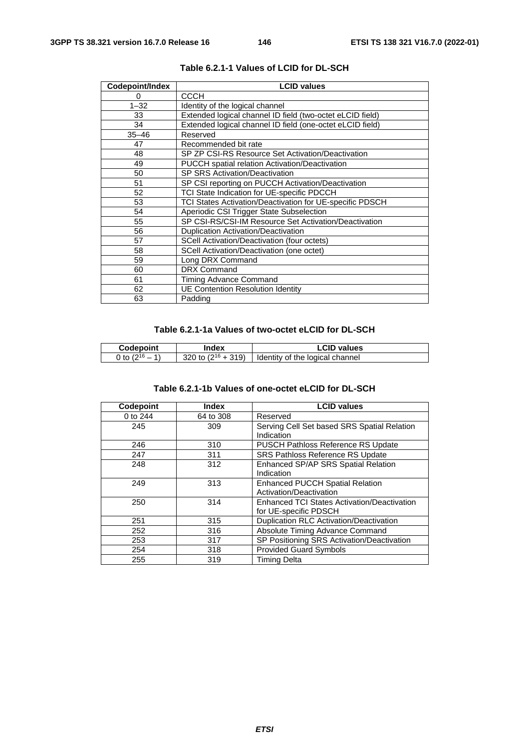**Table 6.2.1-1 Values of LCID for DL-SCH**

| Codepoint/Index | LCID values |
|---|---|
| 0 | CCCH |
| 1–32 | Identity of the logical channel |
| 33 | Extended logical channel ID field (two-octet eLCID field) |
| 34 | Extended logical channel ID field (one-octet eLCID field) |
| 35–46 | Reserved |
| 47 | Recommended bit rate |
| 48 | SP ZP CSI-RS Resource Set Activation/Deactivation |
| 49 | PUCCH spatial relation Activation/Deactivation |
| 50 | SP SRS Activation/Deactivation |
| 51 | SP CSI reporting on PUCCH Activation/Deactivation |
| 52 | TCI State Indication for UE-specific PDCCH |
| 53 | TCI States Activation/Deactivation for UE-specific PDSCH |
| 54 | Aperiodic CSI Trigger State Subselection |
| 55 | SP CSI-RS/CSI-IM Resource Set Activation/Deactivation |
| 56 | Duplication Activation/Deactivation |
| 57 | SCell Activation/Deactivation (four octets) |
| 58 | SCell Activation/Deactivation (one octet) |
| 59 | Long DRX Command |
| 60 | DRX Command |
| 61 | Timing Advance Command |
| 62 | UE Contention Resolution Identity |
| 63 | Padding |

**Table 6.2.1-1a Values of two-octet eLCID for DL-SCH**

| Codepoint | Index | LCID values |
|---|---|---|
| 0 to $(2^{16} - 1)$ | 320 to $(2^{16} + 319)$ | Identity of the logical channel |

**Table 6.2.1-1b Values of one-octet eLCID for DL-SCH**

| Codepoint | Index | LCID values |
|---|---|---|
| 0 to 244 | 64 to 308 | Reserved |
| 245 | 309 | Serving Cell Set based SRS Spatial Relation Indication |
| 246 | 310 | PUSCH Pathloss Reference RS Update |
| 247 | 311 | SRS Pathloss Reference RS Update |
| 248 | 312 | Enhanced SP/AP SRS Spatial Relation Indication |
| 249 | 313 | Enhanced PUCCH Spatial Relation Activation/Deactivation |
| 250 | 314 | Enhanced TCI States Activation/Deactivation for UE-specific PDSCH |
| 251 | 315 | Duplication RLC Activation/Deactivation |
| 252 | 316 | Absolute Timing Advance Command |
| 253 | 317 | SP Positioning SRS Activation/Deactivation |
| 254 | 318 | Provided Guard Symbols |
| 255 | 319 | Timing Delta |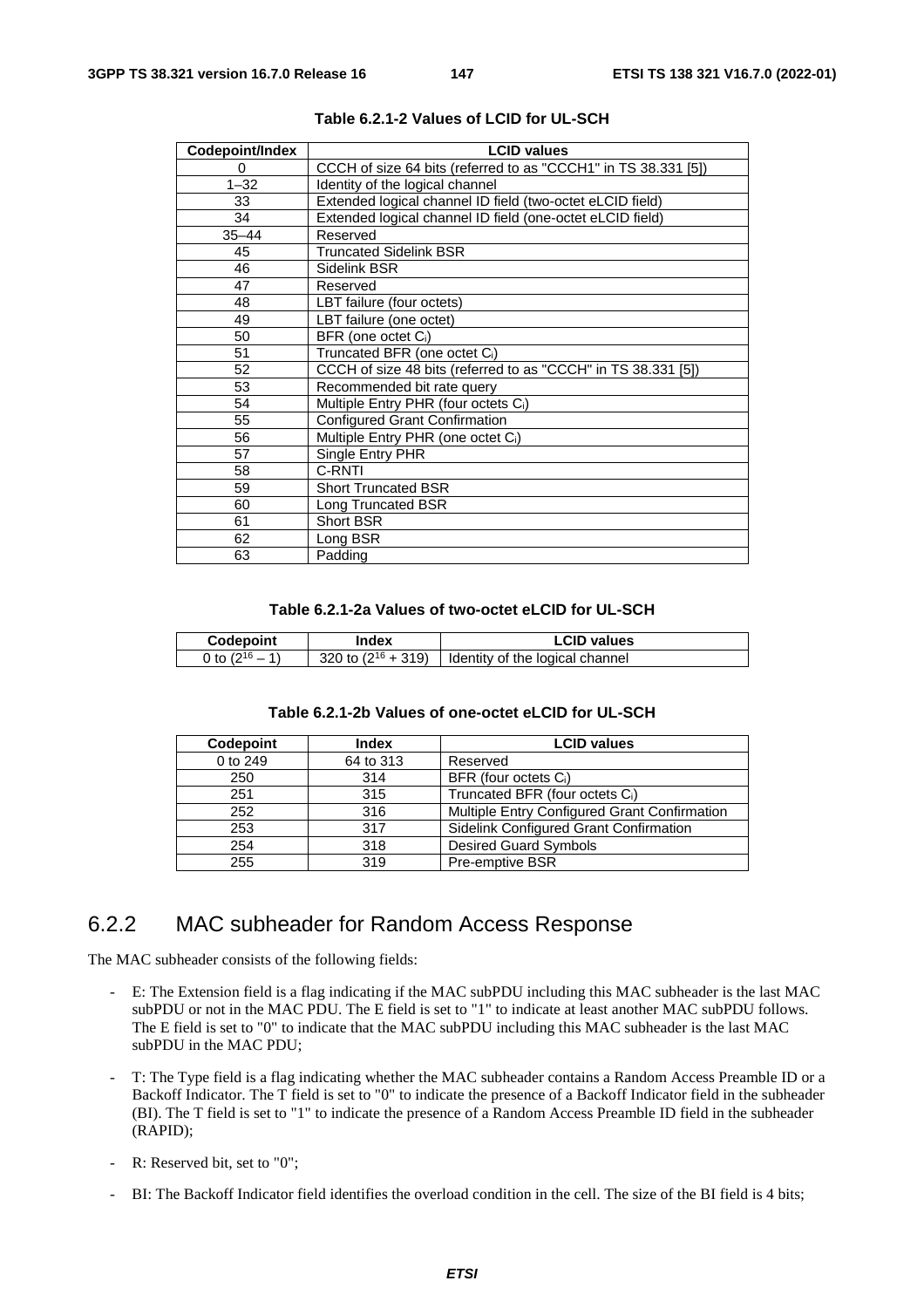**Table 6.2.1-2 Values of LCID for UL-SCH**

| Codepoint/Index | LCID values |
|---|---|
| 0 | CCCH of size 64 bits (referred to as "CCCH1" in TS 38.331 [5]) |
| 1–32 | Identity of the logical channel |
| 33 | Extended logical channel ID field (two-octet eLCID field) |
| 34 | Extended logical channel ID field (one-octet eLCID field) |
| 35–44 | Reserved |
| 45 | Truncated Sidelink BSR |
| 46 | Sidelink BSR |
| 47 | Reserved |
| 48 | LBT failure (four octets) |
| 49 | LBT failure (one octet) |
| 50 | BFR (one octet $C_i$) |
| 51 | Truncated BFR (one octet $C_i$) |
| 52 | CCCH of size 48 bits (referred to as "CCCH" in TS 38.331 [5]) |
| 53 | Recommended bit rate query |
| 54 | Multiple Entry PHR (four octets $C_i$) |
| 55 | Configured Grant Confirmation |
| 56 | Multiple Entry PHR (one octet $C_i$) |
| 57 | Single Entry PHR |
| 58 | C-RNTI |
| 59 | Short Truncated BSR |
| 60 | Long Truncated BSR |
| 61 | Short BSR |
| 62 | Long BSR |
| 63 | Padding |

**Table 6.2.1-2a Values of two-octet eLCID for UL-SCH**

| Codepoint | Index | LCID values |
|---|---|---|
| 0 to $(2^{16} – 1)$ | 320 to $(2^{16} + 319)$ | Identity of the logical channel |

**Table 6.2.1-2b Values of one-octet eLCID for UL-SCH**

| Codepoint | Index | LCID values |
|---|---|---|
| 0 to 249 | 64 to 313 | Reserved |
| 250 | 314 | BFR (four octets $C_i$) |
| 251 | 315 | Truncated BFR (four octets $C_i$) |
| 252 | 316 | Multiple Entry Configured Grant Confirmation |
| 253 | 317 | Sidelink Configured Grant Confirmation |
| 254 | 318 | Desired Guard Symbols |
| 255 | 319 | Pre-emptive BSR |

## 6.2.2 MAC subheader for Random Access Response

The MAC subheader consists of the following fields:

- E: The Extension field is a flag indicating if the MAC subPDU including this MAC subheader is the last MAC subPDU or not in the MAC PDU. The E field is set to "1" to indicate at least another MAC subPDU follows. The E field is set to "0" to indicate that the MAC subPDU including this MAC subheader is the last MAC subPDU in the MAC PDU;
- T: The Type field is a flag indicating whether the MAC subheader contains a Random Access Preamble ID or a Backoff Indicator. The T field is set to "0" to indicate the presence of a Backoff Indicator field in the subheader (BI). The T field is set to "1" to indicate the presence of a Random Access Preamble ID field in the subheader (RAPID);
- R: Reserved bit, set to "0";
- BI: The Backoff Indicator field identifies the overload condition in the cell. The size of the BI field is 4 bits;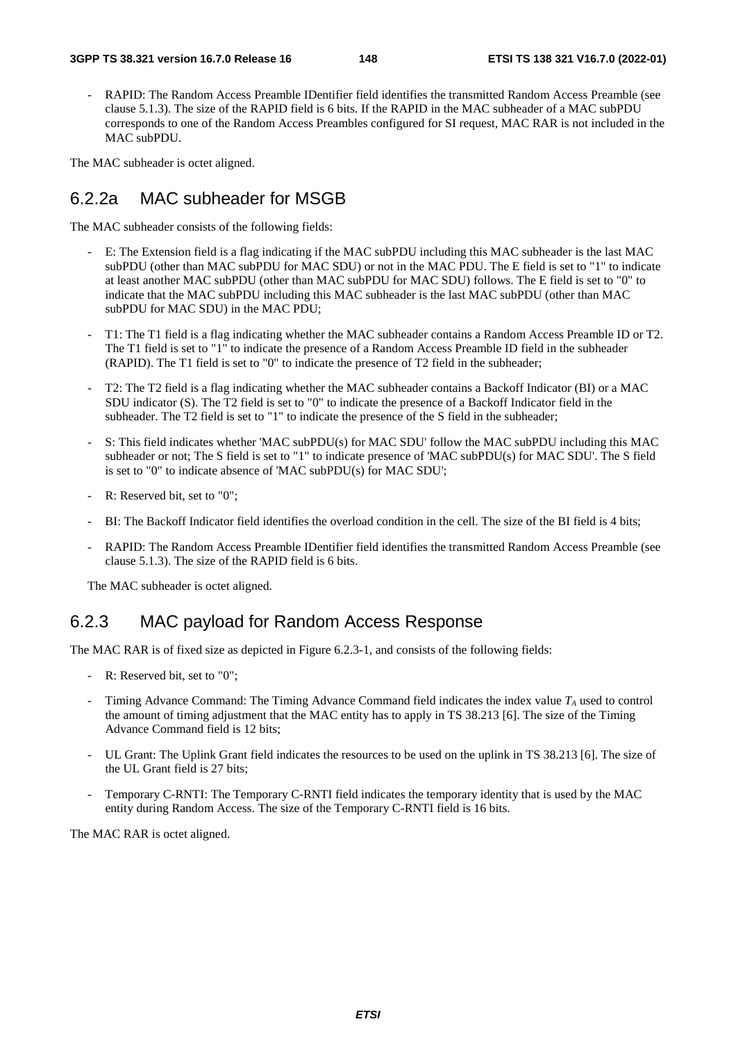- RAPID: The Random Access Preamble IDentifier field identifies the transmitted Random Access Preamble (see clause 5.1.3). The size of the RAPID field is 6 bits. If the RAPID in the MAC subheader of a MAC subPDU corresponds to one of the Random Access Preambles configured for SI request, MAC RAR is not included in the MAC subPDU.

The MAC subheader is octet aligned.

## 6.2.2a MAC subheader for MSGB

The MAC subheader consists of the following fields:

- E: The Extension field is a flag indicating if the MAC subPDU including this MAC subheader is the last MAC subPDU (other than MAC subPDU for MAC SDU) or not in the MAC PDU. The E field is set to "1" to indicate at least another MAC subPDU (other than MAC subPDU for MAC SDU) follows. The E field is set to "0" to indicate that the MAC subPDU including this MAC subheader is the last MAC subPDU (other than MAC subPDU for MAC SDU) in the MAC PDU;
- T1: The T1 field is a flag indicating whether the MAC subheader contains a Random Access Preamble ID or T2. The T1 field is set to "1" to indicate the presence of a Random Access Preamble ID field in the subheader (RAPID). The T1 field is set to "0" to indicate the presence of T2 field in the subheader;
- T2: The T2 field is a flag indicating whether the MAC subheader contains a Backoff Indicator (BI) or a MAC SDU indicator (S). The T2 field is set to "0" to indicate the presence of a Backoff Indicator field in the subheader. The T2 field is set to "1" to indicate the presence of the S field in the subheader;
- S: This field indicates whether 'MAC subPDU(s) for MAC SDU' follow the MAC subPDU including this MAC subheader or not; The S field is set to "1" to indicate presence of 'MAC subPDU(s) for MAC SDU'. The S field is set to "0" to indicate absence of 'MAC subPDU(s) for MAC SDU';
- R: Reserved bit, set to "0";
- BI: The Backoff Indicator field identifies the overload condition in the cell. The size of the BI field is 4 bits;
- RAPID: The Random Access Preamble IDentifier field identifies the transmitted Random Access Preamble (see clause 5.1.3). The size of the RAPID field is 6 bits.

The MAC subheader is octet aligned.

## 6.2.3 MAC payload for Random Access Response

The MAC RAR is of fixed size as depicted in Figure 6.2.3-1, and consists of the following fields:

- R: Reserved bit, set to "0";
- Timing Advance Command: The Timing Advance Command field indicates the index value $T_A$ used to control the amount of timing adjustment that the MAC entity has to apply in TS 38.213 [6]. The size of the Timing Advance Command field is 12 bits;
- UL Grant: The Uplink Grant field indicates the resources to be used on the uplink in TS 38.213 [6]. The size of the UL Grant field is 27 bits;
- Temporary C-RNTI: The Temporary C-RNTI field indicates the temporary identity that is used by the MAC entity during Random Access. The size of the Temporary C-RNTI field is 16 bits.

The MAC RAR is octet aligned.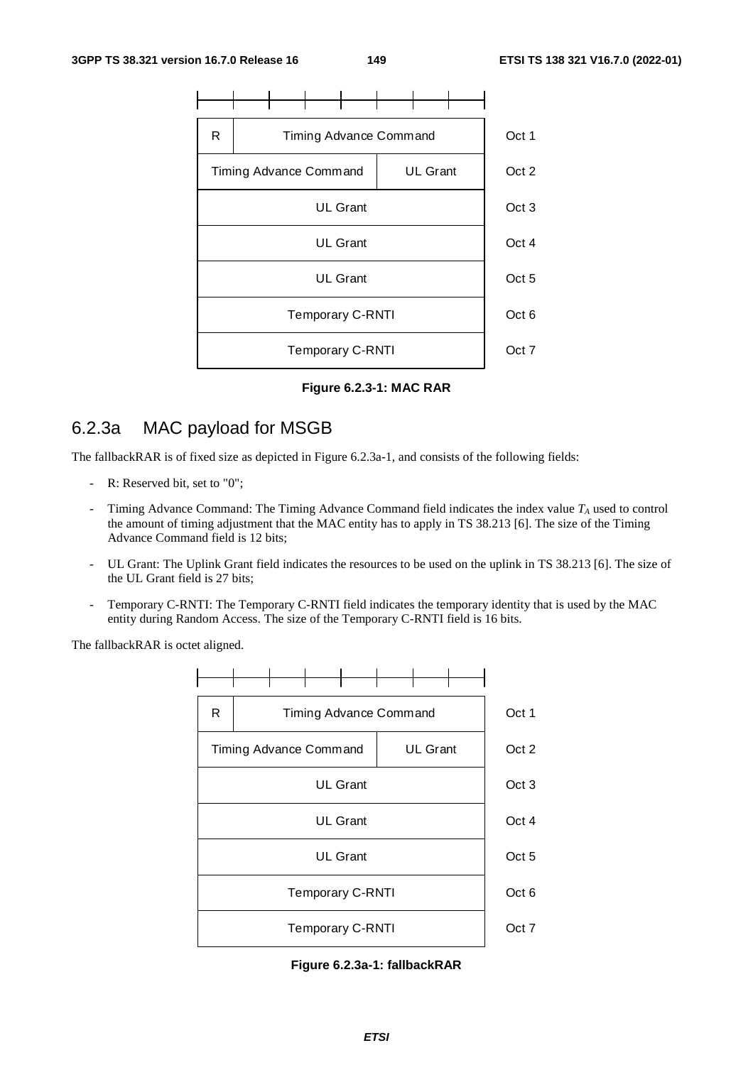| R | Timing Advance Command | | Oct 1 |
|---|---|---|---|
| Timing Advance Command | | UL Grant | Oct 2 |
| UL Grant | | | Oct 3 |
| UL Grant | | | Oct 4 |
| UL Grant | | | Oct 5 |
| Temporary C-RNTI | | | Oct 6 |
| Temporary C-RNTI | | | Oct 7 |

**Figure 6.2.3-1: MAC RAR**

## 6.2.3a MAC payload for MSGB

The fallbackRAR is of fixed size as depicted in Figure 6.2.3a-1, and consists of the following fields:

- R: Reserved bit, set to "0";
- Timing Advance Command: The Timing Advance Command field indicates the index value $T_A$ used to control the amount of timing adjustment that the MAC entity has to apply in TS 38.213 [6]. The size of the Timing Advance Command field is 12 bits;
- UL Grant: The Uplink Grant field indicates the resources to be used on the uplink in TS 38.213 [6]. The size of the UL Grant field is 27 bits;
- Temporary C-RNTI: The Temporary C-RNTI field indicates the temporary identity that is used by the MAC entity during Random Access. The size of the Temporary C-RNTI field is 16 bits.

The fallbackRAR is octet aligned.

| R | Timing Advance Command | | Oct 1 |
|---|---|---|---|
| Timing Advance Command | | UL Grant | Oct 2 |
| UL Grant | | | Oct 3 |
| UL Grant | | | Oct 4 |
| UL Grant | | | Oct 5 |
| Temporary C-RNTI | | | Oct 6 |
| Temporary C-RNTI | | | Oct 7 |

**Figure 6.2.3a-1: fallbackRAR**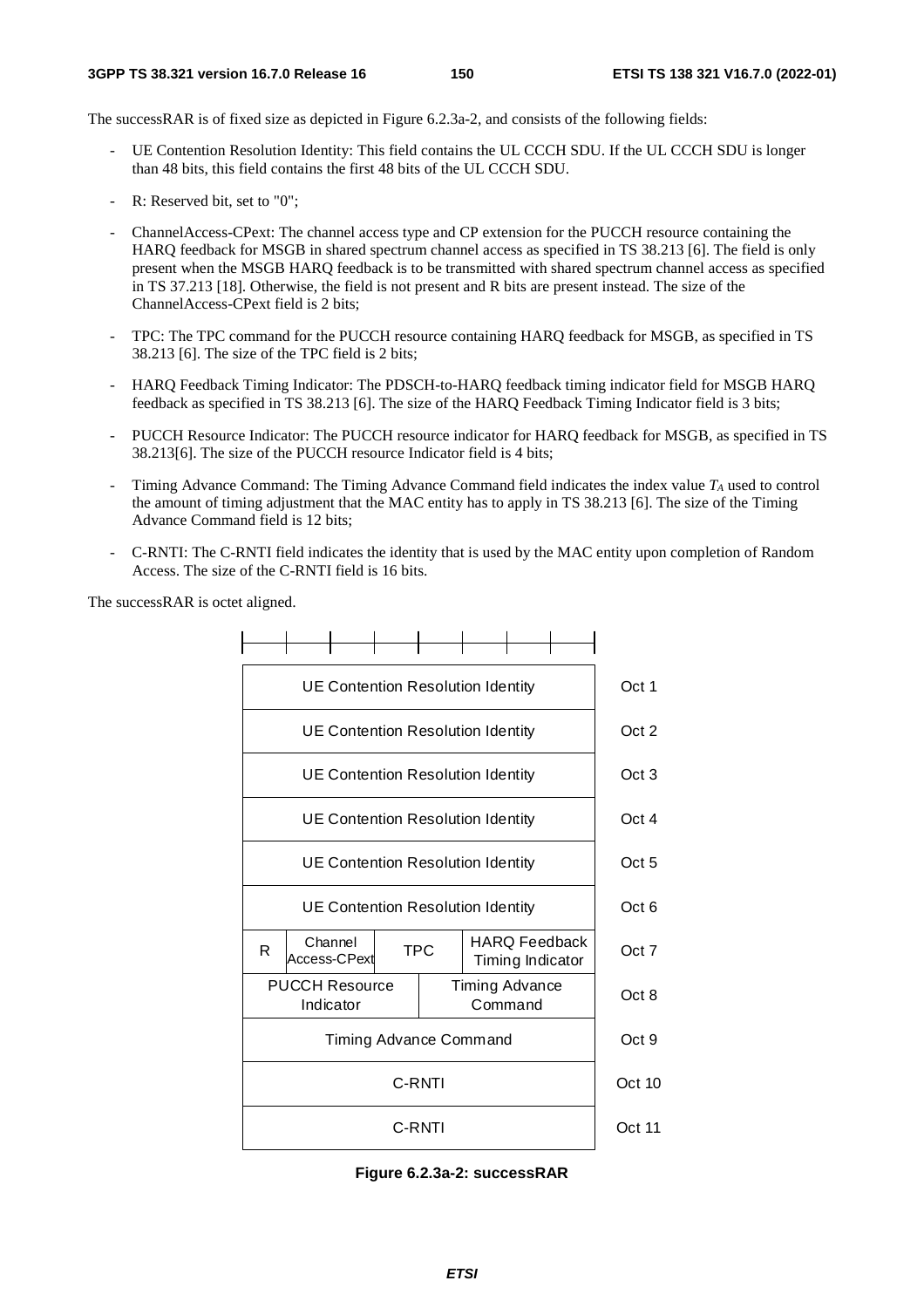The successRAR is of fixed size as depicted in Figure 6.2.3a-2, and consists of the following fields:

- UE Contention Resolution Identity: This field contains the UL CCCH SDU. If the UL CCCH SDU is longer than 48 bits, this field contains the first 48 bits of the UL CCCH SDU.
- R: Reserved bit, set to "0";
- ChannelAccess-CPext: The channel access type and CP extension for the PUCCH resource containing the HARQ feedback for MSGB in shared spectrum channel access as specified in TS 38.213 [6]. The field is only present when the MSGB HARQ feedback is to be transmitted with shared spectrum channel access as specified in TS 37.213 [18]. Otherwise, the field is not present and R bits are present instead. The size of the ChannelAccess-CPext field is 2 bits;
- TPC: The TPC command for the PUCCH resource containing HARQ feedback for MSGB, as specified in TS 38.213 [6]. The size of the TPC field is 2 bits;
- HARQ Feedback Timing Indicator: The PDSCH-to-HARQ feedback timing indicator field for MSGB HARQ feedback as specified in TS 38.213 [6]. The size of the HARQ Feedback Timing Indicator field is 3 bits;
- PUCCH Resource Indicator: The PUCCH resource indicator for HARQ feedback for MSGB, as specified in TS 38.213[6]. The size of the PUCCH resource Indicator field is 4 bits;
- Timing Advance Command: The Timing Advance Command field indicates the index value $T_A$ used to control the amount of timing adjustment that the MAC entity has to apply in TS 38.213 [6]. The size of the Timing Advance Command field is 12 bits;
- C-RNTI: The C-RNTI field indicates the identity that is used by the MAC entity upon completion of Random Access. The size of the C-RNTI field is 16 bits.

The successRAR is octet aligned.

| | | | | |
|---|---|---|---|---|
| UE Contention Resolution Identity | | | | Oct 1 |
| UE Contention Resolution Identity | | | | Oct 2 |
| UE Contention Resolution Identity | | | | Oct 3 |
| UE Contention Resolution Identity | | | | Oct 4 |
| UE Contention Resolution Identity | | | | Oct 5 |
| UE Contention Resolution Identity | | | | Oct 6 |
| R | Channel Access-CPext | TPC | HARQ Feedback Timing Indicator | Oct 7 |
| PUCCH Resource Indicator | | Timing Advance Command | | Oct 8 |
| Timing Advance Command | | | | Oct 9 |
| C-RNTI | | | | Oct 10 |
| C-RNTI | | | | Oct 11 |

**Figure 6.2.3a-2: successRAR**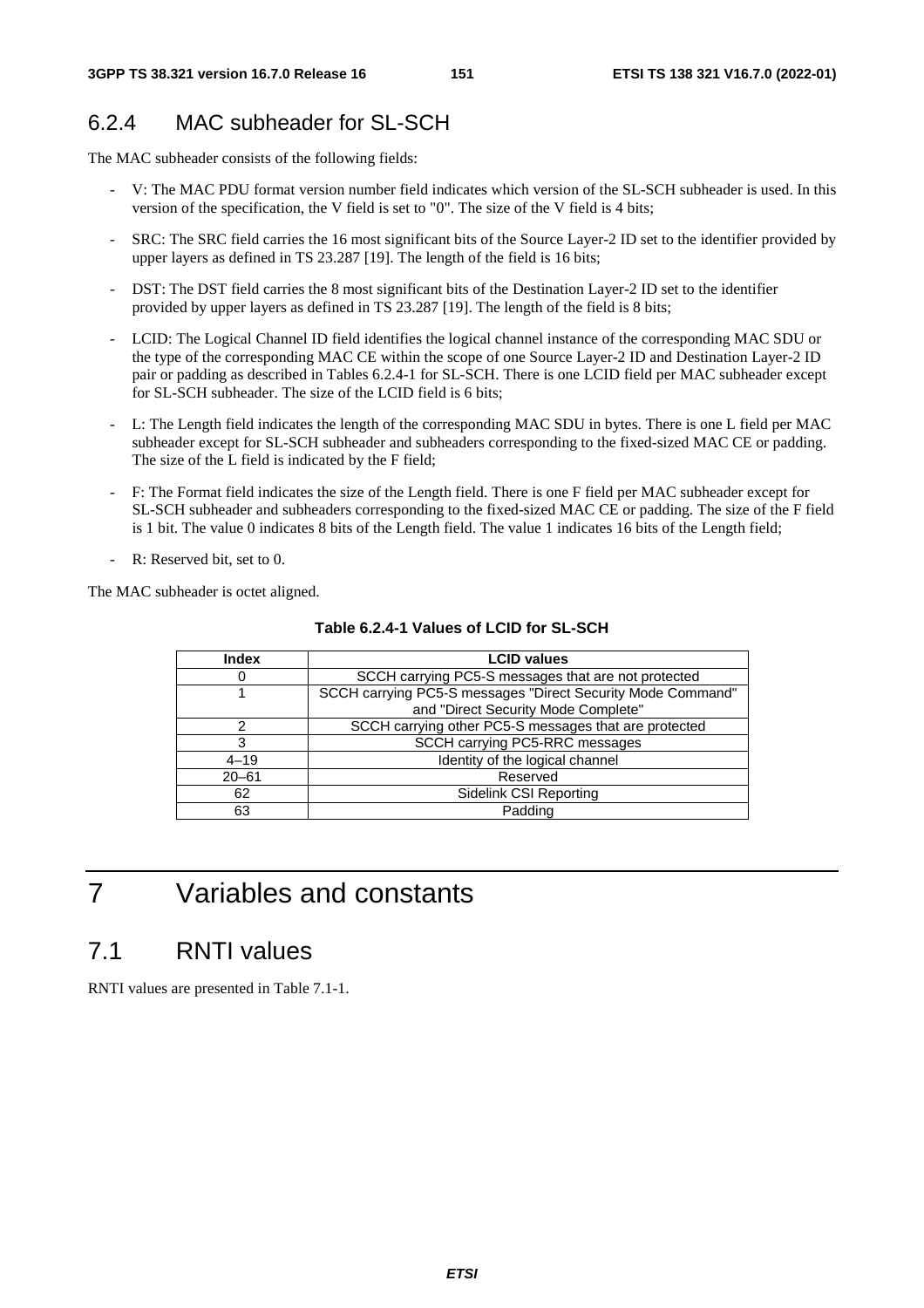### 6.2.4 MAC subheader for SL-SCH

The MAC subheader consists of the following fields:

- V: The MAC PDU format version number field indicates which version of the SL-SCH subheader is used. In this version of the specification, the V field is set to "0". The size of the V field is 4 bits;
- SRC: The SRC field carries the 16 most significant bits of the Source Layer-2 ID set to the identifier provided by upper layers as defined in TS 23.287 [19]. The length of the field is 16 bits;
- DST: The DST field carries the 8 most significant bits of the Destination Layer-2 ID set to the identifier provided by upper layers as defined in TS 23.287 [19]. The length of the field is 8 bits;
- LCID: The Logical Channel ID field identifies the logical channel instance of the corresponding MAC SDU or the type of the corresponding MAC CE within the scope of one Source Layer-2 ID and Destination Layer-2 ID pair or padding as described in Tables 6.2.4-1 for SL-SCH. There is one LCID field per MAC subheader except for SL-SCH subheader. The size of the LCID field is 6 bits;
- L: The Length field indicates the length of the corresponding MAC SDU in bytes. There is one L field per MAC subheader except for SL-SCH subheader and subheaders corresponding to the fixed-sized MAC CE or padding. The size of the L field is indicated by the F field;
- F: The Format field indicates the size of the Length field. There is one F field per MAC subheader except for SL-SCH subheader and subheaders corresponding to the fixed-sized MAC CE or padding. The size of the F field is 1 bit. The value 0 indicates 8 bits of the Length field. The value 1 indicates 16 bits of the Length field;
- R: Reserved bit, set to 0.

The MAC subheader is octet aligned.

**Table 6.2.4-1 Values of LCID for SL-SCH**

| Index | LCID values |
|---|---|
| 0 | SCCH carrying PC5-S messages that are not protected |
| 1 | SCCH carrying PC5-S messages "Direct Security Mode Command" and "Direct Security Mode Complete" |
| 2 | SCCH carrying other PC5-S messages that are protected |
| 3 | SCCH carrying PC5-RRC messages |
| 4–19 | Identity of the logical channel |
| 20–61 | Reserved |
| 62 | Sidelink CSI Reporting |
| 63 | Padding |

# 7 Variables and constants

## 7.1 RNTI values

RNTI values are presented in Table 7.1-1.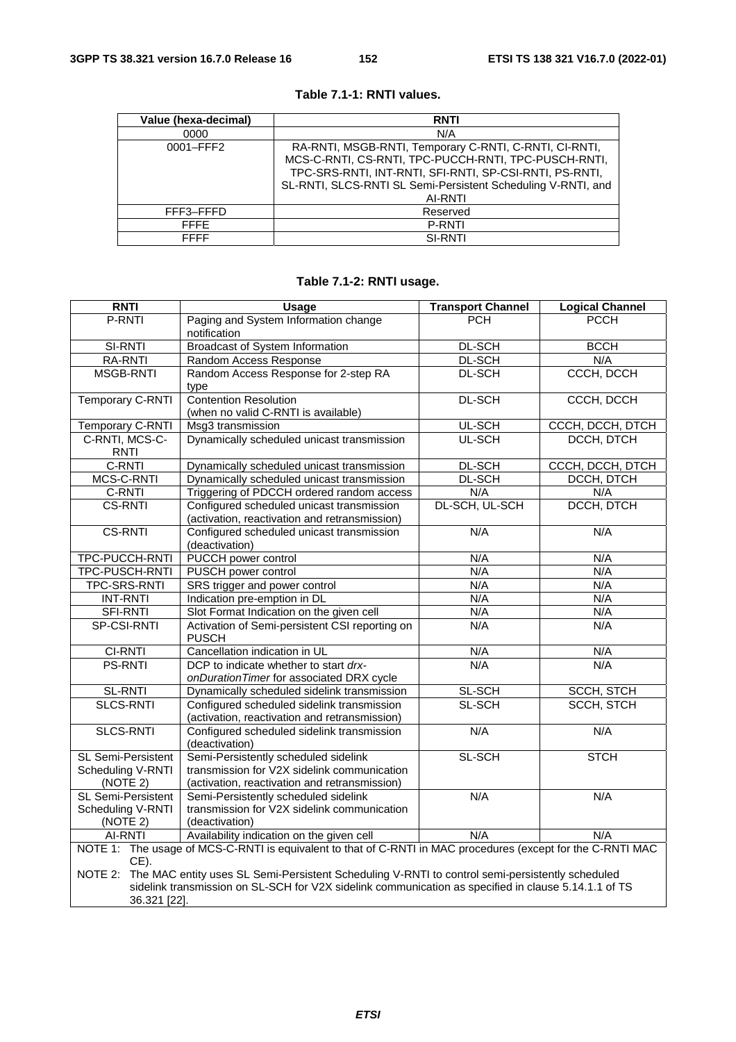**Table 7.1-1: RNTI values.**

| Value (hexa-decimal) | RNTI |
|---|---|
| 0000 | N/A |
| 0001–FFF2 | RA-RNTI, MSGB-RNTI, Temporary C-RNTI, C-RNTI, CI-RNTI, MCS-C-RNTI, CS-RNTI, TPC-PUCCH-RNTI, TPC-PUSCH-RNTI, TPC-SRS-RNTI, INT-RNTI, SFI-RNTI, SP-CSI-RNTI, PS-RNTI, SL-RNTI, SLCS-RNTI SL Semi-Persistent Scheduling V-RNTI, and AI-RNTI |
| FFF3–FFFD | Reserved |
| FFFE | P-RNTI |
| FFFF | SI-RNTI |

**Table 7.1-2: RNTI usage.**

| RNTI | Usage | Transport Channel | Logical Channel |
|---|---|---|---|
| P-RNTI | Paging and System Information change notification | PCH | PCCH |
| SI-RNTI | Broadcast of System Information | DL-SCH | BCCH |
| RA-RNTI | Random Access Response | DL-SCH | N/A |
| MSGB-RNTI | Random Access Response for 2-step RA type | DL-SCH | CCCH, DCCH |
| Temporary C-RNTI | Contention Resolution (when no valid C-RNTI is available) | DL-SCH | CCCH, DCCH |
| Temporary C-RNTI | Msg3 transmission | UL-SCH | CCCH, DCCH, DTCH |
| C-RNTI, MCS-C-RNTI | Dynamically scheduled unicast transmission | UL-SCH | DCCH, DTCH |
| C-RNTI | Dynamically scheduled unicast transmission | DL-SCH | CCCH, DCCH, DTCH |
| MCS-C-RNTI | Dynamically scheduled unicast transmission | DL-SCH | DCCH, DTCH |
| C-RNTI | Triggering of PDCCH ordered random access | N/A | N/A |
| CS-RNTI | Configured scheduled unicast transmission (activation, reactivation and retransmission) | DL-SCH, UL-SCH | DCCH, DTCH |
| CS-RNTI | Configured scheduled unicast transmission (deactivation) | N/A | N/A |
| TPC-PUCCH-RNTI | PUCCH power control | N/A | N/A |
| TPC-PUSCH-RNTI | PUSCH power control | N/A | N/A |
| TPC-SRS-RNTI | SRS trigger and power control | N/A | N/A |
| INT-RNTI | Indication pre-emption in DL | N/A | N/A |
| SFI-RNTI | Slot Format Indication on the given cell | N/A | N/A |
| SP-CSI-RNTI | Activation of Semi-persistent CSI reporting on PUSCH | N/A | N/A |
| CI-RNTI | Cancellation indication in UL | N/A | N/A |
| PS-RNTI | DCP to indicate whether to start *drx-onDurationTimer* for associated DRX cycle | N/A | N/A |
| SL-RNTI | Dynamically scheduled sidelink transmission | SL-SCH | SCCH, STCH |
| SLCS-RNTI | Configured scheduled sidelink transmission (activation, reactivation and retransmission) | SL-SCH | SCCH, STCH |
| SLCS-RNTI | Configured scheduled sidelink transmission (deactivation) | N/A | N/A |
| SL Semi-Persistent Scheduling V-RNTI (NOTE 2) | Semi-Persistently scheduled sidelink transmission for V2X sidelink communication (activation, reactivation and retransmission) | SL-SCH | STCH |
| SL Semi-Persistent Scheduling V-RNTI (NOTE 2) | Semi-Persistently scheduled sidelink transmission for V2X sidelink communication (deactivation) | N/A | N/A |
| AI-RNTI | Availability indication on the given cell | N/A | N/A |

NOTE 1: The usage of MCS-C-RNTI is equivalent to that of C-RNTI in MAC procedures (except for the C-RNTI MAC CE).

NOTE 2: The MAC entity uses SL Semi-Persistent Scheduling V-RNTI to control semi-persistently scheduled sidelink transmission on SL-SCH for V2X sidelink communication as specified in clause 5.14.1.1 of TS 36.321 [22].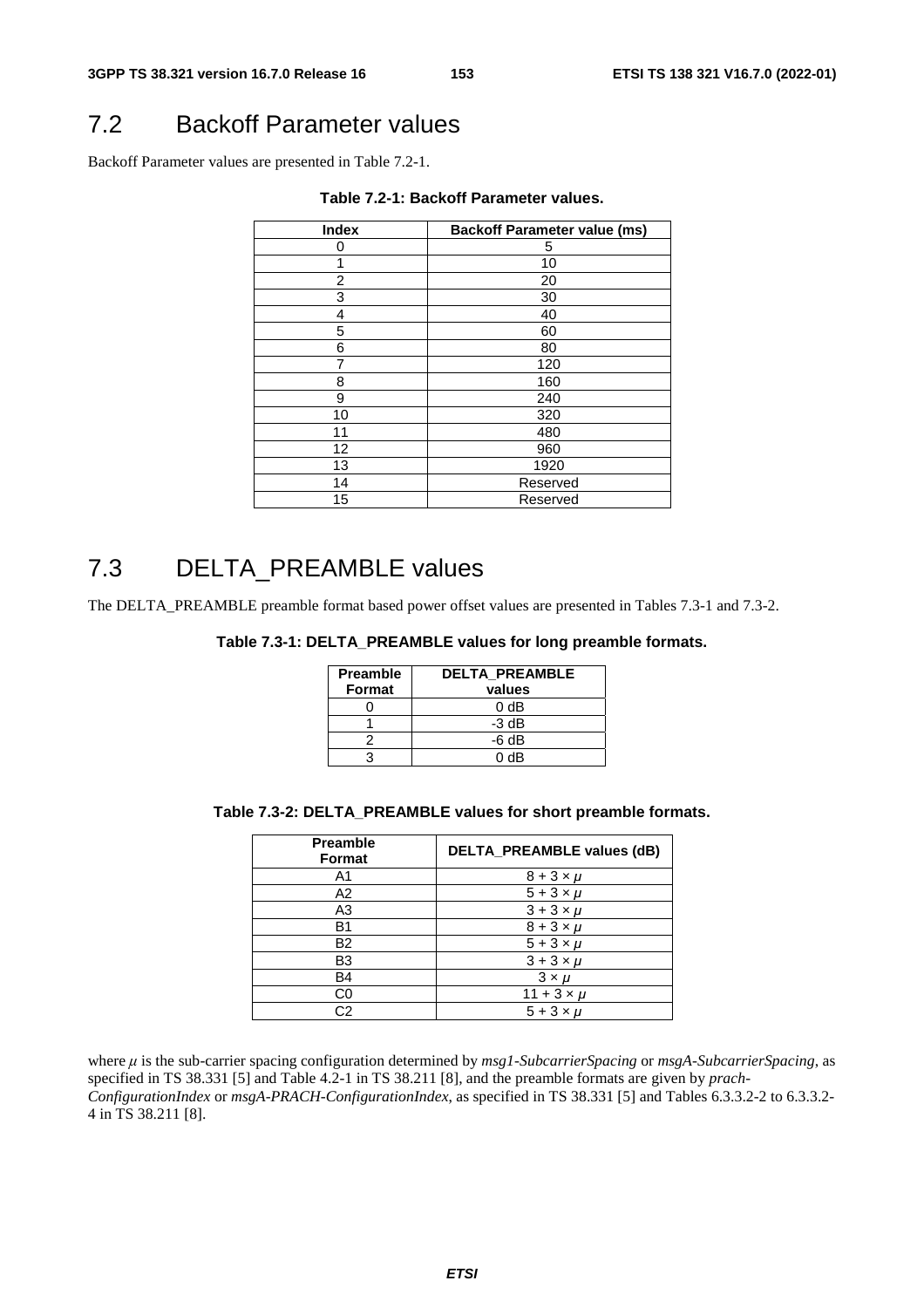## 7.2 Backoff Parameter values

Backoff Parameter values are presented in Table 7.2-1.

**Table 7.2-1: Backoff Parameter values.**

| Index | Backoff Parameter value (ms) |
|---|---|
| 0 | 5 |
| 1 | 10 |
| 2 | 20 |
| 3 | 30 |
| 4 | 40 |
| 5 | 60 |
| 6 | 80 |
| 7 | 120 |
| 8 | 160 |
| 9 | 240 |
| 10 | 320 |
| 11 | 480 |
| 12 | 960 |
| 13 | 1920 |
| 14 | Reserved |
| 15 | Reserved |

## 7.3 DELTA_PREAMBLE values

The DELTA_PREAMBLE preamble format based power offset values are presented in Tables 7.3-1 and 7.3-2.

**Table 7.3-1: DELTA_PREAMBLE values for long preamble formats.**

| Preamble Format | DELTA_PREAMBLE values |
|---|---|
| 0 | 0 dB |
| 1 | -3 dB |
| 2 | -6 dB |
| 3 | 0 dB |

**Table 7.3-2: DELTA_PREAMBLE values for short preamble formats.**

| Preamble Format | DELTA_PREAMBLE values (dB) |
|---|---|
| A1 | $8 + 3 \times \mu$ |
| A2 | $5 + 3 \times \mu$ |
| A3 | $3 + 3 \times \mu$ |
| B1 | $8 + 3 \times \mu$ |
| B2 | $5 + 3 \times \mu$ |
| B3 | $3 + 3 \times \mu$ |
| B4 | $3 \times \mu$ |
| C0 | $11 + 3 \times \mu$ |
| C2 | $5 + 3 \times \mu$ |

where $\mu$ is the sub-carrier spacing configuration determined by *msg1-SubcarrierSpacing* or *msgA-SubcarrierSpacing*, as specified in TS 38.331 [5] and Table 4.2-1 in TS 38.211 [8], and the preamble formats are given by *prach-ConfigurationIndex* or *msgA-PRACH-ConfigurationIndex*, as specified in TS 38.331 [5] and Tables 6.3.3.2-2 to 6.3.3.2-4 in TS 38.211 [8].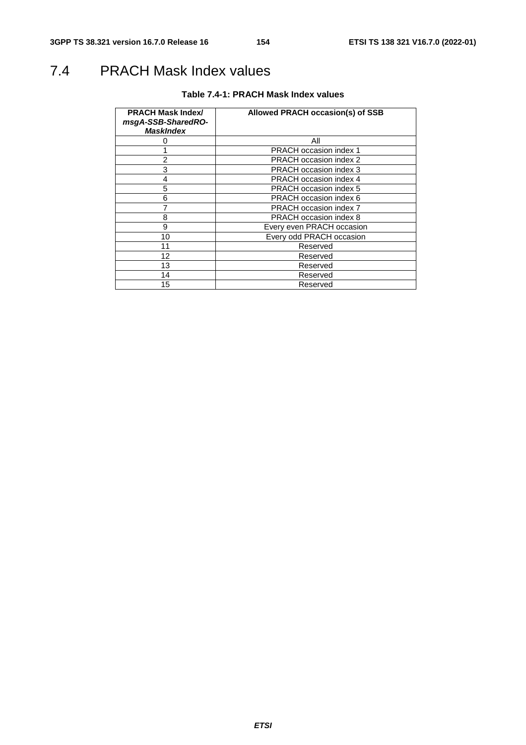## 7.4 PRACH Mask Index values

**Table 7.4-1: PRACH Mask Index values**

| **PRACH Mask Index/ *msgA-SSB-SharedRO-MaskIndex*** | **Allowed PRACH occasion(s) of SSB** |
|---|---|
| 0 | All |
| 1 | PRACH occasion index 1 |
| 2 | PRACH occasion index 2 |
| 3 | PRACH occasion index 3 |
| 4 | PRACH occasion index 4 |
| 5 | PRACH occasion index 5 |
| 6 | PRACH occasion index 6 |
| 7 | PRACH occasion index 7 |
| 8 | PRACH occasion index 8 |
| 9 | Every even PRACH occasion |
| 10 | Every odd PRACH occasion |
| 11 | Reserved |
| 12 | Reserved |
| 13 | Reserved |
| 14 | Reserved |
| 15 | Reserved |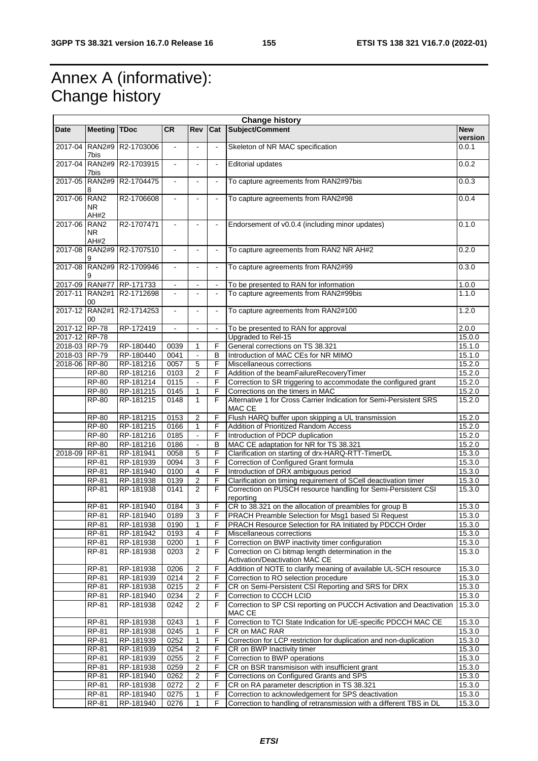# Annex A (informative): Change history

| Change history | | | | | | | |
|---|---|---|---|---|---|---|---|
| **Date** | **Meeting** | **TDoc** | **CR** | **Rev** | **Cat** | **Subject/Comment** | **New version** |
| 2017-04 | RAN2#97bis | R2-1703006 | - | - | - | Skeleton of NR MAC specification | 0.0.1 |
| 2017-04 | RAN2#97bis | R2-1703915 | - | - | - | Editorial updates | 0.0.2 |
| 2017-05 | RAN2#98 | R2-1704475 | - | - | - | To capture agreements from RAN2#97bis | 0.0.3 |
| 2017-06 | RAN2 NR AH#2 | R2-1706608 | - | - | - | To capture agreements from RAN2#98 | 0.0.4 |
| 2017-06 | RAN2 NR AH#2 | R2-1707471 | - | - | - | Endorsement of v0.0.4 (including minor updates) | 0.1.0 |
| 2017-08 | RAN2#99 | R2-1707510 | - | - | - | To capture agreements from RAN2 NR AH#2 | 0.2.0 |
| 2017-08 | RAN2#99 | R2-1709946 | - | - | - | To capture agreements from RAN2#99 | 0.3.0 |
| 2017-09 | RAN#77 | RP-171733 | - | - | - | To be presented to RAN for information | 1.0.0 |
| 2017-11 | RAN2#100 | R2-1712698 | - | - | - | To capture agreements from RAN2#99bis | 1.1.0 |
| 2017-12 | RAN2#100 | R2-1714253 | - | - | - | To capture agreements from RAN2#100 | 1.2.0 |
| 2017-12 | RP-78 | RP-172419 | - | - | - | To be presented to RAN for approval | 2.0.0 |
| 2017-12 | RP-78 | | | | | Upgraded to Rel-15 | 15.0.0 |
| 2018-03 | RP-79 | RP-180440 | 0039 | 1 | F | General corrections on TS 38.321 | 15.1.0 |
| 2018-03 | RP-79 | RP-180440 | 0041 | - | B | Introduction of MAC CEs for NR MIMO | 15.1.0 |
| 2018-06 | RP-80 | RP-181216 | 0057 | 5 | F | Miscellaneous corrections | 15.2.0 |
| | RP-80 | RP-181216 | 0103 | 2 | F | Addition of the beamFailureRecoveryTimer | 15.2.0 |
| | RP-80 | RP-181214 | 0115 | - | F | Correction to SR triggering to accommodate the configured grant | 15.2.0 |
| | RP-80 | RP-181215 | 0145 | 1 | F | Corrections on the timers in MAC | 15.2.0 |
| | RP-80 | RP-181215 | 0148 | 1 | F | Alternative 1 for Cross Carrier Indication for Semi-Persistent SRS MAC CE | 15.2.0 |
| | RP-80 | RP-181215 | 0153 | 2 | F | Flush HARQ buffer upon skipping a UL transmission | 15.2.0 |
| | RP-80 | RP-181215 | 0166 | 1 | F | Addition of Prioritized Random Access | 15.2.0 |
| | RP-80 | RP-181216 | 0185 | - | F | Introduction of PDCP duplication | 15.2.0 |
| | RP-80 | RP-181216 | 0186 | - | B | MAC CE adaptation for NR for TS 38.321 | 15.2.0 |
| 2018-09 | RP-81 | RP-181941 | 0058 | 5 | F | Clarification on starting of drx-HARQ-RTT-TimerDL | 15.3.0 |
| | RP-81 | RP-181939 | 0094 | 3 | F | Correction of Configured Grant formula | 15.3.0 |
| | RP-81 | RP-181940 | 0100 | 4 | F | Introduction of DRX ambiguous period | 15.3.0 |
| | RP-81 | RP-181938 | 0139 | 2 | F | Clarification on timing requirement of SCell deactivation timer | 15.3.0 |
| | RP-81 | RP-181938 | 0141 | 2 | F | Correction on PUSCH resource handling for Semi-Persistent CSI reporting | 15.3.0 |
| | RP-81 | RP-181940 | 0184 | 3 | F | CR to 38.321 on the allocation of preambles for group B | 15.3.0 |
| | RP-81 | RP-181940 | 0189 | 3 | F | PRACH Preamble Selection for Msg1 based SI Request | 15.3.0 |
| | RP-81 | RP-181938 | 0190 | 1 | F | PRACH Resource Selection for RA Initiated by PDCCH Order | 15.3.0 |
| | RP-81 | RP-181942 | 0193 | 4 | F | Miscellaneous corrections | 15.3.0 |
| | RP-81 | RP-181938 | 0200 | 1 | F | Correction on BWP inactivity timer configuration | 15.3.0 |
| | RP-81 | RP-181938 | 0203 | 2 | F | Correction on Ci bitmap length determination in the Activation/Deactivation MAC CE | 15.3.0 |
| | RP-81 | RP-181938 | 0206 | 2 | F | Addition of NOTE to clarify meaning of available UL-SCH resource | 15.3.0 |
| | RP-81 | RP-181939 | 0214 | 2 | F | Correction to RO selection procedure | 15.3.0 |
| | RP-81 | RP-181938 | 0215 | 2 | F | CR on Semi-Persistent CSI Reporting and SRS for DRX | 15.3.0 |
| | RP-81 | RP-181940 | 0234 | 2 | F | Correction to CCCH LCID | 15.3.0 |
| | RP-81 | RP-181938 | 0242 | 2 | F | Correction to SP CSI reporting on PUCCH Activation and Deactivation MAC CE | 15.3.0 |
| | RP-81 | RP-181938 | 0243 | 1 | F | Correction to TCI State Indication for UE-specific PDCCH MAC CE | 15.3.0 |
| | RP-81 | RP-181938 | 0245 | 1 | F | CR on MAC RAR | 15.3.0 |
| | RP-81 | RP-181939 | 0252 | 1 | F | Correction for LCP restriction for duplication and non-duplication | 15.3.0 |
| | RP-81 | RP-181939 | 0254 | 2 | F | CR on BWP Inactivity timer | 15.3.0 |
| | RP-81 | RP-181939 | 0255 | 2 | F | Correction to BWP operations | 15.3.0 |
| | RP-81 | RP-181938 | 0259 | 2 | F | CR on BSR transmisison with insufficient grant | 15.3.0 |
| | RP-81 | RP-181940 | 0262 | 2 | F | Corrections on Configured Grants and SPS | 15.3.0 |
| | RP-81 | RP-181938 | 0272 | 2 | F | CR on RA parameter description in TS 38.321 | 15.3.0 |
| | RP-81 | RP-181940 | 0275 | 1 | F | Correction to acknowledgement for SPS deactivation | 15.3.0 |
| | RP-81 | RP-181940 | 0276 | 1 | F | Correction to handling of retransmission with a different TBS in DL | 15.3.0 |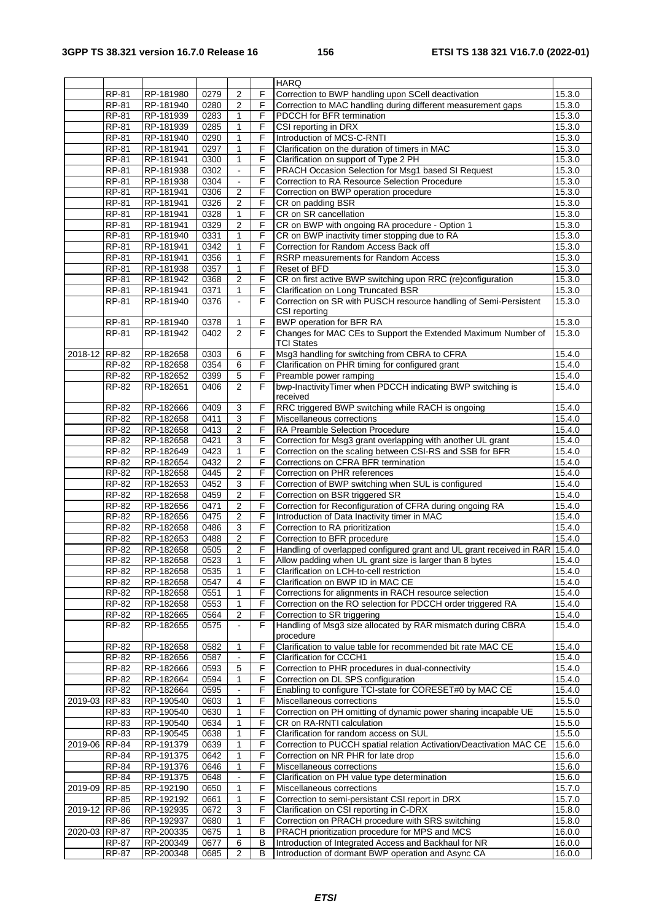| | | | | | | HARQ | |
|---|---|---|---|---|---|---|---|
| | RP-81 | RP-181980 | 0279 | 2 | F | Correction to BWP handling upon SCell deactivation | 15.3.0 |
| | RP-81 | RP-181940 | 0280 | 2 | F | Correction to MAC handling during different measurement gaps | 15.3.0 |
| | RP-81 | RP-181939 | 0283 | 1 | F | PDCCH for BFR termination | 15.3.0 |
| | RP-81 | RP-181939 | 0285 | 1 | F | CSI reporting in DRX | 15.3.0 |
| | RP-81 | RP-181940 | 0290 | 1 | F | Introduction of MCS-C-RNTI | 15.3.0 |
| | RP-81 | RP-181941 | 0297 | 1 | F | Clarification on the duration of timers in MAC | 15.3.0 |
| | RP-81 | RP-181941 | 0300 | 1 | F | Clarification on support of Type 2 PH | 15.3.0 |
| | RP-81 | RP-181938 | 0302 | - | F | PRACH Occasion Selection for Msg1 based SI Request | 15.3.0 |
| | RP-81 | RP-181938 | 0304 | - | F | Correction to RA Resource Selection Procedure | 15.3.0 |
| | RP-81 | RP-181941 | 0306 | 2 | F | Correction on BWP operation procedure | 15.3.0 |
| | RP-81 | RP-181941 | 0326 | 2 | F | CR on padding BSR | 15.3.0 |
| | RP-81 | RP-181941 | 0328 | 1 | F | CR on SR cancellation | 15.3.0 |
| | RP-81 | RP-181941 | 0329 | 2 | F | CR on BWP with ongoing RA procedure - Option 1 | 15.3.0 |
| | RP-81 | RP-181940 | 0331 | 1 | F | CR on BWP inactivity timer stopping due to RA | 15.3.0 |
| | RP-81 | RP-181941 | 0342 | 1 | F | Correction for Random Access Back off | 15.3.0 |
| | RP-81 | RP-181941 | 0356 | 1 | F | RSRP measurements for Random Access | 15.3.0 |
| | RP-81 | RP-181938 | 0357 | 1 | F | Reset of BFD | 15.3.0 |
| | RP-81 | RP-181942 | 0368 | 2 | F | CR on first active BWP switching upon RRC (re)configuration | 15.3.0 |
| | RP-81 | RP-181941 | 0371 | 1 | F | Clarification on Long Truncated BSR | 15.3.0 |
| | RP-81 | RP-181940 | 0376 | - | F | Correction on SR with PUSCH resource handling of Semi-Persistent CSI reporting | 15.3.0 |
| | RP-81 | RP-181940 | 0378 | 1 | F | BWP operation for BFR RA | 15.3.0 |
| | RP-81 | RP-181942 | 0402 | 2 | F | Changes for MAC CEs to Support the Extended Maximum Number of TCI States | 15.3.0 |
| 2018-12 | RP-82 | RP-182658 | 0303 | 6 | F | Msg3 handling for switching from CBRA to CFRA | 15.4.0 |
| | RP-82 | RP-182658 | 0354 | 6 | F | Clarification on PHR timing for configured grant | 15.4.0 |
| | RP-82 | RP-182652 | 0399 | 5 | F | Preamble power ramping | 15.4.0 |
| | RP-82 | RP-182651 | 0406 | 2 | F | bwp-InactivityTimer when PDCCH indicating BWP switching is received | 15.4.0 |
| | RP-82 | RP-182666 | 0409 | 3 | F | RRC triggered BWP switching while RACH is ongoing | 15.4.0 |
| | RP-82 | RP-182658 | 0411 | 3 | F | Miscellaneous corrections | 15.4.0 |
| | RP-82 | RP-182658 | 0413 | 2 | F | RA Preamble Selection Procedure | 15.4.0 |
| | RP-82 | RP-182658 | 0421 | 3 | F | Correction for Msg3 grant overlapping with another UL grant | 15.4.0 |
| | RP-82 | RP-182649 | 0423 | 1 | F | Correction on the scaling between CSI-RS and SSB for BFR | 15.4.0 |
| | RP-82 | RP-182654 | 0432 | 2 | F | Corrections on CFRA BFR termination | 15.4.0 |
| | RP-82 | RP-182658 | 0445 | 2 | F | Correction on PHR references | 15.4.0 |
| | RP-82 | RP-182653 | 0452 | 3 | F | Correction of BWP switching when SUL is configured | 15.4.0 |
| | RP-82 | RP-182658 | 0459 | 2 | F | Correction on BSR triggered SR | 15.4.0 |
| | RP-82 | RP-182656 | 0471 | 2 | F | Correction for Reconfiguration of CFRA during ongoing RA | 15.4.0 |
| | RP-82 | RP-182656 | 0475 | 2 | F | Introduction of Data Inactivity timer in MAC | 15.4.0 |
| | RP-82 | RP-182658 | 0486 | 3 | F | Correction to RA prioritization | 15.4.0 |
| | RP-82 | RP-182653 | 0488 | 2 | F | Correction to BFR procedure | 15.4.0 |
| | RP-82 | RP-182658 | 0505 | 2 | F | Handling of overlapped configured grant and UL grant received in RAR | 15.4.0 |
| | RP-82 | RP-182658 | 0523 | 1 | F | Allow padding when UL grant size is larger than 8 bytes | 15.4.0 |
| | RP-82 | RP-182658 | 0535 | 1 | F | Clarification on LCH-to-cell restriction | 15.4.0 |
| | RP-82 | RP-182658 | 0547 | 4 | F | Clarification on BWP ID in MAC CE | 15.4.0 |
| | RP-82 | RP-182658 | 0551 | 1 | F | Corrections for alignments in RACH resource selection | 15.4.0 |
| | RP-82 | RP-182658 | 0553 | 1 | F | Correction on the RO selection for PDCCH order triggered RA | 15.4.0 |
| | RP-82 | RP-182665 | 0564 | 2 | F | Correction to SR triggering | 15.4.0 |
| | RP-82 | RP-182655 | 0575 | - | F | Handling of Msg3 size allocated by RAR mismatch during CBRA procedure | 15.4.0 |
| | RP-82 | RP-182658 | 0582 | 1 | F | Clarification to value table for recommended bit rate MAC CE | 15.4.0 |
| | RP-82 | RP-182656 | 0587 | - | F | Clarification for CCCH1 | 15.4.0 |
| | RP-82 | RP-182666 | 0593 | 5 | F | Correction to PHR procedures in dual-connectivity | 15.4.0 |
| | RP-82 | RP-182664 | 0594 | 1 | F | Correction on DL SPS configuration | 15.4.0 |
| | RP-82 | RP-182664 | 0595 | - | F | Enabling to configure TCI-state for CORESET#0 by MAC CE | 15.4.0 |
| 2019-03 | RP-83 | RP-190540 | 0603 | 1 | F | Miscellaneous corrections | 15.5.0 |
| | RP-83 | RP-190540 | 0630 | 1 | F | Correction on PH omitting of dynamic power sharing incapable UE | 15.5.0 |
| | RP-83 | RP-190540 | 0634 | 1 | F | CR on RA-RNTI calculation | 15.5.0 |
| | RP-83 | RP-190545 | 0638 | 1 | F | Clarification for random access on SUL | 15.5.0 |
| 2019-06 | RP-84 | RP-191379 | 0639 | 1 | F | Correction to PUCCH spatial relation Activation/Deactivation MAC CE | 15.6.0 |
| | RP-84 | RP-191375 | 0642 | 1 | F | Correction on NR PHR for late drop | 15.6.0 |
| | RP-84 | RP-191376 | 0646 | 1 | F | Miscellaneous corrections | 15.6.0 |
| | RP-84 | RP-191375 | 0648 | - | F | Clarification on PH value type determination | 15.6.0 |
| 2019-09 | RP-85 | RP-192190 | 0650 | 1 | F | Miscellaneous corrections | 15.7.0 |
| | RP-85 | RP-192192 | 0661 | 1 | F | Correction to semi-persistant CSI report in DRX | 15.7.0 |
| 2019-12 | RP-86 | RP-192935 | 0672 | 3 | F | Clarification on CSI reporting in C-DRX | 15.8.0 |
| | RP-86 | RP-192937 | 0680 | 1 | F | Correction on PRACH procedure with SRS switching | 15.8.0 |
| 2020-03 | RP-87 | RP-200335 | 0675 | 1 | B | PRACH prioritization procedure for MPS and MCS | 16.0.0 |
| | RP-87 | RP-200349 | 0677 | 6 | B | Introduction of Integrated Access and Backhaul for NR | 16.0.0 |
| | RP-87 | RP-200348 | 0685 | 2 | B | Introduction of dormant BWP operation and Async CA | 16.0.0 |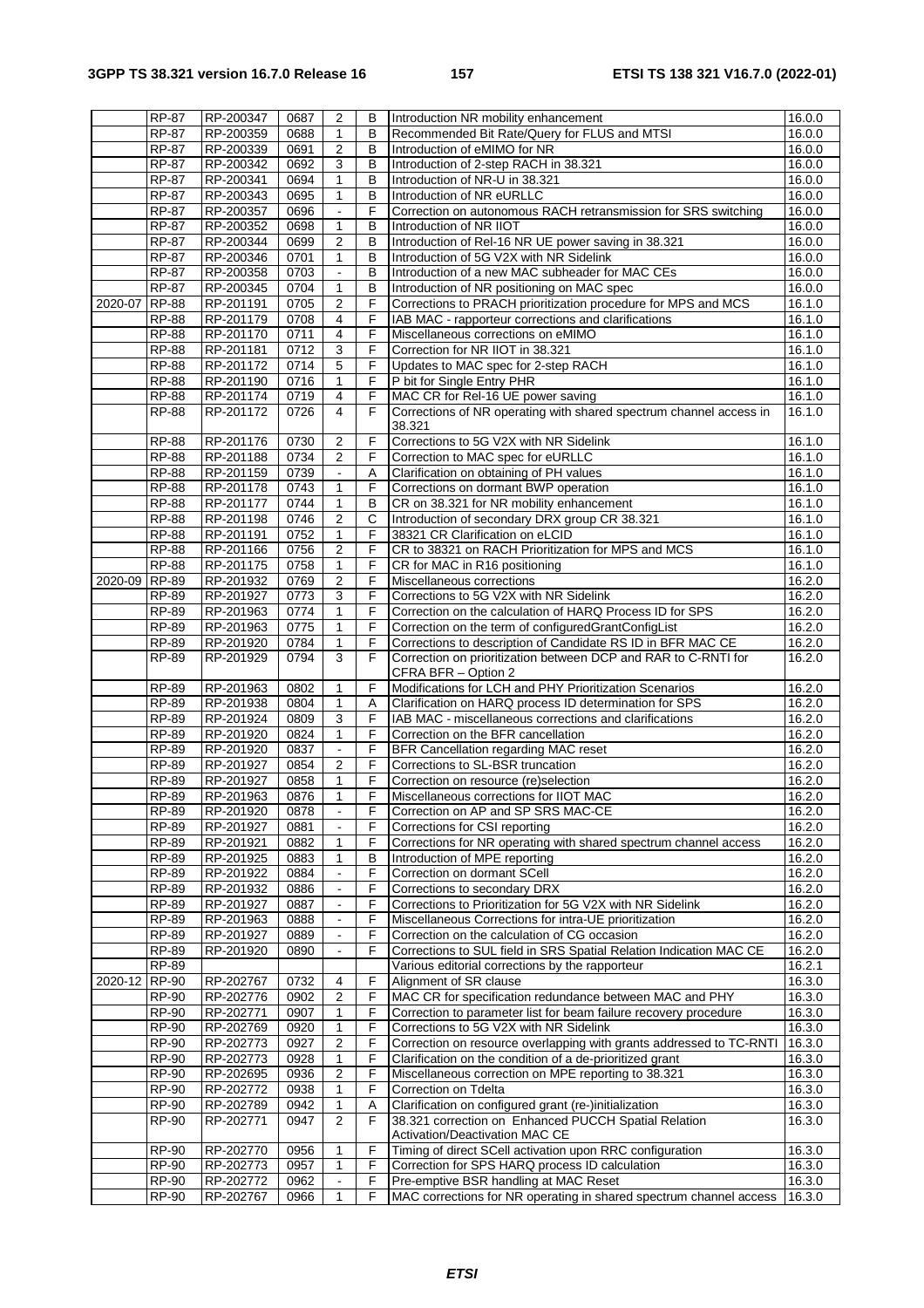| | | | | | | | |
|---|---|---|---|---|---|---|---|
| | RP-87 | RP-200347 | 0687 | 2 | B | Introduction NR mobility enhancement | 16.0.0 |
| | RP-87 | RP-200359 | 0688 | 1 | B | Recommended Bit Rate/Query for FLUS and MTSI | 16.0.0 |
| | RP-87 | RP-200339 | 0691 | 2 | B | Introduction of eMIMO for NR | 16.0.0 |
| | RP-87 | RP-200342 | 0692 | 3 | B | Introduction of 2-step RACH in 38.321 | 16.0.0 |
| | RP-87 | RP-200341 | 0694 | 1 | B | Introduction of NR-U in 38.321 | 16.0.0 |
| | RP-87 | RP-200343 | 0695 | 1 | B | Introduction of NR eURLLC | 16.0.0 |
| | RP-87 | RP-200357 | 0696 | - | F | Correction on autonomous RACH retransmission for SRS switching | 16.0.0 |
| | RP-87 | RP-200352 | 0698 | 1 | B | Introduction of NR IIOT | 16.0.0 |
| | RP-87 | RP-200344 | 0699 | 2 | B | Introduction of Rel-16 NR UE power saving in 38.321 | 16.0.0 |
| | RP-87 | RP-200346 | 0701 | 1 | B | Introduction of 5G V2X with NR Sidelink | 16.0.0 |
| | RP-87 | RP-200358 | 0703 | - | B | Introduction of a new MAC subheader for MAC CEs | 16.0.0 |
| | RP-87 | RP-200345 | 0704 | 1 | B | Introduction of NR positioning on MAC spec | 16.0.0 |
| 2020-07 | RP-88 | RP-201191 | 0705 | 2 | F | Corrections to PRACH prioritization procedure for MPS and MCS | 16.1.0 |
| | RP-88 | RP-201179 | 0708 | 4 | F | IAB MAC - rapporteur corrections and clarifications | 16.1.0 |
| | RP-88 | RP-201170 | 0711 | 4 | F | Miscellaneous corrections on eMIMO | 16.1.0 |
| | RP-88 | RP-201181 | 0712 | 3 | F | Correction for NR IIOT in 38.321 | 16.1.0 |
| | RP-88 | RP-201172 | 0714 | 5 | F | Updates to MAC spec for 2-step RACH | 16.1.0 |
| | RP-88 | RP-201190 | 0716 | 1 | F | P bit for Single Entry PHR | 16.1.0 |
| | RP-88 | RP-201174 | 0719 | 4 | F | MAC CR for Rel-16 UE power saving | 16.1.0 |
| | RP-88 | RP-201172 | 0726 | 4 | F | Corrections of NR operating with shared spectrum channel access in 38.321 | 16.1.0 |
| | RP-88 | RP-201176 | 0730 | 2 | F | Corrections to 5G V2X with NR Sidelink | 16.1.0 |
| | RP-88 | RP-201188 | 0734 | 2 | F | Correction to MAC spec for eURLLC | 16.1.0 |
| | RP-88 | RP-201159 | 0739 | - | A | Clarification on obtaining of PH values | 16.1.0 |
| | RP-88 | RP-201178 | 0743 | 1 | F | Corrections on dormant BWP operation | 16.1.0 |
| | RP-88 | RP-201177 | 0744 | 1 | B | CR on 38.321 for NR mobility enhancement | 16.1.0 |
| | RP-88 | RP-201198 | 0746 | 2 | C | Introduction of secondary DRX group CR 38.321 | 16.1.0 |
| | RP-88 | RP-201191 | 0752 | 1 | F | 38321 CR Clarification on eLCID | 16.1.0 |
| | RP-88 | RP-201166 | 0756 | 2 | F | CR to 38321 on RACH Prioritization for MPS and MCS | 16.1.0 |
| | RP-88 | RP-201175 | 0758 | 1 | F | CR for MAC in R16 positioning | 16.1.0 |
| 2020-09 | RP-89 | RP-201932 | 0769 | 2 | F | Miscellaneous corrections | 16.2.0 |
| | RP-89 | RP-201927 | 0773 | 3 | F | Corrections to 5G V2X with NR Sidelink | 16.2.0 |
| | RP-89 | RP-201963 | 0774 | 1 | F | Correction on the calculation of HARQ Process ID for SPS | 16.2.0 |
| | RP-89 | RP-201963 | 0775 | 1 | F | Correction on the term of configuredGrantConfigList | 16.2.0 |
| | RP-89 | RP-201920 | 0784 | 1 | F | Corrections to description of Candidate RS ID in BFR MAC CE | 16.2.0 |
| | RP-89 | RP-201929 | 0794 | 3 | F | Correction on prioritization between DCP and RAR to C-RNTI for CFRA BFR – Option 2 | 16.2.0 |
| | RP-89 | RP-201963 | 0802 | 1 | F | Modifications for LCH and PHY Prioritization Scenarios | 16.2.0 |
| | RP-89 | RP-201938 | 0804 | 1 | A | Clarification on HARQ process ID determination for SPS | 16.2.0 |
| | RP-89 | RP-201924 | 0809 | 3 | F | IAB MAC - miscellaneous corrections and clarifications | 16.2.0 |
| | RP-89 | RP-201920 | 0824 | 1 | F | Correction on the BFR cancellation | 16.2.0 |
| | RP-89 | RP-201920 | 0837 | - | F | BFR Cancellation regarding MAC reset | 16.2.0 |
| | RP-89 | RP-201927 | 0854 | 2 | F | Corrections to SL-BSR truncation | 16.2.0 |
| | RP-89 | RP-201927 | 0858 | 1 | F | Correction on resource (re)selection | 16.2.0 |
| | RP-89 | RP-201963 | 0876 | 1 | F | Miscellaneous corrections for IIOT MAC | 16.2.0 |
| | RP-89 | RP-201920 | 0878 | - | F | Correction on AP and SP SRS MAC-CE | 16.2.0 |
| | RP-89 | RP-201927 | 0881 | - | F | Corrections for CSI reporting | 16.2.0 |
| | RP-89 | RP-201921 | 0882 | 1 | F | Corrections for NR operating with shared spectrum channel access | 16.2.0 |
| | RP-89 | RP-201925 | 0883 | 1 | B | Introduction of MPE reporting | 16.2.0 |
| | RP-89 | RP-201922 | 0884 | - | F | Correction on dormant SCell | 16.2.0 |
| | RP-89 | RP-201932 | 0886 | - | F | Corrections to secondary DRX | 16.2.0 |
| | RP-89 | RP-201927 | 0887 | - | F | Corrections to Prioritization for 5G V2X with NR Sidelink | 16.2.0 |
| | RP-89 | RP-201963 | 0888 | - | F | Miscellaneous Corrections for intra-UE prioritization | 16.2.0 |
| | RP-89 | RP-201927 | 0889 | - | F | Correction on the calculation of CG occasion | 16.2.0 |
| | RP-89 | RP-201920 | 0890 | - | F | Corrections to SUL field in SRS Spatial Relation Indication MAC CE | 16.2.0 |
| | RP-89 | | | | | Various editorial corrections by the rapporteur | 16.2.1 |
| 2020-12 | RP-90 | RP-202767 | 0732 | 4 | F | Alignment of SR clause | 16.3.0 |
| | RP-90 | RP-202776 | 0902 | 2 | F | MAC CR for specification redundance between MAC and PHY | 16.3.0 |
| | RP-90 | RP-202771 | 0907 | 1 | F | Correction to parameter list for beam failure recovery procedure | 16.3.0 |
| | RP-90 | RP-202769 | 0920 | 1 | F | Corrections to 5G V2X with NR Sidelink | 16.3.0 |
| | RP-90 | RP-202773 | 0927 | 2 | F | Correction on resource overlapping with grants addressed to TC-RNTI | 16.3.0 |
| | RP-90 | RP-202773 | 0928 | 1 | F | Clarification on the condition of a de-prioritized grant | 16.3.0 |
| | RP-90 | RP-202695 | 0936 | 2 | F | Miscellaneous correction on MPE reporting to 38.321 | 16.3.0 |
| | RP-90 | RP-202772 | 0938 | 1 | F | Correction on Tdelta | 16.3.0 |
| | RP-90 | RP-202789 | 0942 | 1 | A | Clarification on configured grant (re-)initialization | 16.3.0 |
| | RP-90 | RP-202771 | 0947 | 2 | F | 38.321 correction on Enhanced PUCCH Spatial Relation Activation/Deactivation MAC CE | 16.3.0 |
| | RP-90 | RP-202770 | 0956 | 1 | F | Timing of direct SCell activation upon RRC configuration | 16.3.0 |
| | RP-90 | RP-202773 | 0957 | 1 | F | Correction for SPS HARQ process ID calculation | 16.3.0 |
| | RP-90 | RP-202772 | 0962 | - | F | Pre-emptive BSR handling at MAC Reset | 16.3.0 |
| | RP-90 | RP-202767 | 0966 | 1 | F | MAC corrections for NR operating in shared spectrum channel access | 16.3.0 |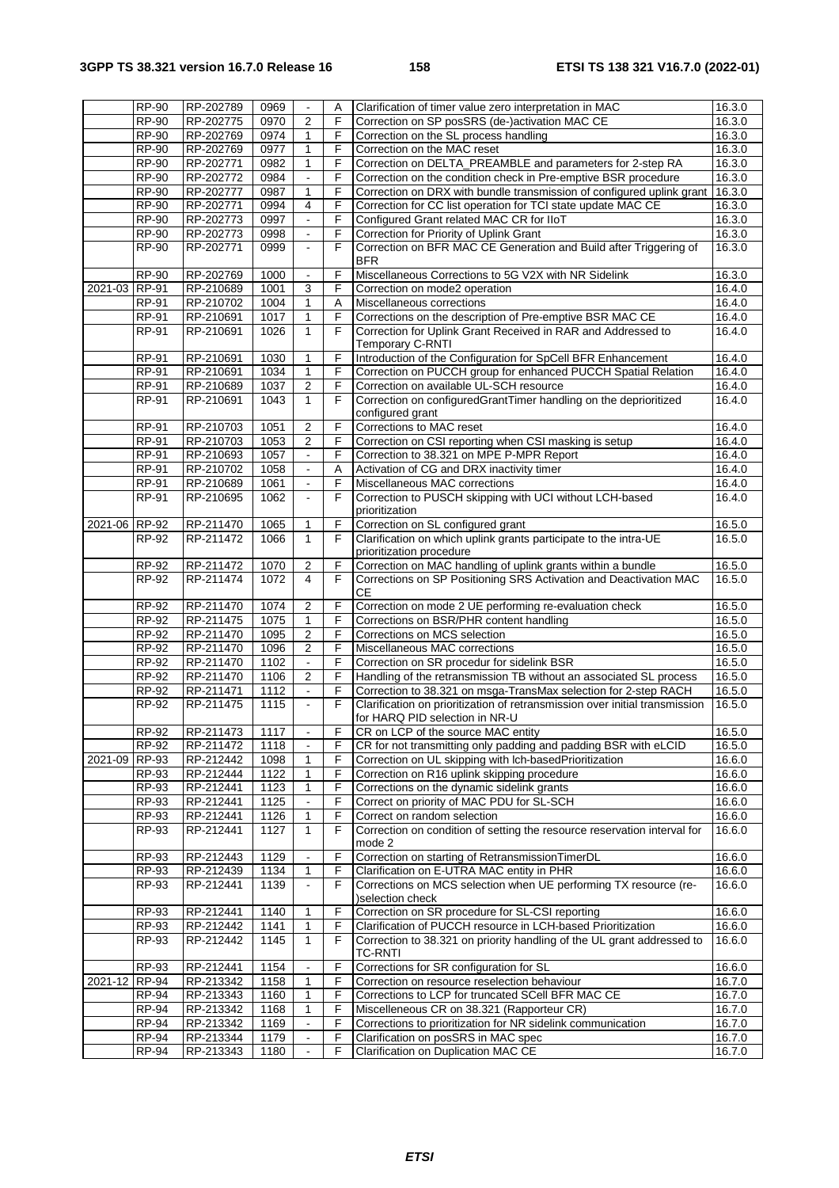| | RP-90 | RP-202789 | 0969 | - | A | Clarification of timer value zero interpretation in MAC | 16.3.0 |
|---|---|---|---|---|---|---|---|
| | RP-90 | RP-202775 | 0970 | 2 | F | Correction on SP posSRS (de-)activation MAC CE | 16.3.0 |
| | RP-90 | RP-202769 | 0974 | 1 | F | Correction on the SL process handling | 16.3.0 |
| | RP-90 | RP-202769 | 0977 | 1 | F | Correction on the MAC reset | 16.3.0 |
| | RP-90 | RP-202771 | 0982 | 1 | F | Correction on DELTA_PREAMBLE and parameters for 2-step RA | 16.3.0 |
| | RP-90 | RP-202772 | 0984 | - | F | Correction on the condition check in Pre-emptive BSR procedure | 16.3.0 |
| | RP-90 | RP-202777 | 0987 | 1 | F | Correction on DRX with bundle transmission of configured uplink grant | 16.3.0 |
| | RP-90 | RP-202771 | 0994 | 4 | F | Correction for CC list operation for TCI state update MAC CE | 16.3.0 |
| | RP-90 | RP-202773 | 0997 | - | F | Configured Grant related MAC CR for IIoT | 16.3.0 |
| | RP-90 | RP-202773 | 0998 | - | F | Correction for Priority of Uplink Grant | 16.3.0 |
| | RP-90 | RP-202771 | 0999 | - | F | Correction on BFR MAC CE Generation and Build after Triggering of BFR | 16.3.0 |
| | RP-90 | RP-202769 | 1000 | - | F | Miscellaneous Corrections to 5G V2X with NR Sidelink | 16.3.0 |
| 2021-03 | RP-91 | RP-210689 | 1001 | 3 | F | Correction on mode2 operation | 16.4.0 |
| | RP-91 | RP-210702 | 1004 | 1 | A | Miscellaneous corrections | 16.4.0 |
| | RP-91 | RP-210691 | 1017 | 1 | F | Corrections on the description of Pre-emptive BSR MAC CE | 16.4.0 |
| | RP-91 | RP-210691 | 1026 | 1 | F | Correction for Uplink Grant Received in RAR and Addressed to Temporary C-RNTI | 16.4.0 |
| | RP-91 | RP-210691 | 1030 | 1 | F | Introduction of the Configuration for SpCell BFR Enhancement | 16.4.0 |
| | RP-91 | RP-210691 | 1034 | 1 | F | Correction on PUCCH group for enhanced PUCCH Spatial Relation | 16.4.0 |
| | RP-91 | RP-210689 | 1037 | 2 | F | Correction on available UL-SCH resource | 16.4.0 |
| | RP-91 | RP-210691 | 1043 | 1 | F | Correction on configuredGrantTimer handling on the deprioritized configured grant | 16.4.0 |
| | RP-91 | RP-210703 | 1051 | 2 | F | Corrections to MAC reset | 16.4.0 |
| | RP-91 | RP-210703 | 1053 | 2 | F | Correction on CSI reporting when CSI masking is setup | 16.4.0 |
| | RP-91 | RP-210693 | 1057 | - | F | Correction to 38.321 on MPE P-MPR Report | 16.4.0 |
| | RP-91 | RP-210702 | 1058 | - | A | Activation of CG and DRX inactivity timer | 16.4.0 |
| | RP-91 | RP-210689 | 1061 | - | F | Miscellaneous MAC corrections | 16.4.0 |
| | RP-91 | RP-210695 | 1062 | - | F | Correction to PUSCH skipping with UCI without LCH-based prioritization | 16.4.0 |
| 2021-06 | RP-92 | RP-211470 | 1065 | 1 | F | Correction on SL configured grant | 16.5.0 |
| | RP-92 | RP-211472 | 1066 | 1 | F | Clarification on which uplink grants participate to the intra-UE prioritization procedure | 16.5.0 |
| | RP-92 | RP-211472 | 1070 | 2 | F | Correction on MAC handling of uplink grants within a bundle | 16.5.0 |
| | RP-92 | RP-211474 | 1072 | 4 | F | Corrections on SP Positioning SRS Activation and Deactivation MAC CE | 16.5.0 |
| | RP-92 | RP-211470 | 1074 | 2 | F | Correction on mode 2 UE performing re-evaluation check | 16.5.0 |
| | RP-92 | RP-211475 | 1075 | 1 | F | Corrections on BSR/PHR content handling | 16.5.0 |
| | RP-92 | RP-211470 | 1095 | 2 | F | Corrections on MCS selection | 16.5.0 |
| | RP-92 | RP-211470 | 1096 | 2 | F | Miscellaneous MAC corrections | 16.5.0 |
| | RP-92 | RP-211470 | 1102 | - | F | Correction on SR procedur for sidelink BSR | 16.5.0 |
| | RP-92 | RP-211470 | 1106 | 2 | F | Handling of the retransmission TB without an associated SL process | 16.5.0 |
| | RP-92 | RP-211471 | 1112 | - | F | Correction to 38.321 on msga-TransMax selection for 2-step RACH | 16.5.0 |
| | RP-92 | RP-211475 | 1115 | - | F | Clarification on prioritization of retransmission over initial transmission for HARQ PID selection in NR-U | 16.5.0 |
| | RP-92 | RP-211473 | 1117 | - | F | CR on LCP of the source MAC entity | 16.5.0 |
| | RP-92 | RP-211472 | 1118 | - | F | CR for not transmitting only padding and padding BSR with eLCID | 16.5.0 |
| 2021-09 | RP-93 | RP-212442 | 1098 | 1 | F | Correction on UL skipping with lch-basedPrioritization | 16.6.0 |
| | RP-93 | RP-212444 | 1122 | 1 | F | Correction on R16 uplink skipping procedure | 16.6.0 |
| | RP-93 | RP-212441 | 1123 | 1 | F | Corrections on the dynamic sidelink grants | 16.6.0 |
| | RP-93 | RP-212441 | 1125 | - | F | Correct on priority of MAC PDU for SL-SCH | 16.6.0 |
| | RP-93 | RP-212441 | 1126 | 1 | F | Correct on random selection | 16.6.0 |
| | RP-93 | RP-212441 | 1127 | 1 | F | Correction on condition of setting the resource reservation interval for mode 2 | 16.6.0 |
| | RP-93 | RP-212443 | 1129 | - | F | Correction on starting of RetransmissionTimerDL | 16.6.0 |
| | RP-93 | RP-212439 | 1134 | 1 | F | Clarification on E-UTRA MAC entity in PHR | 16.6.0 |
| | RP-93 | RP-212441 | 1139 | - | F | Corrections on MCS selection when UE performing TX resource (re-)selection check | 16.6.0 |
| | RP-93 | RP-212441 | 1140 | 1 | F | Correction on SR procedure for SL-CSI reporting | 16.6.0 |
| | RP-93 | RP-212442 | 1141 | 1 | F | Clarification of PUCCH resource in LCH-based Prioritization | 16.6.0 |
| | RP-93 | RP-212442 | 1145 | 1 | F | Correction to 38.321 on priority handling of the UL grant addressed to TC-RNTI | 16.6.0 |
| | RP-93 | RP-212441 | 1154 | - | F | Corrections for SR configuration for SL | 16.6.0 |
| 2021-12 | RP-94 | RP-213342 | 1158 | 1 | F | Correction on resource reselection behaviour | 16.7.0 |
| | RP-94 | RP-213343 | 1160 | 1 | F | Corrections to LCP for truncated SCell BFR MAC CE | 16.7.0 |
| | RP-94 | RP-213342 | 1168 | 1 | F | Miscelleneous CR on 38.321 (Rapporteur CR) | 16.7.0 |
| | RP-94 | RP-213342 | 1169 | - | F | Corrections to prioritization for NR sidelink communication | 16.7.0 |
| | RP-94 | RP-213344 | 1179 | - | F | Clarification on posSRS in MAC spec | 16.7.0 |
| | RP-94 | RP-213343 | 1180 | - | F | Clarification on Duplication MAC CE | 16.7.0 |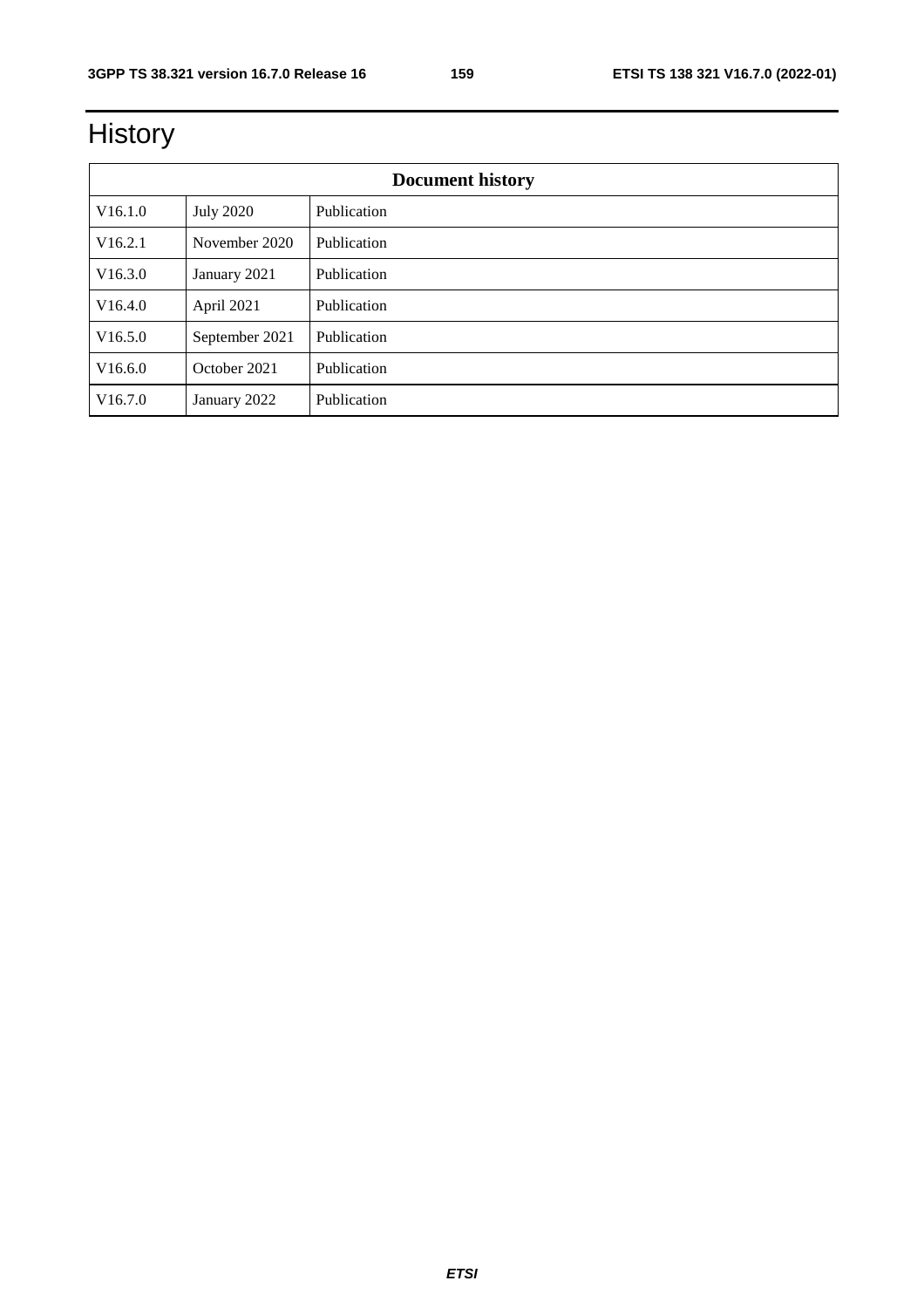# History

| Document history | | |
|---|---|---|
| V16.1.0 | July 2020 | Publication |
| V16.2.1 | November 2020 | Publication |
| V16.3.0 | January 2021 | Publication |
| V16.4.0 | April 2021 | Publication |
| V16.5.0 | September 2021 | Publication |
| V16.6.0 | October 2021 | Publication |
| V16.7.0 | January 2022 | Publication |